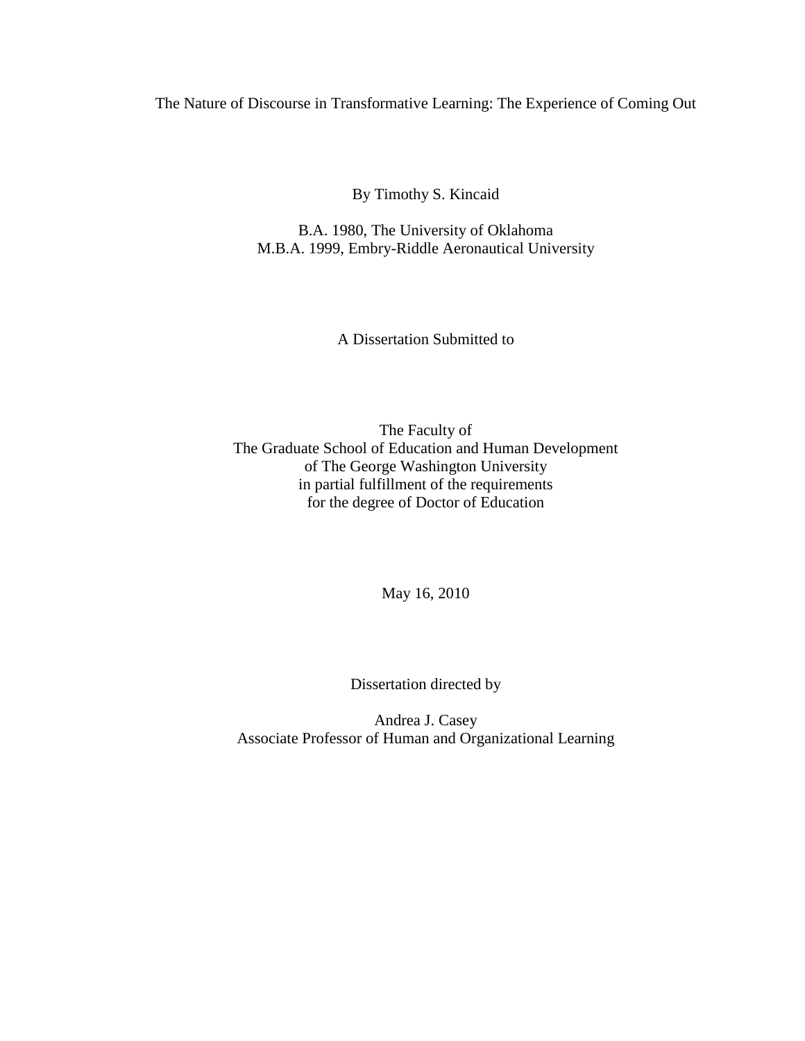# The Nature of Discourse in Transformative Learning: The Experience of Coming Out

By Timothy S. Kincaid

B.A. 1980, The University of Oklahoma
M.B.A. 1999, Embry-Riddle Aeronautical University

A Dissertation Submitted to

The Faculty of
The Graduate School of Education and Human Development
of The George Washington University
in partial fulfillment of the requirements
for the degree of Doctor of Education

May 16, 2010

Dissertation directed by

Andrea J. Casey
Associate Professor of Human and Organizational Learning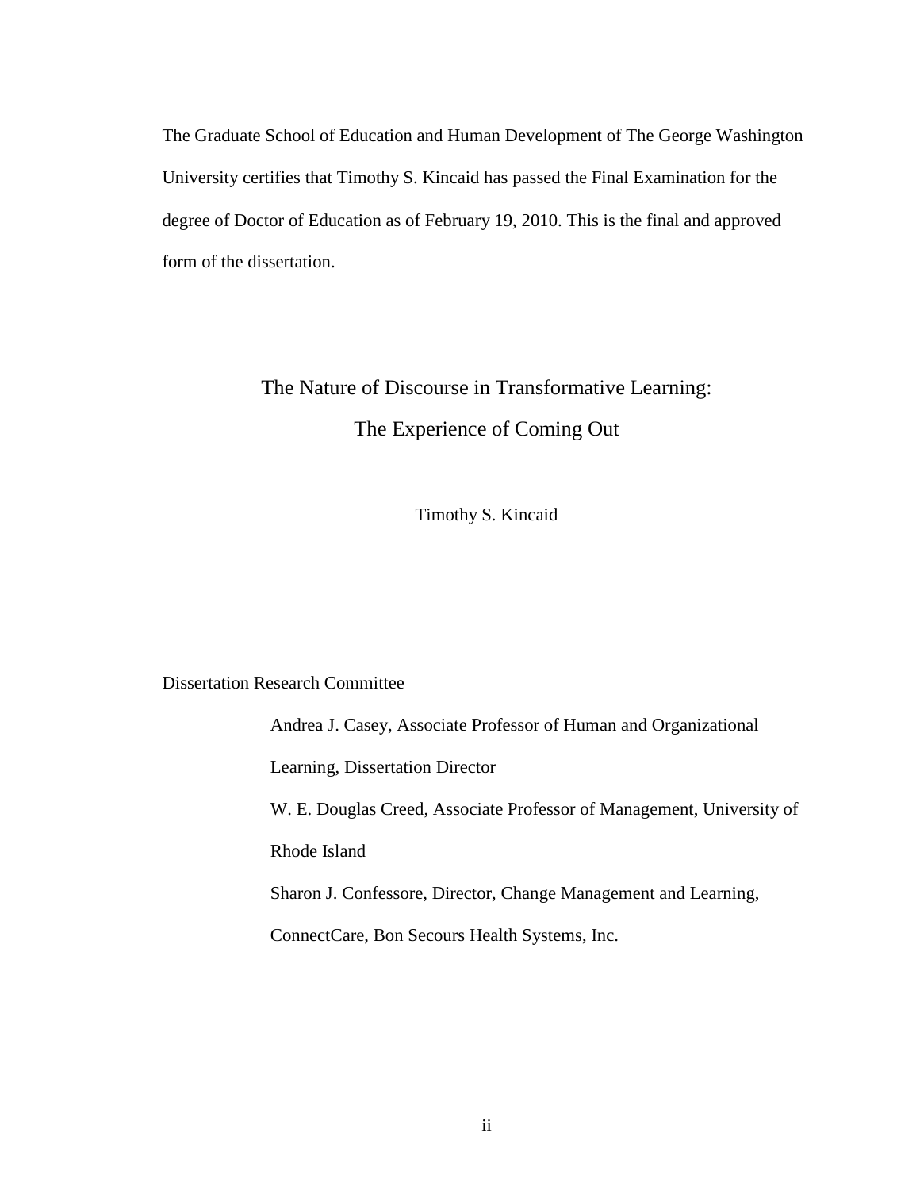The Graduate School of Education and Human Development of The George Washington University certifies that Timothy S. Kincaid has passed the Final Examination for the degree of Doctor of Education as of February 19, 2010. This is the final and approved form of the dissertation.

# The Nature of Discourse in Transformative Learning: The Experience of Coming Out

Timothy S. Kincaid

Dissertation Research Committee

Andrea J. Casey, Associate Professor of Human and Organizational Learning, Dissertation Director

W. E. Douglas Creed, Associate Professor of Management, University of Rhode Island

Sharon J. Confessore, Director, Change Management and Learning, ConnectCare, Bon Secours Health Systems, Inc.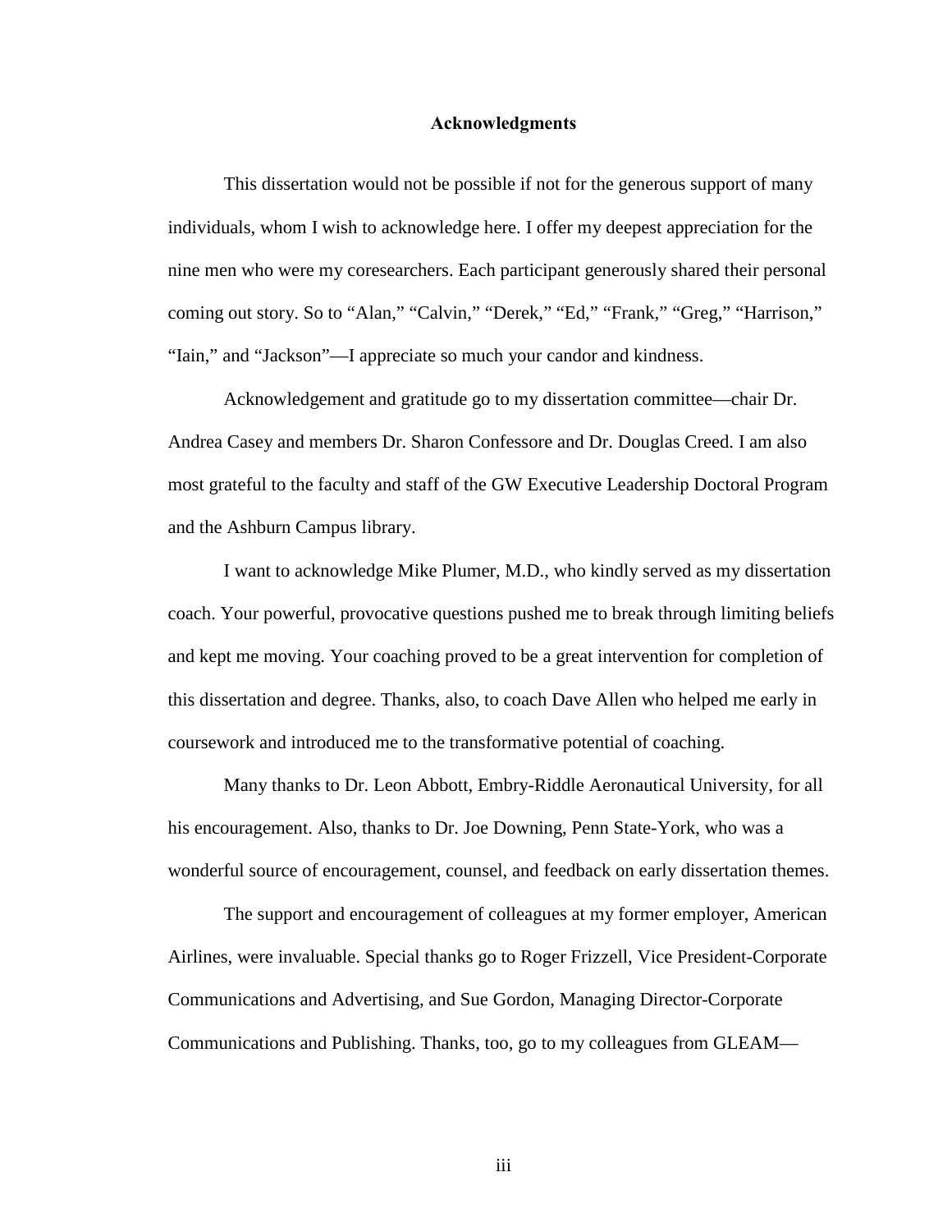# Acknowledgments

This dissertation would not be possible if not for the generous support of many individuals, whom I wish to acknowledge here. I offer my deepest appreciation for the nine men who were my coresearchers. Each participant generously shared their personal coming out story. So to "Alan," "Calvin," "Derek," "Ed," "Frank," "Greg," "Harrison," "Iain," and "Jackson"—I appreciate so much your candor and kindness.

Acknowledgement and gratitude go to my dissertation committee—chair Dr. Andrea Casey and members Dr. Sharon Confessore and Dr. Douglas Creed. I am also most grateful to the faculty and staff of the GW Executive Leadership Doctoral Program and the Ashburn Campus library.

I want to acknowledge Mike Plumer, M.D., who kindly served as my dissertation coach. Your powerful, provocative questions pushed me to break through limiting beliefs and kept me moving. Your coaching proved to be a great intervention for completion of this dissertation and degree. Thanks, also, to coach Dave Allen who helped me early in coursework and introduced me to the transformative potential of coaching.

Many thanks to Dr. Leon Abbott, Embry-Riddle Aeronautical University, for all his encouragement. Also, thanks to Dr. Joe Downing, Penn State-York, who was a wonderful source of encouragement, counsel, and feedback on early dissertation themes.

The support and encouragement of colleagues at my former employer, American Airlines, were invaluable. Special thanks go to Roger Frizzell, Vice President-Corporate Communications and Advertising, and Sue Gordon, Managing Director-Corporate Communications and Publishing. Thanks, too, go to my colleagues from GLEAM—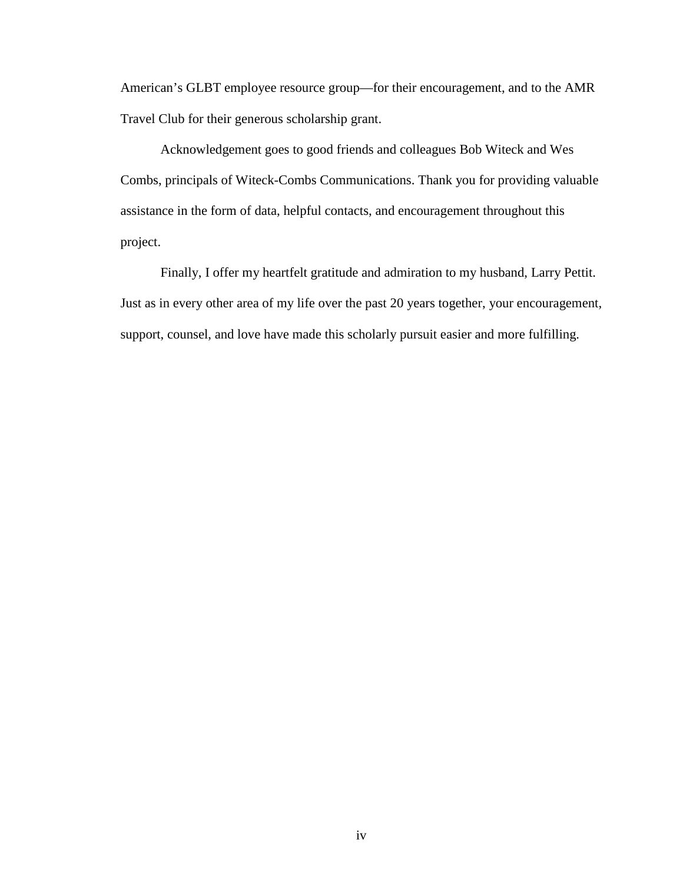American's GLBT employee resource group—for their encouragement, and to the AMR Travel Club for their generous scholarship grant.

Acknowledgement goes to good friends and colleagues Bob Witeck and Wes Combs, principals of Witeck-Combs Communications. Thank you for providing valuable assistance in the form of data, helpful contacts, and encouragement throughout this project.

Finally, I offer my heartfelt gratitude and admiration to my husband, Larry Pettit. Just as in every other area of my life over the past 20 years together, your encouragement, support, counsel, and love have made this scholarly pursuit easier and more fulfilling.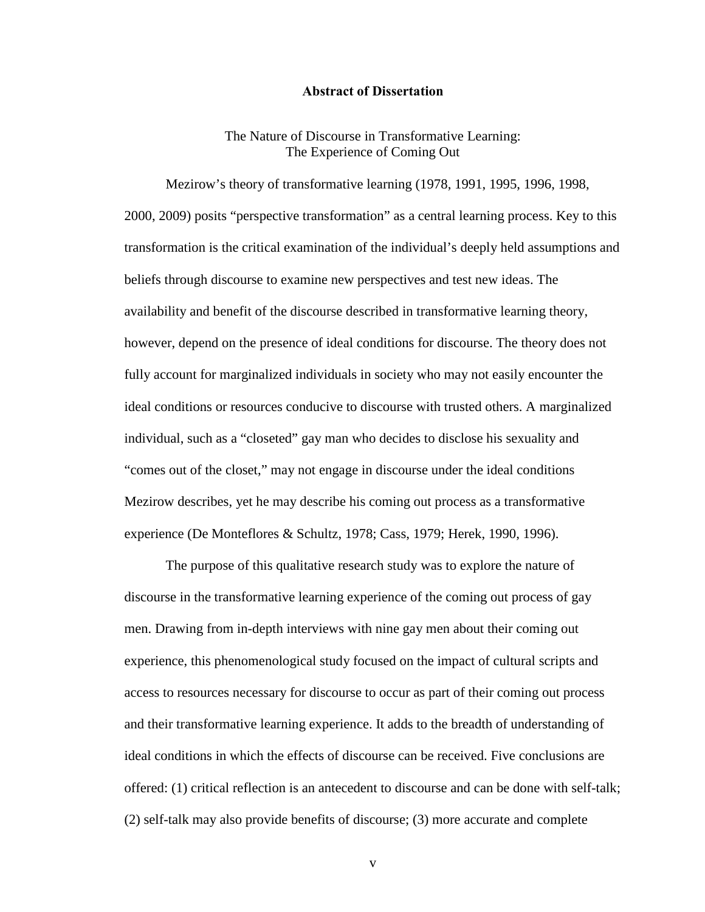# Abstract of Dissertation

The Nature of Discourse in Transformative Learning:
The Experience of Coming Out

Mezirow's theory of transformative learning (1978, 1991, 1995, 1996, 1998, 2000, 2009) posits "perspective transformation" as a central learning process. Key to this transformation is the critical examination of the individual's deeply held assumptions and beliefs through discourse to examine new perspectives and test new ideas. The availability and benefit of the discourse described in transformative learning theory, however, depend on the presence of ideal conditions for discourse. The theory does not fully account for marginalized individuals in society who may not easily encounter the ideal conditions or resources conducive to discourse with trusted others. A marginalized individual, such as a "closeted" gay man who decides to disclose his sexuality and "comes out of the closet," may not engage in discourse under the ideal conditions Mezirow describes, yet he may describe his coming out process as a transformative experience (De Monteflores & Schultz, 1978; Cass, 1979; Herek, 1990, 1996).

The purpose of this qualitative research study was to explore the nature of discourse in the transformative learning experience of the coming out process of gay men. Drawing from in-depth interviews with nine gay men about their coming out experience, this phenomenological study focused on the impact of cultural scripts and access to resources necessary for discourse to occur as part of their coming out process and their transformative learning experience. It adds to the breadth of understanding of ideal conditions in which the effects of discourse can be received. Five conclusions are offered: (1) critical reflection is an antecedent to discourse and can be done with self-talk; (2) self-talk may also provide benefits of discourse; (3) more accurate and complete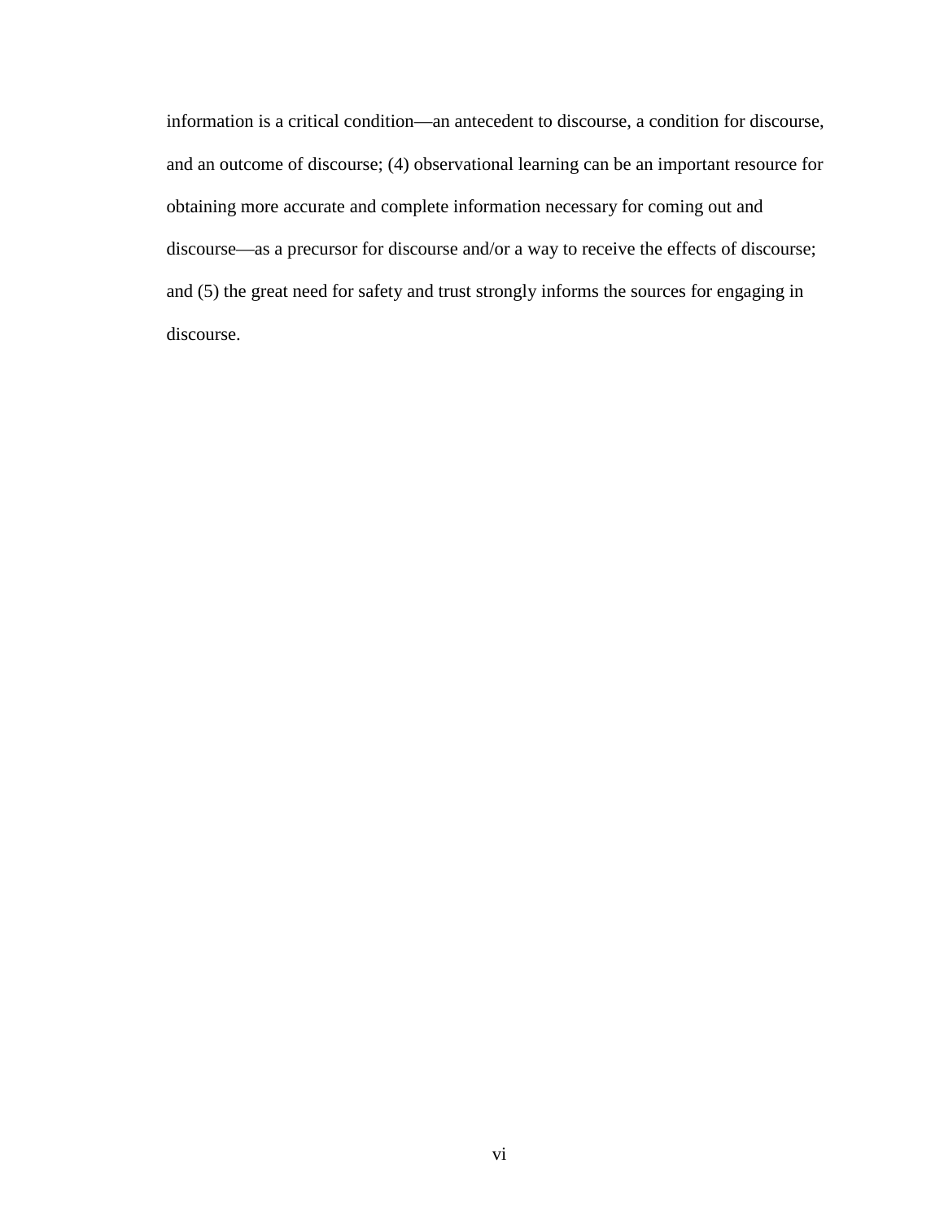information is a critical condition—an antecedent to discourse, a condition for discourse, and an outcome of discourse; (4) observational learning can be an important resource for obtaining more accurate and complete information necessary for coming out and discourse—as a precursor for discourse and/or a way to receive the effects of discourse; and (5) the great need for safety and trust strongly informs the sources for engaging in discourse.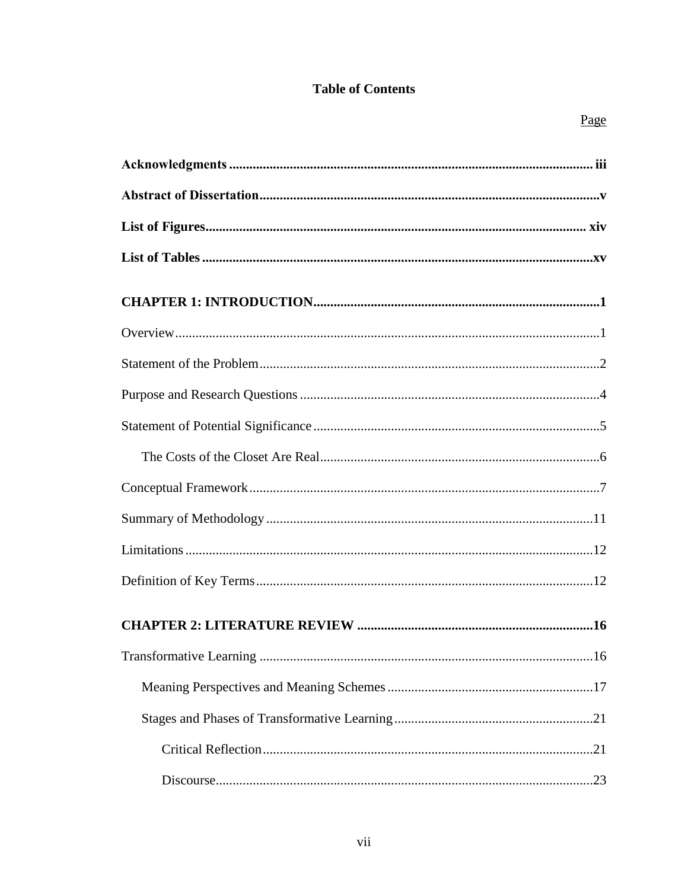# Table of Contents

Page

**Acknowledgments** .......... iii

**Abstract of Dissertation** .......... v

**List of Figures** .......... xiv

**List of Tables** .......... xv

**CHAPTER 1: INTRODUCTION** .......... 1

Overview .......... 1

Statement of the Problem .......... 2

Purpose and Research Questions .......... 4

Statement of Potential Significance .......... 5

    The Costs of the Closet Are Real .......... 6

Conceptual Framework .......... 7

Summary of Methodology .......... 11

Limitations .......... 12

Definition of Key Terms .......... 12

**CHAPTER 2: LITERATURE REVIEW** .......... 16

Transformative Learning .......... 16

    Meaning Perspectives and Meaning Schemes .......... 17

    Stages and Phases of Transformative Learning .......... 21

        Critical Reflection .......... 21

        Discourse .......... 23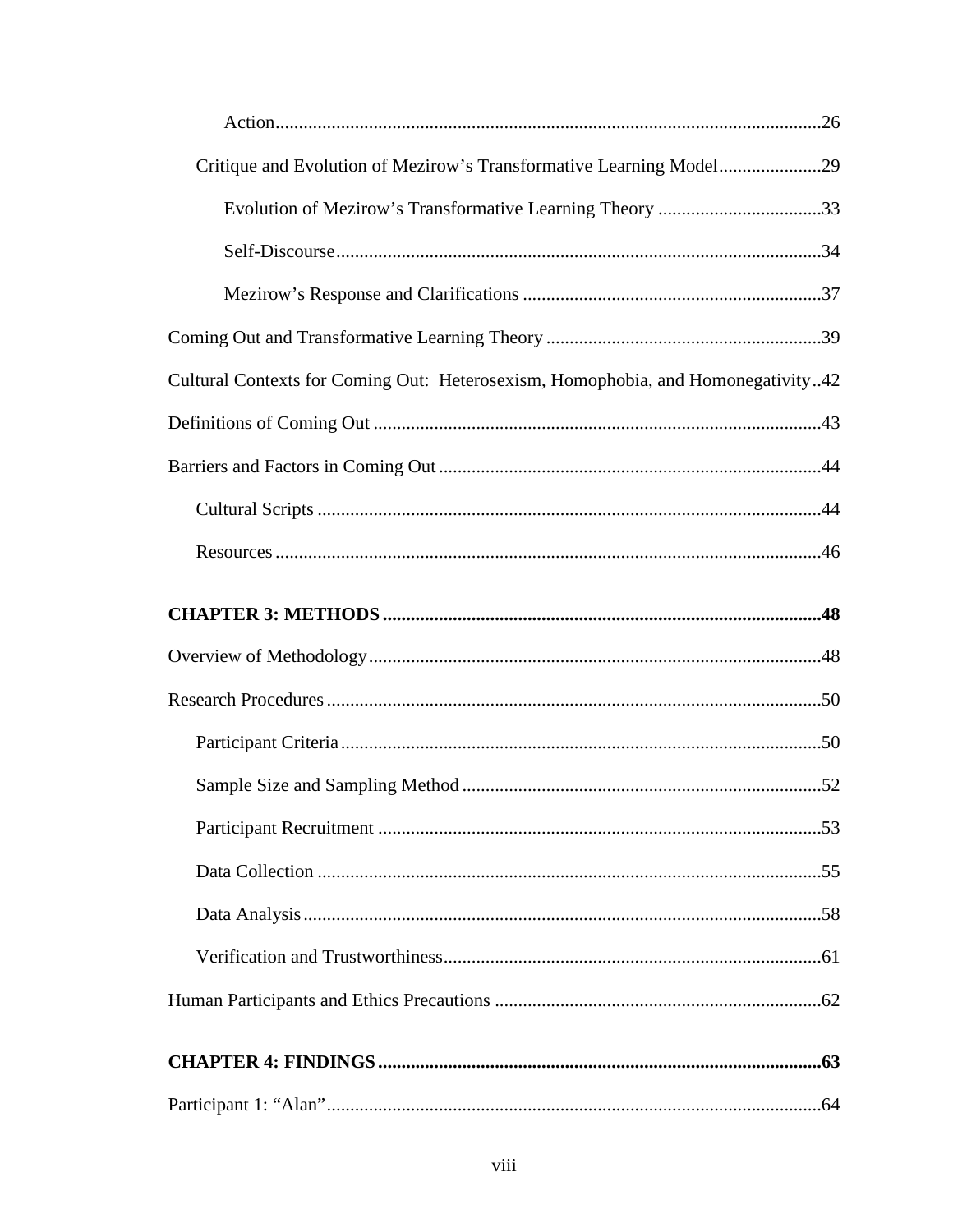Action ........................................................................................................ 26

Critique and Evolution of Mezirow's Transformative Learning Model ...................... 29

Evolution of Mezirow's Transformative Learning Theory ................................... 33

Self-Discourse ...................................................................................................... 34

Mezirow's Response and Clarifications ................................................................ 37

Coming Out and Transformative Learning Theory ........................................................... 39

Cultural Contexts for Coming Out: Heterosexism, Homophobia, and Homonegativity .. 42

Definitions of Coming Out ............................................................................................... 43

Barriers and Factors in Coming Out .................................................................................. 44

Cultural Scripts ........................................................................................................... 44

Resources .................................................................................................................... 46

**CHAPTER 3: METHODS** ............................................................................................. **48**

Overview of Methodology ................................................................................................ 48

Research Procedures ......................................................................................................... 50

Participant Criteria ....................................................................................................... 50

Sample Size and Sampling Method ............................................................................ 52

Participant Recruitment .............................................................................................. 53

Data Collection ........................................................................................................... 55

Data Analysis .............................................................................................................. 58

Verification and Trustworthiness ................................................................................ 61

Human Participants and Ethics Precautions ..................................................................... 62

**CHAPTER 4: FINDINGS** ............................................................................................... **63**

Participant 1: "Alan" ......................................................................................................... 64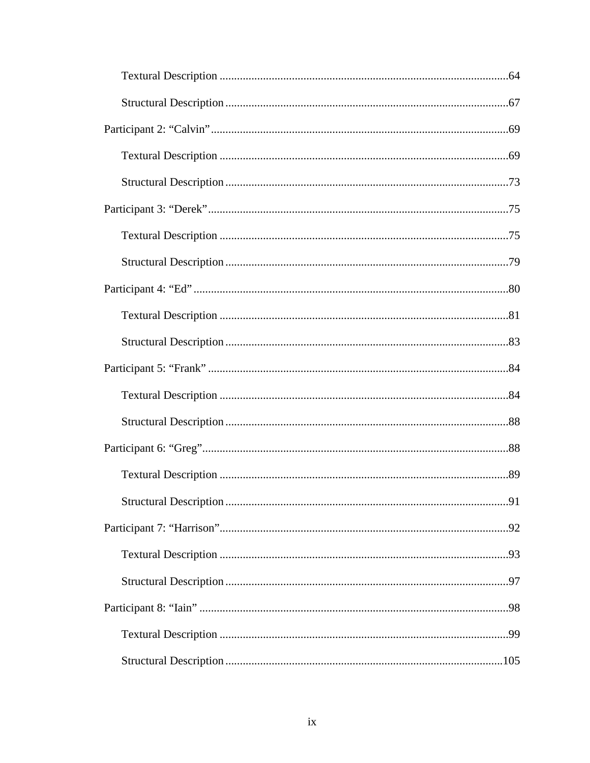Textural Description ....................................................................................................64

Structural Description ..................................................................................................67

Participant 2: “Calvin” .......................................................................................................69

Textural Description ....................................................................................................69

Structural Description ..................................................................................................73

Participant 3: “Derek” ........................................................................................................75

Textural Description ....................................................................................................75

Structural Description ..................................................................................................79

Participant 4: “Ed” .............................................................................................................80

Textural Description ....................................................................................................81

Structural Description ..................................................................................................83

Participant 5: “Frank” ........................................................................................................84

Textural Description ....................................................................................................84

Structural Description ..................................................................................................88

Participant 6: “Greg” ..........................................................................................................88

Textural Description ....................................................................................................89

Structural Description ..................................................................................................91

Participant 7: “Harrison” ....................................................................................................92

Textural Description ....................................................................................................93

Structural Description ..................................................................................................97

Participant 8: “Iain” ...........................................................................................................98

Textural Description ....................................................................................................99

Structural Description ................................................................................................105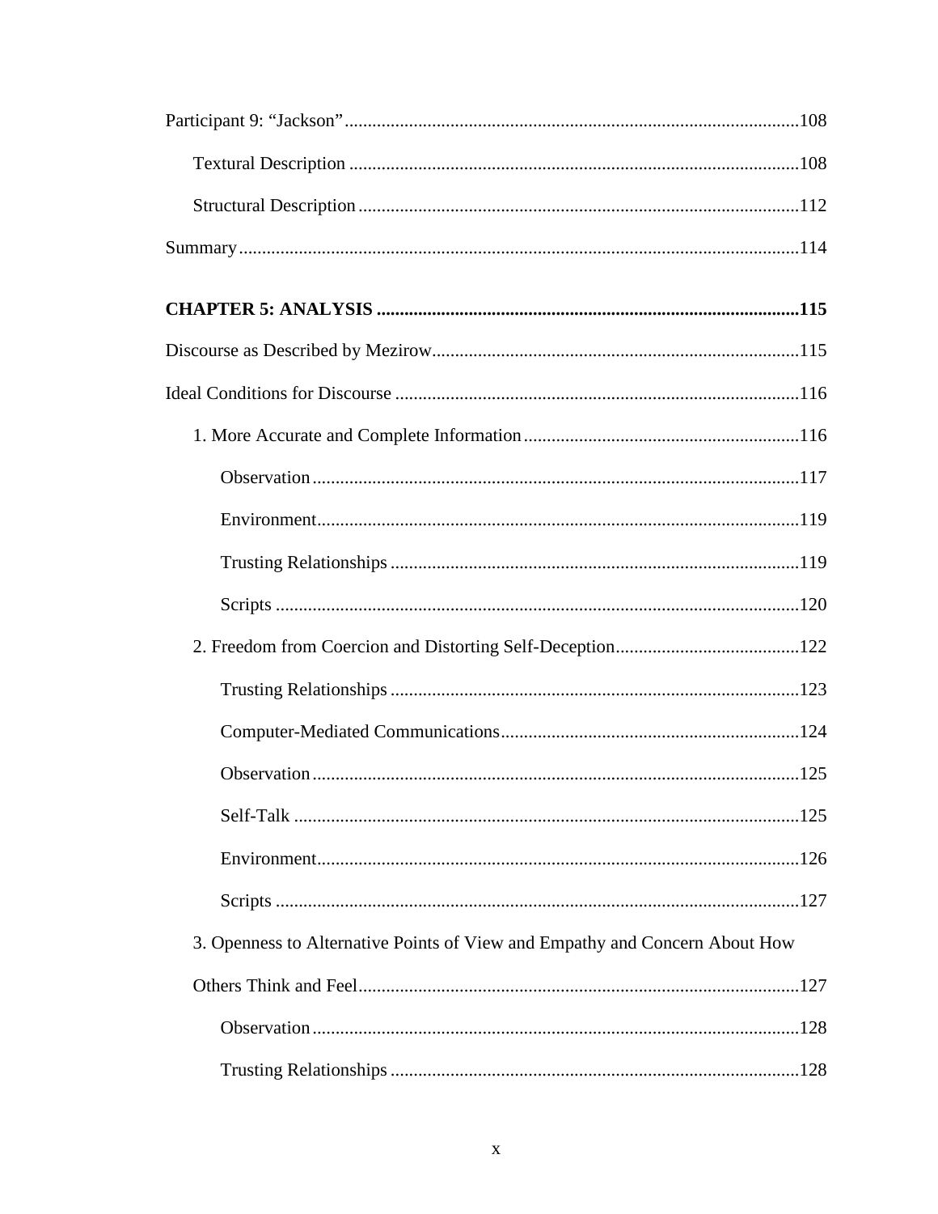Participant 9: "Jackson" ....................................................................................................108

Textural Description ....................................................................................................108

Structural Description ..................................................................................................112

Summary ...........................................................................................................................114

**CHAPTER 5: ANALYSIS** ..........................................................................................**115**

Discourse as Described by Mezirow................................................................................115

Ideal Conditions for Discourse .......................................................................................116

1. More Accurate and Complete Information ...............................................................116

Observation ............................................................................................................117

Environment ...........................................................................................................119

Trusting Relationships ...........................................................................................119

Scripts ....................................................................................................................120

2. Freedom from Coercion and Distorting Self-Deception..........................................122

Trusting Relationships ...........................................................................................123

Computer-Mediated Communications...................................................................124

Observation ............................................................................................................125

Self-Talk ................................................................................................................125

Environment ...........................................................................................................126

Scripts ....................................................................................................................127

3. Openness to Alternative Points of View and Empathy and Concern About How Others Think and Feel.................................................................................................127

Observation ............................................................................................................128

Trusting Relationships ...........................................................................................128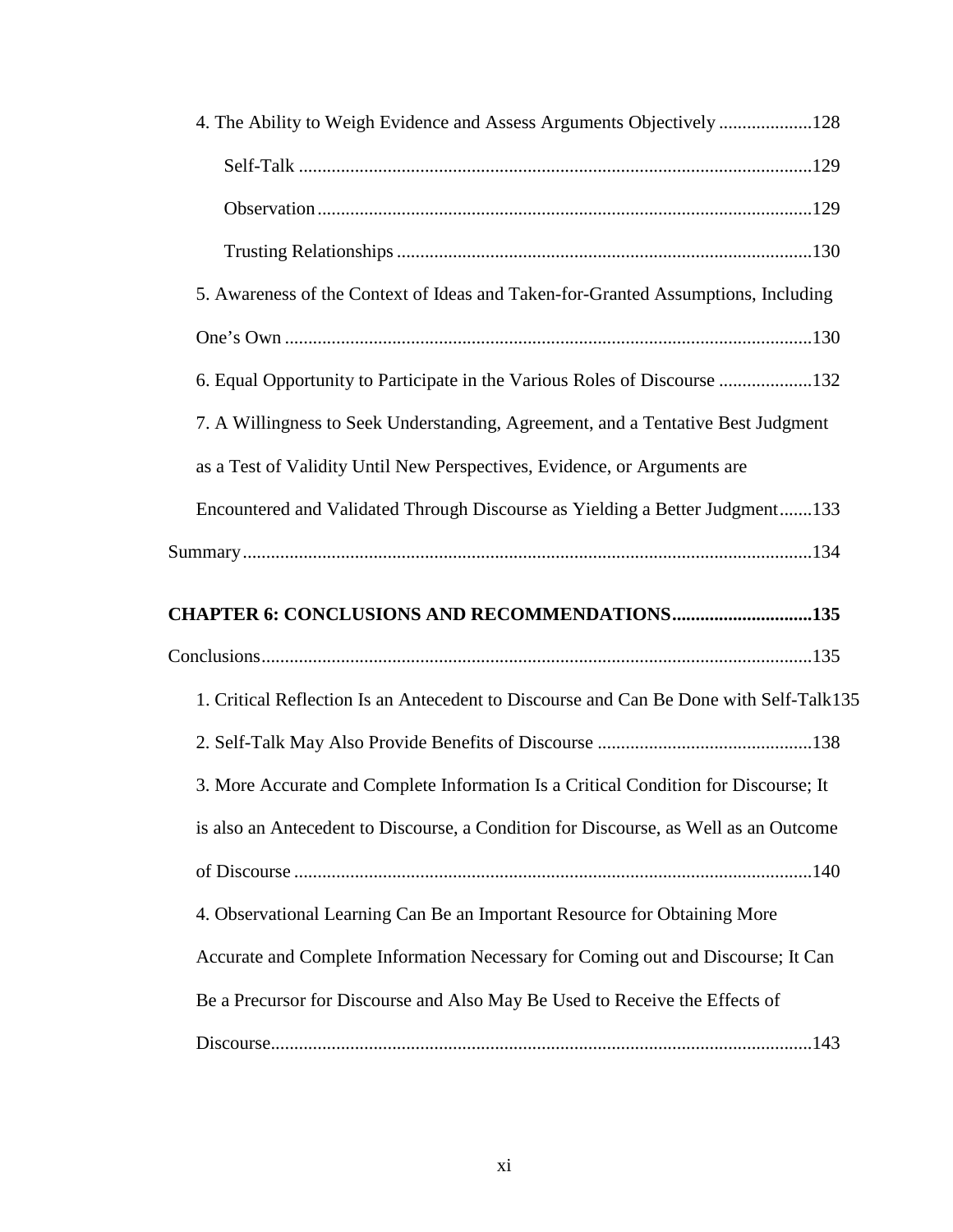4. The Ability to Weigh Evidence and Assess Arguments Objectively ....................128

Self-Talk .............................................................................................129

Observation.........................................................................................129

Trusting Relationships ........................................................................130

5. Awareness of the Context of Ideas and Taken-for-Granted Assumptions, Including One's Own ................................................................................................130

6. Equal Opportunity to Participate in the Various Roles of Discourse ....................132

7. A Willingness to Seek Understanding, Agreement, and a Tentative Best Judgment as a Test of Validity Until New Perspectives, Evidence, or Arguments are Encountered and Validated Through Discourse as Yielding a Better Judgment.......133

Summary.........................................................................................................134

**CHAPTER 6: CONCLUSIONS AND RECOMMENDATIONS.............................135**

Conclusions....................................................................................................135

1. Critical Reflection Is an Antecedent to Discourse and Can Be Done with Self-Talk135

2. Self-Talk May Also Provide Benefits of Discourse ..............................................138

3. More Accurate and Complete Information Is a Critical Condition for Discourse; It is also an Antecedent to Discourse, a Condition for Discourse, as Well as an Outcome of Discourse ..............................................................................................140

4. Observational Learning Can Be an Important Resource for Obtaining More Accurate and Complete Information Necessary for Coming out and Discourse; It Can Be a Precursor for Discourse and Also May Be Used to Receive the Effects of Discourse...................................................................................................143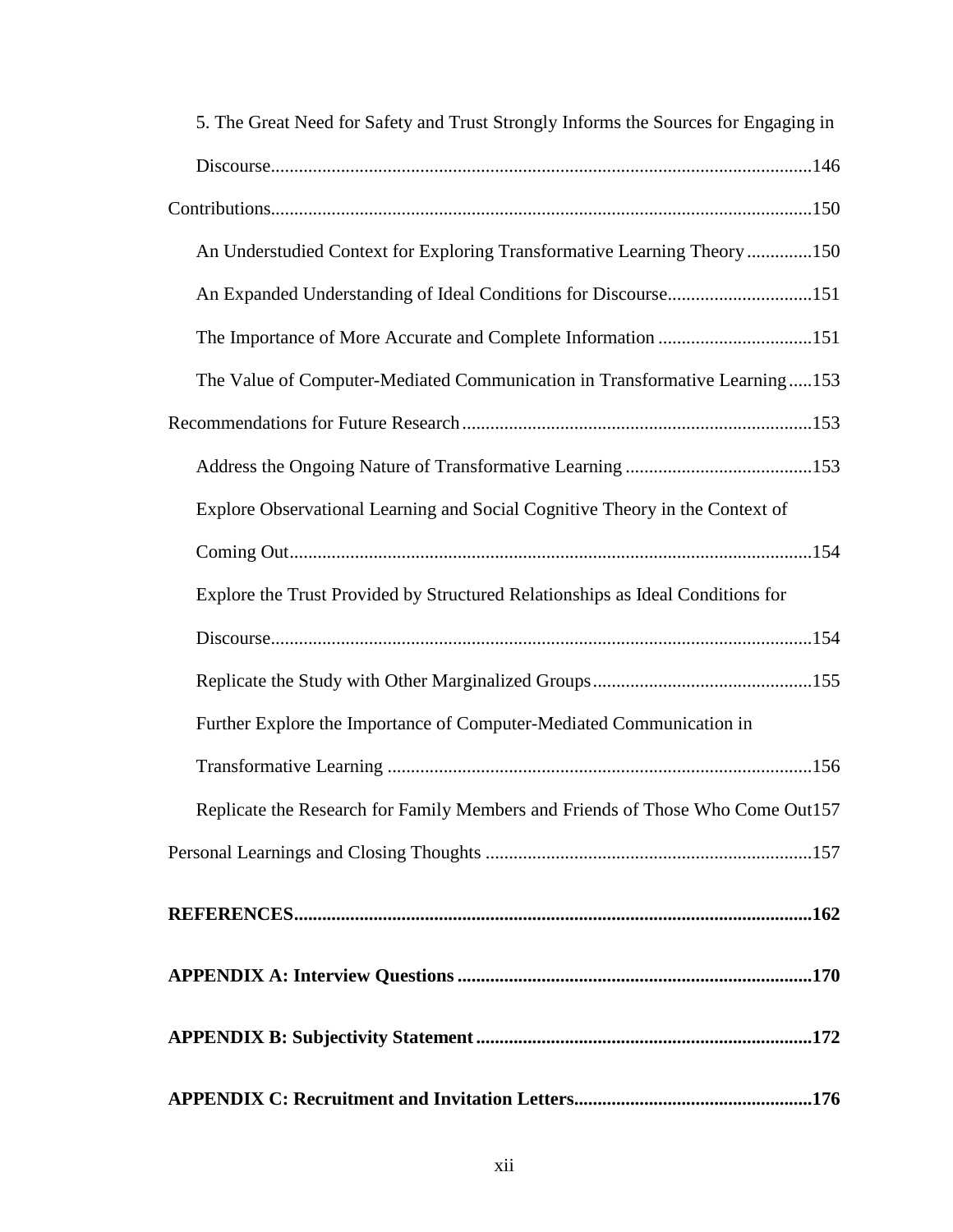5. The Great Need for Safety and Trust Strongly Informs the Sources for Engaging in Discourse ........ 146

Contributions ........ 150

An Understudied Context for Exploring Transformative Learning Theory ........ 150

An Expanded Understanding of Ideal Conditions for Discourse ........ 151

The Importance of More Accurate and Complete Information ........ 151

The Value of Computer-Mediated Communication in Transformative Learning ........ 153

Recommendations for Future Research ........ 153

Address the Ongoing Nature of Transformative Learning ........ 153

Explore Observational Learning and Social Cognitive Theory in the Context of Coming Out ........ 154

Explore the Trust Provided by Structured Relationships as Ideal Conditions for Discourse ........ 154

Replicate the Study with Other Marginalized Groups ........ 155

Further Explore the Importance of Computer-Mediated Communication in Transformative Learning ........ 156

Replicate the Research for Family Members and Friends of Those Who Come Out ........ 157

Personal Learnings and Closing Thoughts ........ 157

**REFERENCES ........ 162**

**APPENDIX A: Interview Questions ........ 170**

**APPENDIX B: Subjectivity Statement ........ 172**

**APPENDIX C: Recruitment and Invitation Letters ........ 176**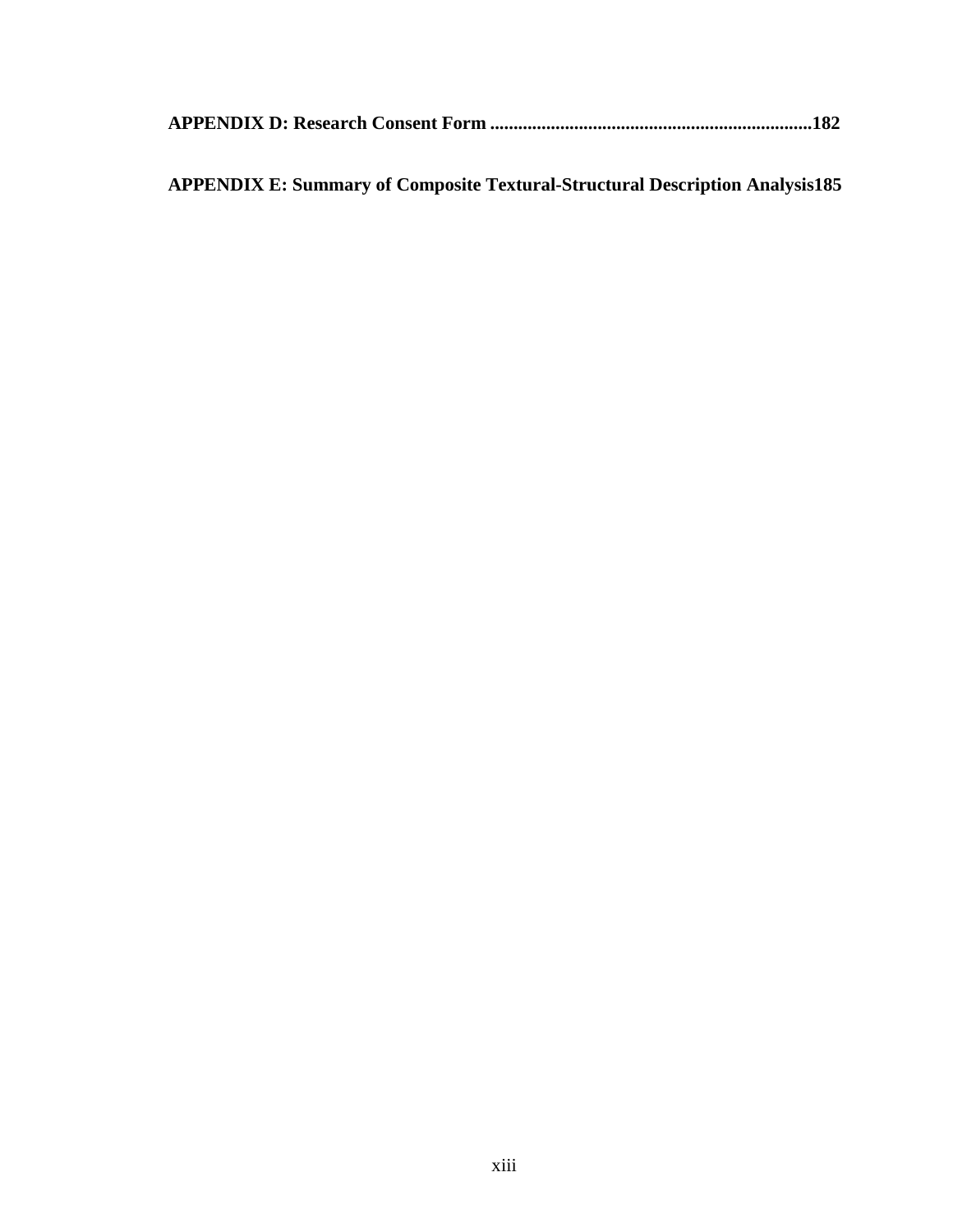**APPENDIX D: Research Consent Form ....................................................................182**

**APPENDIX E: Summary of Composite Textural-Structural Description Analysis185**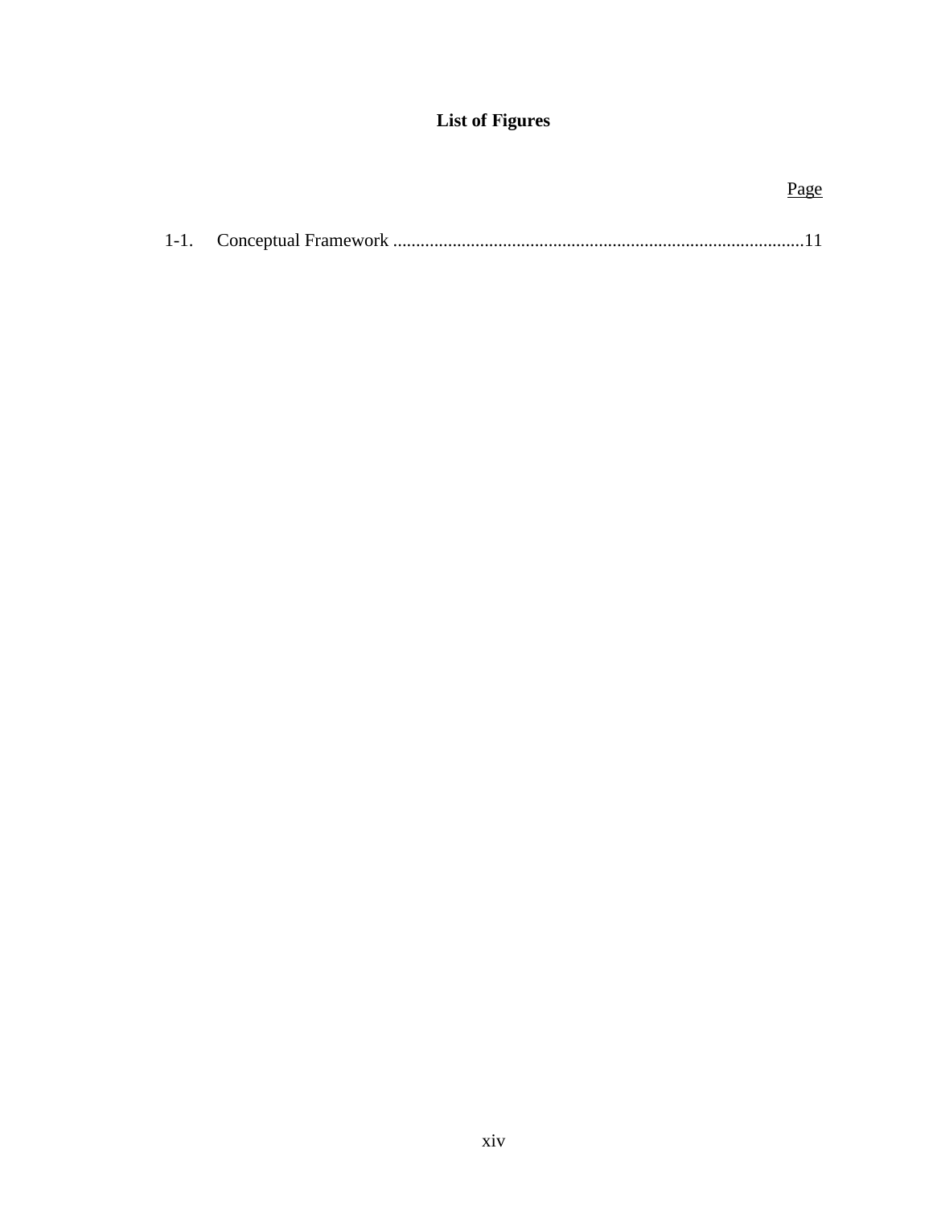# List of Figures

Page

1-1. Conceptual Framework ..........................................................................................11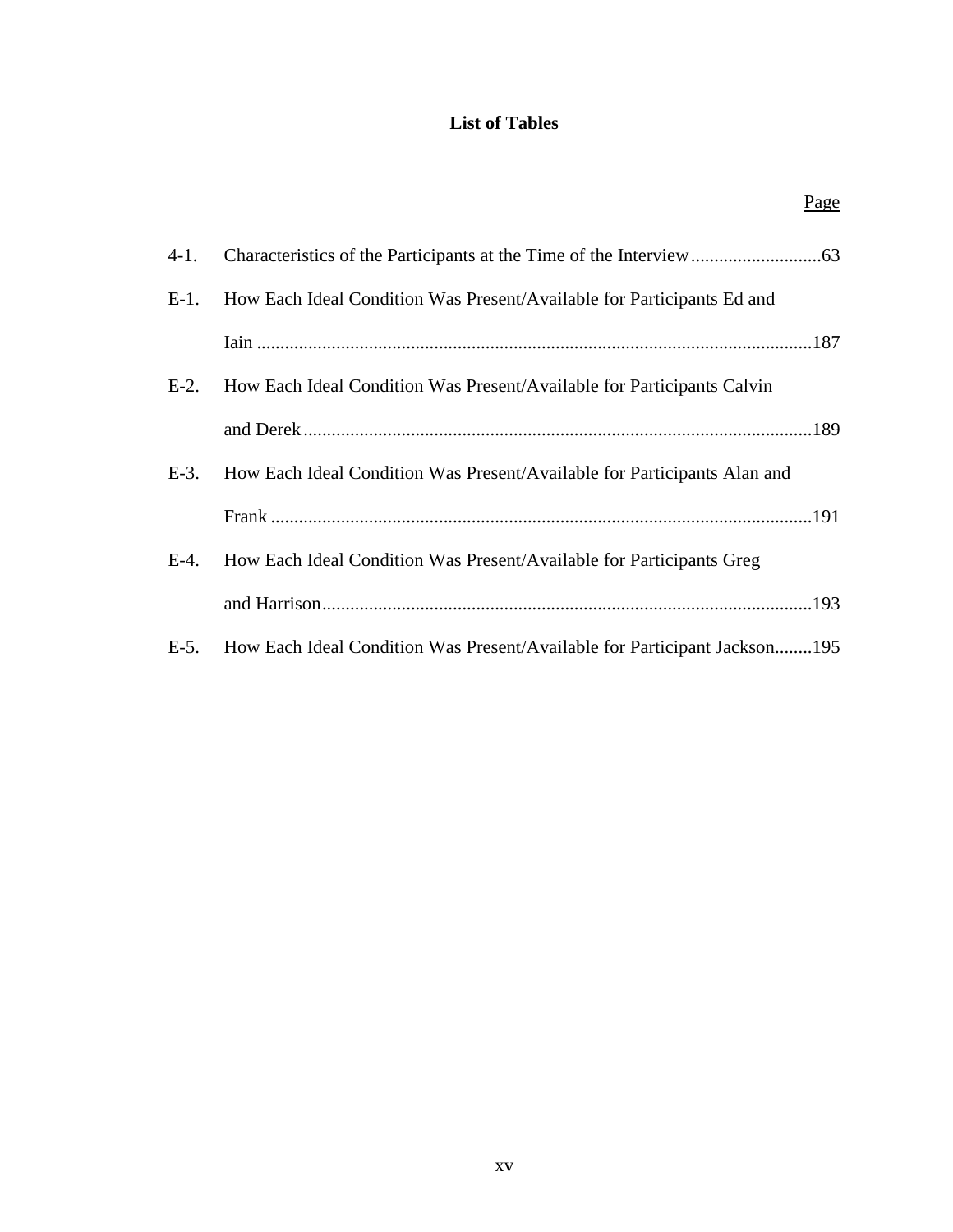# List of Tables

| | | Page |
|---|---|---|
| 4-1. | Characteristics of the Participants at the Time of the Interview | 63 |
| E-1. | How Each Ideal Condition Was Present/Available for Participants Ed and Iain | 187 |
| E-2. | How Each Ideal Condition Was Present/Available for Participants Calvin and Derek | 189 |
| E-3. | How Each Ideal Condition Was Present/Available for Participants Alan and Frank | 191 |
| E-4. | How Each Ideal Condition Was Present/Available for Participants Greg and Harrison | 193 |
| E-5. | How Each Ideal Condition Was Present/Available for Participant Jackson | 195 |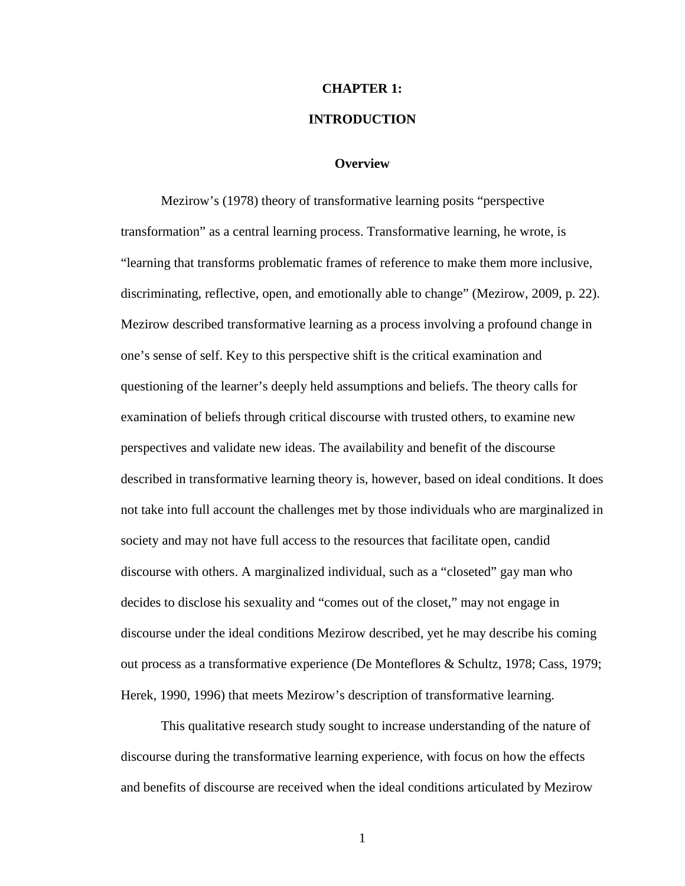# CHAPTER 1:

# INTRODUCTION

## Overview

Mezirow's (1978) theory of transformative learning posits "perspective transformation" as a central learning process. Transformative learning, he wrote, is "learning that transforms problematic frames of reference to make them more inclusive, discriminating, reflective, open, and emotionally able to change" (Mezirow, 2009, p. 22). Mezirow described transformative learning as a process involving a profound change in one's sense of self. Key to this perspective shift is the critical examination and questioning of the learner's deeply held assumptions and beliefs. The theory calls for examination of beliefs through critical discourse with trusted others, to examine new perspectives and validate new ideas. The availability and benefit of the discourse described in transformative learning theory is, however, based on ideal conditions. It does not take into full account the challenges met by those individuals who are marginalized in society and may not have full access to the resources that facilitate open, candid discourse with others. A marginalized individual, such as a "closeted" gay man who decides to disclose his sexuality and "comes out of the closet," may not engage in discourse under the ideal conditions Mezirow described, yet he may describe his coming out process as a transformative experience (De Monteflores & Schultz, 1978; Cass, 1979; Herek, 1990, 1996) that meets Mezirow's description of transformative learning.

This qualitative research study sought to increase understanding of the nature of discourse during the transformative learning experience, with focus on how the effects and benefits of discourse are received when the ideal conditions articulated by Mezirow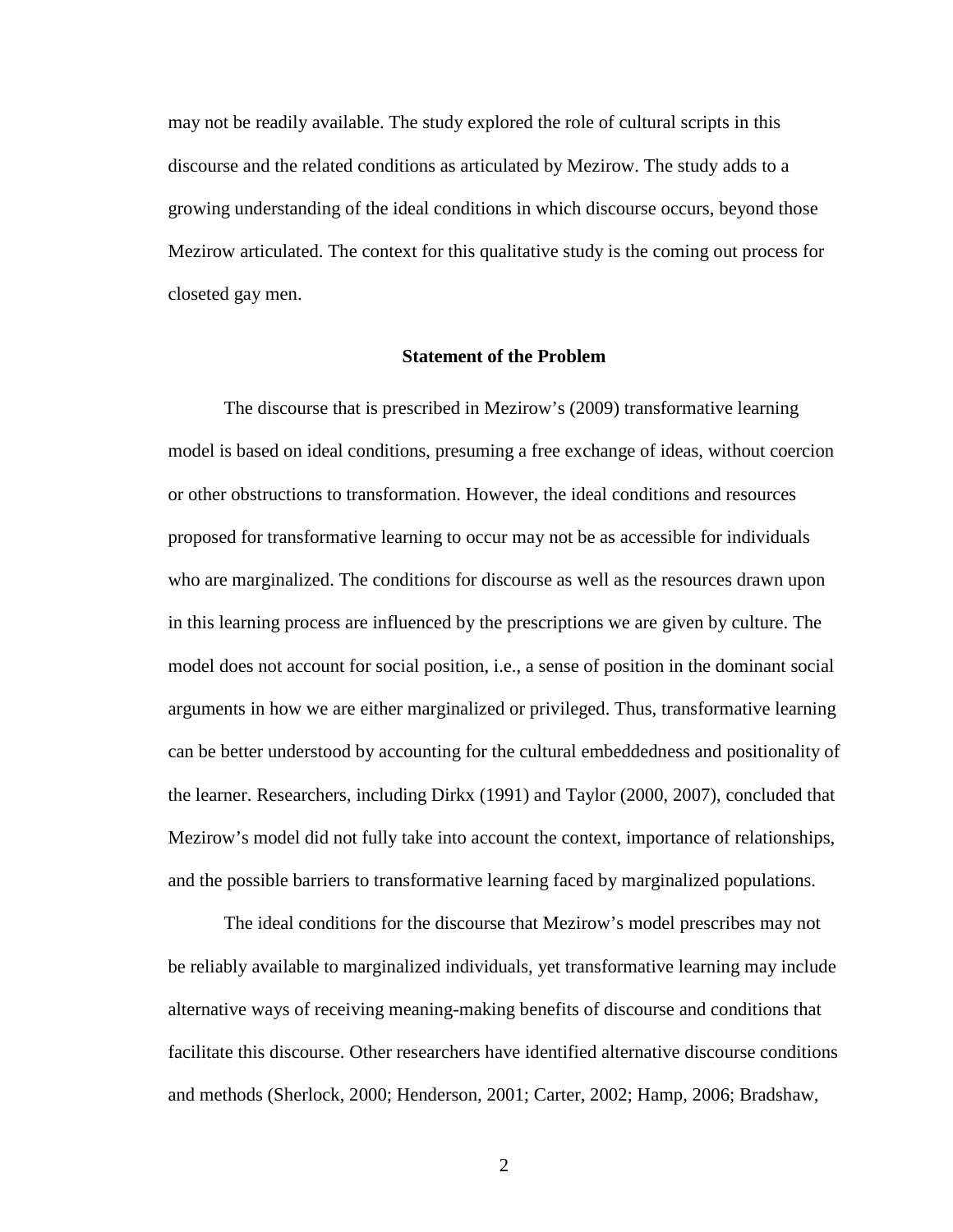may not be readily available. The study explored the role of cultural scripts in this discourse and the related conditions as articulated by Mezirow. The study adds to a growing understanding of the ideal conditions in which discourse occurs, beyond those Mezirow articulated. The context for this qualitative study is the coming out process for closeted gay men.

## Statement of the Problem

The discourse that is prescribed in Mezirow's (2009) transformative learning model is based on ideal conditions, presuming a free exchange of ideas, without coercion or other obstructions to transformation. However, the ideal conditions and resources proposed for transformative learning to occur may not be as accessible for individuals who are marginalized. The conditions for discourse as well as the resources drawn upon in this learning process are influenced by the prescriptions we are given by culture. The model does not account for social position, i.e., a sense of position in the dominant social arguments in how we are either marginalized or privileged. Thus, transformative learning can be better understood by accounting for the cultural embeddedness and positionality of the learner. Researchers, including Dirkx (1991) and Taylor (2000, 2007), concluded that Mezirow's model did not fully take into account the context, importance of relationships, and the possible barriers to transformative learning faced by marginalized populations.

The ideal conditions for the discourse that Mezirow's model prescribes may not be reliably available to marginalized individuals, yet transformative learning may include alternative ways of receiving meaning-making benefits of discourse and conditions that facilitate this discourse. Other researchers have identified alternative discourse conditions and methods (Sherlock, 2000; Henderson, 2001; Carter, 2002; Hamp, 2006; Bradshaw,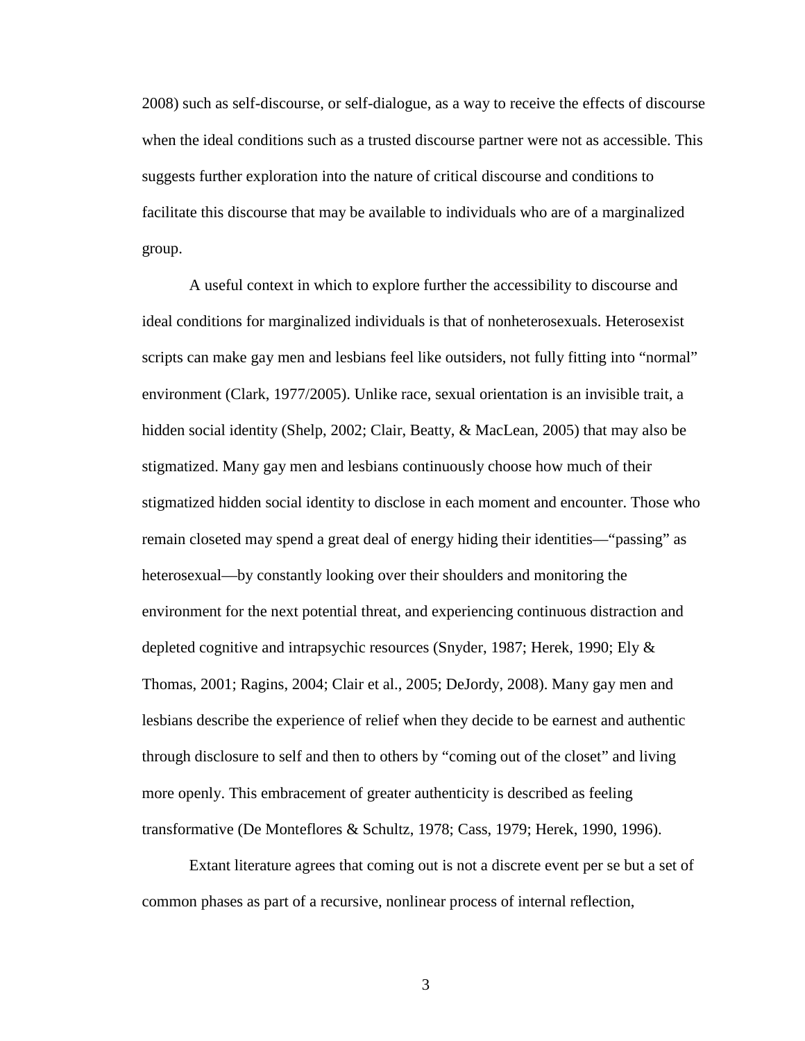2008) such as self-discourse, or self-dialogue, as a way to receive the effects of discourse when the ideal conditions such as a trusted discourse partner were not as accessible. This suggests further exploration into the nature of critical discourse and conditions to facilitate this discourse that may be available to individuals who are of a marginalized group.

A useful context in which to explore further the accessibility to discourse and ideal conditions for marginalized individuals is that of nonheterosexuals. Heterosexist scripts can make gay men and lesbians feel like outsiders, not fully fitting into "normal" environment (Clark, 1977/2005). Unlike race, sexual orientation is an invisible trait, a hidden social identity (Shelp, 2002; Clair, Beatty, & MacLean, 2005) that may also be stigmatized. Many gay men and lesbians continuously choose how much of their stigmatized hidden social identity to disclose in each moment and encounter. Those who remain closeted may spend a great deal of energy hiding their identities—"passing" as heterosexual—by constantly looking over their shoulders and monitoring the environment for the next potential threat, and experiencing continuous distraction and depleted cognitive and intrapsychic resources (Snyder, 1987; Herek, 1990; Ely & Thomas, 2001; Ragins, 2004; Clair et al., 2005; DeJordy, 2008). Many gay men and lesbians describe the experience of relief when they decide to be earnest and authentic through disclosure to self and then to others by "coming out of the closet" and living more openly. This embracement of greater authenticity is described as feeling transformative (De Monteflores & Schultz, 1978; Cass, 1979; Herek, 1990, 1996).

Extant literature agrees that coming out is not a discrete event per se but a set of common phases as part of a recursive, nonlinear process of internal reflection,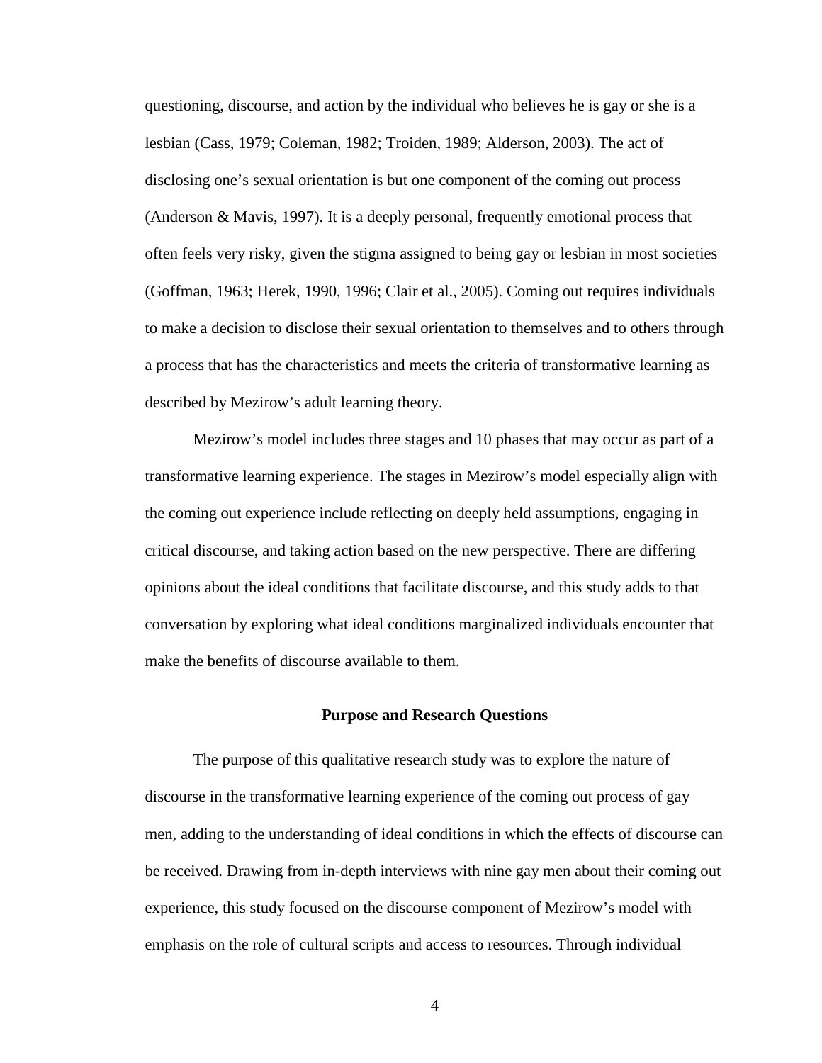questioning, discourse, and action by the individual who believes he is gay or she is a lesbian (Cass, 1979; Coleman, 1982; Troiden, 1989; Alderson, 2003). The act of disclosing one's sexual orientation is but one component of the coming out process (Anderson & Mavis, 1997). It is a deeply personal, frequently emotional process that often feels very risky, given the stigma assigned to being gay or lesbian in most societies (Goffman, 1963; Herek, 1990, 1996; Clair et al., 2005). Coming out requires individuals to make a decision to disclose their sexual orientation to themselves and to others through a process that has the characteristics and meets the criteria of transformative learning as described by Mezirow's adult learning theory.

Mezirow's model includes three stages and 10 phases that may occur as part of a transformative learning experience. The stages in Mezirow's model especially align with the coming out experience include reflecting on deeply held assumptions, engaging in critical discourse, and taking action based on the new perspective. There are differing opinions about the ideal conditions that facilitate discourse, and this study adds to that conversation by exploring what ideal conditions marginalized individuals encounter that make the benefits of discourse available to them.

## Purpose and Research Questions

The purpose of this qualitative research study was to explore the nature of discourse in the transformative learning experience of the coming out process of gay men, adding to the understanding of ideal conditions in which the effects of discourse can be received. Drawing from in-depth interviews with nine gay men about their coming out experience, this study focused on the discourse component of Mezirow's model with emphasis on the role of cultural scripts and access to resources. Through individual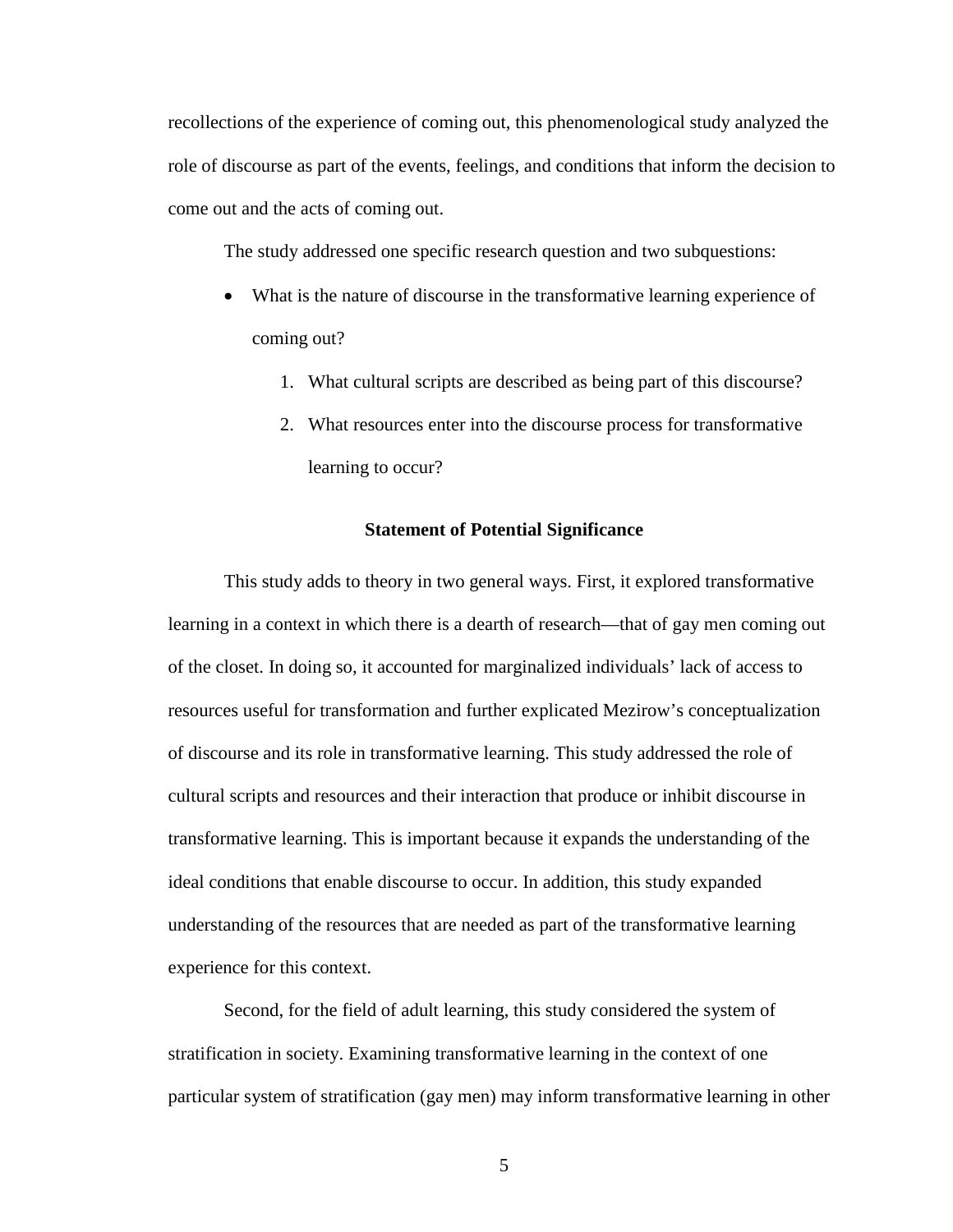recollections of the experience of coming out, this phenomenological study analyzed the role of discourse as part of the events, feelings, and conditions that inform the decision to come out and the acts of coming out.

The study addressed one specific research question and two subquestions:

- What is the nature of discourse in the transformative learning experience of coming out?
    1. What cultural scripts are described as being part of this discourse?
    2. What resources enter into the discourse process for transformative learning to occur?

## Statement of Potential Significance

This study adds to theory in two general ways. First, it explored transformative learning in a context in which there is a dearth of research—that of gay men coming out of the closet. In doing so, it accounted for marginalized individuals' lack of access to resources useful for transformation and further explicated Mezirow's conceptualization of discourse and its role in transformative learning. This study addressed the role of cultural scripts and resources and their interaction that produce or inhibit discourse in transformative learning. This is important because it expands the understanding of the ideal conditions that enable discourse to occur. In addition, this study expanded understanding of the resources that are needed as part of the transformative learning experience for this context.

Second, for the field of adult learning, this study considered the system of stratification in society. Examining transformative learning in the context of one particular system of stratification (gay men) may inform transformative learning in other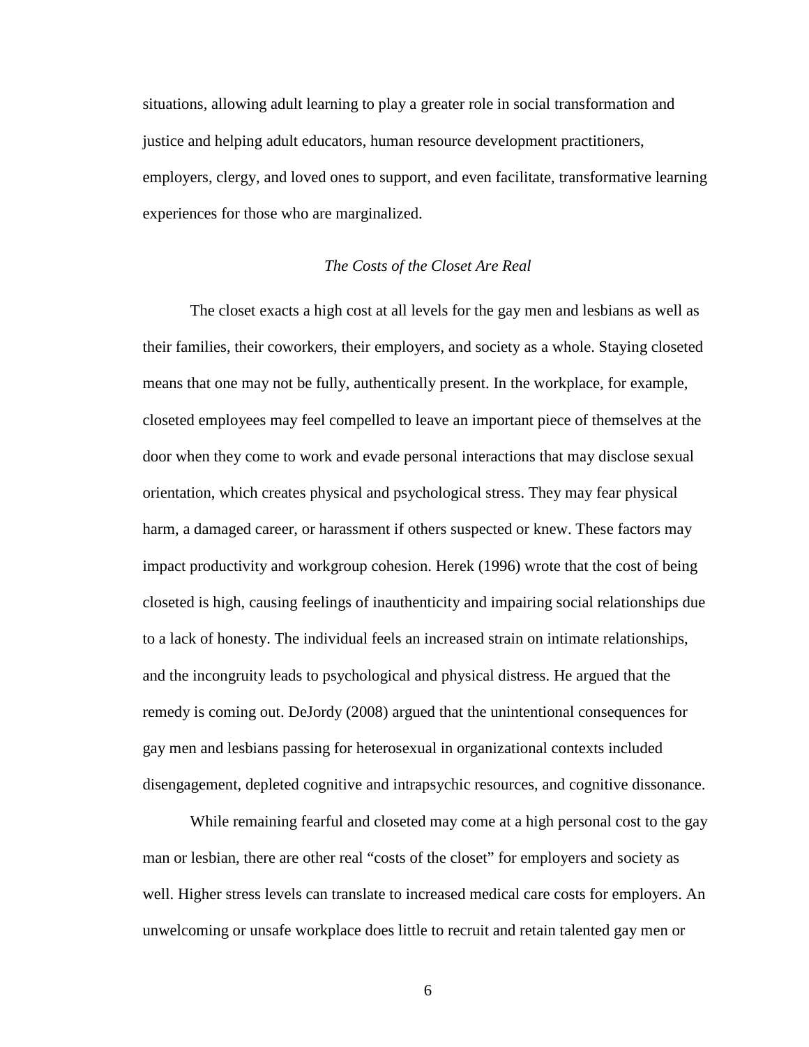situations, allowing adult learning to play a greater role in social transformation and justice and helping adult educators, human resource development practitioners, employers, clergy, and loved ones to support, and even facilitate, transformative learning experiences for those who are marginalized.

### *The Costs of the Closet Are Real*

The closet exacts a high cost at all levels for the gay men and lesbians as well as their families, their coworkers, their employers, and society as a whole. Staying closeted means that one may not be fully, authentically present. In the workplace, for example, closeted employees may feel compelled to leave an important piece of themselves at the door when they come to work and evade personal interactions that may disclose sexual orientation, which creates physical and psychological stress. They may fear physical harm, a damaged career, or harassment if others suspected or knew. These factors may impact productivity and workgroup cohesion. Herek (1996) wrote that the cost of being closeted is high, causing feelings of inauthenticity and impairing social relationships due to a lack of honesty. The individual feels an increased strain on intimate relationships, and the incongruity leads to psychological and physical distress. He argued that the remedy is coming out. DeJordy (2008) argued that the unintentional consequences for gay men and lesbians passing for heterosexual in organizational contexts included disengagement, depleted cognitive and intrapsychic resources, and cognitive dissonance.

While remaining fearful and closeted may come at a high personal cost to the gay man or lesbian, there are other real "costs of the closet" for employers and society as well. Higher stress levels can translate to increased medical care costs for employers. An unwelcoming or unsafe workplace does little to recruit and retain talented gay men or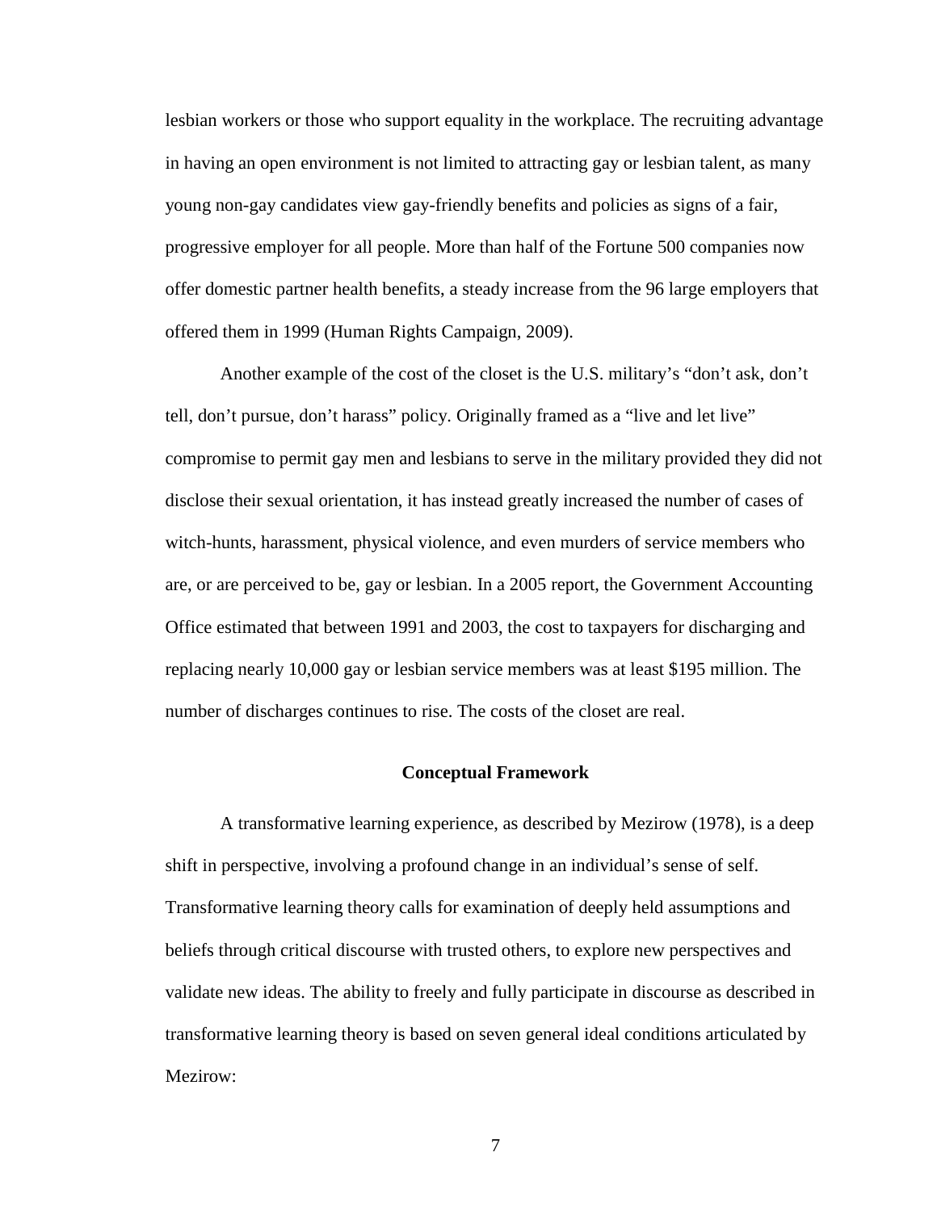lesbian workers or those who support equality in the workplace. The recruiting advantage in having an open environment is not limited to attracting gay or lesbian talent, as many young non-gay candidates view gay-friendly benefits and policies as signs of a fair, progressive employer for all people. More than half of the Fortune 500 companies now offer domestic partner health benefits, a steady increase from the 96 large employers that offered them in 1999 (Human Rights Campaign, 2009).

Another example of the cost of the closet is the U.S. military's "don't ask, don't tell, don't pursue, don't harass" policy. Originally framed as a "live and let live" compromise to permit gay men and lesbians to serve in the military provided they did not disclose their sexual orientation, it has instead greatly increased the number of cases of witch-hunts, harassment, physical violence, and even murders of service members who are, or are perceived to be, gay or lesbian. In a 2005 report, the Government Accounting Office estimated that between 1991 and 2003, the cost to taxpayers for discharging and replacing nearly 10,000 gay or lesbian service members was at least $195 million. The number of discharges continues to rise. The costs of the closet are real.

## Conceptual Framework

A transformative learning experience, as described by Mezirow (1978), is a deep shift in perspective, involving a profound change in an individual's sense of self. Transformative learning theory calls for examination of deeply held assumptions and beliefs through critical discourse with trusted others, to explore new perspectives and validate new ideas. The ability to freely and fully participate in discourse as described in transformative learning theory is based on seven general ideal conditions articulated by Mezirow: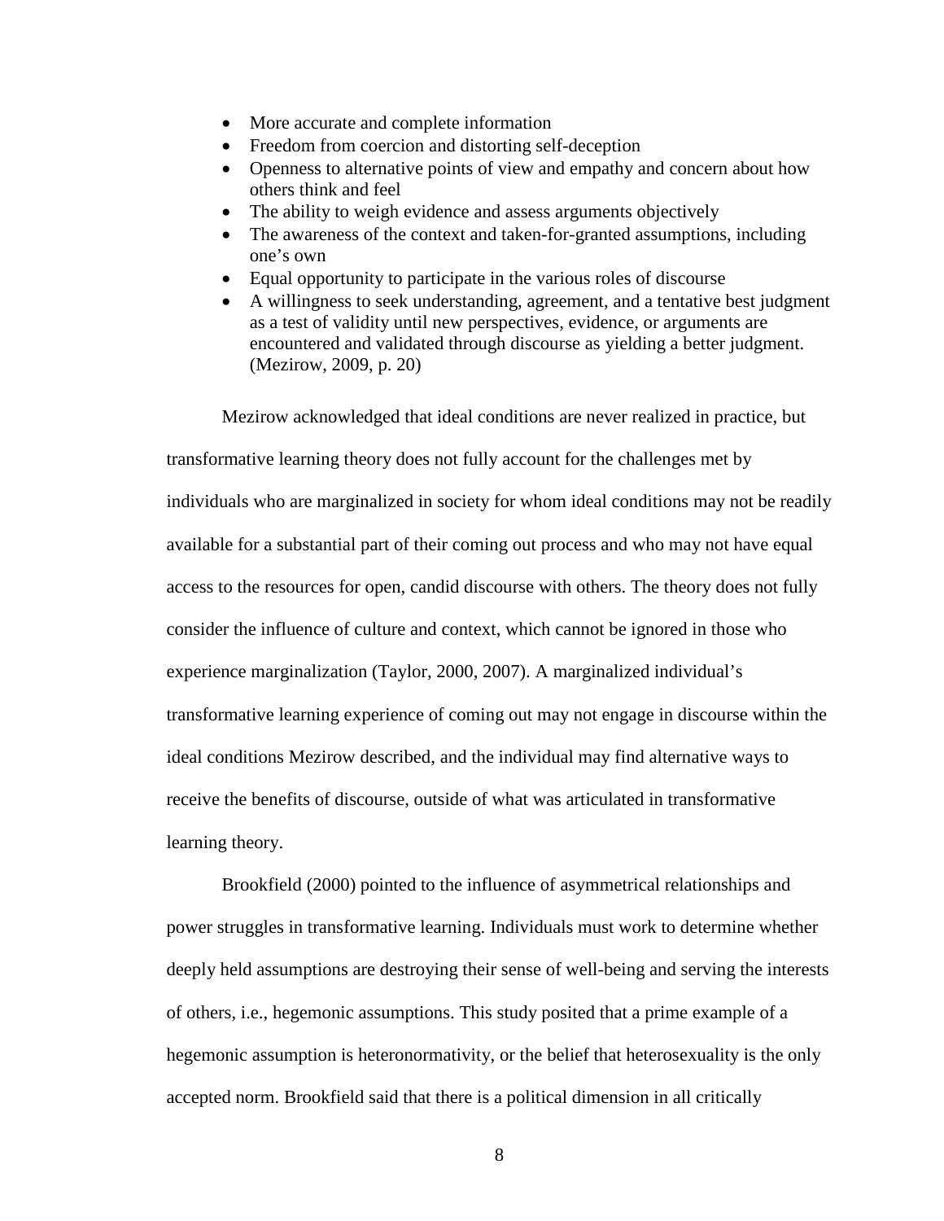- More accurate and complete information
- Freedom from coercion and distorting self-deception
- Openness to alternative points of view and empathy and concern about how others think and feel
- The ability to weigh evidence and assess arguments objectively
- The awareness of the context and taken-for-granted assumptions, including one's own
- Equal opportunity to participate in the various roles of discourse
- A willingness to seek understanding, agreement, and a tentative best judgment as a test of validity until new perspectives, evidence, or arguments are encountered and validated through discourse as yielding a better judgment. (Mezirow, 2009, p. 20)

Mezirow acknowledged that ideal conditions are never realized in practice, but transformative learning theory does not fully account for the challenges met by individuals who are marginalized in society for whom ideal conditions may not be readily available for a substantial part of their coming out process and who may not have equal access to the resources for open, candid discourse with others. The theory does not fully consider the influence of culture and context, which cannot be ignored in those who experience marginalization (Taylor, 2000, 2007). A marginalized individual's transformative learning experience of coming out may not engage in discourse within the ideal conditions Mezirow described, and the individual may find alternative ways to receive the benefits of discourse, outside of what was articulated in transformative learning theory.

Brookfield (2000) pointed to the influence of asymmetrical relationships and power struggles in transformative learning. Individuals must work to determine whether deeply held assumptions are destroying their sense of well-being and serving the interests of others, i.e., hegemonic assumptions. This study posited that a prime example of a hegemonic assumption is heteronormativity, or the belief that heterosexuality is the only accepted norm. Brookfield said that there is a political dimension in all critically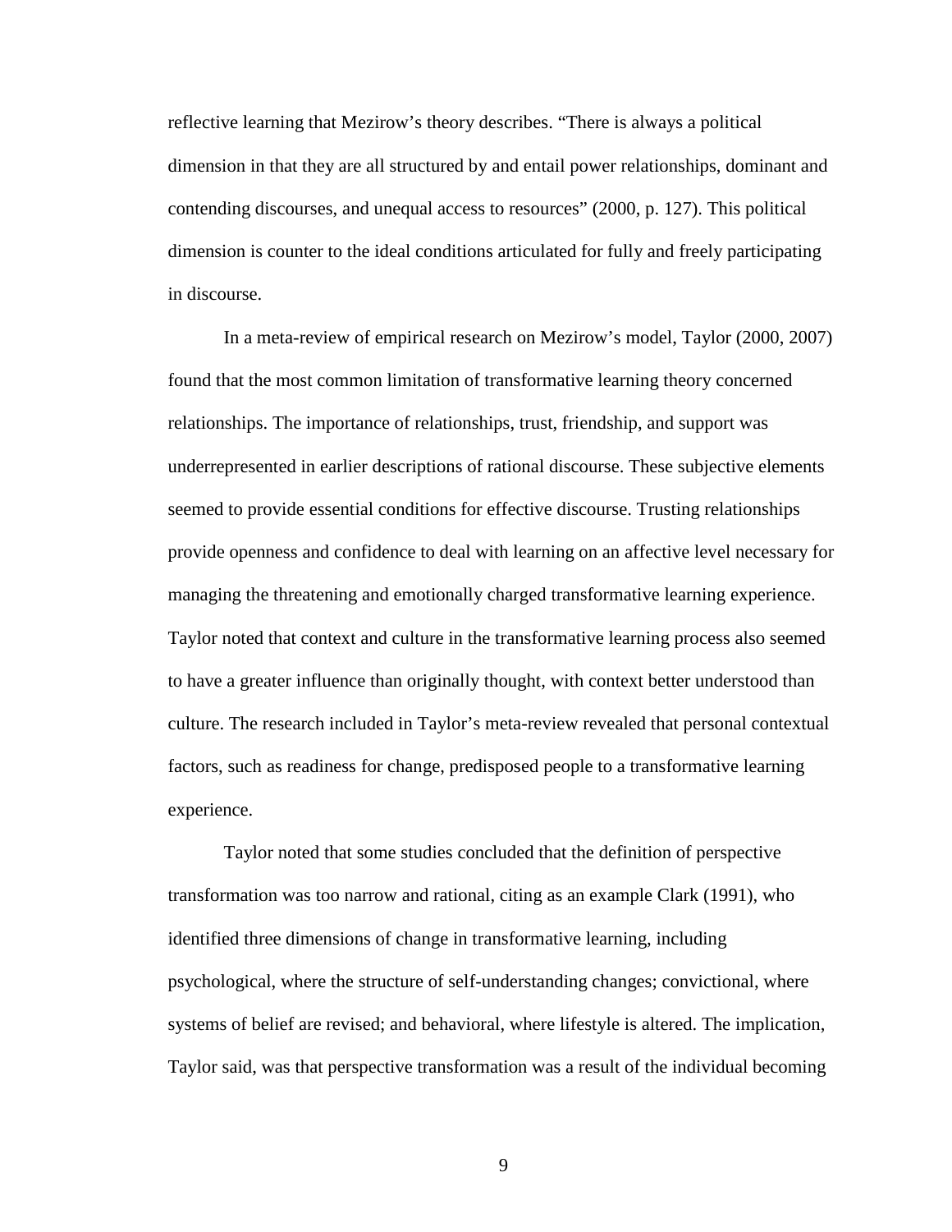reflective learning that Mezirow's theory describes. "There is always a political dimension in that they are all structured by and entail power relationships, dominant and contending discourses, and unequal access to resources" (2000, p. 127). This political dimension is counter to the ideal conditions articulated for fully and freely participating in discourse.

In a meta-review of empirical research on Mezirow's model, Taylor (2000, 2007) found that the most common limitation of transformative learning theory concerned relationships. The importance of relationships, trust, friendship, and support was underrepresented in earlier descriptions of rational discourse. These subjective elements seemed to provide essential conditions for effective discourse. Trusting relationships provide openness and confidence to deal with learning on an affective level necessary for managing the threatening and emotionally charged transformative learning experience. Taylor noted that context and culture in the transformative learning process also seemed to have a greater influence than originally thought, with context better understood than culture. The research included in Taylor's meta-review revealed that personal contextual factors, such as readiness for change, predisposed people to a transformative learning experience.

Taylor noted that some studies concluded that the definition of perspective transformation was too narrow and rational, citing as an example Clark (1991), who identified three dimensions of change in transformative learning, including psychological, where the structure of self-understanding changes; convictional, where systems of belief are revised; and behavioral, where lifestyle is altered. The implication, Taylor said, was that perspective transformation was a result of the individual becoming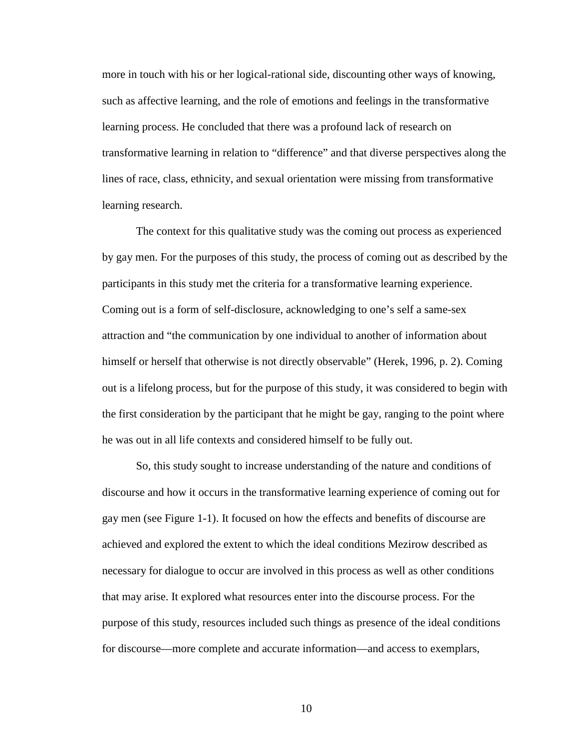more in touch with his or her logical-rational side, discounting other ways of knowing, such as affective learning, and the role of emotions and feelings in the transformative learning process. He concluded that there was a profound lack of research on transformative learning in relation to “difference” and that diverse perspectives along the lines of race, class, ethnicity, and sexual orientation were missing from transformative learning research.

The context for this qualitative study was the coming out process as experienced by gay men. For the purposes of this study, the process of coming out as described by the participants in this study met the criteria for a transformative learning experience. Coming out is a form of self-disclosure, acknowledging to one’s self a same-sex attraction and “the communication by one individual to another of information about himself or herself that otherwise is not directly observable” (Herek, 1996, p. 2). Coming out is a lifelong process, but for the purpose of this study, it was considered to begin with the first consideration by the participant that he might be gay, ranging to the point where he was out in all life contexts and considered himself to be fully out.

So, this study sought to increase understanding of the nature and conditions of discourse and how it occurs in the transformative learning experience of coming out for gay men (see Figure 1-1). It focused on how the effects and benefits of discourse are achieved and explored the extent to which the ideal conditions Mezirow described as necessary for dialogue to occur are involved in this process as well as other conditions that may arise. It explored what resources enter into the discourse process. For the purpose of this study, resources included such things as presence of the ideal conditions for discourse—more complete and accurate information—and access to exemplars,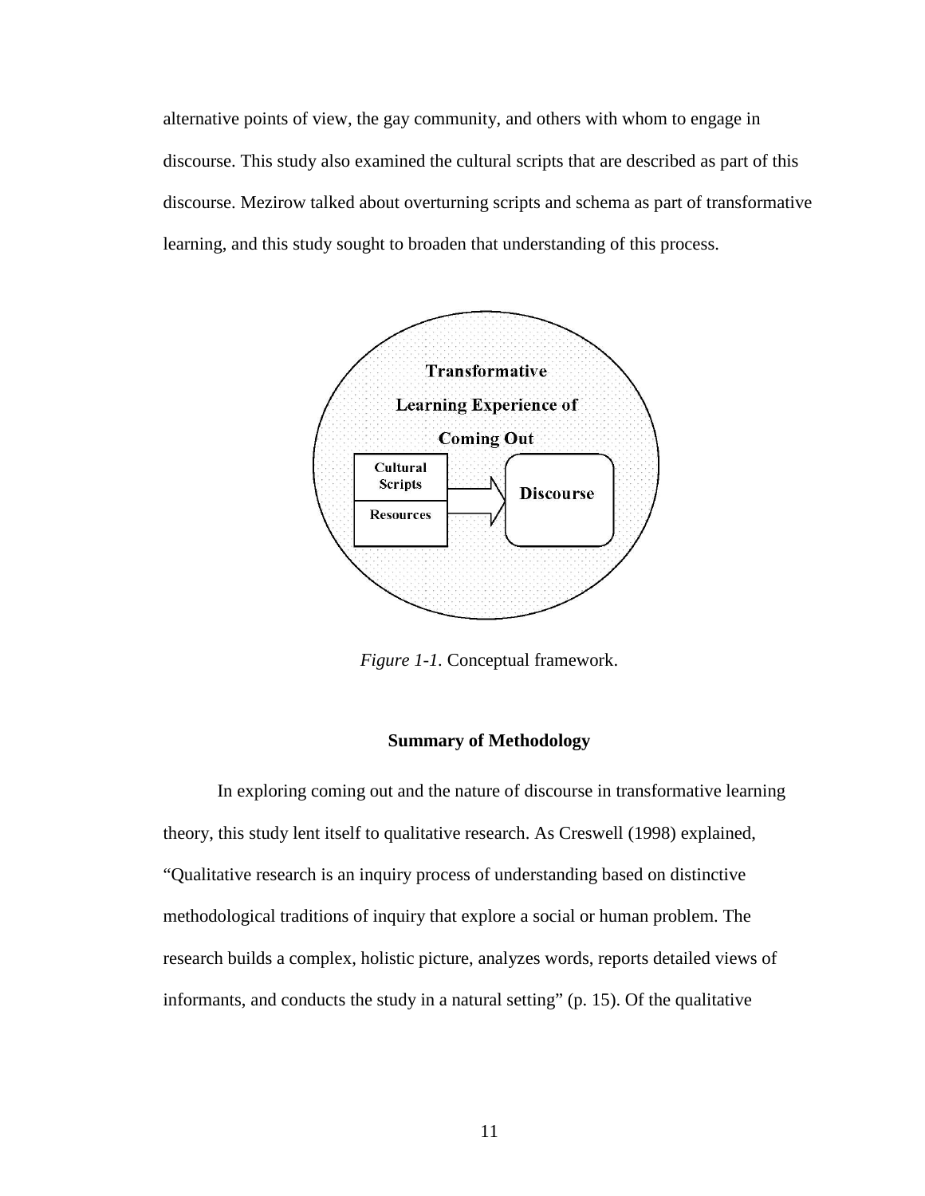alternative points of view, the gay community, and others with whom to engage in discourse. This study also examined the cultural scripts that are described as part of this discourse. Mezirow talked about overturning scripts and schema as part of transformative learning, and this study sought to broaden that understanding of this process.

**Transformative Learning Experience of Coming Out**

| Cultural Scripts |
| --- |
| Resources |

→ **Discourse**

*Figure 1-1*. Conceptual framework.

## Summary of Methodology

In exploring coming out and the nature of discourse in transformative learning theory, this study lent itself to qualitative research. As Creswell (1998) explained, "Qualitative research is an inquiry process of understanding based on distinctive methodological traditions of inquiry that explore a social or human problem. The research builds a complex, holistic picture, analyzes words, reports detailed views of informants, and conducts the study in a natural setting" (p. 15). Of the qualitative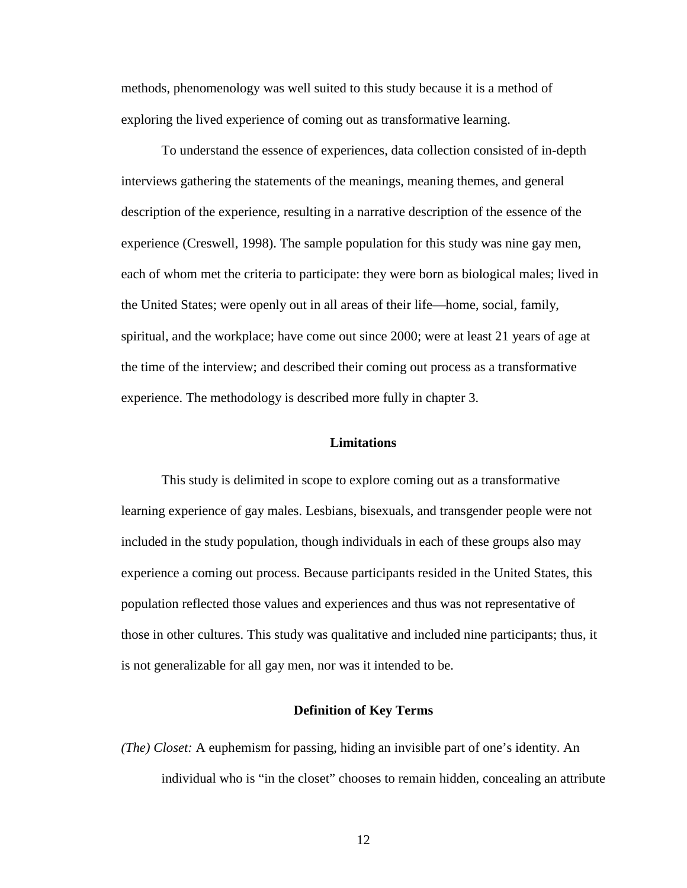methods, phenomenology was well suited to this study because it is a method of exploring the lived experience of coming out as transformative learning.

To understand the essence of experiences, data collection consisted of in-depth interviews gathering the statements of the meanings, meaning themes, and general description of the experience, resulting in a narrative description of the essence of the experience (Creswell, 1998). The sample population for this study was nine gay men, each of whom met the criteria to participate: they were born as biological males; lived in the United States; were openly out in all areas of their life—home, social, family, spiritual, and the workplace; have come out since 2000; were at least 21 years of age at the time of the interview; and described their coming out process as a transformative experience. The methodology is described more fully in chapter 3.

## Limitations

This study is delimited in scope to explore coming out as a transformative learning experience of gay males. Lesbians, bisexuals, and transgender people were not included in the study population, though individuals in each of these groups also may experience a coming out process. Because participants resided in the United States, this population reflected those values and experiences and thus was not representative of those in other cultures. This study was qualitative and included nine participants; thus, it is not generalizable for all gay men, nor was it intended to be.

## Definition of Key Terms

*(The) Closet:* A euphemism for passing, hiding an invisible part of one's identity. An individual who is "in the closet" chooses to remain hidden, concealing an attribute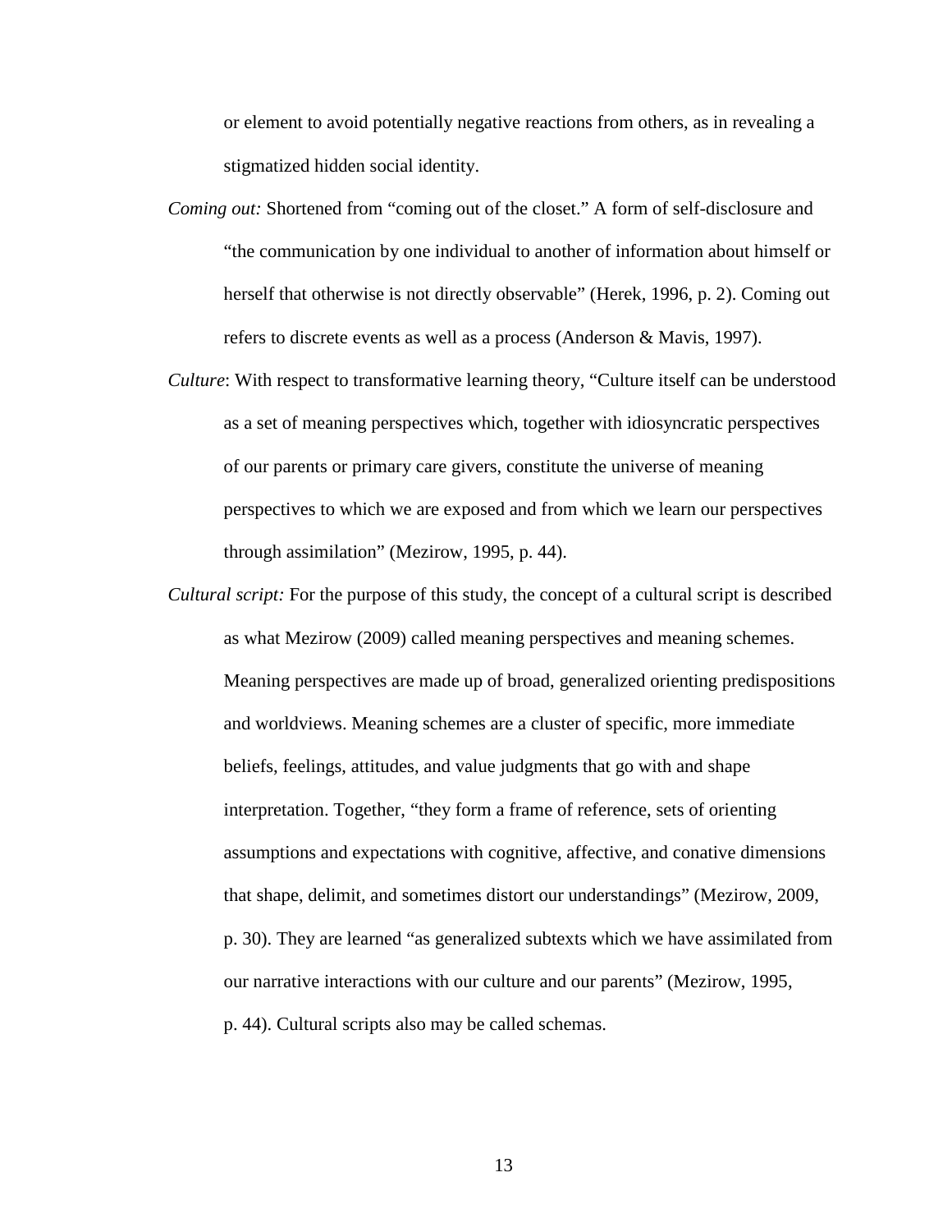or element to avoid potentially negative reactions from others, as in revealing a stigmatized hidden social identity.

*Coming out:* Shortened from "coming out of the closet." A form of self-disclosure and "the communication by one individual to another of information about himself or herself that otherwise is not directly observable" (Herek, 1996, p. 2). Coming out refers to discrete events as well as a process (Anderson & Mavis, 1997).

*Culture*: With respect to transformative learning theory, "Culture itself can be understood as a set of meaning perspectives which, together with idiosyncratic perspectives of our parents or primary care givers, constitute the universe of meaning perspectives to which we are exposed and from which we learn our perspectives through assimilation" (Mezirow, 1995, p. 44).

*Cultural script:* For the purpose of this study, the concept of a cultural script is described as what Mezirow (2009) called meaning perspectives and meaning schemes. Meaning perspectives are made up of broad, generalized orienting predispositions and worldviews. Meaning schemes are a cluster of specific, more immediate beliefs, feelings, attitudes, and value judgments that go with and shape interpretation. Together, "they form a frame of reference, sets of orienting assumptions and expectations with cognitive, affective, and conative dimensions that shape, delimit, and sometimes distort our understandings" (Mezirow, 2009, p. 30). They are learned "as generalized subtexts which we have assimilated from our narrative interactions with our culture and our parents" (Mezirow, 1995, p. 44). Cultural scripts also may be called schemas.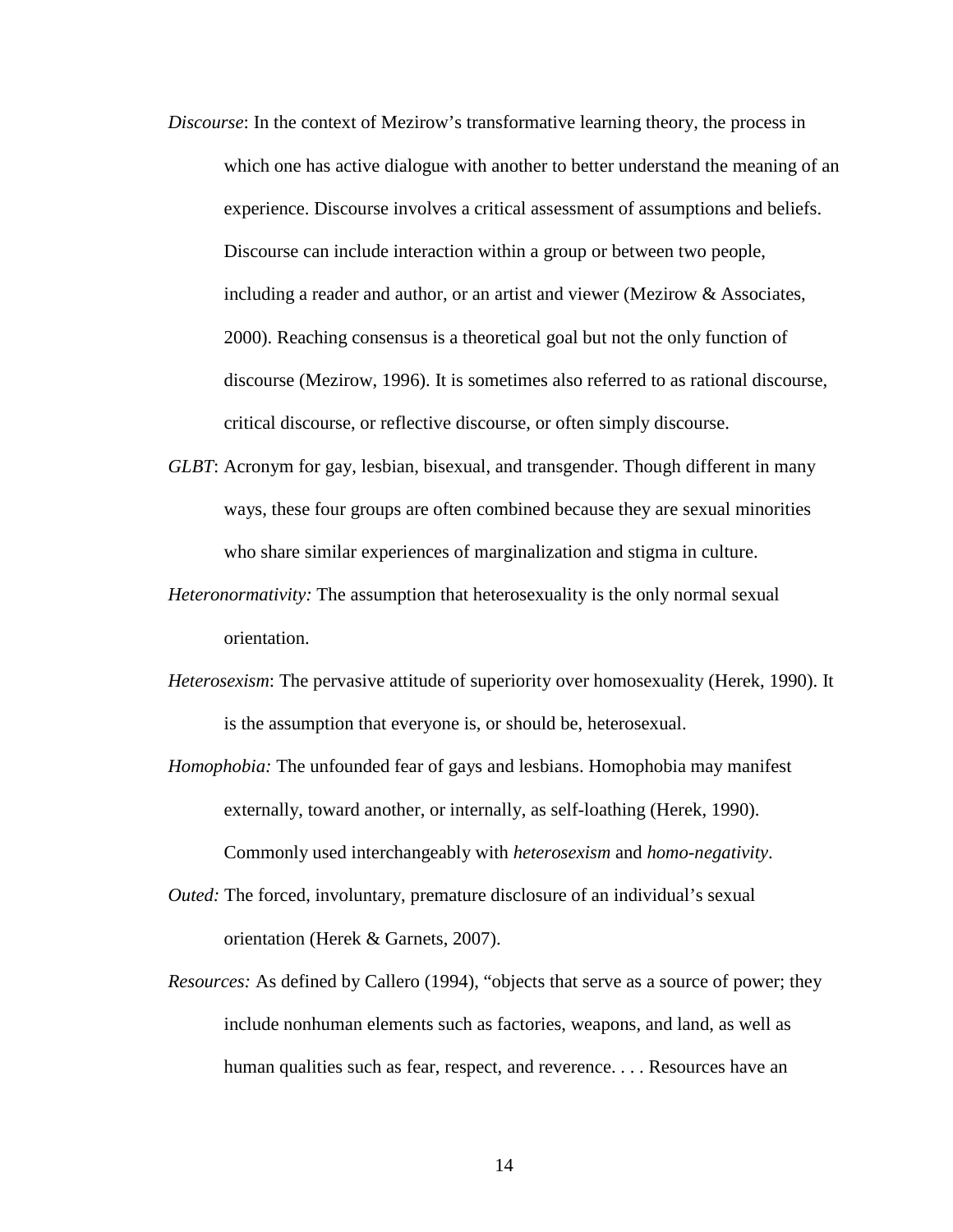*Discourse*: In the context of Mezirow's transformative learning theory, the process in which one has active dialogue with another to better understand the meaning of an experience. Discourse involves a critical assessment of assumptions and beliefs. Discourse can include interaction within a group or between two people, including a reader and author, or an artist and viewer (Mezirow & Associates, 2000). Reaching consensus is a theoretical goal but not the only function of discourse (Mezirow, 1996). It is sometimes also referred to as rational discourse, critical discourse, or reflective discourse, or often simply discourse.

*GLBT*: Acronym for gay, lesbian, bisexual, and transgender. Though different in many ways, these four groups are often combined because they are sexual minorities who share similar experiences of marginalization and stigma in culture.

*Heteronormativity:* The assumption that heterosexuality is the only normal sexual orientation.

*Heterosexism*: The pervasive attitude of superiority over homosexuality (Herek, 1990). It is the assumption that everyone is, or should be, heterosexual.

*Homophobia:* The unfounded fear of gays and lesbians. Homophobia may manifest externally, toward another, or internally, as self-loathing (Herek, 1990). Commonly used interchangeably with *heterosexism* and *homo-negativity*.

*Outed:* The forced, involuntary, premature disclosure of an individual's sexual orientation (Herek & Garnets, 2007).

*Resources:* As defined by Callero (1994), "objects that serve as a source of power; they include nonhuman elements such as factories, weapons, and land, as well as human qualities such as fear, respect, and reverence. . . . Resources have an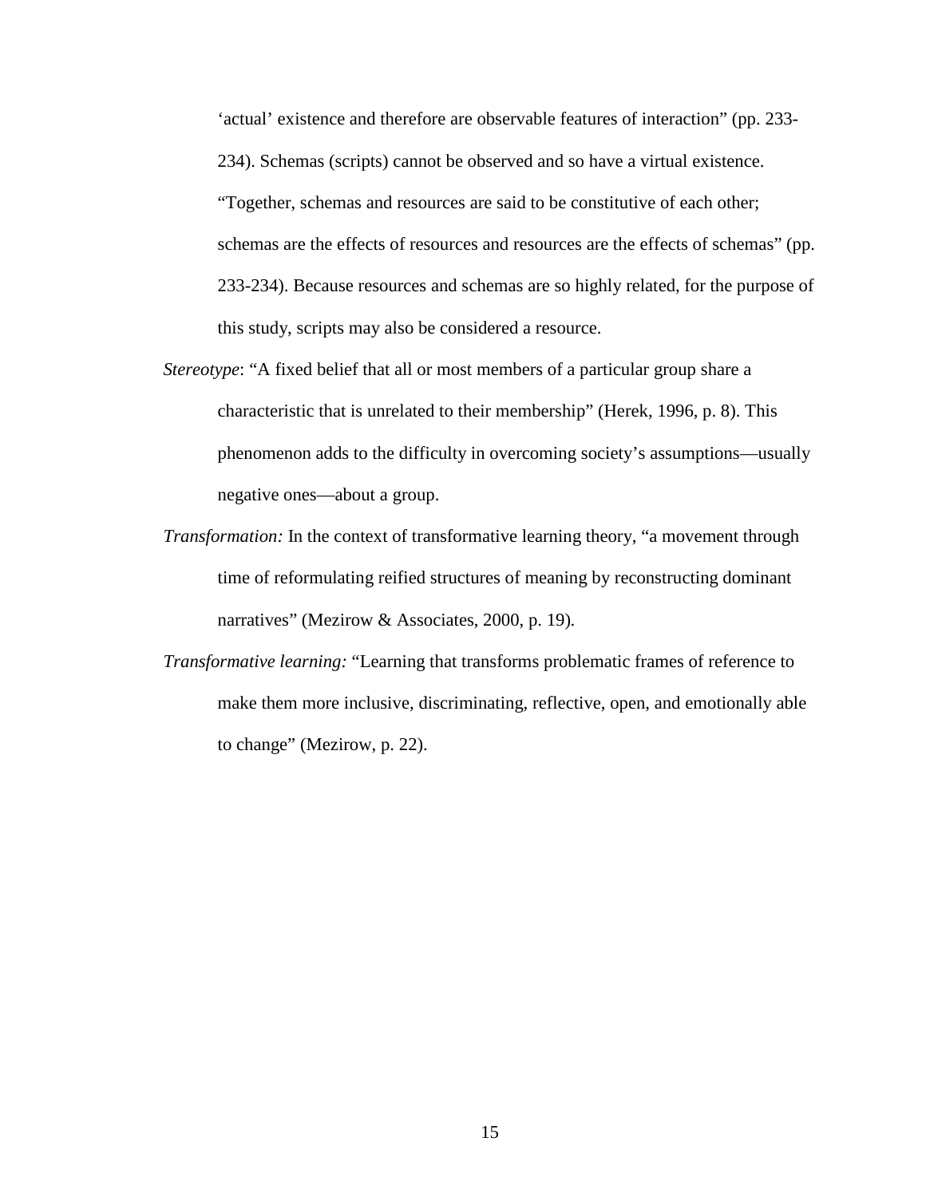'actual' existence and therefore are observable features of interaction" (pp. 233-234). Schemas (scripts) cannot be observed and so have a virtual existence. "Together, schemas and resources are said to be constitutive of each other; schemas are the effects of resources and resources are the effects of schemas" (pp. 233-234). Because resources and schemas are so highly related, for the purpose of this study, scripts may also be considered a resource.

*Stereotype*: "A fixed belief that all or most members of a particular group share a characteristic that is unrelated to their membership" (Herek, 1996, p. 8). This phenomenon adds to the difficulty in overcoming society's assumptions—usually negative ones—about a group.

*Transformation:* In the context of transformative learning theory, "a movement through time of reformulating reified structures of meaning by reconstructing dominant narratives" (Mezirow & Associates, 2000, p. 19).

*Transformative learning:* "Learning that transforms problematic frames of reference to make them more inclusive, discriminating, reflective, open, and emotionally able to change" (Mezirow, p. 22).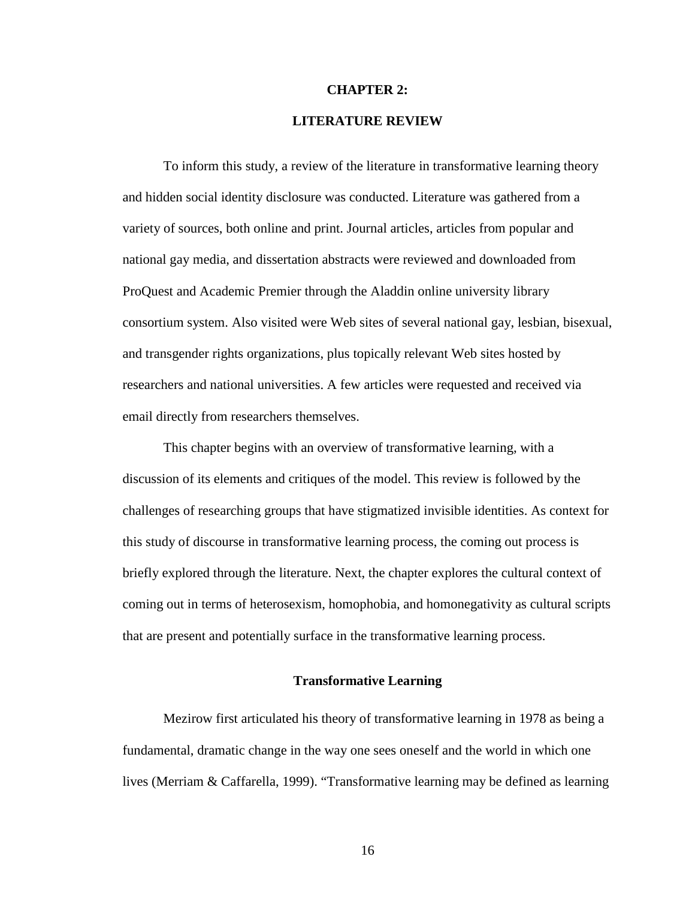# CHAPTER 2:

# LITERATURE REVIEW

To inform this study, a review of the literature in transformative learning theory and hidden social identity disclosure was conducted. Literature was gathered from a variety of sources, both online and print. Journal articles, articles from popular and national gay media, and dissertation abstracts were reviewed and downloaded from ProQuest and Academic Premier through the Aladdin online university library consortium system. Also visited were Web sites of several national gay, lesbian, bisexual, and transgender rights organizations, plus topically relevant Web sites hosted by researchers and national universities. A few articles were requested and received via email directly from researchers themselves.

This chapter begins with an overview of transformative learning, with a discussion of its elements and critiques of the model. This review is followed by the challenges of researching groups that have stigmatized invisible identities. As context for this study of discourse in transformative learning process, the coming out process is briefly explored through the literature. Next, the chapter explores the cultural context of coming out in terms of heterosexism, homophobia, and homonegativity as cultural scripts that are present and potentially surface in the transformative learning process.

## Transformative Learning

Mezirow first articulated his theory of transformative learning in 1978 as being a fundamental, dramatic change in the way one sees oneself and the world in which one lives (Merriam & Caffarella, 1999). "Transformative learning may be defined as learning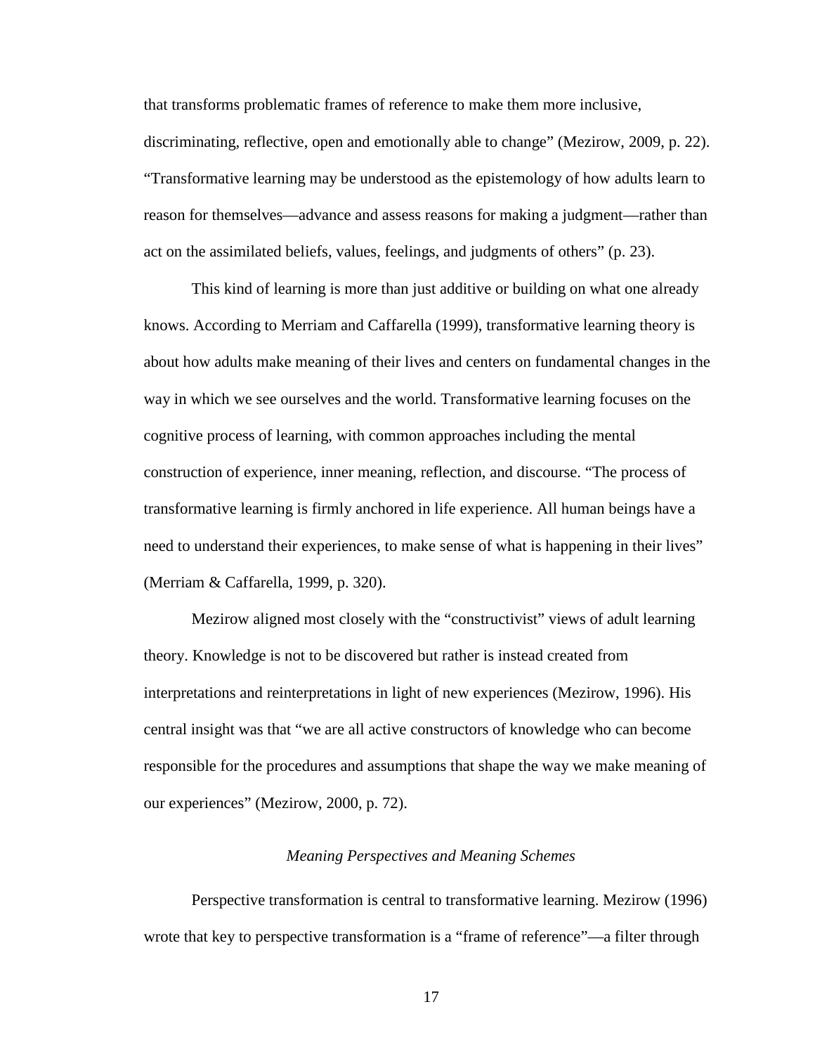that transforms problematic frames of reference to make them more inclusive, discriminating, reflective, open and emotionally able to change" (Mezirow, 2009, p. 22). "Transformative learning may be understood as the epistemology of how adults learn to reason for themselves—advance and assess reasons for making a judgment—rather than act on the assimilated beliefs, values, feelings, and judgments of others" (p. 23).

This kind of learning is more than just additive or building on what one already knows. According to Merriam and Caffarella (1999), transformative learning theory is about how adults make meaning of their lives and centers on fundamental changes in the way in which we see ourselves and the world. Transformative learning focuses on the cognitive process of learning, with common approaches including the mental construction of experience, inner meaning, reflection, and discourse. "The process of transformative learning is firmly anchored in life experience. All human beings have a need to understand their experiences, to make sense of what is happening in their lives" (Merriam & Caffarella, 1999, p. 320).

Mezirow aligned most closely with the "constructivist" views of adult learning theory. Knowledge is not to be discovered but rather is instead created from interpretations and reinterpretations in light of new experiences (Mezirow, 1996). His central insight was that "we are all active constructors of knowledge who can become responsible for the procedures and assumptions that shape the way we make meaning of our experiences" (Mezirow, 2000, p. 72).

### *Meaning Perspectives and Meaning Schemes*

Perspective transformation is central to transformative learning. Mezirow (1996) wrote that key to perspective transformation is a "frame of reference"—a filter through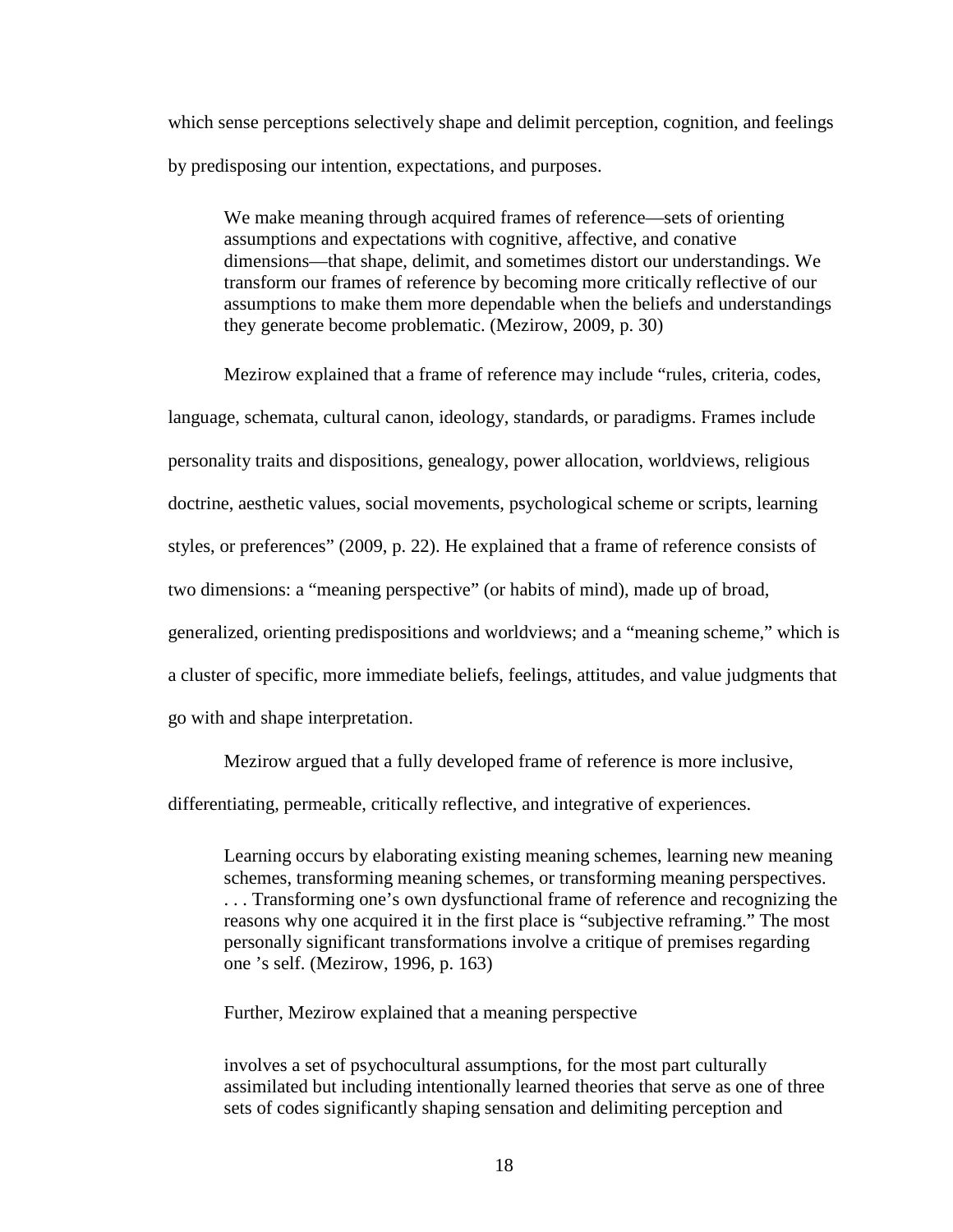which sense perceptions selectively shape and delimit perception, cognition, and feelings by predisposing our intention, expectations, and purposes.

> We make meaning through acquired frames of reference—sets of orienting assumptions and expectations with cognitive, affective, and conative dimensions—that shape, delimit, and sometimes distort our understandings. We transform our frames of reference by becoming more critically reflective of our assumptions to make them more dependable when the beliefs and understandings they generate become problematic. (Mezirow, 2009, p. 30)

Mezirow explained that a frame of reference may include "rules, criteria, codes, language, schemata, cultural canon, ideology, standards, or paradigms. Frames include personality traits and dispositions, genealogy, power allocation, worldviews, religious doctrine, aesthetic values, social movements, psychological scheme or scripts, learning styles, or preferences" (2009, p. 22). He explained that a frame of reference consists of two dimensions: a "meaning perspective" (or habits of mind), made up of broad, generalized, orienting predispositions and worldviews; and a "meaning scheme," which is a cluster of specific, more immediate beliefs, feelings, attitudes, and value judgments that go with and shape interpretation.

Mezirow argued that a fully developed frame of reference is more inclusive, differentiating, permeable, critically reflective, and integrative of experiences.

> Learning occurs by elaborating existing meaning schemes, learning new meaning schemes, transforming meaning schemes, or transforming meaning perspectives. . . . Transforming one's own dysfunctional frame of reference and recognizing the reasons why one acquired it in the first place is "subjective reframing." The most personally significant transformations involve a critique of premises regarding one 's self. (Mezirow, 1996, p. 163)

Further, Mezirow explained that a meaning perspective

> involves a set of psychocultural assumptions, for the most part culturally assimilated but including intentionally learned theories that serve as one of three sets of codes significantly shaping sensation and delimiting perception and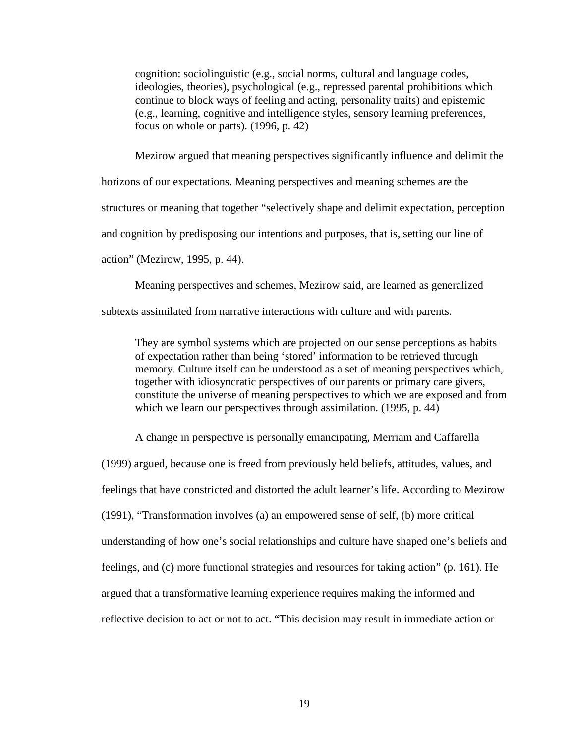> cognition: sociolinguistic (e.g., social norms, cultural and language codes, ideologies, theories), psychological (e.g., repressed parental prohibitions which continue to block ways of feeling and acting, personality traits) and epistemic (e.g., learning, cognitive and intelligence styles, sensory learning preferences, focus on whole or parts). (1996, p. 42)

Mezirow argued that meaning perspectives significantly influence and delimit the horizons of our expectations. Meaning perspectives and meaning schemes are the structures or meaning that together "selectively shape and delimit expectation, perception and cognition by predisposing our intentions and purposes, that is, setting our line of action" (Mezirow, 1995, p. 44).

Meaning perspectives and schemes, Mezirow said, are learned as generalized subtexts assimilated from narrative interactions with culture and with parents.

> They are symbol systems which are projected on our sense perceptions as habits of expectation rather than being 'stored' information to be retrieved through memory. Culture itself can be understood as a set of meaning perspectives which, together with idiosyncratic perspectives of our parents or primary care givers, constitute the universe of meaning perspectives to which we are exposed and from which we learn our perspectives through assimilation. (1995, p. 44)

A change in perspective is personally emancipating, Merriam and Caffarella (1999) argued, because one is freed from previously held beliefs, attitudes, values, and feelings that have constricted and distorted the adult learner's life. According to Mezirow (1991), "Transformation involves (a) an empowered sense of self, (b) more critical understanding of how one's social relationships and culture have shaped one's beliefs and feelings, and (c) more functional strategies and resources for taking action" (p. 161). He argued that a transformative learning experience requires making the informed and reflective decision to act or not to act. "This decision may result in immediate action or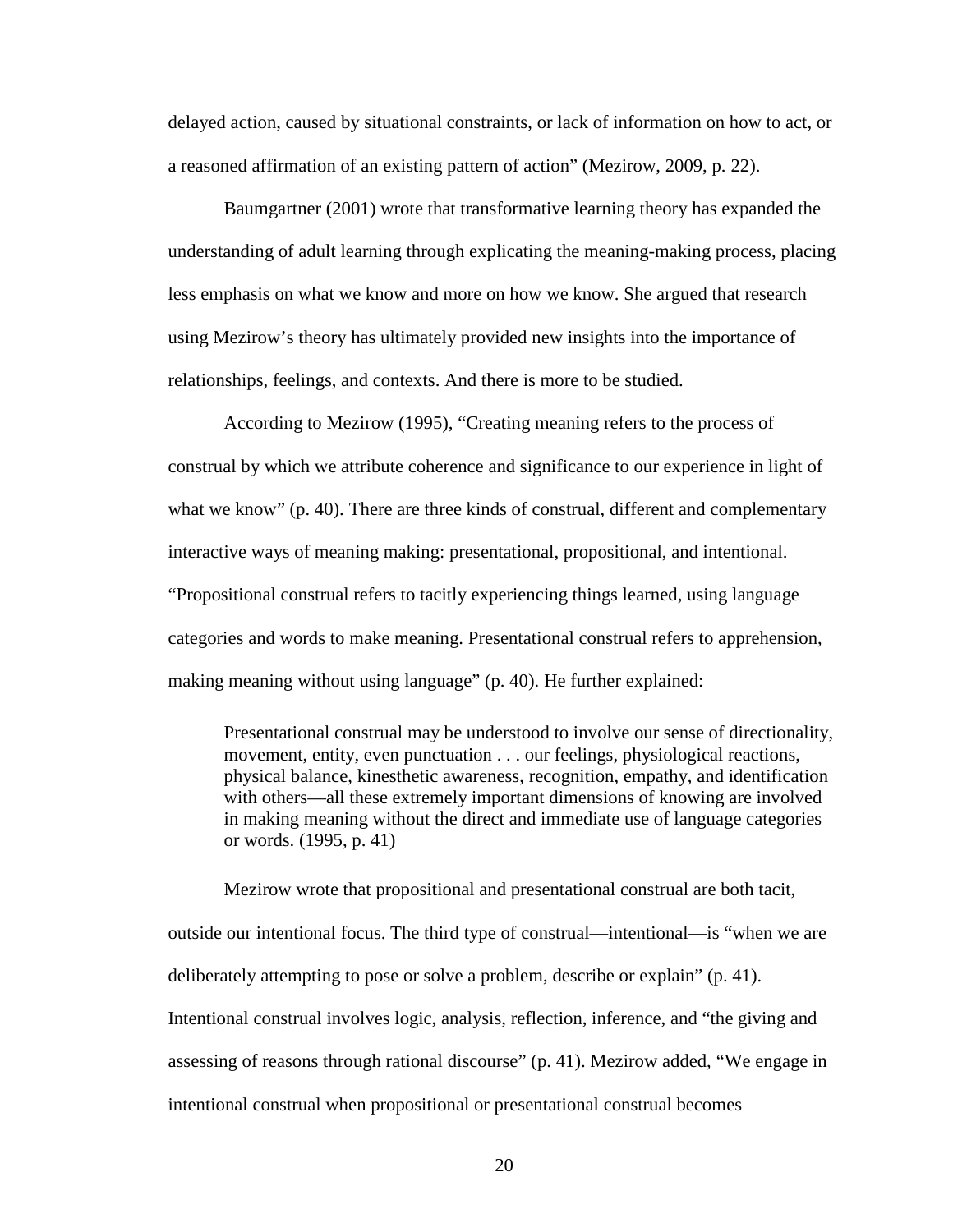delayed action, caused by situational constraints, or lack of information on how to act, or a reasoned affirmation of an existing pattern of action" (Mezirow, 2009, p. 22).

Baumgartner (2001) wrote that transformative learning theory has expanded the understanding of adult learning through explicating the meaning-making process, placing less emphasis on what we know and more on how we know. She argued that research using Mezirow's theory has ultimately provided new insights into the importance of relationships, feelings, and contexts. And there is more to be studied.

According to Mezirow (1995), "Creating meaning refers to the process of construal by which we attribute coherence and significance to our experience in light of what we know" (p. 40). There are three kinds of construal, different and complementary interactive ways of meaning making: presentational, propositional, and intentional. "Propositional construal refers to tacitly experiencing things learned, using language categories and words to make meaning. Presentational construal refers to apprehension, making meaning without using language" (p. 40). He further explained:

> Presentational construal may be understood to involve our sense of directionality, movement, entity, even punctuation . . . our feelings, physiological reactions, physical balance, kinesthetic awareness, recognition, empathy, and identification with others—all these extremely important dimensions of knowing are involved in making meaning without the direct and immediate use of language categories or words. (1995, p. 41)

Mezirow wrote that propositional and presentational construal are both tacit, outside our intentional focus. The third type of construal—intentional—is "when we are deliberately attempting to pose or solve a problem, describe or explain" (p. 41). Intentional construal involves logic, analysis, reflection, inference, and "the giving and assessing of reasons through rational discourse" (p. 41). Mezirow added, "We engage in intentional construal when propositional or presentational construal becomes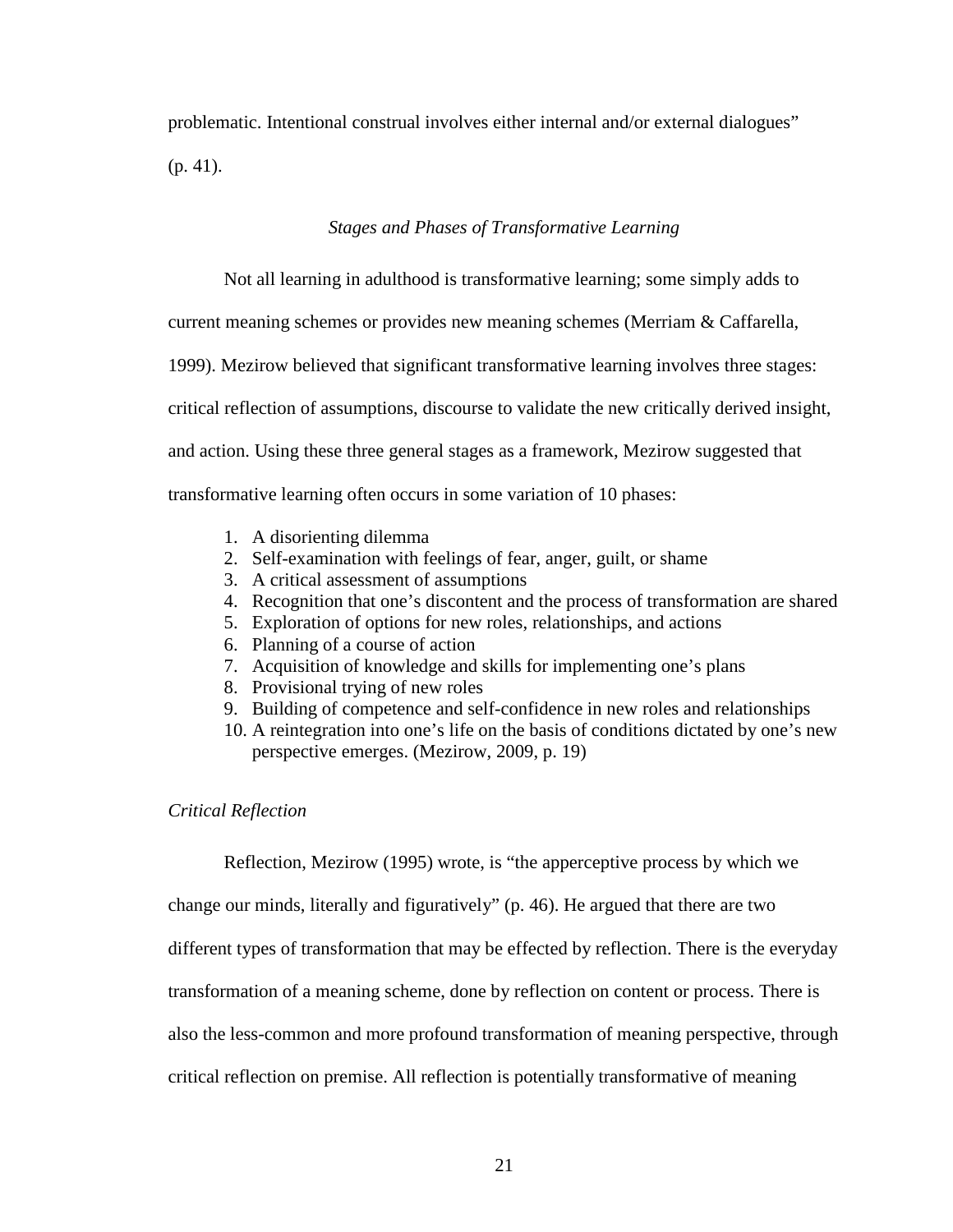problematic. Intentional construal involves either internal and/or external dialogues" (p. 41).

### *Stages and Phases of Transformative Learning*

Not all learning in adulthood is transformative learning; some simply adds to current meaning schemes or provides new meaning schemes (Merriam & Caffarella, 1999). Mezirow believed that significant transformative learning involves three stages: critical reflection of assumptions, discourse to validate the new critically derived insight, and action. Using these three general stages as a framework, Mezirow suggested that transformative learning often occurs in some variation of 10 phases:

1. A disorienting dilemma
2. Self-examination with feelings of fear, anger, guilt, or shame
3. A critical assessment of assumptions
4. Recognition that one's discontent and the process of transformation are shared
5. Exploration of options for new roles, relationships, and actions
6. Planning of a course of action
7. Acquisition of knowledge and skills for implementing one's plans
8. Provisional trying of new roles
9. Building of competence and self-confidence in new roles and relationships
10. A reintegration into one's life on the basis of conditions dictated by one's new perspective emerges. (Mezirow, 2009, p. 19)

#### *Critical Reflection*

Reflection, Mezirow (1995) wrote, is "the apperceptive process by which we change our minds, literally and figuratively" (p. 46). He argued that there are two different types of transformation that may be effected by reflection. There is the everyday transformation of a meaning scheme, done by reflection on content or process. There is also the less-common and more profound transformation of meaning perspective, through critical reflection on premise. All reflection is potentially transformative of meaning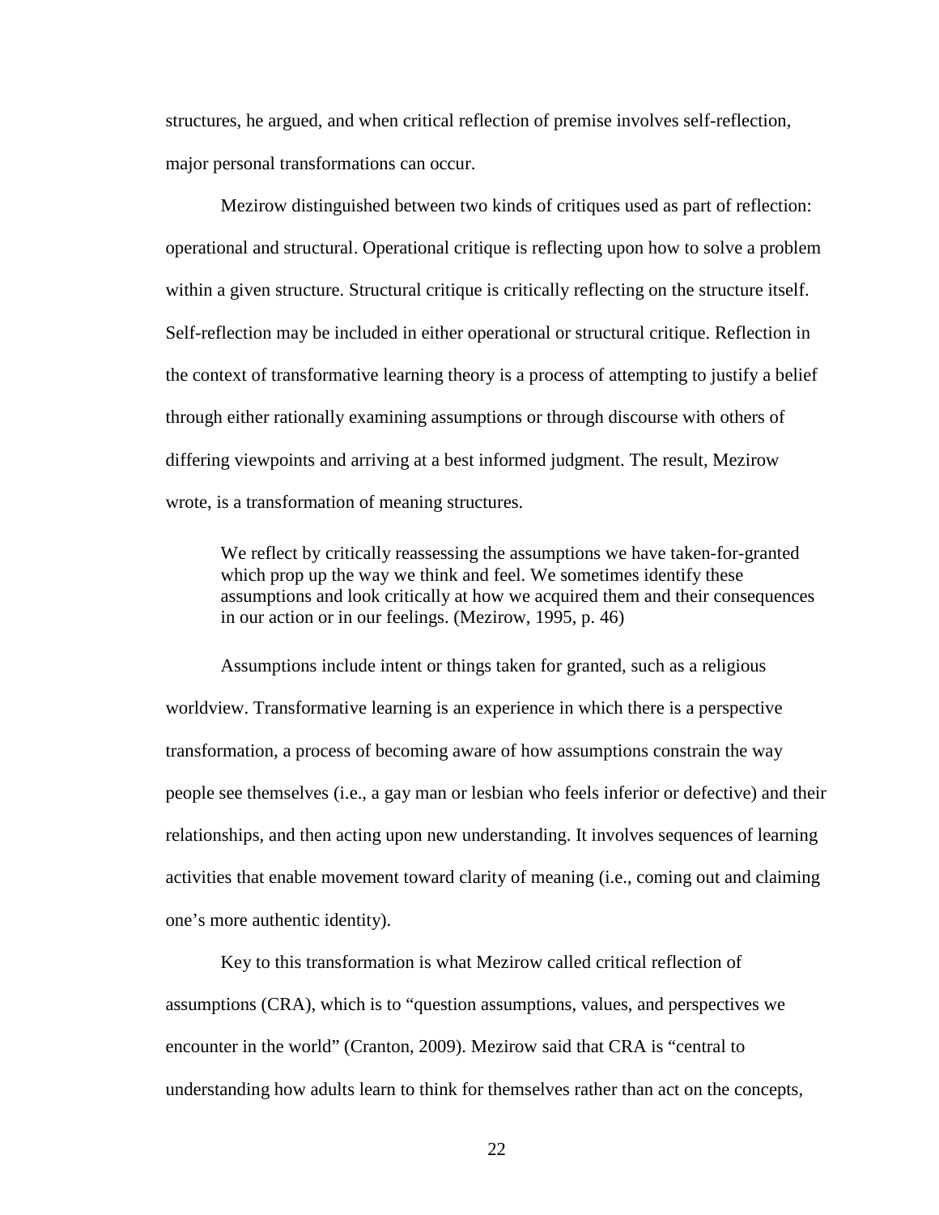structures, he argued, and when critical reflection of premise involves self-reflection, major personal transformations can occur.

Mezirow distinguished between two kinds of critiques used as part of reflection: operational and structural. Operational critique is reflecting upon how to solve a problem within a given structure. Structural critique is critically reflecting on the structure itself. Self-reflection may be included in either operational or structural critique. Reflection in the context of transformative learning theory is a process of attempting to justify a belief through either rationally examining assumptions or through discourse with others of differing viewpoints and arriving at a best informed judgment. The result, Mezirow wrote, is a transformation of meaning structures.

> We reflect by critically reassessing the assumptions we have taken-for-granted which prop up the way we think and feel. We sometimes identify these assumptions and look critically at how we acquired them and their consequences in our action or in our feelings. (Mezirow, 1995, p. 46)

Assumptions include intent or things taken for granted, such as a religious worldview. Transformative learning is an experience in which there is a perspective transformation, a process of becoming aware of how assumptions constrain the way people see themselves (i.e., a gay man or lesbian who feels inferior or defective) and their relationships, and then acting upon new understanding. It involves sequences of learning activities that enable movement toward clarity of meaning (i.e., coming out and claiming one's more authentic identity).

Key to this transformation is what Mezirow called critical reflection of assumptions (CRA), which is to "question assumptions, values, and perspectives we encounter in the world" (Cranton, 2009). Mezirow said that CRA is "central to understanding how adults learn to think for themselves rather than act on the concepts,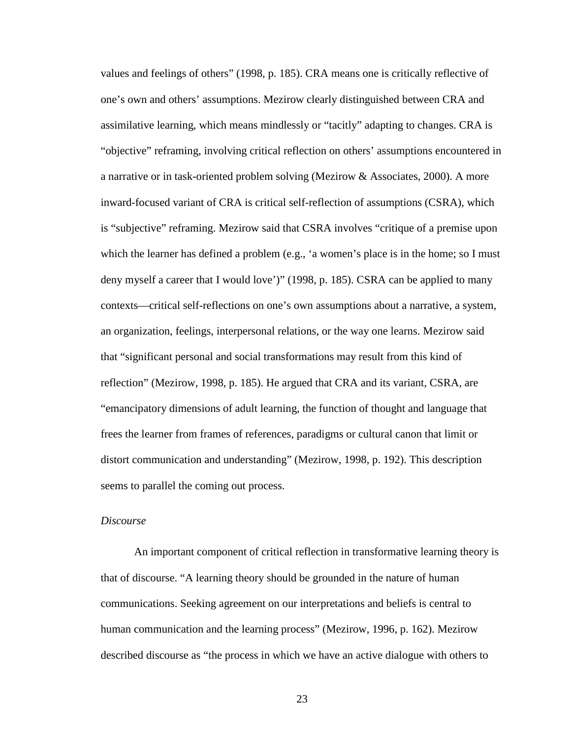values and feelings of others” (1998, p. 185). CRA means one is critically reflective of one’s own and others’ assumptions. Mezirow clearly distinguished between CRA and assimilative learning, which means mindlessly or “tacitly” adapting to changes. CRA is “objective” reframing, involving critical reflection on others’ assumptions encountered in a narrative or in task-oriented problem solving (Mezirow & Associates, 2000). A more inward-focused variant of CRA is critical self-reflection of assumptions (CSRA), which is “subjective” reframing. Mezirow said that CSRA involves “critique of a premise upon which the learner has defined a problem (e.g., ‘a women’s place is in the home; so I must deny myself a career that I would love’)” (1998, p. 185). CSRA can be applied to many contexts—critical self-reflections on one’s own assumptions about a narrative, a system, an organization, feelings, interpersonal relations, or the way one learns. Mezirow said that “significant personal and social transformations may result from this kind of reflection” (Mezirow, 1998, p. 185). He argued that CRA and its variant, CSRA, are “emancipatory dimensions of adult learning, the function of thought and language that frees the learner from frames of references, paradigms or cultural canon that limit or distort communication and understanding” (Mezirow, 1998, p. 192). This description seems to parallel the coming out process.

*Discourse*

An important component of critical reflection in transformative learning theory is that of discourse. “A learning theory should be grounded in the nature of human communications. Seeking agreement on our interpretations and beliefs is central to human communication and the learning process” (Mezirow, 1996, p. 162). Mezirow described discourse as “the process in which we have an active dialogue with others to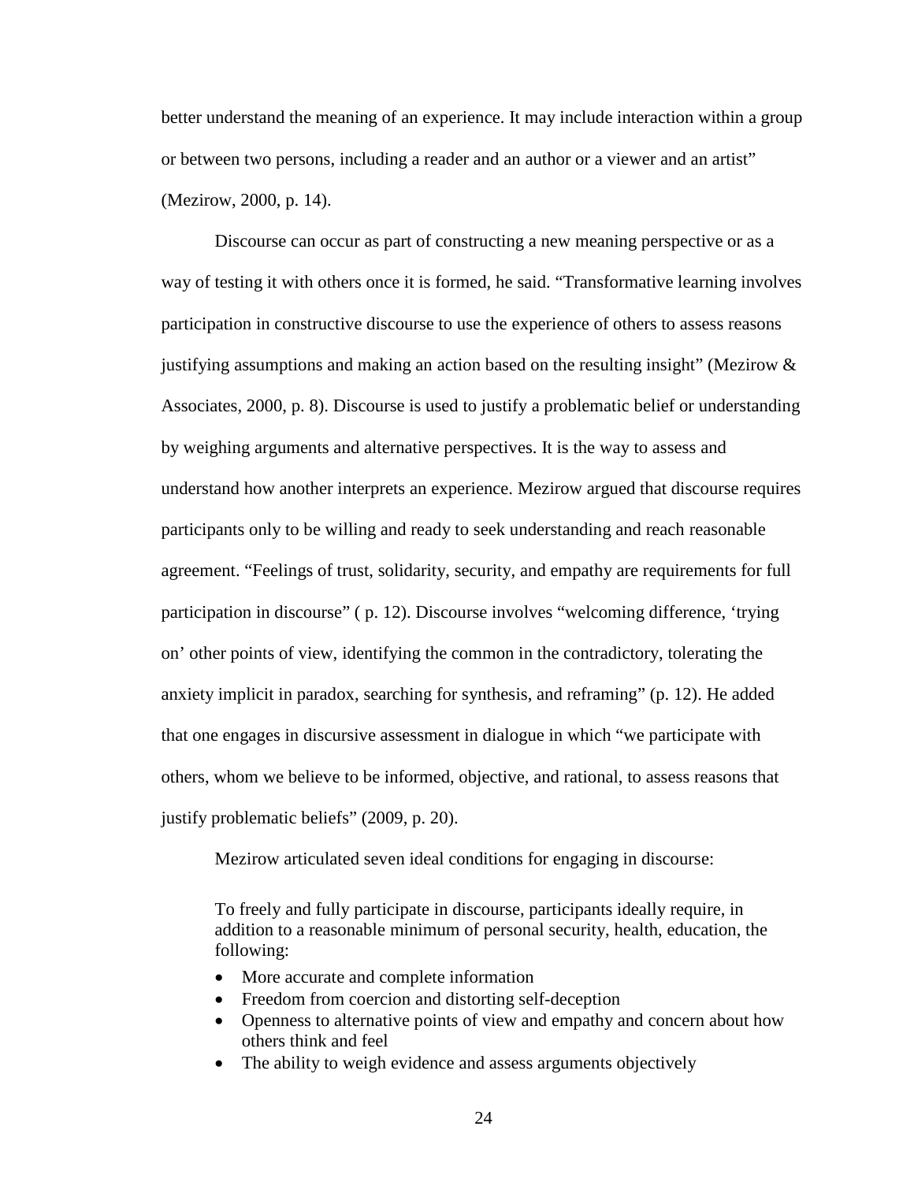better understand the meaning of an experience. It may include interaction within a group or between two persons, including a reader and an author or a viewer and an artist" (Mezirow, 2000, p. 14).

Discourse can occur as part of constructing a new meaning perspective or as a way of testing it with others once it is formed, he said. "Transformative learning involves participation in constructive discourse to use the experience of others to assess reasons justifying assumptions and making an action based on the resulting insight" (Mezirow & Associates, 2000, p. 8). Discourse is used to justify a problematic belief or understanding by weighing arguments and alternative perspectives. It is the way to assess and understand how another interprets an experience. Mezirow argued that discourse requires participants only to be willing and ready to seek understanding and reach reasonable agreement. "Feelings of trust, solidarity, security, and empathy are requirements for full participation in discourse" ( p. 12). Discourse involves "welcoming difference, 'trying on' other points of view, identifying the common in the contradictory, tolerating the anxiety implicit in paradox, searching for synthesis, and reframing" (p. 12). He added that one engages in discursive assessment in dialogue in which "we participate with others, whom we believe to be informed, objective, and rational, to assess reasons that justify problematic beliefs" (2009, p. 20).

Mezirow articulated seven ideal conditions for engaging in discourse:

> To freely and fully participate in discourse, participants ideally require, in addition to a reasonable minimum of personal security, health, education, the following:
>
> - More accurate and complete information
> - Freedom from coercion and distorting self-deception
> - Openness to alternative points of view and empathy and concern about how others think and feel
> - The ability to weigh evidence and assess arguments objectively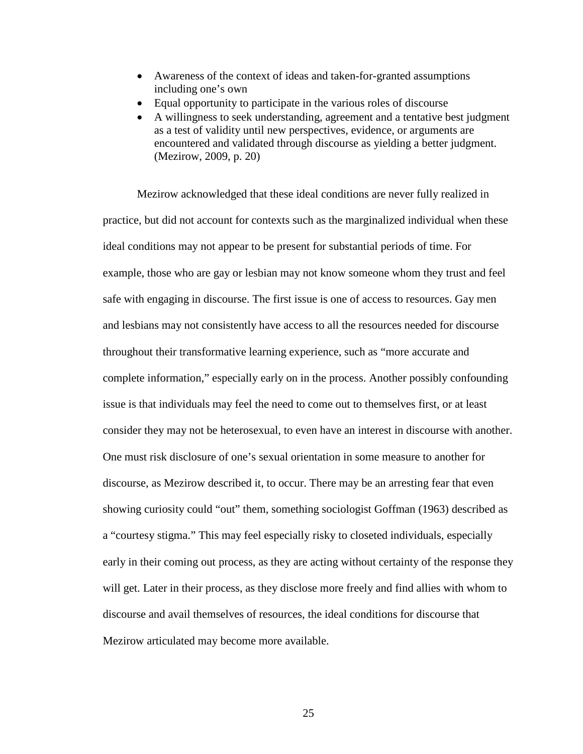- Awareness of the context of ideas and taken-for-granted assumptions including one's own
- Equal opportunity to participate in the various roles of discourse
- A willingness to seek understanding, agreement and a tentative best judgment as a test of validity until new perspectives, evidence, or arguments are encountered and validated through discourse as yielding a better judgment. (Mezirow, 2009, p. 20)

Mezirow acknowledged that these ideal conditions are never fully realized in practice, but did not account for contexts such as the marginalized individual when these ideal conditions may not appear to be present for substantial periods of time. For example, those who are gay or lesbian may not know someone whom they trust and feel safe with engaging in discourse. The first issue is one of access to resources. Gay men and lesbians may not consistently have access to all the resources needed for discourse throughout their transformative learning experience, such as "more accurate and complete information," especially early on in the process. Another possibly confounding issue is that individuals may feel the need to come out to themselves first, or at least consider they may not be heterosexual, to even have an interest in discourse with another. One must risk disclosure of one's sexual orientation in some measure to another for discourse, as Mezirow described it, to occur. There may be an arresting fear that even showing curiosity could "out" them, something sociologist Goffman (1963) described as a "courtesy stigma." This may feel especially risky to closeted individuals, especially early in their coming out process, as they are acting without certainty of the response they will get. Later in their process, as they disclose more freely and find allies with whom to discourse and avail themselves of resources, the ideal conditions for discourse that Mezirow articulated may become more available.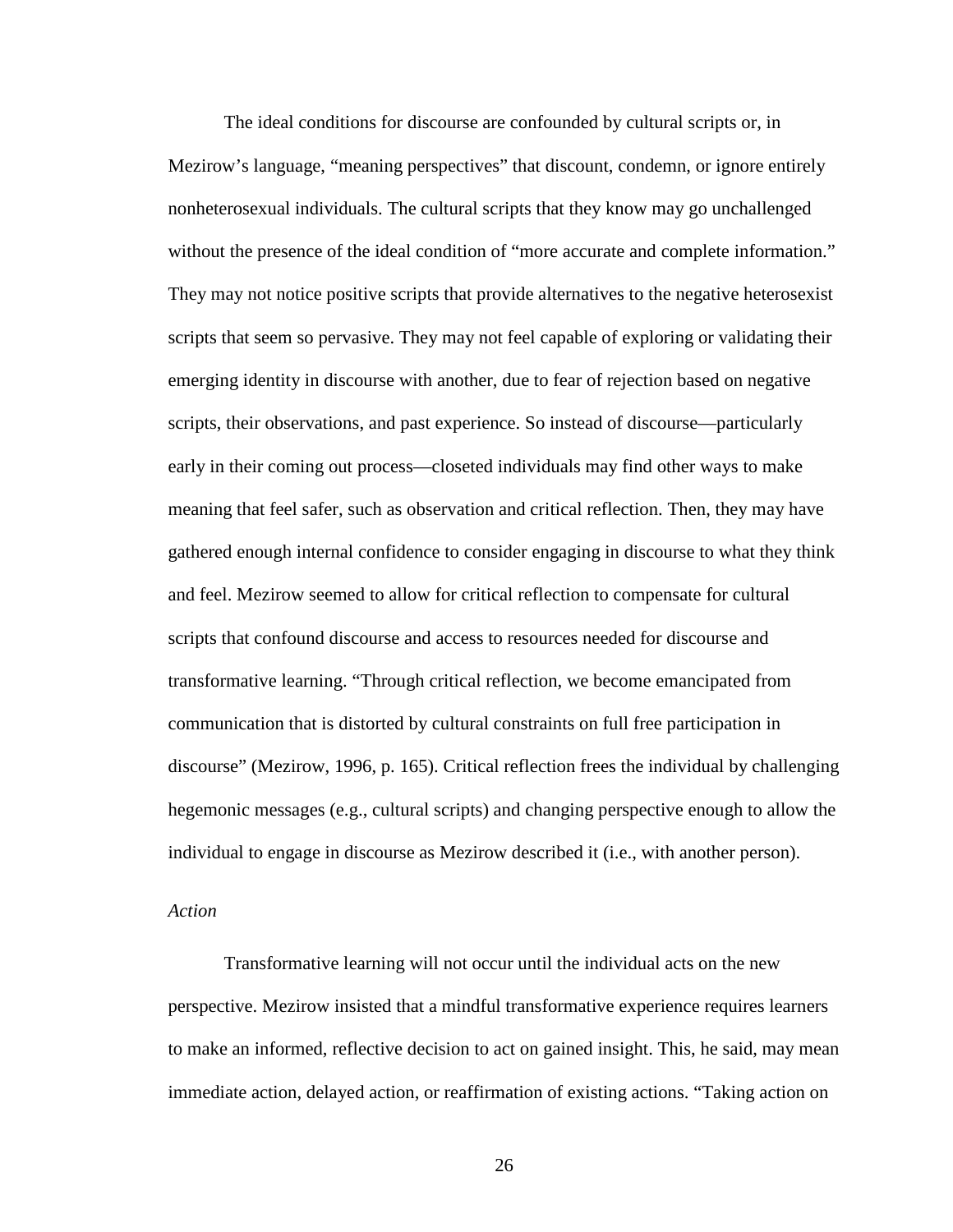The ideal conditions for discourse are confounded by cultural scripts or, in Mezirow's language, "meaning perspectives" that discount, condemn, or ignore entirely nonheterosexual individuals. The cultural scripts that they know may go unchallenged without the presence of the ideal condition of "more accurate and complete information." They may not notice positive scripts that provide alternatives to the negative heterosexist scripts that seem so pervasive. They may not feel capable of exploring or validating their emerging identity in discourse with another, due to fear of rejection based on negative scripts, their observations, and past experience. So instead of discourse—particularly early in their coming out process—closeted individuals may find other ways to make meaning that feel safer, such as observation and critical reflection. Then, they may have gathered enough internal confidence to consider engaging in discourse to what they think and feel. Mezirow seemed to allow for critical reflection to compensate for cultural scripts that confound discourse and access to resources needed for discourse and transformative learning. "Through critical reflection, we become emancipated from communication that is distorted by cultural constraints on full free participation in discourse" (Mezirow, 1996, p. 165). Critical reflection frees the individual by challenging hegemonic messages (e.g., cultural scripts) and changing perspective enough to allow the individual to engage in discourse as Mezirow described it (i.e., with another person).

*Action*

Transformative learning will not occur until the individual acts on the new perspective. Mezirow insisted that a mindful transformative experience requires learners to make an informed, reflective decision to act on gained insight. This, he said, may mean immediate action, delayed action, or reaffirmation of existing actions. "Taking action on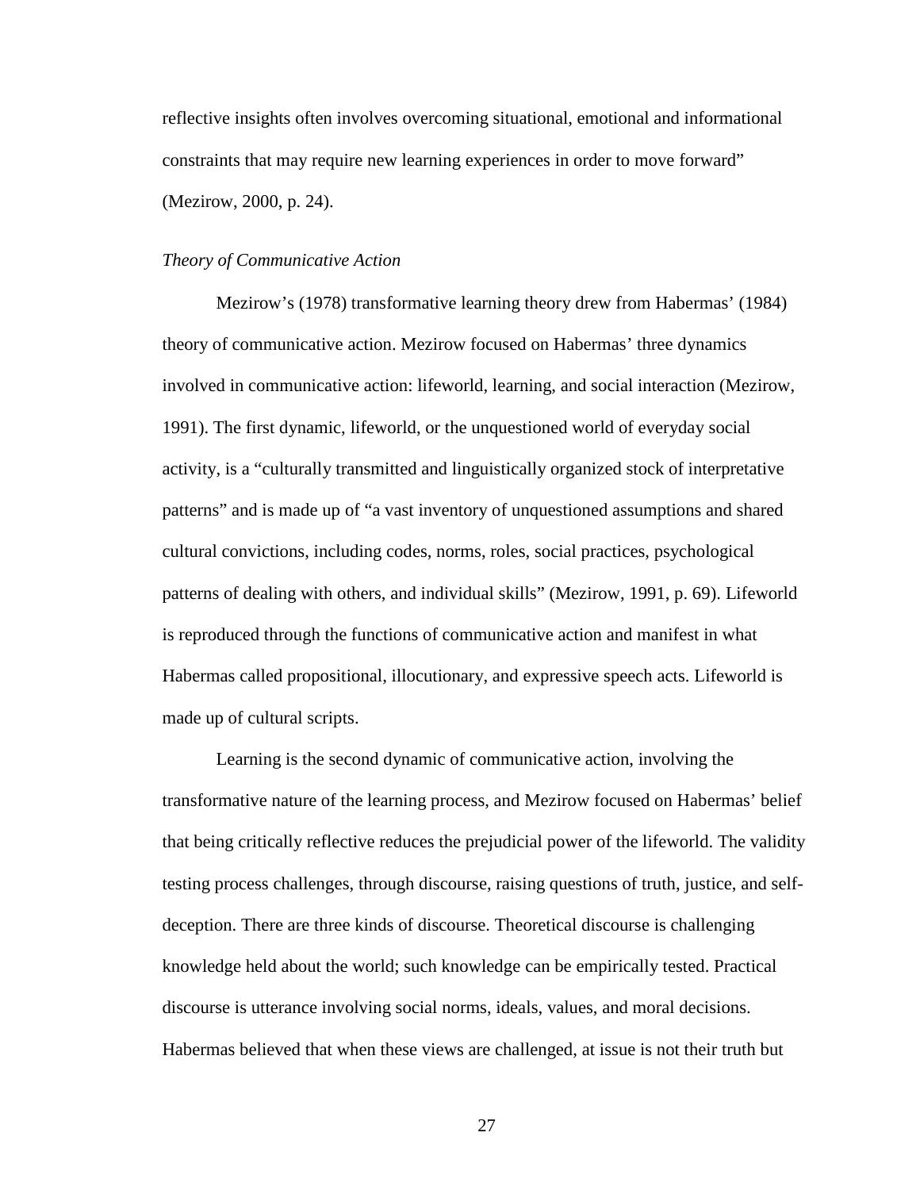reflective insights often involves overcoming situational, emotional and informational constraints that may require new learning experiences in order to move forward" (Mezirow, 2000, p. 24).

*Theory of Communicative Action*

Mezirow's (1978) transformative learning theory drew from Habermas' (1984) theory of communicative action. Mezirow focused on Habermas' three dynamics involved in communicative action: lifeworld, learning, and social interaction (Mezirow, 1991). The first dynamic, lifeworld, or the unquestioned world of everyday social activity, is a "culturally transmitted and linguistically organized stock of interpretative patterns" and is made up of "a vast inventory of unquestioned assumptions and shared cultural convictions, including codes, norms, roles, social practices, psychological patterns of dealing with others, and individual skills" (Mezirow, 1991, p. 69). Lifeworld is reproduced through the functions of communicative action and manifest in what Habermas called propositional, illocutionary, and expressive speech acts. Lifeworld is made up of cultural scripts.

Learning is the second dynamic of communicative action, involving the transformative nature of the learning process, and Mezirow focused on Habermas' belief that being critically reflective reduces the prejudicial power of the lifeworld. The validity testing process challenges, through discourse, raising questions of truth, justice, and self-deception. There are three kinds of discourse. Theoretical discourse is challenging knowledge held about the world; such knowledge can be empirically tested. Practical discourse is utterance involving social norms, ideals, values, and moral decisions. Habermas believed that when these views are challenged, at issue is not their truth but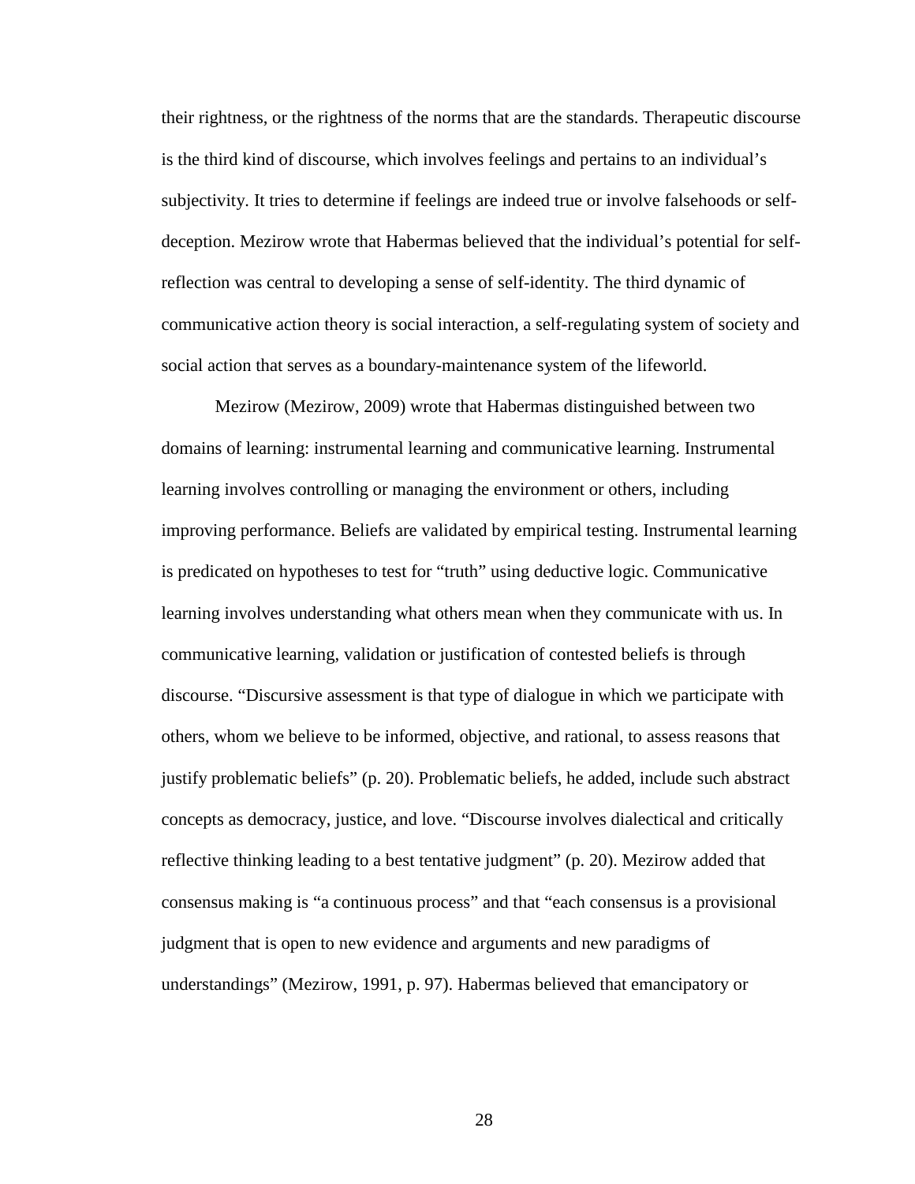their rightness, or the rightness of the norms that are the standards. Therapeutic discourse is the third kind of discourse, which involves feelings and pertains to an individual's subjectivity. It tries to determine if feelings are indeed true or involve falsehoods or self-deception. Mezirow wrote that Habermas believed that the individual's potential for self-reflection was central to developing a sense of self-identity. The third dynamic of communicative action theory is social interaction, a self-regulating system of society and social action that serves as a boundary-maintenance system of the lifeworld.

Mezirow (Mezirow, 2009) wrote that Habermas distinguished between two domains of learning: instrumental learning and communicative learning. Instrumental learning involves controlling or managing the environment or others, including improving performance. Beliefs are validated by empirical testing. Instrumental learning is predicated on hypotheses to test for "truth" using deductive logic. Communicative learning involves understanding what others mean when they communicate with us. In communicative learning, validation or justification of contested beliefs is through discourse. "Discursive assessment is that type of dialogue in which we participate with others, whom we believe to be informed, objective, and rational, to assess reasons that justify problematic beliefs" (p. 20). Problematic beliefs, he added, include such abstract concepts as democracy, justice, and love. "Discourse involves dialectical and critically reflective thinking leading to a best tentative judgment" (p. 20). Mezirow added that consensus making is "a continuous process" and that "each consensus is a provisional judgment that is open to new evidence and arguments and new paradigms of understandings" (Mezirow, 1991, p. 97). Habermas believed that emancipatory or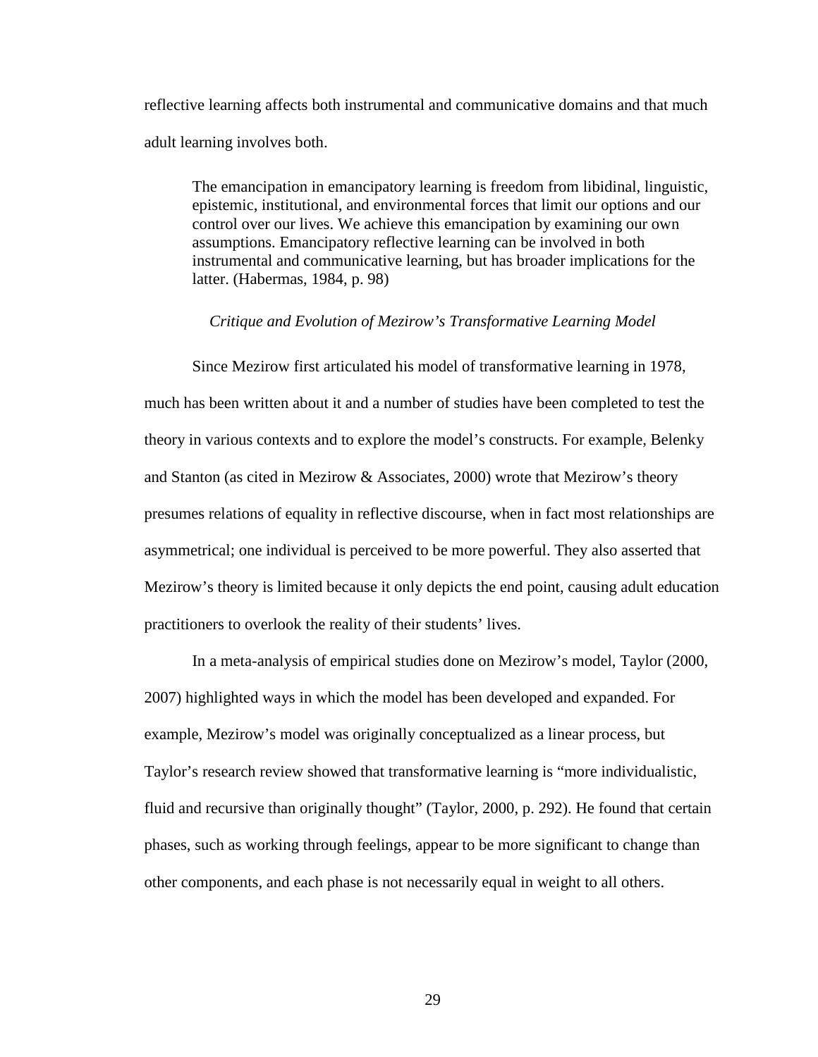reflective learning affects both instrumental and communicative domains and that much adult learning involves both.

> The emancipation in emancipatory learning is freedom from libidinal, linguistic, epistemic, institutional, and environmental forces that limit our options and our control over our lives. We achieve this emancipation by examining our own assumptions. Emancipatory reflective learning can be involved in both instrumental and communicative learning, but has broader implications for the latter. (Habermas, 1984, p. 98)

### *Critique and Evolution of Mezirow's Transformative Learning Model*

Since Mezirow first articulated his model of transformative learning in 1978, much has been written about it and a number of studies have been completed to test the theory in various contexts and to explore the model's constructs. For example, Belenky and Stanton (as cited in Mezirow & Associates, 2000) wrote that Mezirow's theory presumes relations of equality in reflective discourse, when in fact most relationships are asymmetrical; one individual is perceived to be more powerful. They also asserted that Mezirow's theory is limited because it only depicts the end point, causing adult education practitioners to overlook the reality of their students' lives.

In a meta-analysis of empirical studies done on Mezirow's model, Taylor (2000, 2007) highlighted ways in which the model has been developed and expanded. For example, Mezirow's model was originally conceptualized as a linear process, but Taylor's research review showed that transformative learning is "more individualistic, fluid and recursive than originally thought" (Taylor, 2000, p. 292). He found that certain phases, such as working through feelings, appear to be more significant to change than other components, and each phase is not necessarily equal in weight to all others.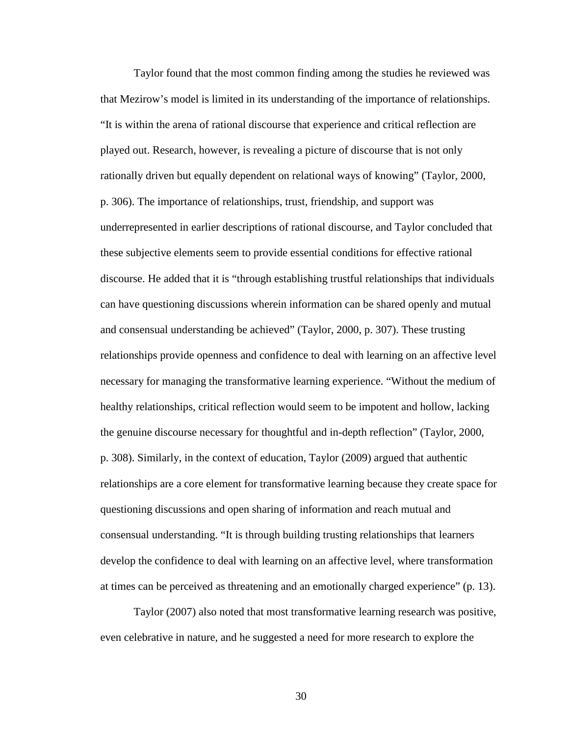Taylor found that the most common finding among the studies he reviewed was that Mezirow's model is limited in its understanding of the importance of relationships. "It is within the arena of rational discourse that experience and critical reflection are played out. Research, however, is revealing a picture of discourse that is not only rationally driven but equally dependent on relational ways of knowing" (Taylor, 2000, p. 306). The importance of relationships, trust, friendship, and support was underrepresented in earlier descriptions of rational discourse, and Taylor concluded that these subjective elements seem to provide essential conditions for effective rational discourse. He added that it is "through establishing trustful relationships that individuals can have questioning discussions wherein information can be shared openly and mutual and consensual understanding be achieved" (Taylor, 2000, p. 307). These trusting relationships provide openness and confidence to deal with learning on an affective level necessary for managing the transformative learning experience. "Without the medium of healthy relationships, critical reflection would seem to be impotent and hollow, lacking the genuine discourse necessary for thoughtful and in-depth reflection" (Taylor, 2000, p. 308). Similarly, in the context of education, Taylor (2009) argued that authentic relationships are a core element for transformative learning because they create space for questioning discussions and open sharing of information and reach mutual and consensual understanding. "It is through building trusting relationships that learners develop the confidence to deal with learning on an affective level, where transformation at times can be perceived as threatening and an emotionally charged experience" (p. 13).

Taylor (2007) also noted that most transformative learning research was positive, even celebrative in nature, and he suggested a need for more research to explore the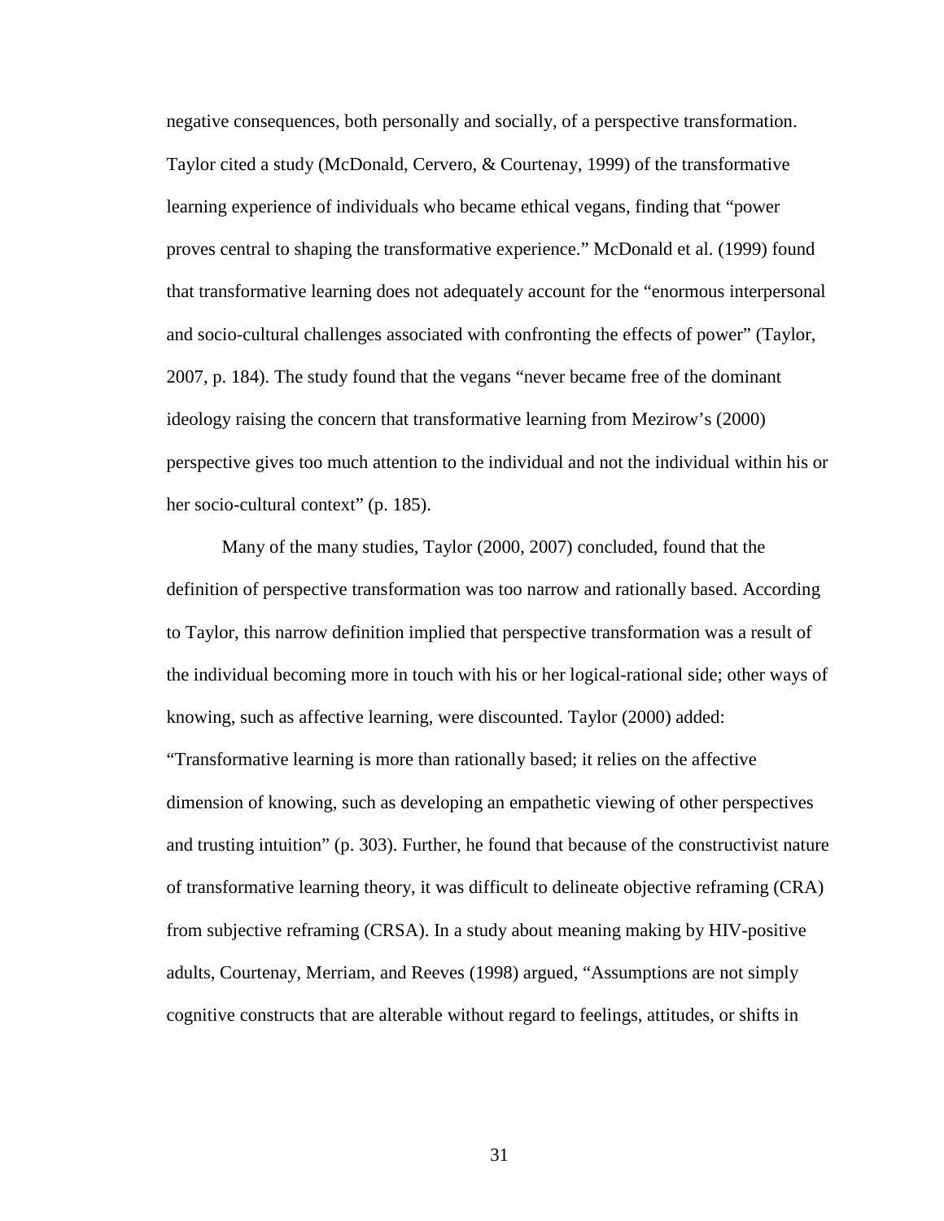negative consequences, both personally and socially, of a perspective transformation. Taylor cited a study (McDonald, Cervero, & Courtenay, 1999) of the transformative learning experience of individuals who became ethical vegans, finding that "power proves central to shaping the transformative experience." McDonald et al. (1999) found that transformative learning does not adequately account for the "enormous interpersonal and socio-cultural challenges associated with confronting the effects of power" (Taylor, 2007, p. 184). The study found that the vegans "never became free of the dominant ideology raising the concern that transformative learning from Mezirow's (2000) perspective gives too much attention to the individual and not the individual within his or her socio-cultural context" (p. 185).

Many of the many studies, Taylor (2000, 2007) concluded, found that the definition of perspective transformation was too narrow and rationally based. According to Taylor, this narrow definition implied that perspective transformation was a result of the individual becoming more in touch with his or her logical-rational side; other ways of knowing, such as affective learning, were discounted. Taylor (2000) added: "Transformative learning is more than rationally based; it relies on the affective dimension of knowing, such as developing an empathetic viewing of other perspectives and trusting intuition" (p. 303). Further, he found that because of the constructivist nature of transformative learning theory, it was difficult to delineate objective reframing (CRA) from subjective reframing (CRSA). In a study about meaning making by HIV-positive adults, Courtenay, Merriam, and Reeves (1998) argued, "Assumptions are not simply cognitive constructs that are alterable without regard to feelings, attitudes, or shifts in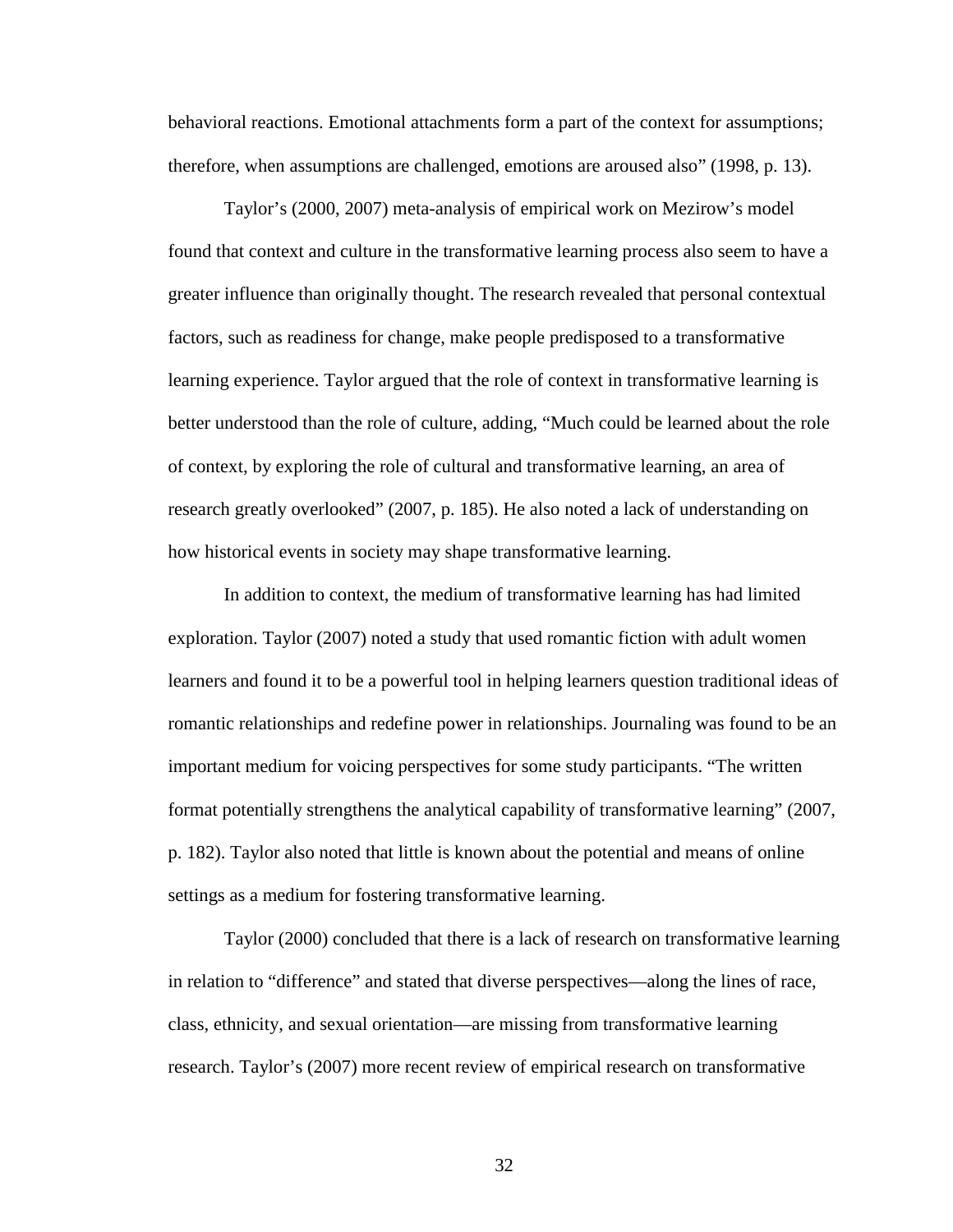behavioral reactions. Emotional attachments form a part of the context for assumptions; therefore, when assumptions are challenged, emotions are aroused also" (1998, p. 13).

Taylor's (2000, 2007) meta-analysis of empirical work on Mezirow's model found that context and culture in the transformative learning process also seem to have a greater influence than originally thought. The research revealed that personal contextual factors, such as readiness for change, make people predisposed to a transformative learning experience. Taylor argued that the role of context in transformative learning is better understood than the role of culture, adding, "Much could be learned about the role of context, by exploring the role of cultural and transformative learning, an area of research greatly overlooked" (2007, p. 185). He also noted a lack of understanding on how historical events in society may shape transformative learning.

In addition to context, the medium of transformative learning has had limited exploration. Taylor (2007) noted a study that used romantic fiction with adult women learners and found it to be a powerful tool in helping learners question traditional ideas of romantic relationships and redefine power in relationships. Journaling was found to be an important medium for voicing perspectives for some study participants. "The written format potentially strengthens the analytical capability of transformative learning" (2007, p. 182). Taylor also noted that little is known about the potential and means of online settings as a medium for fostering transformative learning.

Taylor (2000) concluded that there is a lack of research on transformative learning in relation to "difference" and stated that diverse perspectives—along the lines of race, class, ethnicity, and sexual orientation—are missing from transformative learning research. Taylor's (2007) more recent review of empirical research on transformative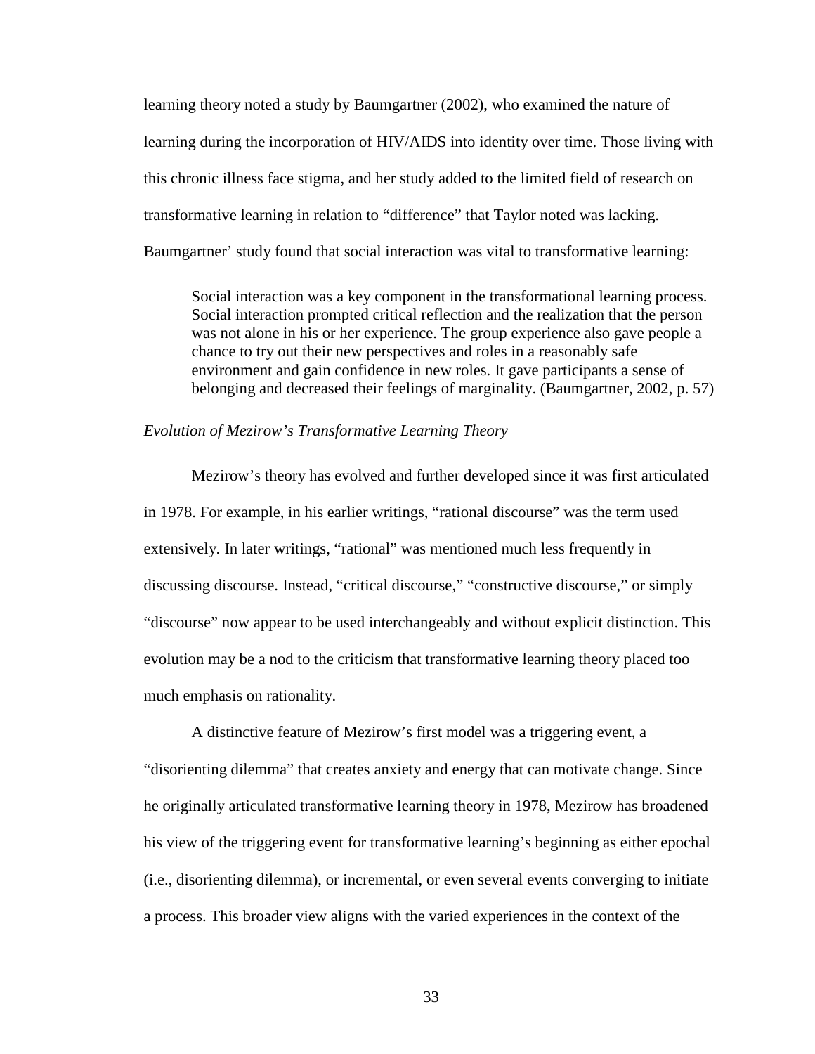learning theory noted a study by Baumgartner (2002), who examined the nature of learning during the incorporation of HIV/AIDS into identity over time. Those living with this chronic illness face stigma, and her study added to the limited field of research on transformative learning in relation to "difference" that Taylor noted was lacking. Baumgartner' study found that social interaction was vital to transformative learning:

> Social interaction was a key component in the transformational learning process. Social interaction prompted critical reflection and the realization that the person was not alone in his or her experience. The group experience also gave people a chance to try out their new perspectives and roles in a reasonably safe environment and gain confidence in new roles. It gave participants a sense of belonging and decreased their feelings of marginality. (Baumgartner, 2002, p. 57)

*Evolution of Mezirow's Transformative Learning Theory*

Mezirow's theory has evolved and further developed since it was first articulated in 1978. For example, in his earlier writings, "rational discourse" was the term used extensively. In later writings, "rational" was mentioned much less frequently in discussing discourse. Instead, "critical discourse," "constructive discourse," or simply "discourse" now appear to be used interchangeably and without explicit distinction. This evolution may be a nod to the criticism that transformative learning theory placed too much emphasis on rationality.

A distinctive feature of Mezirow's first model was a triggering event, a "disorienting dilemma" that creates anxiety and energy that can motivate change. Since he originally articulated transformative learning theory in 1978, Mezirow has broadened his view of the triggering event for transformative learning's beginning as either epochal (i.e., disorienting dilemma), or incremental, or even several events converging to initiate a process. This broader view aligns with the varied experiences in the context of the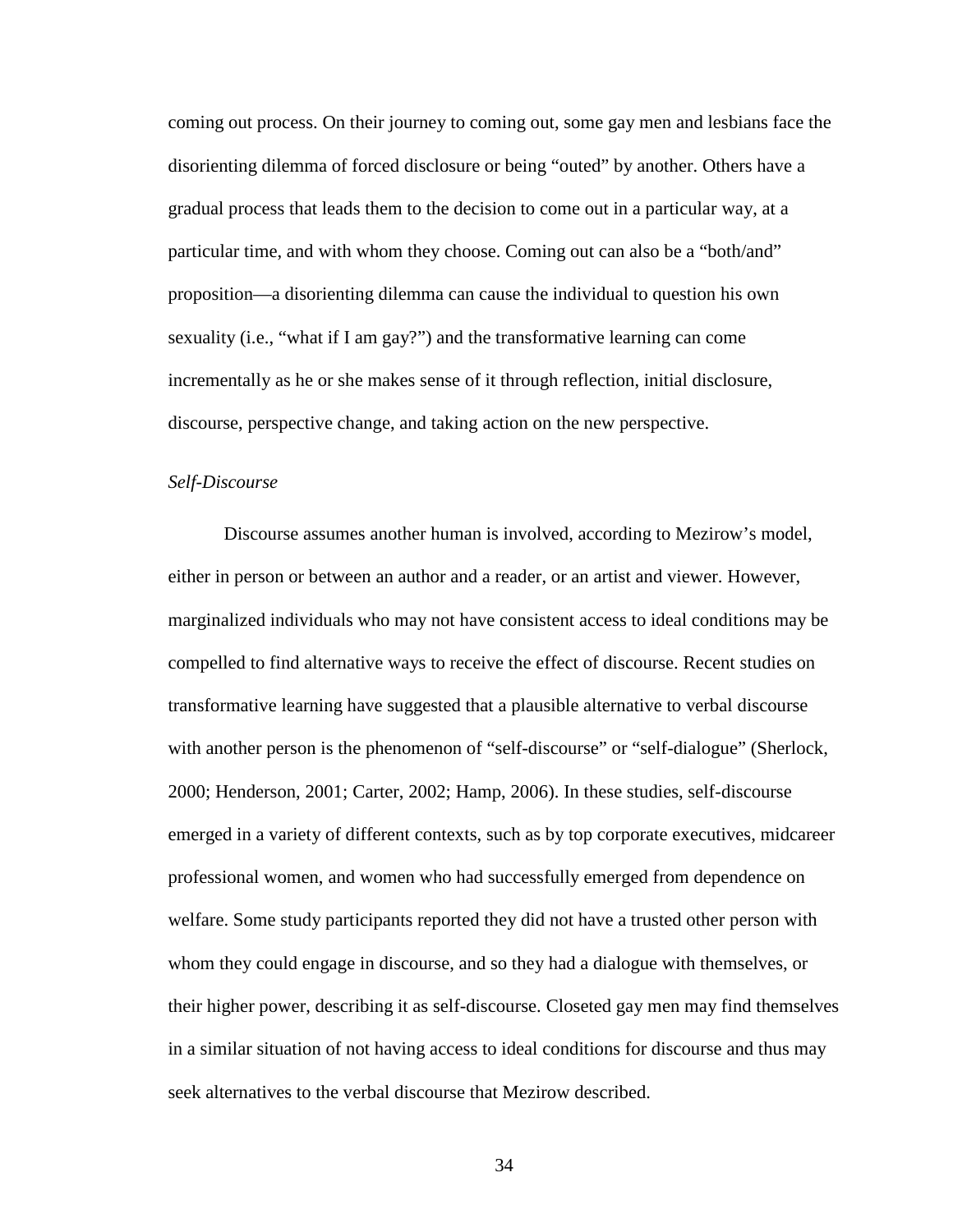coming out process. On their journey to coming out, some gay men and lesbians face the disorienting dilemma of forced disclosure or being "outed" by another. Others have a gradual process that leads them to the decision to come out in a particular way, at a particular time, and with whom they choose. Coming out can also be a "both/and" proposition—a disorienting dilemma can cause the individual to question his own sexuality (i.e., "what if I am gay?") and the transformative learning can come incrementally as he or she makes sense of it through reflection, initial disclosure, discourse, perspective change, and taking action on the new perspective.

*Self-Discourse*

Discourse assumes another human is involved, according to Mezirow's model, either in person or between an author and a reader, or an artist and viewer. However, marginalized individuals who may not have consistent access to ideal conditions may be compelled to find alternative ways to receive the effect of discourse. Recent studies on transformative learning have suggested that a plausible alternative to verbal discourse with another person is the phenomenon of "self-discourse" or "self-dialogue" (Sherlock, 2000; Henderson, 2001; Carter, 2002; Hamp, 2006). In these studies, self-discourse emerged in a variety of different contexts, such as by top corporate executives, midcareer professional women, and women who had successfully emerged from dependence on welfare. Some study participants reported they did not have a trusted other person with whom they could engage in discourse, and so they had a dialogue with themselves, or their higher power, describing it as self-discourse. Closeted gay men may find themselves in a similar situation of not having access to ideal conditions for discourse and thus may seek alternatives to the verbal discourse that Mezirow described.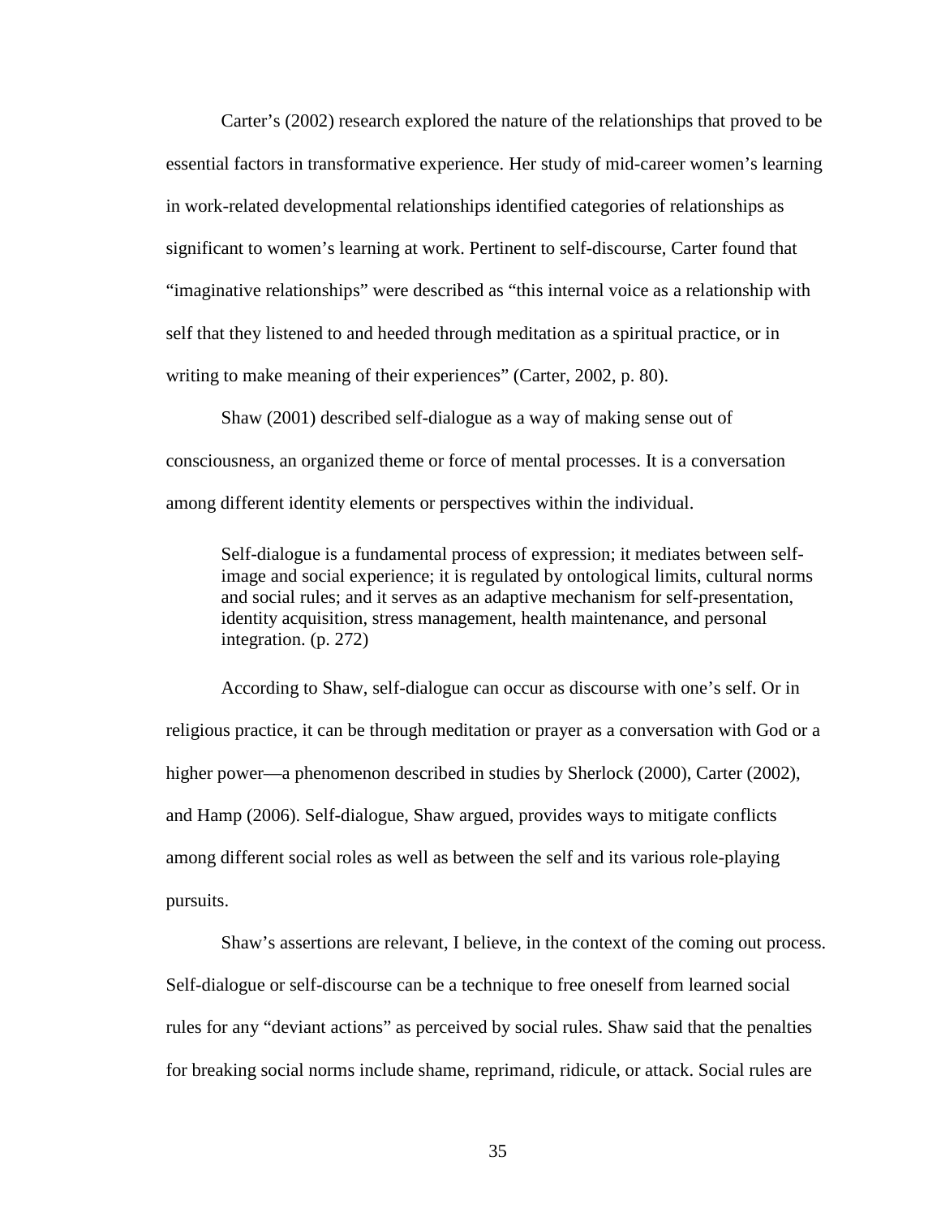Carter's (2002) research explored the nature of the relationships that proved to be essential factors in transformative experience. Her study of mid-career women's learning in work-related developmental relationships identified categories of relationships as significant to women's learning at work. Pertinent to self-discourse, Carter found that "imaginative relationships" were described as "this internal voice as a relationship with self that they listened to and heeded through meditation as a spiritual practice, or in writing to make meaning of their experiences" (Carter, 2002, p. 80).

Shaw (2001) described self-dialogue as a way of making sense out of consciousness, an organized theme or force of mental processes. It is a conversation among different identity elements or perspectives within the individual.

> Self-dialogue is a fundamental process of expression; it mediates between self-image and social experience; it is regulated by ontological limits, cultural norms and social rules; and it serves as an adaptive mechanism for self-presentation, identity acquisition, stress management, health maintenance, and personal integration. (p. 272)

According to Shaw, self-dialogue can occur as discourse with one's self. Or in religious practice, it can be through meditation or prayer as a conversation with God or a higher power—a phenomenon described in studies by Sherlock (2000), Carter (2002), and Hamp (2006). Self-dialogue, Shaw argued, provides ways to mitigate conflicts among different social roles as well as between the self and its various role-playing pursuits.

Shaw's assertions are relevant, I believe, in the context of the coming out process. Self-dialogue or self-discourse can be a technique to free oneself from learned social rules for any "deviant actions" as perceived by social rules. Shaw said that the penalties for breaking social norms include shame, reprimand, ridicule, or attack. Social rules are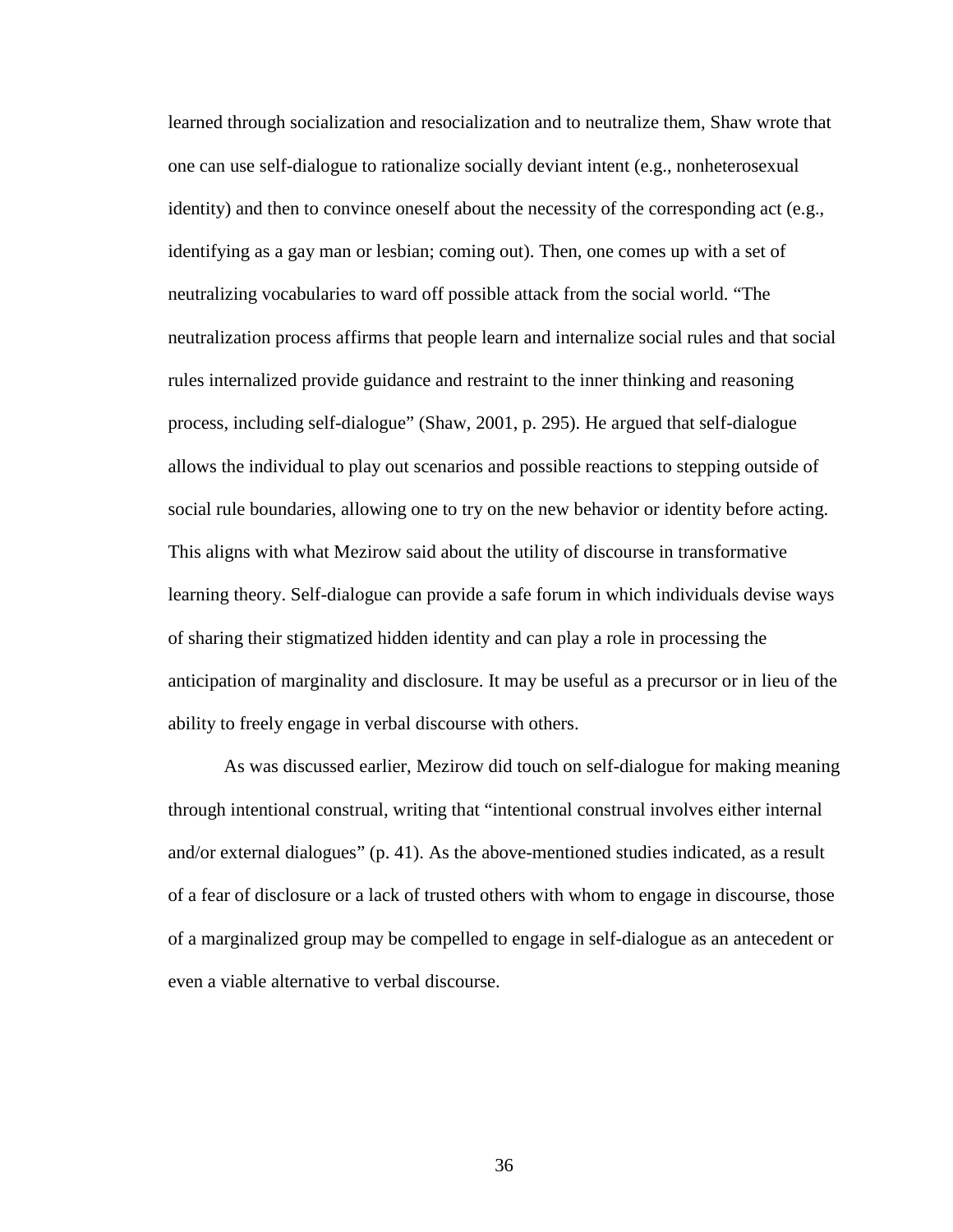learned through socialization and resocialization and to neutralize them, Shaw wrote that one can use self-dialogue to rationalize socially deviant intent (e.g., nonheterosexual identity) and then to convince oneself about the necessity of the corresponding act (e.g., identifying as a gay man or lesbian; coming out). Then, one comes up with a set of neutralizing vocabularies to ward off possible attack from the social world. "The neutralization process affirms that people learn and internalize social rules and that social rules internalized provide guidance and restraint to the inner thinking and reasoning process, including self-dialogue" (Shaw, 2001, p. 295). He argued that self-dialogue allows the individual to play out scenarios and possible reactions to stepping outside of social rule boundaries, allowing one to try on the new behavior or identity before acting. This aligns with what Mezirow said about the utility of discourse in transformative learning theory. Self-dialogue can provide a safe forum in which individuals devise ways of sharing their stigmatized hidden identity and can play a role in processing the anticipation of marginality and disclosure. It may be useful as a precursor or in lieu of the ability to freely engage in verbal discourse with others.

As was discussed earlier, Mezirow did touch on self-dialogue for making meaning through intentional construal, writing that "intentional construal involves either internal and/or external dialogues" (p. 41). As the above-mentioned studies indicated, as a result of a fear of disclosure or a lack of trusted others with whom to engage in discourse, those of a marginalized group may be compelled to engage in self-dialogue as an antecedent or even a viable alternative to verbal discourse.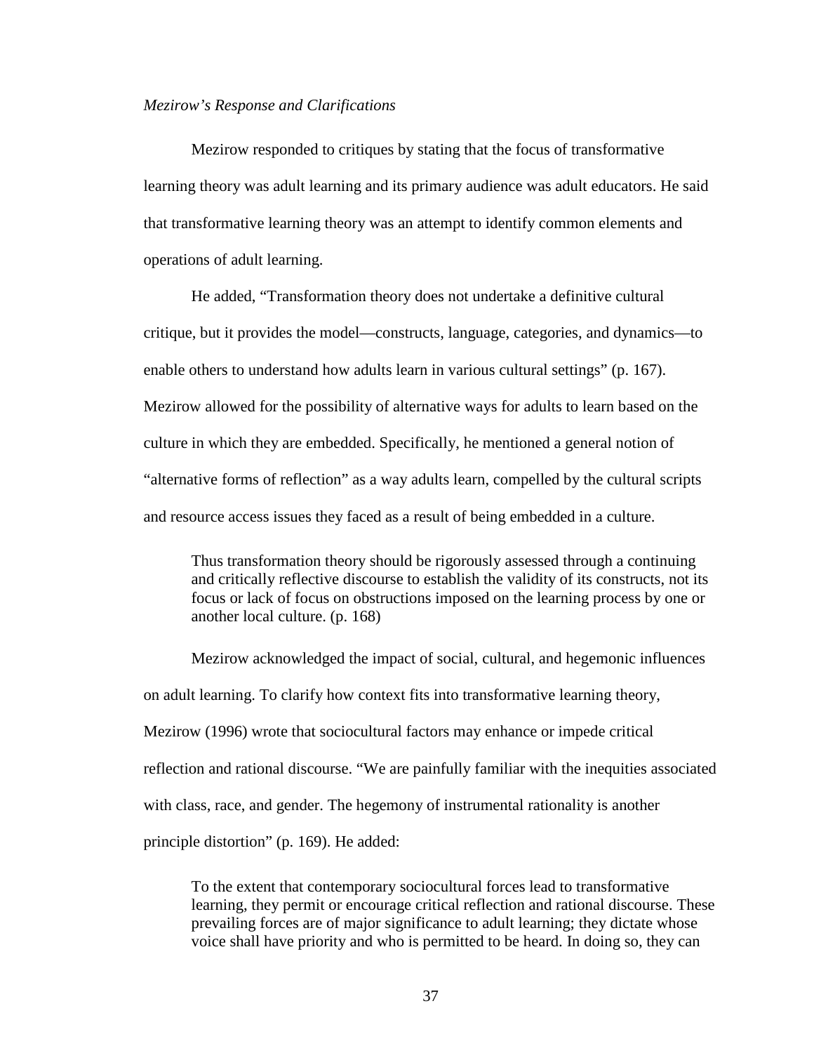*Mezirow's Response and Clarifications*

Mezirow responded to critiques by stating that the focus of transformative learning theory was adult learning and its primary audience was adult educators. He said that transformative learning theory was an attempt to identify common elements and operations of adult learning.

He added, "Transformation theory does not undertake a definitive cultural critique, but it provides the model—constructs, language, categories, and dynamics—to enable others to understand how adults learn in various cultural settings" (p. 167). Mezirow allowed for the possibility of alternative ways for adults to learn based on the culture in which they are embedded. Specifically, he mentioned a general notion of "alternative forms of reflection" as a way adults learn, compelled by the cultural scripts and resource access issues they faced as a result of being embedded in a culture.

> Thus transformation theory should be rigorously assessed through a continuing and critically reflective discourse to establish the validity of its constructs, not its focus or lack of focus on obstructions imposed on the learning process by one or another local culture. (p. 168)

Mezirow acknowledged the impact of social, cultural, and hegemonic influences on adult learning. To clarify how context fits into transformative learning theory, Mezirow (1996) wrote that sociocultural factors may enhance or impede critical reflection and rational discourse. "We are painfully familiar with the inequities associated with class, race, and gender. The hegemony of instrumental rationality is another principle distortion" (p. 169). He added:

> To the extent that contemporary sociocultural forces lead to transformative learning, they permit or encourage critical reflection and rational discourse. These prevailing forces are of major significance to adult learning; they dictate whose voice shall have priority and who is permitted to be heard. In doing so, they can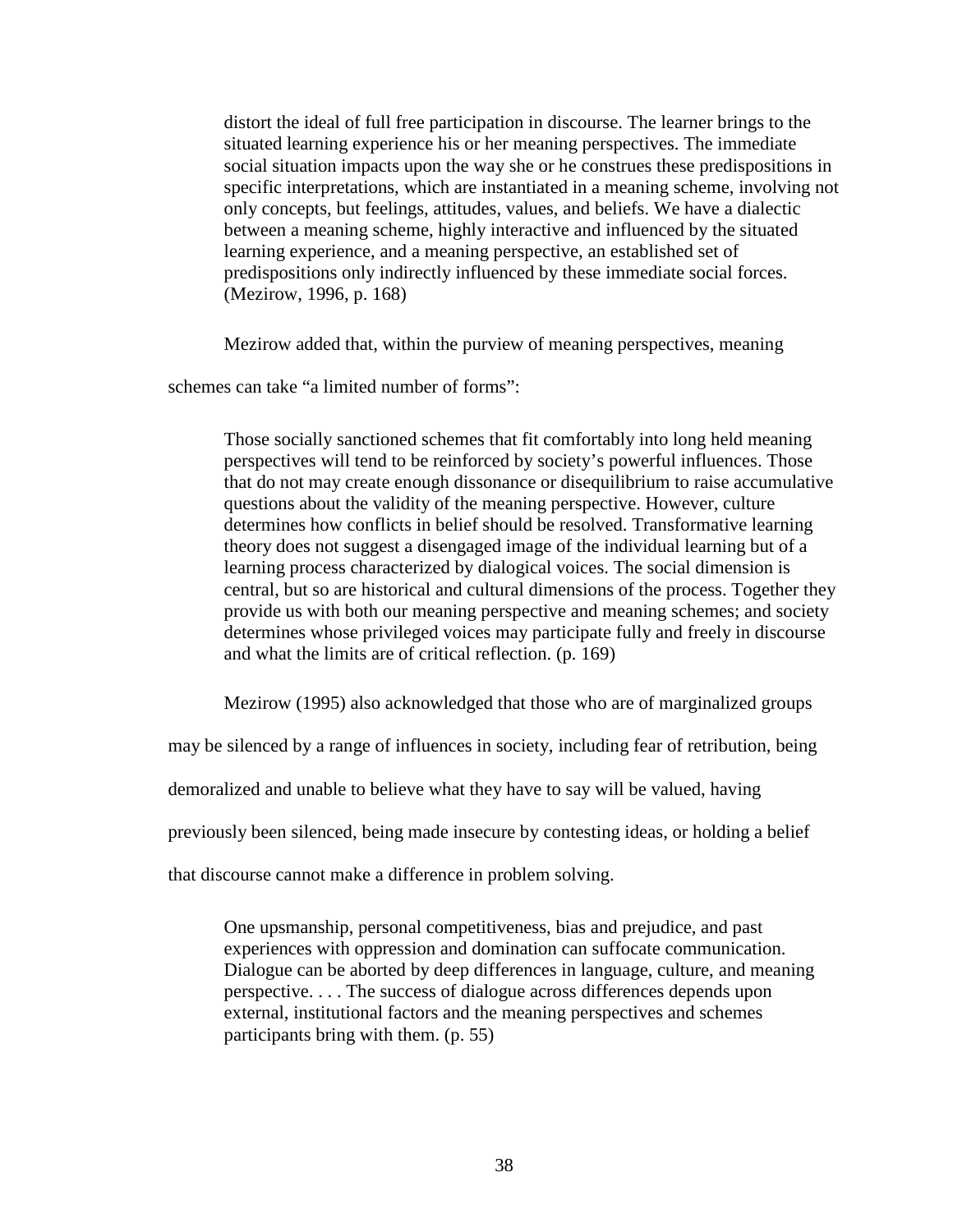> distort the ideal of full free participation in discourse. The learner brings to the situated learning experience his or her meaning perspectives. The immediate social situation impacts upon the way she or he construes these predispositions in specific interpretations, which are instantiated in a meaning scheme, involving not only concepts, but feelings, attitudes, values, and beliefs. We have a dialectic between a meaning scheme, highly interactive and influenced by the situated learning experience, and a meaning perspective, an established set of predispositions only indirectly influenced by these immediate social forces. (Mezirow, 1996, p. 168)

Mezirow added that, within the purview of meaning perspectives, meaning schemes can take "a limited number of forms":

> Those socially sanctioned schemes that fit comfortably into long held meaning perspectives will tend to be reinforced by society's powerful influences. Those that do not may create enough dissonance or disequilibrium to raise accumulative questions about the validity of the meaning perspective. However, culture determines how conflicts in belief should be resolved. Transformative learning theory does not suggest a disengaged image of the individual learning but of a learning process characterized by dialogical voices. The social dimension is central, but so are historical and cultural dimensions of the process. Together they provide us with both our meaning perspective and meaning schemes; and society determines whose privileged voices may participate fully and freely in discourse and what the limits are of critical reflection. (p. 169)

Mezirow (1995) also acknowledged that those who are of marginalized groups may be silenced by a range of influences in society, including fear of retribution, being demoralized and unable to believe what they have to say will be valued, having previously been silenced, being made insecure by contesting ideas, or holding a belief that discourse cannot make a difference in problem solving.

> One upsmanship, personal competitiveness, bias and prejudice, and past experiences with oppression and domination can suffocate communication. Dialogue can be aborted by deep differences in language, culture, and meaning perspective. . . . The success of dialogue across differences depends upon external, institutional factors and the meaning perspectives and schemes participants bring with them. (p. 55)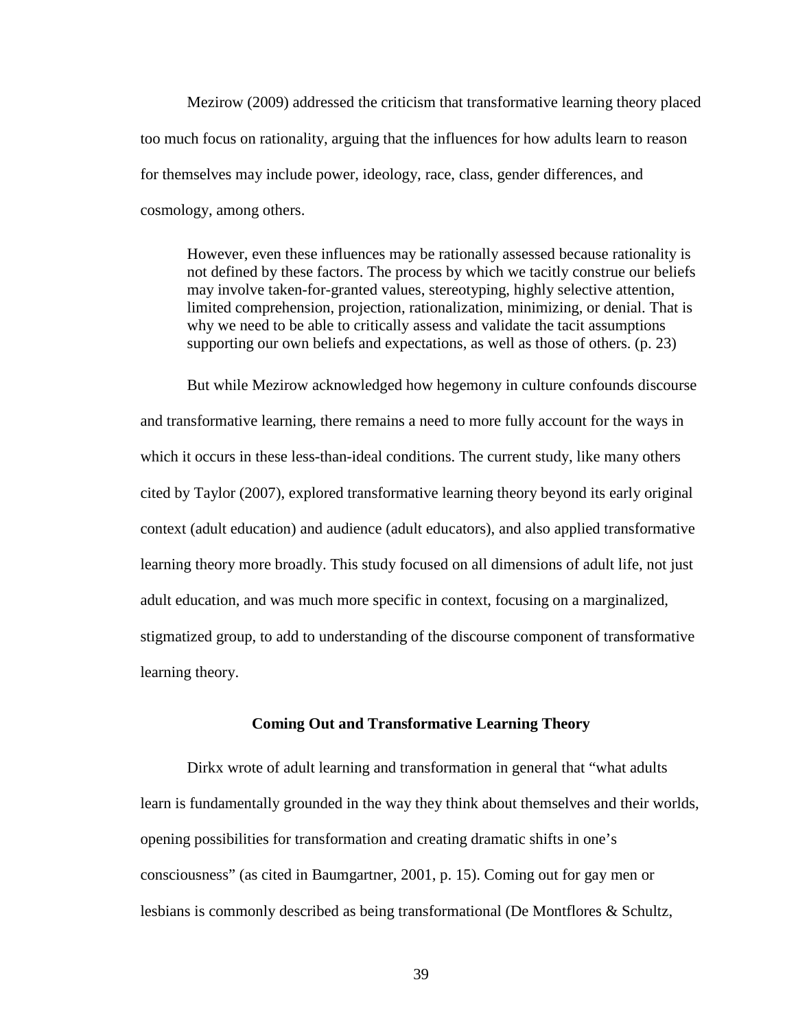Mezirow (2009) addressed the criticism that transformative learning theory placed too much focus on rationality, arguing that the influences for how adults learn to reason for themselves may include power, ideology, race, class, gender differences, and cosmology, among others.

> However, even these influences may be rationally assessed because rationality is not defined by these factors. The process by which we tacitly construe our beliefs may involve taken-for-granted values, stereotyping, highly selective attention, limited comprehension, projection, rationalization, minimizing, or denial. That is why we need to be able to critically assess and validate the tacit assumptions supporting our own beliefs and expectations, as well as those of others. (p. 23)

But while Mezirow acknowledged how hegemony in culture confounds discourse and transformative learning, there remains a need to more fully account for the ways in which it occurs in these less-than-ideal conditions. The current study, like many others cited by Taylor (2007), explored transformative learning theory beyond its early original context (adult education) and audience (adult educators), and also applied transformative learning theory more broadly. This study focused on all dimensions of adult life, not just adult education, and was much more specific in context, focusing on a marginalized, stigmatized group, to add to understanding of the discourse component of transformative learning theory.

## Coming Out and Transformative Learning Theory

Dirkx wrote of adult learning and transformation in general that "what adults learn is fundamentally grounded in the way they think about themselves and their worlds, opening possibilities for transformation and creating dramatic shifts in one's consciousness" (as cited in Baumgartner, 2001, p. 15). Coming out for gay men or lesbians is commonly described as being transformational (De Montflores & Schultz,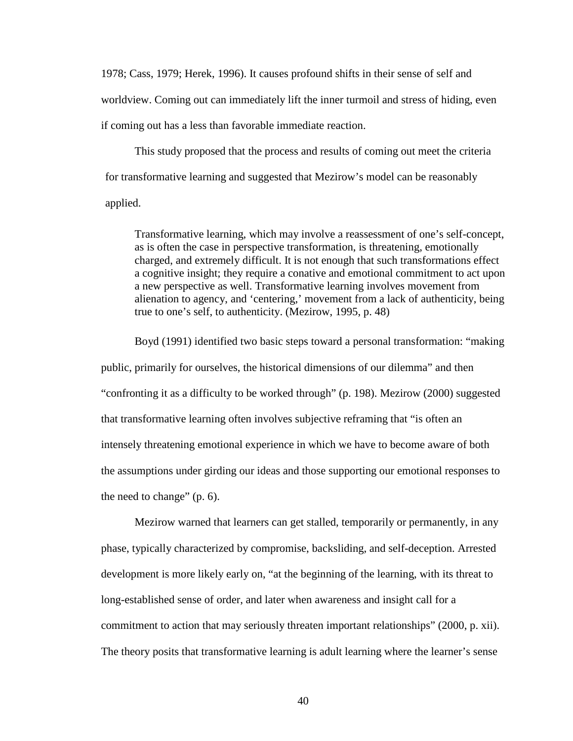1978; Cass, 1979; Herek, 1996). It causes profound shifts in their sense of self and worldview. Coming out can immediately lift the inner turmoil and stress of hiding, even if coming out has a less than favorable immediate reaction.

This study proposed that the process and results of coming out meet the criteria for transformative learning and suggested that Mezirow's model can be reasonably applied.

> Transformative learning, which may involve a reassessment of one's self-concept, as is often the case in perspective transformation, is threatening, emotionally charged, and extremely difficult. It is not enough that such transformations effect a cognitive insight; they require a conative and emotional commitment to act upon a new perspective as well. Transformative learning involves movement from alienation to agency, and 'centering,' movement from a lack of authenticity, being true to one's self, to authenticity. (Mezirow, 1995, p. 48)

Boyd (1991) identified two basic steps toward a personal transformation: "making public, primarily for ourselves, the historical dimensions of our dilemma" and then "confronting it as a difficulty to be worked through" (p. 198). Mezirow (2000) suggested that transformative learning often involves subjective reframing that "is often an intensely threatening emotional experience in which we have to become aware of both the assumptions under girding our ideas and those supporting our emotional responses to the need to change" (p. 6).

Mezirow warned that learners can get stalled, temporarily or permanently, in any phase, typically characterized by compromise, backsliding, and self-deception. Arrested development is more likely early on, "at the beginning of the learning, with its threat to long-established sense of order, and later when awareness and insight call for a commitment to action that may seriously threaten important relationships" (2000, p. xii). The theory posits that transformative learning is adult learning where the learner's sense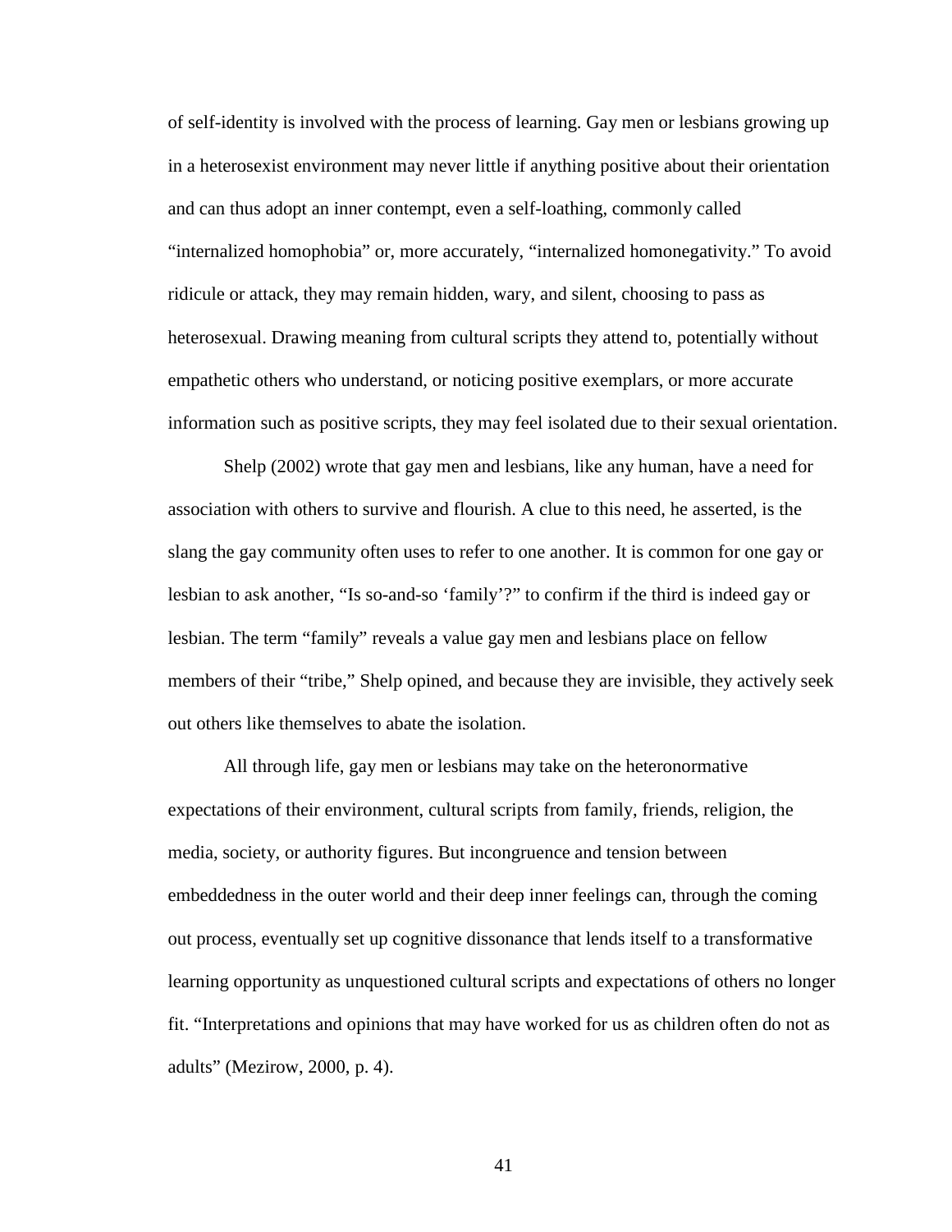of self-identity is involved with the process of learning. Gay men or lesbians growing up in a heterosexist environment may never little if anything positive about their orientation and can thus adopt an inner contempt, even a self-loathing, commonly called "internalized homophobia" or, more accurately, "internalized homonegativity." To avoid ridicule or attack, they may remain hidden, wary, and silent, choosing to pass as heterosexual. Drawing meaning from cultural scripts they attend to, potentially without empathetic others who understand, or noticing positive exemplars, or more accurate information such as positive scripts, they may feel isolated due to their sexual orientation.

Shelp (2002) wrote that gay men and lesbians, like any human, have a need for association with others to survive and flourish. A clue to this need, he asserted, is the slang the gay community often uses to refer to one another. It is common for one gay or lesbian to ask another, "Is so-and-so 'family'?" to confirm if the third is indeed gay or lesbian. The term "family" reveals a value gay men and lesbians place on fellow members of their "tribe," Shelp opined, and because they are invisible, they actively seek out others like themselves to abate the isolation.

All through life, gay men or lesbians may take on the heteronormative expectations of their environment, cultural scripts from family, friends, religion, the media, society, or authority figures. But incongruence and tension between embeddedness in the outer world and their deep inner feelings can, through the coming out process, eventually set up cognitive dissonance that lends itself to a transformative learning opportunity as unquestioned cultural scripts and expectations of others no longer fit. "Interpretations and opinions that may have worked for us as children often do not as adults" (Mezirow, 2000, p. 4).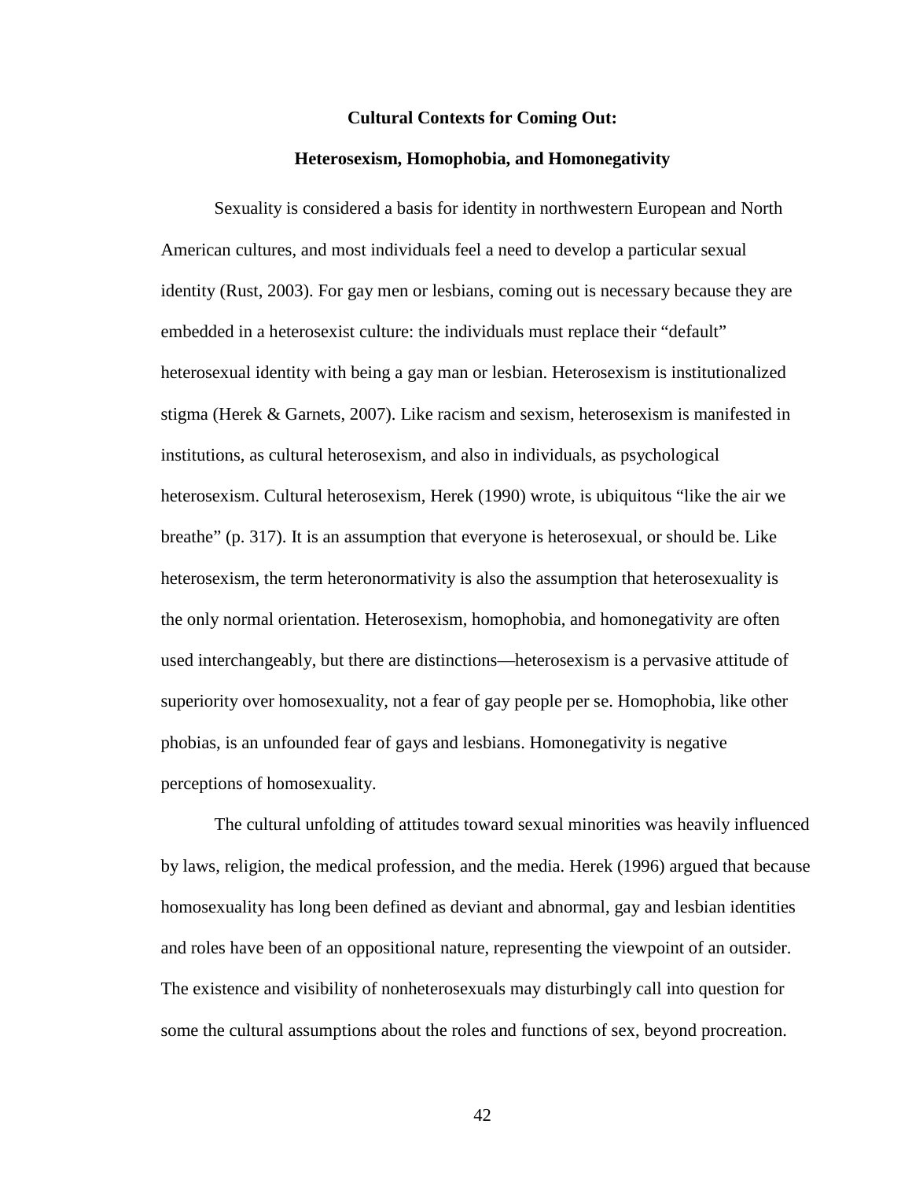## Cultural Contexts for Coming Out:

## Heterosexism, Homophobia, and Homonegativity

Sexuality is considered a basis for identity in northwestern European and North American cultures, and most individuals feel a need to develop a particular sexual identity (Rust, 2003). For gay men or lesbians, coming out is necessary because they are embedded in a heterosexist culture: the individuals must replace their "default" heterosexual identity with being a gay man or lesbian. Heterosexism is institutionalized stigma (Herek & Garnets, 2007). Like racism and sexism, heterosexism is manifested in institutions, as cultural heterosexism, and also in individuals, as psychological heterosexism. Cultural heterosexism, Herek (1990) wrote, is ubiquitous "like the air we breathe" (p. 317). It is an assumption that everyone is heterosexual, or should be. Like heterosexism, the term heteronormativity is also the assumption that heterosexuality is the only normal orientation. Heterosexism, homophobia, and homonegativity are often used interchangeably, but there are distinctions—heterosexism is a pervasive attitude of superiority over homosexuality, not a fear of gay people per se. Homophobia, like other phobias, is an unfounded fear of gays and lesbians. Homonegativity is negative perceptions of homosexuality.

The cultural unfolding of attitudes toward sexual minorities was heavily influenced by laws, religion, the medical profession, and the media. Herek (1996) argued that because homosexuality has long been defined as deviant and abnormal, gay and lesbian identities and roles have been of an oppositional nature, representing the viewpoint of an outsider. The existence and visibility of nonheterosexuals may disturbingly call into question for some the cultural assumptions about the roles and functions of sex, beyond procreation.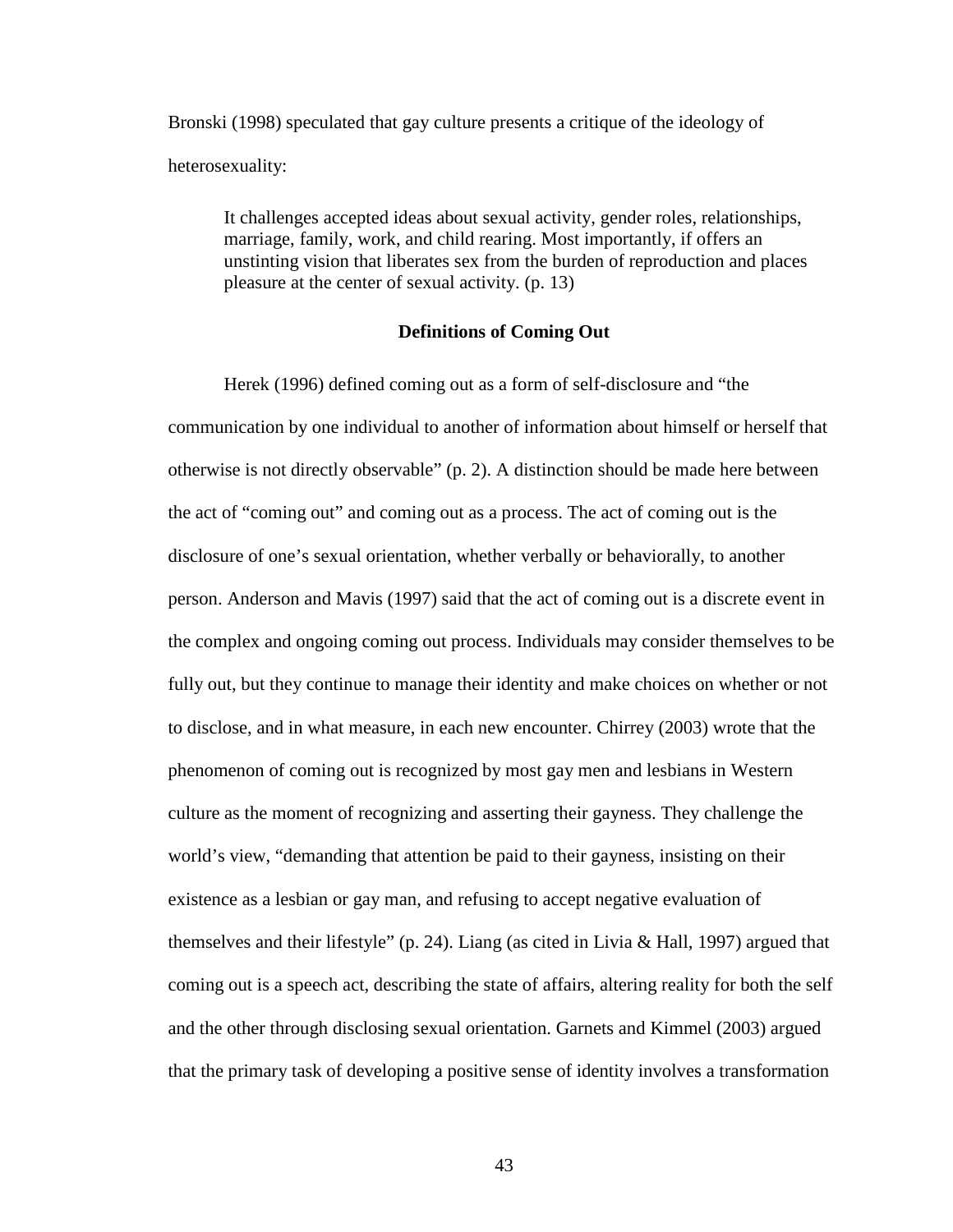Bronski (1998) speculated that gay culture presents a critique of the ideology of heterosexuality:

> It challenges accepted ideas about sexual activity, gender roles, relationships, marriage, family, work, and child rearing. Most importantly, if offers an unstinting vision that liberates sex from the burden of reproduction and places pleasure at the center of sexual activity. (p. 13)

## Definitions of Coming Out

Herek (1996) defined coming out as a form of self-disclosure and "the communication by one individual to another of information about himself or herself that otherwise is not directly observable" (p. 2). A distinction should be made here between the act of "coming out" and coming out as a process. The act of coming out is the disclosure of one's sexual orientation, whether verbally or behaviorally, to another person. Anderson and Mavis (1997) said that the act of coming out is a discrete event in the complex and ongoing coming out process. Individuals may consider themselves to be fully out, but they continue to manage their identity and make choices on whether or not to disclose, and in what measure, in each new encounter. Chirrey (2003) wrote that the phenomenon of coming out is recognized by most gay men and lesbians in Western culture as the moment of recognizing and asserting their gayness. They challenge the world's view, "demanding that attention be paid to their gayness, insisting on their existence as a lesbian or gay man, and refusing to accept negative evaluation of themselves and their lifestyle" (p. 24). Liang (as cited in Livia & Hall, 1997) argued that coming out is a speech act, describing the state of affairs, altering reality for both the self and the other through disclosing sexual orientation. Garnets and Kimmel (2003) argued that the primary task of developing a positive sense of identity involves a transformation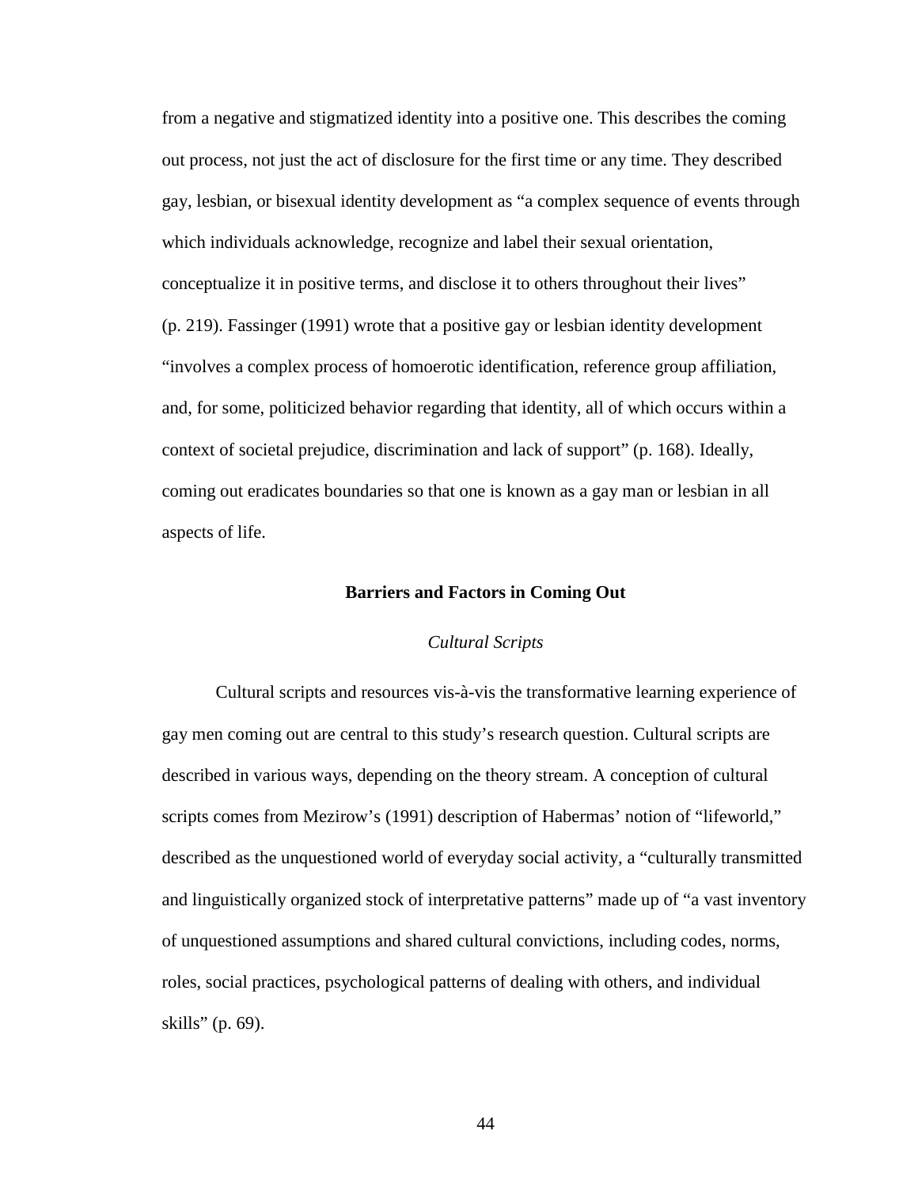from a negative and stigmatized identity into a positive one. This describes the coming out process, not just the act of disclosure for the first time or any time. They described gay, lesbian, or bisexual identity development as "a complex sequence of events through which individuals acknowledge, recognize and label their sexual orientation, conceptualize it in positive terms, and disclose it to others throughout their lives" (p. 219). Fassinger (1991) wrote that a positive gay or lesbian identity development "involves a complex process of homoerotic identification, reference group affiliation, and, for some, politicized behavior regarding that identity, all of which occurs within a context of societal prejudice, discrimination and lack of support" (p. 168). Ideally, coming out eradicates boundaries so that one is known as a gay man or lesbian in all aspects of life.

## Barriers and Factors in Coming Out

### *Cultural Scripts*

Cultural scripts and resources vis-à-vis the transformative learning experience of gay men coming out are central to this study's research question. Cultural scripts are described in various ways, depending on the theory stream. A conception of cultural scripts comes from Mezirow's (1991) description of Habermas' notion of "lifeworld," described as the unquestioned world of everyday social activity, a "culturally transmitted and linguistically organized stock of interpretative patterns" made up of "a vast inventory of unquestioned assumptions and shared cultural convictions, including codes, norms, roles, social practices, psychological patterns of dealing with others, and individual skills" (p. 69).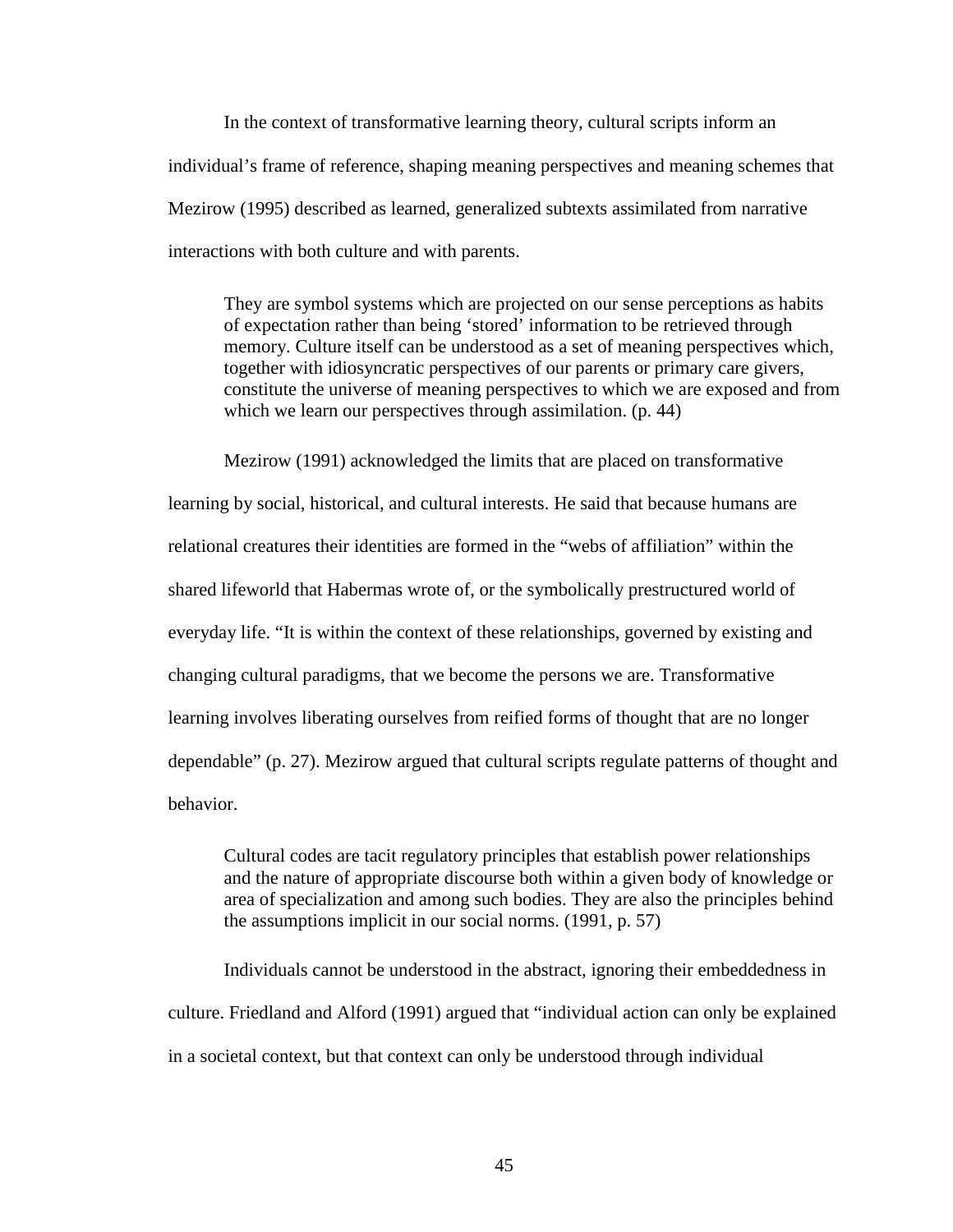In the context of transformative learning theory, cultural scripts inform an individual's frame of reference, shaping meaning perspectives and meaning schemes that Mezirow (1995) described as learned, generalized subtexts assimilated from narrative interactions with both culture and with parents.

> They are symbol systems which are projected on our sense perceptions as habits of expectation rather than being 'stored' information to be retrieved through memory. Culture itself can be understood as a set of meaning perspectives which, together with idiosyncratic perspectives of our parents or primary care givers, constitute the universe of meaning perspectives to which we are exposed and from which we learn our perspectives through assimilation. (p. 44)

Mezirow (1991) acknowledged the limits that are placed on transformative learning by social, historical, and cultural interests. He said that because humans are relational creatures their identities are formed in the "webs of affiliation" within the shared lifeworld that Habermas wrote of, or the symbolically prestructured world of everyday life. "It is within the context of these relationships, governed by existing and changing cultural paradigms, that we become the persons we are. Transformative learning involves liberating ourselves from reified forms of thought that are no longer dependable" (p. 27). Mezirow argued that cultural scripts regulate patterns of thought and behavior.

> Cultural codes are tacit regulatory principles that establish power relationships and the nature of appropriate discourse both within a given body of knowledge or area of specialization and among such bodies. They are also the principles behind the assumptions implicit in our social norms. (1991, p. 57)

Individuals cannot be understood in the abstract, ignoring their embeddedness in culture. Friedland and Alford (1991) argued that "individual action can only be explained in a societal context, but that context can only be understood through individual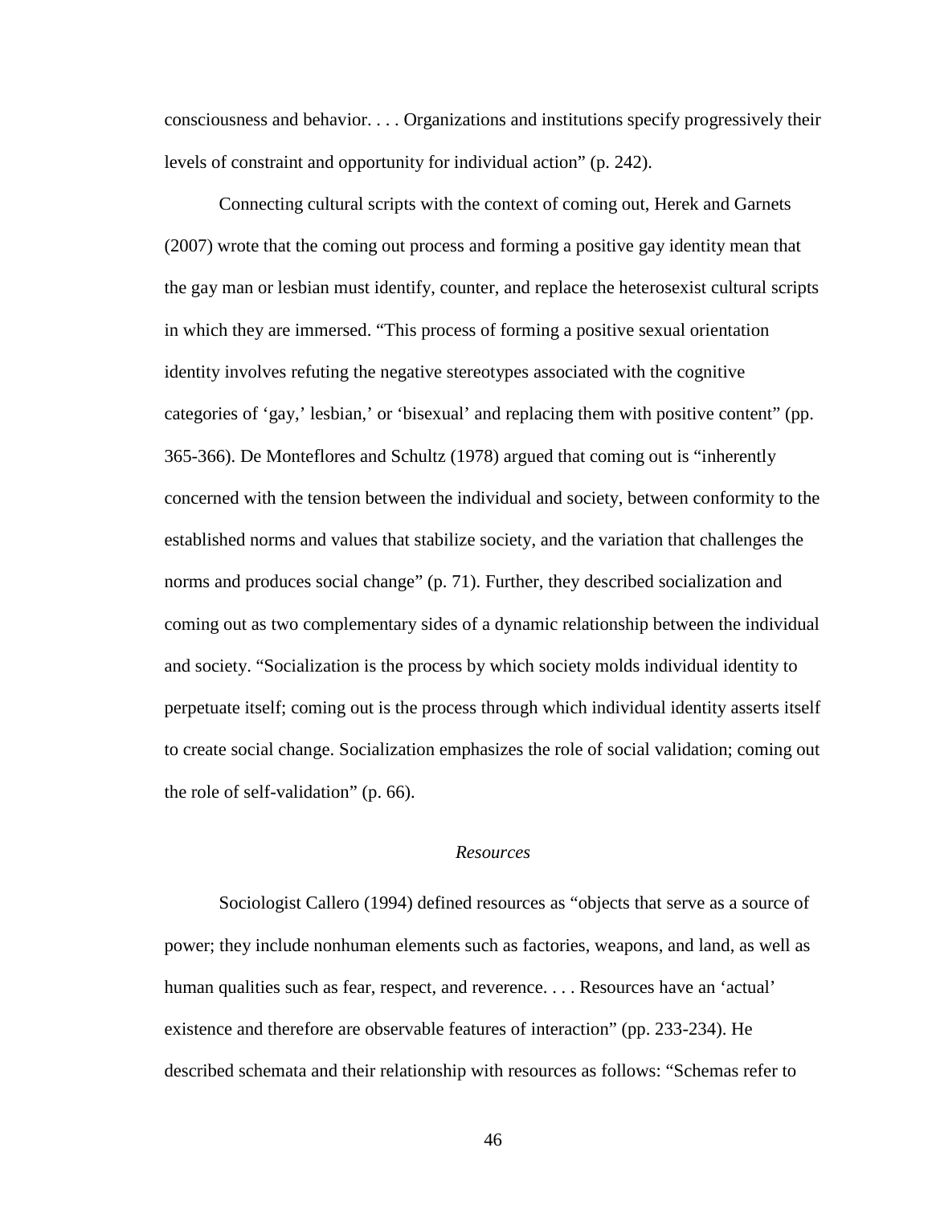consciousness and behavior. . . . Organizations and institutions specify progressively their levels of constraint and opportunity for individual action" (p. 242).

Connecting cultural scripts with the context of coming out, Herek and Garnets (2007) wrote that the coming out process and forming a positive gay identity mean that the gay man or lesbian must identify, counter, and replace the heterosexist cultural scripts in which they are immersed. "This process of forming a positive sexual orientation identity involves refuting the negative stereotypes associated with the cognitive categories of 'gay,' lesbian,' or 'bisexual' and replacing them with positive content" (pp. 365-366). De Monteflores and Schultz (1978) argued that coming out is "inherently concerned with the tension between the individual and society, between conformity to the established norms and values that stabilize society, and the variation that challenges the norms and produces social change" (p. 71). Further, they described socialization and coming out as two complementary sides of a dynamic relationship between the individual and society. "Socialization is the process by which society molds individual identity to perpetuate itself; coming out is the process through which individual identity asserts itself to create social change. Socialization emphasizes the role of social validation; coming out the role of self-validation" (p. 66).

### *Resources*

Sociologist Callero (1994) defined resources as "objects that serve as a source of power; they include nonhuman elements such as factories, weapons, and land, as well as human qualities such as fear, respect, and reverence. . . . Resources have an 'actual' existence and therefore are observable features of interaction" (pp. 233-234). He described schemata and their relationship with resources as follows: "Schemas refer to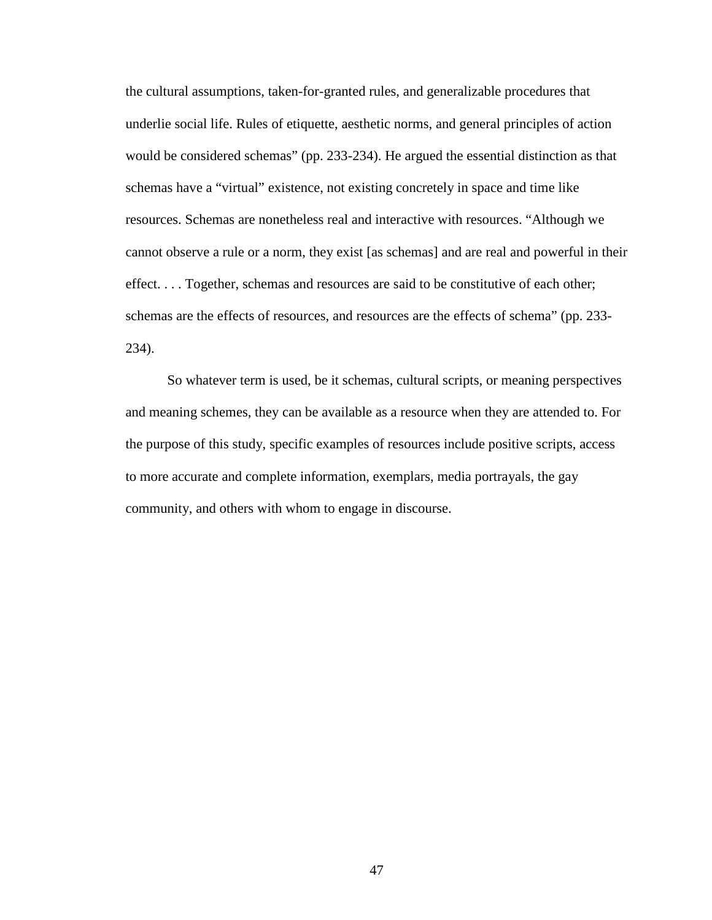the cultural assumptions, taken-for-granted rules, and generalizable procedures that underlie social life. Rules of etiquette, aesthetic norms, and general principles of action would be considered schemas" (pp. 233-234). He argued the essential distinction as that schemas have a "virtual" existence, not existing concretely in space and time like resources. Schemas are nonetheless real and interactive with resources. "Although we cannot observe a rule or a norm, they exist [as schemas] and are real and powerful in their effect. . . . Together, schemas and resources are said to be constitutive of each other; schemas are the effects of resources, and resources are the effects of schema" (pp. 233-234).

So whatever term is used, be it schemas, cultural scripts, or meaning perspectives and meaning schemes, they can be available as a resource when they are attended to. For the purpose of this study, specific examples of resources include positive scripts, access to more accurate and complete information, exemplars, media portrayals, the gay community, and others with whom to engage in discourse.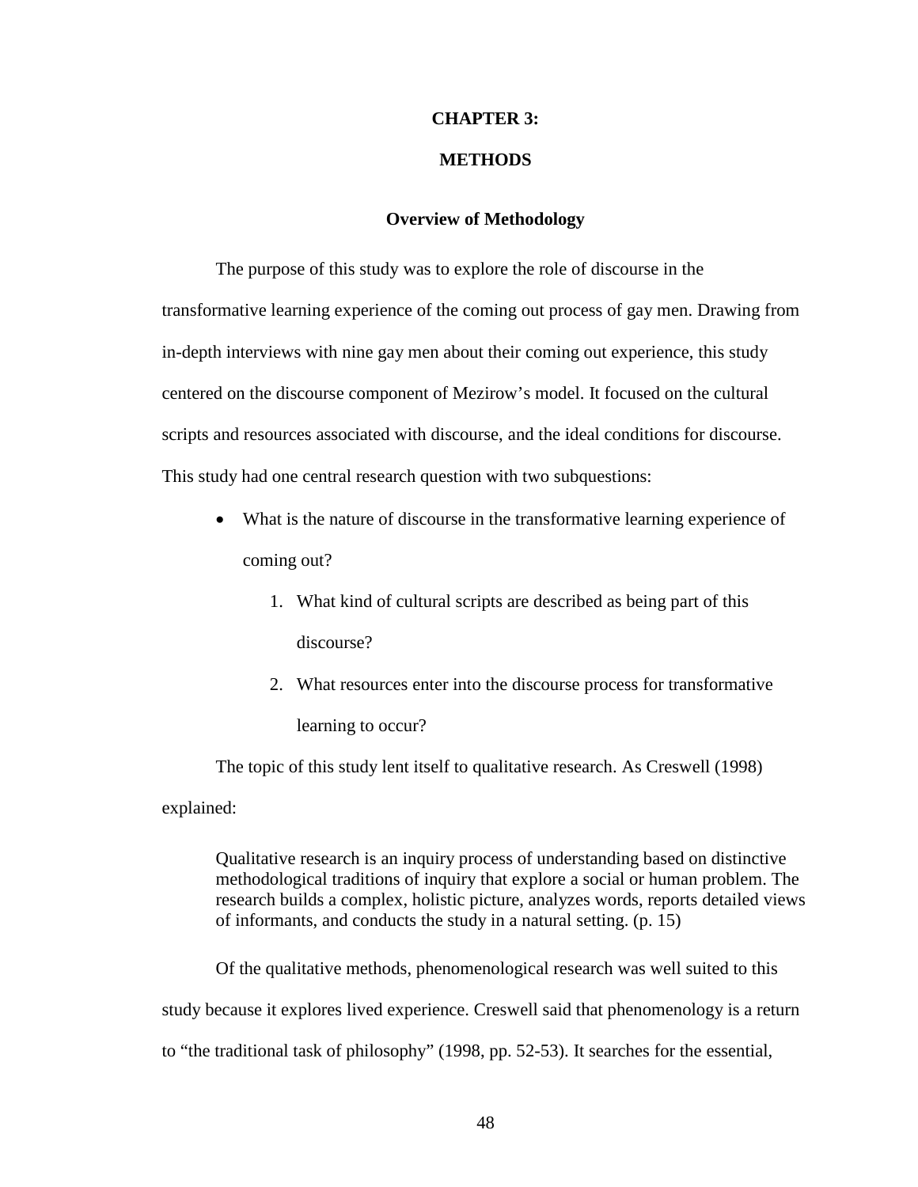# CHAPTER 3:

# METHODS

## Overview of Methodology

The purpose of this study was to explore the role of discourse in the transformative learning experience of the coming out process of gay men. Drawing from in-depth interviews with nine gay men about their coming out experience, this study centered on the discourse component of Mezirow's model. It focused on the cultural scripts and resources associated with discourse, and the ideal conditions for discourse. This study had one central research question with two subquestions:

- What is the nature of discourse in the transformative learning experience of coming out?
    1. What kind of cultural scripts are described as being part of this discourse?
    2. What resources enter into the discourse process for transformative learning to occur?

The topic of this study lent itself to qualitative research. As Creswell (1998) explained:

> Qualitative research is an inquiry process of understanding based on distinctive methodological traditions of inquiry that explore a social or human problem. The research builds a complex, holistic picture, analyzes words, reports detailed views of informants, and conducts the study in a natural setting. (p. 15)

Of the qualitative methods, phenomenological research was well suited to this study because it explores lived experience. Creswell said that phenomenology is a return to "the traditional task of philosophy" (1998, pp. 52-53). It searches for the essential,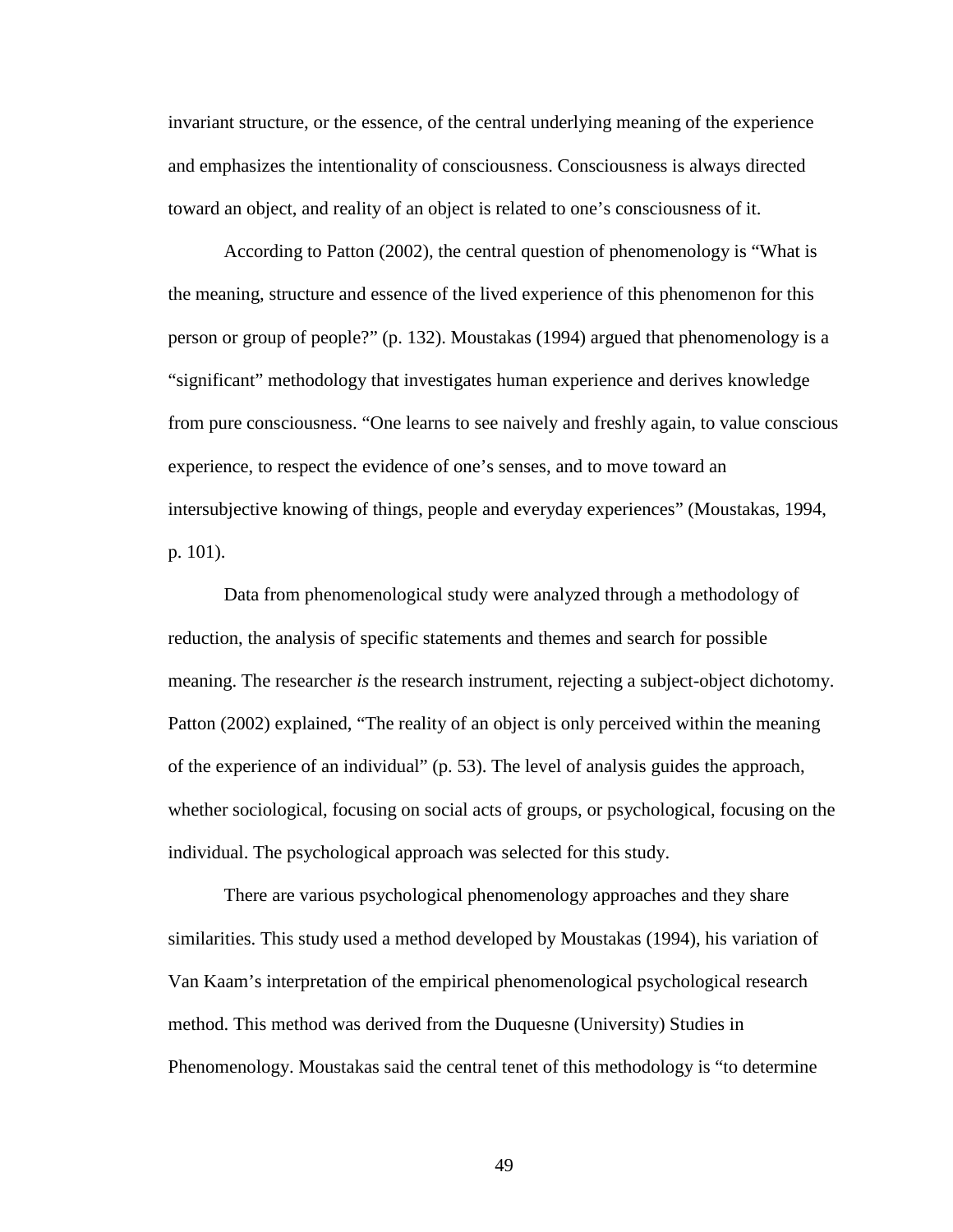invariant structure, or the essence, of the central underlying meaning of the experience and emphasizes the intentionality of consciousness. Consciousness is always directed toward an object, and reality of an object is related to one's consciousness of it.

According to Patton (2002), the central question of phenomenology is "What is the meaning, structure and essence of the lived experience of this phenomenon for this person or group of people?" (p. 132). Moustakas (1994) argued that phenomenology is a "significant" methodology that investigates human experience and derives knowledge from pure consciousness. "One learns to see naively and freshly again, to value conscious experience, to respect the evidence of one's senses, and to move toward an intersubjective knowing of things, people and everyday experiences" (Moustakas, 1994, p. 101).

Data from phenomenological study were analyzed through a methodology of reduction, the analysis of specific statements and themes and search for possible meaning. The researcher *is* the research instrument, rejecting a subject-object dichotomy. Patton (2002) explained, "The reality of an object is only perceived within the meaning of the experience of an individual" (p. 53). The level of analysis guides the approach, whether sociological, focusing on social acts of groups, or psychological, focusing on the individual. The psychological approach was selected for this study.

There are various psychological phenomenology approaches and they share similarities. This study used a method developed by Moustakas (1994), his variation of Van Kaam's interpretation of the empirical phenomenological psychological research method. This method was derived from the Duquesne (University) Studies in Phenomenology. Moustakas said the central tenet of this methodology is "to determine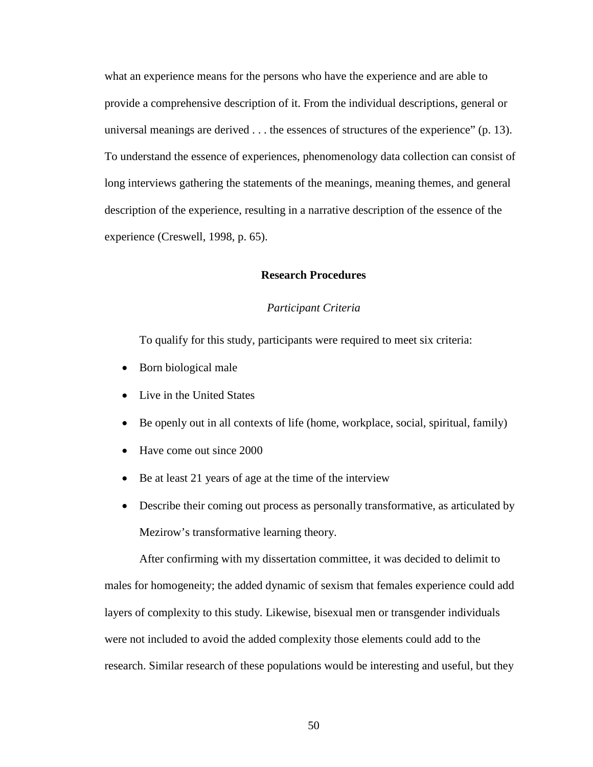what an experience means for the persons who have the experience and are able to provide a comprehensive description of it. From the individual descriptions, general or universal meanings are derived . . . the essences of structures of the experience" (p. 13). To understand the essence of experiences, phenomenology data collection can consist of long interviews gathering the statements of the meanings, meaning themes, and general description of the experience, resulting in a narrative description of the essence of the experience (Creswell, 1998, p. 65).

## Research Procedures

### *Participant Criteria*

To qualify for this study, participants were required to meet six criteria:

- Born biological male
- Live in the United States
- Be openly out in all contexts of life (home, workplace, social, spiritual, family)
- Have come out since 2000
- Be at least 21 years of age at the time of the interview
- Describe their coming out process as personally transformative, as articulated by Mezirow's transformative learning theory.

After confirming with my dissertation committee, it was decided to delimit to males for homogeneity; the added dynamic of sexism that females experience could add layers of complexity to this study. Likewise, bisexual men or transgender individuals were not included to avoid the added complexity those elements could add to the research. Similar research of these populations would be interesting and useful, but they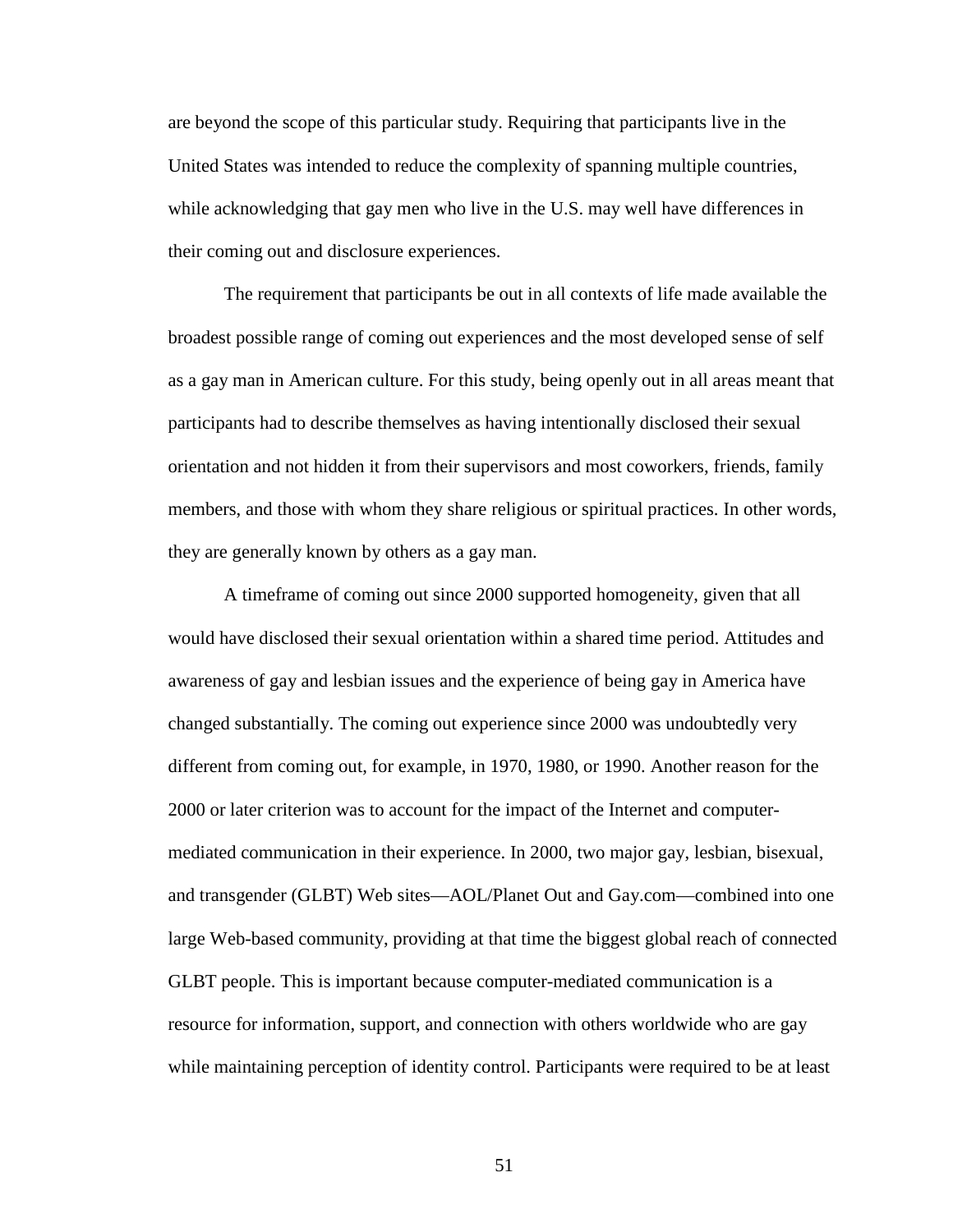are beyond the scope of this particular study. Requiring that participants live in the United States was intended to reduce the complexity of spanning multiple countries, while acknowledging that gay men who live in the U.S. may well have differences in their coming out and disclosure experiences.

The requirement that participants be out in all contexts of life made available the broadest possible range of coming out experiences and the most developed sense of self as a gay man in American culture. For this study, being openly out in all areas meant that participants had to describe themselves as having intentionally disclosed their sexual orientation and not hidden it from their supervisors and most coworkers, friends, family members, and those with whom they share religious or spiritual practices. In other words, they are generally known by others as a gay man.

A timeframe of coming out since 2000 supported homogeneity, given that all would have disclosed their sexual orientation within a shared time period. Attitudes and awareness of gay and lesbian issues and the experience of being gay in America have changed substantially. The coming out experience since 2000 was undoubtedly very different from coming out, for example, in 1970, 1980, or 1990. Another reason for the 2000 or later criterion was to account for the impact of the Internet and computer-mediated communication in their experience. In 2000, two major gay, lesbian, bisexual, and transgender (GLBT) Web sites—AOL/Planet Out and Gay.com—combined into one large Web-based community, providing at that time the biggest global reach of connected GLBT people. This is important because computer-mediated communication is a resource for information, support, and connection with others worldwide who are gay while maintaining perception of identity control. Participants were required to be at least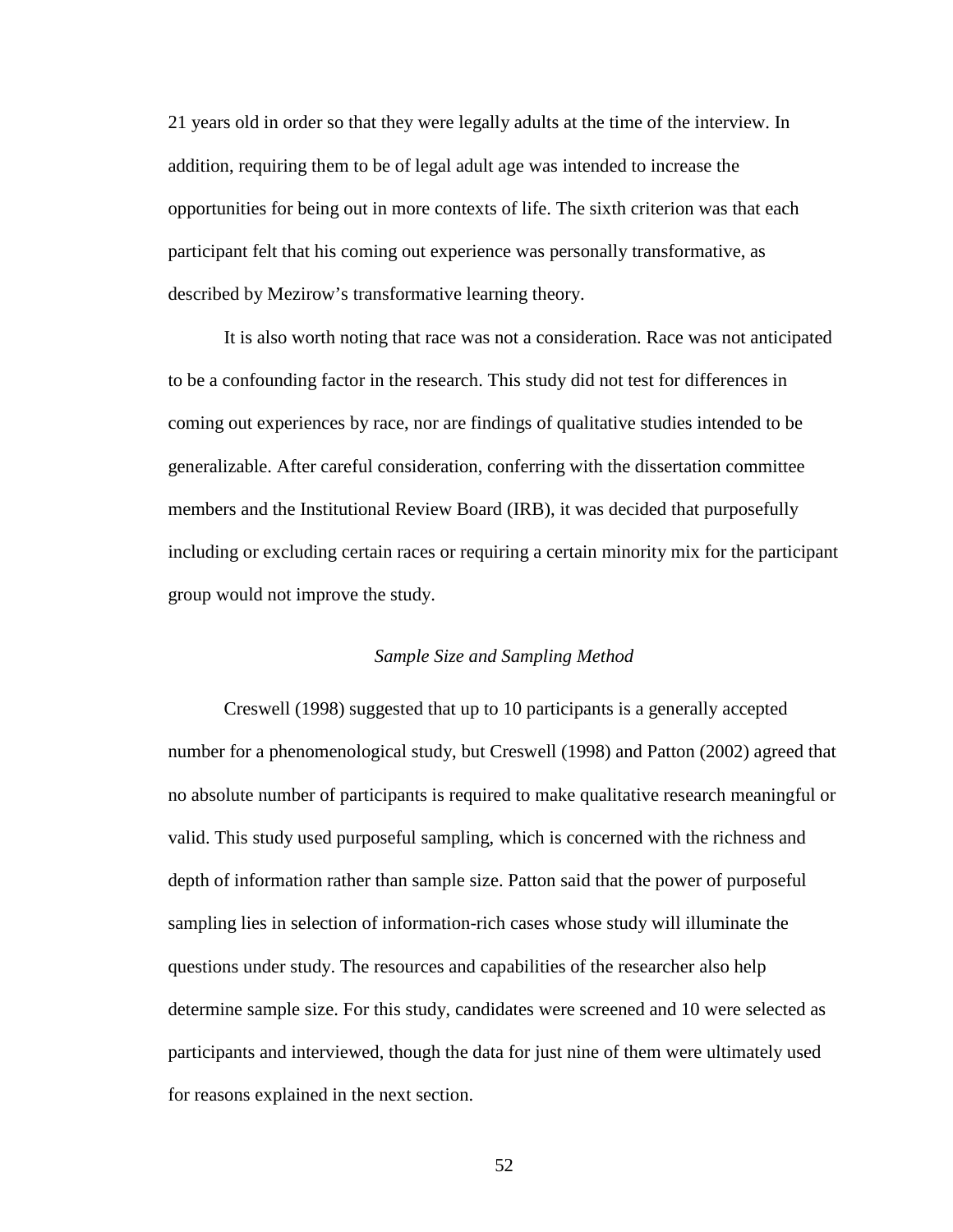21 years old in order so that they were legally adults at the time of the interview. In addition, requiring them to be of legal adult age was intended to increase the opportunities for being out in more contexts of life. The sixth criterion was that each participant felt that his coming out experience was personally transformative, as described by Mezirow's transformative learning theory.

It is also worth noting that race was not a consideration. Race was not anticipated to be a confounding factor in the research. This study did not test for differences in coming out experiences by race, nor are findings of qualitative studies intended to be generalizable. After careful consideration, conferring with the dissertation committee members and the Institutional Review Board (IRB), it was decided that purposefully including or excluding certain races or requiring a certain minority mix for the participant group would not improve the study.

### *Sample Size and Sampling Method*

Creswell (1998) suggested that up to 10 participants is a generally accepted number for a phenomenological study, but Creswell (1998) and Patton (2002) agreed that no absolute number of participants is required to make qualitative research meaningful or valid. This study used purposeful sampling, which is concerned with the richness and depth of information rather than sample size. Patton said that the power of purposeful sampling lies in selection of information-rich cases whose study will illuminate the questions under study. The resources and capabilities of the researcher also help determine sample size. For this study, candidates were screened and 10 were selected as participants and interviewed, though the data for just nine of them were ultimately used for reasons explained in the next section.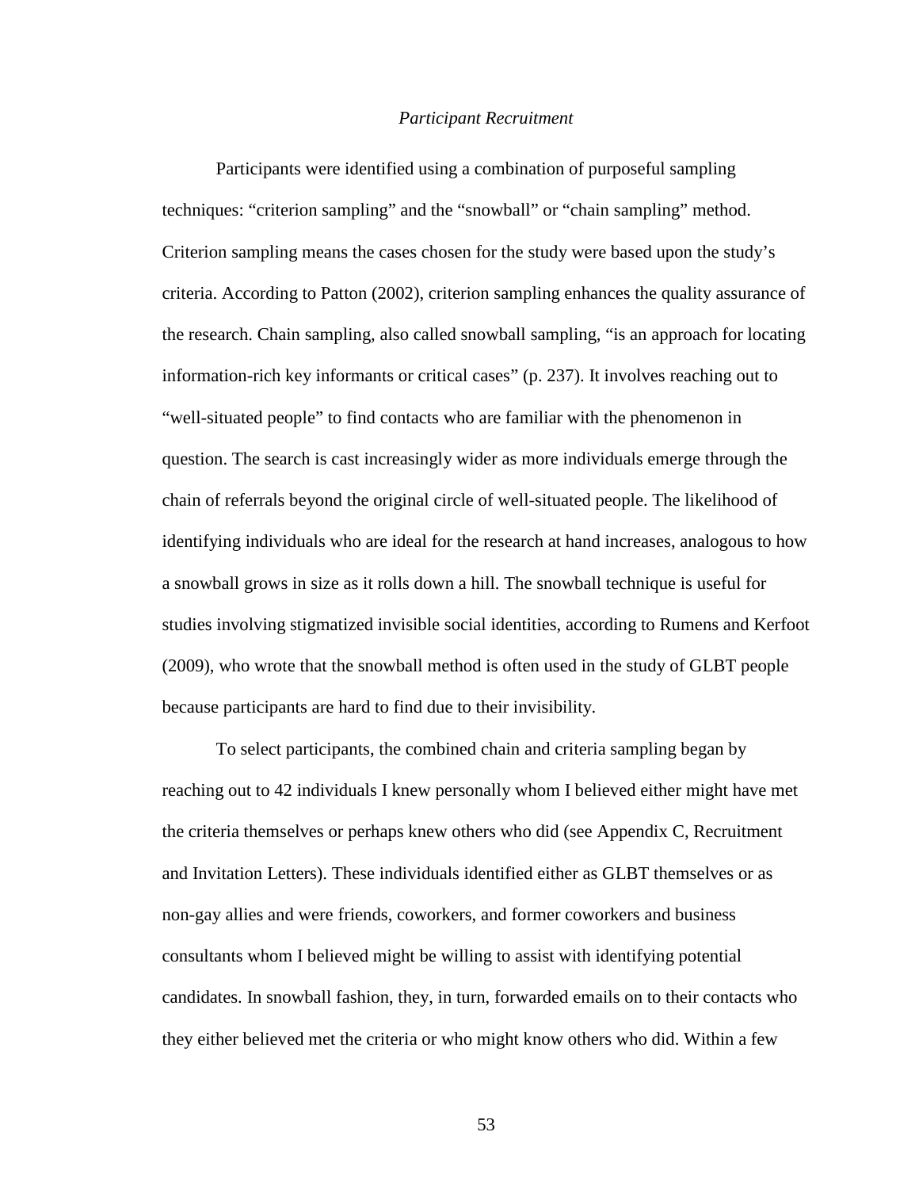### *Participant Recruitment*

Participants were identified using a combination of purposeful sampling techniques: "criterion sampling" and the "snowball" or "chain sampling" method. Criterion sampling means the cases chosen for the study were based upon the study's criteria. According to Patton (2002), criterion sampling enhances the quality assurance of the research. Chain sampling, also called snowball sampling, "is an approach for locating information-rich key informants or critical cases" (p. 237). It involves reaching out to "well-situated people" to find contacts who are familiar with the phenomenon in question. The search is cast increasingly wider as more individuals emerge through the chain of referrals beyond the original circle of well-situated people. The likelihood of identifying individuals who are ideal for the research at hand increases, analogous to how a snowball grows in size as it rolls down a hill. The snowball technique is useful for studies involving stigmatized invisible social identities, according to Rumens and Kerfoot (2009), who wrote that the snowball method is often used in the study of GLBT people because participants are hard to find due to their invisibility.

To select participants, the combined chain and criteria sampling began by reaching out to 42 individuals I knew personally whom I believed either might have met the criteria themselves or perhaps knew others who did (see Appendix C, Recruitment and Invitation Letters). These individuals identified either as GLBT themselves or as non-gay allies and were friends, coworkers, and former coworkers and business consultants whom I believed might be willing to assist with identifying potential candidates. In snowball fashion, they, in turn, forwarded emails on to their contacts who they either believed met the criteria or who might know others who did. Within a few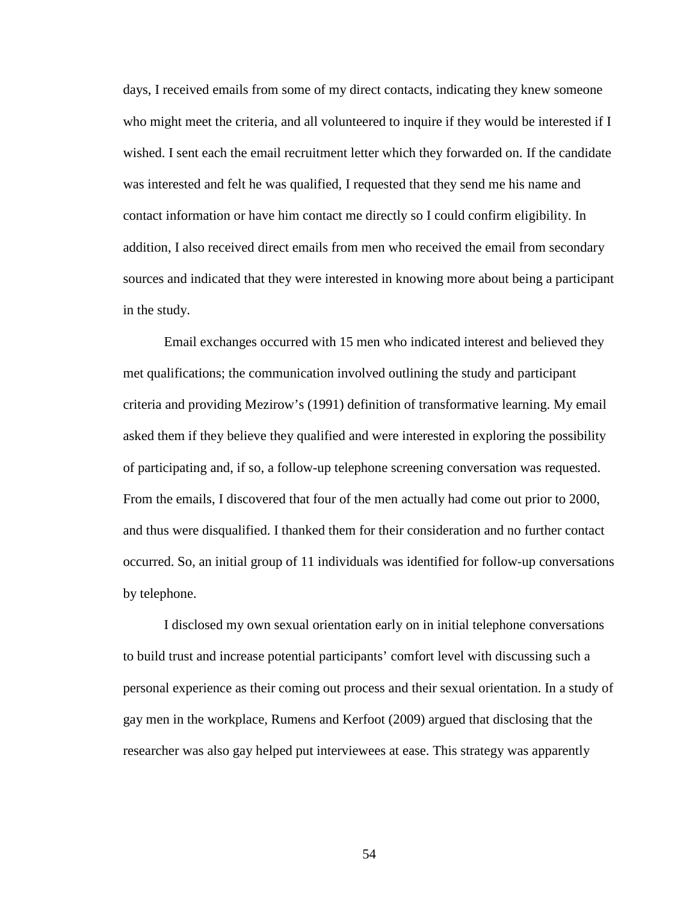days, I received emails from some of my direct contacts, indicating they knew someone who might meet the criteria, and all volunteered to inquire if they would be interested if I wished. I sent each the email recruitment letter which they forwarded on. If the candidate was interested and felt he was qualified, I requested that they send me his name and contact information or have him contact me directly so I could confirm eligibility. In addition, I also received direct emails from men who received the email from secondary sources and indicated that they were interested in knowing more about being a participant in the study.

Email exchanges occurred with 15 men who indicated interest and believed they met qualifications; the communication involved outlining the study and participant criteria and providing Mezirow's (1991) definition of transformative learning. My email asked them if they believe they qualified and were interested in exploring the possibility of participating and, if so, a follow-up telephone screening conversation was requested. From the emails, I discovered that four of the men actually had come out prior to 2000, and thus were disqualified. I thanked them for their consideration and no further contact occurred. So, an initial group of 11 individuals was identified for follow-up conversations by telephone.

I disclosed my own sexual orientation early on in initial telephone conversations to build trust and increase potential participants' comfort level with discussing such a personal experience as their coming out process and their sexual orientation. In a study of gay men in the workplace, Rumens and Kerfoot (2009) argued that disclosing that the researcher was also gay helped put interviewees at ease. This strategy was apparently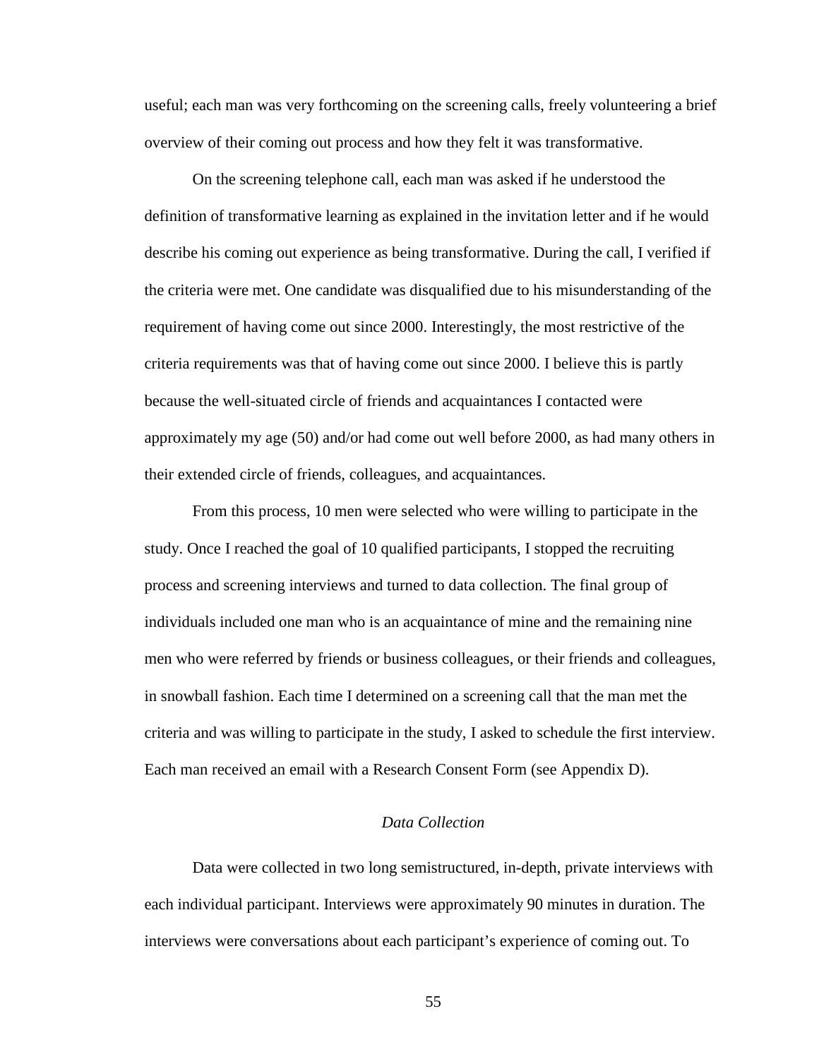useful; each man was very forthcoming on the screening calls, freely volunteering a brief overview of their coming out process and how they felt it was transformative.

On the screening telephone call, each man was asked if he understood the definition of transformative learning as explained in the invitation letter and if he would describe his coming out experience as being transformative. During the call, I verified if the criteria were met. One candidate was disqualified due to his misunderstanding of the requirement of having come out since 2000. Interestingly, the most restrictive of the criteria requirements was that of having come out since 2000. I believe this is partly because the well-situated circle of friends and acquaintances I contacted were approximately my age (50) and/or had come out well before 2000, as had many others in their extended circle of friends, colleagues, and acquaintances.

From this process, 10 men were selected who were willing to participate in the study. Once I reached the goal of 10 qualified participants, I stopped the recruiting process and screening interviews and turned to data collection. The final group of individuals included one man who is an acquaintance of mine and the remaining nine men who were referred by friends or business colleagues, or their friends and colleagues, in snowball fashion. Each time I determined on a screening call that the man met the criteria and was willing to participate in the study, I asked to schedule the first interview. Each man received an email with a Research Consent Form (see Appendix D).

### *Data Collection*

Data were collected in two long semistructured, in-depth, private interviews with each individual participant. Interviews were approximately 90 minutes in duration. The interviews were conversations about each participant's experience of coming out. To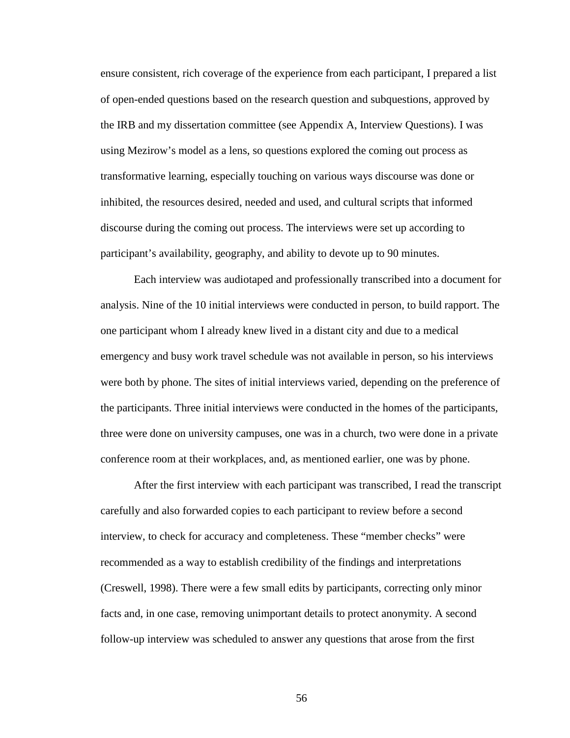ensure consistent, rich coverage of the experience from each participant, I prepared a list of open-ended questions based on the research question and subquestions, approved by the IRB and my dissertation committee (see Appendix A, Interview Questions). I was using Mezirow's model as a lens, so questions explored the coming out process as transformative learning, especially touching on various ways discourse was done or inhibited, the resources desired, needed and used, and cultural scripts that informed discourse during the coming out process. The interviews were set up according to participant's availability, geography, and ability to devote up to 90 minutes.

Each interview was audiotaped and professionally transcribed into a document for analysis. Nine of the 10 initial interviews were conducted in person, to build rapport. The one participant whom I already knew lived in a distant city and due to a medical emergency and busy work travel schedule was not available in person, so his interviews were both by phone. The sites of initial interviews varied, depending on the preference of the participants. Three initial interviews were conducted in the homes of the participants, three were done on university campuses, one was in a church, two were done in a private conference room at their workplaces, and, as mentioned earlier, one was by phone.

After the first interview with each participant was transcribed, I read the transcript carefully and also forwarded copies to each participant to review before a second interview, to check for accuracy and completeness. These "member checks" were recommended as a way to establish credibility of the findings and interpretations (Creswell, 1998). There were a few small edits by participants, correcting only minor facts and, in one case, removing unimportant details to protect anonymity. A second follow-up interview was scheduled to answer any questions that arose from the first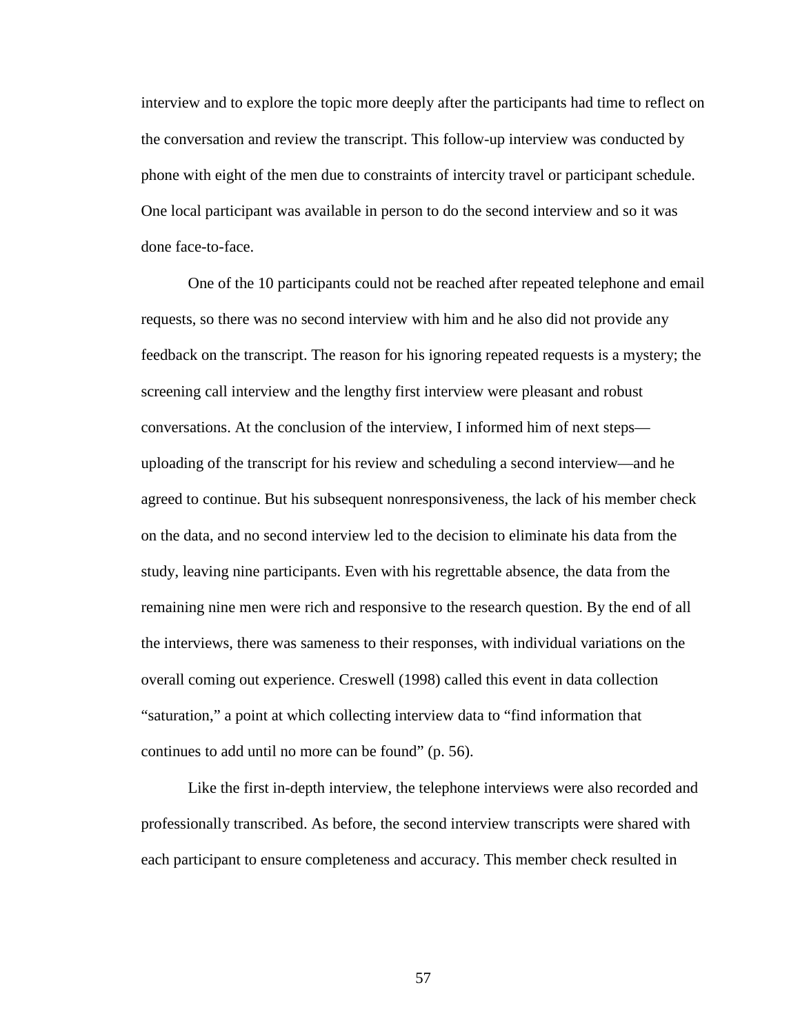interview and to explore the topic more deeply after the participants had time to reflect on the conversation and review the transcript. This follow-up interview was conducted by phone with eight of the men due to constraints of intercity travel or participant schedule. One local participant was available in person to do the second interview and so it was done face-to-face.

One of the 10 participants could not be reached after repeated telephone and email requests, so there was no second interview with him and he also did not provide any feedback on the transcript. The reason for his ignoring repeated requests is a mystery; the screening call interview and the lengthy first interview were pleasant and robust conversations. At the conclusion of the interview, I informed him of next steps—uploading of the transcript for his review and scheduling a second interview—and he agreed to continue. But his subsequent nonresponsiveness, the lack of his member check on the data, and no second interview led to the decision to eliminate his data from the study, leaving nine participants. Even with his regrettable absence, the data from the remaining nine men were rich and responsive to the research question. By the end of all the interviews, there was sameness to their responses, with individual variations on the overall coming out experience. Creswell (1998) called this event in data collection "saturation," a point at which collecting interview data to "find information that continues to add until no more can be found" (p. 56).

Like the first in-depth interview, the telephone interviews were also recorded and professionally transcribed. As before, the second interview transcripts were shared with each participant to ensure completeness and accuracy. This member check resulted in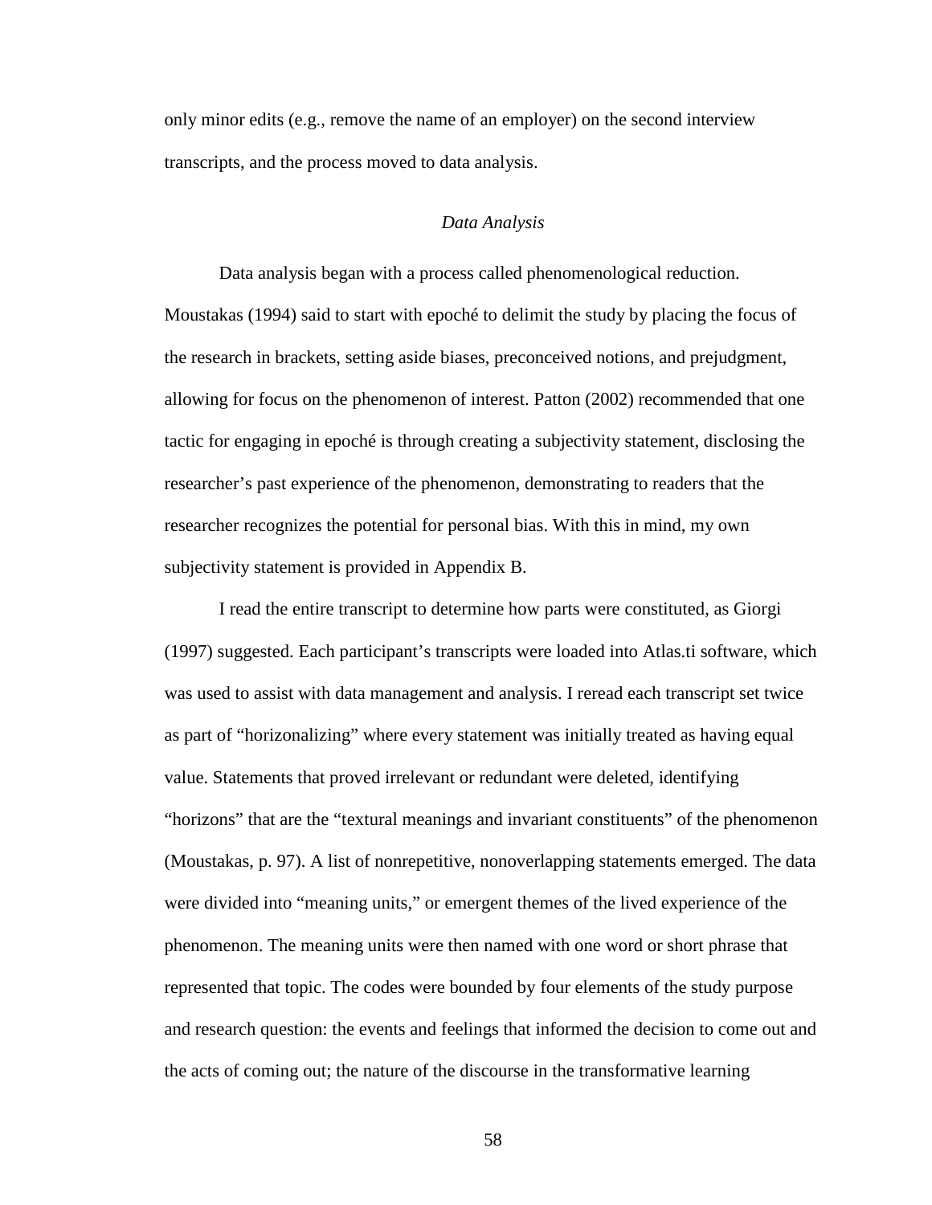only minor edits (e.g., remove the name of an employer) on the second interview transcripts, and the process moved to data analysis.

### *Data Analysis*

Data analysis began with a process called phenomenological reduction. Moustakas (1994) said to start with epoché to delimit the study by placing the focus of the research in brackets, setting aside biases, preconceived notions, and prejudgment, allowing for focus on the phenomenon of interest. Patton (2002) recommended that one tactic for engaging in epoché is through creating a subjectivity statement, disclosing the researcher's past experience of the phenomenon, demonstrating to readers that the researcher recognizes the potential for personal bias. With this in mind, my own subjectivity statement is provided in Appendix B.

I read the entire transcript to determine how parts were constituted, as Giorgi (1997) suggested. Each participant's transcripts were loaded into Atlas.ti software, which was used to assist with data management and analysis. I reread each transcript set twice as part of "horizonalizing" where every statement was initially treated as having equal value. Statements that proved irrelevant or redundant were deleted, identifying "horizons" that are the "textural meanings and invariant constituents" of the phenomenon (Moustakas, p. 97). A list of nonrepetitive, nonoverlapping statements emerged. The data were divided into "meaning units," or emergent themes of the lived experience of the phenomenon. The meaning units were then named with one word or short phrase that represented that topic. The codes were bounded by four elements of the study purpose and research question: the events and feelings that informed the decision to come out and the acts of coming out; the nature of the discourse in the transformative learning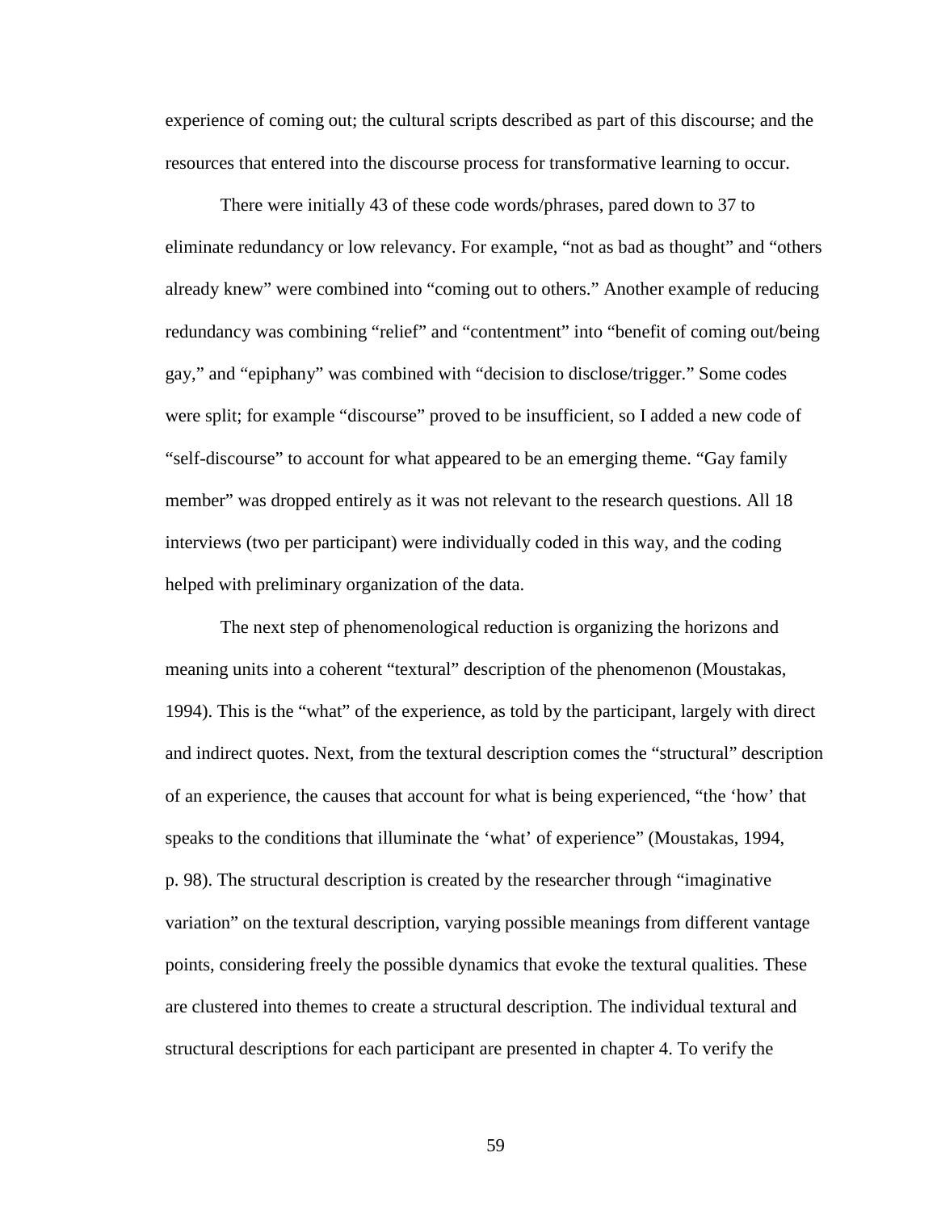experience of coming out; the cultural scripts described as part of this discourse; and the resources that entered into the discourse process for transformative learning to occur.

There were initially 43 of these code words/phrases, pared down to 37 to eliminate redundancy or low relevancy. For example, "not as bad as thought" and "others already knew" were combined into "coming out to others." Another example of reducing redundancy was combining "relief" and "contentment" into "benefit of coming out/being gay," and "epiphany" was combined with "decision to disclose/trigger." Some codes were split; for example "discourse" proved to be insufficient, so I added a new code of "self-discourse" to account for what appeared to be an emerging theme. "Gay family member" was dropped entirely as it was not relevant to the research questions. All 18 interviews (two per participant) were individually coded in this way, and the coding helped with preliminary organization of the data.

The next step of phenomenological reduction is organizing the horizons and meaning units into a coherent "textural" description of the phenomenon (Moustakas, 1994). This is the "what" of the experience, as told by the participant, largely with direct and indirect quotes. Next, from the textural description comes the "structural" description of an experience, the causes that account for what is being experienced, "the 'how' that speaks to the conditions that illuminate the 'what' of experience" (Moustakas, 1994, p. 98). The structural description is created by the researcher through "imaginative variation" on the textural description, varying possible meanings from different vantage points, considering freely the possible dynamics that evoke the textural qualities. These are clustered into themes to create a structural description. The individual textural and structural descriptions for each participant are presented in chapter 4. To verify the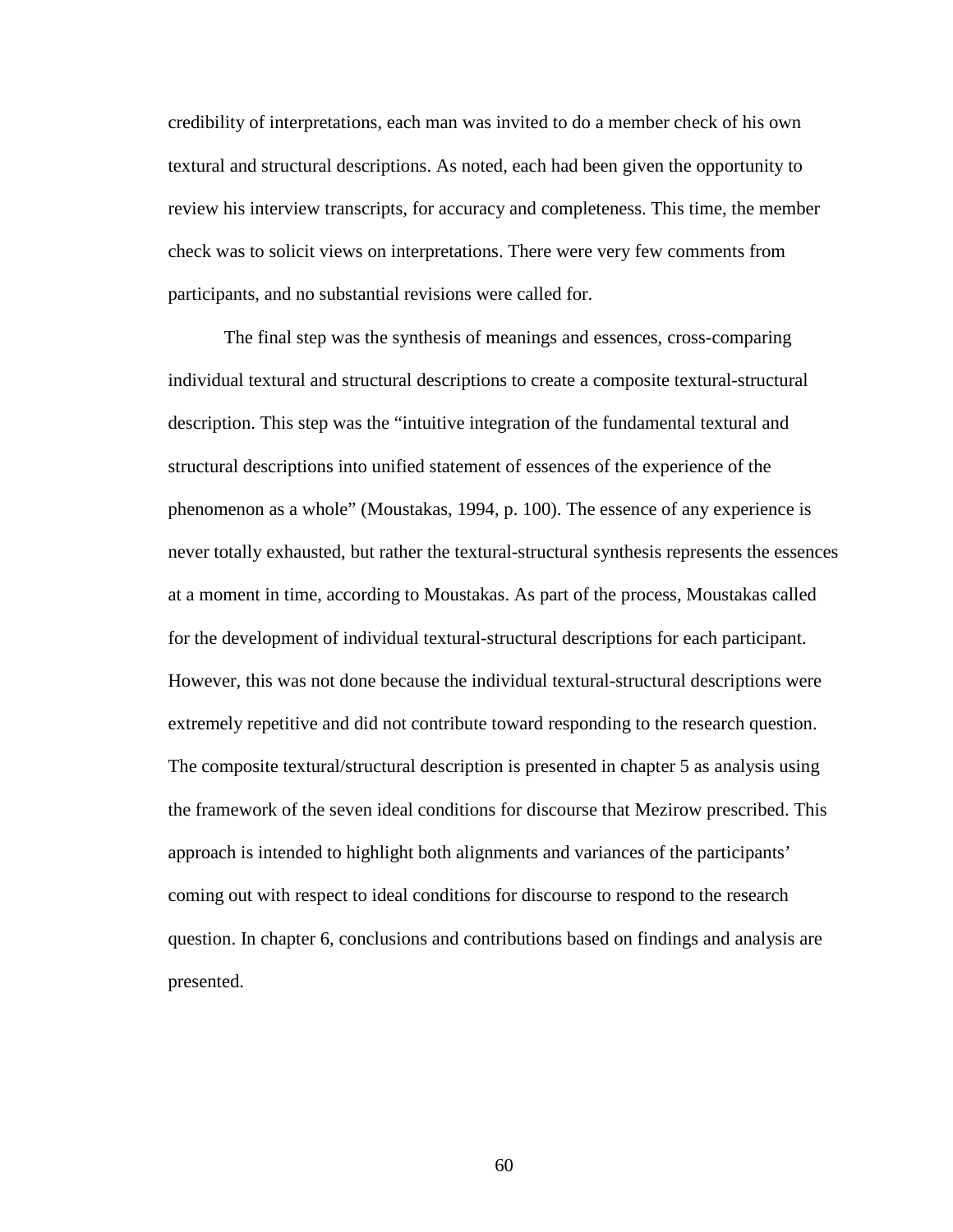credibility of interpretations, each man was invited to do a member check of his own textural and structural descriptions. As noted, each had been given the opportunity to review his interview transcripts, for accuracy and completeness. This time, the member check was to solicit views on interpretations. There were very few comments from participants, and no substantial revisions were called for.

The final step was the synthesis of meanings and essences, cross-comparing individual textural and structural descriptions to create a composite textural-structural description. This step was the "intuitive integration of the fundamental textural and structural descriptions into unified statement of essences of the experience of the phenomenon as a whole" (Moustakas, 1994, p. 100). The essence of any experience is never totally exhausted, but rather the textural-structural synthesis represents the essences at a moment in time, according to Moustakas. As part of the process, Moustakas called for the development of individual textural-structural descriptions for each participant. However, this was not done because the individual textural-structural descriptions were extremely repetitive and did not contribute toward responding to the research question. The composite textural/structural description is presented in chapter 5 as analysis using the framework of the seven ideal conditions for discourse that Mezirow prescribed. This approach is intended to highlight both alignments and variances of the participants' coming out with respect to ideal conditions for discourse to respond to the research question. In chapter 6, conclusions and contributions based on findings and analysis are presented.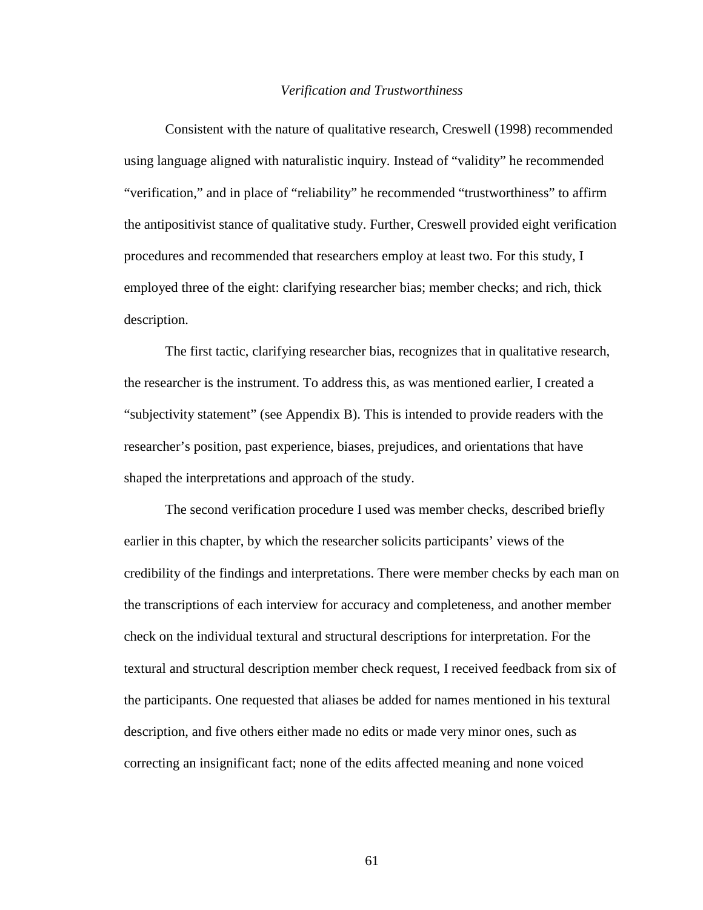### *Verification and Trustworthiness*

Consistent with the nature of qualitative research, Creswell (1998) recommended using language aligned with naturalistic inquiry. Instead of "validity" he recommended "verification," and in place of "reliability" he recommended "trustworthiness" to affirm the antipositivist stance of qualitative study. Further, Creswell provided eight verification procedures and recommended that researchers employ at least two. For this study, I employed three of the eight: clarifying researcher bias; member checks; and rich, thick description.

The first tactic, clarifying researcher bias, recognizes that in qualitative research, the researcher is the instrument. To address this, as was mentioned earlier, I created a "subjectivity statement" (see Appendix B). This is intended to provide readers with the researcher's position, past experience, biases, prejudices, and orientations that have shaped the interpretations and approach of the study.

The second verification procedure I used was member checks, described briefly earlier in this chapter, by which the researcher solicits participants' views of the credibility of the findings and interpretations. There were member checks by each man on the transcriptions of each interview for accuracy and completeness, and another member check on the individual textural and structural descriptions for interpretation. For the textural and structural description member check request, I received feedback from six of the participants. One requested that aliases be added for names mentioned in his textural description, and five others either made no edits or made very minor ones, such as correcting an insignificant fact; none of the edits affected meaning and none voiced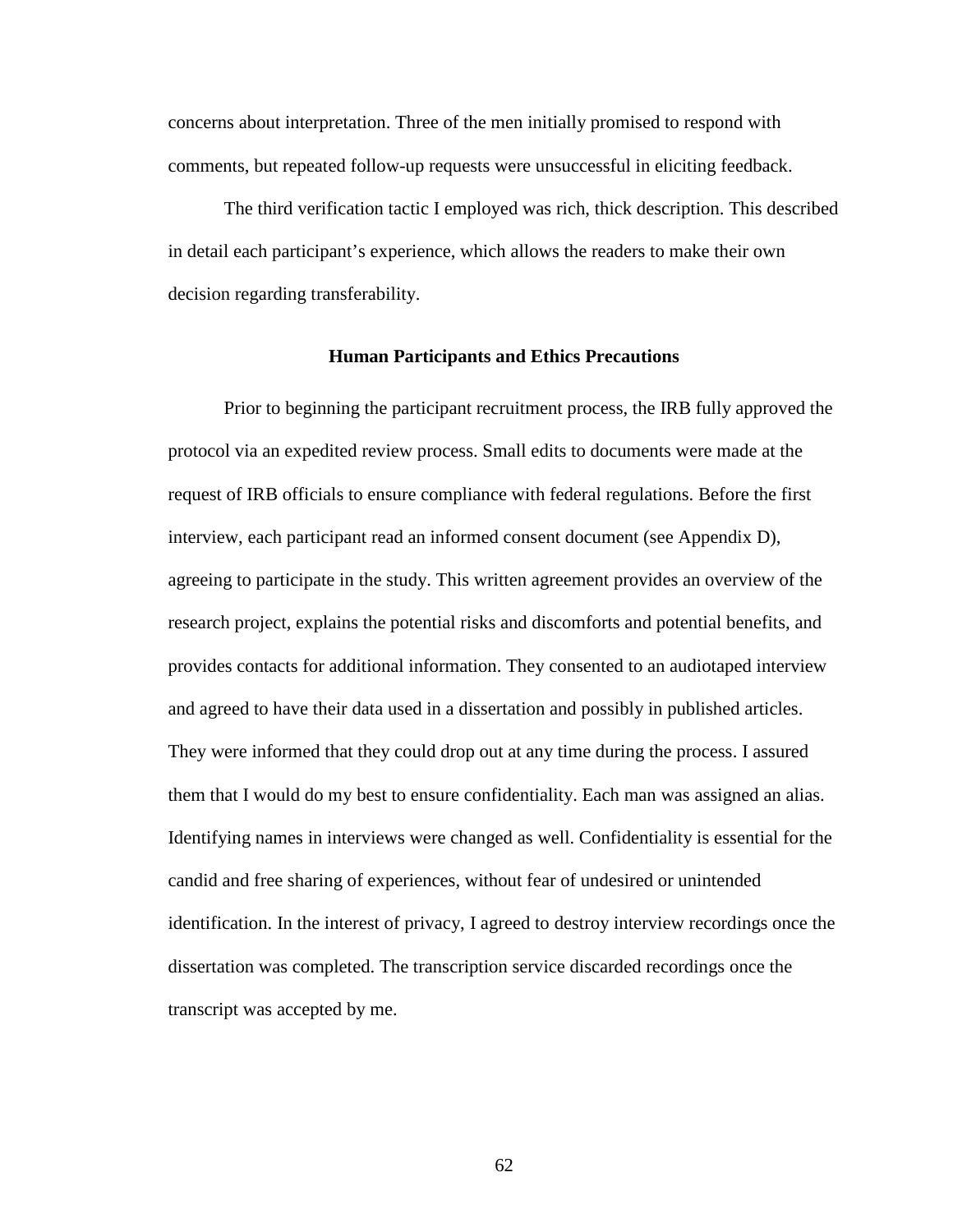concerns about interpretation. Three of the men initially promised to respond with comments, but repeated follow-up requests were unsuccessful in eliciting feedback.

The third verification tactic I employed was rich, thick description. This described in detail each participant's experience, which allows the readers to make their own decision regarding transferability.

## Human Participants and Ethics Precautions

Prior to beginning the participant recruitment process, the IRB fully approved the protocol via an expedited review process. Small edits to documents were made at the request of IRB officials to ensure compliance with federal regulations. Before the first interview, each participant read an informed consent document (see Appendix D), agreeing to participate in the study. This written agreement provides an overview of the research project, explains the potential risks and discomforts and potential benefits, and provides contacts for additional information. They consented to an audiotaped interview and agreed to have their data used in a dissertation and possibly in published articles. They were informed that they could drop out at any time during the process. I assured them that I would do my best to ensure confidentiality. Each man was assigned an alias. Identifying names in interviews were changed as well. Confidentiality is essential for the candid and free sharing of experiences, without fear of undesired or unintended identification. In the interest of privacy, I agreed to destroy interview recordings once the dissertation was completed. The transcription service discarded recordings once the transcript was accepted by me.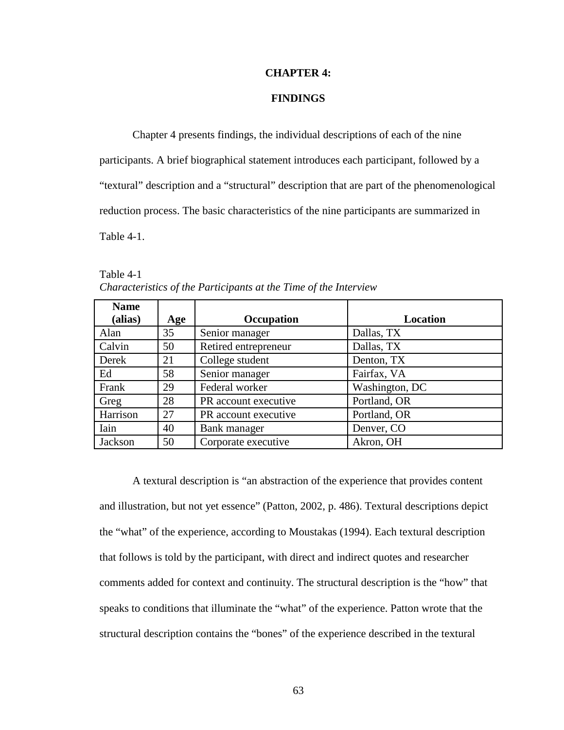# CHAPTER 4:

# FINDINGS

Chapter 4 presents findings, the individual descriptions of each of the nine participants. A brief biographical statement introduces each participant, followed by a "textural" description and a "structural" description that are part of the phenomenological reduction process. The basic characteristics of the nine participants are summarized in Table 4-1.

Table 4-1
*Characteristics of the Participants at the Time of the Interview*

| Name (alias) | Age | Occupation | Location |
|---|---|---|---|
| Alan | 35 | Senior manager | Dallas, TX |
| Calvin | 50 | Retired entrepreneur | Dallas, TX |
| Derek | 21 | College student | Denton, TX |
| Ed | 58 | Senior manager | Fairfax, VA |
| Frank | 29 | Federal worker | Washington, DC |
| Greg | 28 | PR account executive | Portland, OR |
| Harrison | 27 | PR account executive | Portland, OR |
| Iain | 40 | Bank manager | Denver, CO |
| Jackson | 50 | Corporate executive | Akron, OH |

A textural description is "an abstraction of the experience that provides content and illustration, but not yet essence" (Patton, 2002, p. 486). Textural descriptions depict the "what" of the experience, according to Moustakas (1994). Each textural description that follows is told by the participant, with direct and indirect quotes and researcher comments added for context and continuity. The structural description is the "how" that speaks to conditions that illuminate the "what" of the experience. Patton wrote that the structural description contains the "bones" of the experience described in the textural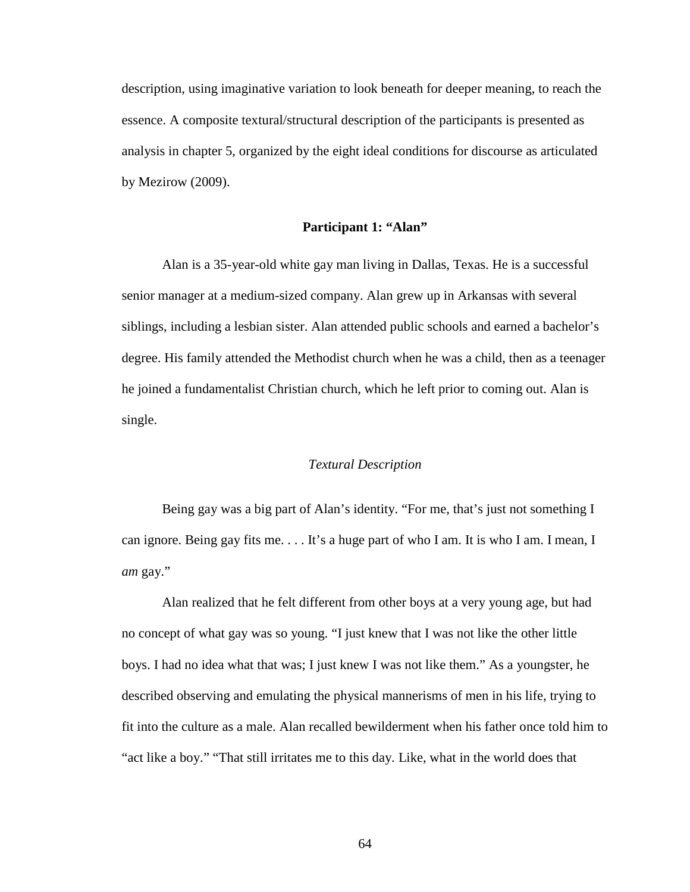description, using imaginative variation to look beneath for deeper meaning, to reach the essence. A composite textural/structural description of the participants is presented as analysis in chapter 5, organized by the eight ideal conditions for discourse as articulated by Mezirow (2009).

## Participant 1: "Alan"

Alan is a 35-year-old white gay man living in Dallas, Texas. He is a successful senior manager at a medium-sized company. Alan grew up in Arkansas with several siblings, including a lesbian sister. Alan attended public schools and earned a bachelor's degree. His family attended the Methodist church when he was a child, then as a teenager he joined a fundamentalist Christian church, which he left prior to coming out. Alan is single.

### *Textural Description*

Being gay was a big part of Alan's identity. "For me, that's just not something I can ignore. Being gay fits me. . . . It's a huge part of who I am. It is who I am. I mean, I *am* gay."

Alan realized that he felt different from other boys at a very young age, but had no concept of what gay was so young. "I just knew that I was not like the other little boys. I had no idea what that was; I just knew I was not like them." As a youngster, he described observing and emulating the physical mannerisms of men in his life, trying to fit into the culture as a male. Alan recalled bewilderment when his father once told him to "act like a boy." "That still irritates me to this day. Like, what in the world does that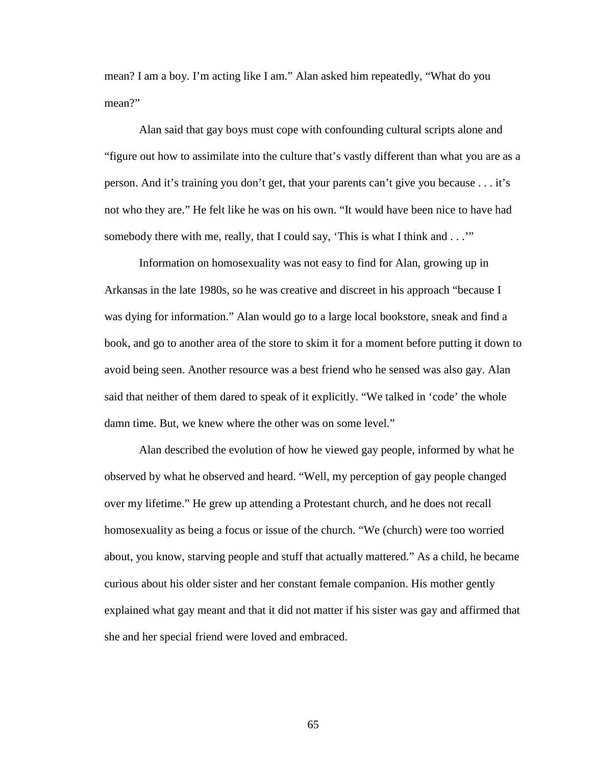mean? I am a boy. I'm acting like I am." Alan asked him repeatedly, "What do you mean?"

Alan said that gay boys must cope with confounding cultural scripts alone and "figure out how to assimilate into the culture that's vastly different than what you are as a person. And it's training you don't get, that your parents can't give you because . . . it's not who they are." He felt like he was on his own. "It would have been nice to have had somebody there with me, really, that I could say, 'This is what I think and . . .'"

Information on homosexuality was not easy to find for Alan, growing up in Arkansas in the late 1980s, so he was creative and discreet in his approach "because I was dying for information." Alan would go to a large local bookstore, sneak and find a book, and go to another area of the store to skim it for a moment before putting it down to avoid being seen. Another resource was a best friend who he sensed was also gay. Alan said that neither of them dared to speak of it explicitly. "We talked in 'code' the whole damn time. But, we knew where the other was on some level."

Alan described the evolution of how he viewed gay people, informed by what he observed by what he observed and heard. "Well, my perception of gay people changed over my lifetime." He grew up attending a Protestant church, and he does not recall homosexuality as being a focus or issue of the church. "We (church) were too worried about, you know, starving people and stuff that actually mattered." As a child, he became curious about his older sister and her constant female companion. His mother gently explained what gay meant and that it did not matter if his sister was gay and affirmed that she and her special friend were loved and embraced.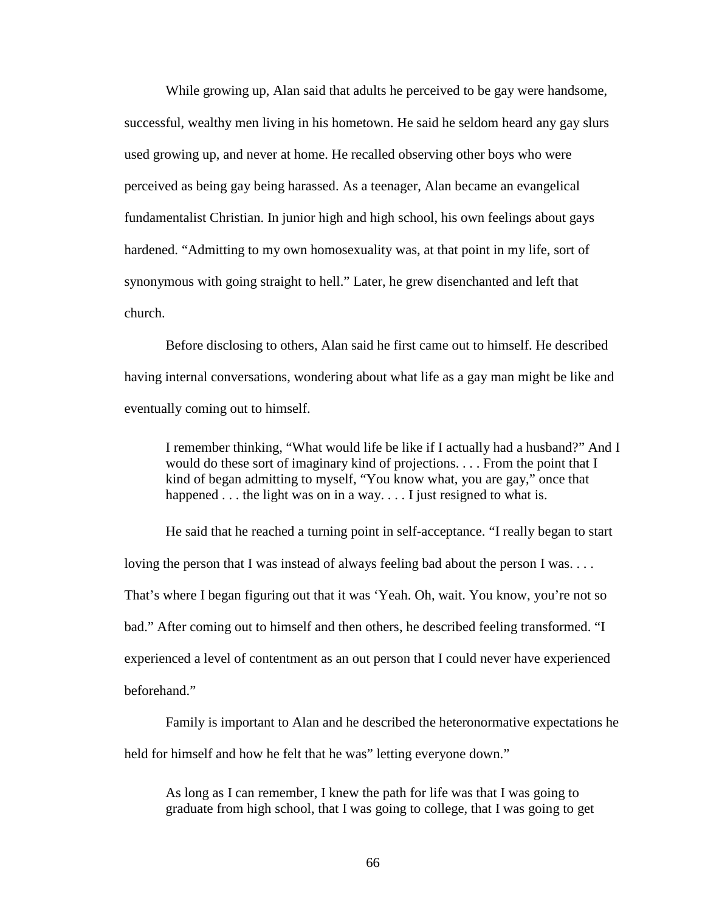While growing up, Alan said that adults he perceived to be gay were handsome, successful, wealthy men living in his hometown. He said he seldom heard any gay slurs used growing up, and never at home. He recalled observing other boys who were perceived as being gay being harassed. As a teenager, Alan became an evangelical fundamentalist Christian. In junior high and high school, his own feelings about gays hardened. "Admitting to my own homosexuality was, at that point in my life, sort of synonymous with going straight to hell." Later, he grew disenchanted and left that church.

Before disclosing to others, Alan said he first came out to himself. He described having internal conversations, wondering about what life as a gay man might be like and eventually coming out to himself.

> I remember thinking, "What would life be like if I actually had a husband?" And I would do these sort of imaginary kind of projections. . . . From the point that I kind of began admitting to myself, "You know what, you are gay," once that happened . . . the light was on in a way. . . . I just resigned to what is.

He said that he reached a turning point in self-acceptance. "I really began to start loving the person that I was instead of always feeling bad about the person I was. . . . That's where I began figuring out that it was 'Yeah. Oh, wait. You know, you're not so bad." After coming out to himself and then others, he described feeling transformed. "I experienced a level of contentment as an out person that I could never have experienced beforehand."

Family is important to Alan and he described the heteronormative expectations he held for himself and how he felt that he was" letting everyone down."

> As long as I can remember, I knew the path for life was that I was going to graduate from high school, that I was going to college, that I was going to get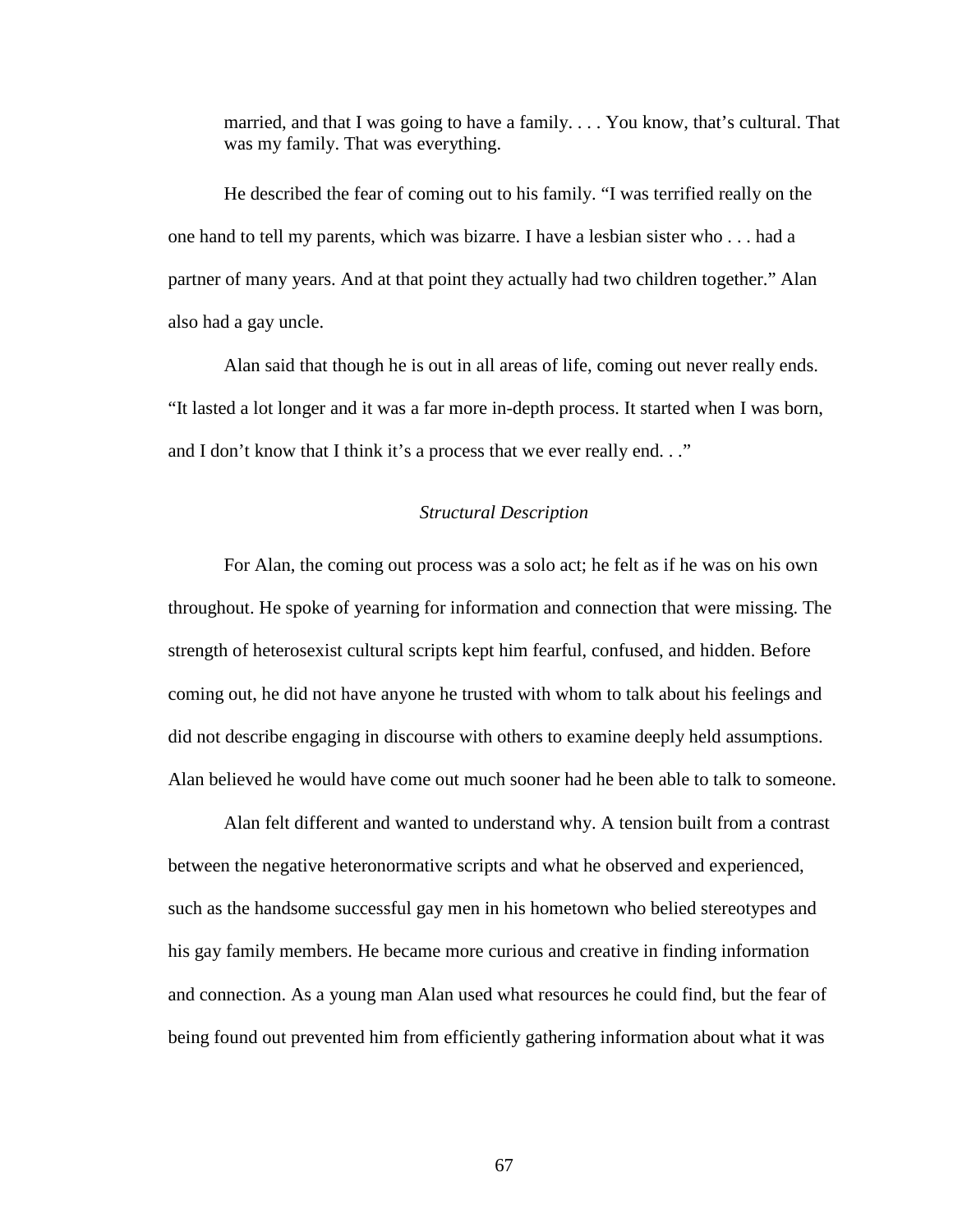> married, and that I was going to have a family. . . . You know, that's cultural. That was my family. That was everything.

He described the fear of coming out to his family. "I was terrified really on the one hand to tell my parents, which was bizarre. I have a lesbian sister who . . . had a partner of many years. And at that point they actually had two children together." Alan also had a gay uncle.

Alan said that though he is out in all areas of life, coming out never really ends. "It lasted a lot longer and it was a far more in-depth process. It started when I was born, and I don't know that I think it's a process that we ever really end. . ."

*Structural Description*

For Alan, the coming out process was a solo act; he felt as if he was on his own throughout. He spoke of yearning for information and connection that were missing. The strength of heterosexist cultural scripts kept him fearful, confused, and hidden. Before coming out, he did not have anyone he trusted with whom to talk about his feelings and did not describe engaging in discourse with others to examine deeply held assumptions. Alan believed he would have come out much sooner had he been able to talk to someone.

Alan felt different and wanted to understand why. A tension built from a contrast between the negative heteronormative scripts and what he observed and experienced, such as the handsome successful gay men in his hometown who belied stereotypes and his gay family members. He became more curious and creative in finding information and connection. As a young man Alan used what resources he could find, but the fear of being found out prevented him from efficiently gathering information about what it was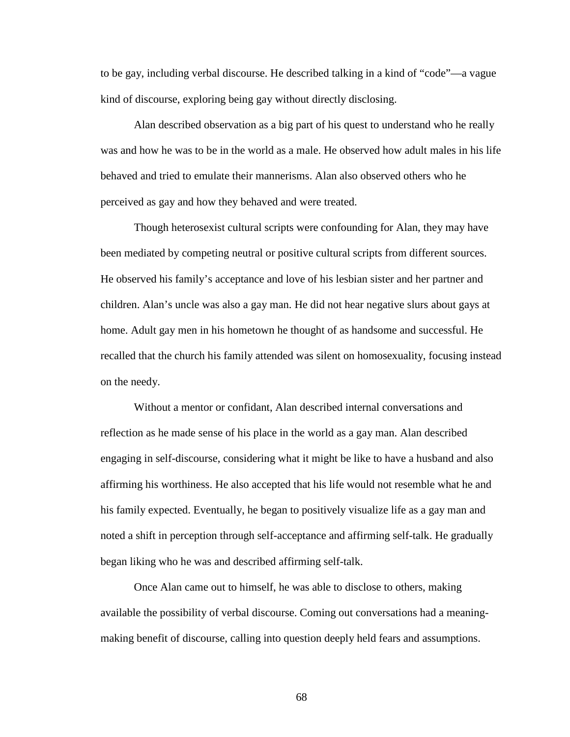to be gay, including verbal discourse. He described talking in a kind of "code"—a vague kind of discourse, exploring being gay without directly disclosing.

Alan described observation as a big part of his quest to understand who he really was and how he was to be in the world as a male. He observed how adult males in his life behaved and tried to emulate their mannerisms. Alan also observed others who he perceived as gay and how they behaved and were treated.

Though heterosexist cultural scripts were confounding for Alan, they may have been mediated by competing neutral or positive cultural scripts from different sources. He observed his family's acceptance and love of his lesbian sister and her partner and children. Alan's uncle was also a gay man. He did not hear negative slurs about gays at home. Adult gay men in his hometown he thought of as handsome and successful. He recalled that the church his family attended was silent on homosexuality, focusing instead on the needy.

Without a mentor or confidant, Alan described internal conversations and reflection as he made sense of his place in the world as a gay man. Alan described engaging in self-discourse, considering what it might be like to have a husband and also affirming his worthiness. He also accepted that his life would not resemble what he and his family expected. Eventually, he began to positively visualize life as a gay man and noted a shift in perception through self-acceptance and affirming self-talk. He gradually began liking who he was and described affirming self-talk.

Once Alan came out to himself, he was able to disclose to others, making available the possibility of verbal discourse. Coming out conversations had a meaning-making benefit of discourse, calling into question deeply held fears and assumptions.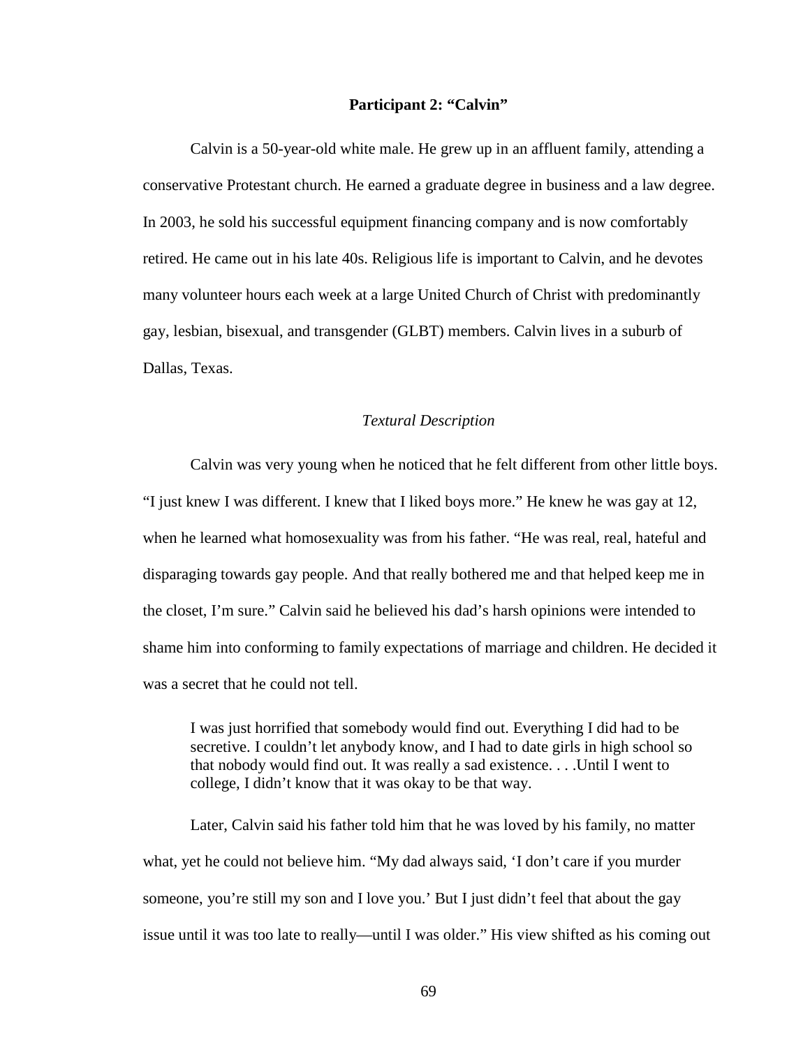## Participant 2: "Calvin"

Calvin is a 50-year-old white male. He grew up in an affluent family, attending a conservative Protestant church. He earned a graduate degree in business and a law degree. In 2003, he sold his successful equipment financing company and is now comfortably retired. He came out in his late 40s. Religious life is important to Calvin, and he devotes many volunteer hours each week at a large United Church of Christ with predominantly gay, lesbian, bisexual, and transgender (GLBT) members. Calvin lives in a suburb of Dallas, Texas.

### *Textural Description*

Calvin was very young when he noticed that he felt different from other little boys. "I just knew I was different. I knew that I liked boys more." He knew he was gay at 12, when he learned what homosexuality was from his father. "He was real, real, hateful and disparaging towards gay people. And that really bothered me and that helped keep me in the closet, I'm sure." Calvin said he believed his dad's harsh opinions were intended to shame him into conforming to family expectations of marriage and children. He decided it was a secret that he could not tell.

> I was just horrified that somebody would find out. Everything I did had to be secretive. I couldn't let anybody know, and I had to date girls in high school so that nobody would find out. It was really a sad existence. . . .Until I went to college, I didn't know that it was okay to be that way.

Later, Calvin said his father told him that he was loved by his family, no matter what, yet he could not believe him. "My dad always said, 'I don't care if you murder someone, you're still my son and I love you.' But I just didn't feel that about the gay issue until it was too late to really—until I was older." His view shifted as his coming out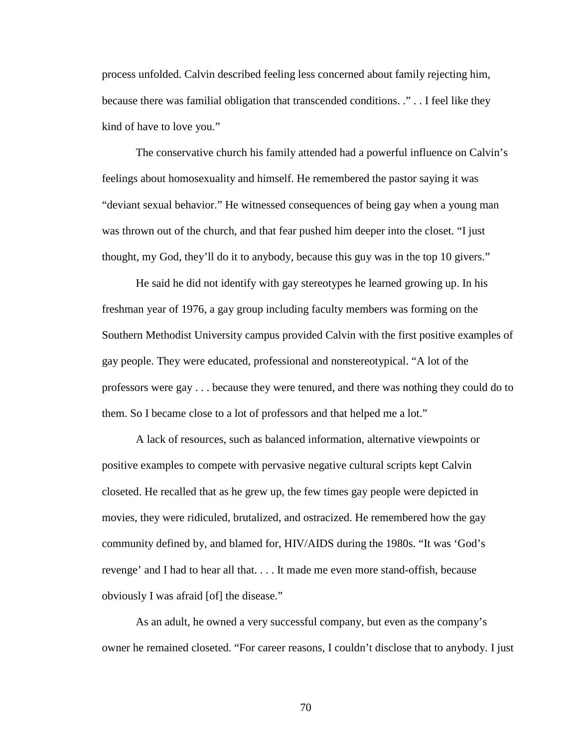process unfolded. Calvin described feeling less concerned about family rejecting him, because there was familial obligation that transcended conditions. ." . . I feel like they kind of have to love you."

The conservative church his family attended had a powerful influence on Calvin's feelings about homosexuality and himself. He remembered the pastor saying it was "deviant sexual behavior." He witnessed consequences of being gay when a young man was thrown out of the church, and that fear pushed him deeper into the closet. "I just thought, my God, they'll do it to anybody, because this guy was in the top 10 givers."

He said he did not identify with gay stereotypes he learned growing up. In his freshman year of 1976, a gay group including faculty members was forming on the Southern Methodist University campus provided Calvin with the first positive examples of gay people. They were educated, professional and nonstereotypical. "A lot of the professors were gay . . . because they were tenured, and there was nothing they could do to them. So I became close to a lot of professors and that helped me a lot."

A lack of resources, such as balanced information, alternative viewpoints or positive examples to compete with pervasive negative cultural scripts kept Calvin closeted. He recalled that as he grew up, the few times gay people were depicted in movies, they were ridiculed, brutalized, and ostracized. He remembered how the gay community defined by, and blamed for, HIV/AIDS during the 1980s. "It was 'God's revenge' and I had to hear all that. . . . It made me even more stand-offish, because obviously I was afraid [of] the disease."

As an adult, he owned a very successful company, but even as the company's owner he remained closeted. "For career reasons, I couldn't disclose that to anybody. I just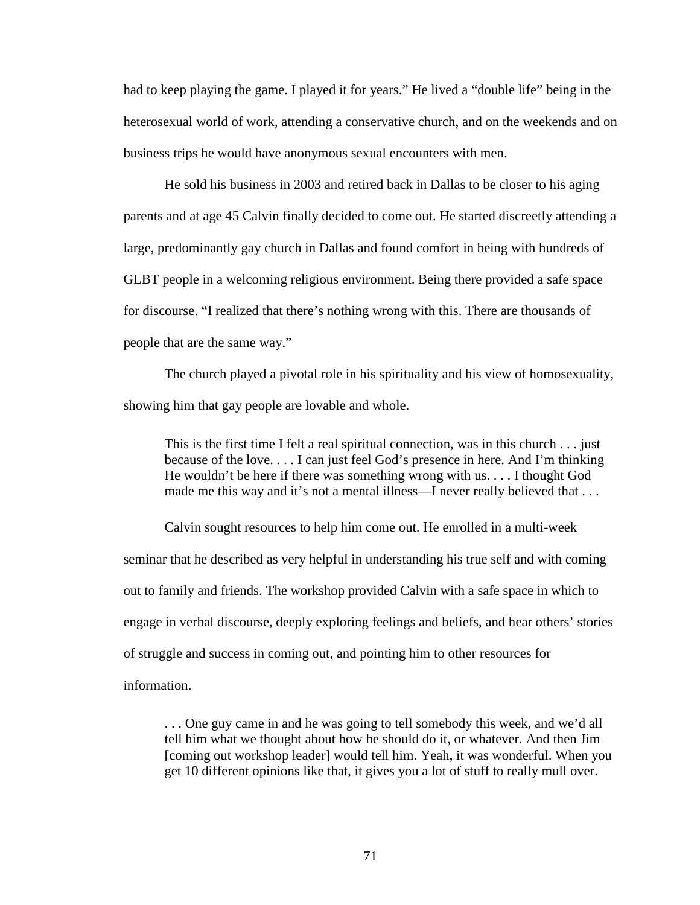had to keep playing the game. I played it for years." He lived a "double life" being in the heterosexual world of work, attending a conservative church, and on the weekends and on business trips he would have anonymous sexual encounters with men.

He sold his business in 2003 and retired back in Dallas to be closer to his aging parents and at age 45 Calvin finally decided to come out. He started discreetly attending a large, predominantly gay church in Dallas and found comfort in being with hundreds of GLBT people in a welcoming religious environment. Being there provided a safe space for discourse. "I realized that there's nothing wrong with this. There are thousands of people that are the same way."

The church played a pivotal role in his spirituality and his view of homosexuality, showing him that gay people are lovable and whole.

> This is the first time I felt a real spiritual connection, was in this church . . . just because of the love. . . . I can just feel God's presence in here. And I'm thinking He wouldn't be here if there was something wrong with us. . . . I thought God made me this way and it's not a mental illness—I never really believed that . . .

Calvin sought resources to help him come out. He enrolled in a multi-week seminar that he described as very helpful in understanding his true self and with coming out to family and friends. The workshop provided Calvin with a safe space in which to engage in verbal discourse, deeply exploring feelings and beliefs, and hear others' stories of struggle and success in coming out, and pointing him to other resources for information.

> . . . One guy came in and he was going to tell somebody this week, and we'd all tell him what we thought about how he should do it, or whatever. And then Jim [coming out workshop leader] would tell him. Yeah, it was wonderful. When you get 10 different opinions like that, it gives you a lot of stuff to really mull over.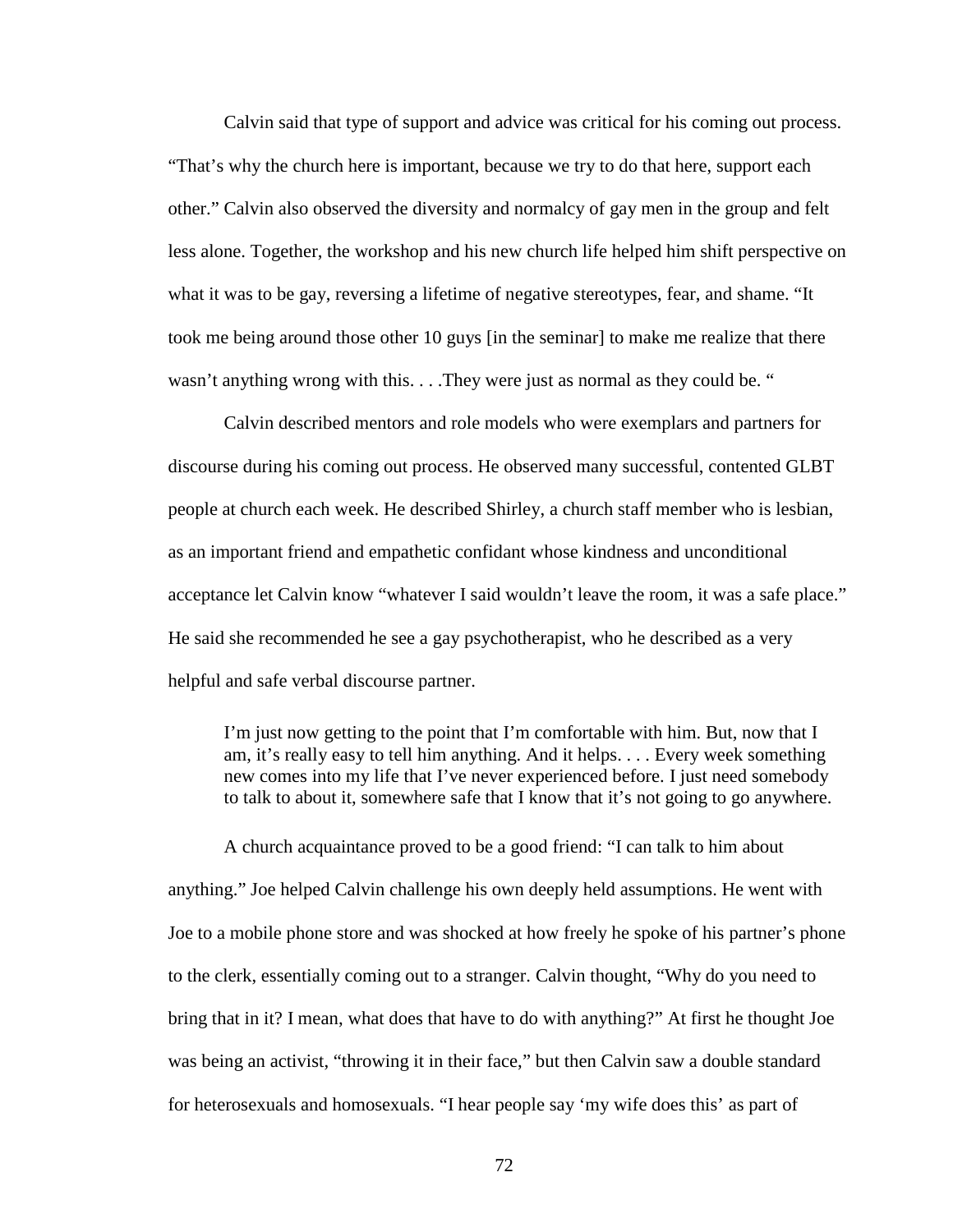Calvin said that type of support and advice was critical for his coming out process. “That’s why the church here is important, because we try to do that here, support each other.” Calvin also observed the diversity and normalcy of gay men in the group and felt less alone. Together, the workshop and his new church life helped him shift perspective on what it was to be gay, reversing a lifetime of negative stereotypes, fear, and shame. “It took me being around those other 10 guys [in the seminar] to make me realize that there wasn’t anything wrong with this. . . .They were just as normal as they could be. “

Calvin described mentors and role models who were exemplars and partners for discourse during his coming out process. He observed many successful, contented GLBT people at church each week. He described Shirley, a church staff member who is lesbian, as an important friend and empathetic confidant whose kindness and unconditional acceptance let Calvin know “whatever I said wouldn’t leave the room, it was a safe place.” He said she recommended he see a gay psychotherapist, who he described as a very helpful and safe verbal discourse partner.

> I’m just now getting to the point that I’m comfortable with him. But, now that I am, it’s really easy to tell him anything. And it helps. . . . Every week something new comes into my life that I’ve never experienced before. I just need somebody to talk to about it, somewhere safe that I know that it’s not going to go anywhere.

A church acquaintance proved to be a good friend: “I can talk to him about anything.” Joe helped Calvin challenge his own deeply held assumptions. He went with Joe to a mobile phone store and was shocked at how freely he spoke of his partner’s phone to the clerk, essentially coming out to a stranger. Calvin thought, “Why do you need to bring that in it? I mean, what does that have to do with anything?” At first he thought Joe was being an activist, “throwing it in their face,” but then Calvin saw a double standard for heterosexuals and homosexuals. “I hear people say ‘my wife does this’ as part of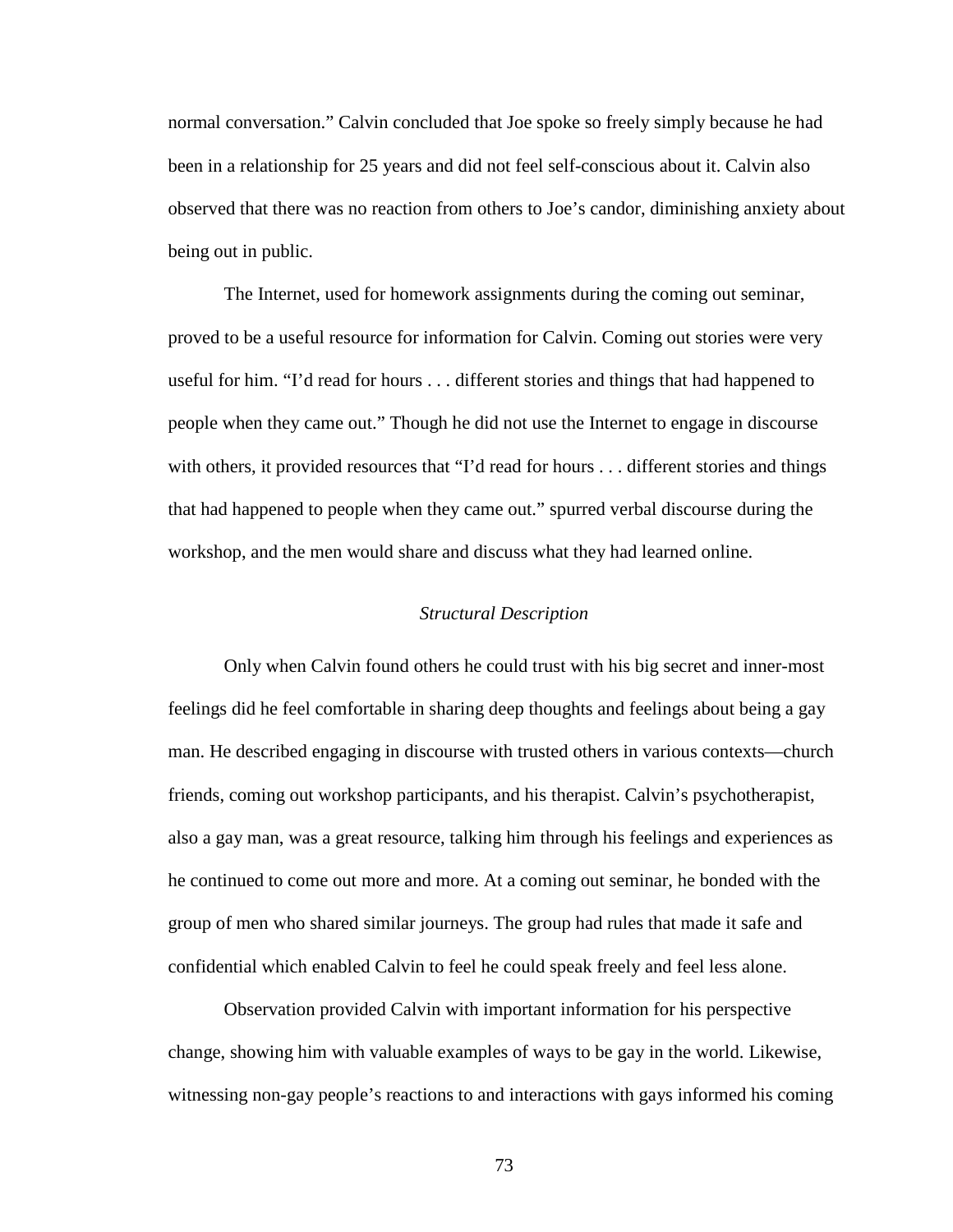normal conversation." Calvin concluded that Joe spoke so freely simply because he had been in a relationship for 25 years and did not feel self-conscious about it. Calvin also observed that there was no reaction from others to Joe's candor, diminishing anxiety about being out in public.

The Internet, used for homework assignments during the coming out seminar, proved to be a useful resource for information for Calvin. Coming out stories were very useful for him. "I'd read for hours . . . different stories and things that had happened to people when they came out." Though he did not use the Internet to engage in discourse with others, it provided resources that "I'd read for hours . . . different stories and things that had happened to people when they came out." spurred verbal discourse during the workshop, and the men would share and discuss what they had learned online.

### *Structural Description*

Only when Calvin found others he could trust with his big secret and inner-most feelings did he feel comfortable in sharing deep thoughts and feelings about being a gay man. He described engaging in discourse with trusted others in various contexts—church friends, coming out workshop participants, and his therapist. Calvin's psychotherapist, also a gay man, was a great resource, talking him through his feelings and experiences as he continued to come out more and more. At a coming out seminar, he bonded with the group of men who shared similar journeys. The group had rules that made it safe and confidential which enabled Calvin to feel he could speak freely and feel less alone.

Observation provided Calvin with important information for his perspective change, showing him with valuable examples of ways to be gay in the world. Likewise, witnessing non-gay people's reactions to and interactions with gays informed his coming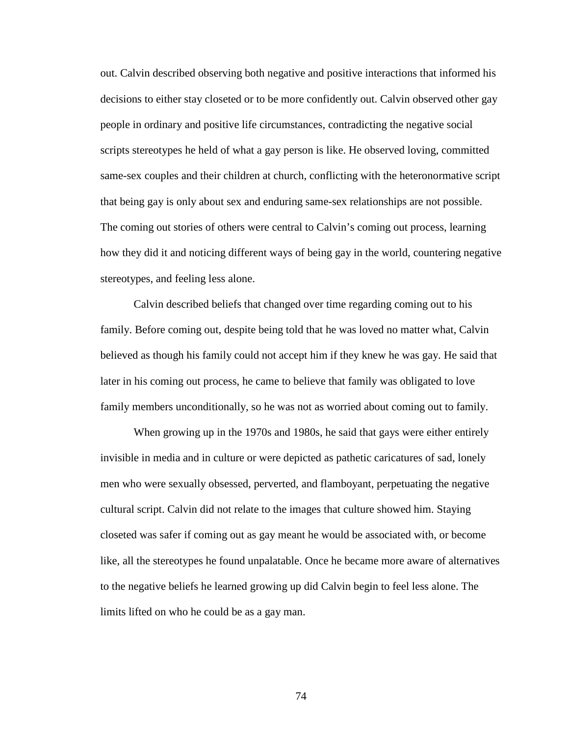out. Calvin described observing both negative and positive interactions that informed his decisions to either stay closeted or to be more confidently out. Calvin observed other gay people in ordinary and positive life circumstances, contradicting the negative social scripts stereotypes he held of what a gay person is like. He observed loving, committed same-sex couples and their children at church, conflicting with the heteronormative script that being gay is only about sex and enduring same-sex relationships are not possible. The coming out stories of others were central to Calvin's coming out process, learning how they did it and noticing different ways of being gay in the world, countering negative stereotypes, and feeling less alone.

Calvin described beliefs that changed over time regarding coming out to his family. Before coming out, despite being told that he was loved no matter what, Calvin believed as though his family could not accept him if they knew he was gay. He said that later in his coming out process, he came to believe that family was obligated to love family members unconditionally, so he was not as worried about coming out to family.

When growing up in the 1970s and 1980s, he said that gays were either entirely invisible in media and in culture or were depicted as pathetic caricatures of sad, lonely men who were sexually obsessed, perverted, and flamboyant, perpetuating the negative cultural script. Calvin did not relate to the images that culture showed him. Staying closeted was safer if coming out as gay meant he would be associated with, or become like, all the stereotypes he found unpalatable. Once he became more aware of alternatives to the negative beliefs he learned growing up did Calvin begin to feel less alone. The limits lifted on who he could be as a gay man.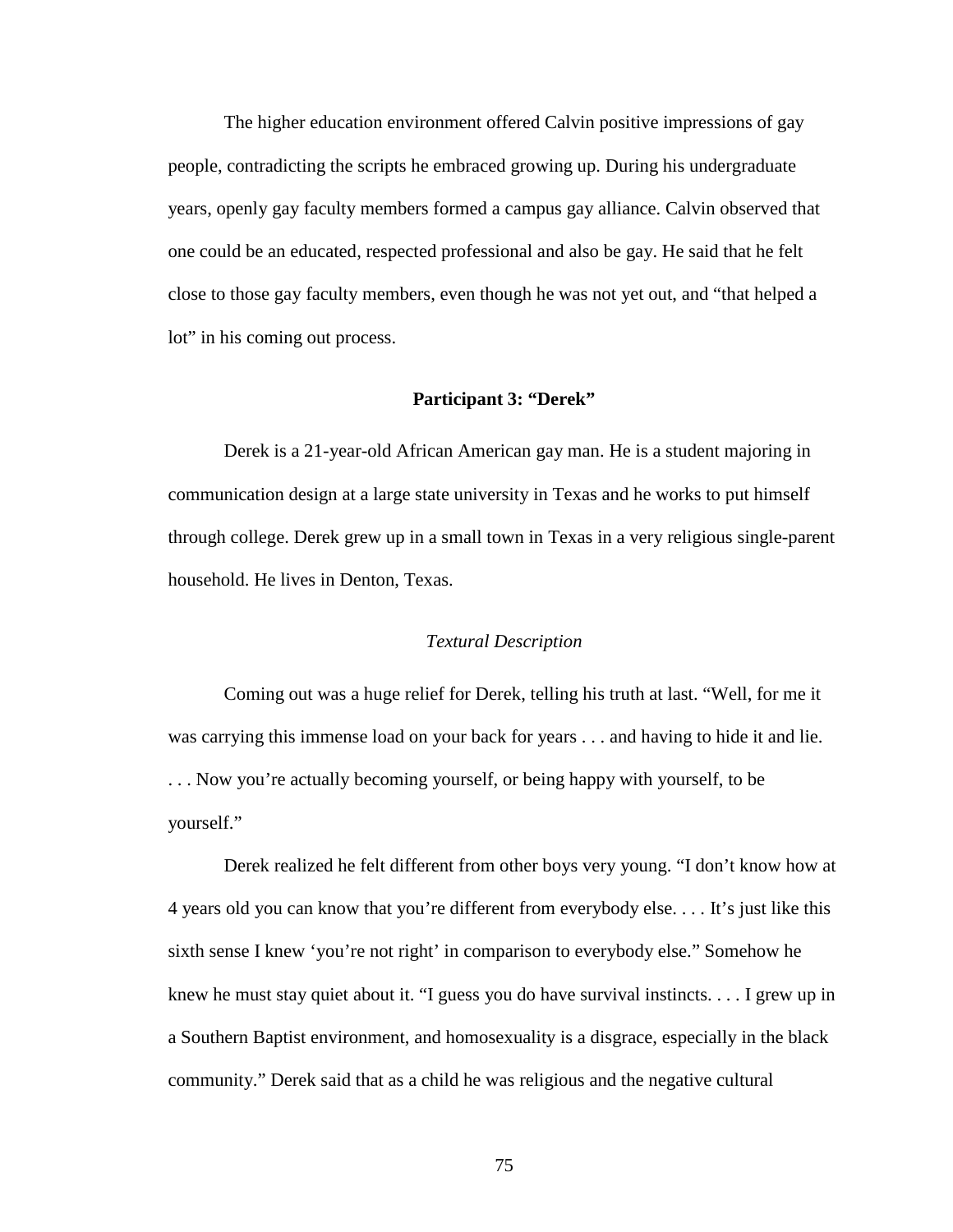The higher education environment offered Calvin positive impressions of gay people, contradicting the scripts he embraced growing up. During his undergraduate years, openly gay faculty members formed a campus gay alliance. Calvin observed that one could be an educated, respected professional and also be gay. He said that he felt close to those gay faculty members, even though he was not yet out, and “that helped a lot” in his coming out process.

## Participant 3: “Derek”

Derek is a 21-year-old African American gay man. He is a student majoring in communication design at a large state university in Texas and he works to put himself through college. Derek grew up in a small town in Texas in a very religious single-parent household. He lives in Denton, Texas.

### *Textural Description*

Coming out was a huge relief for Derek, telling his truth at last. “Well, for me it was carrying this immense load on your back for years . . . and having to hide it and lie. . . . Now you’re actually becoming yourself, or being happy with yourself, to be yourself.”

Derek realized he felt different from other boys very young. “I don’t know how at 4 years old you can know that you’re different from everybody else. . . . It’s just like this sixth sense I knew ‘you’re not right’ in comparison to everybody else.” Somehow he knew he must stay quiet about it. “I guess you do have survival instincts. . . . I grew up in a Southern Baptist environment, and homosexuality is a disgrace, especially in the black community.” Derek said that as a child he was religious and the negative cultural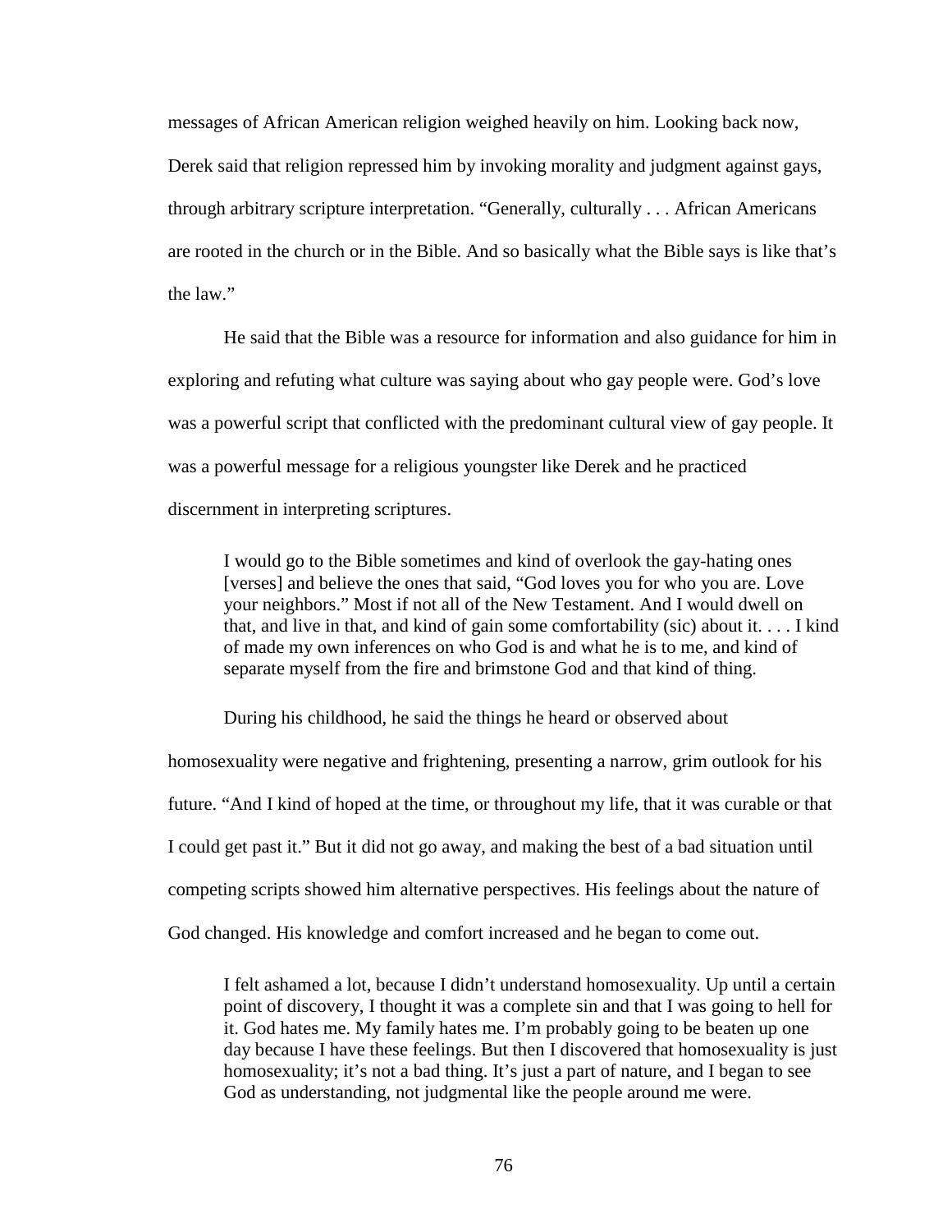messages of African American religion weighed heavily on him. Looking back now, Derek said that religion repressed him by invoking morality and judgment against gays, through arbitrary scripture interpretation. "Generally, culturally . . . African Americans are rooted in the church or in the Bible. And so basically what the Bible says is like that's the law."

He said that the Bible was a resource for information and also guidance for him in exploring and refuting what culture was saying about who gay people were. God's love was a powerful script that conflicted with the predominant cultural view of gay people. It was a powerful message for a religious youngster like Derek and he practiced discernment in interpreting scriptures.

> I would go to the Bible sometimes and kind of overlook the gay-hating ones [verses] and believe the ones that said, "God loves you for who you are. Love your neighbors." Most if not all of the New Testament. And I would dwell on that, and live in that, and kind of gain some comfortability (sic) about it. . . . I kind of made my own inferences on who God is and what he is to me, and kind of separate myself from the fire and brimstone God and that kind of thing.

During his childhood, he said the things he heard or observed about homosexuality were negative and frightening, presenting a narrow, grim outlook for his future. "And I kind of hoped at the time, or throughout my life, that it was curable or that I could get past it." But it did not go away, and making the best of a bad situation until competing scripts showed him alternative perspectives. His feelings about the nature of God changed. His knowledge and comfort increased and he began to come out.

> I felt ashamed a lot, because I didn't understand homosexuality. Up until a certain point of discovery, I thought it was a complete sin and that I was going to hell for it. God hates me. My family hates me. I'm probably going to be beaten up one day because I have these feelings. But then I discovered that homosexuality is just homosexuality; it's not a bad thing. It's just a part of nature, and I began to see God as understanding, not judgmental like the people around me were.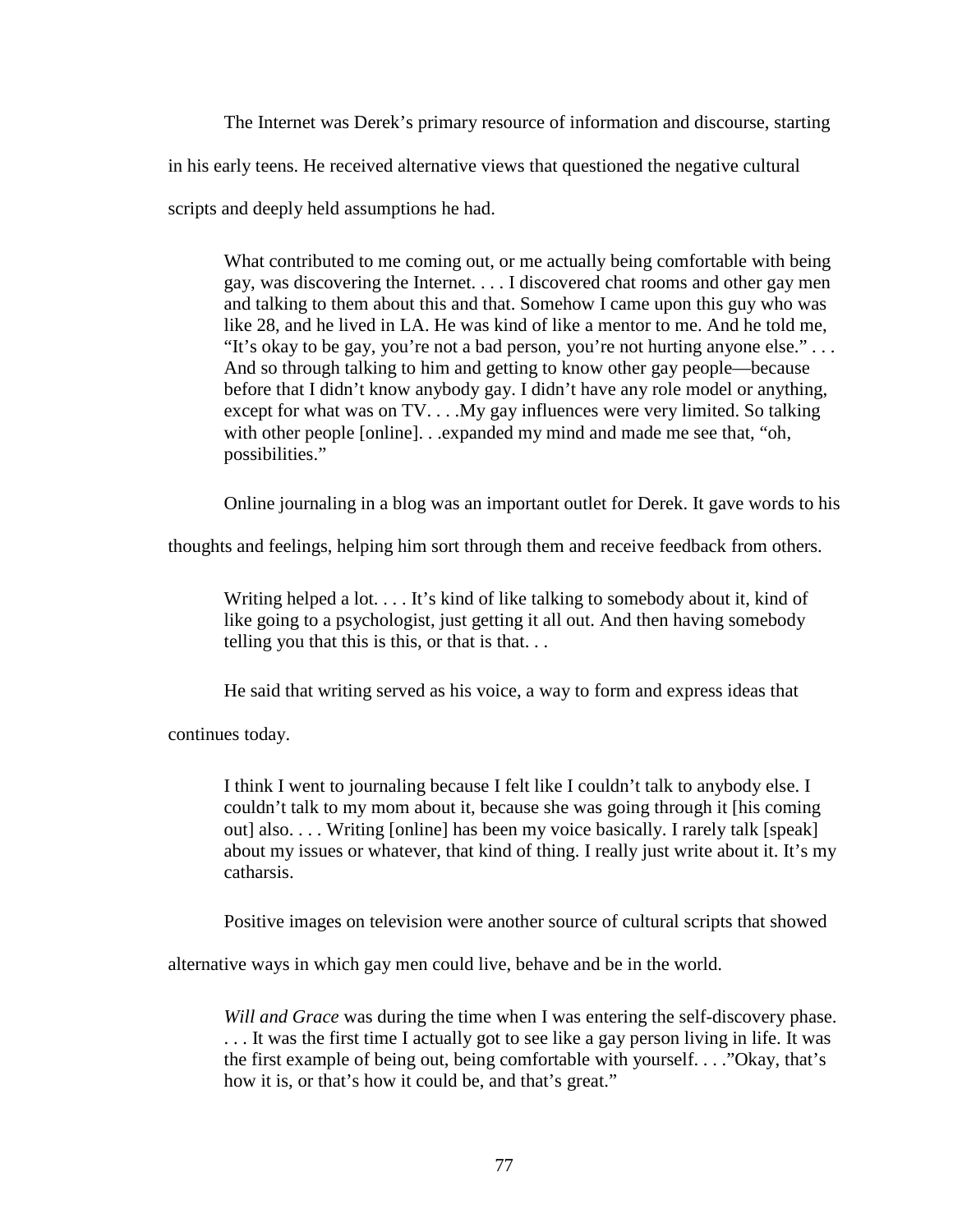The Internet was Derek's primary resource of information and discourse, starting in his early teens. He received alternative views that questioned the negative cultural scripts and deeply held assumptions he had.

> What contributed to me coming out, or me actually being comfortable with being gay, was discovering the Internet. . . . I discovered chat rooms and other gay men and talking to them about this and that. Somehow I came upon this guy who was like 28, and he lived in LA. He was kind of like a mentor to me. And he told me, "It's okay to be gay, you're not a bad person, you're not hurting anyone else." . . . And so through talking to him and getting to know other gay people—because before that I didn't know anybody gay. I didn't have any role model or anything, except for what was on TV. . . .My gay influences were very limited. So talking with other people [online]. . .expanded my mind and made me see that, "oh, possibilities."

Online journaling in a blog was an important outlet for Derek. It gave words to his thoughts and feelings, helping him sort through them and receive feedback from others.

> Writing helped a lot. . . . It's kind of like talking to somebody about it, kind of like going to a psychologist, just getting it all out. And then having somebody telling you that this is this, or that is that. . .

He said that writing served as his voice, a way to form and express ideas that continues today.

> I think I went to journaling because I felt like I couldn't talk to anybody else. I couldn't talk to my mom about it, because she was going through it [his coming out] also. . . . Writing [online] has been my voice basically. I rarely talk [speak] about my issues or whatever, that kind of thing. I really just write about it. It's my catharsis.

Positive images on television were another source of cultural scripts that showed alternative ways in which gay men could live, behave and be in the world.

> *Will and Grace* was during the time when I was entering the self-discovery phase. . . . It was the first time I actually got to see like a gay person living in life. It was the first example of being out, being comfortable with yourself. . . ."Okay, that's how it is, or that's how it could be, and that's great."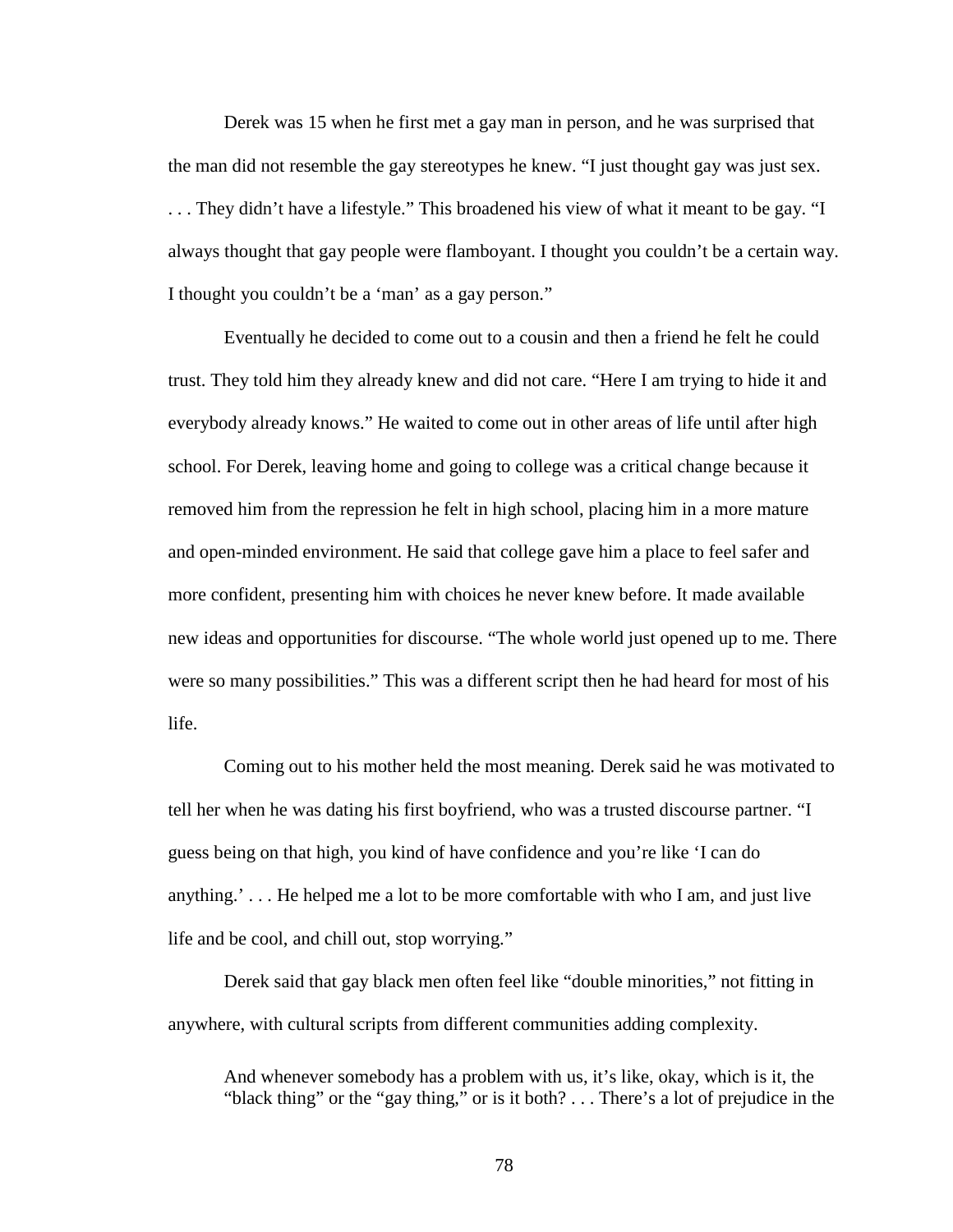Derek was 15 when he first met a gay man in person, and he was surprised that the man did not resemble the gay stereotypes he knew. "I just thought gay was just sex. . . . They didn't have a lifestyle." This broadened his view of what it meant to be gay. "I always thought that gay people were flamboyant. I thought you couldn't be a certain way. I thought you couldn't be a 'man' as a gay person."

Eventually he decided to come out to a cousin and then a friend he felt he could trust. They told him they already knew and did not care. "Here I am trying to hide it and everybody already knows." He waited to come out in other areas of life until after high school. For Derek, leaving home and going to college was a critical change because it removed him from the repression he felt in high school, placing him in a more mature and open-minded environment. He said that college gave him a place to feel safer and more confident, presenting him with choices he never knew before. It made available new ideas and opportunities for discourse. "The whole world just opened up to me. There were so many possibilities." This was a different script then he had heard for most of his life.

Coming out to his mother held the most meaning. Derek said he was motivated to tell her when he was dating his first boyfriend, who was a trusted discourse partner. "I guess being on that high, you kind of have confidence and you're like 'I can do anything.' . . . He helped me a lot to be more comfortable with who I am, and just live life and be cool, and chill out, stop worrying."

Derek said that gay black men often feel like "double minorities," not fitting in anywhere, with cultural scripts from different communities adding complexity.

> And whenever somebody has a problem with us, it's like, okay, which is it, the "black thing" or the "gay thing," or is it both? . . . There's a lot of prejudice in the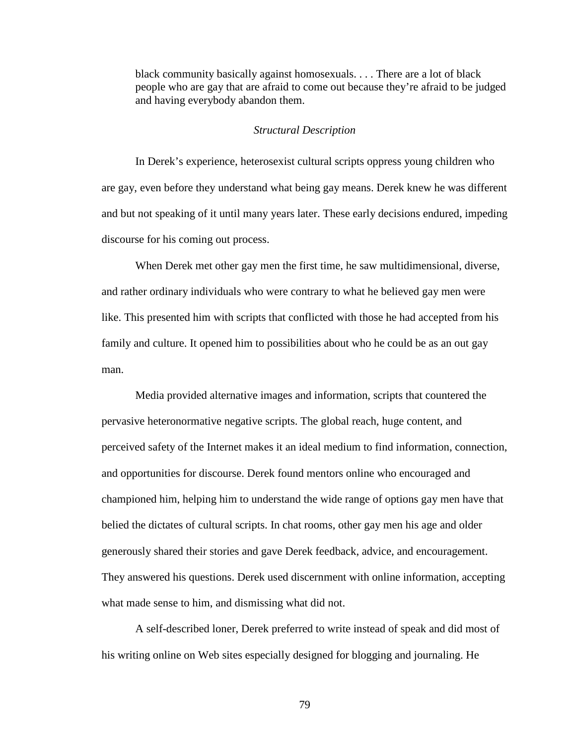> black community basically against homosexuals. . . . There are a lot of black people who are gay that are afraid to come out because they're afraid to be judged and having everybody abandon them.

*Structural Description*

In Derek's experience, heterosexist cultural scripts oppress young children who are gay, even before they understand what being gay means. Derek knew he was different and but not speaking of it until many years later. These early decisions endured, impeding discourse for his coming out process.

When Derek met other gay men the first time, he saw multidimensional, diverse, and rather ordinary individuals who were contrary to what he believed gay men were like. This presented him with scripts that conflicted with those he had accepted from his family and culture. It opened him to possibilities about who he could be as an out gay man.

Media provided alternative images and information, scripts that countered the pervasive heteronormative negative scripts. The global reach, huge content, and perceived safety of the Internet makes it an ideal medium to find information, connection, and opportunities for discourse. Derek found mentors online who encouraged and championed him, helping him to understand the wide range of options gay men have that belied the dictates of cultural scripts. In chat rooms, other gay men his age and older generously shared their stories and gave Derek feedback, advice, and encouragement. They answered his questions. Derek used discernment with online information, accepting what made sense to him, and dismissing what did not.

A self-described loner, Derek preferred to write instead of speak and did most of his writing online on Web sites especially designed for blogging and journaling. He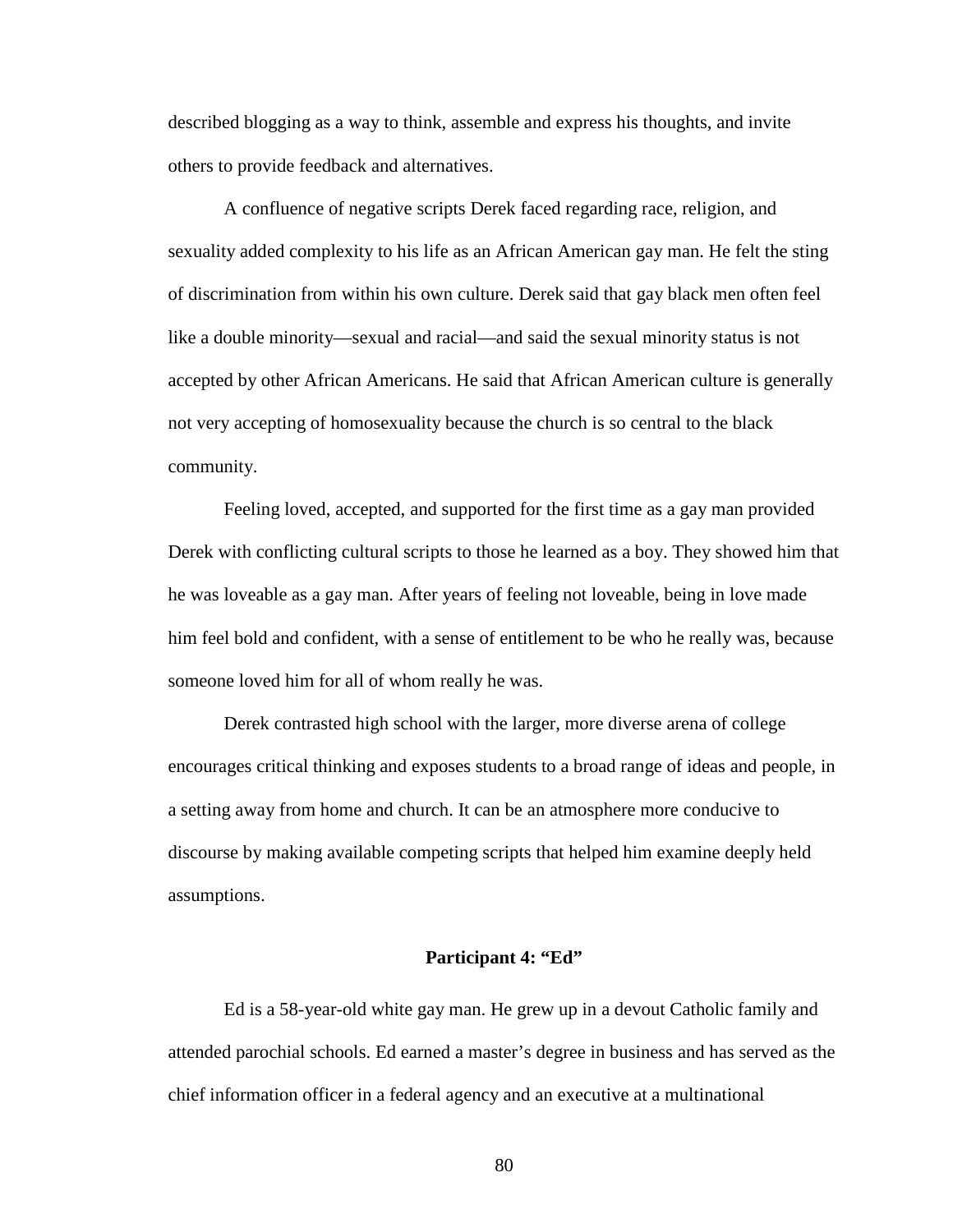described blogging as a way to think, assemble and express his thoughts, and invite others to provide feedback and alternatives.

A confluence of negative scripts Derek faced regarding race, religion, and sexuality added complexity to his life as an African American gay man. He felt the sting of discrimination from within his own culture. Derek said that gay black men often feel like a double minority—sexual and racial—and said the sexual minority status is not accepted by other African Americans. He said that African American culture is generally not very accepting of homosexuality because the church is so central to the black community.

Feeling loved, accepted, and supported for the first time as a gay man provided Derek with conflicting cultural scripts to those he learned as a boy. They showed him that he was loveable as a gay man. After years of feeling not loveable, being in love made him feel bold and confident, with a sense of entitlement to be who he really was, because someone loved him for all of whom really he was.

Derek contrasted high school with the larger, more diverse arena of college encourages critical thinking and exposes students to a broad range of ideas and people, in a setting away from home and church. It can be an atmosphere more conducive to discourse by making available competing scripts that helped him examine deeply held assumptions.

### Participant 4: "Ed"

Ed is a 58-year-old white gay man. He grew up in a devout Catholic family and attended parochial schools. Ed earned a master's degree in business and has served as the chief information officer in a federal agency and an executive at a multinational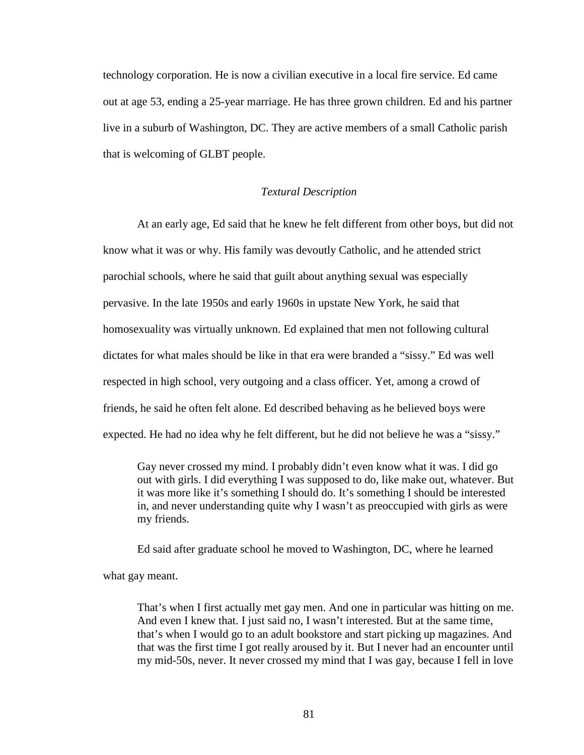technology corporation. He is now a civilian executive in a local fire service. Ed came out at age 53, ending a 25-year marriage. He has three grown children. Ed and his partner live in a suburb of Washington, DC. They are active members of a small Catholic parish that is welcoming of GLBT people.

### *Textural Description*

At an early age, Ed said that he knew he felt different from other boys, but did not know what it was or why. His family was devoutly Catholic, and he attended strict parochial schools, where he said that guilt about anything sexual was especially pervasive. In the late 1950s and early 1960s in upstate New York, he said that homosexuality was virtually unknown. Ed explained that men not following cultural dictates for what males should be like in that era were branded a "sissy." Ed was well respected in high school, very outgoing and a class officer. Yet, among a crowd of friends, he said he often felt alone. Ed described behaving as he believed boys were expected. He had no idea why he felt different, but he did not believe he was a "sissy."

> Gay never crossed my mind. I probably didn't even know what it was. I did go out with girls. I did everything I was supposed to do, like make out, whatever. But it was more like it's something I should do. It's something I should be interested in, and never understanding quite why I wasn't as preoccupied with girls as were my friends.

Ed said after graduate school he moved to Washington, DC, where he learned what gay meant.

> That's when I first actually met gay men. And one in particular was hitting on me. And even I knew that. I just said no, I wasn't interested. But at the same time, that's when I would go to an adult bookstore and start picking up magazines. And that was the first time I got really aroused by it. But I never had an encounter until my mid-50s, never. It never crossed my mind that I was gay, because I fell in love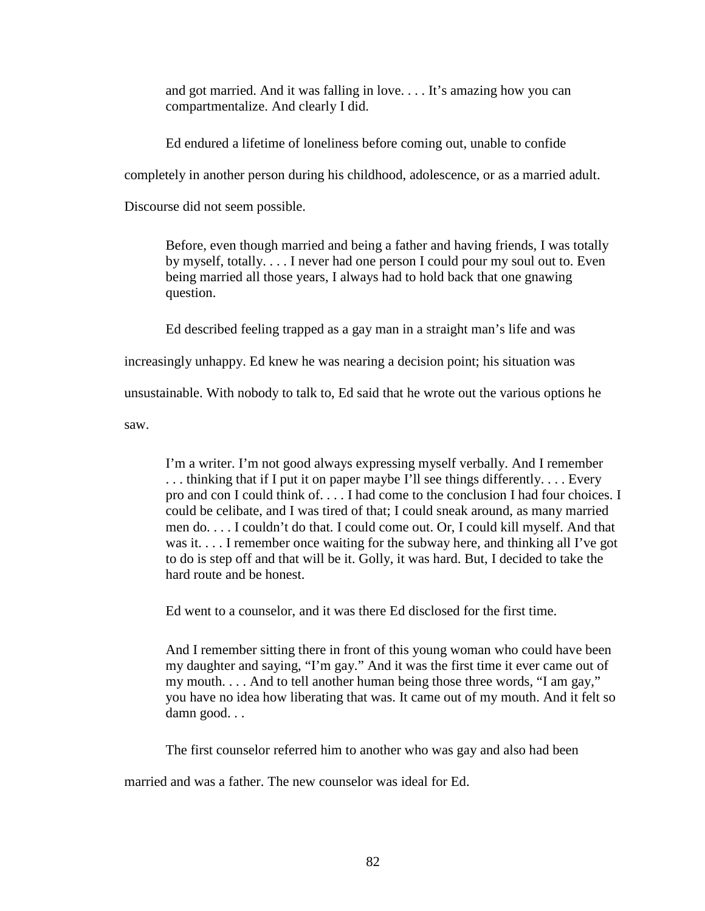> and got married. And it was falling in love. . . . It's amazing how you can compartmentalize. And clearly I did.

Ed endured a lifetime of loneliness before coming out, unable to confide completely in another person during his childhood, adolescence, or as a married adult. Discourse did not seem possible.

> Before, even though married and being a father and having friends, I was totally by myself, totally. . . . I never had one person I could pour my soul out to. Even being married all those years, I always had to hold back that one gnawing question.

Ed described feeling trapped as a gay man in a straight man's life and was increasingly unhappy. Ed knew he was nearing a decision point; his situation was unsustainable. With nobody to talk to, Ed said that he wrote out the various options he saw.

> I'm a writer. I'm not good always expressing myself verbally. And I remember . . . thinking that if I put it on paper maybe I'll see things differently. . . . Every pro and con I could think of. . . . I had come to the conclusion I had four choices. I could be celibate, and I was tired of that; I could sneak around, as many married men do. . . . I couldn't do that. I could come out. Or, I could kill myself. And that was it. . . . I remember once waiting for the subway here, and thinking all I've got to do is step off and that will be it. Golly, it was hard. But, I decided to take the hard route and be honest.

Ed went to a counselor, and it was there Ed disclosed for the first time.

> And I remember sitting there in front of this young woman who could have been my daughter and saying, "I'm gay." And it was the first time it ever came out of my mouth. . . . And to tell another human being those three words, "I am gay," you have no idea how liberating that was. It came out of my mouth. And it felt so damn good. . .

The first counselor referred him to another who was gay and also had been married and was a father. The new counselor was ideal for Ed.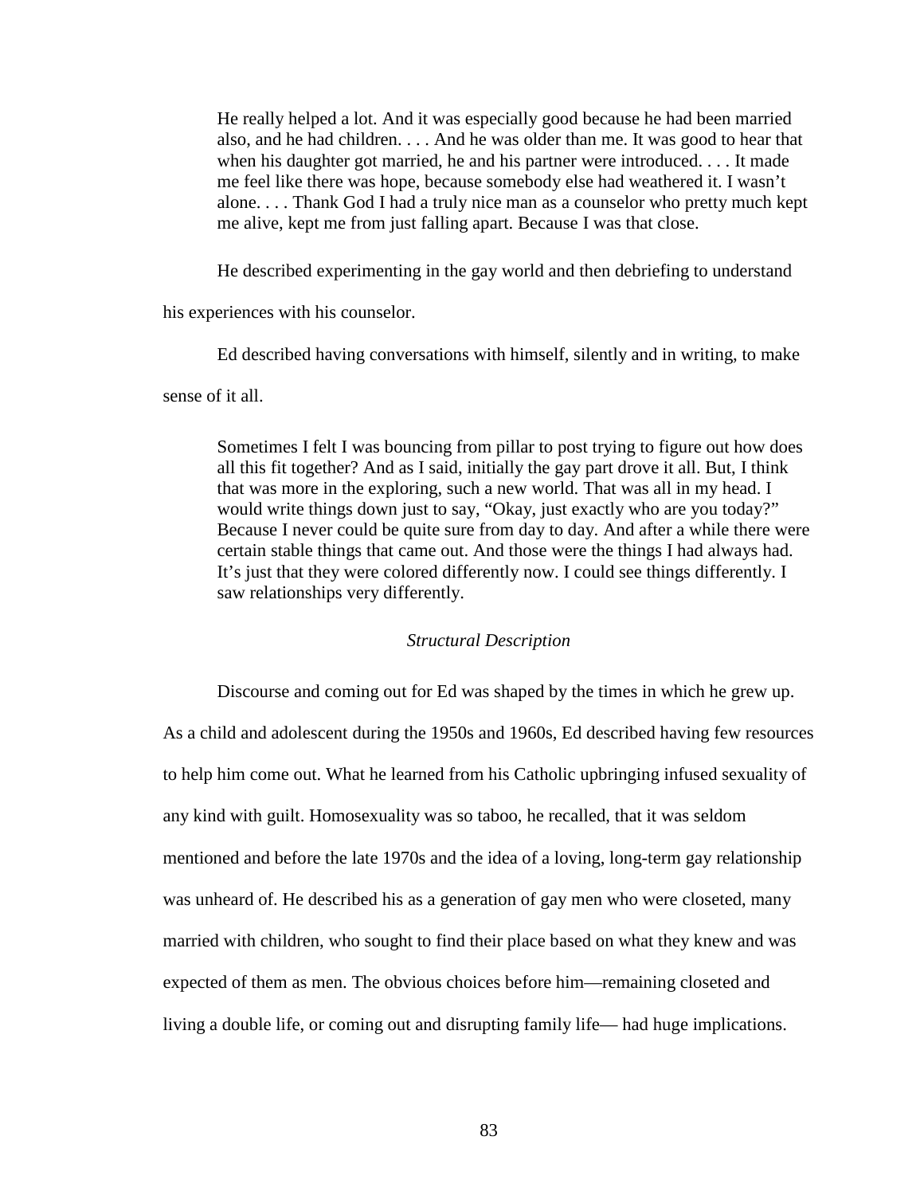> He really helped a lot. And it was especially good because he had been married also, and he had children. . . . And he was older than me. It was good to hear that when his daughter got married, he and his partner were introduced. . . . It made me feel like there was hope, because somebody else had weathered it. I wasn't alone. . . . Thank God I had a truly nice man as a counselor who pretty much kept me alive, kept me from just falling apart. Because I was that close.

He described experimenting in the gay world and then debriefing to understand his experiences with his counselor.

Ed described having conversations with himself, silently and in writing, to make sense of it all.

> Sometimes I felt I was bouncing from pillar to post trying to figure out how does all this fit together? And as I said, initially the gay part drove it all. But, I think that was more in the exploring, such a new world. That was all in my head. I would write things down just to say, "Okay, just exactly who are you today?" Because I never could be quite sure from day to day. And after a while there were certain stable things that came out. And those were the things I had always had. It's just that they were colored differently now. I could see things differently. I saw relationships very differently.

### *Structural Description*

Discourse and coming out for Ed was shaped by the times in which he grew up. As a child and adolescent during the 1950s and 1960s, Ed described having few resources to help him come out. What he learned from his Catholic upbringing infused sexuality of any kind with guilt. Homosexuality was so taboo, he recalled, that it was seldom mentioned and before the late 1970s and the idea of a loving, long-term gay relationship was unheard of. He described his as a generation of gay men who were closeted, many married with children, who sought to find their place based on what they knew and was expected of them as men. The obvious choices before him—remaining closeted and living a double life, or coming out and disrupting family life— had huge implications.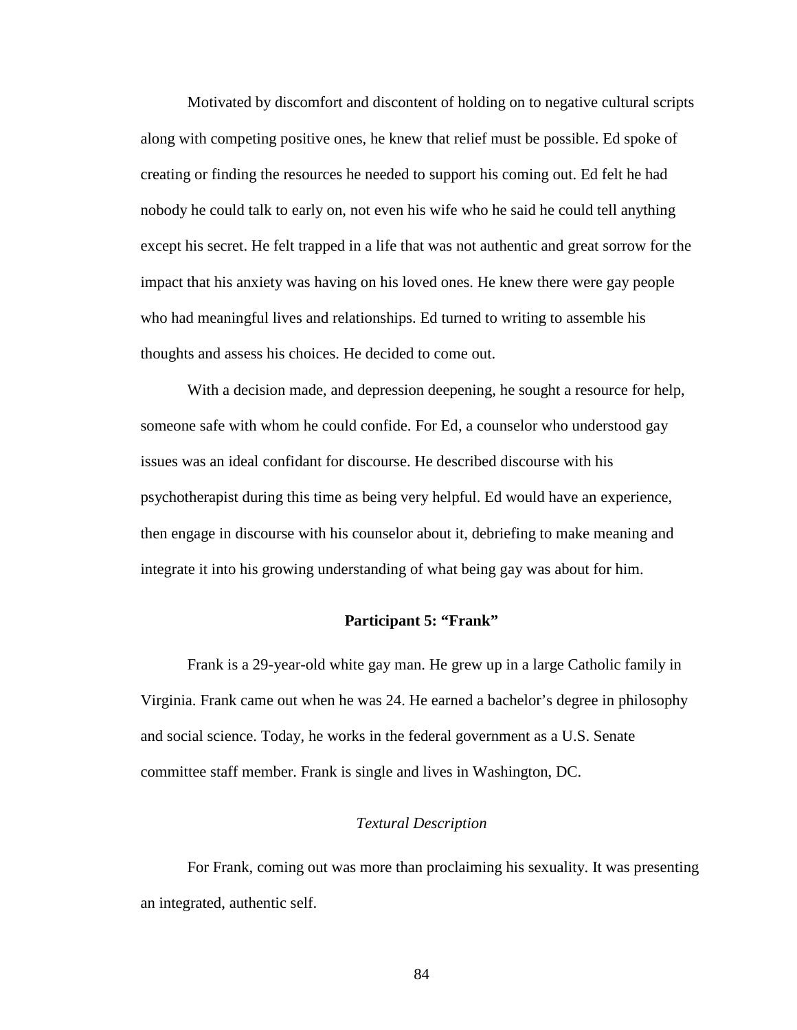Motivated by discomfort and discontent of holding on to negative cultural scripts along with competing positive ones, he knew that relief must be possible. Ed spoke of creating or finding the resources he needed to support his coming out. Ed felt he had nobody he could talk to early on, not even his wife who he said he could tell anything except his secret. He felt trapped in a life that was not authentic and great sorrow for the impact that his anxiety was having on his loved ones. He knew there were gay people who had meaningful lives and relationships. Ed turned to writing to assemble his thoughts and assess his choices. He decided to come out.

With a decision made, and depression deepening, he sought a resource for help, someone safe with whom he could confide. For Ed, a counselor who understood gay issues was an ideal confidant for discourse. He described discourse with his psychotherapist during this time as being very helpful. Ed would have an experience, then engage in discourse with his counselor about it, debriefing to make meaning and integrate it into his growing understanding of what being gay was about for him.

## Participant 5: "Frank"

Frank is a 29-year-old white gay man. He grew up in a large Catholic family in Virginia. Frank came out when he was 24. He earned a bachelor's degree in philosophy and social science. Today, he works in the federal government as a U.S. Senate committee staff member. Frank is single and lives in Washington, DC.

### *Textural Description*

For Frank, coming out was more than proclaiming his sexuality. It was presenting an integrated, authentic self.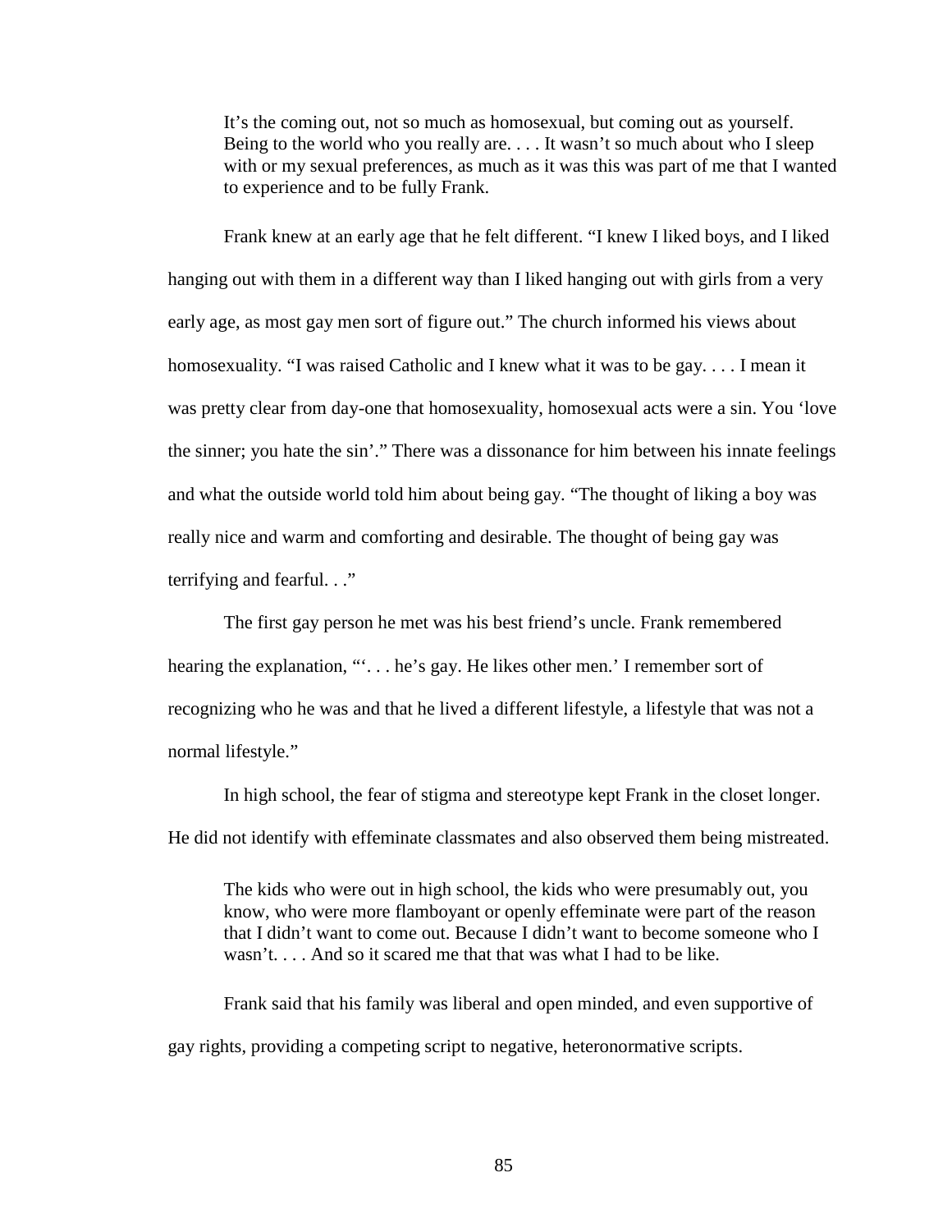> It's the coming out, not so much as homosexual, but coming out as yourself. Being to the world who you really are. . . . It wasn't so much about who I sleep with or my sexual preferences, as much as it was this was part of me that I wanted to experience and to be fully Frank.

Frank knew at an early age that he felt different. "I knew I liked boys, and I liked hanging out with them in a different way than I liked hanging out with girls from a very early age, as most gay men sort of figure out." The church informed his views about homosexuality. "I was raised Catholic and I knew what it was to be gay. . . . I mean it was pretty clear from day-one that homosexuality, homosexual acts were a sin. You 'love the sinner; you hate the sin'." There was a dissonance for him between his innate feelings and what the outside world told him about being gay. "The thought of liking a boy was really nice and warm and comforting and desirable. The thought of being gay was terrifying and fearful. . ."

The first gay person he met was his best friend's uncle. Frank remembered hearing the explanation, "'. . . he's gay. He likes other men.' I remember sort of recognizing who he was and that he lived a different lifestyle, a lifestyle that was not a normal lifestyle."

In high school, the fear of stigma and stereotype kept Frank in the closet longer. He did not identify with effeminate classmates and also observed them being mistreated.

> The kids who were out in high school, the kids who were presumably out, you know, who were more flamboyant or openly effeminate were part of the reason that I didn't want to come out. Because I didn't want to become someone who I wasn't. . . . And so it scared me that that was what I had to be like.

Frank said that his family was liberal and open minded, and even supportive of gay rights, providing a competing script to negative, heteronormative scripts.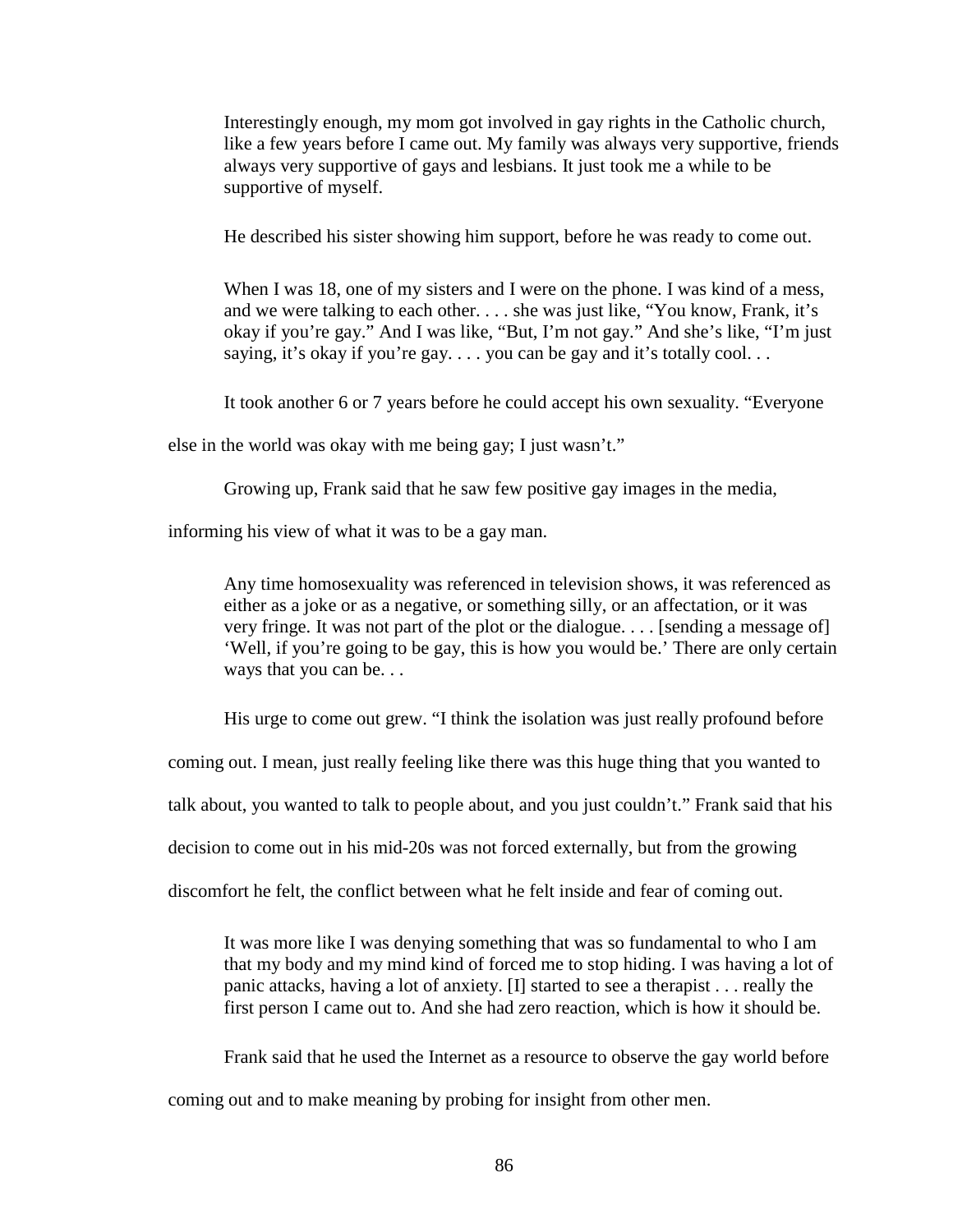> Interestingly enough, my mom got involved in gay rights in the Catholic church, like a few years before I came out. My family was always very supportive, friends always very supportive of gays and lesbians. It just took me a while to be supportive of myself.

He described his sister showing him support, before he was ready to come out.

> When I was 18, one of my sisters and I were on the phone. I was kind of a mess, and we were talking to each other. . . . she was just like, "You know, Frank, it's okay if you're gay." And I was like, "But, I'm not gay." And she's like, "I'm just saying, it's okay if you're gay. . . . you can be gay and it's totally cool. . .

It took another 6 or 7 years before he could accept his own sexuality. "Everyone else in the world was okay with me being gay; I just wasn't."

Growing up, Frank said that he saw few positive gay images in the media, informing his view of what it was to be a gay man.

> Any time homosexuality was referenced in television shows, it was referenced as either as a joke or as a negative, or something silly, or an affectation, or it was very fringe. It was not part of the plot or the dialogue. . . . [sending a message of] 'Well, if you're going to be gay, this is how you would be.' There are only certain ways that you can be. . .

His urge to come out grew. "I think the isolation was just really profound before coming out. I mean, just really feeling like there was this huge thing that you wanted to talk about, you wanted to talk to people about, and you just couldn't." Frank said that his decision to come out in his mid-20s was not forced externally, but from the growing discomfort he felt, the conflict between what he felt inside and fear of coming out.

> It was more like I was denying something that was so fundamental to who I am that my body and my mind kind of forced me to stop hiding. I was having a lot of panic attacks, having a lot of anxiety. [I] started to see a therapist . . . really the first person I came out to. And she had zero reaction, which is how it should be.

Frank said that he used the Internet as a resource to observe the gay world before coming out and to make meaning by probing for insight from other men.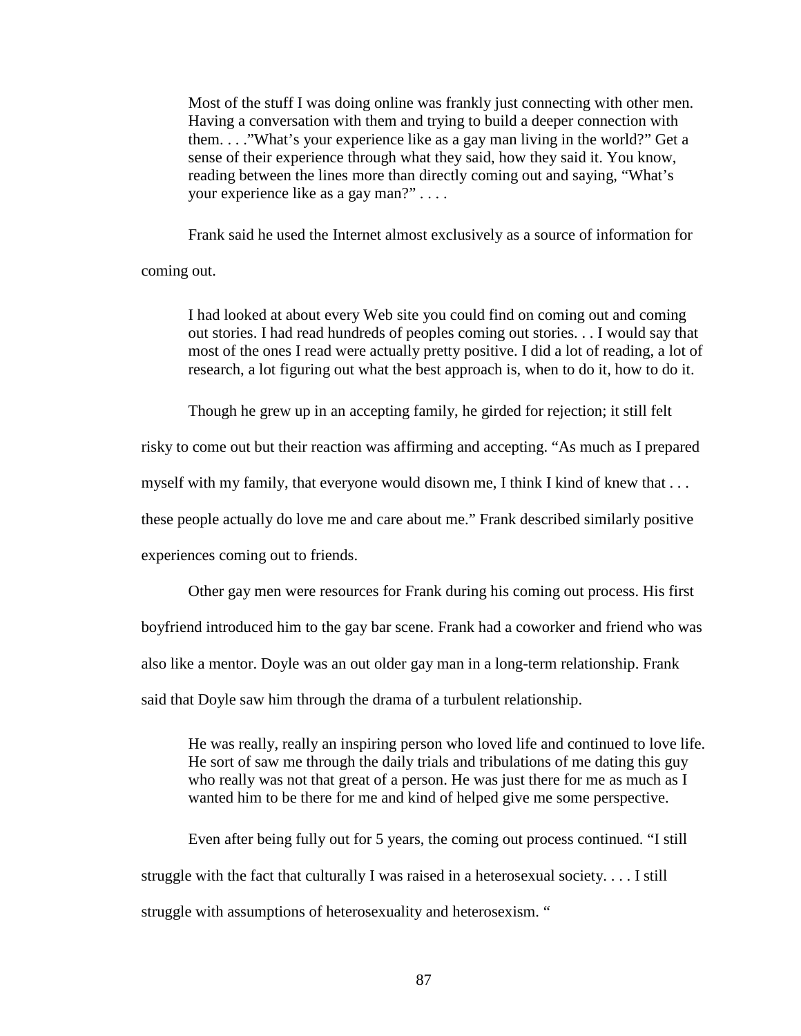> Most of the stuff I was doing online was frankly just connecting with other men. Having a conversation with them and trying to build a deeper connection with them. . . ."What's your experience like as a gay man living in the world?" Get a sense of their experience through what they said, how they said it. You know, reading between the lines more than directly coming out and saying, "What's your experience like as a gay man?" . . . .

Frank said he used the Internet almost exclusively as a source of information for coming out.

> I had looked at about every Web site you could find on coming out and coming out stories. I had read hundreds of peoples coming out stories. . . I would say that most of the ones I read were actually pretty positive. I did a lot of reading, a lot of research, a lot figuring out what the best approach is, when to do it, how to do it.

Though he grew up in an accepting family, he girded for rejection; it still felt risky to come out but their reaction was affirming and accepting. "As much as I prepared myself with my family, that everyone would disown me, I think I kind of knew that . . . these people actually do love me and care about me." Frank described similarly positive experiences coming out to friends.

Other gay men were resources for Frank during his coming out process. His first boyfriend introduced him to the gay bar scene. Frank had a coworker and friend who was also like a mentor. Doyle was an out older gay man in a long-term relationship. Frank said that Doyle saw him through the drama of a turbulent relationship.

> He was really, really an inspiring person who loved life and continued to love life. He sort of saw me through the daily trials and tribulations of me dating this guy who really was not that great of a person. He was just there for me as much as I wanted him to be there for me and kind of helped give me some perspective.

Even after being fully out for 5 years, the coming out process continued. "I still struggle with the fact that culturally I was raised in a heterosexual society. . . . I still struggle with assumptions of heterosexuality and heterosexism. "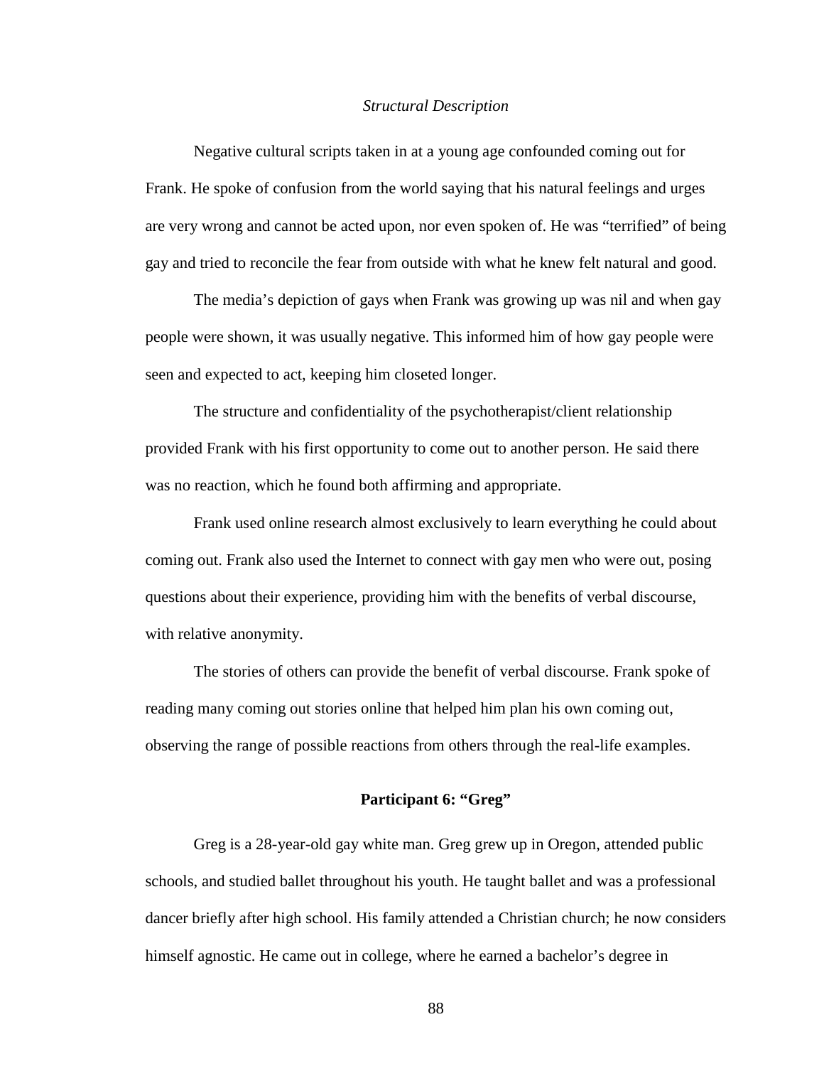*Structural Description*

Negative cultural scripts taken in at a young age confounded coming out for Frank. He spoke of confusion from the world saying that his natural feelings and urges are very wrong and cannot be acted upon, nor even spoken of. He was "terrified" of being gay and tried to reconcile the fear from outside with what he knew felt natural and good.

The media's depiction of gays when Frank was growing up was nil and when gay people were shown, it was usually negative. This informed him of how gay people were seen and expected to act, keeping him closeted longer.

The structure and confidentiality of the psychotherapist/client relationship provided Frank with his first opportunity to come out to another person. He said there was no reaction, which he found both affirming and appropriate.

Frank used online research almost exclusively to learn everything he could about coming out. Frank also used the Internet to connect with gay men who were out, posing questions about their experience, providing him with the benefits of verbal discourse, with relative anonymity.

The stories of others can provide the benefit of verbal discourse. Frank spoke of reading many coming out stories online that helped him plan his own coming out, observing the range of possible reactions from others through the real-life examples.

**Participant 6: "Greg"**

Greg is a 28-year-old gay white man. Greg grew up in Oregon, attended public schools, and studied ballet throughout his youth. He taught ballet and was a professional dancer briefly after high school. His family attended a Christian church; he now considers himself agnostic. He came out in college, where he earned a bachelor's degree in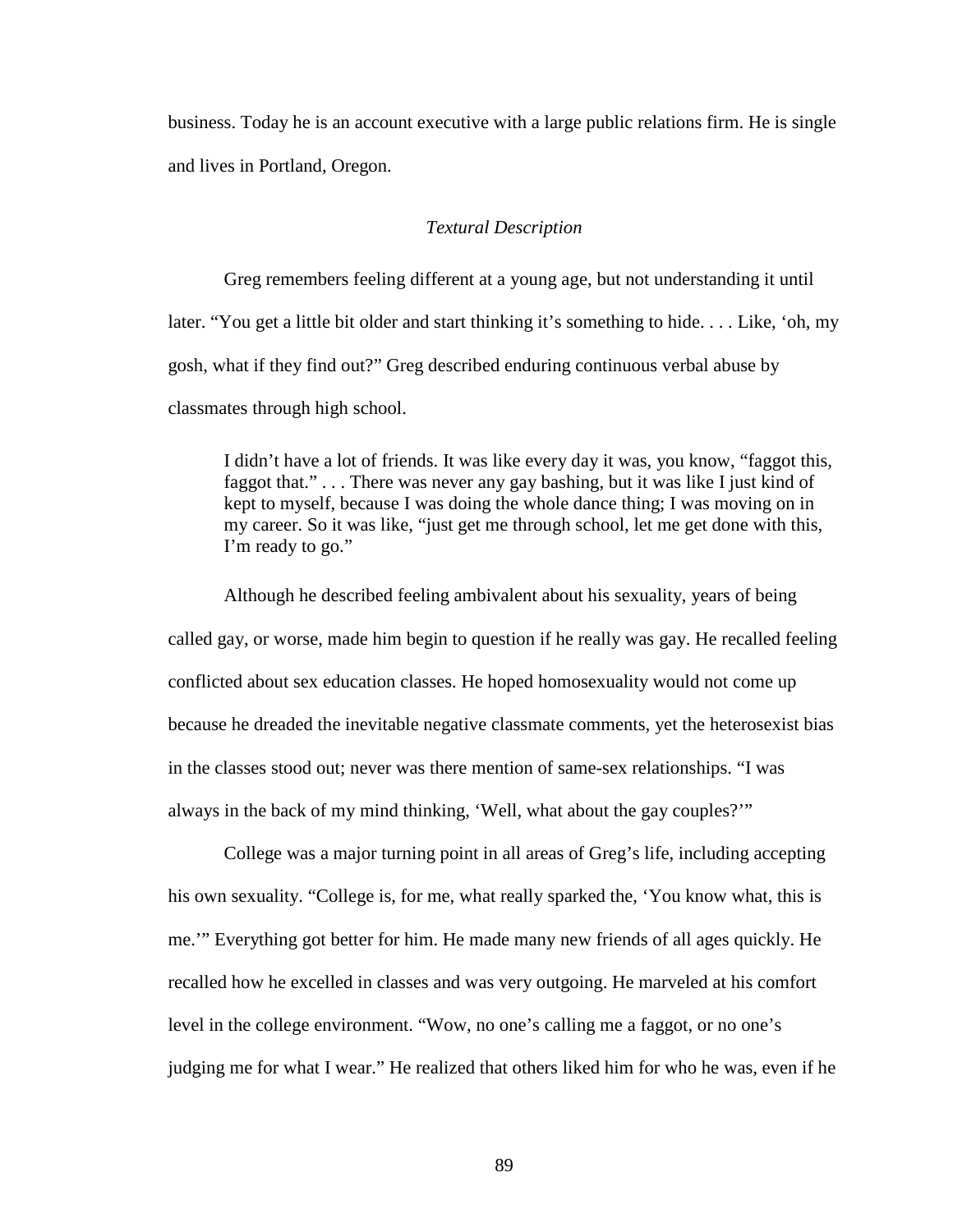business. Today he is an account executive with a large public relations firm. He is single and lives in Portland, Oregon.

### *Textural Description*

Greg remembers feeling different at a young age, but not understanding it until later. "You get a little bit older and start thinking it's something to hide. . . . Like, 'oh, my gosh, what if they find out?" Greg described enduring continuous verbal abuse by classmates through high school.

> I didn't have a lot of friends. It was like every day it was, you know, "faggot this, faggot that." . . . There was never any gay bashing, but it was like I just kind of kept to myself, because I was doing the whole dance thing; I was moving on in my career. So it was like, "just get me through school, let me get done with this, I'm ready to go."

Although he described feeling ambivalent about his sexuality, years of being called gay, or worse, made him begin to question if he really was gay. He recalled feeling conflicted about sex education classes. He hoped homosexuality would not come up because he dreaded the inevitable negative classmate comments, yet the heterosexist bias in the classes stood out; never was there mention of same-sex relationships. "I was always in the back of my mind thinking, 'Well, what about the gay couples?'"

College was a major turning point in all areas of Greg's life, including accepting his own sexuality. "College is, for me, what really sparked the, 'You know what, this is me.'" Everything got better for him. He made many new friends of all ages quickly. He recalled how he excelled in classes and was very outgoing. He marveled at his comfort level in the college environment. "Wow, no one's calling me a faggot, or no one's judging me for what I wear." He realized that others liked him for who he was, even if he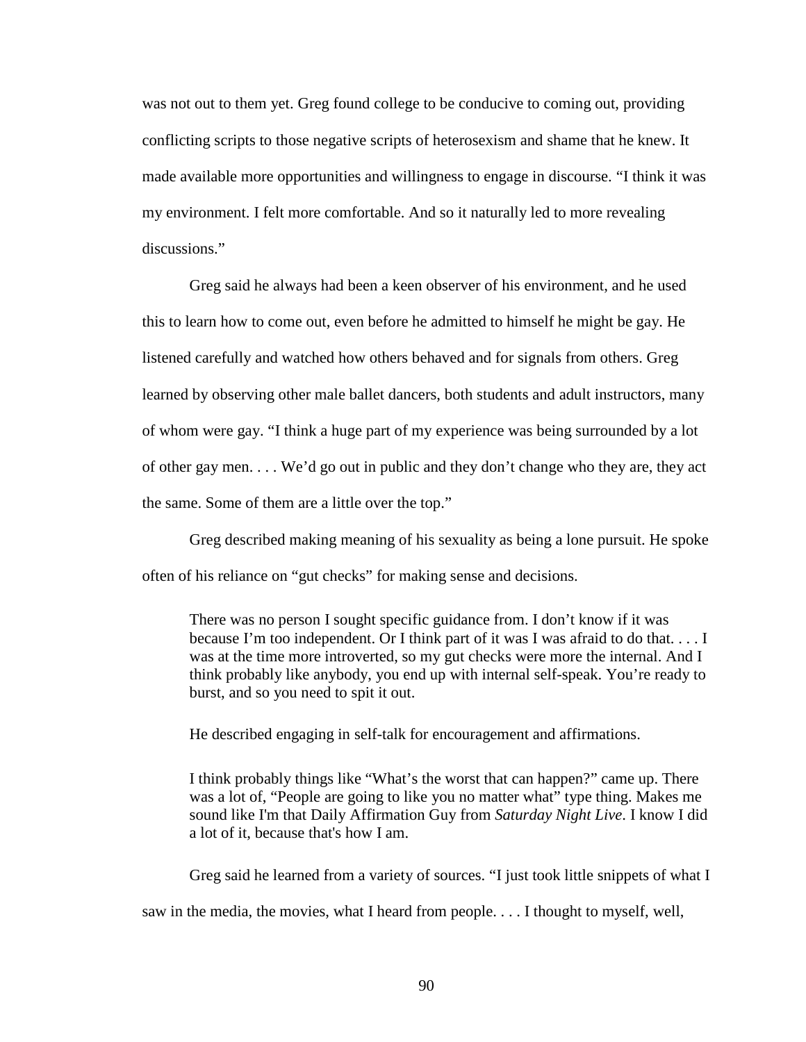was not out to them yet. Greg found college to be conducive to coming out, providing conflicting scripts to those negative scripts of heterosexism and shame that he knew. It made available more opportunities and willingness to engage in discourse. “I think it was my environment. I felt more comfortable. And so it naturally led to more revealing discussions.”

Greg said he always had been a keen observer of his environment, and he used this to learn how to come out, even before he admitted to himself he might be gay. He listened carefully and watched how others behaved and for signals from others. Greg learned by observing other male ballet dancers, both students and adult instructors, many of whom were gay. “I think a huge part of my experience was being surrounded by a lot of other gay men. . . . We’d go out in public and they don’t change who they are, they act the same. Some of them are a little over the top.”

Greg described making meaning of his sexuality as being a lone pursuit. He spoke often of his reliance on “gut checks” for making sense and decisions.

> There was no person I sought specific guidance from. I don’t know if it was because I’m too independent. Or I think part of it was I was afraid to do that. . . . I was at the time more introverted, so my gut checks were more the internal. And I think probably like anybody, you end up with internal self-speak. You’re ready to burst, and so you need to spit it out.

He described engaging in self-talk for encouragement and affirmations.

> I think probably things like “What’s the worst that can happen?” came up. There was a lot of, “People are going to like you no matter what” type thing. Makes me sound like I'm that Daily Affirmation Guy from *Saturday Night Live*. I know I did a lot of it, because that's how I am.

Greg said he learned from a variety of sources. “I just took little snippets of what I saw in the media, the movies, what I heard from people. . . . I thought to myself, well,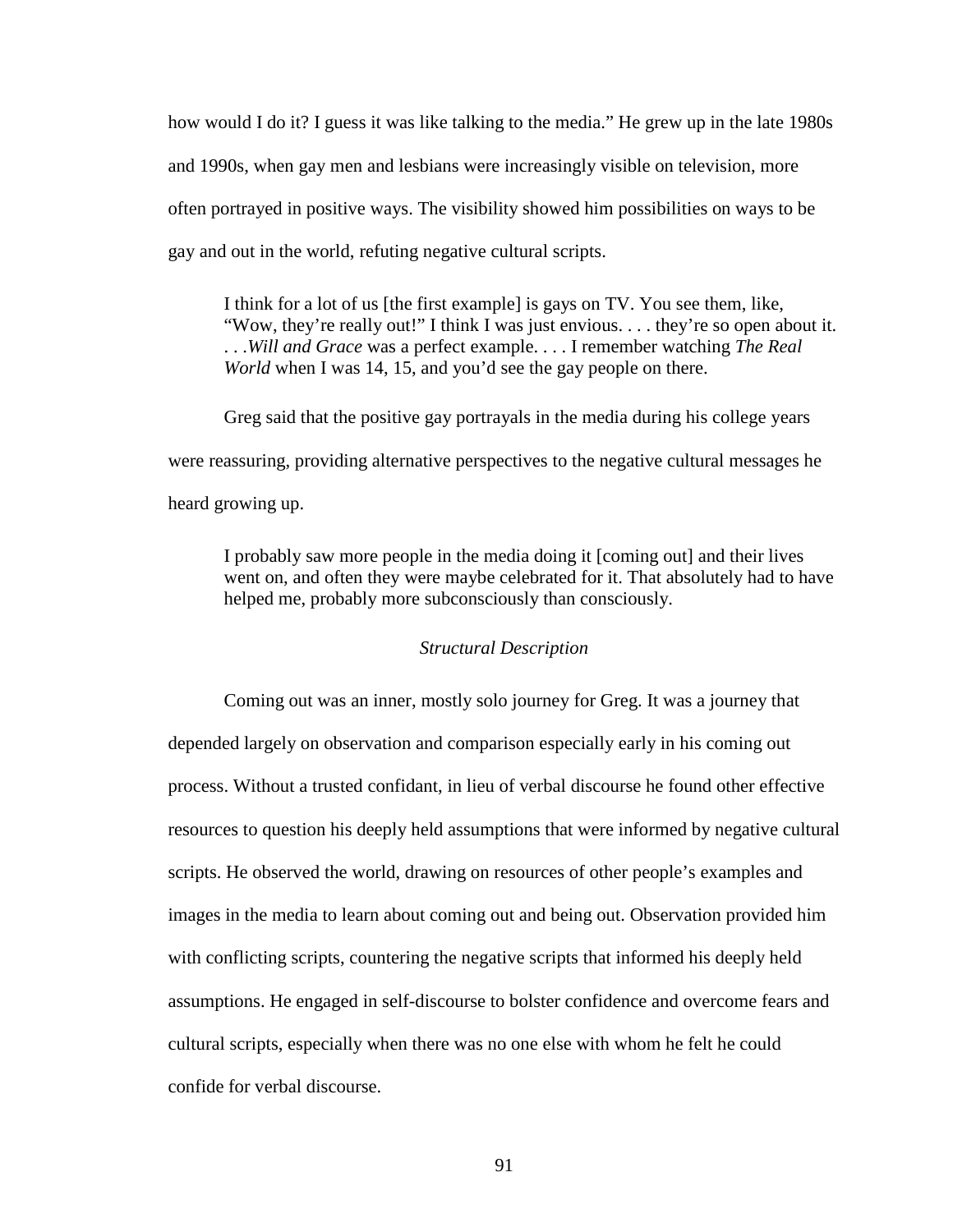how would I do it? I guess it was like talking to the media." He grew up in the late 1980s and 1990s, when gay men and lesbians were increasingly visible on television, more often portrayed in positive ways. The visibility showed him possibilities on ways to be gay and out in the world, refuting negative cultural scripts.

> I think for a lot of us [the first example] is gays on TV. You see them, like, "Wow, they're really out!" I think I was just envious. . . . they're so open about it. . . .*Will and Grace* was a perfect example. . . . I remember watching *The Real World* when I was 14, 15, and you'd see the gay people on there.

Greg said that the positive gay portrayals in the media during his college years were reassuring, providing alternative perspectives to the negative cultural messages he heard growing up.

> I probably saw more people in the media doing it [coming out] and their lives went on, and often they were maybe celebrated for it. That absolutely had to have helped me, probably more subconsciously than consciously.

### *Structural Description*

Coming out was an inner, mostly solo journey for Greg. It was a journey that depended largely on observation and comparison especially early in his coming out process. Without a trusted confidant, in lieu of verbal discourse he found other effective resources to question his deeply held assumptions that were informed by negative cultural scripts. He observed the world, drawing on resources of other people's examples and images in the media to learn about coming out and being out. Observation provided him with conflicting scripts, countering the negative scripts that informed his deeply held assumptions. He engaged in self-discourse to bolster confidence and overcome fears and cultural scripts, especially when there was no one else with whom he felt he could confide for verbal discourse.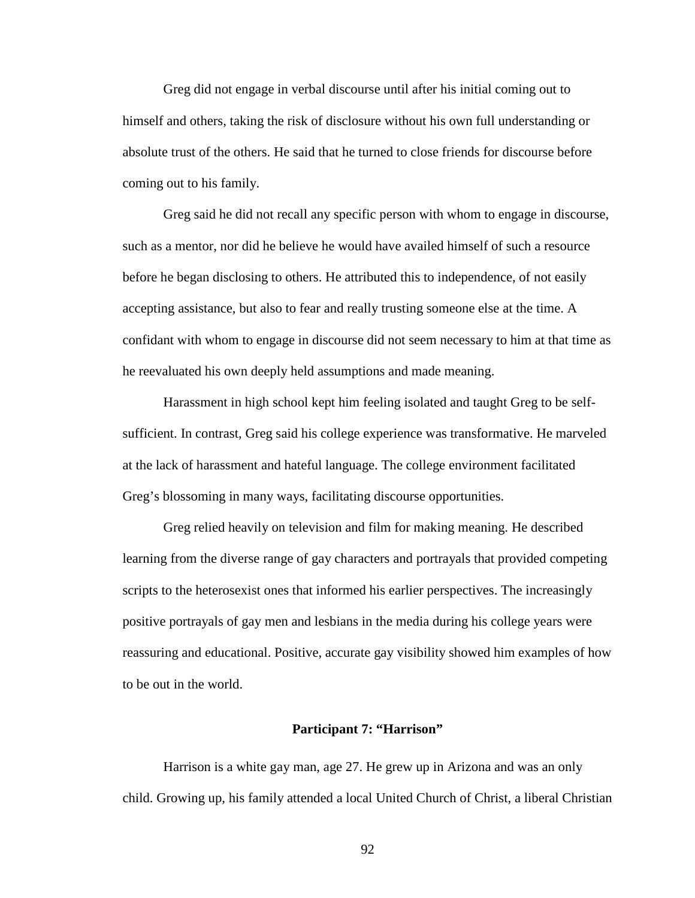Greg did not engage in verbal discourse until after his initial coming out to himself and others, taking the risk of disclosure without his own full understanding or absolute trust of the others. He said that he turned to close friends for discourse before coming out to his family.

Greg said he did not recall any specific person with whom to engage in discourse, such as a mentor, nor did he believe he would have availed himself of such a resource before he began disclosing to others. He attributed this to independence, of not easily accepting assistance, but also to fear and really trusting someone else at the time. A confidant with whom to engage in discourse did not seem necessary to him at that time as he reevaluated his own deeply held assumptions and made meaning.

Harassment in high school kept him feeling isolated and taught Greg to be self-sufficient. In contrast, Greg said his college experience was transformative. He marveled at the lack of harassment and hateful language. The college environment facilitated Greg's blossoming in many ways, facilitating discourse opportunities.

Greg relied heavily on television and film for making meaning. He described learning from the diverse range of gay characters and portrayals that provided competing scripts to the heterosexist ones that informed his earlier perspectives. The increasingly positive portrayals of gay men and lesbians in the media during his college years were reassuring and educational. Positive, accurate gay visibility showed him examples of how to be out in the world.

### Participant 7: "Harrison"

Harrison is a white gay man, age 27. He grew up in Arizona and was an only child. Growing up, his family attended a local United Church of Christ, a liberal Christian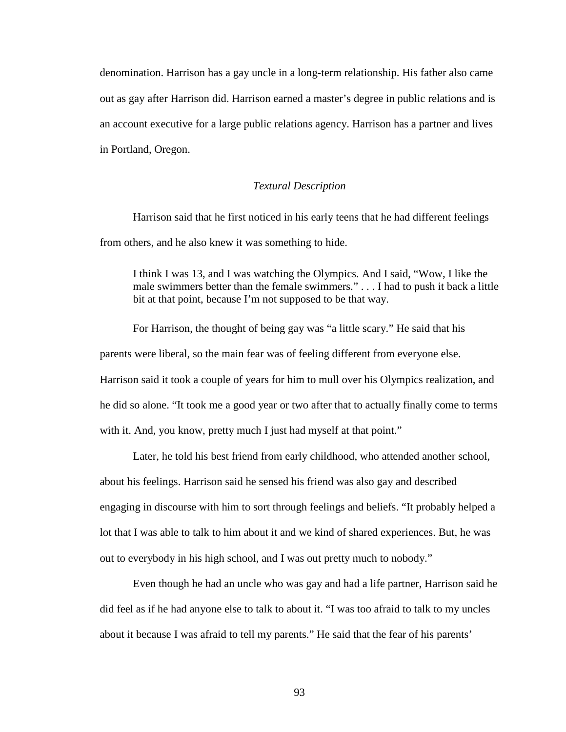denomination. Harrison has a gay uncle in a long-term relationship. His father also came out as gay after Harrison did. Harrison earned a master's degree in public relations and is an account executive for a large public relations agency. Harrison has a partner and lives in Portland, Oregon.

### *Textural Description*

Harrison said that he first noticed in his early teens that he had different feelings from others, and he also knew it was something to hide.

> I think I was 13, and I was watching the Olympics. And I said, "Wow, I like the male swimmers better than the female swimmers." . . . I had to push it back a little bit at that point, because I'm not supposed to be that way.

For Harrison, the thought of being gay was "a little scary." He said that his parents were liberal, so the main fear was of feeling different from everyone else. Harrison said it took a couple of years for him to mull over his Olympics realization, and he did so alone. "It took me a good year or two after that to actually finally come to terms with it. And, you know, pretty much I just had myself at that point."

Later, he told his best friend from early childhood, who attended another school, about his feelings. Harrison said he sensed his friend was also gay and described engaging in discourse with him to sort through feelings and beliefs. "It probably helped a lot that I was able to talk to him about it and we kind of shared experiences. But, he was out to everybody in his high school, and I was out pretty much to nobody."

Even though he had an uncle who was gay and had a life partner, Harrison said he did feel as if he had anyone else to talk to about it. "I was too afraid to talk to my uncles about it because I was afraid to tell my parents." He said that the fear of his parents'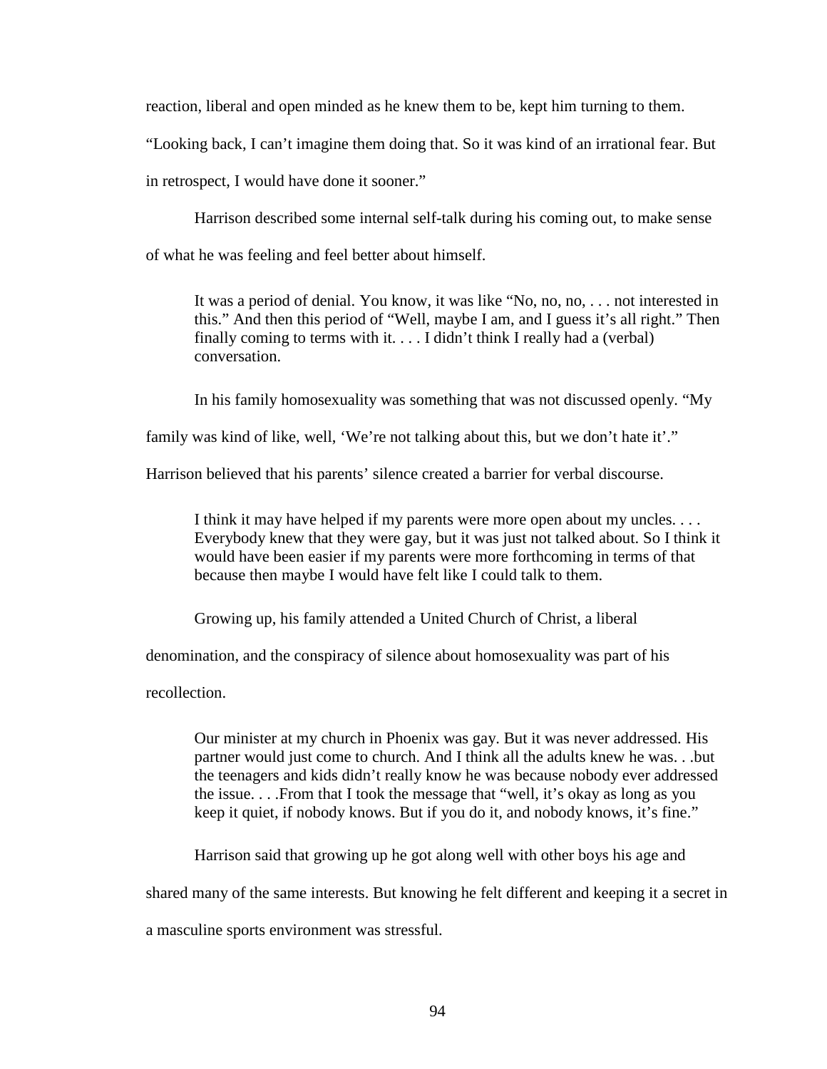reaction, liberal and open minded as he knew them to be, kept him turning to them. "Looking back, I can't imagine them doing that. So it was kind of an irrational fear. But in retrospect, I would have done it sooner."

Harrison described some internal self-talk during his coming out, to make sense of what he was feeling and feel better about himself.

> It was a period of denial. You know, it was like "No, no, no, . . . not interested in this." And then this period of "Well, maybe I am, and I guess it's all right." Then finally coming to terms with it. . . . I didn't think I really had a (verbal) conversation.

In his family homosexuality was something that was not discussed openly. "My family was kind of like, well, 'We're not talking about this, but we don't hate it'." Harrison believed that his parents' silence created a barrier for verbal discourse.

> I think it may have helped if my parents were more open about my uncles. . . . Everybody knew that they were gay, but it was just not talked about. So I think it would have been easier if my parents were more forthcoming in terms of that because then maybe I would have felt like I could talk to them.

Growing up, his family attended a United Church of Christ, a liberal denomination, and the conspiracy of silence about homosexuality was part of his recollection.

> Our minister at my church in Phoenix was gay. But it was never addressed. His partner would just come to church. And I think all the adults knew he was. . .but the teenagers and kids didn't really know he was because nobody ever addressed the issue. . . .From that I took the message that "well, it's okay as long as you keep it quiet, if nobody knows. But if you do it, and nobody knows, it's fine."

Harrison said that growing up he got along well with other boys his age and shared many of the same interests. But knowing he felt different and keeping it a secret in a masculine sports environment was stressful.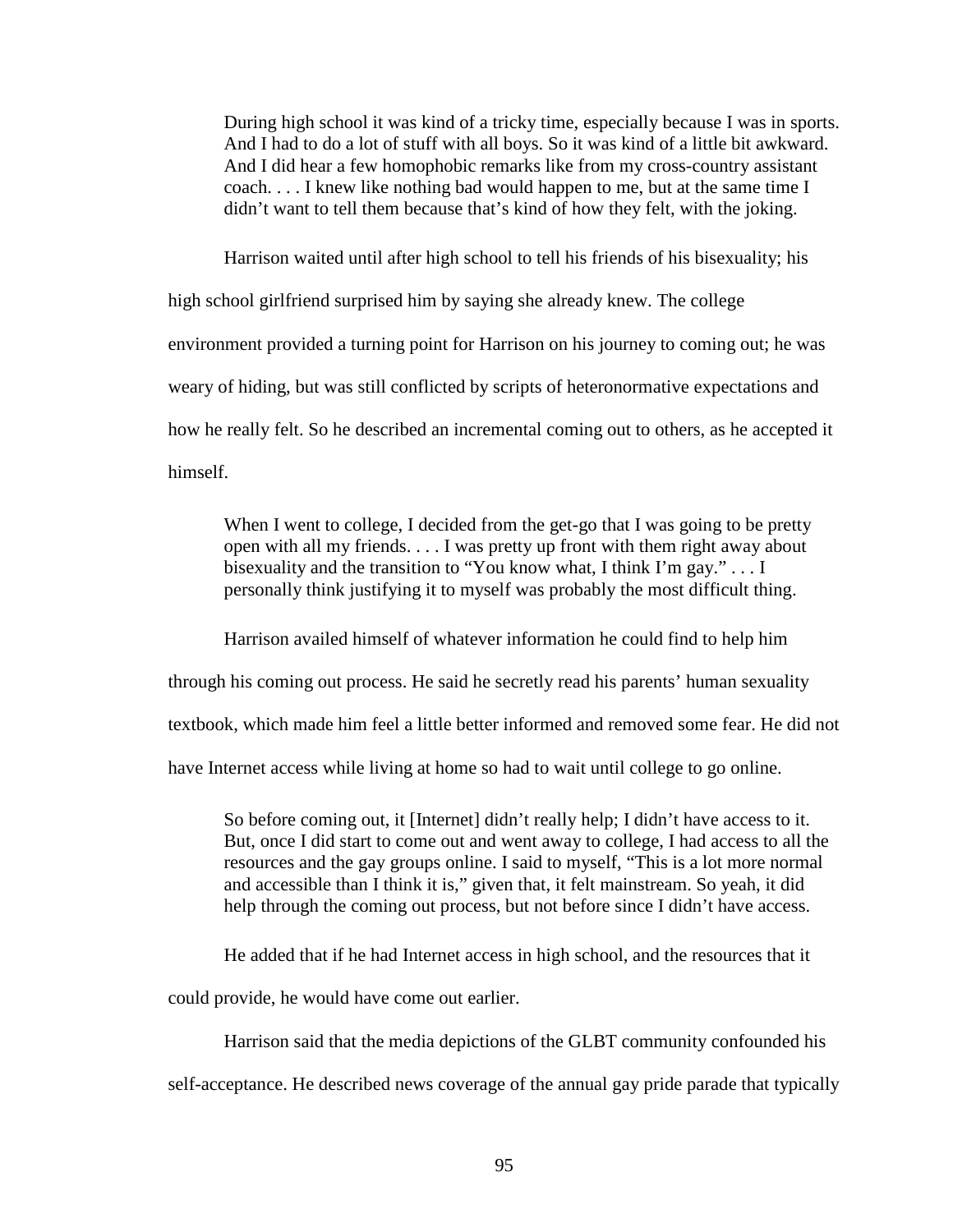> During high school it was kind of a tricky time, especially because I was in sports. And I had to do a lot of stuff with all boys. So it was kind of a little bit awkward. And I did hear a few homophobic remarks like from my cross-country assistant coach. . . . I knew like nothing bad would happen to me, but at the same time I didn't want to tell them because that's kind of how they felt, with the joking.

Harrison waited until after high school to tell his friends of his bisexuality; his high school girlfriend surprised him by saying she already knew. The college environment provided a turning point for Harrison on his journey to coming out; he was weary of hiding, but was still conflicted by scripts of heteronormative expectations and how he really felt. So he described an incremental coming out to others, as he accepted it himself.

> When I went to college, I decided from the get-go that I was going to be pretty open with all my friends. . . . I was pretty up front with them right away about bisexuality and the transition to "You know what, I think I'm gay." . . . I personally think justifying it to myself was probably the most difficult thing.

Harrison availed himself of whatever information he could find to help him through his coming out process. He said he secretly read his parents' human sexuality textbook, which made him feel a little better informed and removed some fear. He did not have Internet access while living at home so had to wait until college to go online.

> So before coming out, it [Internet] didn't really help; I didn't have access to it. But, once I did start to come out and went away to college, I had access to all the resources and the gay groups online. I said to myself, "This is a lot more normal and accessible than I think it is," given that, it felt mainstream. So yeah, it did help through the coming out process, but not before since I didn't have access.

He added that if he had Internet access in high school, and the resources that it could provide, he would have come out earlier.

Harrison said that the media depictions of the GLBT community confounded his self-acceptance. He described news coverage of the annual gay pride parade that typically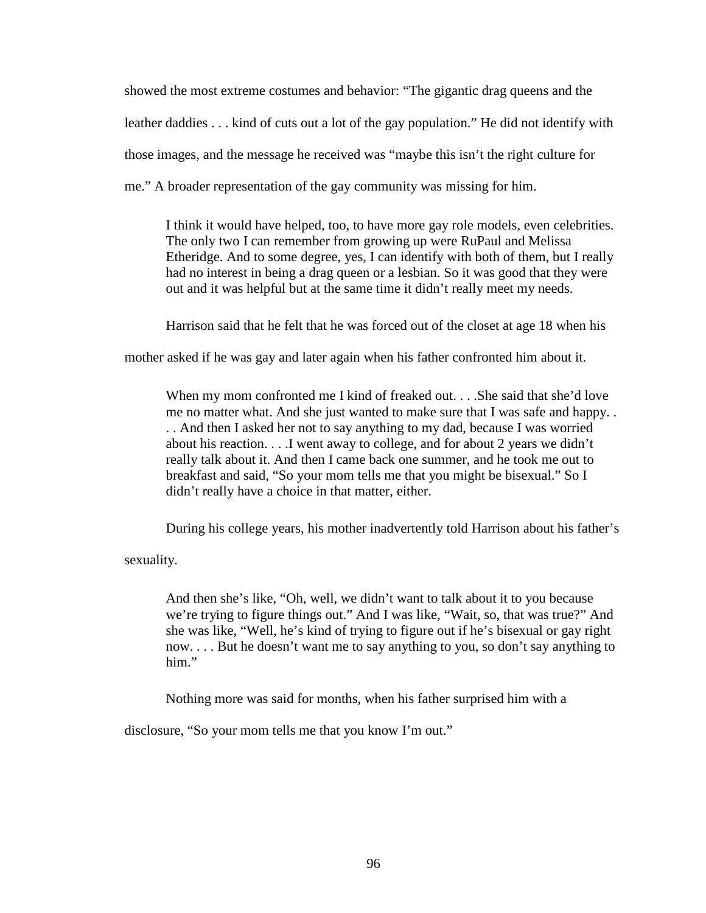showed the most extreme costumes and behavior: “The gigantic drag queens and the leather daddies . . . kind of cuts out a lot of the gay population.” He did not identify with those images, and the message he received was “maybe this isn’t the right culture for me.” A broader representation of the gay community was missing for him.

> I think it would have helped, too, to have more gay role models, even celebrities. The only two I can remember from growing up were RuPaul and Melissa Etheridge. And to some degree, yes, I can identify with both of them, but I really had no interest in being a drag queen or a lesbian. So it was good that they were out and it was helpful but at the same time it didn’t really meet my needs.

Harrison said that he felt that he was forced out of the closet at age 18 when his mother asked if he was gay and later again when his father confronted him about it.

> When my mom confronted me I kind of freaked out. . . .She said that she’d love me no matter what. And she just wanted to make sure that I was safe and happy. . . . And then I asked her not to say anything to my dad, because I was worried about his reaction. . . .I went away to college, and for about 2 years we didn’t really talk about it. And then I came back one summer, and he took me out to breakfast and said, “So your mom tells me that you might be bisexual.” So I didn’t really have a choice in that matter, either.

During his college years, his mother inadvertently told Harrison about his father’s sexuality.

> And then she’s like, “Oh, well, we didn’t want to talk about it to you because we’re trying to figure things out.” And I was like, “Wait, so, that was true?” And she was like, “Well, he’s kind of trying to figure out if he’s bisexual or gay right now. . . . But he doesn’t want me to say anything to you, so don’t say anything to him.”

Nothing more was said for months, when his father surprised him with a disclosure, “So your mom tells me that you know I’m out.”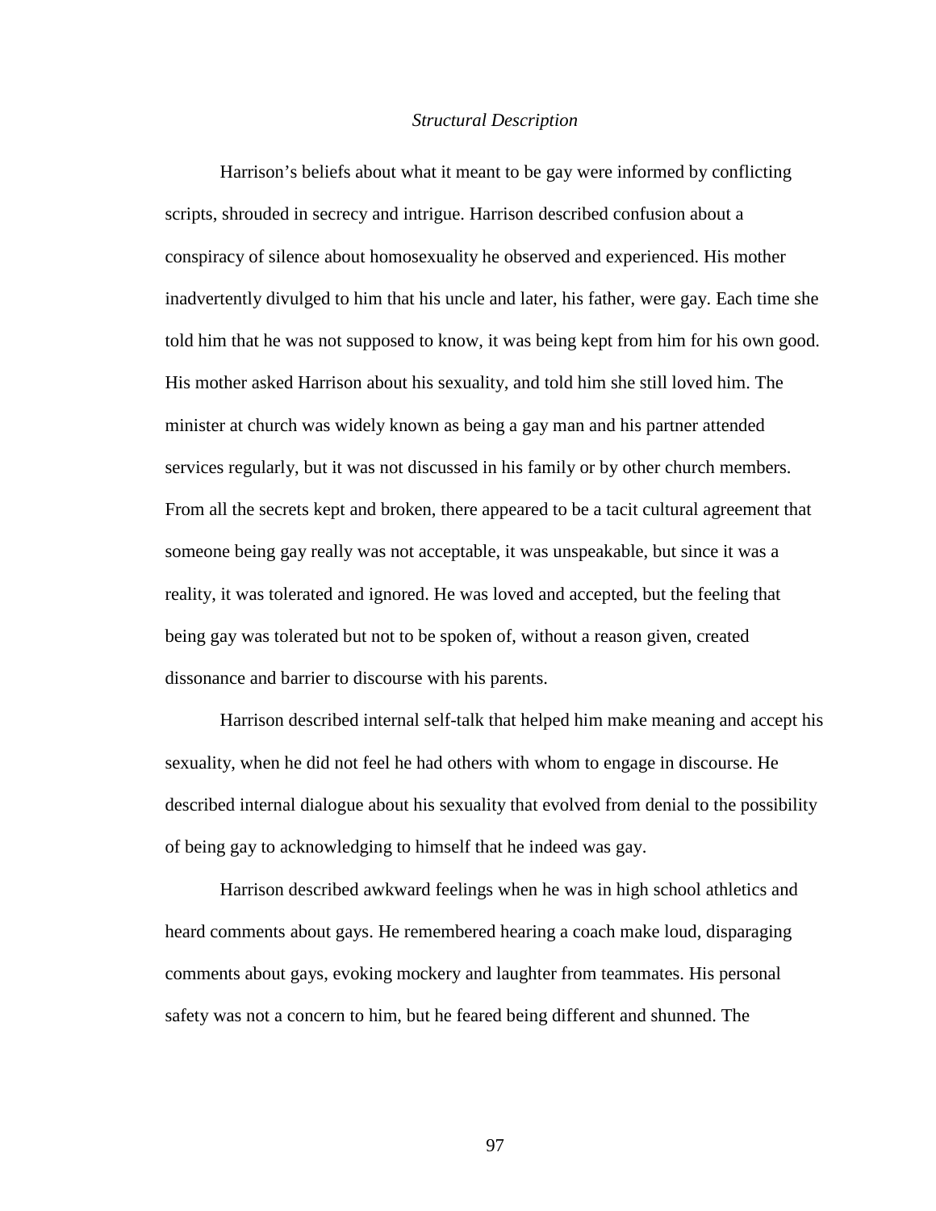*Structural Description*

Harrison's beliefs about what it meant to be gay were informed by conflicting scripts, shrouded in secrecy and intrigue. Harrison described confusion about a conspiracy of silence about homosexuality he observed and experienced. His mother inadvertently divulged to him that his uncle and later, his father, were gay. Each time she told him that he was not supposed to know, it was being kept from him for his own good. His mother asked Harrison about his sexuality, and told him she still loved him. The minister at church was widely known as being a gay man and his partner attended services regularly, but it was not discussed in his family or by other church members. From all the secrets kept and broken, there appeared to be a tacit cultural agreement that someone being gay really was not acceptable, it was unspeakable, but since it was a reality, it was tolerated and ignored. He was loved and accepted, but the feeling that being gay was tolerated but not to be spoken of, without a reason given, created dissonance and barrier to discourse with his parents.

Harrison described internal self-talk that helped him make meaning and accept his sexuality, when he did not feel he had others with whom to engage in discourse. He described internal dialogue about his sexuality that evolved from denial to the possibility of being gay to acknowledging to himself that he indeed was gay.

Harrison described awkward feelings when he was in high school athletics and heard comments about gays. He remembered hearing a coach make loud, disparaging comments about gays, evoking mockery and laughter from teammates. His personal safety was not a concern to him, but he feared being different and shunned. The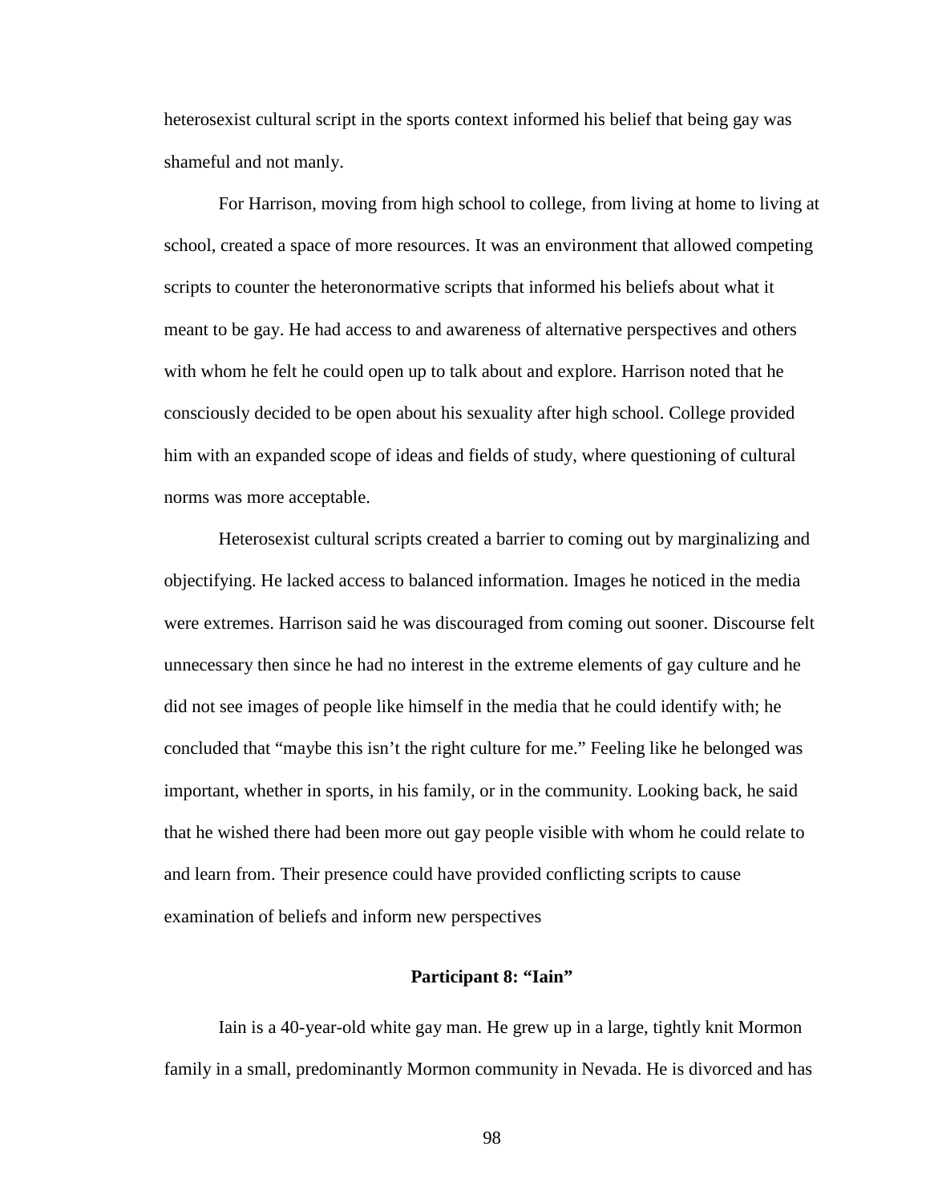heterosexist cultural script in the sports context informed his belief that being gay was shameful and not manly.

For Harrison, moving from high school to college, from living at home to living at school, created a space of more resources. It was an environment that allowed competing scripts to counter the heteronormative scripts that informed his beliefs about what it meant to be gay. He had access to and awareness of alternative perspectives and others with whom he felt he could open up to talk about and explore. Harrison noted that he consciously decided to be open about his sexuality after high school. College provided him with an expanded scope of ideas and fields of study, where questioning of cultural norms was more acceptable.

Heterosexist cultural scripts created a barrier to coming out by marginalizing and objectifying. He lacked access to balanced information. Images he noticed in the media were extremes. Harrison said he was discouraged from coming out sooner. Discourse felt unnecessary then since he had no interest in the extreme elements of gay culture and he did not see images of people like himself in the media that he could identify with; he concluded that "maybe this isn't the right culture for me." Feeling like he belonged was important, whether in sports, in his family, or in the community. Looking back, he said that he wished there had been more out gay people visible with whom he could relate to and learn from. Their presence could have provided conflicting scripts to cause examination of beliefs and inform new perspectives

### Participant 8: "Iain"

Iain is a 40-year-old white gay man. He grew up in a large, tightly knit Mormon family in a small, predominantly Mormon community in Nevada. He is divorced and has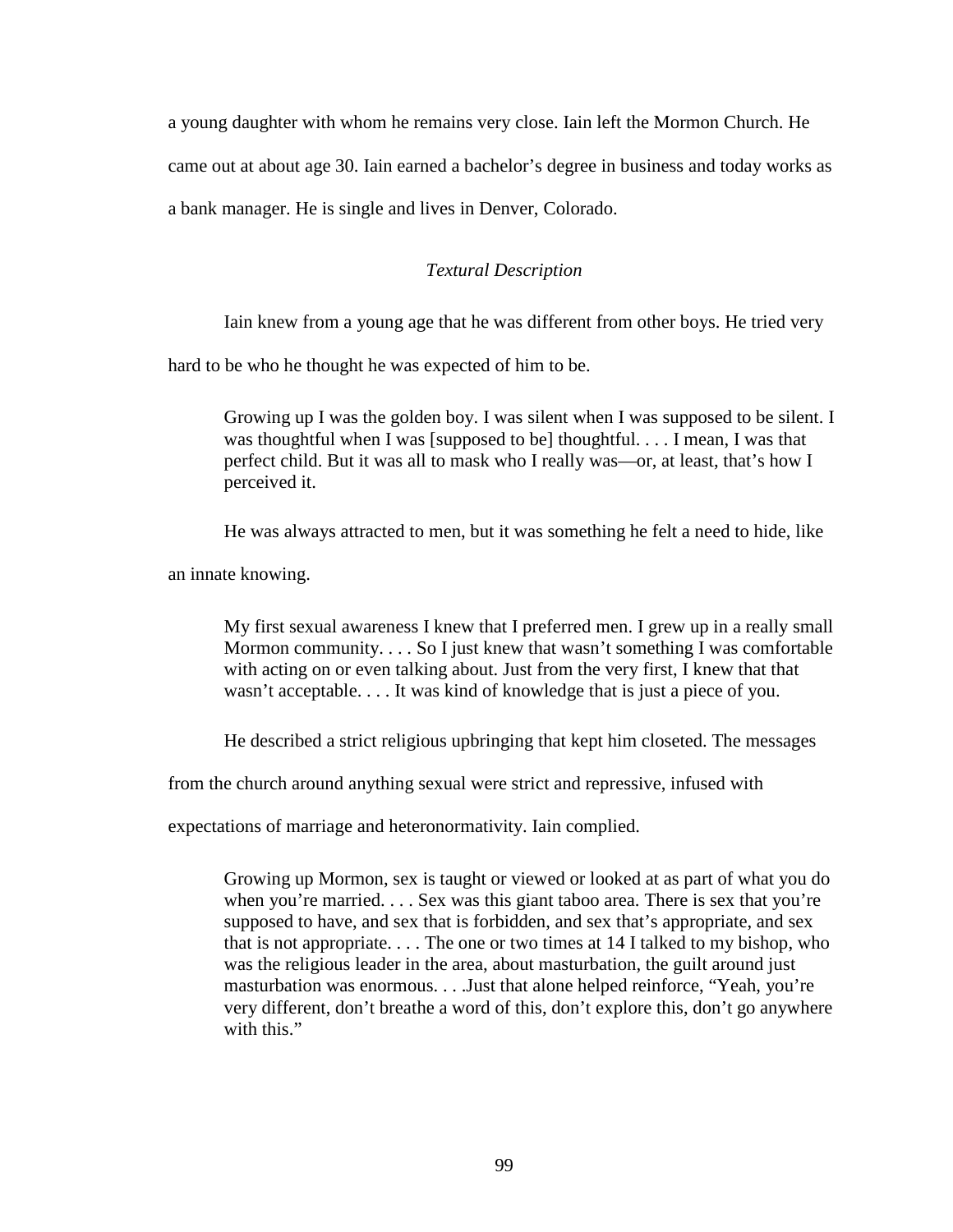a young daughter with whom he remains very close. Iain left the Mormon Church. He came out at about age 30. Iain earned a bachelor's degree in business and today works as a bank manager. He is single and lives in Denver, Colorado.

### *Textural Description*

Iain knew from a young age that he was different from other boys. He tried very hard to be who he thought he was expected of him to be.

> Growing up I was the golden boy. I was silent when I was supposed to be silent. I was thoughtful when I was [supposed to be] thoughtful. . . . I mean, I was that perfect child. But it was all to mask who I really was—or, at least, that's how I perceived it.

He was always attracted to men, but it was something he felt a need to hide, like an innate knowing.

> My first sexual awareness I knew that I preferred men. I grew up in a really small Mormon community. . . . So I just knew that wasn't something I was comfortable with acting on or even talking about. Just from the very first, I knew that that wasn't acceptable. . . . It was kind of knowledge that is just a piece of you.

He described a strict religious upbringing that kept him closeted. The messages from the church around anything sexual were strict and repressive, infused with expectations of marriage and heteronormativity. Iain complied.

> Growing up Mormon, sex is taught or viewed or looked at as part of what you do when you're married. . . . Sex was this giant taboo area. There is sex that you're supposed to have, and sex that is forbidden, and sex that's appropriate, and sex that is not appropriate. . . . The one or two times at 14 I talked to my bishop, who was the religious leader in the area, about masturbation, the guilt around just masturbation was enormous. . . .Just that alone helped reinforce, "Yeah, you're very different, don't breathe a word of this, don't explore this, don't go anywhere with this."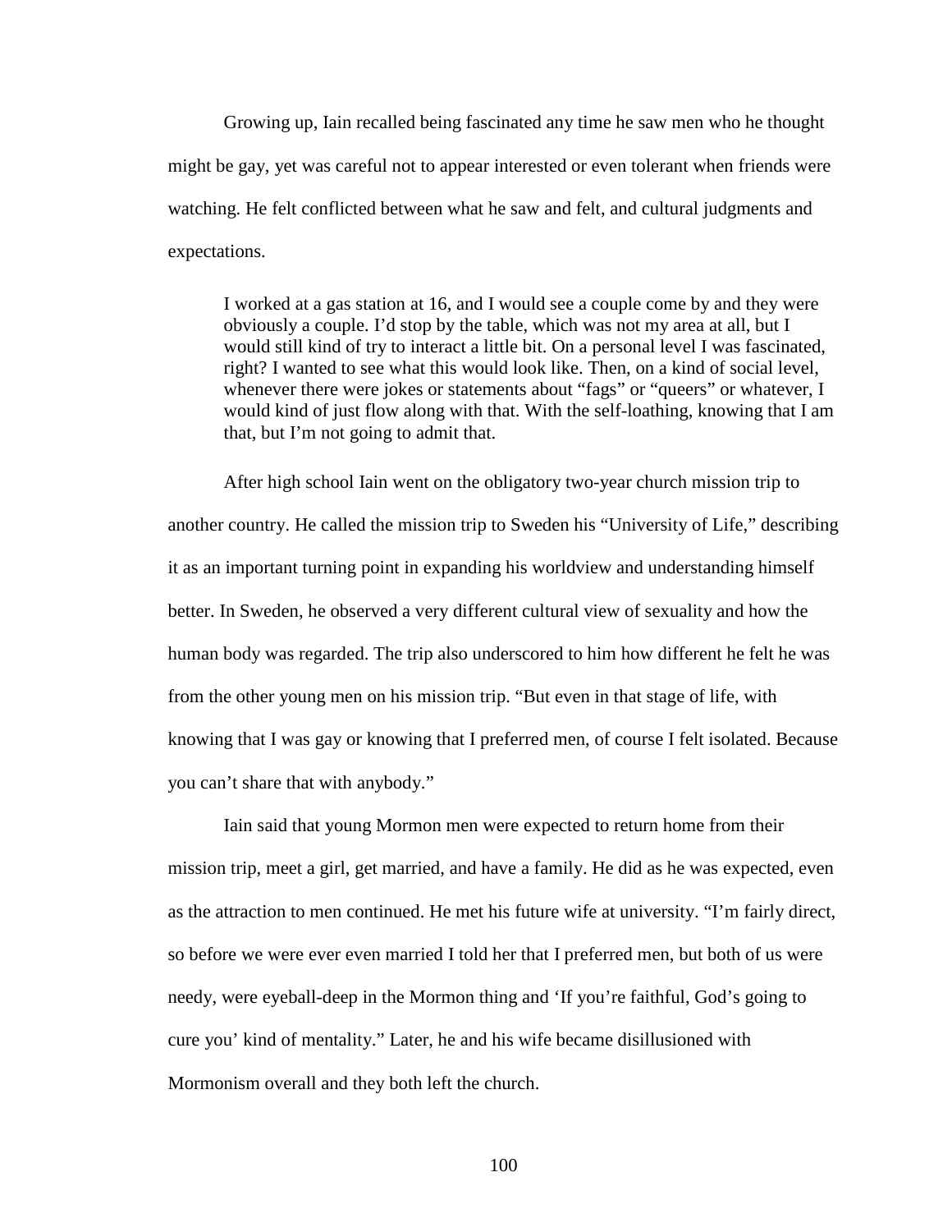Growing up, Iain recalled being fascinated any time he saw men who he thought might be gay, yet was careful not to appear interested or even tolerant when friends were watching. He felt conflicted between what he saw and felt, and cultural judgments and expectations.

> I worked at a gas station at 16, and I would see a couple come by and they were obviously a couple. I'd stop by the table, which was not my area at all, but I would still kind of try to interact a little bit. On a personal level I was fascinated, right? I wanted to see what this would look like. Then, on a kind of social level, whenever there were jokes or statements about "fags" or "queers" or whatever, I would kind of just flow along with that. With the self-loathing, knowing that I am that, but I'm not going to admit that.

After high school Iain went on the obligatory two-year church mission trip to another country. He called the mission trip to Sweden his "University of Life," describing it as an important turning point in expanding his worldview and understanding himself better. In Sweden, he observed a very different cultural view of sexuality and how the human body was regarded. The trip also underscored to him how different he felt he was from the other young men on his mission trip. "But even in that stage of life, with knowing that I was gay or knowing that I preferred men, of course I felt isolated. Because you can't share that with anybody."

Iain said that young Mormon men were expected to return home from their mission trip, meet a girl, get married, and have a family. He did as he was expected, even as the attraction to men continued. He met his future wife at university. "I'm fairly direct, so before we were ever even married I told her that I preferred men, but both of us were needy, were eyeball-deep in the Mormon thing and 'If you're faithful, God's going to cure you' kind of mentality." Later, he and his wife became disillusioned with Mormonism overall and they both left the church.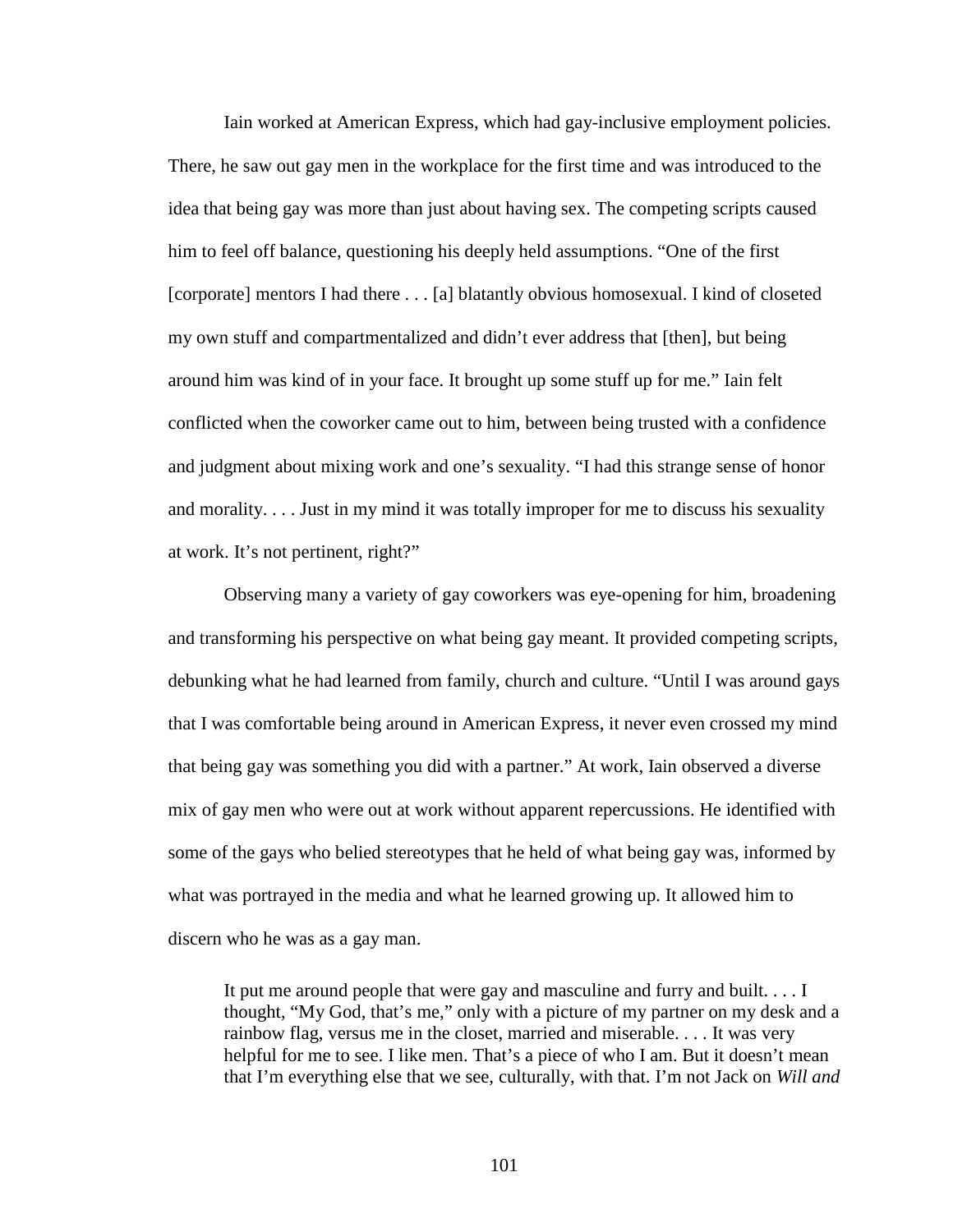Iain worked at American Express, which had gay-inclusive employment policies. There, he saw out gay men in the workplace for the first time and was introduced to the idea that being gay was more than just about having sex. The competing scripts caused him to feel off balance, questioning his deeply held assumptions. “One of the first [corporate] mentors I had there . . . [a] blatantly obvious homosexual. I kind of closeted my own stuff and compartmentalized and didn’t ever address that [then], but being around him was kind of in your face. It brought up some stuff up for me.” Iain felt conflicted when the coworker came out to him, between being trusted with a confidence and judgment about mixing work and one’s sexuality. “I had this strange sense of honor and morality. . . . Just in my mind it was totally improper for me to discuss his sexuality at work. It’s not pertinent, right?”

Observing many a variety of gay coworkers was eye-opening for him, broadening and transforming his perspective on what being gay meant. It provided competing scripts, debunking what he had learned from family, church and culture. “Until I was around gays that I was comfortable being around in American Express, it never even crossed my mind that being gay was something you did with a partner.” At work, Iain observed a diverse mix of gay men who were out at work without apparent repercussions. He identified with some of the gays who belied stereotypes that he held of what being gay was, informed by what was portrayed in the media and what he learned growing up. It allowed him to discern who he was as a gay man.

> It put me around people that were gay and masculine and furry and built. . . . I thought, “My God, that’s me,” only with a picture of my partner on my desk and a rainbow flag, versus me in the closet, married and miserable. . . . It was very helpful for me to see. I like men. That’s a piece of who I am. But it doesn’t mean that I’m everything else that we see, culturally, with that. I’m not Jack on *Will and*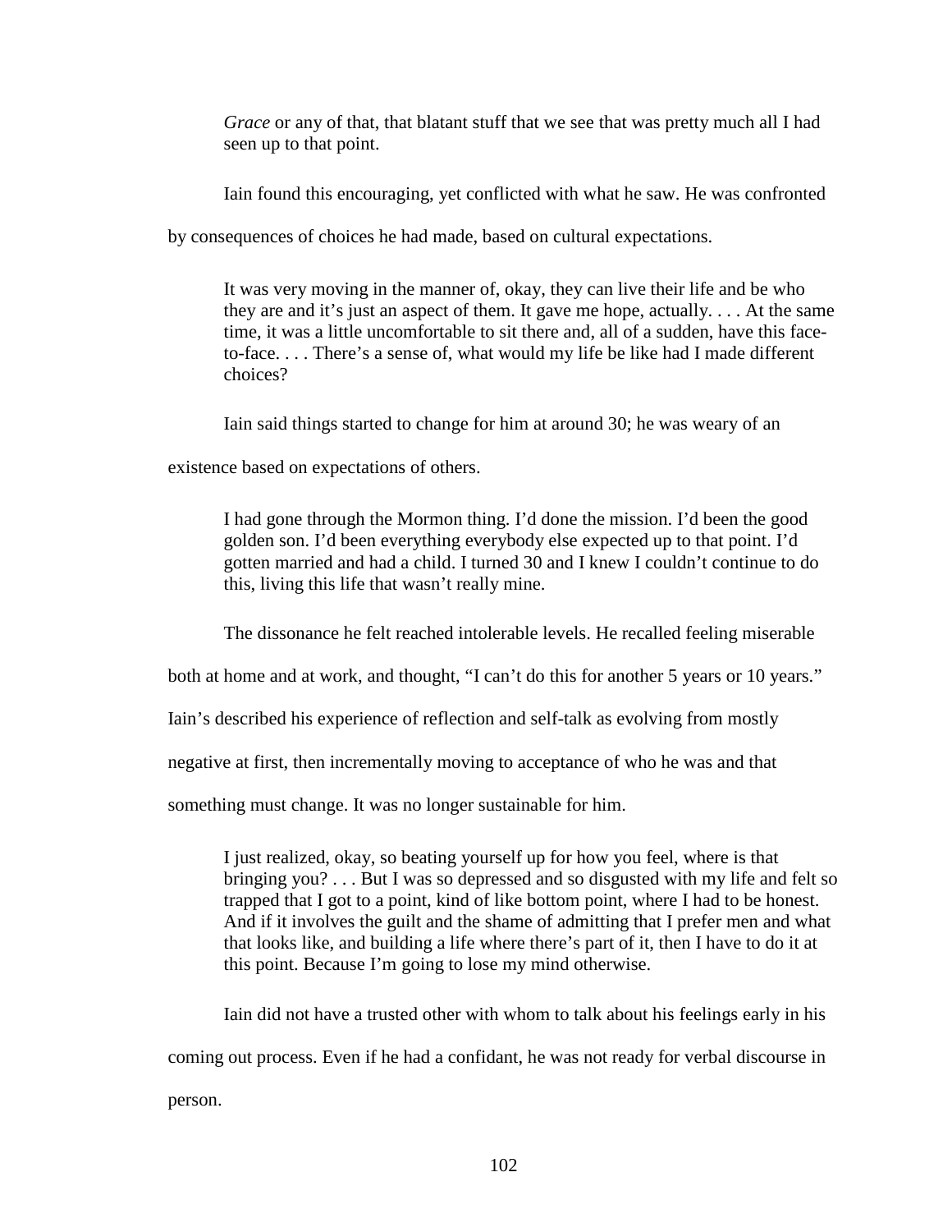*Grace* or any of that, that blatant stuff that we see that was pretty much all I had seen up to that point.

Iain found this encouraging, yet conflicted with what he saw. He was confronted by consequences of choices he had made, based on cultural expectations.

> It was very moving in the manner of, okay, they can live their life and be who they are and it's just an aspect of them. It gave me hope, actually. . . . At the same time, it was a little uncomfortable to sit there and, all of a sudden, have this face-to-face. . . . There's a sense of, what would my life be like had I made different choices?

Iain said things started to change for him at around 30; he was weary of an existence based on expectations of others.

> I had gone through the Mormon thing. I'd done the mission. I'd been the good golden son. I'd been everything everybody else expected up to that point. I'd gotten married and had a child. I turned 30 and I knew I couldn't continue to do this, living this life that wasn't really mine.

The dissonance he felt reached intolerable levels. He recalled feeling miserable both at home and at work, and thought, "I can't do this for another 5 years or 10 years." Iain's described his experience of reflection and self-talk as evolving from mostly negative at first, then incrementally moving to acceptance of who he was and that something must change. It was no longer sustainable for him.

> I just realized, okay, so beating yourself up for how you feel, where is that bringing you? . . . But I was so depressed and so disgusted with my life and felt so trapped that I got to a point, kind of like bottom point, where I had to be honest. And if it involves the guilt and the shame of admitting that I prefer men and what that looks like, and building a life where there's part of it, then I have to do it at this point. Because I'm going to lose my mind otherwise.

Iain did not have a trusted other with whom to talk about his feelings early in his coming out process. Even if he had a confidant, he was not ready for verbal discourse in person.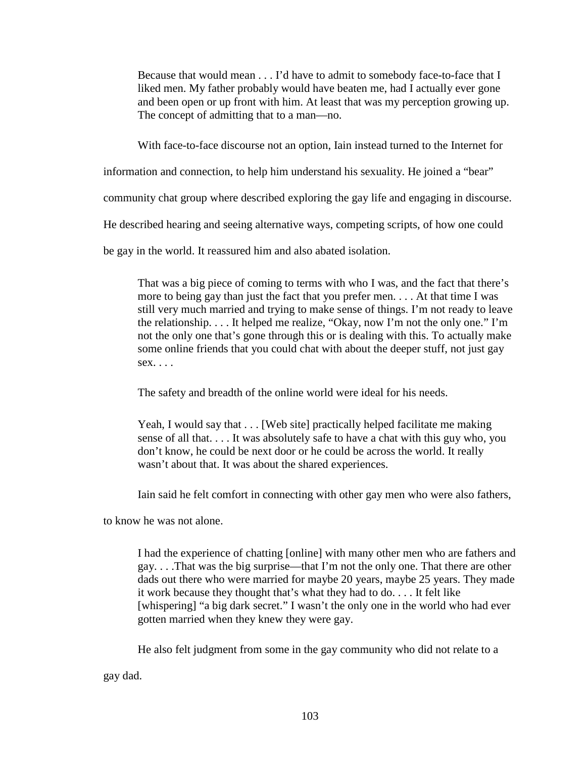> Because that would mean . . . I'd have to admit to somebody face-to-face that I liked men. My father probably would have beaten me, had I actually ever gone and been open or up front with him. At least that was my perception growing up. The concept of admitting that to a man—no.

With face-to-face discourse not an option, Iain instead turned to the Internet for information and connection, to help him understand his sexuality. He joined a "bear" community chat group where described exploring the gay life and engaging in discourse. He described hearing and seeing alternative ways, competing scripts, of how one could be gay in the world. It reassured him and also abated isolation.

> That was a big piece of coming to terms with who I was, and the fact that there's more to being gay than just the fact that you prefer men. . . . At that time I was still very much married and trying to make sense of things. I'm not ready to leave the relationship. . . . It helped me realize, "Okay, now I'm not the only one." I'm not the only one that's gone through this or is dealing with this. To actually make some online friends that you could chat with about the deeper stuff, not just gay sex. . . .

The safety and breadth of the online world were ideal for his needs.

> Yeah, I would say that . . . [Web site] practically helped facilitate me making sense of all that. . . . It was absolutely safe to have a chat with this guy who, you don't know, he could be next door or he could be across the world. It really wasn't about that. It was about the shared experiences.

Iain said he felt comfort in connecting with other gay men who were also fathers, to know he was not alone.

> I had the experience of chatting [online] with many other men who are fathers and gay. . . .That was the big surprise—that I'm not the only one. That there are other dads out there who were married for maybe 20 years, maybe 25 years. They made it work because they thought that's what they had to do. . . . It felt like [whispering] "a big dark secret." I wasn't the only one in the world who had ever gotten married when they knew they were gay.

He also felt judgment from some in the gay community who did not relate to a gay dad.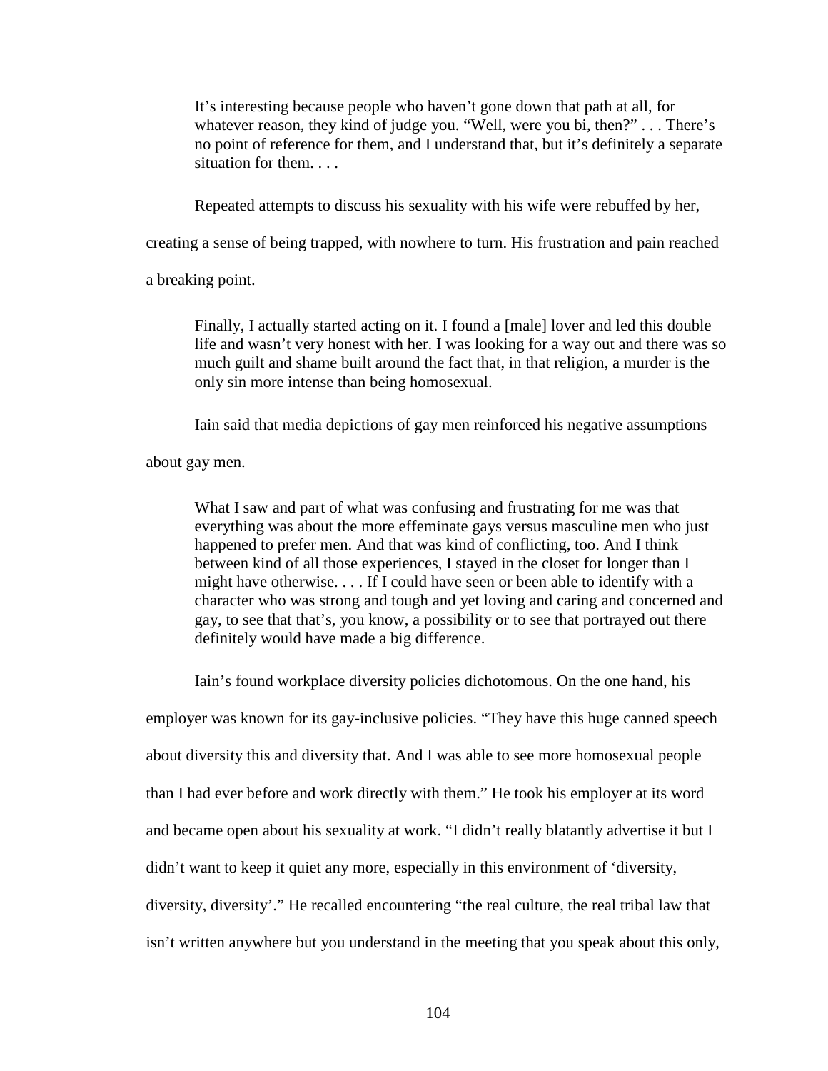> It's interesting because people who haven't gone down that path at all, for whatever reason, they kind of judge you. "Well, were you bi, then?" . . . There's no point of reference for them, and I understand that, but it's definitely a separate situation for them. . . .

Repeated attempts to discuss his sexuality with his wife were rebuffed by her, creating a sense of being trapped, with nowhere to turn. His frustration and pain reached a breaking point.

> Finally, I actually started acting on it. I found a [male] lover and led this double life and wasn't very honest with her. I was looking for a way out and there was so much guilt and shame built around the fact that, in that religion, a murder is the only sin more intense than being homosexual.

Iain said that media depictions of gay men reinforced his negative assumptions about gay men.

> What I saw and part of what was confusing and frustrating for me was that everything was about the more effeminate gays versus masculine men who just happened to prefer men. And that was kind of conflicting, too. And I think between kind of all those experiences, I stayed in the closet for longer than I might have otherwise. . . . If I could have seen or been able to identify with a character who was strong and tough and yet loving and caring and concerned and gay, to see that that's, you know, a possibility or to see that portrayed out there definitely would have made a big difference.

Iain's found workplace diversity policies dichotomous. On the one hand, his employer was known for its gay-inclusive policies. "They have this huge canned speech about diversity this and diversity that. And I was able to see more homosexual people than I had ever before and work directly with them." He took his employer at its word and became open about his sexuality at work. "I didn't really blatantly advertise it but I didn't want to keep it quiet any more, especially in this environment of 'diversity, diversity, diversity'." He recalled encountering "the real culture, the real tribal law that isn't written anywhere but you understand in the meeting that you speak about this only,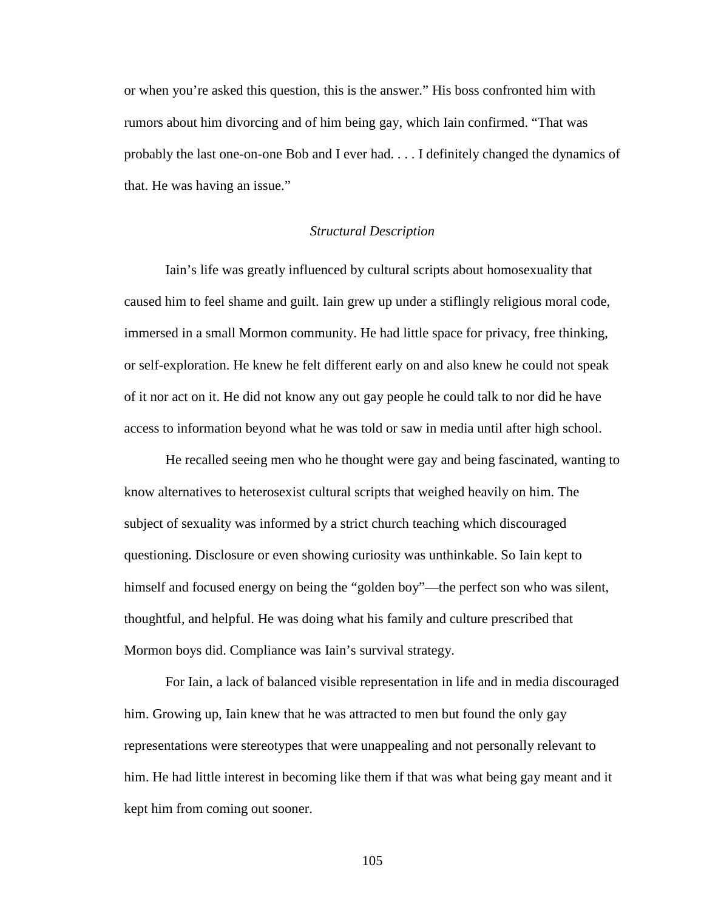or when you're asked this question, this is the answer." His boss confronted him with rumors about him divorcing and of him being gay, which Iain confirmed. "That was probably the last one-on-one Bob and I ever had. . . . I definitely changed the dynamics of that. He was having an issue."

### *Structural Description*

Iain's life was greatly influenced by cultural scripts about homosexuality that caused him to feel shame and guilt. Iain grew up under a stiflingly religious moral code, immersed in a small Mormon community. He had little space for privacy, free thinking, or self-exploration. He knew he felt different early on and also knew he could not speak of it nor act on it. He did not know any out gay people he could talk to nor did he have access to information beyond what he was told or saw in media until after high school.

He recalled seeing men who he thought were gay and being fascinated, wanting to know alternatives to heterosexist cultural scripts that weighed heavily on him. The subject of sexuality was informed by a strict church teaching which discouraged questioning. Disclosure or even showing curiosity was unthinkable. So Iain kept to himself and focused energy on being the "golden boy"—the perfect son who was silent, thoughtful, and helpful. He was doing what his family and culture prescribed that Mormon boys did. Compliance was Iain's survival strategy.

For Iain, a lack of balanced visible representation in life and in media discouraged him. Growing up, Iain knew that he was attracted to men but found the only gay representations were stereotypes that were unappealing and not personally relevant to him. He had little interest in becoming like them if that was what being gay meant and it kept him from coming out sooner.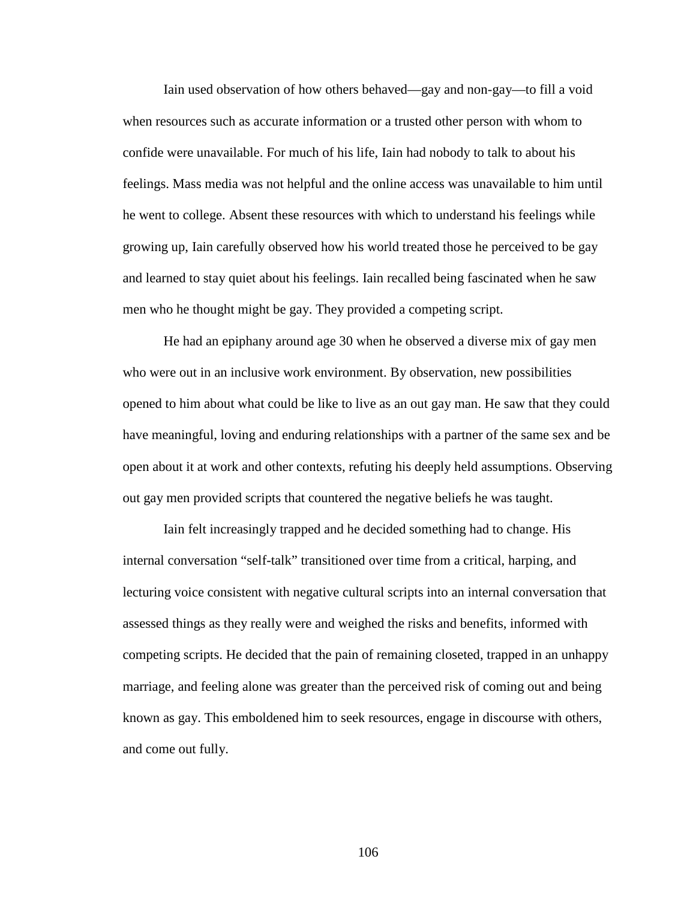Iain used observation of how others behaved—gay and non-gay—to fill a void when resources such as accurate information or a trusted other person with whom to confide were unavailable. For much of his life, Iain had nobody to talk to about his feelings. Mass media was not helpful and the online access was unavailable to him until he went to college. Absent these resources with which to understand his feelings while growing up, Iain carefully observed how his world treated those he perceived to be gay and learned to stay quiet about his feelings. Iain recalled being fascinated when he saw men who he thought might be gay. They provided a competing script.

He had an epiphany around age 30 when he observed a diverse mix of gay men who were out in an inclusive work environment. By observation, new possibilities opened to him about what could be like to live as an out gay man. He saw that they could have meaningful, loving and enduring relationships with a partner of the same sex and be open about it at work and other contexts, refuting his deeply held assumptions. Observing out gay men provided scripts that countered the negative beliefs he was taught.

Iain felt increasingly trapped and he decided something had to change. His internal conversation "self-talk" transitioned over time from a critical, harping, and lecturing voice consistent with negative cultural scripts into an internal conversation that assessed things as they really were and weighed the risks and benefits, informed with competing scripts. He decided that the pain of remaining closeted, trapped in an unhappy marriage, and feeling alone was greater than the perceived risk of coming out and being known as gay. This emboldened him to seek resources, engage in discourse with others, and come out fully.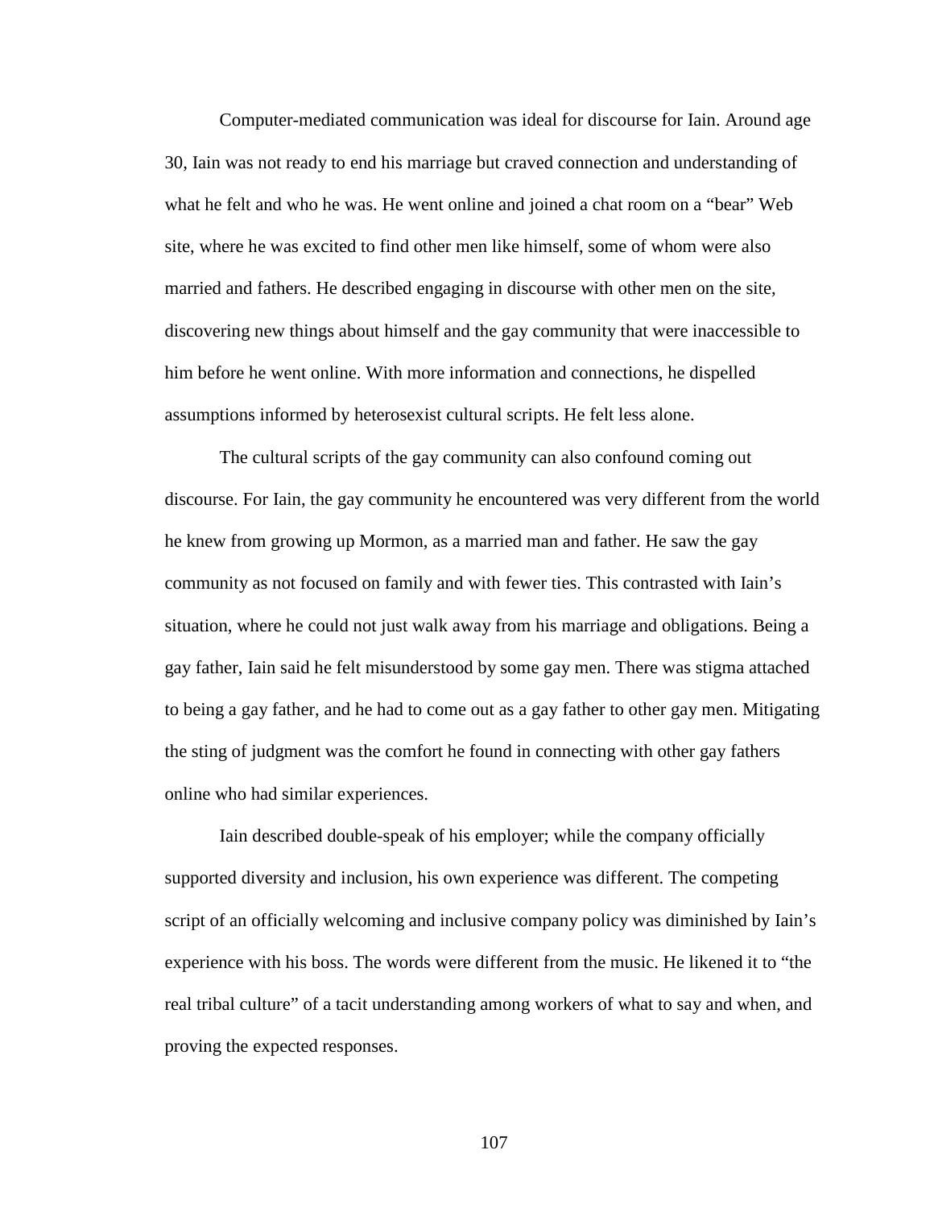Computer-mediated communication was ideal for discourse for Iain. Around age 30, Iain was not ready to end his marriage but craved connection and understanding of what he felt and who he was. He went online and joined a chat room on a "bear" Web site, where he was excited to find other men like himself, some of whom were also married and fathers. He described engaging in discourse with other men on the site, discovering new things about himself and the gay community that were inaccessible to him before he went online. With more information and connections, he dispelled assumptions informed by heterosexist cultural scripts. He felt less alone.

The cultural scripts of the gay community can also confound coming out discourse. For Iain, the gay community he encountered was very different from the world he knew from growing up Mormon, as a married man and father. He saw the gay community as not focused on family and with fewer ties. This contrasted with Iain's situation, where he could not just walk away from his marriage and obligations. Being a gay father, Iain said he felt misunderstood by some gay men. There was stigma attached to being a gay father, and he had to come out as a gay father to other gay men. Mitigating the sting of judgment was the comfort he found in connecting with other gay fathers online who had similar experiences.

Iain described double-speak of his employer; while the company officially supported diversity and inclusion, his own experience was different. The competing script of an officially welcoming and inclusive company policy was diminished by Iain's experience with his boss. The words were different from the music. He likened it to "the real tribal culture" of a tacit understanding among workers of what to say and when, and proving the expected responses.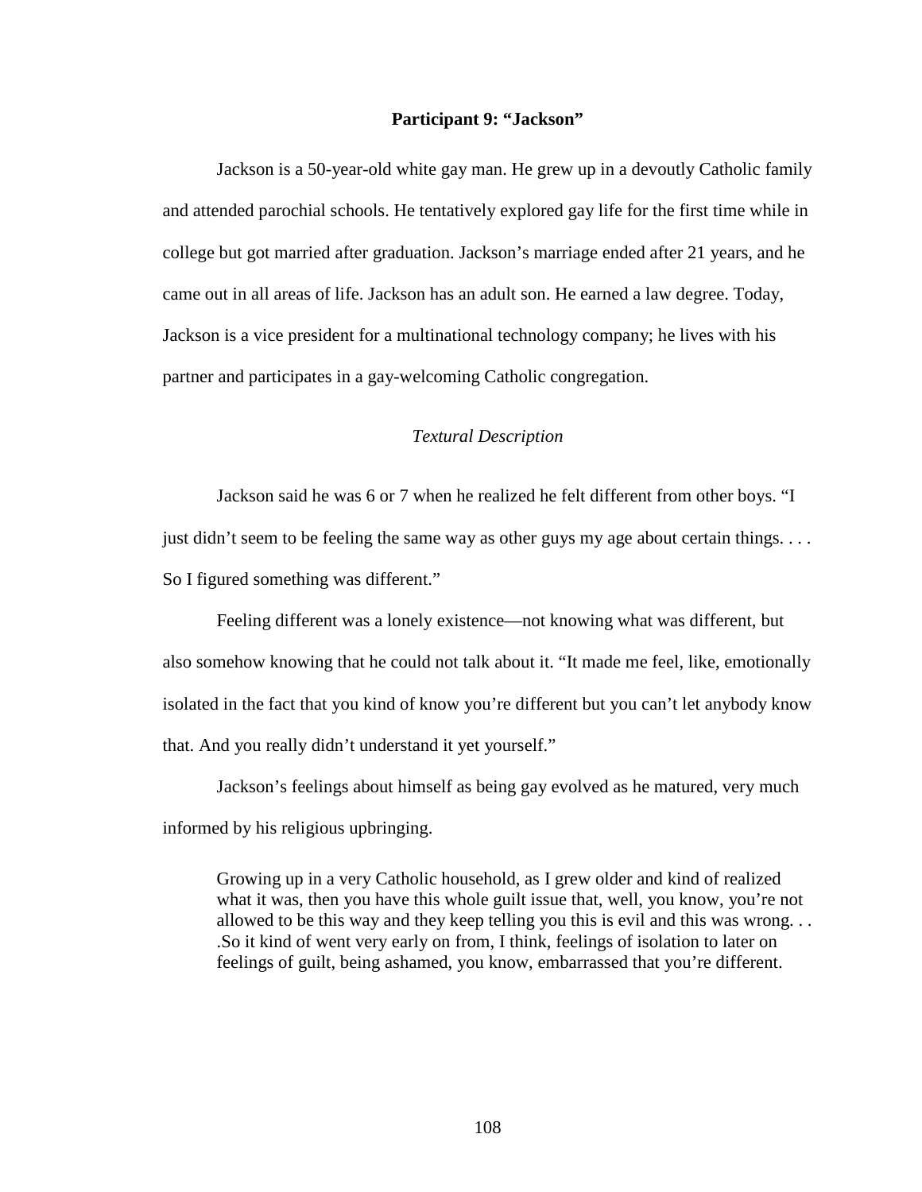### Participant 9: "Jackson"

Jackson is a 50-year-old white gay man. He grew up in a devoutly Catholic family and attended parochial schools. He tentatively explored gay life for the first time while in college but got married after graduation. Jackson's marriage ended after 21 years, and he came out in all areas of life. Jackson has an adult son. He earned a law degree. Today, Jackson is a vice president for a multinational technology company; he lives with his partner and participates in a gay-welcoming Catholic congregation.

#### *Textural Description*

Jackson said he was 6 or 7 when he realized he felt different from other boys. "I just didn't seem to be feeling the same way as other guys my age about certain things. . . . So I figured something was different."

Feeling different was a lonely existence—not knowing what was different, but also somehow knowing that he could not talk about it. "It made me feel, like, emotionally isolated in the fact that you kind of know you're different but you can't let anybody know that. And you really didn't understand it yet yourself."

Jackson's feelings about himself as being gay evolved as he matured, very much informed by his religious upbringing.

> Growing up in a very Catholic household, as I grew older and kind of realized what it was, then you have this whole guilt issue that, well, you know, you're not allowed to be this way and they keep telling you this is evil and this was wrong. . . .So it kind of went very early on from, I think, feelings of isolation to later on feelings of guilt, being ashamed, you know, embarrassed that you're different.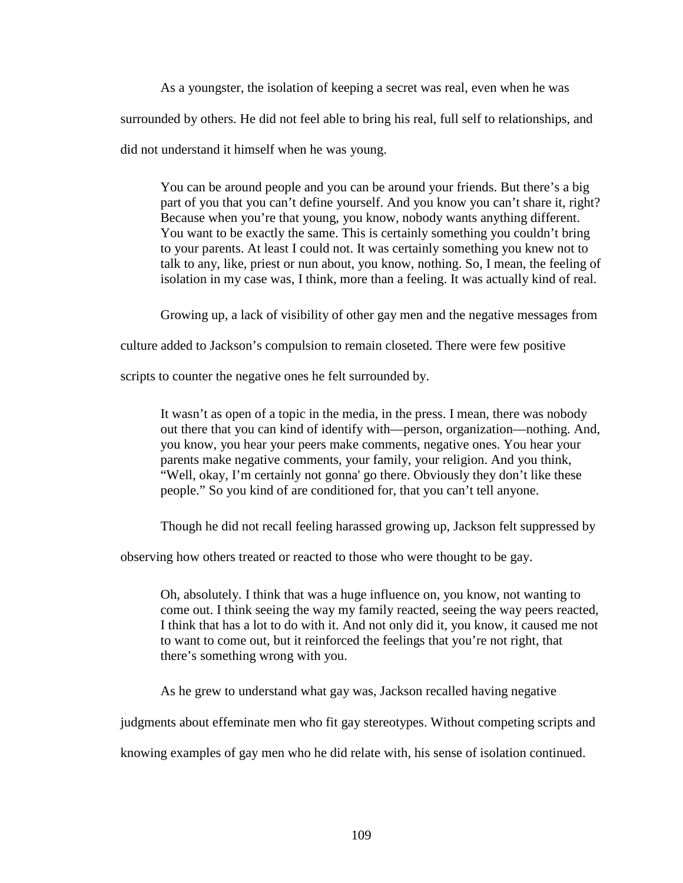As a youngster, the isolation of keeping a secret was real, even when he was surrounded by others. He did not feel able to bring his real, full self to relationships, and did not understand it himself when he was young.

> You can be around people and you can be around your friends. But there's a big part of you that you can't define yourself. And you know you can't share it, right? Because when you're that young, you know, nobody wants anything different. You want to be exactly the same. This is certainly something you couldn't bring to your parents. At least I could not. It was certainly something you knew not to talk to any, like, priest or nun about, you know, nothing. So, I mean, the feeling of isolation in my case was, I think, more than a feeling. It was actually kind of real.

Growing up, a lack of visibility of other gay men and the negative messages from culture added to Jackson's compulsion to remain closeted. There were few positive scripts to counter the negative ones he felt surrounded by.

> It wasn't as open of a topic in the media, in the press. I mean, there was nobody out there that you can kind of identify with—person, organization—nothing. And, you know, you hear your peers make comments, negative ones. You hear your parents make negative comments, your family, your religion. And you think, "Well, okay, I'm certainly not gonna' go there. Obviously they don't like these people." So you kind of are conditioned for, that you can't tell anyone.

Though he did not recall feeling harassed growing up, Jackson felt suppressed by observing how others treated or reacted to those who were thought to be gay.

> Oh, absolutely. I think that was a huge influence on, you know, not wanting to come out. I think seeing the way my family reacted, seeing the way peers reacted, I think that has a lot to do with it. And not only did it, you know, it caused me not to want to come out, but it reinforced the feelings that you're not right, that there's something wrong with you.

As he grew to understand what gay was, Jackson recalled having negative judgments about effeminate men who fit gay stereotypes. Without competing scripts and knowing examples of gay men who he did relate with, his sense of isolation continued.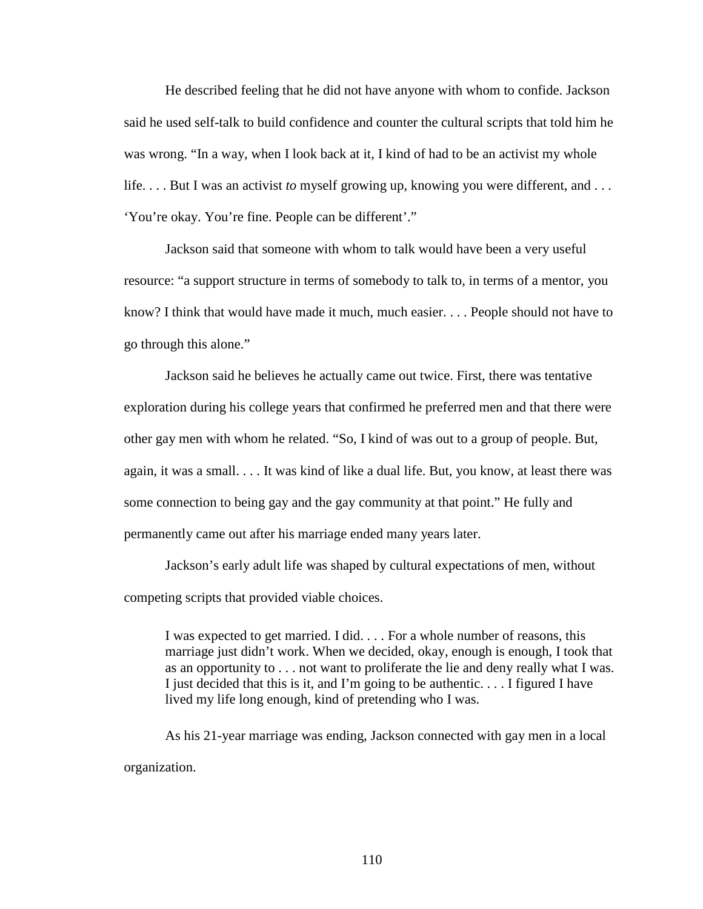He described feeling that he did not have anyone with whom to confide. Jackson said he used self-talk to build confidence and counter the cultural scripts that told him he was wrong. "In a way, when I look back at it, I kind of had to be an activist my whole life. . . . But I was an activist *to* myself growing up, knowing you were different, and . . . 'You're okay. You're fine. People can be different'."

Jackson said that someone with whom to talk would have been a very useful resource: "a support structure in terms of somebody to talk to, in terms of a mentor, you know? I think that would have made it much, much easier. . . . People should not have to go through this alone."

Jackson said he believes he actually came out twice. First, there was tentative exploration during his college years that confirmed he preferred men and that there were other gay men with whom he related. "So, I kind of was out to a group of people. But, again, it was a small. . . . It was kind of like a dual life. But, you know, at least there was some connection to being gay and the gay community at that point." He fully and permanently came out after his marriage ended many years later.

Jackson's early adult life was shaped by cultural expectations of men, without competing scripts that provided viable choices.

> I was expected to get married. I did. . . . For a whole number of reasons, this marriage just didn't work. When we decided, okay, enough is enough, I took that as an opportunity to . . . not want to proliferate the lie and deny really what I was. I just decided that this is it, and I'm going to be authentic. . . . I figured I have lived my life long enough, kind of pretending who I was.

As his 21-year marriage was ending, Jackson connected with gay men in a local organization.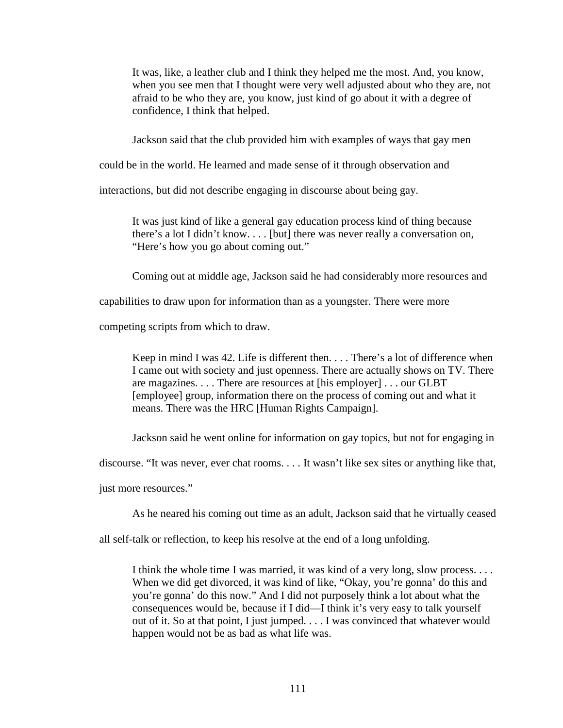> It was, like, a leather club and I think they helped me the most. And, you know, when you see men that I thought were very well adjusted about who they are, not afraid to be who they are, you know, just kind of go about it with a degree of confidence, I think that helped.

Jackson said that the club provided him with examples of ways that gay men could be in the world. He learned and made sense of it through observation and interactions, but did not describe engaging in discourse about being gay.

> It was just kind of like a general gay education process kind of thing because there's a lot I didn't know. . . . [but] there was never really a conversation on, "Here's how you go about coming out."

Coming out at middle age, Jackson said he had considerably more resources and capabilities to draw upon for information than as a youngster. There were more competing scripts from which to draw.

> Keep in mind I was 42. Life is different then. . . . There's a lot of difference when I came out with society and just openness. There are actually shows on TV. There are magazines. . . . There are resources at [his employer] . . . our GLBT [employee] group, information there on the process of coming out and what it means. There was the HRC [Human Rights Campaign].

Jackson said he went online for information on gay topics, but not for engaging in discourse. "It was never, ever chat rooms. . . . It wasn't like sex sites or anything like that, just more resources."

As he neared his coming out time as an adult, Jackson said that he virtually ceased all self-talk or reflection, to keep his resolve at the end of a long unfolding.

> I think the whole time I was married, it was kind of a very long, slow process. . . . When we did get divorced, it was kind of like, "Okay, you're gonna' do this and you're gonna' do this now." And I did not purposely think a lot about what the consequences would be, because if I did—I think it's very easy to talk yourself out of it. So at that point, I just jumped. . . . I was convinced that whatever would happen would not be as bad as what life was.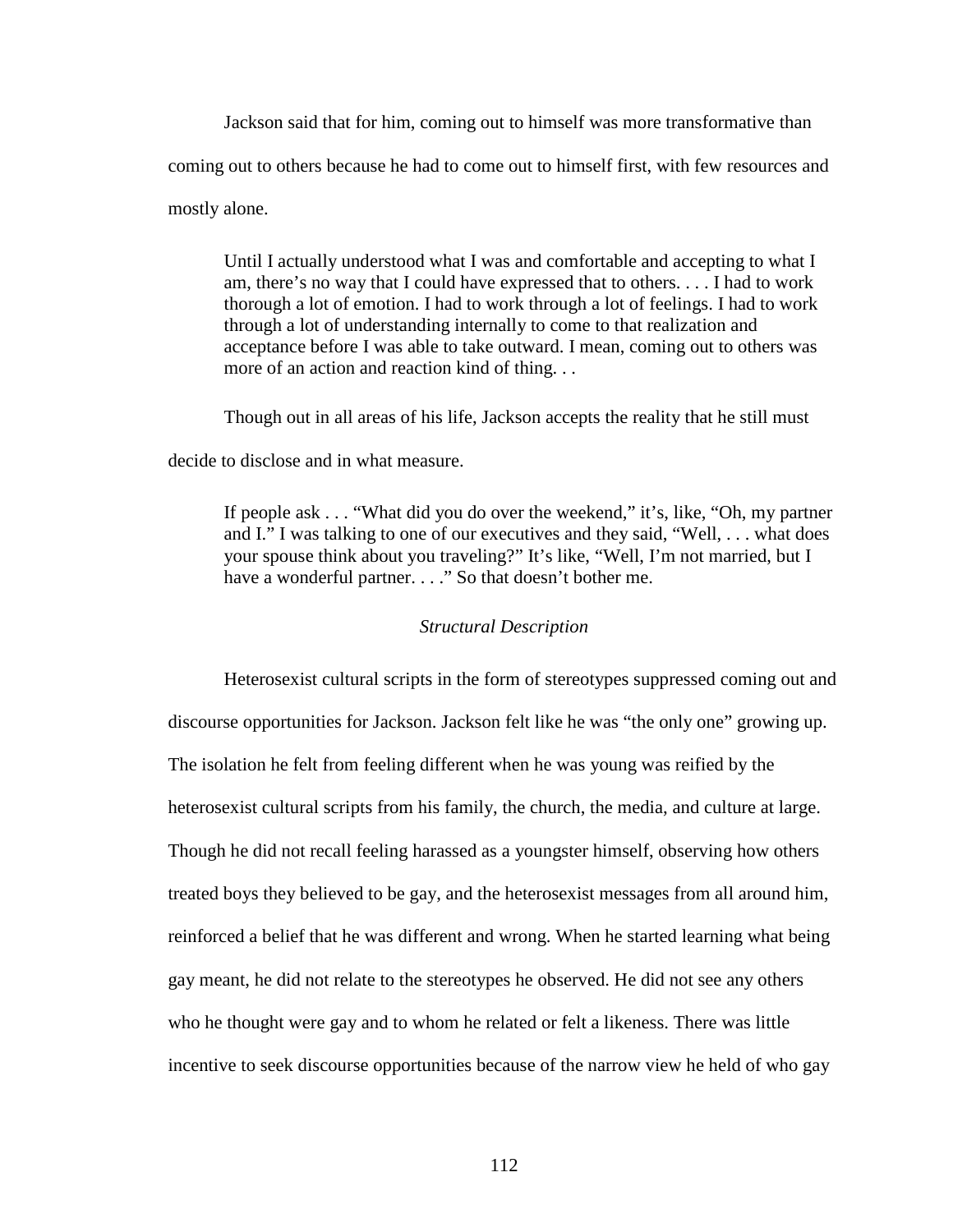Jackson said that for him, coming out to himself was more transformative than coming out to others because he had to come out to himself first, with few resources and mostly alone.

> Until I actually understood what I was and comfortable and accepting to what I am, there's no way that I could have expressed that to others. . . . I had to work thorough a lot of emotion. I had to work through a lot of feelings. I had to work through a lot of understanding internally to come to that realization and acceptance before I was able to take outward. I mean, coming out to others was more of an action and reaction kind of thing. . .

Though out in all areas of his life, Jackson accepts the reality that he still must decide to disclose and in what measure.

> If people ask . . . "What did you do over the weekend," it's, like, "Oh, my partner and I." I was talking to one of our executives and they said, "Well, . . . what does your spouse think about you traveling?" It's like, "Well, I'm not married, but I have a wonderful partner. . . ." So that doesn't bother me.

*Structural Description*

Heterosexist cultural scripts in the form of stereotypes suppressed coming out and discourse opportunities for Jackson. Jackson felt like he was "the only one" growing up. The isolation he felt from feeling different when he was young was reified by the heterosexist cultural scripts from his family, the church, the media, and culture at large. Though he did not recall feeling harassed as a youngster himself, observing how others treated boys they believed to be gay, and the heterosexist messages from all around him, reinforced a belief that he was different and wrong. When he started learning what being gay meant, he did not relate to the stereotypes he observed. He did not see any others who he thought were gay and to whom he related or felt a likeness. There was little incentive to seek discourse opportunities because of the narrow view he held of who gay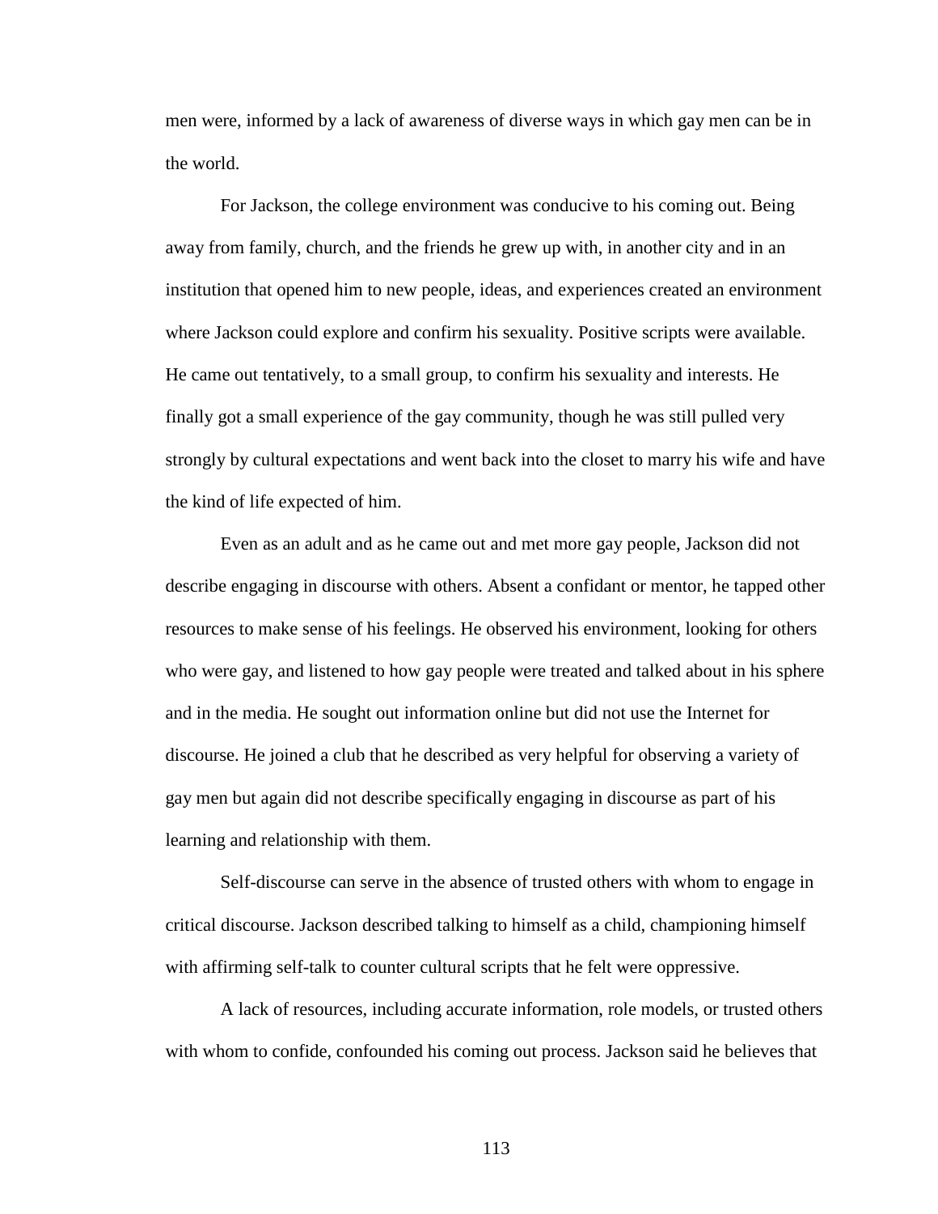men were, informed by a lack of awareness of diverse ways in which gay men can be in the world.

For Jackson, the college environment was conducive to his coming out. Being away from family, church, and the friends he grew up with, in another city and in an institution that opened him to new people, ideas, and experiences created an environment where Jackson could explore and confirm his sexuality. Positive scripts were available. He came out tentatively, to a small group, to confirm his sexuality and interests. He finally got a small experience of the gay community, though he was still pulled very strongly by cultural expectations and went back into the closet to marry his wife and have the kind of life expected of him.

Even as an adult and as he came out and met more gay people, Jackson did not describe engaging in discourse with others. Absent a confidant or mentor, he tapped other resources to make sense of his feelings. He observed his environment, looking for others who were gay, and listened to how gay people were treated and talked about in his sphere and in the media. He sought out information online but did not use the Internet for discourse. He joined a club that he described as very helpful for observing a variety of gay men but again did not describe specifically engaging in discourse as part of his learning and relationship with them.

Self-discourse can serve in the absence of trusted others with whom to engage in critical discourse. Jackson described talking to himself as a child, championing himself with affirming self-talk to counter cultural scripts that he felt were oppressive.

A lack of resources, including accurate information, role models, or trusted others with whom to confide, confounded his coming out process. Jackson said he believes that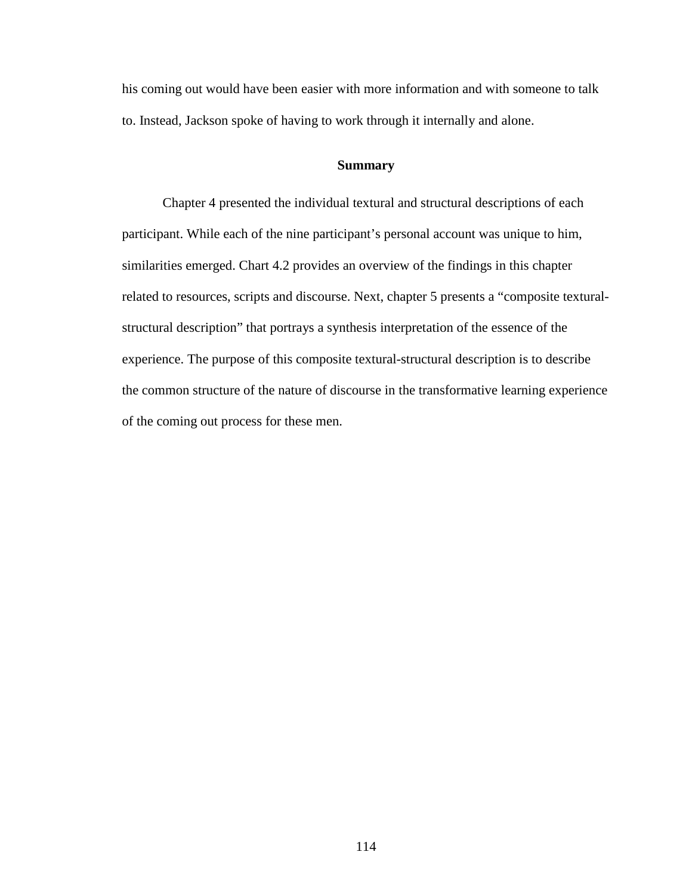his coming out would have been easier with more information and with someone to talk to. Instead, Jackson spoke of having to work through it internally and alone.

## Summary

Chapter 4 presented the individual textural and structural descriptions of each participant. While each of the nine participant's personal account was unique to him, similarities emerged. Chart 4.2 provides an overview of the findings in this chapter related to resources, scripts and discourse. Next, chapter 5 presents a "composite textural-structural description" that portrays a synthesis interpretation of the essence of the experience. The purpose of this composite textural-structural description is to describe the common structure of the nature of discourse in the transformative learning experience of the coming out process for these men.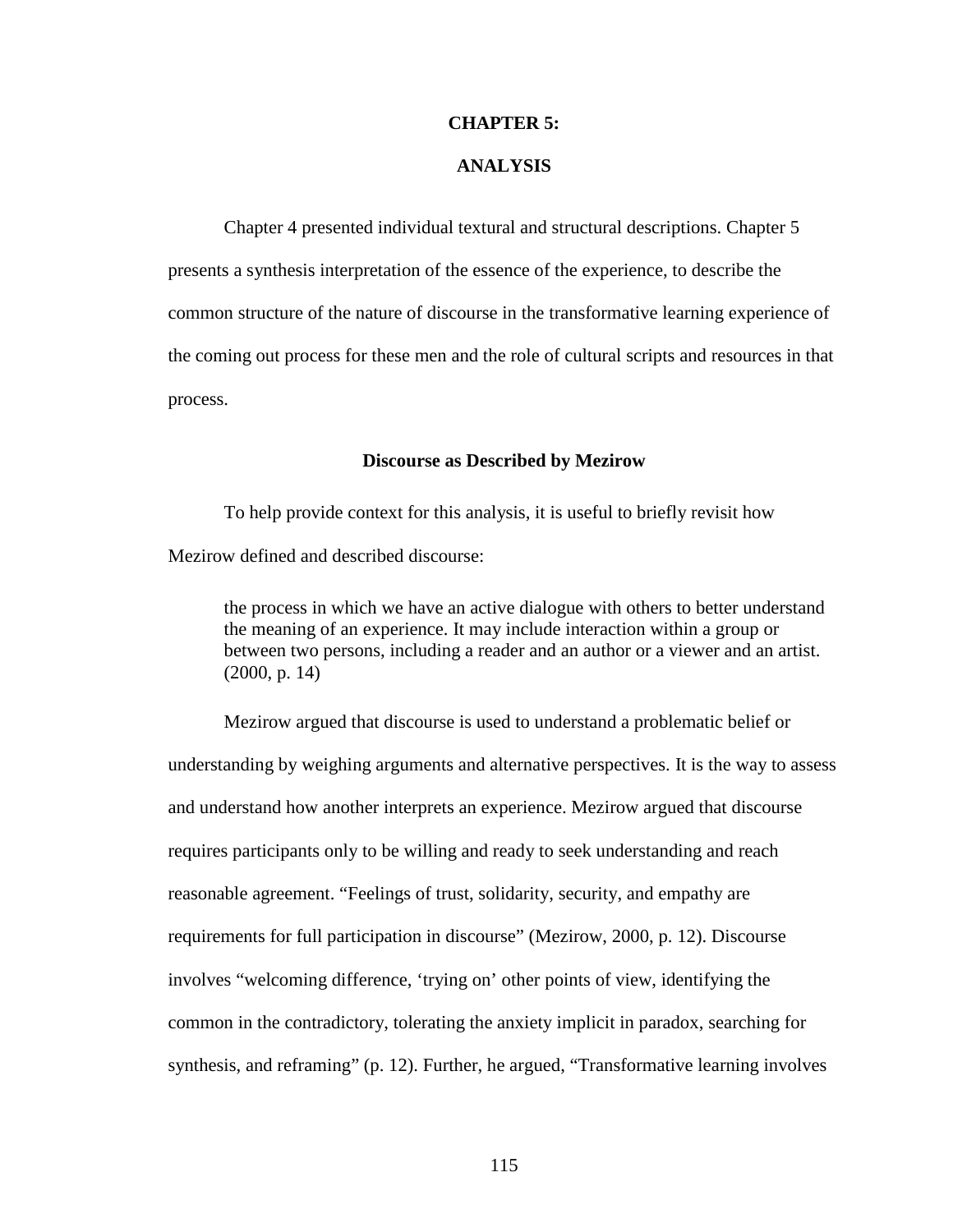# CHAPTER 5:

# ANALYSIS

Chapter 4 presented individual textural and structural descriptions. Chapter 5 presents a synthesis interpretation of the essence of the experience, to describe the common structure of the nature of discourse in the transformative learning experience of the coming out process for these men and the role of cultural scripts and resources in that process.

## Discourse as Described by Mezirow

To help provide context for this analysis, it is useful to briefly revisit how Mezirow defined and described discourse:

> the process in which we have an active dialogue with others to better understand the meaning of an experience. It may include interaction within a group or between two persons, including a reader and an author or a viewer and an artist. (2000, p. 14)

Mezirow argued that discourse is used to understand a problematic belief or understanding by weighing arguments and alternative perspectives. It is the way to assess and understand how another interprets an experience. Mezirow argued that discourse requires participants only to be willing and ready to seek understanding and reach reasonable agreement. "Feelings of trust, solidarity, security, and empathy are requirements for full participation in discourse" (Mezirow, 2000, p. 12). Discourse involves "welcoming difference, 'trying on' other points of view, identifying the common in the contradictory, tolerating the anxiety implicit in paradox, searching for synthesis, and reframing" (p. 12). Further, he argued, "Transformative learning involves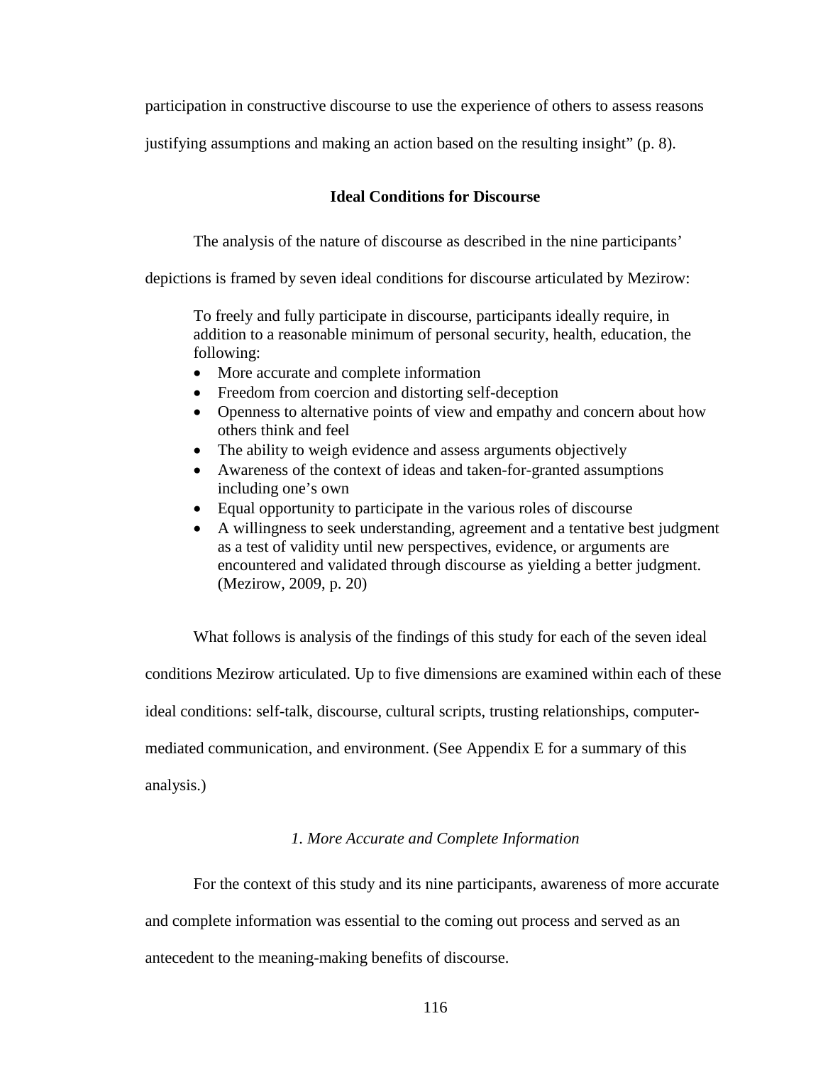participation in constructive discourse to use the experience of others to assess reasons justifying assumptions and making an action based on the resulting insight" (p. 8).

## Ideal Conditions for Discourse

The analysis of the nature of discourse as described in the nine participants' depictions is framed by seven ideal conditions for discourse articulated by Mezirow:

> To freely and fully participate in discourse, participants ideally require, in addition to a reasonable minimum of personal security, health, education, the following:
>
> - More accurate and complete information
> - Freedom from coercion and distorting self-deception
> - Openness to alternative points of view and empathy and concern about how others think and feel
> - The ability to weigh evidence and assess arguments objectively
> - Awareness of the context of ideas and taken-for-granted assumptions including one's own
> - Equal opportunity to participate in the various roles of discourse
> - A willingness to seek understanding, agreement and a tentative best judgment as a test of validity until new perspectives, evidence, or arguments are encountered and validated through discourse as yielding a better judgment. (Mezirow, 2009, p. 20)

What follows is analysis of the findings of this study for each of the seven ideal conditions Mezirow articulated. Up to five dimensions are examined within each of these ideal conditions: self-talk, discourse, cultural scripts, trusting relationships, computer-mediated communication, and environment. (See Appendix E for a summary of this analysis.)

### *1. More Accurate and Complete Information*

For the context of this study and its nine participants, awareness of more accurate and complete information was essential to the coming out process and served as an antecedent to the meaning-making benefits of discourse.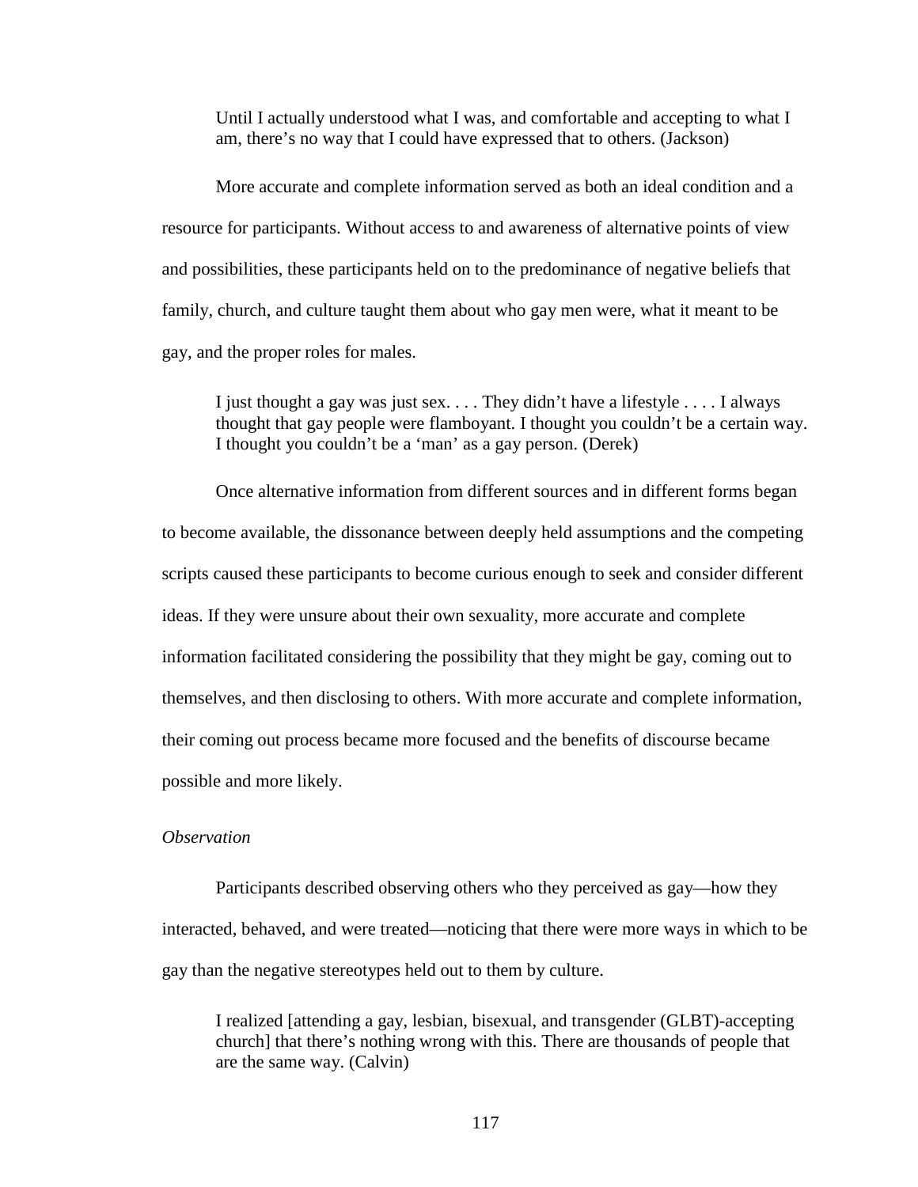> Until I actually understood what I was, and comfortable and accepting to what I am, there's no way that I could have expressed that to others. (Jackson)

More accurate and complete information served as both an ideal condition and a resource for participants. Without access to and awareness of alternative points of view and possibilities, these participants held on to the predominance of negative beliefs that family, church, and culture taught them about who gay men were, what it meant to be gay, and the proper roles for males.

> I just thought a gay was just sex. . . . They didn't have a lifestyle . . . . I always thought that gay people were flamboyant. I thought you couldn't be a certain way. I thought you couldn't be a 'man' as a gay person. (Derek)

Once alternative information from different sources and in different forms began to become available, the dissonance between deeply held assumptions and the competing scripts caused these participants to become curious enough to seek and consider different ideas. If they were unsure about their own sexuality, more accurate and complete information facilitated considering the possibility that they might be gay, coming out to themselves, and then disclosing to others. With more accurate and complete information, their coming out process became more focused and the benefits of discourse became possible and more likely.

*Observation*

Participants described observing others who they perceived as gay—how they interacted, behaved, and were treated—noticing that there were more ways in which to be gay than the negative stereotypes held out to them by culture.

> I realized [attending a gay, lesbian, bisexual, and transgender (GLBT)-accepting church] that there's nothing wrong with this. There are thousands of people that are the same way. (Calvin)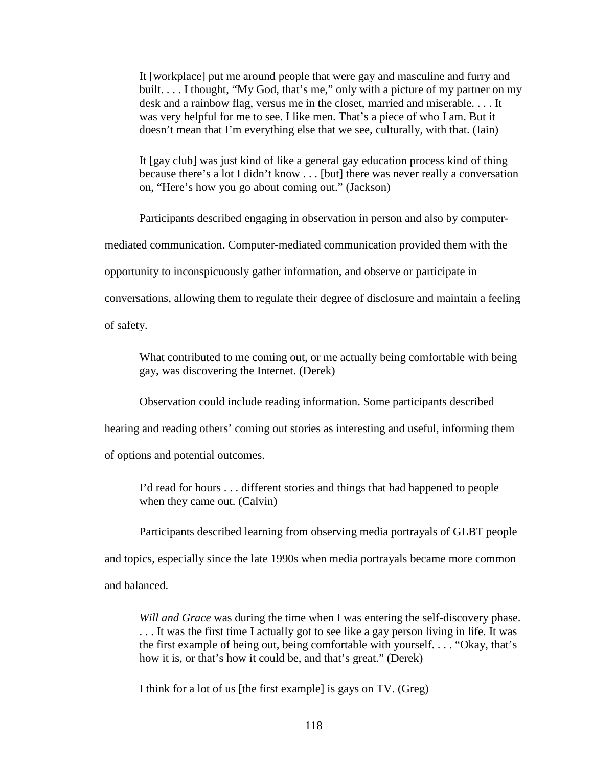> It [workplace] put me around people that were gay and masculine and furry and built. . . . I thought, "My God, that's me," only with a picture of my partner on my desk and a rainbow flag, versus me in the closet, married and miserable. . . . It was very helpful for me to see. I like men. That's a piece of who I am. But it doesn't mean that I'm everything else that we see, culturally, with that. (Iain)

> It [gay club] was just kind of like a general gay education process kind of thing because there's a lot I didn't know . . . [but] there was never really a conversation on, "Here's how you go about coming out." (Jackson)

Participants described engaging in observation in person and also by computer-mediated communication. Computer-mediated communication provided them with the opportunity to inconspicuously gather information, and observe or participate in conversations, allowing them to regulate their degree of disclosure and maintain a feeling of safety.

> What contributed to me coming out, or me actually being comfortable with being gay, was discovering the Internet. (Derek)

Observation could include reading information. Some participants described hearing and reading others' coming out stories as interesting and useful, informing them of options and potential outcomes.

> I'd read for hours . . . different stories and things that had happened to people when they came out. (Calvin)

Participants described learning from observing media portrayals of GLBT people and topics, especially since the late 1990s when media portrayals became more common and balanced.

> *Will and Grace* was during the time when I was entering the self-discovery phase. . . . It was the first time I actually got to see like a gay person living in life. It was the first example of being out, being comfortable with yourself. . . . "Okay, that's how it is, or that's how it could be, and that's great." (Derek)

> I think for a lot of us [the first example] is gays on TV. (Greg)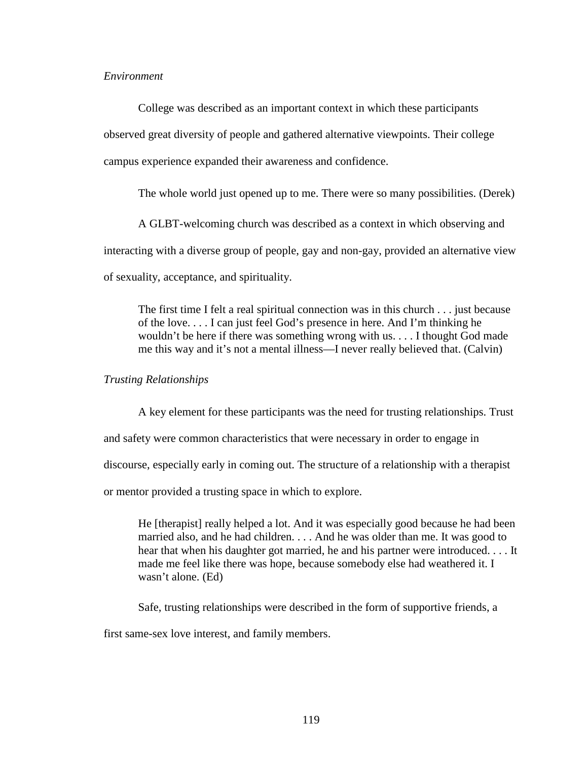*Environment*

College was described as an important context in which these participants observed great diversity of people and gathered alternative viewpoints. Their college campus experience expanded their awareness and confidence.

> The whole world just opened up to me. There were so many possibilities. (Derek)

A GLBT-welcoming church was described as a context in which observing and interacting with a diverse group of people, gay and non-gay, provided an alternative view of sexuality, acceptance, and spirituality.

> The first time I felt a real spiritual connection was in this church . . . just because of the love. . . . I can just feel God's presence in here. And I'm thinking he wouldn't be here if there was something wrong with us. . . . I thought God made me this way and it's not a mental illness—I never really believed that. (Calvin)

*Trusting Relationships*

A key element for these participants was the need for trusting relationships. Trust and safety were common characteristics that were necessary in order to engage in discourse, especially early in coming out. The structure of a relationship with a therapist or mentor provided a trusting space in which to explore.

> He [therapist] really helped a lot. And it was especially good because he had been married also, and he had children. . . . And he was older than me. It was good to hear that when his daughter got married, he and his partner were introduced. . . . It made me feel like there was hope, because somebody else had weathered it. I wasn't alone. (Ed)

Safe, trusting relationships were described in the form of supportive friends, a first same-sex love interest, and family members.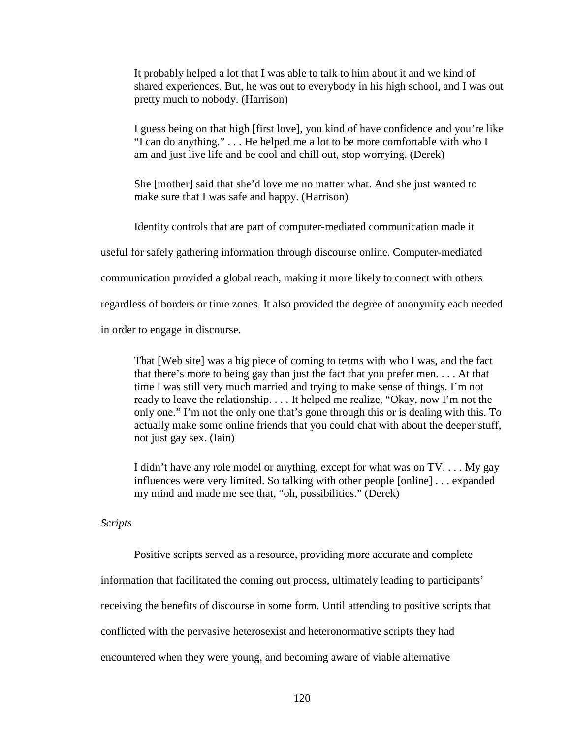> It probably helped a lot that I was able to talk to him about it and we kind of shared experiences. But, he was out to everybody in his high school, and I was out pretty much to nobody. (Harrison)

> I guess being on that high [first love], you kind of have confidence and you're like "I can do anything." . . . He helped me a lot to be more comfortable with who I am and just live life and be cool and chill out, stop worrying. (Derek)

> She [mother] said that she'd love me no matter what. And she just wanted to make sure that I was safe and happy. (Harrison)

Identity controls that are part of computer-mediated communication made it useful for safely gathering information through discourse online. Computer-mediated communication provided a global reach, making it more likely to connect with others regardless of borders or time zones. It also provided the degree of anonymity each needed in order to engage in discourse.

> That [Web site] was a big piece of coming to terms with who I was, and the fact that there's more to being gay than just the fact that you prefer men. . . . At that time I was still very much married and trying to make sense of things. I'm not ready to leave the relationship. . . . It helped me realize, "Okay, now I'm not the only one." I'm not the only one that's gone through this or is dealing with this. To actually make some online friends that you could chat with about the deeper stuff, not just gay sex. (Iain)

> I didn't have any role model or anything, except for what was on TV. . . . My gay influences were very limited. So talking with other people [online] . . . expanded my mind and made me see that, "oh, possibilities." (Derek)

*Scripts*

Positive scripts served as a resource, providing more accurate and complete information that facilitated the coming out process, ultimately leading to participants' receiving the benefits of discourse in some form. Until attending to positive scripts that conflicted with the pervasive heterosexist and heteronormative scripts they had encountered when they were young, and becoming aware of viable alternative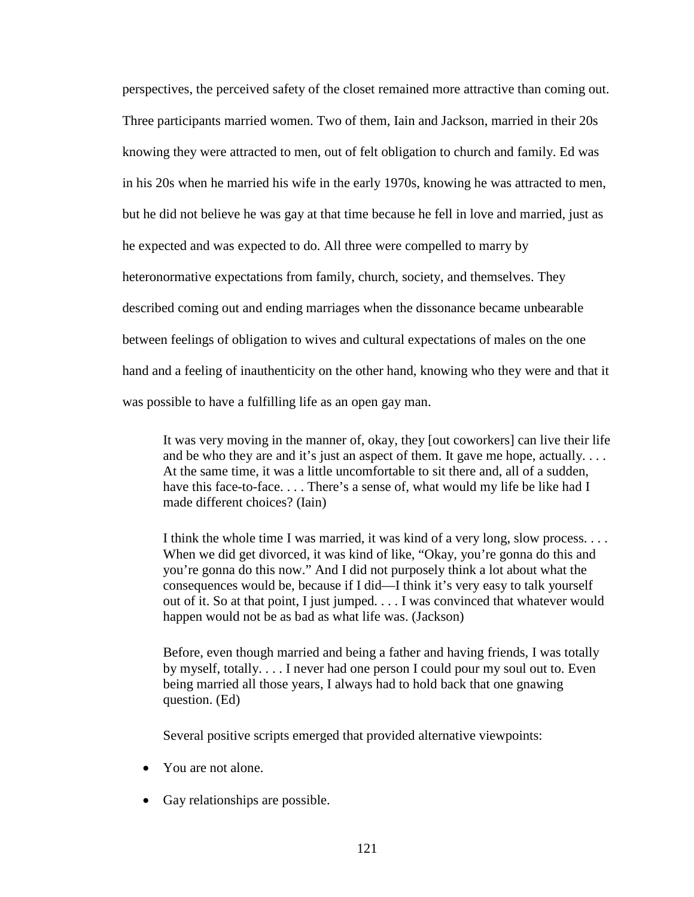perspectives, the perceived safety of the closet remained more attractive than coming out. Three participants married women. Two of them, Iain and Jackson, married in their 20s knowing they were attracted to men, out of felt obligation to church and family. Ed was in his 20s when he married his wife in the early 1970s, knowing he was attracted to men, but he did not believe he was gay at that time because he fell in love and married, just as he expected and was expected to do. All three were compelled to marry by heteronormative expectations from family, church, society, and themselves. They described coming out and ending marriages when the dissonance became unbearable between feelings of obligation to wives and cultural expectations of males on the one hand and a feeling of inauthenticity on the other hand, knowing who they were and that it was possible to have a fulfilling life as an open gay man.

> It was very moving in the manner of, okay, they [out coworkers] can live their life and be who they are and it's just an aspect of them. It gave me hope, actually. . . . At the same time, it was a little uncomfortable to sit there and, all of a sudden, have this face-to-face. . . . There's a sense of, what would my life be like had I made different choices? (Iain)

> I think the whole time I was married, it was kind of a very long, slow process. . . . When we did get divorced, it was kind of like, "Okay, you're gonna do this and you're gonna do this now." And I did not purposely think a lot about what the consequences would be, because if I did—I think it's very easy to talk yourself out of it. So at that point, I just jumped. . . . I was convinced that whatever would happen would not be as bad as what life was. (Jackson)

> Before, even though married and being a father and having friends, I was totally by myself, totally. . . . I never had one person I could pour my soul out to. Even being married all those years, I always had to hold back that one gnawing question. (Ed)

Several positive scripts emerged that provided alternative viewpoints:

- You are not alone.
- Gay relationships are possible.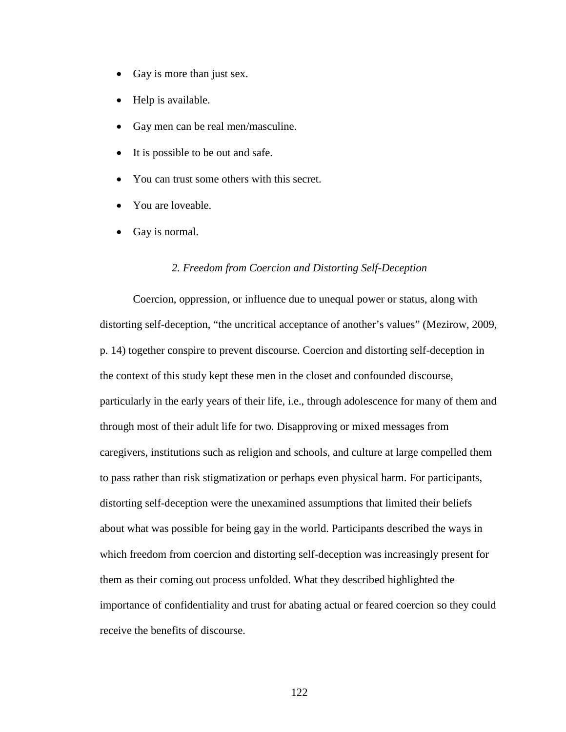- Gay is more than just sex.
- Help is available.
- Gay men can be real men/masculine.
- It is possible to be out and safe.
- You can trust some others with this secret.
- You are loveable.
- Gay is normal.

### *2. Freedom from Coercion and Distorting Self-Deception*

Coercion, oppression, or influence due to unequal power or status, along with distorting self-deception, "the uncritical acceptance of another's values" (Mezirow, 2009, p. 14) together conspire to prevent discourse. Coercion and distorting self-deception in the context of this study kept these men in the closet and confounded discourse, particularly in the early years of their life, i.e., through adolescence for many of them and through most of their adult life for two. Disapproving or mixed messages from caregivers, institutions such as religion and schools, and culture at large compelled them to pass rather than risk stigmatization or perhaps even physical harm. For participants, distorting self-deception were the unexamined assumptions that limited their beliefs about what was possible for being gay in the world. Participants described the ways in which freedom from coercion and distorting self-deception was increasingly present for them as their coming out process unfolded. What they described highlighted the importance of confidentiality and trust for abating actual or feared coercion so they could receive the benefits of discourse.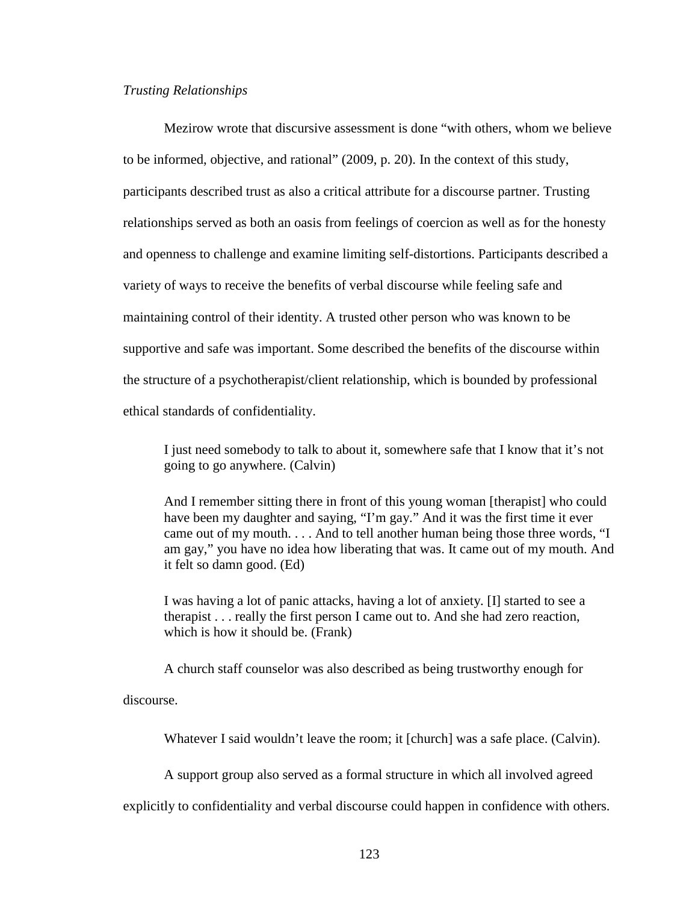*Trusting Relationships*

Mezirow wrote that discursive assessment is done "with others, whom we believe to be informed, objective, and rational" (2009, p. 20). In the context of this study, participants described trust as also a critical attribute for a discourse partner. Trusting relationships served as both an oasis from feelings of coercion as well as for the honesty and openness to challenge and examine limiting self-distortions. Participants described a variety of ways to receive the benefits of verbal discourse while feeling safe and maintaining control of their identity. A trusted other person who was known to be supportive and safe was important. Some described the benefits of the discourse within the structure of a psychotherapist/client relationship, which is bounded by professional ethical standards of confidentiality.

> I just need somebody to talk to about it, somewhere safe that I know that it's not going to go anywhere. (Calvin)

> And I remember sitting there in front of this young woman [therapist] who could have been my daughter and saying, "I'm gay." And it was the first time it ever came out of my mouth. . . . And to tell another human being those three words, "I am gay," you have no idea how liberating that was. It came out of my mouth. And it felt so damn good. (Ed)

> I was having a lot of panic attacks, having a lot of anxiety. [I] started to see a therapist . . . really the first person I came out to. And she had zero reaction, which is how it should be. (Frank)

A church staff counselor was also described as being trustworthy enough for discourse.

> Whatever I said wouldn't leave the room; it [church] was a safe place. (Calvin).

A support group also served as a formal structure in which all involved agreed explicitly to confidentiality and verbal discourse could happen in confidence with others.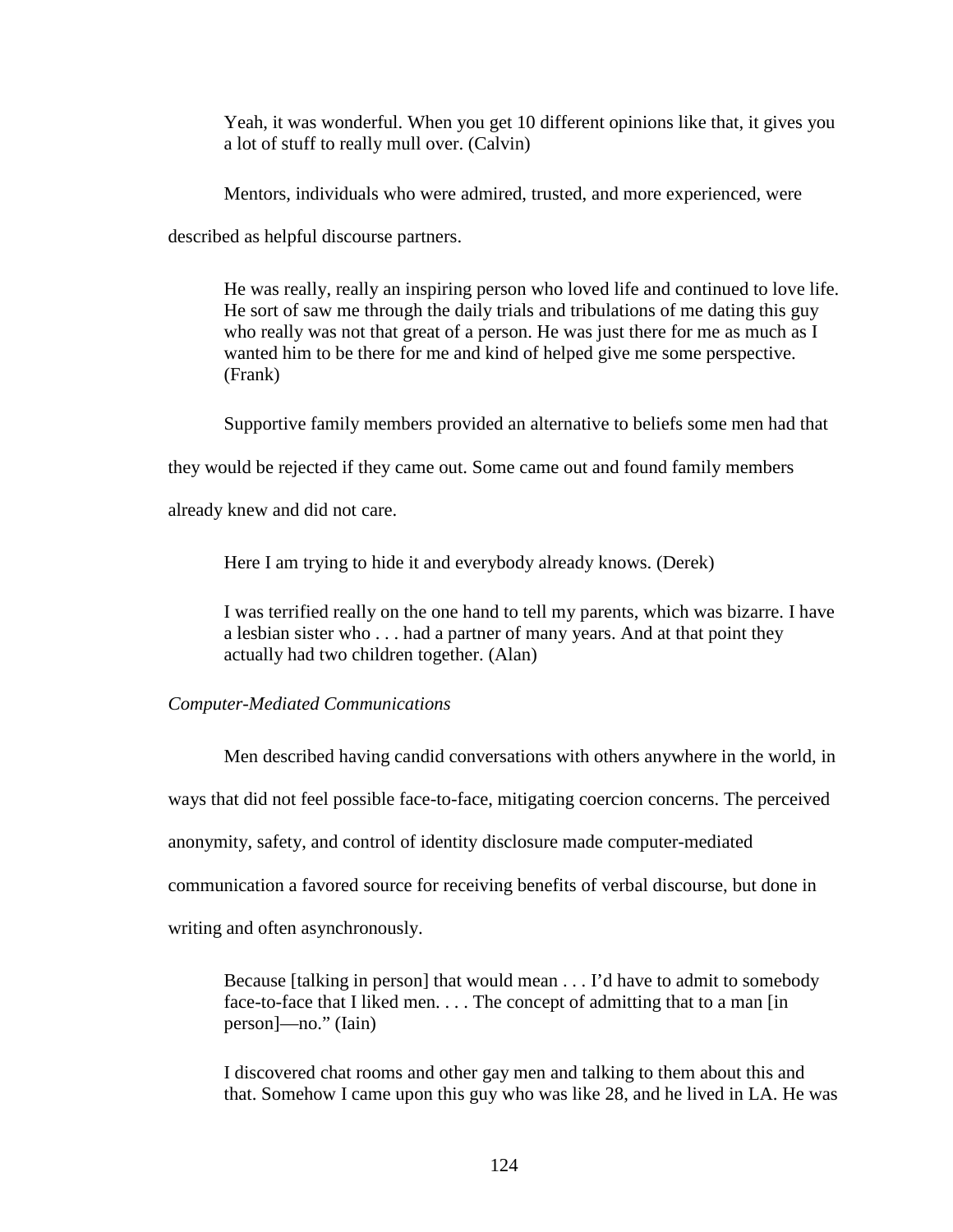> Yeah, it was wonderful. When you get 10 different opinions like that, it gives you a lot of stuff to really mull over. (Calvin)

Mentors, individuals who were admired, trusted, and more experienced, were described as helpful discourse partners.

> He was really, really an inspiring person who loved life and continued to love life. He sort of saw me through the daily trials and tribulations of me dating this guy who really was not that great of a person. He was just there for me as much as I wanted him to be there for me and kind of helped give me some perspective. (Frank)

Supportive family members provided an alternative to beliefs some men had that they would be rejected if they came out. Some came out and found family members already knew and did not care.

> Here I am trying to hide it and everybody already knows. (Derek)

> I was terrified really on the one hand to tell my parents, which was bizarre. I have a lesbian sister who . . . had a partner of many years. And at that point they actually had two children together. (Alan)

*Computer-Mediated Communications*

Men described having candid conversations with others anywhere in the world, in ways that did not feel possible face-to-face, mitigating coercion concerns. The perceived anonymity, safety, and control of identity disclosure made computer-mediated communication a favored source for receiving benefits of verbal discourse, but done in writing and often asynchronously.

> Because [talking in person] that would mean . . . I'd have to admit to somebody face-to-face that I liked men. . . . The concept of admitting that to a man [in person]—no." (Iain)

> I discovered chat rooms and other gay men and talking to them about this and that. Somehow I came upon this guy who was like 28, and he lived in LA. He was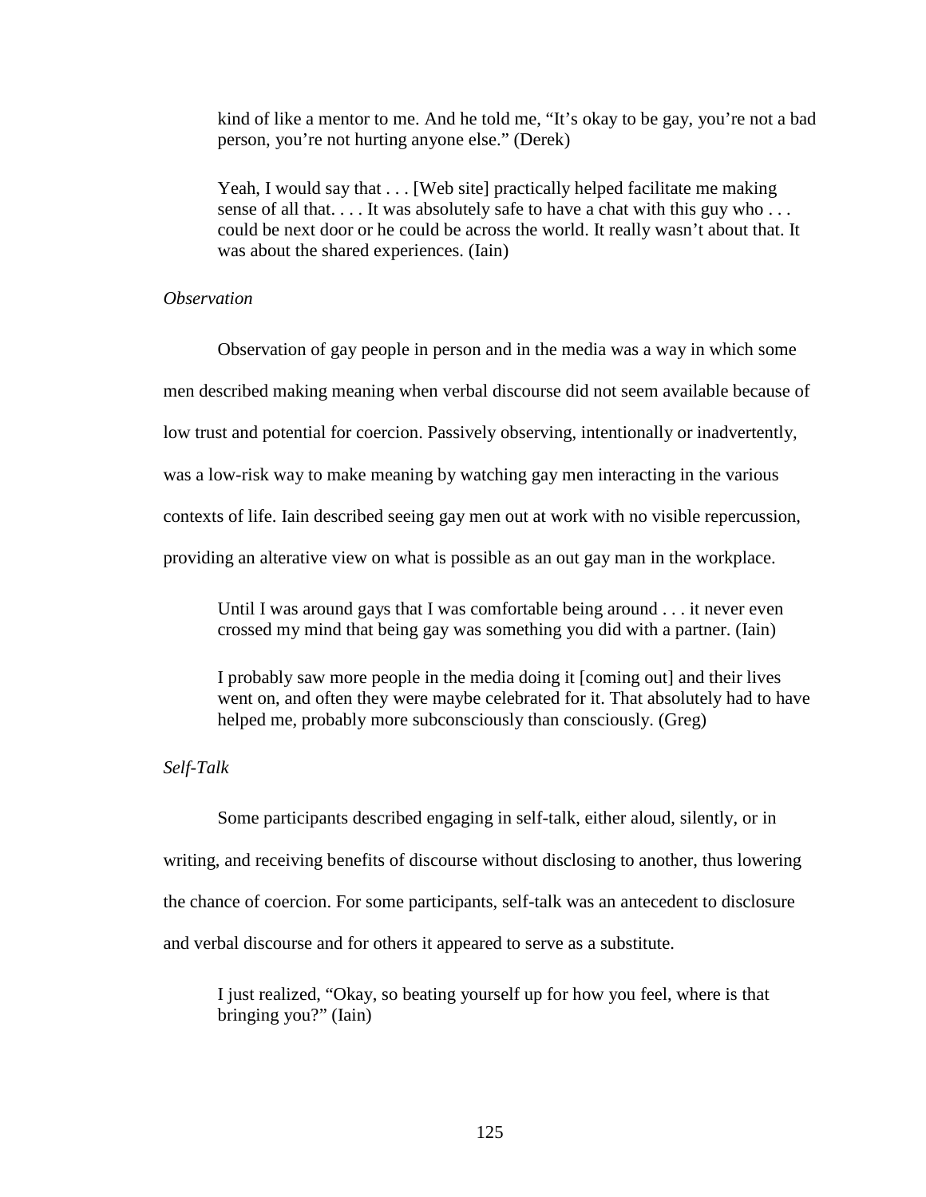> kind of like a mentor to me. And he told me, "It's okay to be gay, you're not a bad person, you're not hurting anyone else." (Derek)

> Yeah, I would say that . . . [Web site] practically helped facilitate me making sense of all that. . . . It was absolutely safe to have a chat with this guy who . . . could be next door or he could be across the world. It really wasn't about that. It was about the shared experiences. (Iain)

*Observation*

Observation of gay people in person and in the media was a way in which some men described making meaning when verbal discourse did not seem available because of low trust and potential for coercion. Passively observing, intentionally or inadvertently, was a low-risk way to make meaning by watching gay men interacting in the various contexts of life. Iain described seeing gay men out at work with no visible repercussion, providing an alterative view on what is possible as an out gay man in the workplace.

> Until I was around gays that I was comfortable being around . . . it never even crossed my mind that being gay was something you did with a partner. (Iain)

> I probably saw more people in the media doing it [coming out] and their lives went on, and often they were maybe celebrated for it. That absolutely had to have helped me, probably more subconsciously than consciously. (Greg)

*Self-Talk*

Some participants described engaging in self-talk, either aloud, silently, or in writing, and receiving benefits of discourse without disclosing to another, thus lowering the chance of coercion. For some participants, self-talk was an antecedent to disclosure and verbal discourse and for others it appeared to serve as a substitute.

> I just realized, "Okay, so beating yourself up for how you feel, where is that bringing you?" (Iain)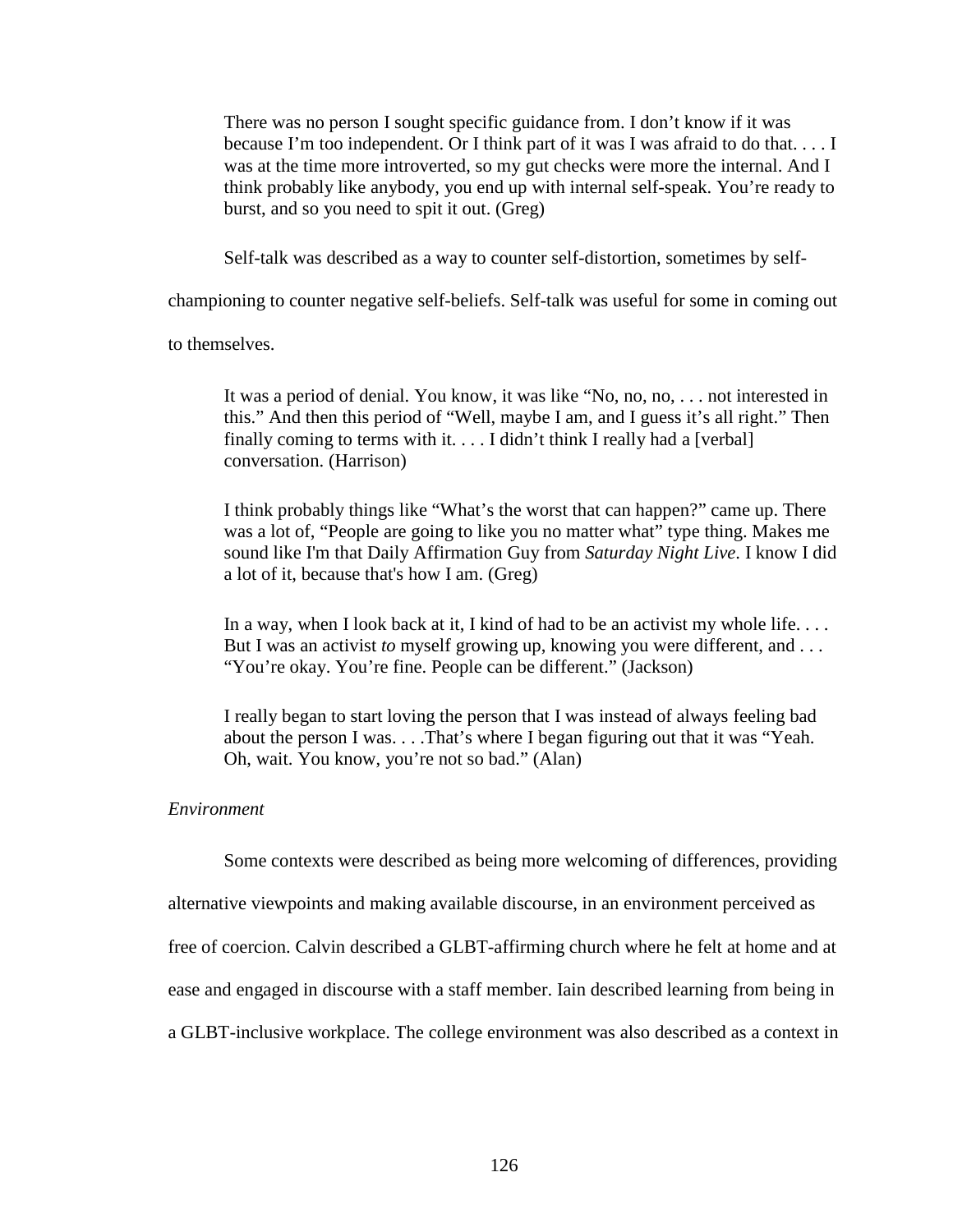> There was no person I sought specific guidance from. I don't know if it was because I'm too independent. Or I think part of it was I was afraid to do that. . . . I was at the time more introverted, so my gut checks were more the internal. And I think probably like anybody, you end up with internal self-speak. You're ready to burst, and so you need to spit it out. (Greg)

Self-talk was described as a way to counter self-distortion, sometimes by self-championing to counter negative self-beliefs. Self-talk was useful for some in coming out to themselves.

> It was a period of denial. You know, it was like "No, no, no, . . . not interested in this." And then this period of "Well, maybe I am, and I guess it's all right." Then finally coming to terms with it. . . . I didn't think I really had a [verbal] conversation. (Harrison)

> I think probably things like "What's the worst that can happen?" came up. There was a lot of, "People are going to like you no matter what" type thing. Makes me sound like I'm that Daily Affirmation Guy from *Saturday Night Live*. I know I did a lot of it, because that's how I am. (Greg)

> In a way, when I look back at it, I kind of had to be an activist my whole life. . . . But I was an activist *to* myself growing up, knowing you were different, and . . . "You're okay. You're fine. People can be different." (Jackson)

> I really began to start loving the person that I was instead of always feeling bad about the person I was. . . .That's where I began figuring out that it was "Yeah. Oh, wait. You know, you're not so bad." (Alan)

*Environment*

Some contexts were described as being more welcoming of differences, providing alternative viewpoints and making available discourse, in an environment perceived as free of coercion. Calvin described a GLBT-affirming church where he felt at home and at ease and engaged in discourse with a staff member. Iain described learning from being in a GLBT-inclusive workplace. The college environment was also described as a context in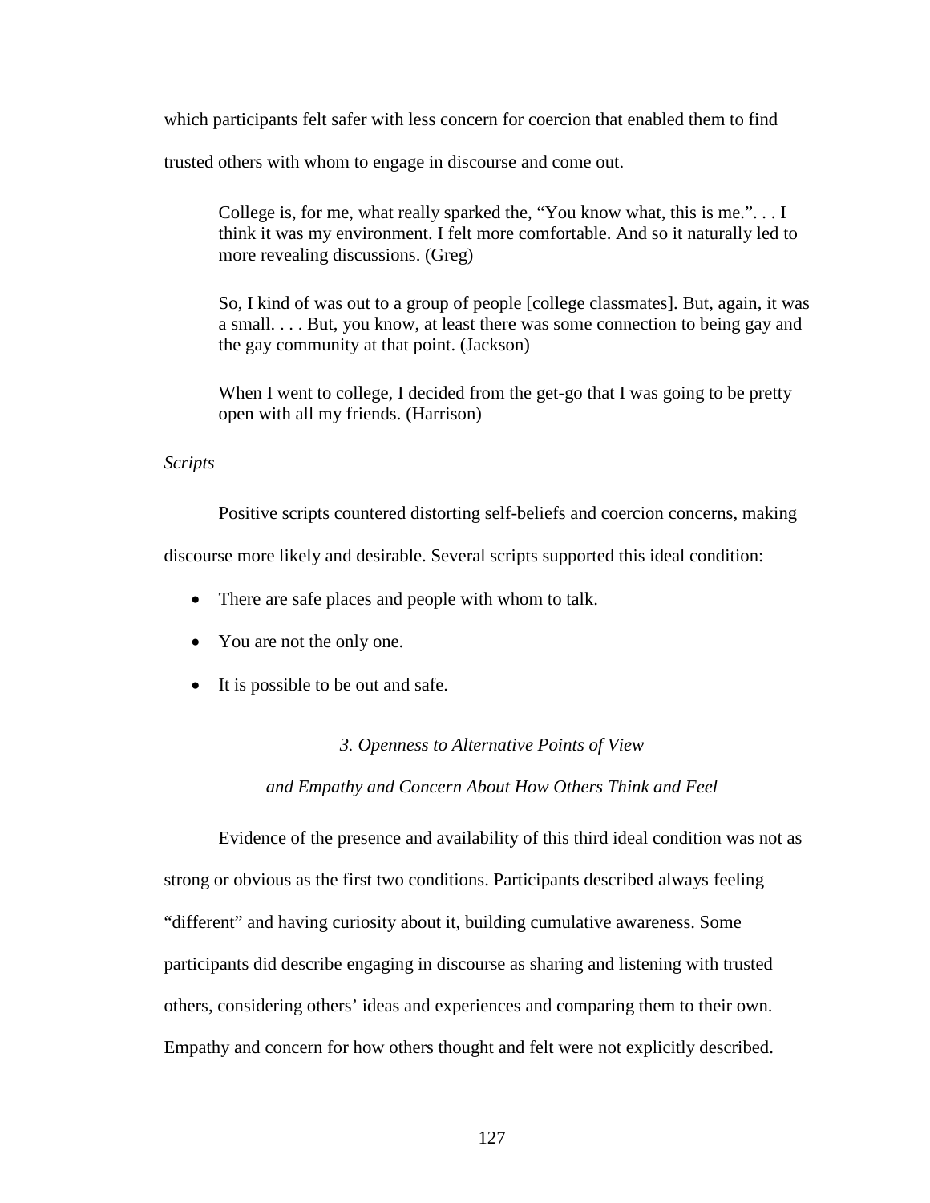which participants felt safer with less concern for coercion that enabled them to find trusted others with whom to engage in discourse and come out.

> College is, for me, what really sparked the, "You know what, this is me.". . . I think it was my environment. I felt more comfortable. And so it naturally led to more revealing discussions. (Greg)

> So, I kind of was out to a group of people [college classmates]. But, again, it was a small. . . . But, you know, at least there was some connection to being gay and the gay community at that point. (Jackson)

> When I went to college, I decided from the get-go that I was going to be pretty open with all my friends. (Harrison)

*Scripts*

Positive scripts countered distorting self-beliefs and coercion concerns, making discourse more likely and desirable. Several scripts supported this ideal condition:

- There are safe places and people with whom to talk.
- You are not the only one.
- It is possible to be out and safe.

### *3. Openness to Alternative Points of View and Empathy and Concern About How Others Think and Feel*

Evidence of the presence and availability of this third ideal condition was not as strong or obvious as the first two conditions. Participants described always feeling "different" and having curiosity about it, building cumulative awareness. Some participants did describe engaging in discourse as sharing and listening with trusted others, considering others' ideas and experiences and comparing them to their own. Empathy and concern for how others thought and felt were not explicitly described.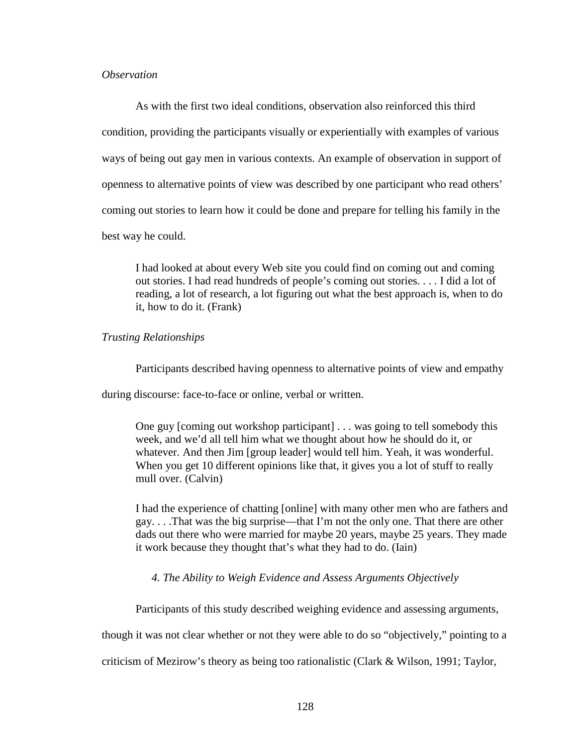*Observation*

As with the first two ideal conditions, observation also reinforced this third condition, providing the participants visually or experientially with examples of various ways of being out gay men in various contexts. An example of observation in support of openness to alternative points of view was described by one participant who read others' coming out stories to learn how it could be done and prepare for telling his family in the best way he could.

> I had looked at about every Web site you could find on coming out and coming out stories. I had read hundreds of people's coming out stories. . . . I did a lot of reading, a lot of research, a lot figuring out what the best approach is, when to do it, how to do it. (Frank)

*Trusting Relationships*

Participants described having openness to alternative points of view and empathy during discourse: face-to-face or online, verbal or written.

> One guy [coming out workshop participant] . . . was going to tell somebody this week, and we'd all tell him what we thought about how he should do it, or whatever. And then Jim [group leader] would tell him. Yeah, it was wonderful. When you get 10 different opinions like that, it gives you a lot of stuff to really mull over. (Calvin)

> I had the experience of chatting [online] with many other men who are fathers and gay. . . .That was the big surprise—that I'm not the only one. That there are other dads out there who were married for maybe 20 years, maybe 25 years. They made it work because they thought that's what they had to do. (Iain)

*4. The Ability to Weigh Evidence and Assess Arguments Objectively*

Participants of this study described weighing evidence and assessing arguments, though it was not clear whether or not they were able to do so "objectively," pointing to a criticism of Mezirow's theory as being too rationalistic (Clark & Wilson, 1991; Taylor,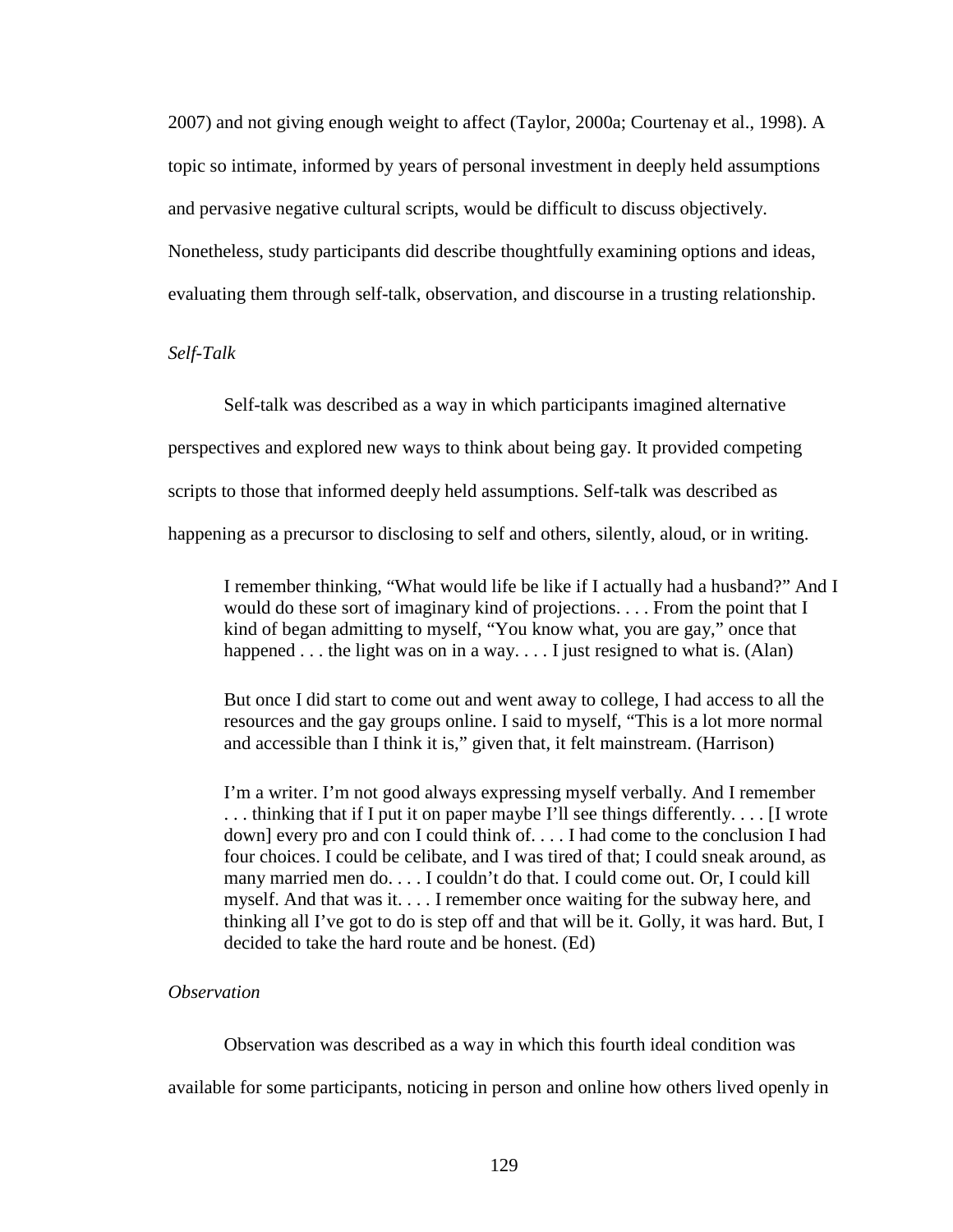2007) and not giving enough weight to affect (Taylor, 2000a; Courtenay et al., 1998). A topic so intimate, informed by years of personal investment in deeply held assumptions and pervasive negative cultural scripts, would be difficult to discuss objectively. Nonetheless, study participants did describe thoughtfully examining options and ideas, evaluating them through self-talk, observation, and discourse in a trusting relationship.

*Self-Talk*

Self-talk was described as a way in which participants imagined alternative perspectives and explored new ways to think about being gay. It provided competing scripts to those that informed deeply held assumptions. Self-talk was described as happening as a precursor to disclosing to self and others, silently, aloud, or in writing.

> I remember thinking, "What would life be like if I actually had a husband?" And I would do these sort of imaginary kind of projections. . . . From the point that I kind of began admitting to myself, "You know what, you are gay," once that happened . . . the light was on in a way. . . . I just resigned to what is. (Alan)

> But once I did start to come out and went away to college, I had access to all the resources and the gay groups online. I said to myself, "This is a lot more normal and accessible than I think it is," given that, it felt mainstream. (Harrison)

> I'm a writer. I'm not good always expressing myself verbally. And I remember . . . thinking that if I put it on paper maybe I'll see things differently. . . . [I wrote down] every pro and con I could think of. . . . I had come to the conclusion I had four choices. I could be celibate, and I was tired of that; I could sneak around, as many married men do. . . . I couldn't do that. I could come out. Or, I could kill myself. And that was it. . . . I remember once waiting for the subway here, and thinking all I've got to do is step off and that will be it. Golly, it was hard. But, I decided to take the hard route and be honest. (Ed)

*Observation*

Observation was described as a way in which this fourth ideal condition was available for some participants, noticing in person and online how others lived openly in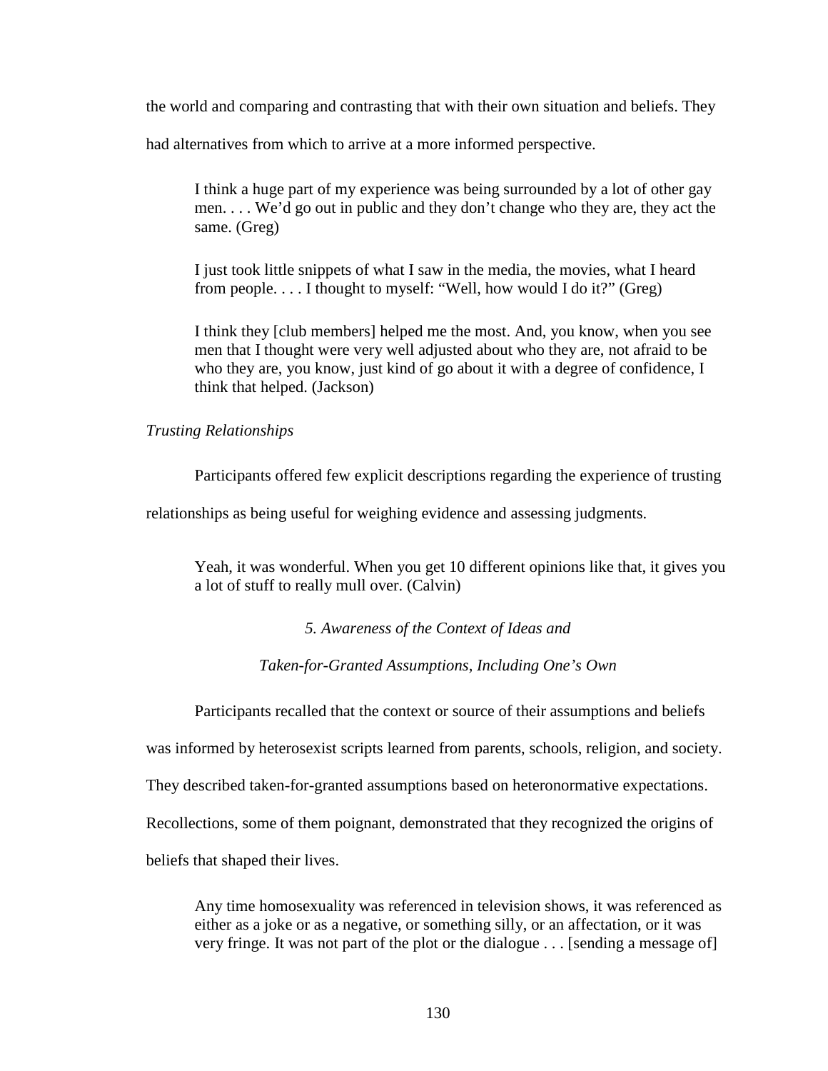the world and comparing and contrasting that with their own situation and beliefs. They had alternatives from which to arrive at a more informed perspective.

> I think a huge part of my experience was being surrounded by a lot of other gay men. . . . We'd go out in public and they don't change who they are, they act the same. (Greg)

> I just took little snippets of what I saw in the media, the movies, what I heard from people. . . . I thought to myself: "Well, how would I do it?" (Greg)

> I think they [club members] helped me the most. And, you know, when you see men that I thought were very well adjusted about who they are, not afraid to be who they are, you know, just kind of go about it with a degree of confidence, I think that helped. (Jackson)

*Trusting Relationships*

Participants offered few explicit descriptions regarding the experience of trusting relationships as being useful for weighing evidence and assessing judgments.

> Yeah, it was wonderful. When you get 10 different opinions like that, it gives you a lot of stuff to really mull over. (Calvin)

### *5. Awareness of the Context of Ideas and Taken-for-Granted Assumptions, Including One's Own*

Participants recalled that the context or source of their assumptions and beliefs was informed by heterosexist scripts learned from parents, schools, religion, and society. They described taken-for-granted assumptions based on heteronormative expectations. Recollections, some of them poignant, demonstrated that they recognized the origins of beliefs that shaped their lives.

> Any time homosexuality was referenced in television shows, it was referenced as either as a joke or as a negative, or something silly, or an affectation, or it was very fringe. It was not part of the plot or the dialogue . . . [sending a message of]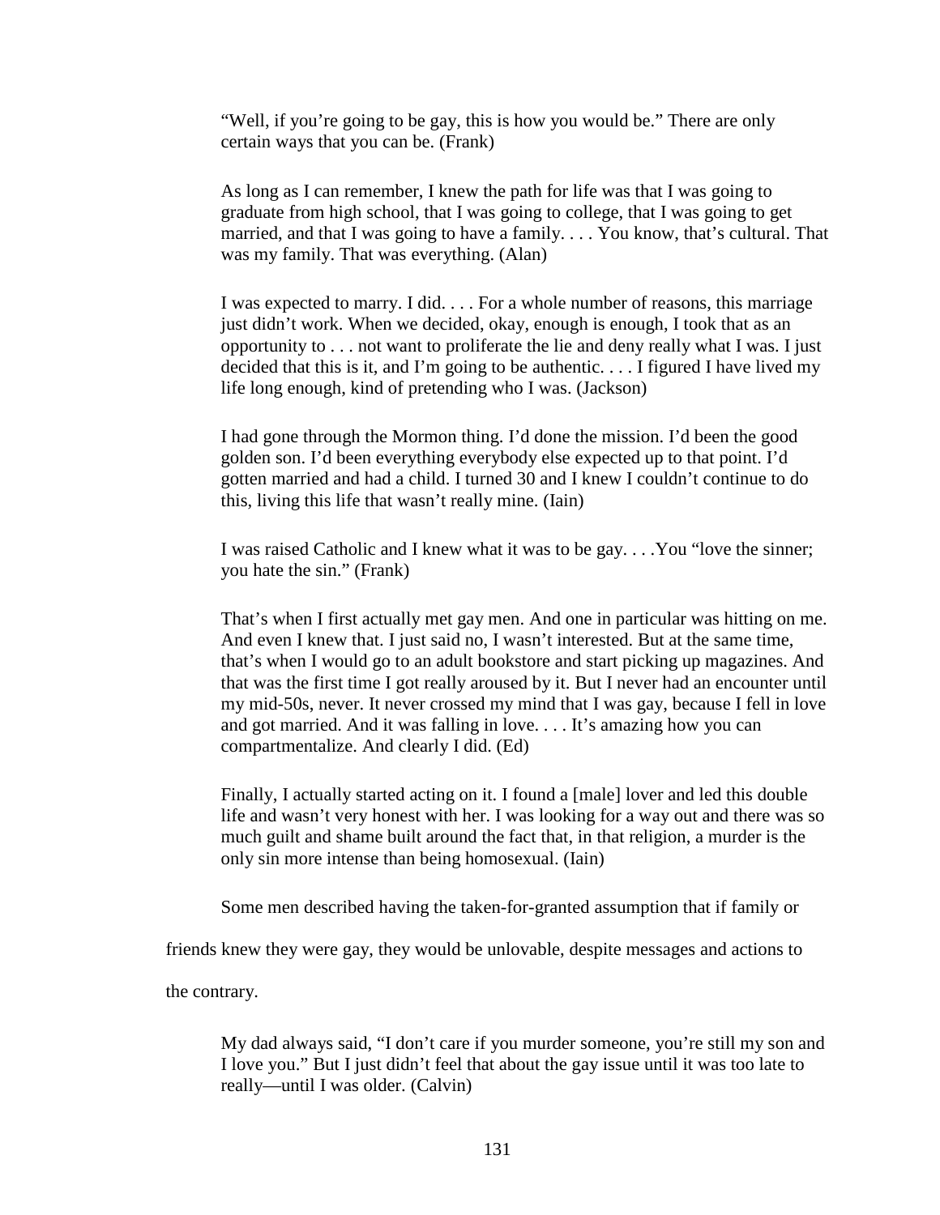> "Well, if you're going to be gay, this is how you would be." There are only certain ways that you can be. (Frank)

> As long as I can remember, I knew the path for life was that I was going to graduate from high school, that I was going to college, that I was going to get married, and that I was going to have a family. . . . You know, that's cultural. That was my family. That was everything. (Alan)

> I was expected to marry. I did. . . . For a whole number of reasons, this marriage just didn't work. When we decided, okay, enough is enough, I took that as an opportunity to . . . not want to proliferate the lie and deny really what I was. I just decided that this is it, and I'm going to be authentic. . . . I figured I have lived my life long enough, kind of pretending who I was. (Jackson)

> I had gone through the Mormon thing. I'd done the mission. I'd been the good golden son. I'd been everything everybody else expected up to that point. I'd gotten married and had a child. I turned 30 and I knew I couldn't continue to do this, living this life that wasn't really mine. (Iain)

> I was raised Catholic and I knew what it was to be gay. . . .You "love the sinner; you hate the sin." (Frank)

> That's when I first actually met gay men. And one in particular was hitting on me. And even I knew that. I just said no, I wasn't interested. But at the same time, that's when I would go to an adult bookstore and start picking up magazines. And that was the first time I got really aroused by it. But I never had an encounter until my mid-50s, never. It never crossed my mind that I was gay, because I fell in love and got married. And it was falling in love. . . . It's amazing how you can compartmentalize. And clearly I did. (Ed)

> Finally, I actually started acting on it. I found a [male] lover and led this double life and wasn't very honest with her. I was looking for a way out and there was so much guilt and shame built around the fact that, in that religion, a murder is the only sin more intense than being homosexual. (Iain)

Some men described having the taken-for-granted assumption that if family or friends knew they were gay, they would be unlovable, despite messages and actions to the contrary.

> My dad always said, "I don't care if you murder someone, you're still my son and I love you." But I just didn't feel that about the gay issue until it was too late to really—until I was older. (Calvin)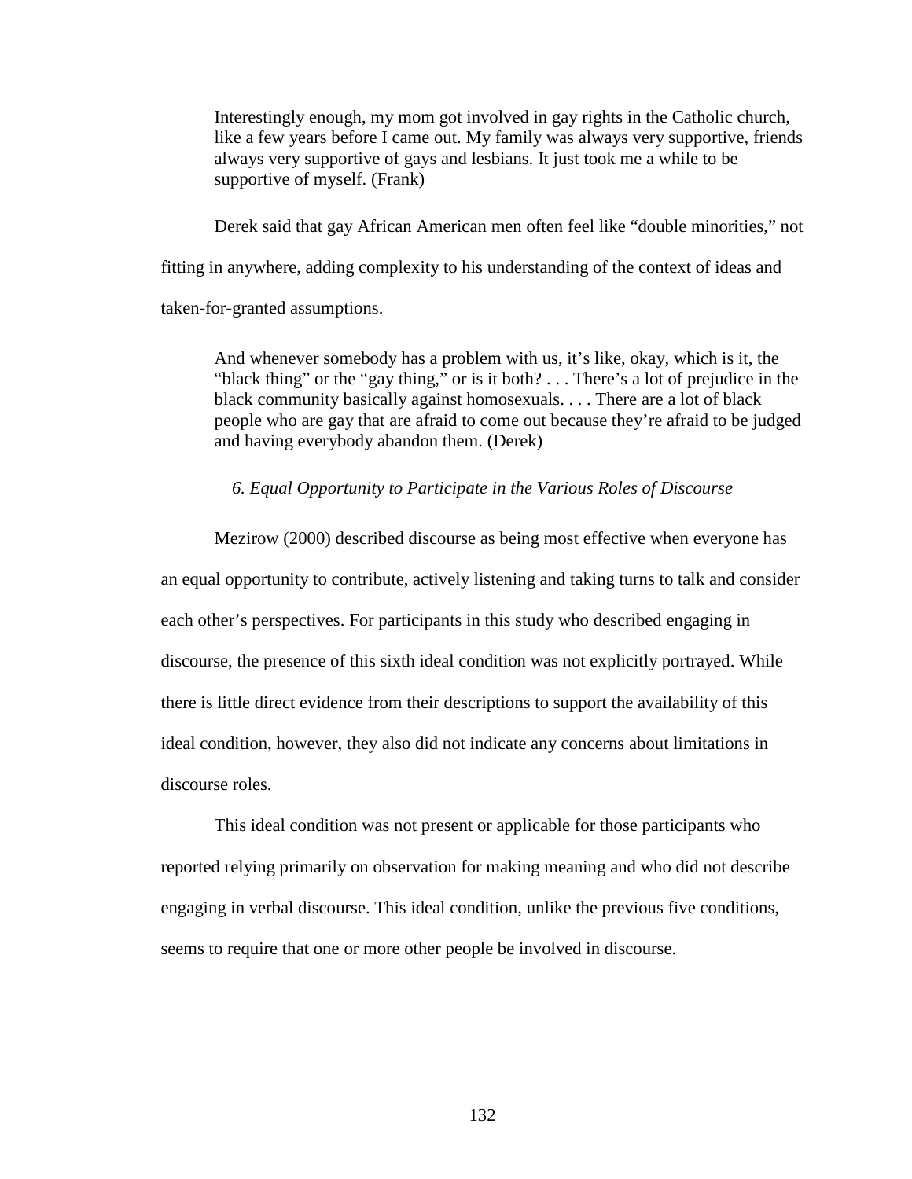> Interestingly enough, my mom got involved in gay rights in the Catholic church, like a few years before I came out. My family was always very supportive, friends always very supportive of gays and lesbians. It just took me a while to be supportive of myself. (Frank)

Derek said that gay African American men often feel like "double minorities," not fitting in anywhere, adding complexity to his understanding of the context of ideas and taken-for-granted assumptions.

> And whenever somebody has a problem with us, it's like, okay, which is it, the "black thing" or the "gay thing," or is it both? . . . There's a lot of prejudice in the black community basically against homosexuals. . . . There are a lot of black people who are gay that are afraid to come out because they're afraid to be judged and having everybody abandon them. (Derek)

*6. Equal Opportunity to Participate in the Various Roles of Discourse*

Mezirow (2000) described discourse as being most effective when everyone has an equal opportunity to contribute, actively listening and taking turns to talk and consider each other's perspectives. For participants in this study who described engaging in discourse, the presence of this sixth ideal condition was not explicitly portrayed. While there is little direct evidence from their descriptions to support the availability of this ideal condition, however, they also did not indicate any concerns about limitations in discourse roles.

This ideal condition was not present or applicable for those participants who reported relying primarily on observation for making meaning and who did not describe engaging in verbal discourse. This ideal condition, unlike the previous five conditions, seems to require that one or more other people be involved in discourse.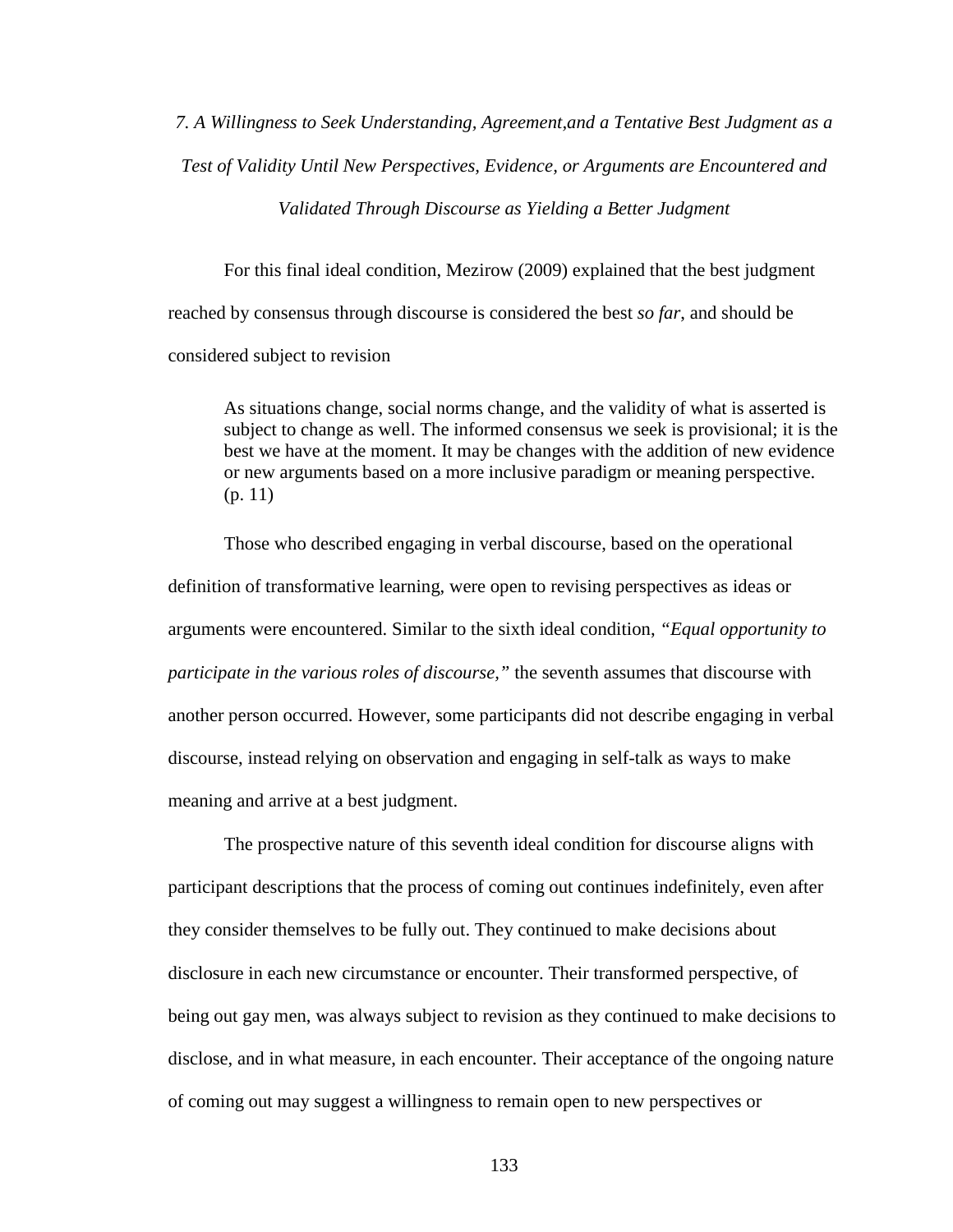*7. A Willingness to Seek Understanding, Agreement,and a Tentative Best Judgment as a Test of Validity Until New Perspectives, Evidence, or Arguments are Encountered and Validated Through Discourse as Yielding a Better Judgment*

For this final ideal condition, Mezirow (2009) explained that the best judgment reached by consensus through discourse is considered the best *so far*, and should be considered subject to revision

> As situations change, social norms change, and the validity of what is asserted is subject to change as well. The informed consensus we seek is provisional; it is the best we have at the moment. It may be changes with the addition of new evidence or new arguments based on a more inclusive paradigm or meaning perspective. (p. 11)

Those who described engaging in verbal discourse, based on the operational definition of transformative learning, were open to revising perspectives as ideas or arguments were encountered. Similar to the sixth ideal condition, *"Equal opportunity to participate in the various roles of discourse,"* the seventh assumes that discourse with another person occurred. However, some participants did not describe engaging in verbal discourse, instead relying on observation and engaging in self-talk as ways to make meaning and arrive at a best judgment.

The prospective nature of this seventh ideal condition for discourse aligns with participant descriptions that the process of coming out continues indefinitely, even after they consider themselves to be fully out. They continued to make decisions about disclosure in each new circumstance or encounter. Their transformed perspective, of being out gay men, was always subject to revision as they continued to make decisions to disclose, and in what measure, in each encounter. Their acceptance of the ongoing nature of coming out may suggest a willingness to remain open to new perspectives or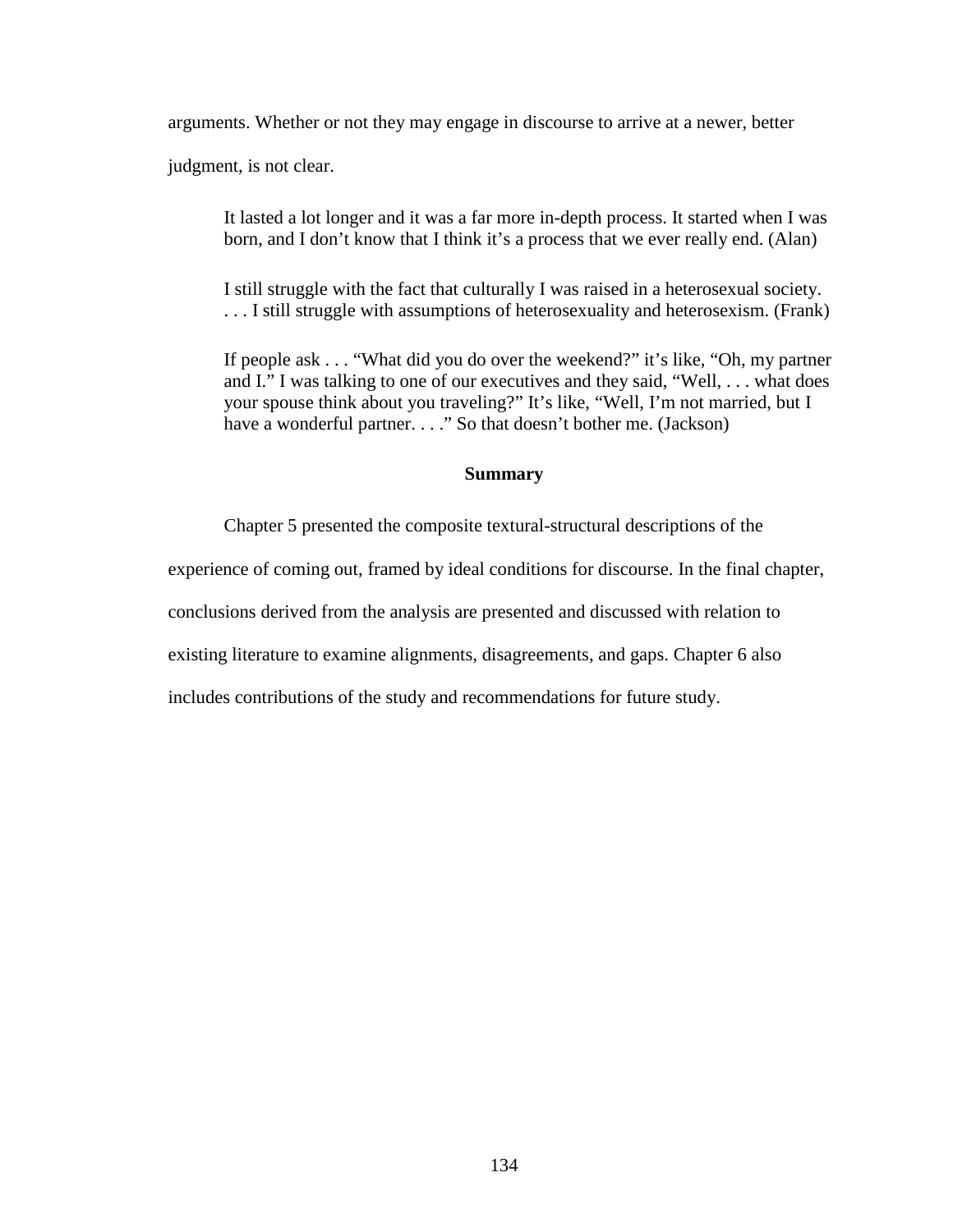arguments. Whether or not they may engage in discourse to arrive at a newer, better judgment, is not clear.

> It lasted a lot longer and it was a far more in-depth process. It started when I was born, and I don't know that I think it's a process that we ever really end. (Alan)

> I still struggle with the fact that culturally I was raised in a heterosexual society. . . . I still struggle with assumptions of heterosexuality and heterosexism. (Frank)

> If people ask . . . "What did you do over the weekend?" it's like, "Oh, my partner and I." I was talking to one of our executives and they said, "Well, . . . what does your spouse think about you traveling?" It's like, "Well, I'm not married, but I have a wonderful partner. . . ." So that doesn't bother me. (Jackson)

## Summary

Chapter 5 presented the composite textural-structural descriptions of the experience of coming out, framed by ideal conditions for discourse. In the final chapter, conclusions derived from the analysis are presented and discussed with relation to existing literature to examine alignments, disagreements, and gaps. Chapter 6 also includes contributions of the study and recommendations for future study.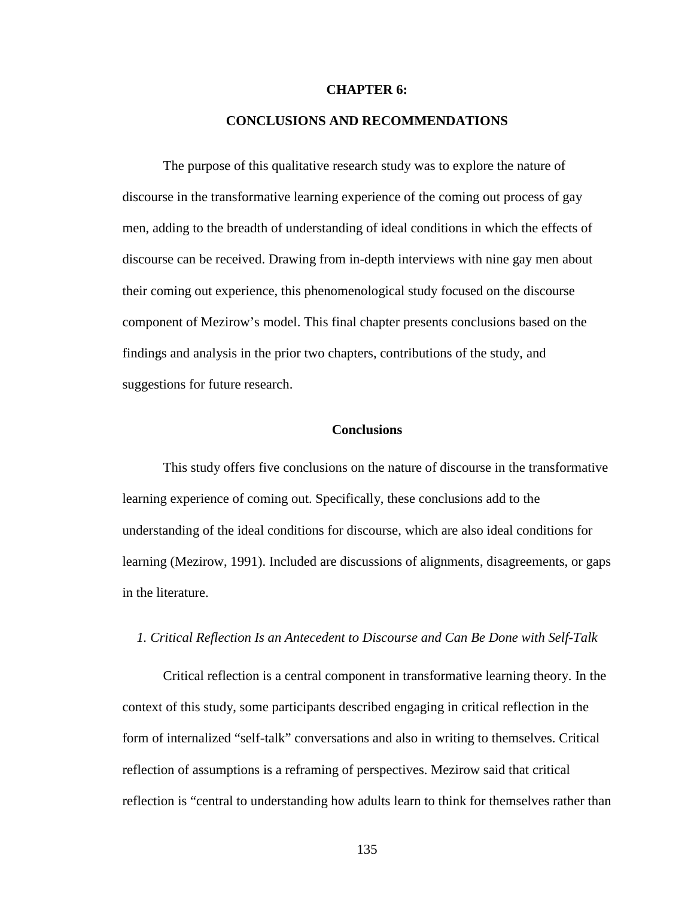# CHAPTER 6:

# CONCLUSIONS AND RECOMMENDATIONS

The purpose of this qualitative research study was to explore the nature of discourse in the transformative learning experience of the coming out process of gay men, adding to the breadth of understanding of ideal conditions in which the effects of discourse can be received. Drawing from in-depth interviews with nine gay men about their coming out experience, this phenomenological study focused on the discourse component of Mezirow's model. This final chapter presents conclusions based on the findings and analysis in the prior two chapters, contributions of the study, and suggestions for future research.

## Conclusions

This study offers five conclusions on the nature of discourse in the transformative learning experience of coming out. Specifically, these conclusions add to the understanding of the ideal conditions for discourse, which are also ideal conditions for learning (Mezirow, 1991). Included are discussions of alignments, disagreements, or gaps in the literature.

### *1. Critical Reflection Is an Antecedent to Discourse and Can Be Done with Self-Talk*

Critical reflection is a central component in transformative learning theory. In the context of this study, some participants described engaging in critical reflection in the form of internalized "self-talk" conversations and also in writing to themselves. Critical reflection of assumptions is a reframing of perspectives. Mezirow said that critical reflection is "central to understanding how adults learn to think for themselves rather than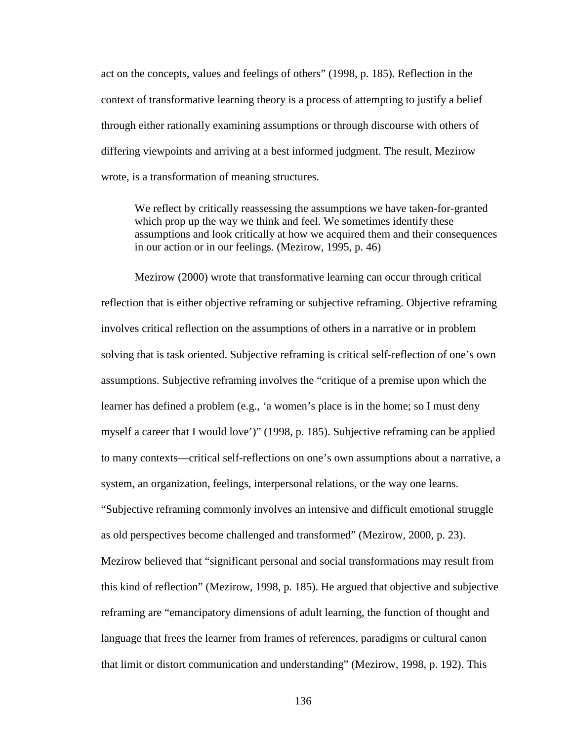act on the concepts, values and feelings of others" (1998, p. 185). Reflection in the context of transformative learning theory is a process of attempting to justify a belief through either rationally examining assumptions or through discourse with others of differing viewpoints and arriving at a best informed judgment. The result, Mezirow wrote, is a transformation of meaning structures.

> We reflect by critically reassessing the assumptions we have taken-for-granted which prop up the way we think and feel. We sometimes identify these assumptions and look critically at how we acquired them and their consequences in our action or in our feelings. (Mezirow, 1995, p. 46)

Mezirow (2000) wrote that transformative learning can occur through critical reflection that is either objective reframing or subjective reframing. Objective reframing involves critical reflection on the assumptions of others in a narrative or in problem solving that is task oriented. Subjective reframing is critical self-reflection of one's own assumptions. Subjective reframing involves the "critique of a premise upon which the learner has defined a problem (e.g., 'a women's place is in the home; so I must deny myself a career that I would love')" (1998, p. 185). Subjective reframing can be applied to many contexts—critical self-reflections on one's own assumptions about a narrative, a system, an organization, feelings, interpersonal relations, or the way one learns. "Subjective reframing commonly involves an intensive and difficult emotional struggle as old perspectives become challenged and transformed" (Mezirow, 2000, p. 23). Mezirow believed that "significant personal and social transformations may result from this kind of reflection" (Mezirow, 1998, p. 185). He argued that objective and subjective reframing are "emancipatory dimensions of adult learning, the function of thought and language that frees the learner from frames of references, paradigms or cultural canon that limit or distort communication and understanding" (Mezirow, 1998, p. 192). This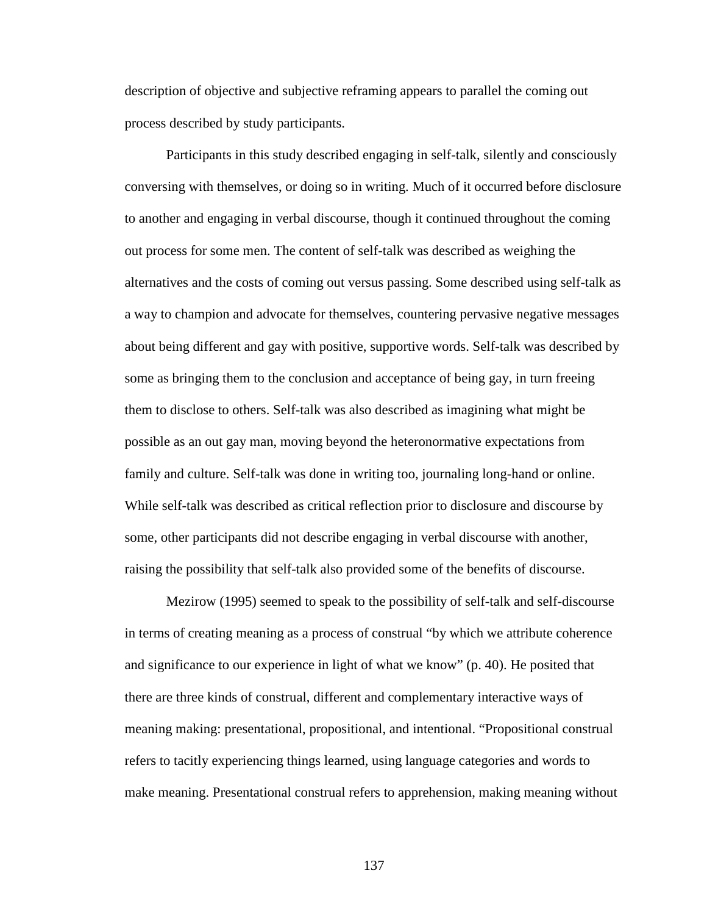description of objective and subjective reframing appears to parallel the coming out process described by study participants.

Participants in this study described engaging in self-talk, silently and consciously conversing with themselves, or doing so in writing. Much of it occurred before disclosure to another and engaging in verbal discourse, though it continued throughout the coming out process for some men. The content of self-talk was described as weighing the alternatives and the costs of coming out versus passing. Some described using self-talk as a way to champion and advocate for themselves, countering pervasive negative messages about being different and gay with positive, supportive words. Self-talk was described by some as bringing them to the conclusion and acceptance of being gay, in turn freeing them to disclose to others. Self-talk was also described as imagining what might be possible as an out gay man, moving beyond the heteronormative expectations from family and culture. Self-talk was done in writing too, journaling long-hand or online. While self-talk was described as critical reflection prior to disclosure and discourse by some, other participants did not describe engaging in verbal discourse with another, raising the possibility that self-talk also provided some of the benefits of discourse.

Mezirow (1995) seemed to speak to the possibility of self-talk and self-discourse in terms of creating meaning as a process of construal "by which we attribute coherence and significance to our experience in light of what we know" (p. 40). He posited that there are three kinds of construal, different and complementary interactive ways of meaning making: presentational, propositional, and intentional. "Propositional construal refers to tacitly experiencing things learned, using language categories and words to make meaning. Presentational construal refers to apprehension, making meaning without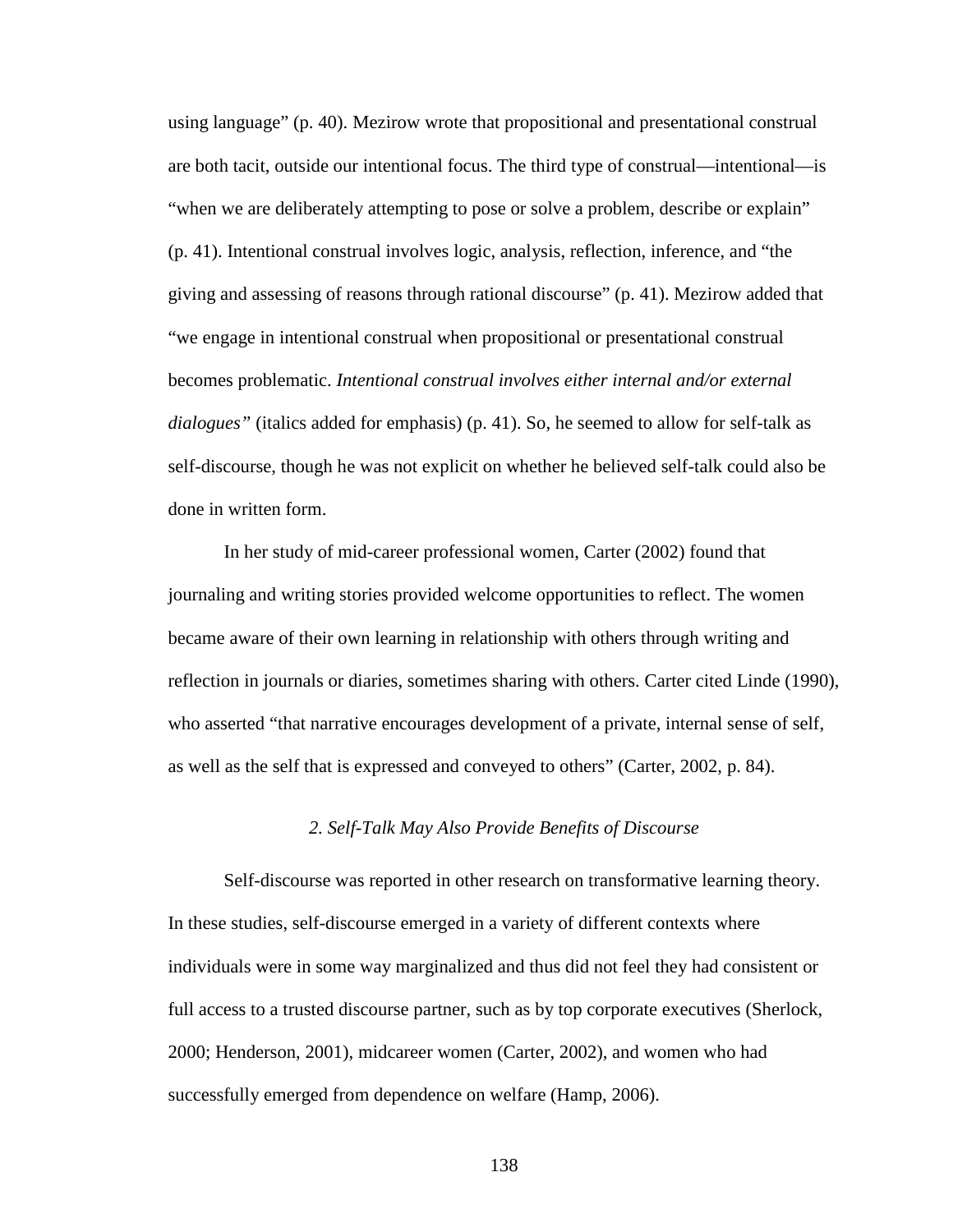using language" (p. 40). Mezirow wrote that propositional and presentational construal are both tacit, outside our intentional focus. The third type of construal—intentional—is "when we are deliberately attempting to pose or solve a problem, describe or explain" (p. 41). Intentional construal involves logic, analysis, reflection, inference, and "the giving and assessing of reasons through rational discourse" (p. 41). Mezirow added that "we engage in intentional construal when propositional or presentational construal becomes problematic. *Intentional construal involves either internal and/or external dialogues"* (italics added for emphasis) (p. 41). So, he seemed to allow for self-talk as self-discourse, though he was not explicit on whether he believed self-talk could also be done in written form.

In her study of mid-career professional women, Carter (2002) found that journaling and writing stories provided welcome opportunities to reflect. The women became aware of their own learning in relationship with others through writing and reflection in journals or diaries, sometimes sharing with others. Carter cited Linde (1990), who asserted "that narrative encourages development of a private, internal sense of self, as well as the self that is expressed and conveyed to others" (Carter, 2002, p. 84).

### *2. Self-Talk May Also Provide Benefits of Discourse*

Self-discourse was reported in other research on transformative learning theory. In these studies, self-discourse emerged in a variety of different contexts where individuals were in some way marginalized and thus did not feel they had consistent or full access to a trusted discourse partner, such as by top corporate executives (Sherlock, 2000; Henderson, 2001), midcareer women (Carter, 2002), and women who had successfully emerged from dependence on welfare (Hamp, 2006).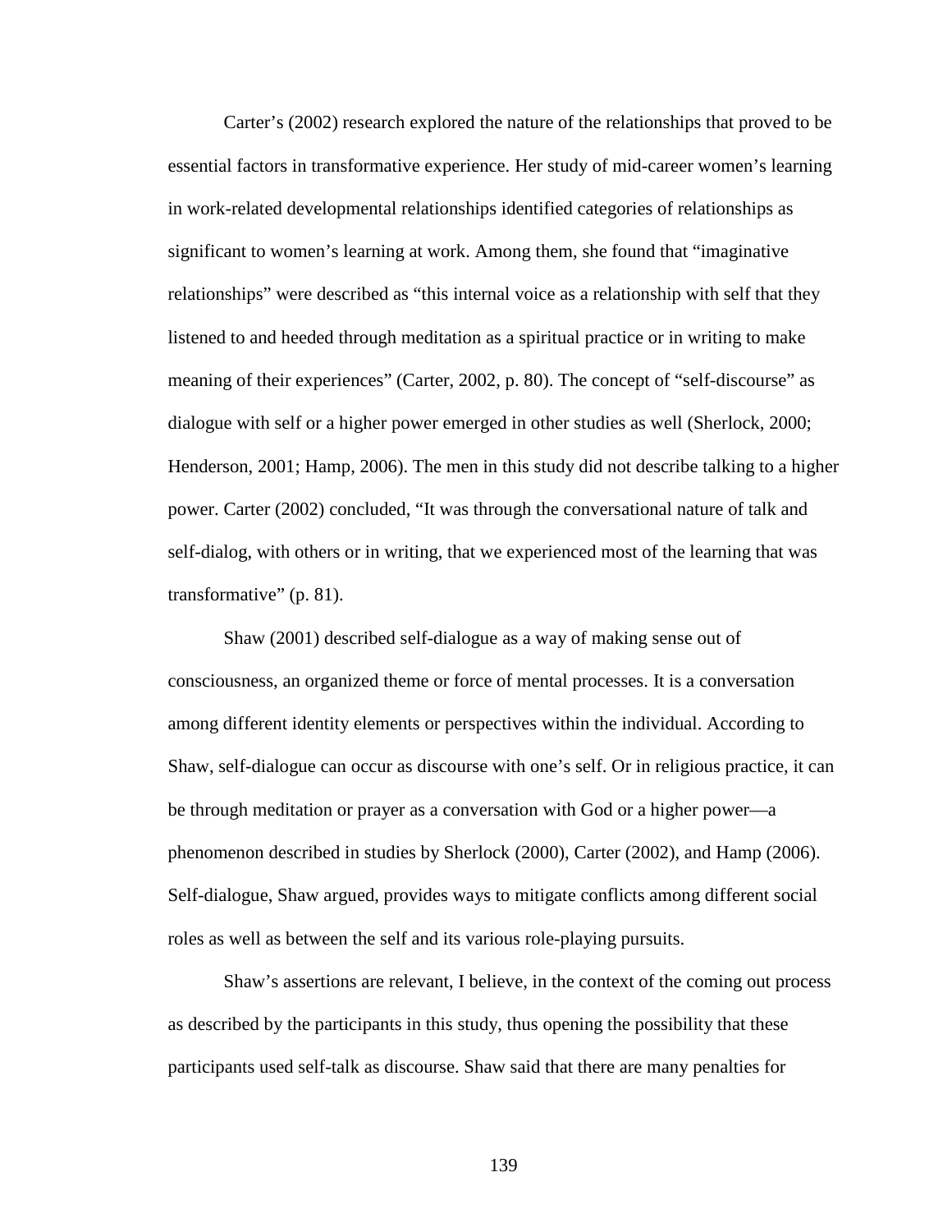Carter's (2002) research explored the nature of the relationships that proved to be essential factors in transformative experience. Her study of mid-career women's learning in work-related developmental relationships identified categories of relationships as significant to women's learning at work. Among them, she found that "imaginative relationships" were described as "this internal voice as a relationship with self that they listened to and heeded through meditation as a spiritual practice or in writing to make meaning of their experiences" (Carter, 2002, p. 80). The concept of "self-discourse" as dialogue with self or a higher power emerged in other studies as well (Sherlock, 2000; Henderson, 2001; Hamp, 2006). The men in this study did not describe talking to a higher power. Carter (2002) concluded, "It was through the conversational nature of talk and self-dialog, with others or in writing, that we experienced most of the learning that was transformative" (p. 81).

Shaw (2001) described self-dialogue as a way of making sense out of consciousness, an organized theme or force of mental processes. It is a conversation among different identity elements or perspectives within the individual. According to Shaw, self-dialogue can occur as discourse with one's self. Or in religious practice, it can be through meditation or prayer as a conversation with God or a higher power—a phenomenon described in studies by Sherlock (2000), Carter (2002), and Hamp (2006). Self-dialogue, Shaw argued, provides ways to mitigate conflicts among different social roles as well as between the self and its various role-playing pursuits.

Shaw's assertions are relevant, I believe, in the context of the coming out process as described by the participants in this study, thus opening the possibility that these participants used self-talk as discourse. Shaw said that there are many penalties for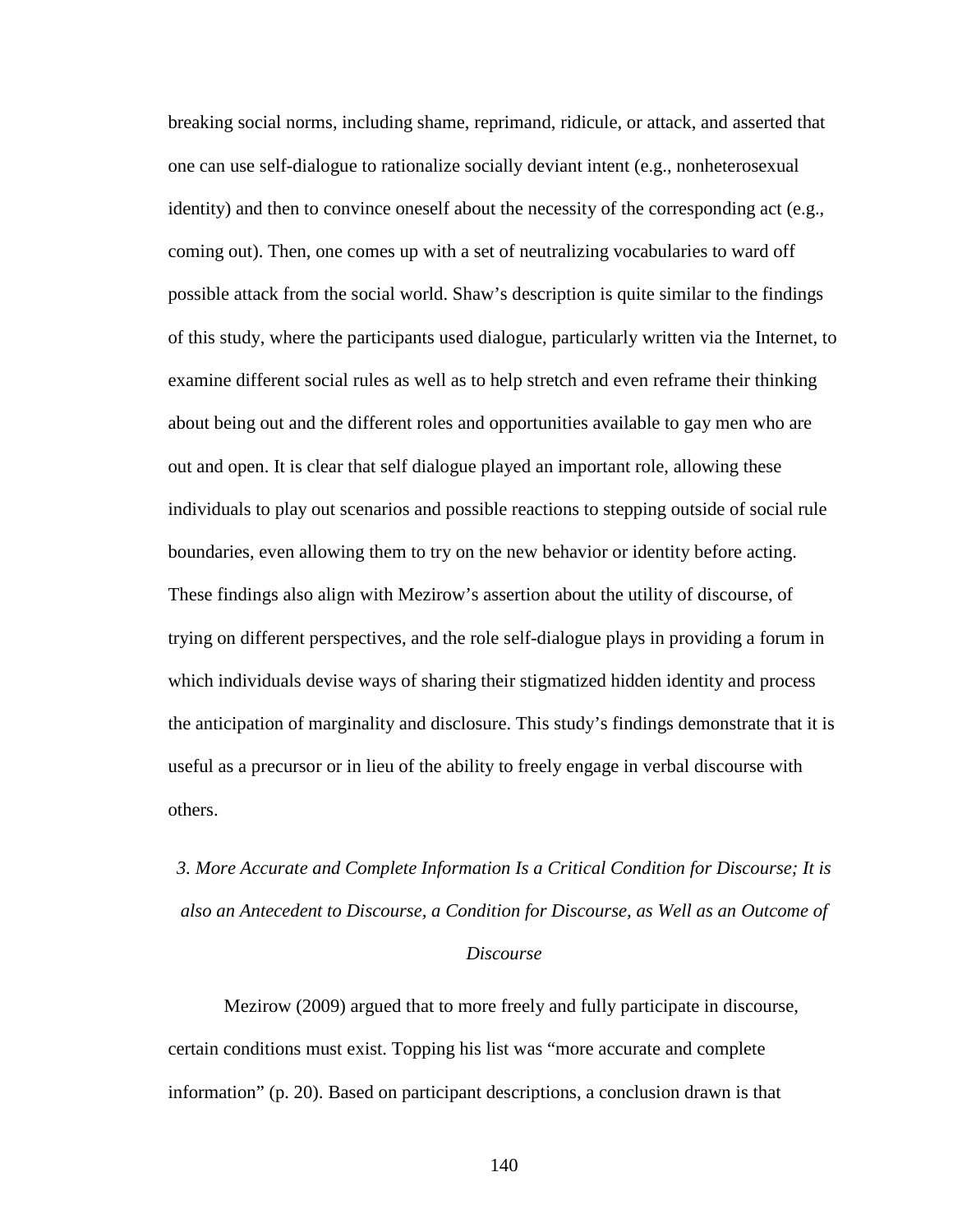breaking social norms, including shame, reprimand, ridicule, or attack, and asserted that one can use self-dialogue to rationalize socially deviant intent (e.g., nonheterosexual identity) and then to convince oneself about the necessity of the corresponding act (e.g., coming out). Then, one comes up with a set of neutralizing vocabularies to ward off possible attack from the social world. Shaw's description is quite similar to the findings of this study, where the participants used dialogue, particularly written via the Internet, to examine different social rules as well as to help stretch and even reframe their thinking about being out and the different roles and opportunities available to gay men who are out and open. It is clear that self dialogue played an important role, allowing these individuals to play out scenarios and possible reactions to stepping outside of social rule boundaries, even allowing them to try on the new behavior or identity before acting. These findings also align with Mezirow's assertion about the utility of discourse, of trying on different perspectives, and the role self-dialogue plays in providing a forum in which individuals devise ways of sharing their stigmatized hidden identity and process the anticipation of marginality and disclosure. This study's findings demonstrate that it is useful as a precursor or in lieu of the ability to freely engage in verbal discourse with others.

### *3. More Accurate and Complete Information Is a Critical Condition for Discourse; It is also an Antecedent to Discourse, a Condition for Discourse, as Well as an Outcome of Discourse*

Mezirow (2009) argued that to more freely and fully participate in discourse, certain conditions must exist. Topping his list was "more accurate and complete information" (p. 20). Based on participant descriptions, a conclusion drawn is that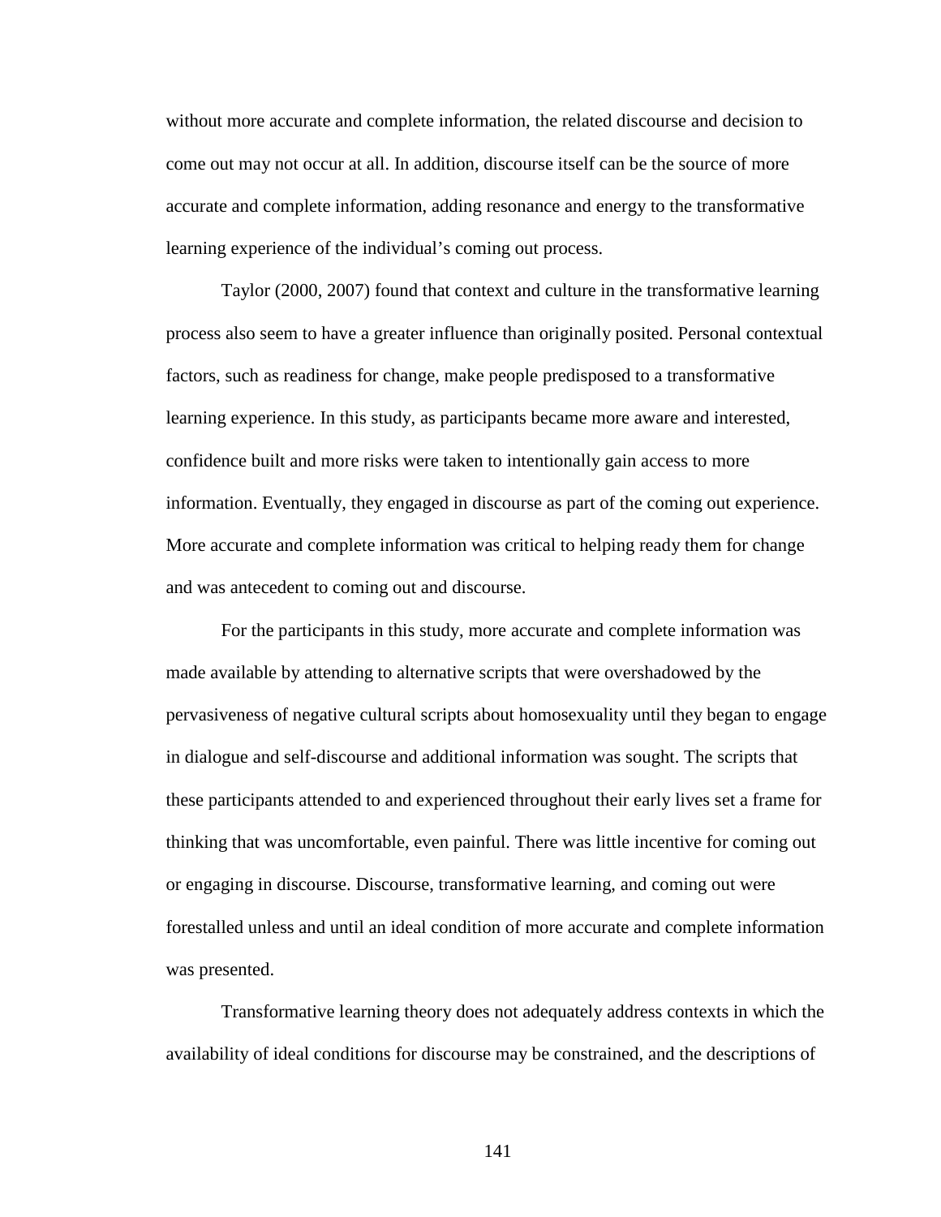without more accurate and complete information, the related discourse and decision to come out may not occur at all. In addition, discourse itself can be the source of more accurate and complete information, adding resonance and energy to the transformative learning experience of the individual's coming out process.

Taylor (2000, 2007) found that context and culture in the transformative learning process also seem to have a greater influence than originally posited. Personal contextual factors, such as readiness for change, make people predisposed to a transformative learning experience. In this study, as participants became more aware and interested, confidence built and more risks were taken to intentionally gain access to more information. Eventually, they engaged in discourse as part of the coming out experience. More accurate and complete information was critical to helping ready them for change and was antecedent to coming out and discourse.

For the participants in this study, more accurate and complete information was made available by attending to alternative scripts that were overshadowed by the pervasiveness of negative cultural scripts about homosexuality until they began to engage in dialogue and self-discourse and additional information was sought. The scripts that these participants attended to and experienced throughout their early lives set a frame for thinking that was uncomfortable, even painful. There was little incentive for coming out or engaging in discourse. Discourse, transformative learning, and coming out were forestalled unless and until an ideal condition of more accurate and complete information was presented.

Transformative learning theory does not adequately address contexts in which the availability of ideal conditions for discourse may be constrained, and the descriptions of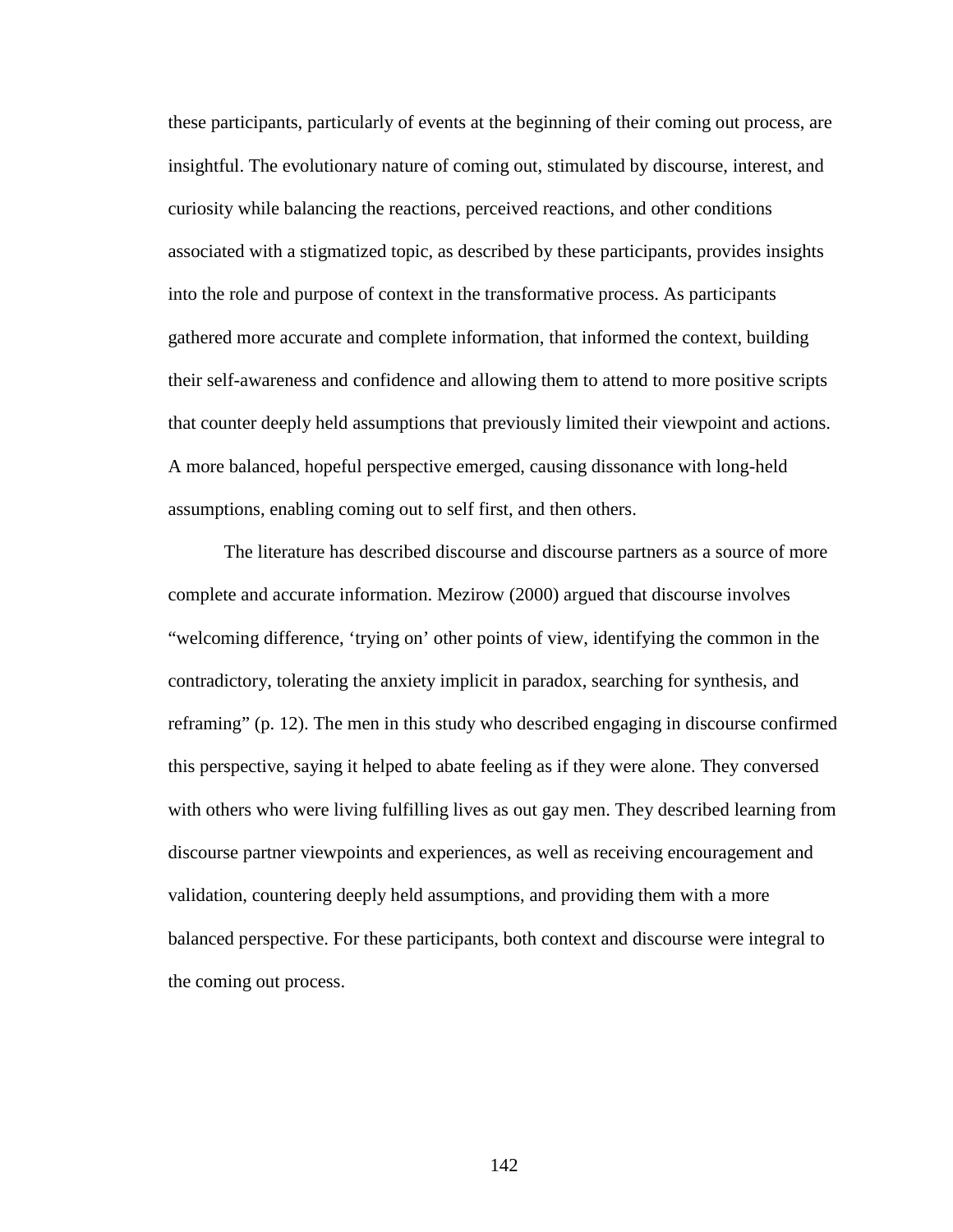these participants, particularly of events at the beginning of their coming out process, are insightful. The evolutionary nature of coming out, stimulated by discourse, interest, and curiosity while balancing the reactions, perceived reactions, and other conditions associated with a stigmatized topic, as described by these participants, provides insights into the role and purpose of context in the transformative process. As participants gathered more accurate and complete information, that informed the context, building their self-awareness and confidence and allowing them to attend to more positive scripts that counter deeply held assumptions that previously limited their viewpoint and actions. A more balanced, hopeful perspective emerged, causing dissonance with long-held assumptions, enabling coming out to self first, and then others.

The literature has described discourse and discourse partners as a source of more complete and accurate information. Mezirow (2000) argued that discourse involves "welcoming difference, 'trying on' other points of view, identifying the common in the contradictory, tolerating the anxiety implicit in paradox, searching for synthesis, and reframing" (p. 12). The men in this study who described engaging in discourse confirmed this perspective, saying it helped to abate feeling as if they were alone. They conversed with others who were living fulfilling lives as out gay men. They described learning from discourse partner viewpoints and experiences, as well as receiving encouragement and validation, countering deeply held assumptions, and providing them with a more balanced perspective. For these participants, both context and discourse were integral to the coming out process.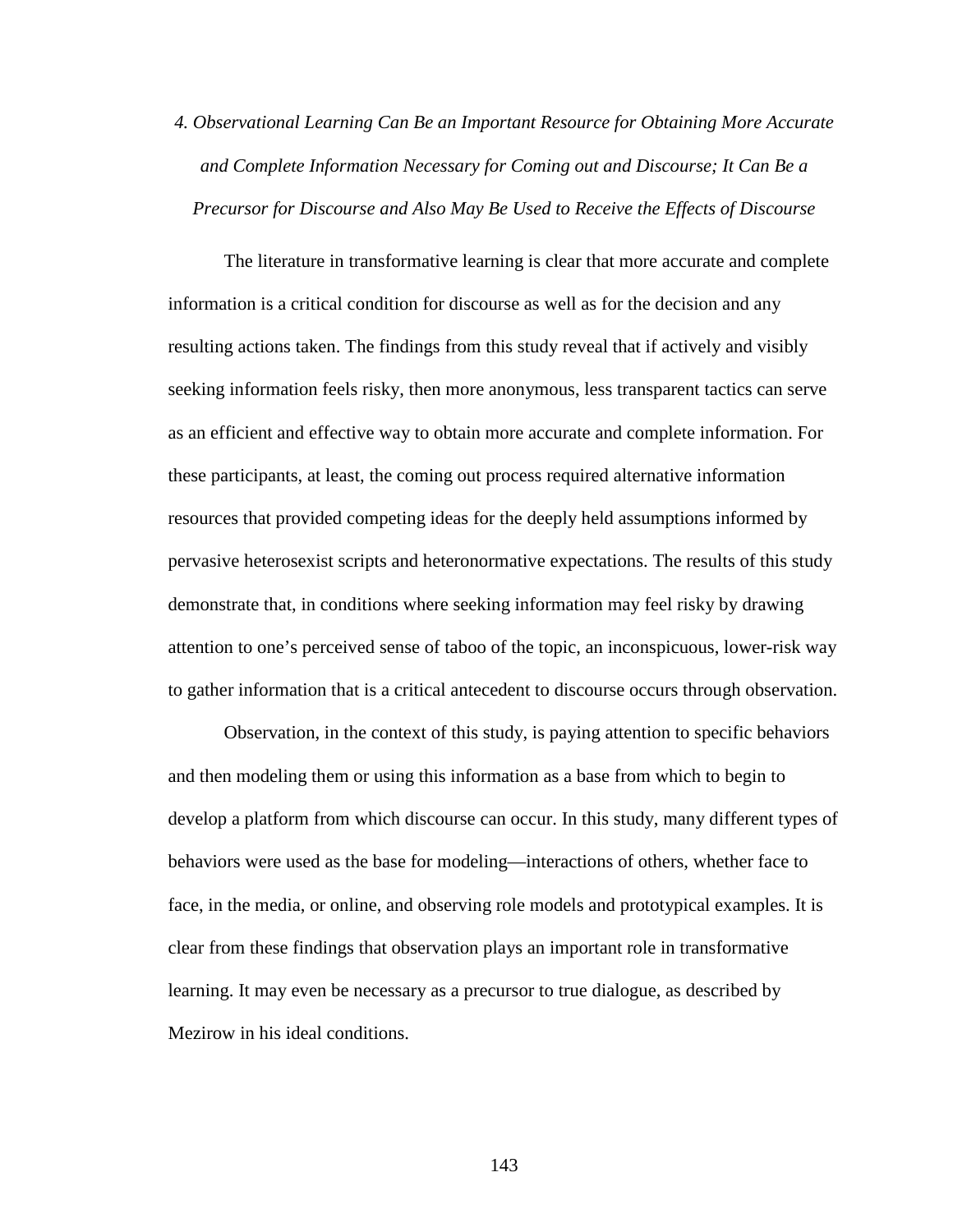### *4. Observational Learning Can Be an Important Resource for Obtaining More Accurate and Complete Information Necessary for Coming out and Discourse; It Can Be a Precursor for Discourse and Also May Be Used to Receive the Effects of Discourse*

The literature in transformative learning is clear that more accurate and complete information is a critical condition for discourse as well as for the decision and any resulting actions taken. The findings from this study reveal that if actively and visibly seeking information feels risky, then more anonymous, less transparent tactics can serve as an efficient and effective way to obtain more accurate and complete information. For these participants, at least, the coming out process required alternative information resources that provided competing ideas for the deeply held assumptions informed by pervasive heterosexist scripts and heteronormative expectations. The results of this study demonstrate that, in conditions where seeking information may feel risky by drawing attention to one's perceived sense of taboo of the topic, an inconspicuous, lower-risk way to gather information that is a critical antecedent to discourse occurs through observation.

Observation, in the context of this study, is paying attention to specific behaviors and then modeling them or using this information as a base from which to begin to develop a platform from which discourse can occur. In this study, many different types of behaviors were used as the base for modeling—interactions of others, whether face to face, in the media, or online, and observing role models and prototypical examples. It is clear from these findings that observation plays an important role in transformative learning. It may even be necessary as a precursor to true dialogue, as described by Mezirow in his ideal conditions.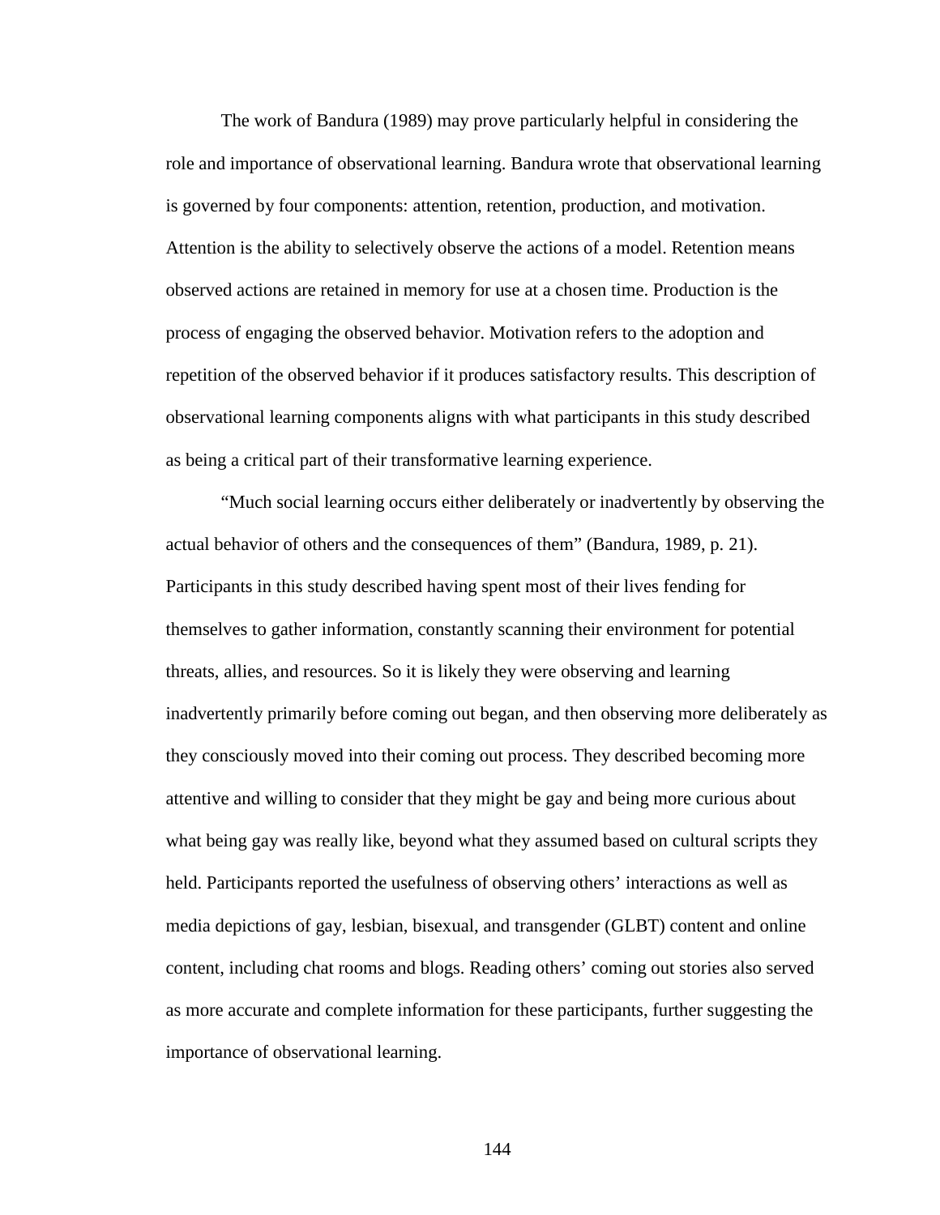The work of Bandura (1989) may prove particularly helpful in considering the role and importance of observational learning. Bandura wrote that observational learning is governed by four components: attention, retention, production, and motivation. Attention is the ability to selectively observe the actions of a model. Retention means observed actions are retained in memory for use at a chosen time. Production is the process of engaging the observed behavior. Motivation refers to the adoption and repetition of the observed behavior if it produces satisfactory results. This description of observational learning components aligns with what participants in this study described as being a critical part of their transformative learning experience.

"Much social learning occurs either deliberately or inadvertently by observing the actual behavior of others and the consequences of them" (Bandura, 1989, p. 21). Participants in this study described having spent most of their lives fending for themselves to gather information, constantly scanning their environment for potential threats, allies, and resources. So it is likely they were observing and learning inadvertently primarily before coming out began, and then observing more deliberately as they consciously moved into their coming out process. They described becoming more attentive and willing to consider that they might be gay and being more curious about what being gay was really like, beyond what they assumed based on cultural scripts they held. Participants reported the usefulness of observing others' interactions as well as media depictions of gay, lesbian, bisexual, and transgender (GLBT) content and online content, including chat rooms and blogs. Reading others' coming out stories also served as more accurate and complete information for these participants, further suggesting the importance of observational learning.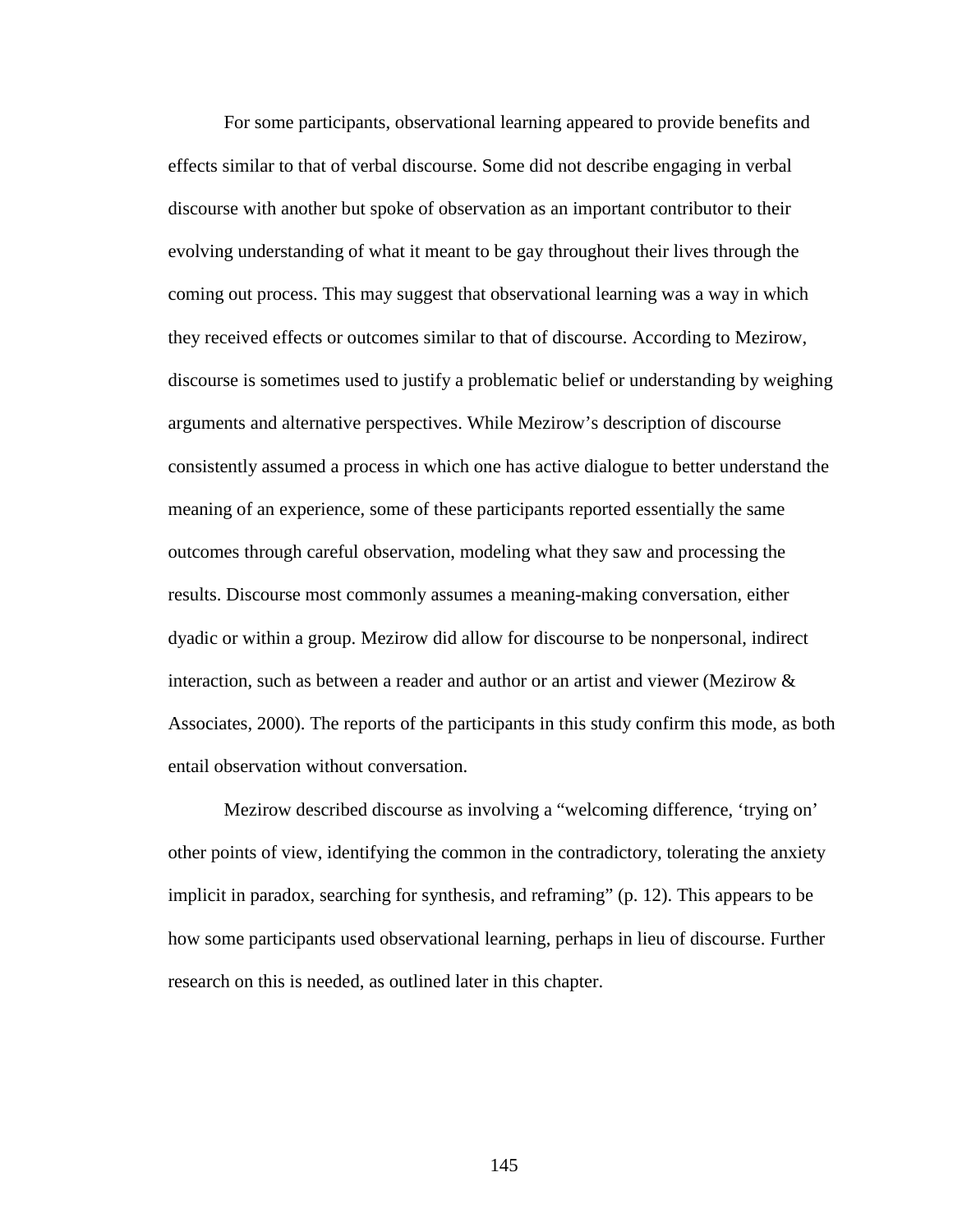For some participants, observational learning appeared to provide benefits and effects similar to that of verbal discourse. Some did not describe engaging in verbal discourse with another but spoke of observation as an important contributor to their evolving understanding of what it meant to be gay throughout their lives through the coming out process. This may suggest that observational learning was a way in which they received effects or outcomes similar to that of discourse. According to Mezirow, discourse is sometimes used to justify a problematic belief or understanding by weighing arguments and alternative perspectives. While Mezirow's description of discourse consistently assumed a process in which one has active dialogue to better understand the meaning of an experience, some of these participants reported essentially the same outcomes through careful observation, modeling what they saw and processing the results. Discourse most commonly assumes a meaning-making conversation, either dyadic or within a group. Mezirow did allow for discourse to be nonpersonal, indirect interaction, such as between a reader and author or an artist and viewer (Mezirow & Associates, 2000). The reports of the participants in this study confirm this mode, as both entail observation without conversation.

Mezirow described discourse as involving a "welcoming difference, 'trying on' other points of view, identifying the common in the contradictory, tolerating the anxiety implicit in paradox, searching for synthesis, and reframing" (p. 12). This appears to be how some participants used observational learning, perhaps in lieu of discourse. Further research on this is needed, as outlined later in this chapter.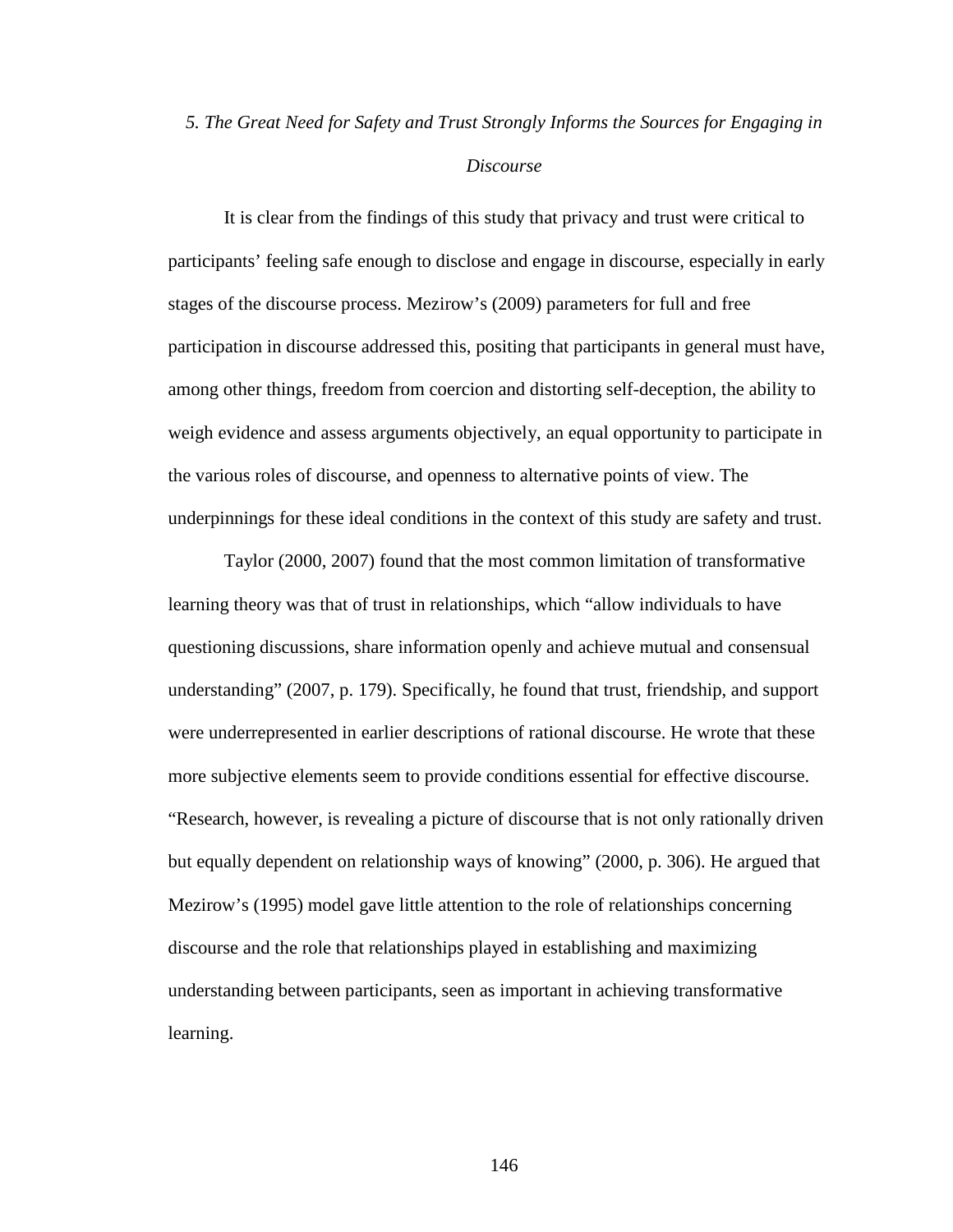### *5. The Great Need for Safety and Trust Strongly Informs the Sources for Engaging in Discourse*

It is clear from the findings of this study that privacy and trust were critical to participants' feeling safe enough to disclose and engage in discourse, especially in early stages of the discourse process. Mezirow's (2009) parameters for full and free participation in discourse addressed this, positing that participants in general must have, among other things, freedom from coercion and distorting self-deception, the ability to weigh evidence and assess arguments objectively, an equal opportunity to participate in the various roles of discourse, and openness to alternative points of view. The underpinnings for these ideal conditions in the context of this study are safety and trust.

Taylor (2000, 2007) found that the most common limitation of transformative learning theory was that of trust in relationships, which "allow individuals to have questioning discussions, share information openly and achieve mutual and consensual understanding" (2007, p. 179). Specifically, he found that trust, friendship, and support were underrepresented in earlier descriptions of rational discourse. He wrote that these more subjective elements seem to provide conditions essential for effective discourse. "Research, however, is revealing a picture of discourse that is not only rationally driven but equally dependent on relationship ways of knowing" (2000, p. 306). He argued that Mezirow's (1995) model gave little attention to the role of relationships concerning discourse and the role that relationships played in establishing and maximizing understanding between participants, seen as important in achieving transformative learning.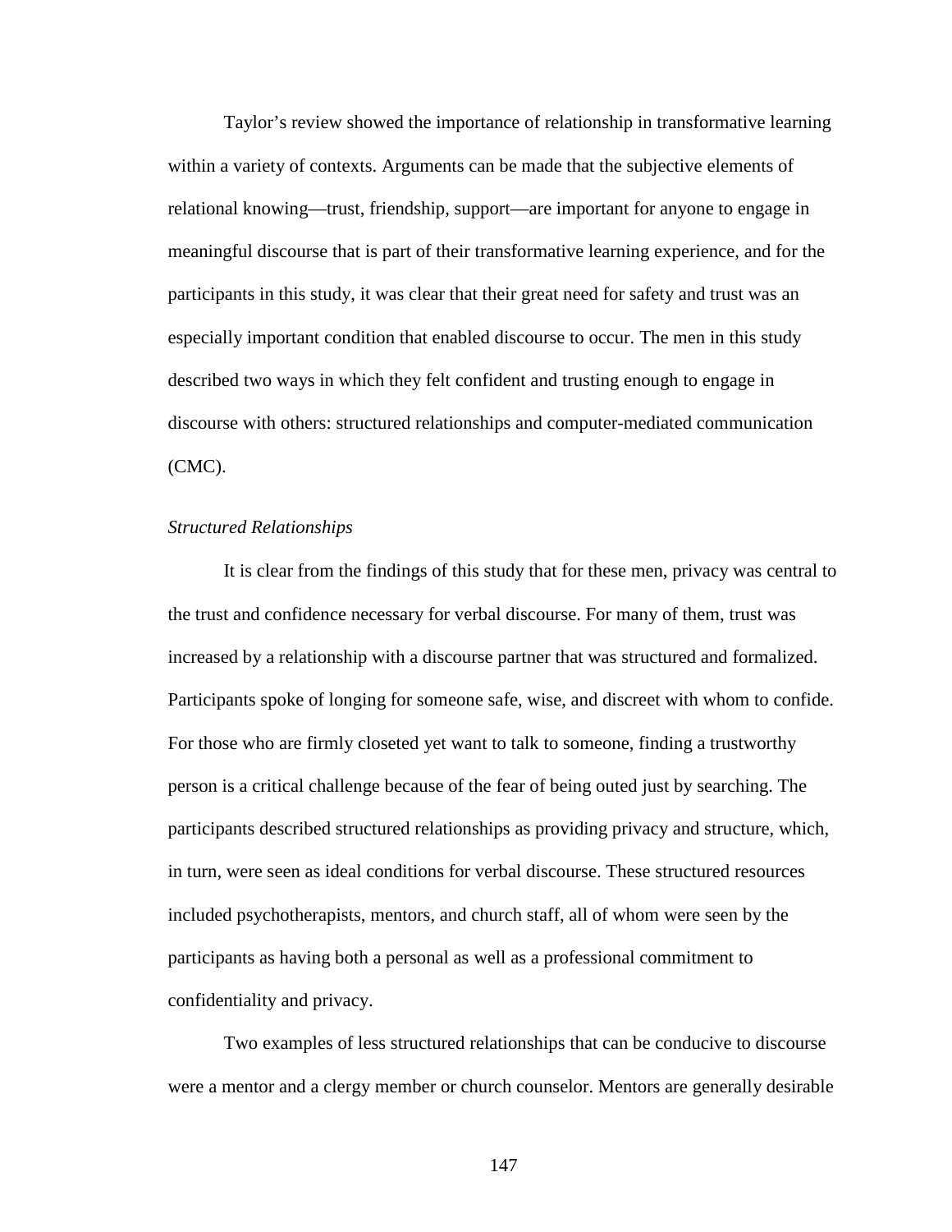Taylor's review showed the importance of relationship in transformative learning within a variety of contexts. Arguments can be made that the subjective elements of relational knowing—trust, friendship, support—are important for anyone to engage in meaningful discourse that is part of their transformative learning experience, and for the participants in this study, it was clear that their great need for safety and trust was an especially important condition that enabled discourse to occur. The men in this study described two ways in which they felt confident and trusting enough to engage in discourse with others: structured relationships and computer-mediated communication (CMC).

### *Structured Relationships*

It is clear from the findings of this study that for these men, privacy was central to the trust and confidence necessary for verbal discourse. For many of them, trust was increased by a relationship with a discourse partner that was structured and formalized. Participants spoke of longing for someone safe, wise, and discreet with whom to confide. For those who are firmly closeted yet want to talk to someone, finding a trustworthy person is a critical challenge because of the fear of being outed just by searching. The participants described structured relationships as providing privacy and structure, which, in turn, were seen as ideal conditions for verbal discourse. These structured resources included psychotherapists, mentors, and church staff, all of whom were seen by the participants as having both a personal as well as a professional commitment to confidentiality and privacy.

Two examples of less structured relationships that can be conducive to discourse were a mentor and a clergy member or church counselor. Mentors are generally desirable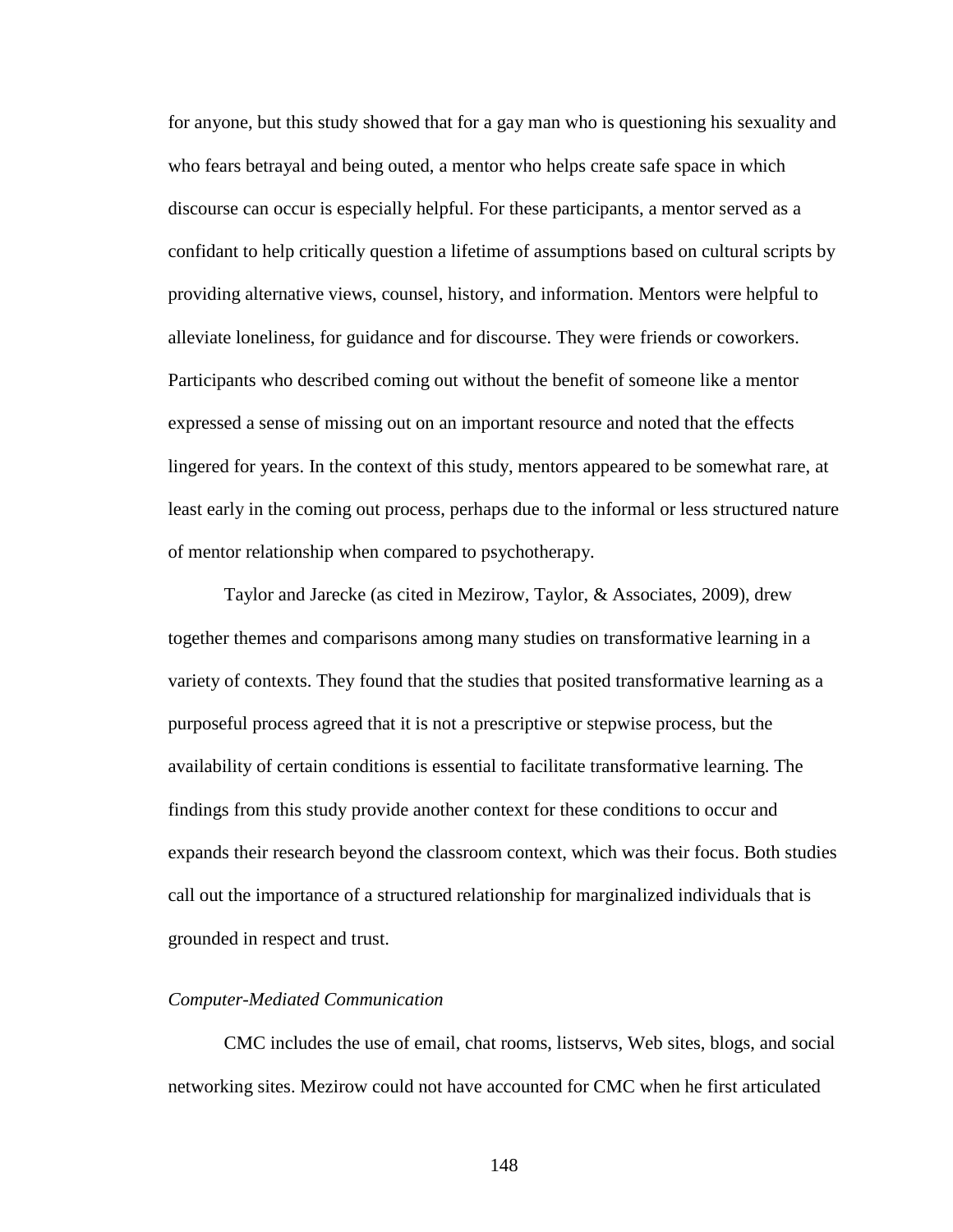for anyone, but this study showed that for a gay man who is questioning his sexuality and who fears betrayal and being outed, a mentor who helps create safe space in which discourse can occur is especially helpful. For these participants, a mentor served as a confidant to help critically question a lifetime of assumptions based on cultural scripts by providing alternative views, counsel, history, and information. Mentors were helpful to alleviate loneliness, for guidance and for discourse. They were friends or coworkers. Participants who described coming out without the benefit of someone like a mentor expressed a sense of missing out on an important resource and noted that the effects lingered for years. In the context of this study, mentors appeared to be somewhat rare, at least early in the coming out process, perhaps due to the informal or less structured nature of mentor relationship when compared to psychotherapy.

Taylor and Jarecke (as cited in Mezirow, Taylor, & Associates, 2009), drew together themes and comparisons among many studies on transformative learning in a variety of contexts. They found that the studies that posited transformative learning as a purposeful process agreed that it is not a prescriptive or stepwise process, but the availability of certain conditions is essential to facilitate transformative learning. The findings from this study provide another context for these conditions to occur and expands their research beyond the classroom context, which was their focus. Both studies call out the importance of a structured relationship for marginalized individuals that is grounded in respect and trust.

*Computer-Mediated Communication*

CMC includes the use of email, chat rooms, listservs, Web sites, blogs, and social networking sites. Mezirow could not have accounted for CMC when he first articulated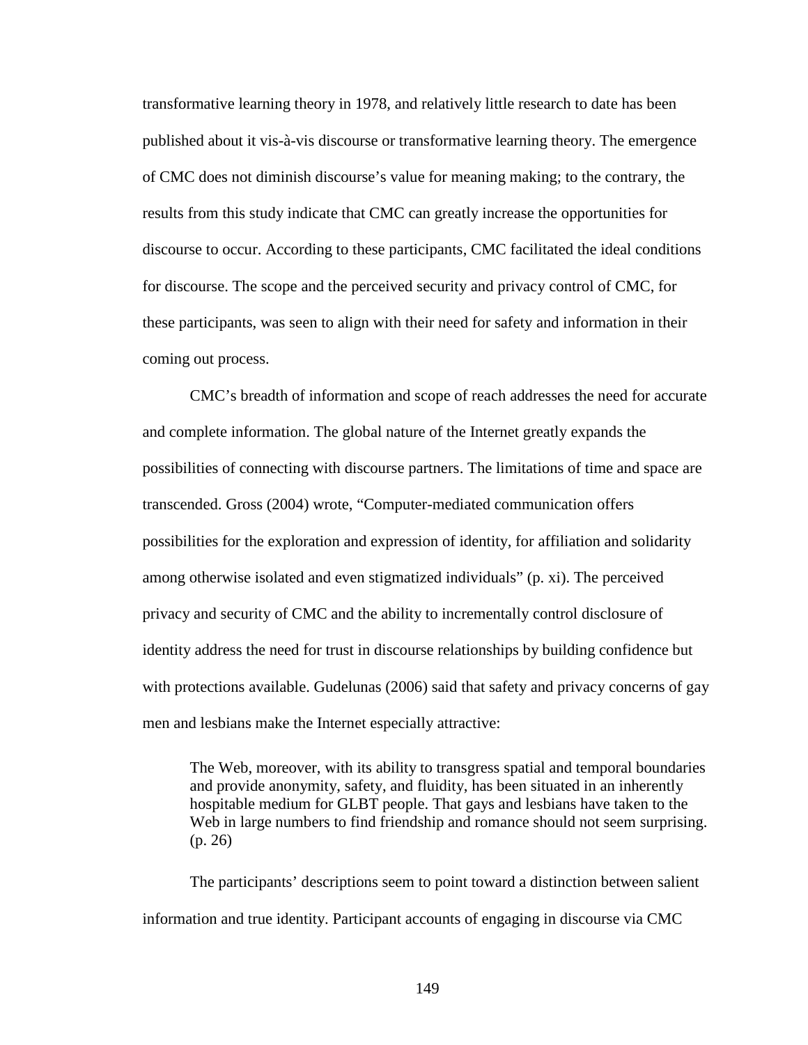transformative learning theory in 1978, and relatively little research to date has been published about it vis-à-vis discourse or transformative learning theory. The emergence of CMC does not diminish discourse's value for meaning making; to the contrary, the results from this study indicate that CMC can greatly increase the opportunities for discourse to occur. According to these participants, CMC facilitated the ideal conditions for discourse. The scope and the perceived security and privacy control of CMC, for these participants, was seen to align with their need for safety and information in their coming out process.

CMC's breadth of information and scope of reach addresses the need for accurate and complete information. The global nature of the Internet greatly expands the possibilities of connecting with discourse partners. The limitations of time and space are transcended. Gross (2004) wrote, "Computer-mediated communication offers possibilities for the exploration and expression of identity, for affiliation and solidarity among otherwise isolated and even stigmatized individuals" (p. xi). The perceived privacy and security of CMC and the ability to incrementally control disclosure of identity address the need for trust in discourse relationships by building confidence but with protections available. Gudelunas (2006) said that safety and privacy concerns of gay men and lesbians make the Internet especially attractive:

> The Web, moreover, with its ability to transgress spatial and temporal boundaries and provide anonymity, safety, and fluidity, has been situated in an inherently hospitable medium for GLBT people. That gays and lesbians have taken to the Web in large numbers to find friendship and romance should not seem surprising. (p. 26)

The participants' descriptions seem to point toward a distinction between salient information and true identity. Participant accounts of engaging in discourse via CMC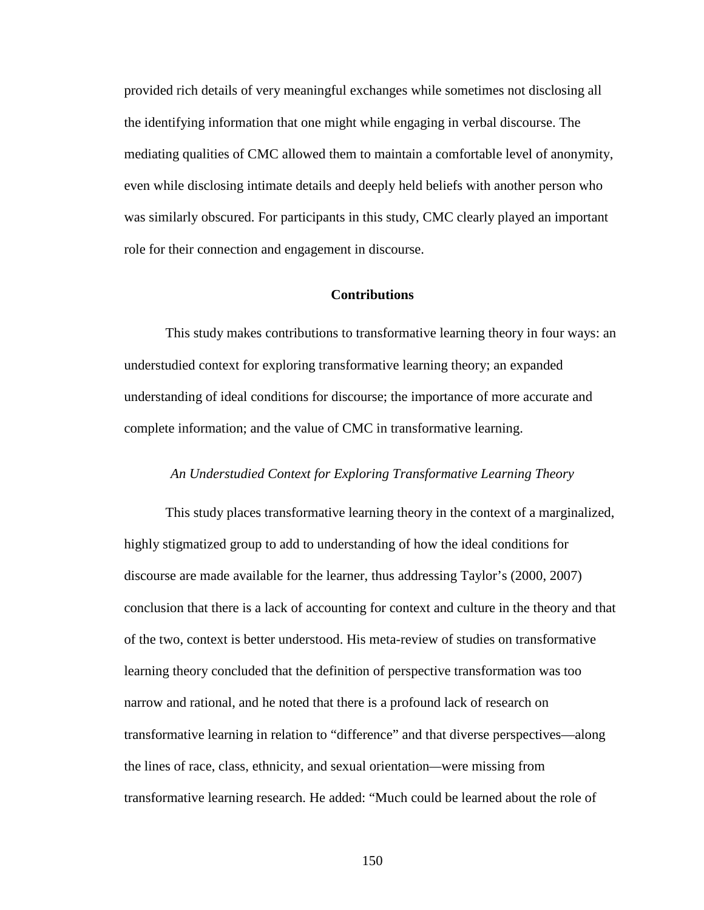provided rich details of very meaningful exchanges while sometimes not disclosing all the identifying information that one might while engaging in verbal discourse. The mediating qualities of CMC allowed them to maintain a comfortable level of anonymity, even while disclosing intimate details and deeply held beliefs with another person who was similarly obscured. For participants in this study, CMC clearly played an important role for their connection and engagement in discourse.

## Contributions

This study makes contributions to transformative learning theory in four ways: an understudied context for exploring transformative learning theory; an expanded understanding of ideal conditions for discourse; the importance of more accurate and complete information; and the value of CMC in transformative learning.

### *An Understudied Context for Exploring Transformative Learning Theory*

This study places transformative learning theory in the context of a marginalized, highly stigmatized group to add to understanding of how the ideal conditions for discourse are made available for the learner, thus addressing Taylor's (2000, 2007) conclusion that there is a lack of accounting for context and culture in the theory and that of the two, context is better understood. His meta-review of studies on transformative learning theory concluded that the definition of perspective transformation was too narrow and rational, and he noted that there is a profound lack of research on transformative learning in relation to "difference" and that diverse perspectives—along the lines of race, class, ethnicity, and sexual orientation—were missing from transformative learning research. He added: "Much could be learned about the role of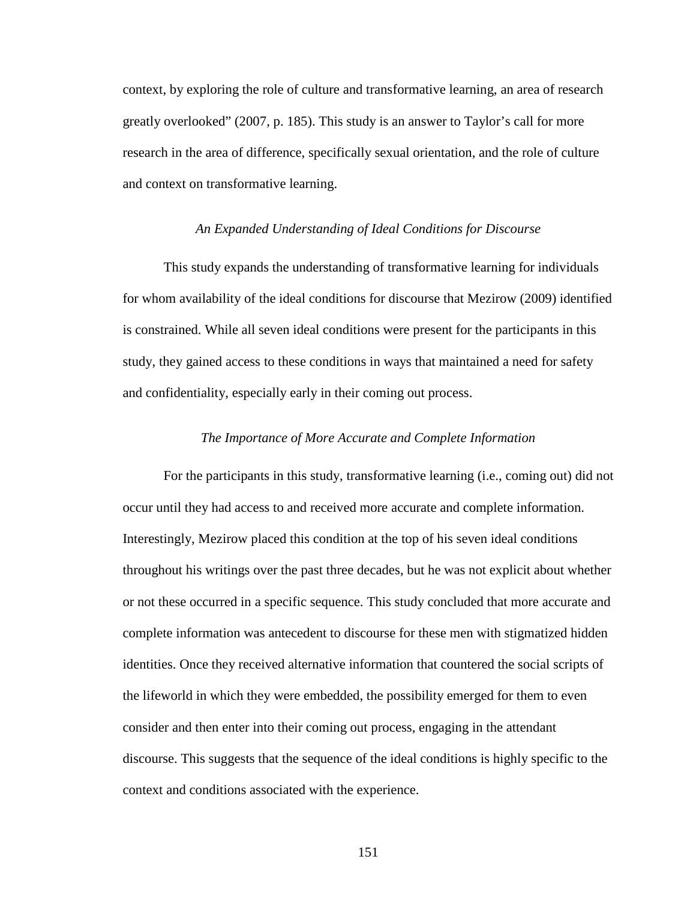context, by exploring the role of culture and transformative learning, an area of research greatly overlooked" (2007, p. 185). This study is an answer to Taylor's call for more research in the area of difference, specifically sexual orientation, and the role of culture and context on transformative learning.

### *An Expanded Understanding of Ideal Conditions for Discourse*

This study expands the understanding of transformative learning for individuals for whom availability of the ideal conditions for discourse that Mezirow (2009) identified is constrained. While all seven ideal conditions were present for the participants in this study, they gained access to these conditions in ways that maintained a need for safety and confidentiality, especially early in their coming out process.

### *The Importance of More Accurate and Complete Information*

For the participants in this study, transformative learning (i.e., coming out) did not occur until they had access to and received more accurate and complete information. Interestingly, Mezirow placed this condition at the top of his seven ideal conditions throughout his writings over the past three decades, but he was not explicit about whether or not these occurred in a specific sequence. This study concluded that more accurate and complete information was antecedent to discourse for these men with stigmatized hidden identities. Once they received alternative information that countered the social scripts of the lifeworld in which they were embedded, the possibility emerged for them to even consider and then enter into their coming out process, engaging in the attendant discourse. This suggests that the sequence of the ideal conditions is highly specific to the context and conditions associated with the experience.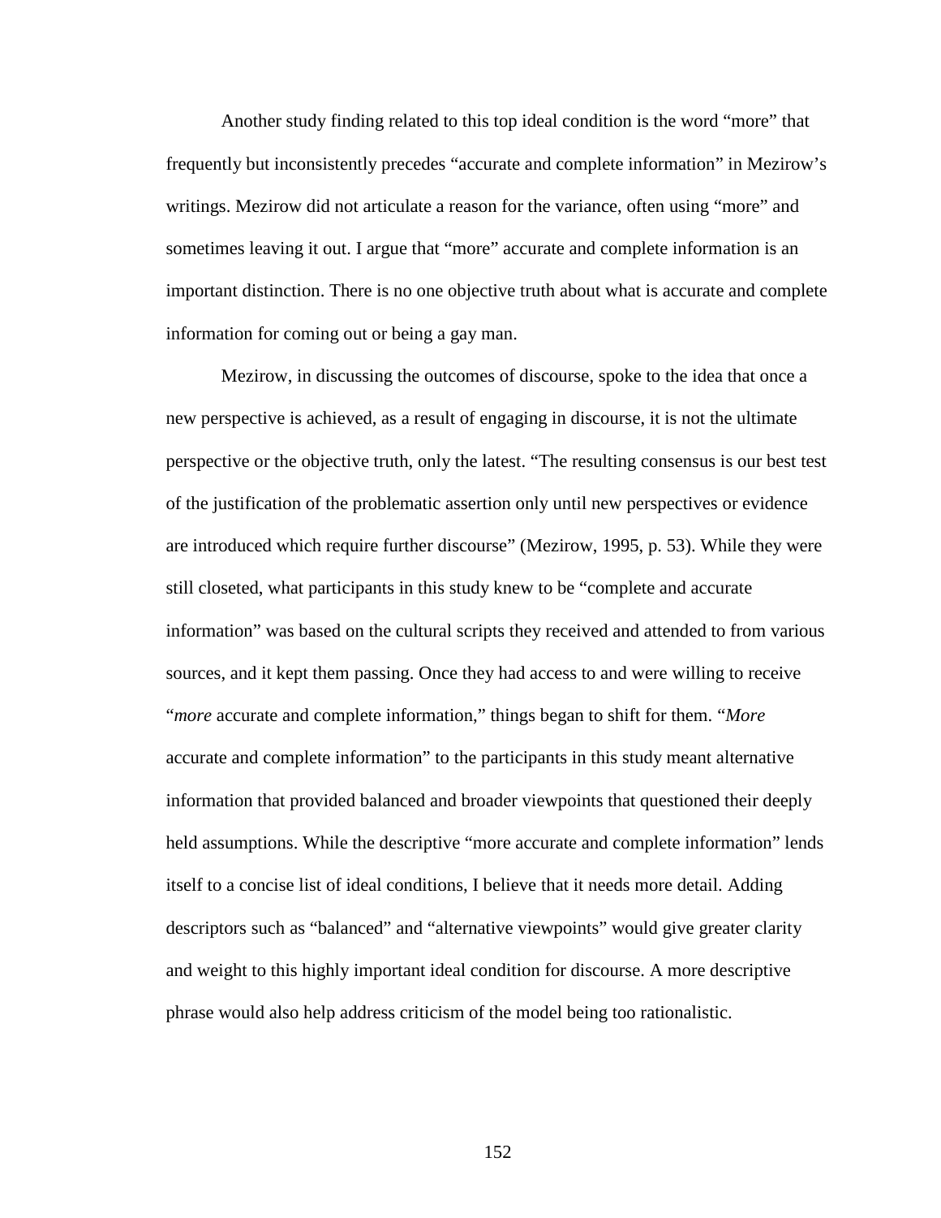Another study finding related to this top ideal condition is the word “more” that frequently but inconsistently precedes “accurate and complete information” in Mezirow’s writings. Mezirow did not articulate a reason for the variance, often using “more” and sometimes leaving it out. I argue that “more” accurate and complete information is an important distinction. There is no one objective truth about what is accurate and complete information for coming out or being a gay man.

Mezirow, in discussing the outcomes of discourse, spoke to the idea that once a new perspective is achieved, as a result of engaging in discourse, it is not the ultimate perspective or the objective truth, only the latest. “The resulting consensus is our best test of the justification of the problematic assertion only until new perspectives or evidence are introduced which require further discourse” (Mezirow, 1995, p. 53). While they were still closeted, what participants in this study knew to be “complete and accurate information” was based on the cultural scripts they received and attended to from various sources, and it kept them passing. Once they had access to and were willing to receive “*more* accurate and complete information,” things began to shift for them. “*More* accurate and complete information” to the participants in this study meant alternative information that provided balanced and broader viewpoints that questioned their deeply held assumptions. While the descriptive “more accurate and complete information” lends itself to a concise list of ideal conditions, I believe that it needs more detail. Adding descriptors such as “balanced” and “alternative viewpoints” would give greater clarity and weight to this highly important ideal condition for discourse. A more descriptive phrase would also help address criticism of the model being too rationalistic.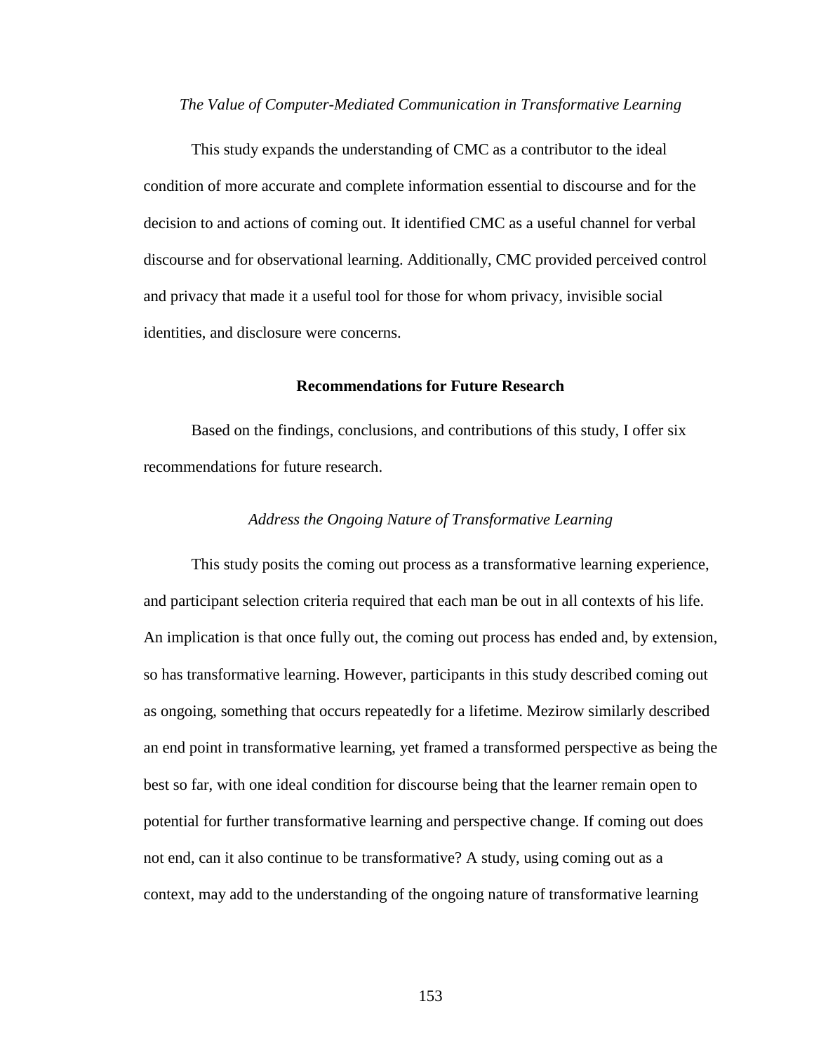### *The Value of Computer-Mediated Communication in Transformative Learning*

This study expands the understanding of CMC as a contributor to the ideal condition of more accurate and complete information essential to discourse and for the decision to and actions of coming out. It identified CMC as a useful channel for verbal discourse and for observational learning. Additionally, CMC provided perceived control and privacy that made it a useful tool for those for whom privacy, invisible social identities, and disclosure were concerns.

## Recommendations for Future Research

Based on the findings, conclusions, and contributions of this study, I offer six recommendations for future research.

### *Address the Ongoing Nature of Transformative Learning*

This study posits the coming out process as a transformative learning experience, and participant selection criteria required that each man be out in all contexts of his life. An implication is that once fully out, the coming out process has ended and, by extension, so has transformative learning. However, participants in this study described coming out as ongoing, something that occurs repeatedly for a lifetime. Mezirow similarly described an end point in transformative learning, yet framed a transformed perspective as being the best so far, with one ideal condition for discourse being that the learner remain open to potential for further transformative learning and perspective change. If coming out does not end, can it also continue to be transformative? A study, using coming out as a context, may add to the understanding of the ongoing nature of transformative learning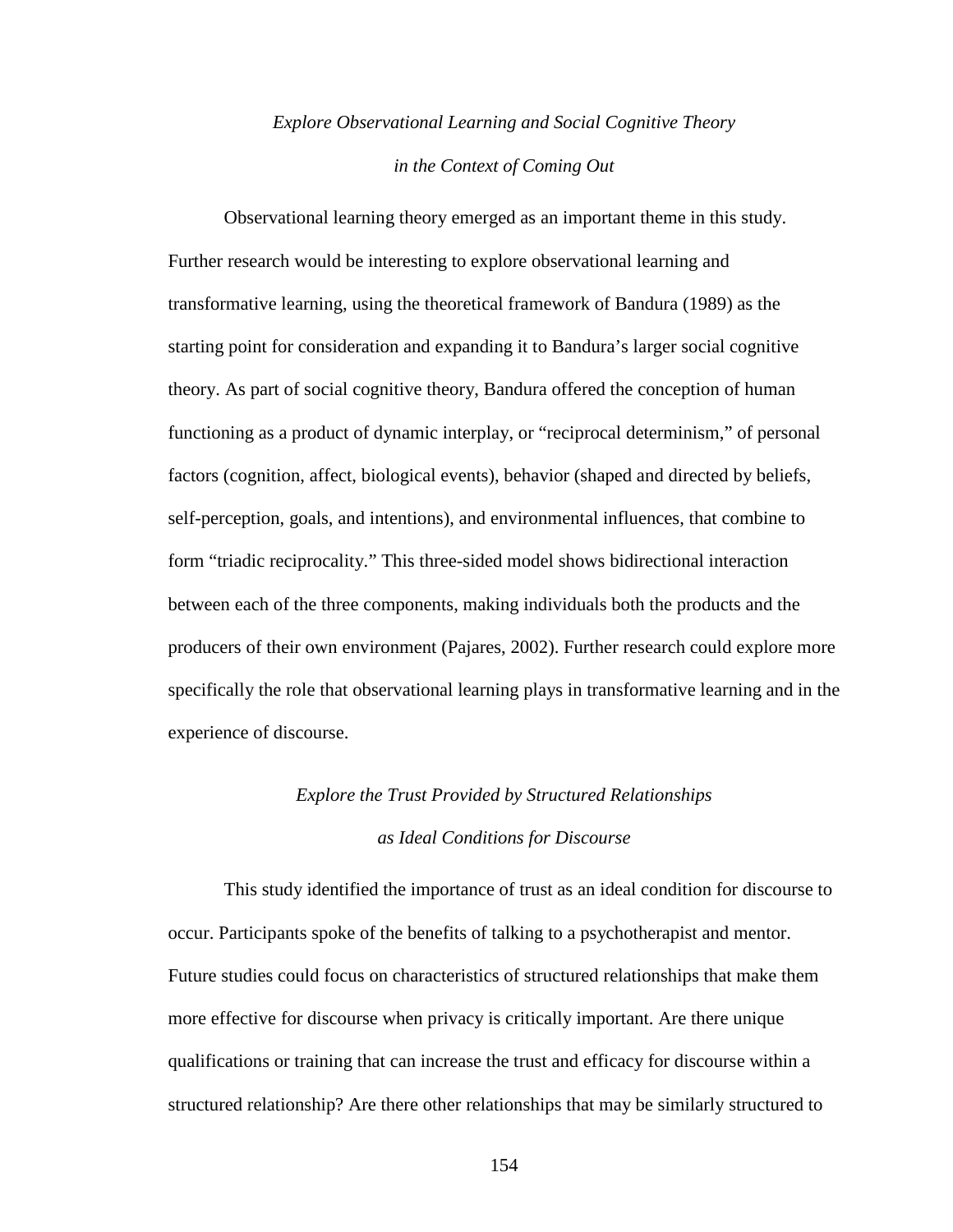### *Explore Observational Learning and Social Cognitive Theory in the Context of Coming Out*

Observational learning theory emerged as an important theme in this study. Further research would be interesting to explore observational learning and transformative learning, using the theoretical framework of Bandura (1989) as the starting point for consideration and expanding it to Bandura's larger social cognitive theory. As part of social cognitive theory, Bandura offered the conception of human functioning as a product of dynamic interplay, or "reciprocal determinism," of personal factors (cognition, affect, biological events), behavior (shaped and directed by beliefs, self-perception, goals, and intentions), and environmental influences, that combine to form "triadic reciprocality." This three-sided model shows bidirectional interaction between each of the three components, making individuals both the products and the producers of their own environment (Pajares, 2002). Further research could explore more specifically the role that observational learning plays in transformative learning and in the experience of discourse.

### *Explore the Trust Provided by Structured Relationships as Ideal Conditions for Discourse*

This study identified the importance of trust as an ideal condition for discourse to occur. Participants spoke of the benefits of talking to a psychotherapist and mentor. Future studies could focus on characteristics of structured relationships that make them more effective for discourse when privacy is critically important. Are there unique qualifications or training that can increase the trust and efficacy for discourse within a structured relationship? Are there other relationships that may be similarly structured to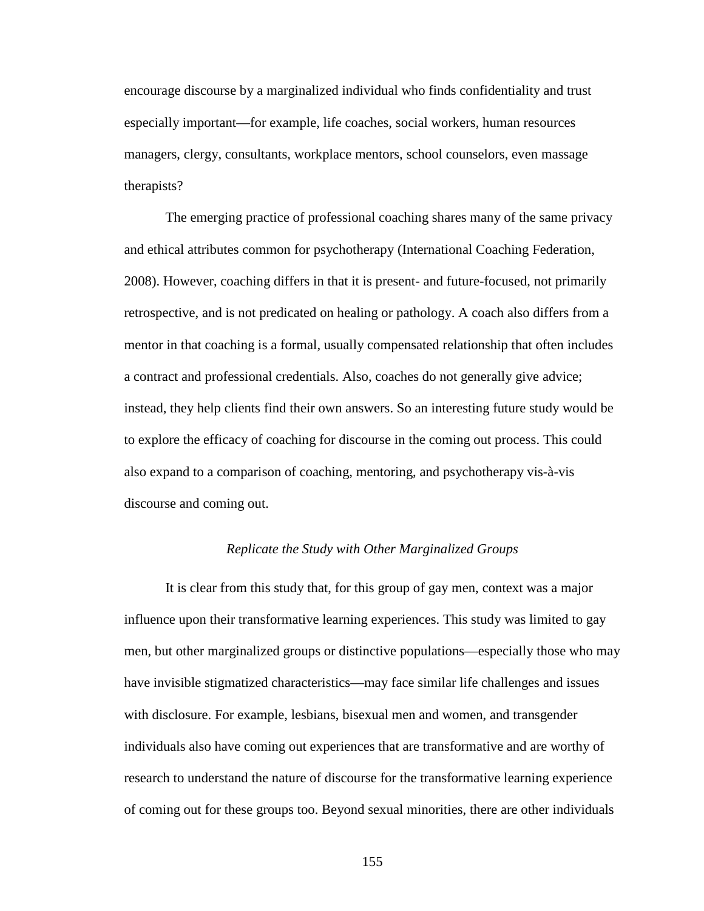encourage discourse by a marginalized individual who finds confidentiality and trust especially important—for example, life coaches, social workers, human resources managers, clergy, consultants, workplace mentors, school counselors, even massage therapists?

The emerging practice of professional coaching shares many of the same privacy and ethical attributes common for psychotherapy (International Coaching Federation, 2008). However, coaching differs in that it is present- and future-focused, not primarily retrospective, and is not predicated on healing or pathology. A coach also differs from a mentor in that coaching is a formal, usually compensated relationship that often includes a contract and professional credentials. Also, coaches do not generally give advice; instead, they help clients find their own answers. So an interesting future study would be to explore the efficacy of coaching for discourse in the coming out process. This could also expand to a comparison of coaching, mentoring, and psychotherapy vis-à-vis discourse and coming out.

### *Replicate the Study with Other Marginalized Groups*

It is clear from this study that, for this group of gay men, context was a major influence upon their transformative learning experiences. This study was limited to gay men, but other marginalized groups or distinctive populations—especially those who may have invisible stigmatized characteristics—may face similar life challenges and issues with disclosure. For example, lesbians, bisexual men and women, and transgender individuals also have coming out experiences that are transformative and are worthy of research to understand the nature of discourse for the transformative learning experience of coming out for these groups too. Beyond sexual minorities, there are other individuals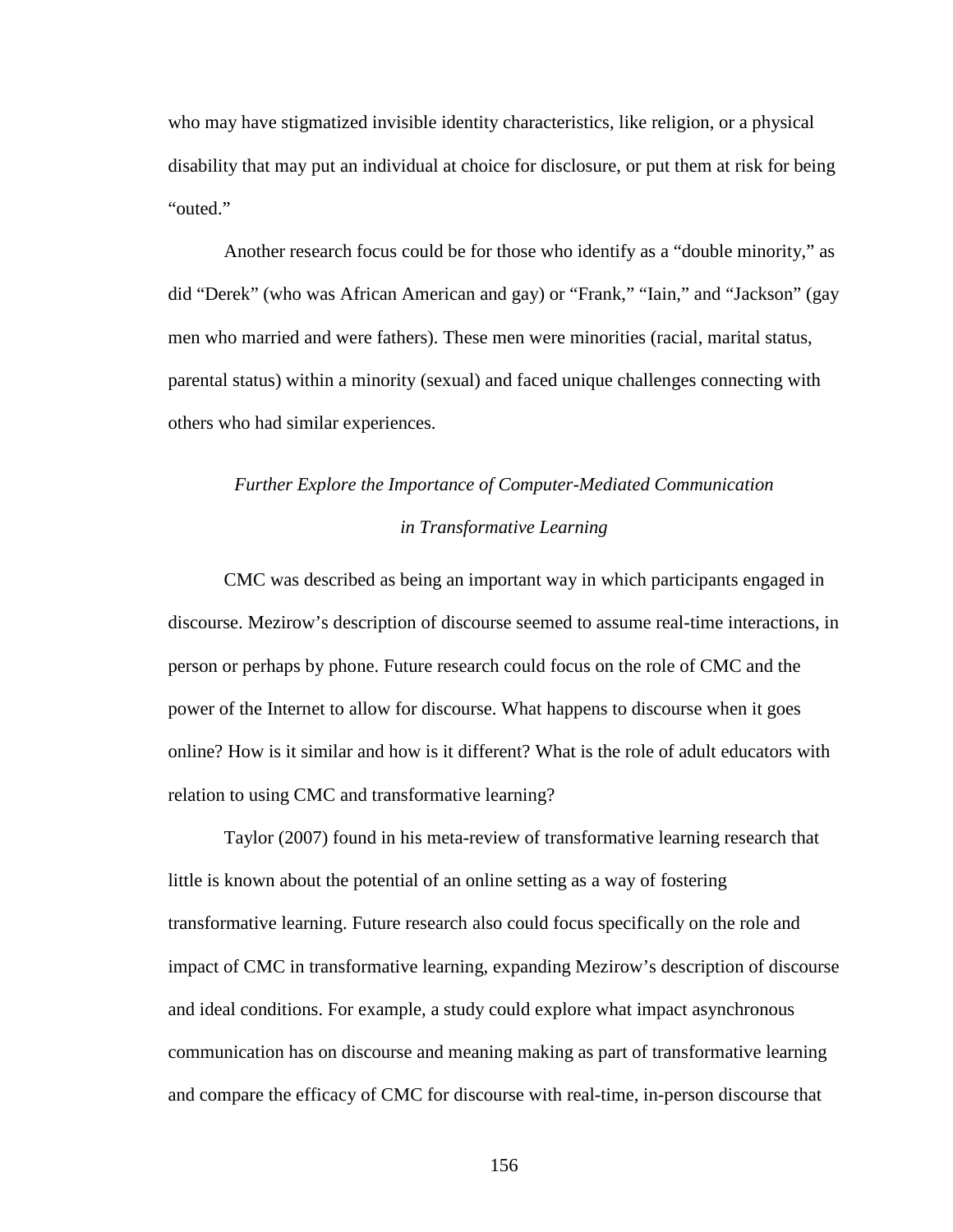who may have stigmatized invisible identity characteristics, like religion, or a physical disability that may put an individual at choice for disclosure, or put them at risk for being "outed."

Another research focus could be for those who identify as a "double minority," as did "Derek" (who was African American and gay) or "Frank," "Iain," and "Jackson" (gay men who married and were fathers). These men were minorities (racial, marital status, parental status) within a minority (sexual) and faced unique challenges connecting with others who had similar experiences.

### *Further Explore the Importance of Computer-Mediated Communication in Transformative Learning*

CMC was described as being an important way in which participants engaged in discourse. Mezirow's description of discourse seemed to assume real-time interactions, in person or perhaps by phone. Future research could focus on the role of CMC and the power of the Internet to allow for discourse. What happens to discourse when it goes online? How is it similar and how is it different? What is the role of adult educators with relation to using CMC and transformative learning?

Taylor (2007) found in his meta-review of transformative learning research that little is known about the potential of an online setting as a way of fostering transformative learning. Future research also could focus specifically on the role and impact of CMC in transformative learning, expanding Mezirow's description of discourse and ideal conditions. For example, a study could explore what impact asynchronous communication has on discourse and meaning making as part of transformative learning and compare the efficacy of CMC for discourse with real-time, in-person discourse that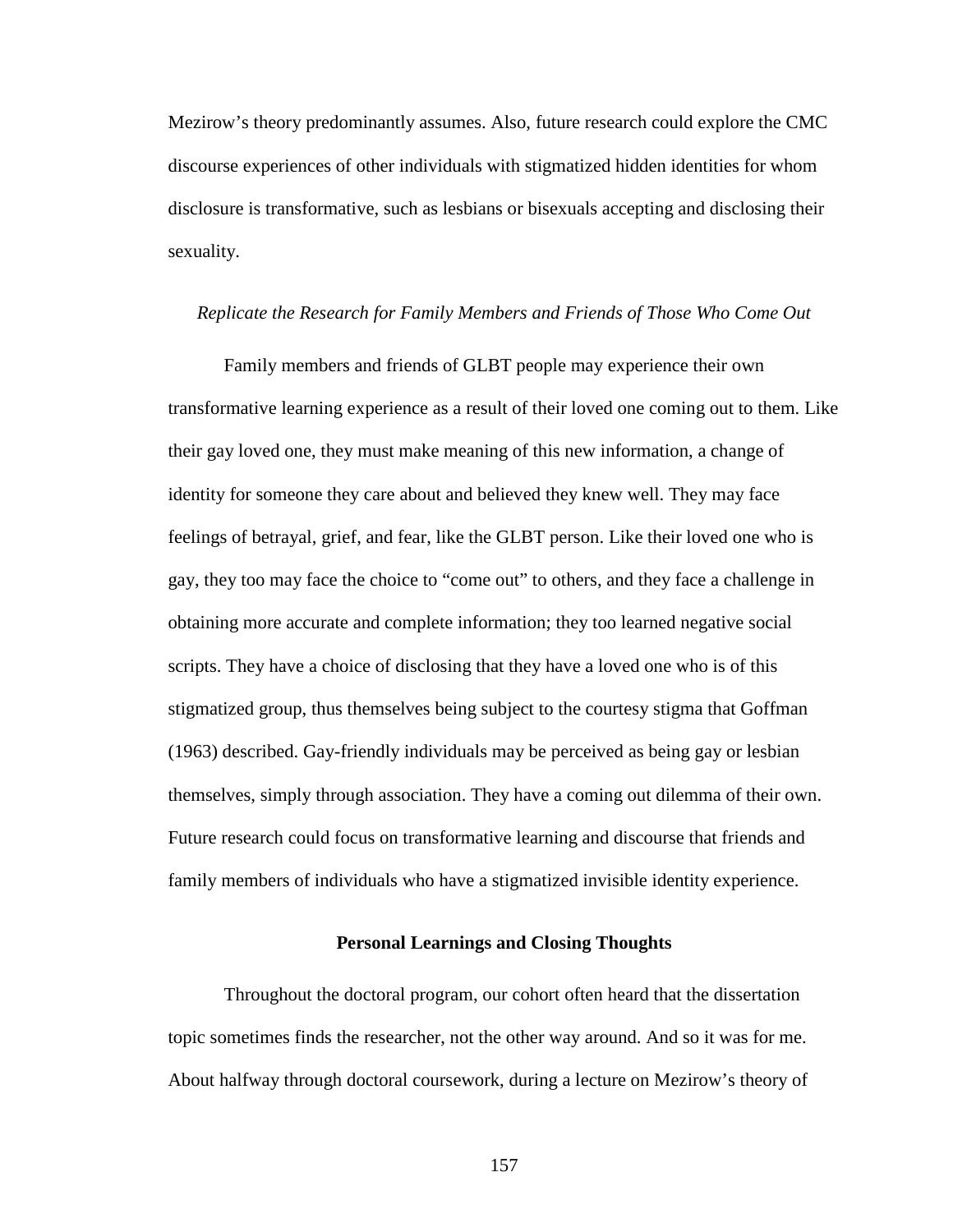Mezirow's theory predominantly assumes. Also, future research could explore the CMC discourse experiences of other individuals with stigmatized hidden identities for whom disclosure is transformative, such as lesbians or bisexuals accepting and disclosing their sexuality.

### *Replicate the Research for Family Members and Friends of Those Who Come Out*

Family members and friends of GLBT people may experience their own transformative learning experience as a result of their loved one coming out to them. Like their gay loved one, they must make meaning of this new information, a change of identity for someone they care about and believed they knew well. They may face feelings of betrayal, grief, and fear, like the GLBT person. Like their loved one who is gay, they too may face the choice to "come out" to others, and they face a challenge in obtaining more accurate and complete information; they too learned negative social scripts. They have a choice of disclosing that they have a loved one who is of this stigmatized group, thus themselves being subject to the courtesy stigma that Goffman (1963) described. Gay-friendly individuals may be perceived as being gay or lesbian themselves, simply through association. They have a coming out dilemma of their own. Future research could focus on transformative learning and discourse that friends and family members of individuals who have a stigmatized invisible identity experience.

## Personal Learnings and Closing Thoughts

Throughout the doctoral program, our cohort often heard that the dissertation topic sometimes finds the researcher, not the other way around. And so it was for me. About halfway through doctoral coursework, during a lecture on Mezirow's theory of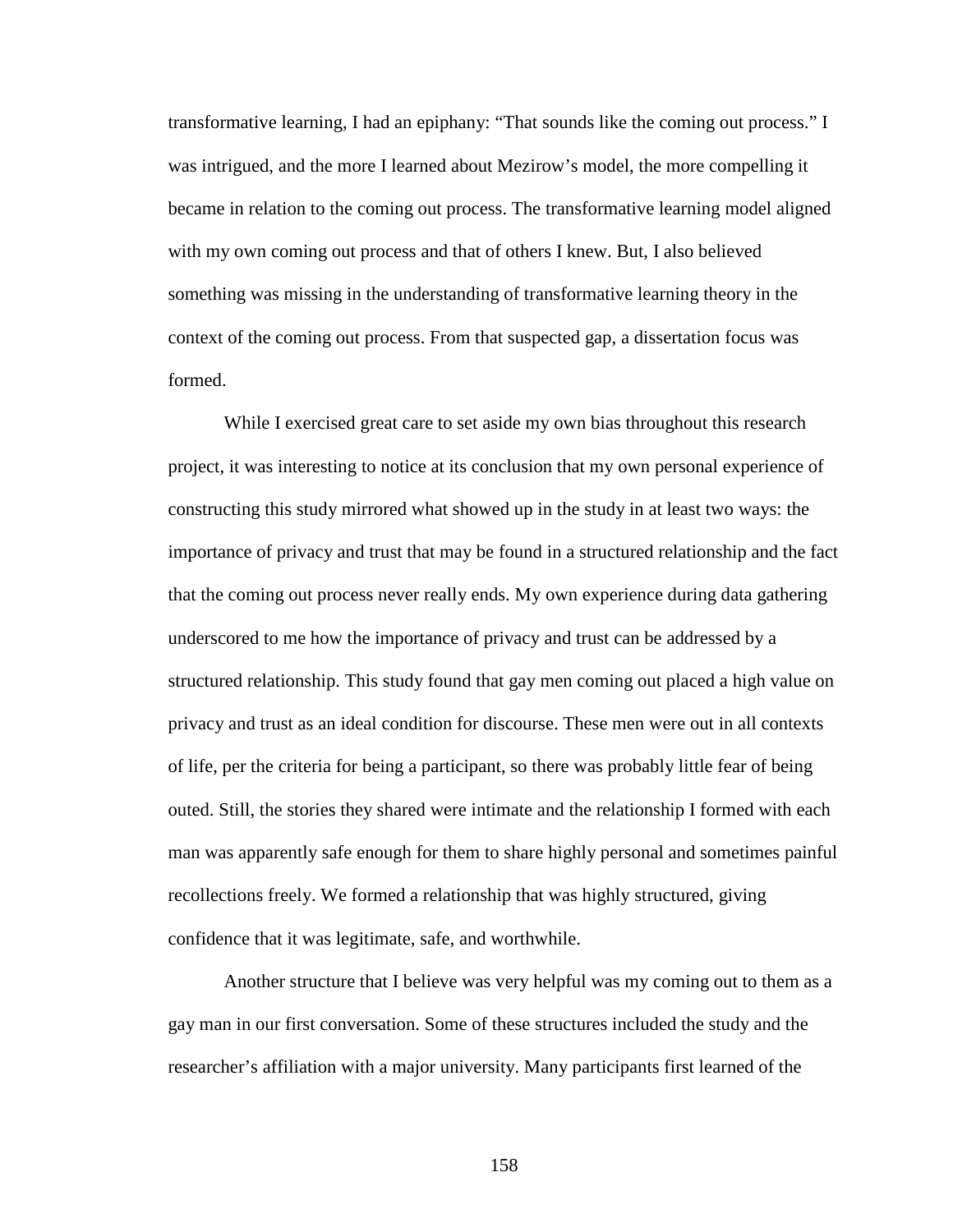transformative learning, I had an epiphany: “That sounds like the coming out process.” I was intrigued, and the more I learned about Mezirow’s model, the more compelling it became in relation to the coming out process. The transformative learning model aligned with my own coming out process and that of others I knew. But, I also believed something was missing in the understanding of transformative learning theory in the context of the coming out process. From that suspected gap, a dissertation focus was formed.

While I exercised great care to set aside my own bias throughout this research project, it was interesting to notice at its conclusion that my own personal experience of constructing this study mirrored what showed up in the study in at least two ways: the importance of privacy and trust that may be found in a structured relationship and the fact that the coming out process never really ends. My own experience during data gathering underscored to me how the importance of privacy and trust can be addressed by a structured relationship. This study found that gay men coming out placed a high value on privacy and trust as an ideal condition for discourse. These men were out in all contexts of life, per the criteria for being a participant, so there was probably little fear of being outed. Still, the stories they shared were intimate and the relationship I formed with each man was apparently safe enough for them to share highly personal and sometimes painful recollections freely. We formed a relationship that was highly structured, giving confidence that it was legitimate, safe, and worthwhile.

Another structure that I believe was very helpful was my coming out to them as a gay man in our first conversation. Some of these structures included the study and the researcher’s affiliation with a major university. Many participants first learned of the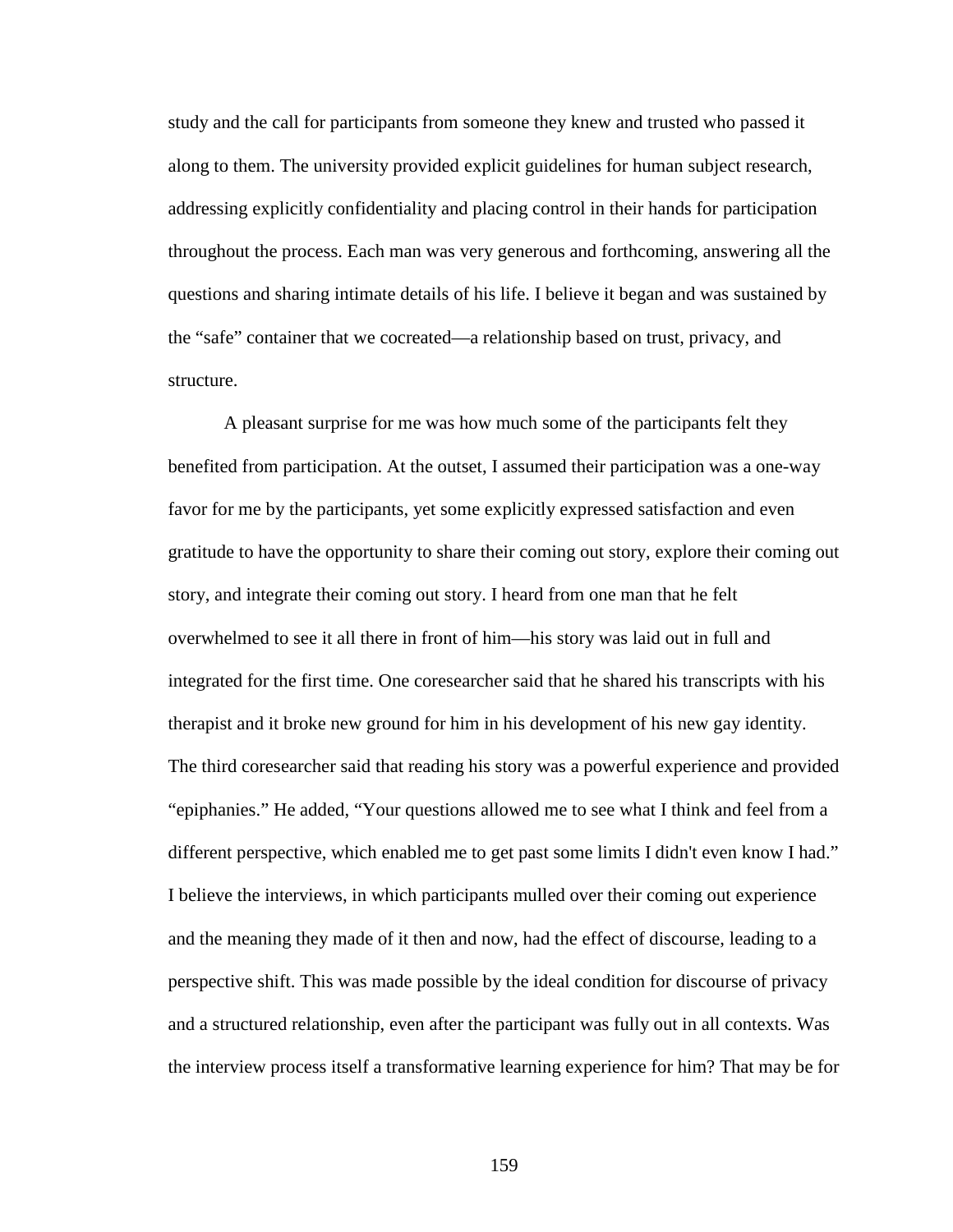study and the call for participants from someone they knew and trusted who passed it along to them. The university provided explicit guidelines for human subject research, addressing explicitly confidentiality and placing control in their hands for participation throughout the process. Each man was very generous and forthcoming, answering all the questions and sharing intimate details of his life. I believe it began and was sustained by the "safe" container that we cocreated—a relationship based on trust, privacy, and structure.

A pleasant surprise for me was how much some of the participants felt they benefited from participation. At the outset, I assumed their participation was a one-way favor for me by the participants, yet some explicitly expressed satisfaction and even gratitude to have the opportunity to share their coming out story, explore their coming out story, and integrate their coming out story. I heard from one man that he felt overwhelmed to see it all there in front of him—his story was laid out in full and integrated for the first time. One coresearcher said that he shared his transcripts with his therapist and it broke new ground for him in his development of his new gay identity. The third coresearcher said that reading his story was a powerful experience and provided "epiphanies." He added, "Your questions allowed me to see what I think and feel from a different perspective, which enabled me to get past some limits I didn't even know I had." I believe the interviews, in which participants mulled over their coming out experience and the meaning they made of it then and now, had the effect of discourse, leading to a perspective shift. This was made possible by the ideal condition for discourse of privacy and a structured relationship, even after the participant was fully out in all contexts. Was the interview process itself a transformative learning experience for him? That may be for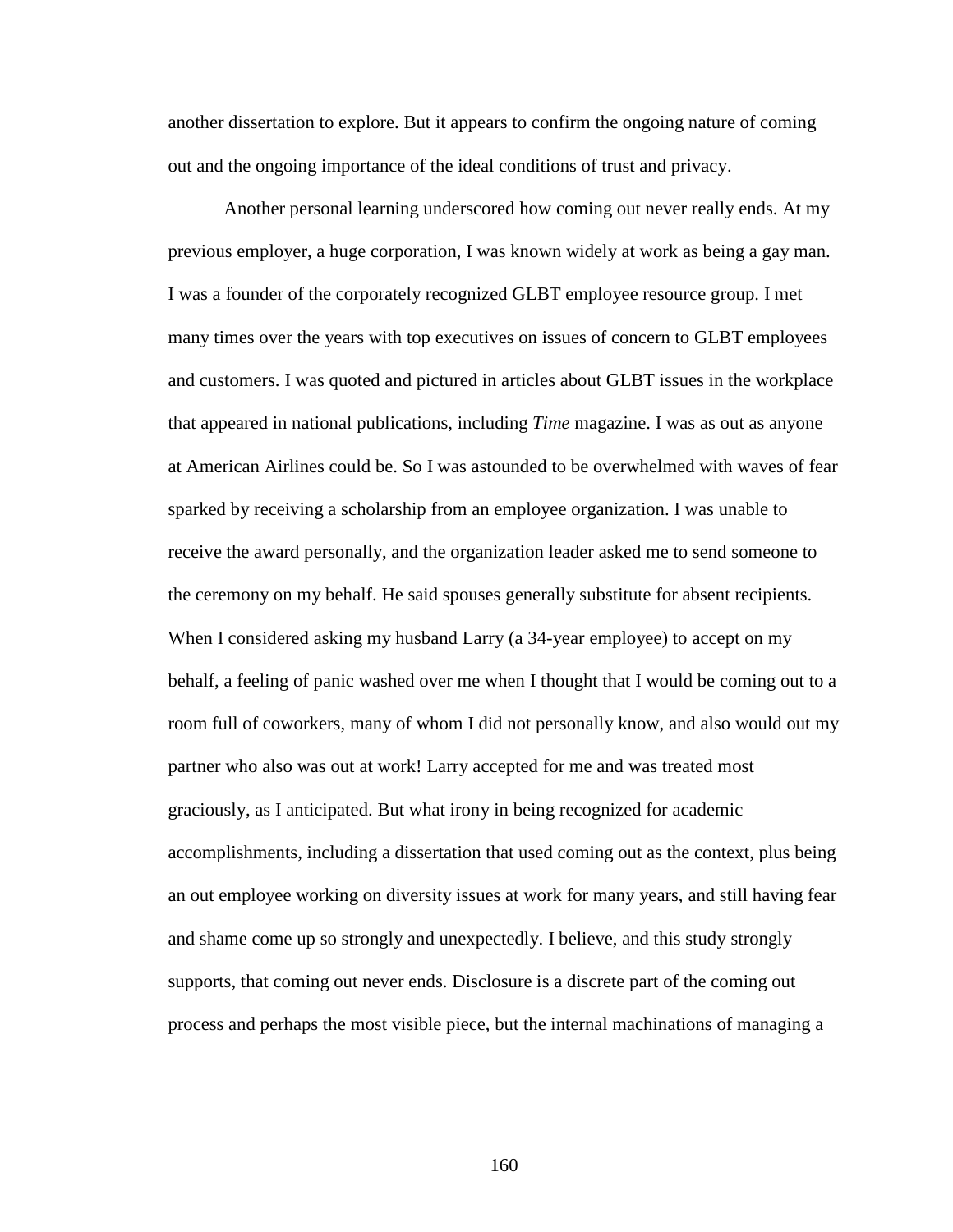another dissertation to explore. But it appears to confirm the ongoing nature of coming out and the ongoing importance of the ideal conditions of trust and privacy.

Another personal learning underscored how coming out never really ends. At my previous employer, a huge corporation, I was known widely at work as being a gay man. I was a founder of the corporately recognized GLBT employee resource group. I met many times over the years with top executives on issues of concern to GLBT employees and customers. I was quoted and pictured in articles about GLBT issues in the workplace that appeared in national publications, including *Time* magazine. I was as out as anyone at American Airlines could be. So I was astounded to be overwhelmed with waves of fear sparked by receiving a scholarship from an employee organization. I was unable to receive the award personally, and the organization leader asked me to send someone to the ceremony on my behalf. He said spouses generally substitute for absent recipients. When I considered asking my husband Larry (a 34-year employee) to accept on my behalf, a feeling of panic washed over me when I thought that I would be coming out to a room full of coworkers, many of whom I did not personally know, and also would out my partner who also was out at work! Larry accepted for me and was treated most graciously, as I anticipated. But what irony in being recognized for academic accomplishments, including a dissertation that used coming out as the context, plus being an out employee working on diversity issues at work for many years, and still having fear and shame come up so strongly and unexpectedly. I believe, and this study strongly supports, that coming out never ends. Disclosure is a discrete part of the coming out process and perhaps the most visible piece, but the internal machinations of managing a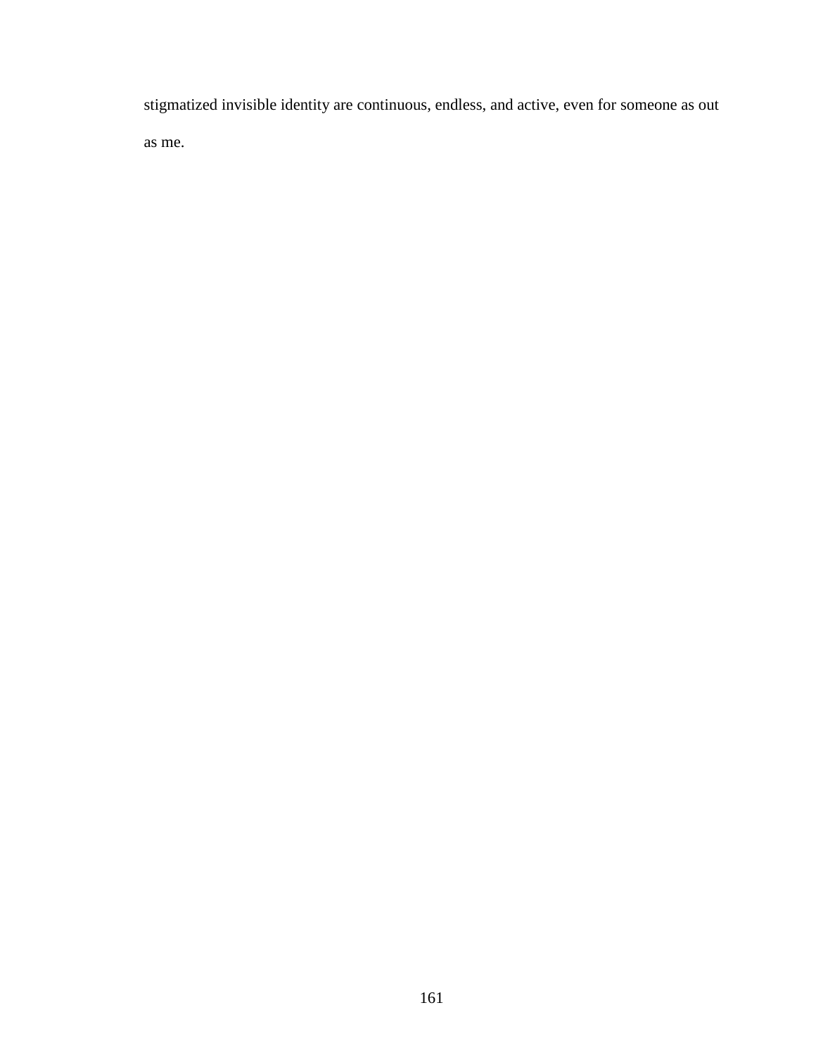stigmatized invisible identity are continuous, endless, and active, even for someone as out as me.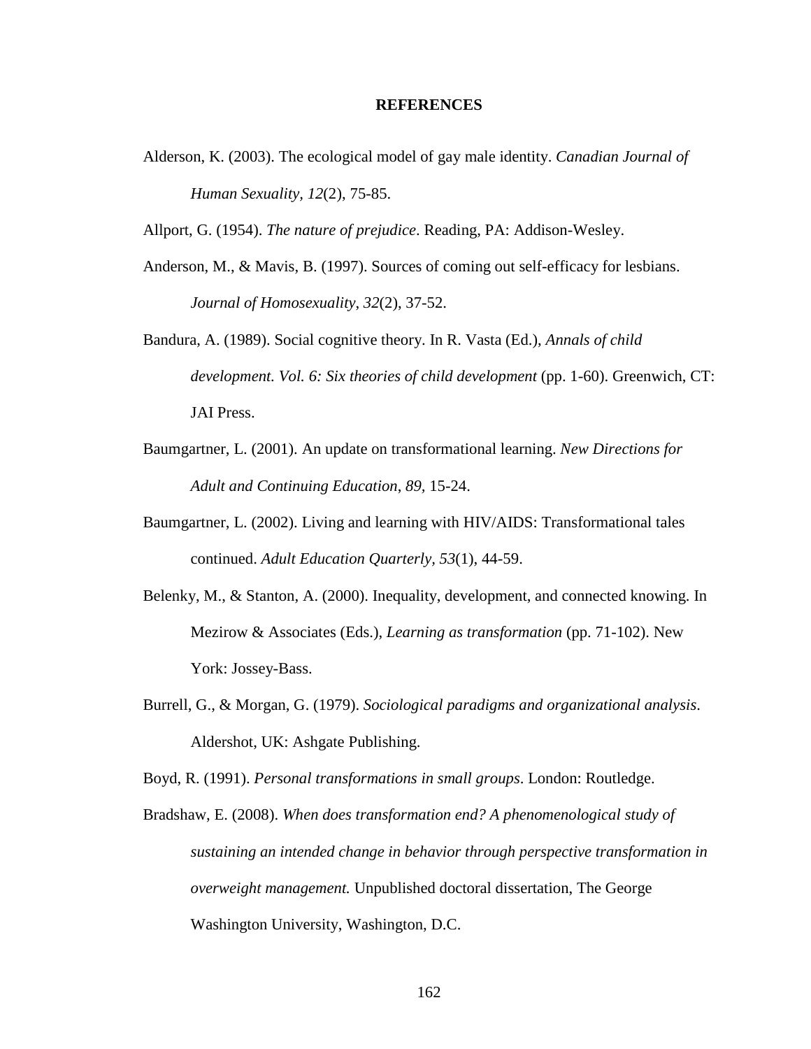# REFERENCES

Alderson, K. (2003). The ecological model of gay male identity. *Canadian Journal of Human Sexuality, 12*(2), 75-85.

Allport, G. (1954). *The nature of prejudice*. Reading, PA: Addison-Wesley.

Anderson, M., & Mavis, B. (1997). Sources of coming out self-efficacy for lesbians. *Journal of Homosexuality*, *32*(2), 37-52.

Bandura, A. (1989). Social cognitive theory. In R. Vasta (Ed.), *Annals of child development. Vol. 6: Six theories of child development* (pp. 1-60). Greenwich, CT: JAI Press.

Baumgartner, L. (2001). An update on transformational learning. *New Directions for Adult and Continuing Education*, *89,* 15-24.

Baumgartner, L. (2002). Living and learning with HIV/AIDS: Transformational tales continued. *Adult Education Quarterly, 53*(1), 44-59.

Belenky, M., & Stanton, A. (2000). Inequality, development, and connected knowing. In Mezirow & Associates (Eds.), *Learning as transformation* (pp. 71-102). New York: Jossey-Bass.

Burrell, G., & Morgan, G. (1979). *Sociological paradigms and organizational analysis*. Aldershot, UK: Ashgate Publishing.

Boyd, R. (1991). *Personal transformations in small groups*. London: Routledge.

Bradshaw, E. (2008). *When does transformation end? A phenomenological study of sustaining an intended change in behavior through perspective transformation in overweight management.* Unpublished doctoral dissertation, The George Washington University, Washington, D.C.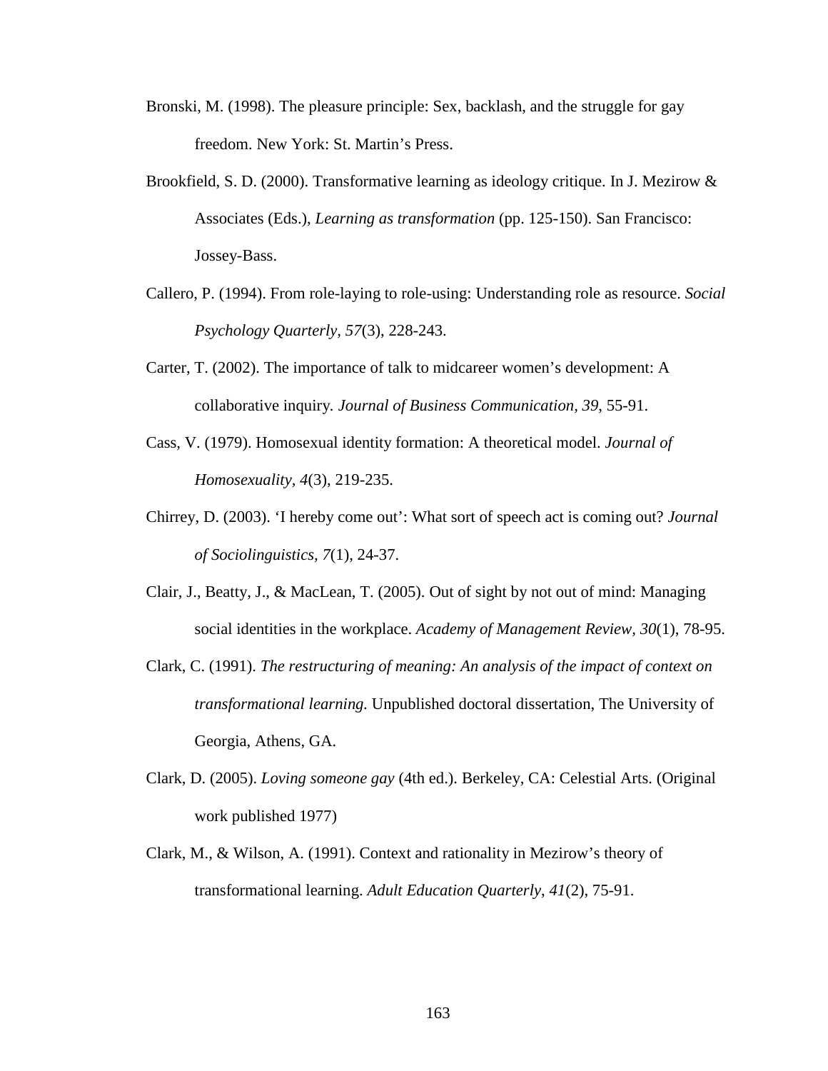Bronski, M. (1998). The pleasure principle: Sex, backlash, and the struggle for gay freedom. New York: St. Martin's Press.

Brookfield, S. D. (2000). Transformative learning as ideology critique. In J. Mezirow & Associates (Eds.), *Learning as transformation* (pp. 125-150). San Francisco: Jossey-Bass.

Callero, P. (1994). From role-laying to role-using: Understanding role as resource. *Social Psychology Quarterly, 57*(3), 228-243.

Carter, T. (2002). The importance of talk to midcareer women's development: A collaborative inquiry. *Journal of Business Communication, 39*, 55-91.

Cass, V. (1979). Homosexual identity formation: A theoretical model. *Journal of Homosexuality, 4*(3), 219-235.

Chirrey, D. (2003). 'I hereby come out': What sort of speech act is coming out? *Journal of Sociolinguistics, 7*(1), 24-37.

Clair, J., Beatty, J., & MacLean, T. (2005). Out of sight by not out of mind: Managing social identities in the workplace. *Academy of Management Review, 30*(1), 78-95.

Clark, C. (1991). *The restructuring of meaning: An analysis of the impact of context on transformational learning.* Unpublished doctoral dissertation, The University of Georgia, Athens, GA.

Clark, D. (2005). *Loving someone gay* (4th ed.). Berkeley, CA: Celestial Arts. (Original work published 1977)

Clark, M., & Wilson, A. (1991). Context and rationality in Mezirow's theory of transformational learning. *Adult Education Quarterly, 41*(2), 75-91.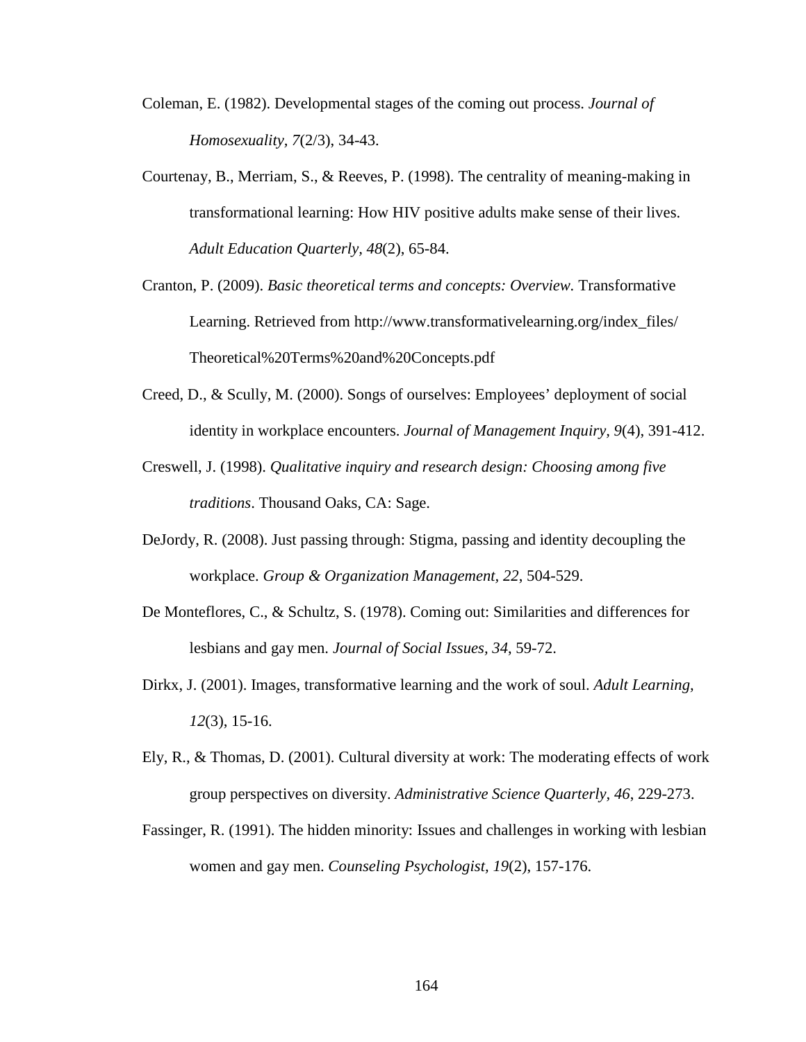Coleman, E. (1982). Developmental stages of the coming out process. *Journal of Homosexuality, 7*(2/3), 34-43.

Courtenay, B., Merriam, S., & Reeves, P. (1998). The centrality of meaning-making in transformational learning: How HIV positive adults make sense of their lives. *Adult Education Quarterly, 48*(2), 65-84.

Cranton, P. (2009). *Basic theoretical terms and concepts: Overview.* Transformative Learning. Retrieved from http://www.transformativelearning.org/index_files/Theoretical%20Terms%20and%20Concepts.pdf

Creed, D., & Scully, M. (2000). Songs of ourselves: Employees' deployment of social identity in workplace encounters. *Journal of Management Inquiry, 9*(4), 391-412.

Creswell, J. (1998). *Qualitative inquiry and research design: Choosing among five traditions*. Thousand Oaks, CA: Sage.

DeJordy, R. (2008). Just passing through: Stigma, passing and identity decoupling the workplace. *Group & Organization Management, 22*, 504-529.

De Monteflores, C., & Schultz, S. (1978). Coming out: Similarities and differences for lesbians and gay men. *Journal of Social Issues, 34*, 59-72.

Dirkx, J. (2001). Images, transformative learning and the work of soul. *Adult Learning, 12*(3), 15-16.

Ely, R., & Thomas, D. (2001). Cultural diversity at work: The moderating effects of work group perspectives on diversity. *Administrative Science Quarterly, 46*, 229-273.

Fassinger, R. (1991). The hidden minority: Issues and challenges in working with lesbian women and gay men. *Counseling Psychologist, 19*(2), 157-176.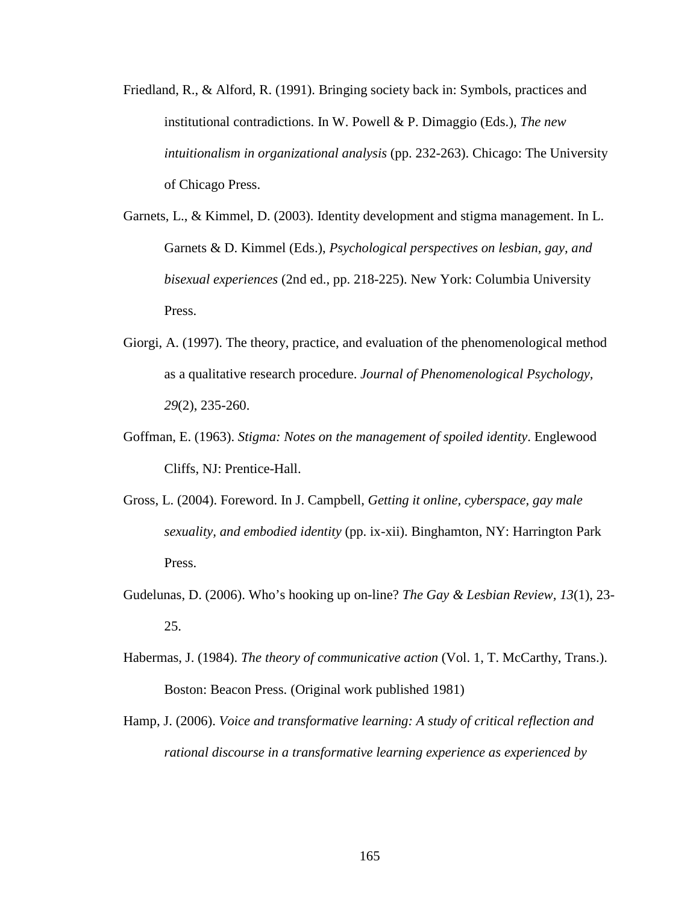Friedland, R., & Alford, R. (1991). Bringing society back in: Symbols, practices and institutional contradictions. In W. Powell & P. Dimaggio (Eds.), *The new intuitionalism in organizational analysis* (pp. 232-263). Chicago: The University of Chicago Press.

Garnets, L., & Kimmel, D. (2003). Identity development and stigma management. In L. Garnets & D. Kimmel (Eds.), *Psychological perspectives on lesbian, gay, and bisexual experiences* (2nd ed., pp. 218-225). New York: Columbia University Press.

Giorgi, A. (1997). The theory, practice, and evaluation of the phenomenological method as a qualitative research procedure. *Journal of Phenomenological Psychology, 29*(2), 235-260.

Goffman, E. (1963). *Stigma: Notes on the management of spoiled identity*. Englewood Cliffs, NJ: Prentice-Hall.

Gross, L. (2004). Foreword. In J. Campbell, *Getting it online, cyberspace, gay male sexuality, and embodied identity* (pp. ix-xii). Binghamton, NY: Harrington Park Press.

Gudelunas, D. (2006). Who's hooking up on-line? *The Gay & Lesbian Review, 13*(1), 23-25.

Habermas, J. (1984). *The theory of communicative action* (Vol. 1, T. McCarthy, Trans.). Boston: Beacon Press. (Original work published 1981)

Hamp, J. (2006). *Voice and transformative learning: A study of critical reflection and rational discourse in a transformative learning experience as experienced by*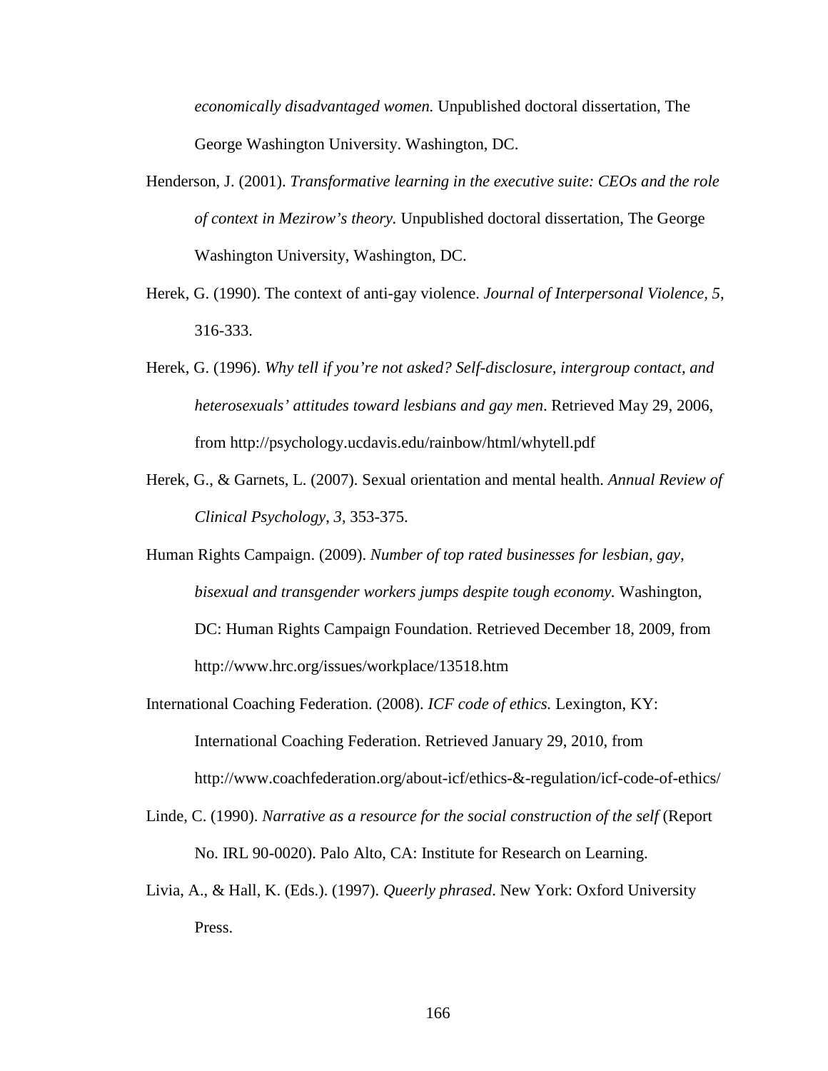*economically disadvantaged women.* Unpublished doctoral dissertation, The George Washington University. Washington, DC.

Henderson, J. (2001). *Transformative learning in the executive suite: CEOs and the role of context in Mezirow's theory.* Unpublished doctoral dissertation, The George Washington University, Washington, DC.

Herek, G. (1990). The context of anti-gay violence. *Journal of Interpersonal Violence, 5*, 316-333.

Herek, G. (1996). *Why tell if you're not asked? Self-disclosure, intergroup contact, and heterosexuals' attitudes toward lesbians and gay men*. Retrieved May 29, 2006, from http://psychology.ucdavis.edu/rainbow/html/whytell.pdf

Herek, G., & Garnets, L. (2007). Sexual orientation and mental health. *Annual Review of Clinical Psychology, 3*, 353-375.

Human Rights Campaign. (2009). *Number of top rated businesses for lesbian, gay, bisexual and transgender workers jumps despite tough economy.* Washington, DC: Human Rights Campaign Foundation. Retrieved December 18, 2009, from http://www.hrc.org/issues/workplace/13518.htm

International Coaching Federation. (2008). *ICF code of ethics.* Lexington, KY: International Coaching Federation. Retrieved January 29, 2010, from http://www.coachfederation.org/about-icf/ethics-&-regulation/icf-code-of-ethics/

Linde, C. (1990). *Narrative as a resource for the social construction of the self* (Report No. IRL 90-0020). Palo Alto, CA: Institute for Research on Learning.

Livia, A., & Hall, K. (Eds.). (1997). *Queerly phrased*. New York: Oxford University Press.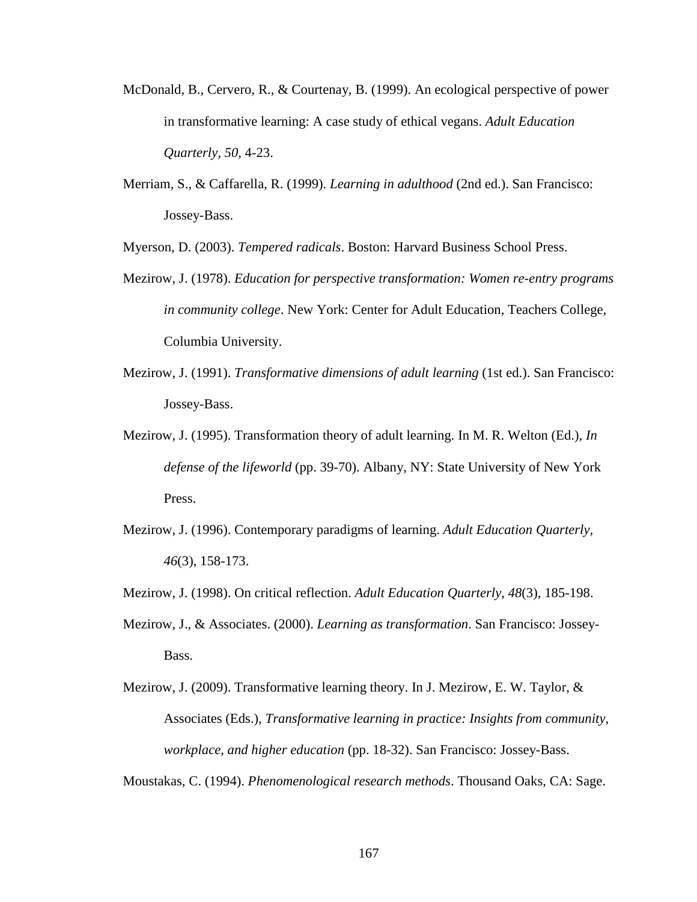McDonald, B., Cervero, R., & Courtenay, B. (1999). An ecological perspective of power in transformative learning: A case study of ethical vegans. *Adult Education Quarterly, 50*, 4-23.

Merriam, S., & Caffarella, R. (1999). *Learning in adulthood* (2nd ed.). San Francisco: Jossey-Bass.

Myerson, D. (2003). *Tempered radicals*. Boston: Harvard Business School Press.

Mezirow, J. (1978). *Education for perspective transformation: Women re-entry programs in community college*. New York: Center for Adult Education, Teachers College, Columbia University.

Mezirow, J. (1991). *Transformative dimensions of adult learning* (1st ed.). San Francisco: Jossey-Bass.

Mezirow, J. (1995). Transformation theory of adult learning. In M. R. Welton (Ed.), *In defense of the lifeworld* (pp. 39-70). Albany, NY: State University of New York Press.

Mezirow, J. (1996). Contemporary paradigms of learning. *Adult Education Quarterly, 46*(3), 158-173.

Mezirow, J. (1998). On critical reflection. *Adult Education Quarterly, 48*(3), 185-198.

Mezirow, J., & Associates. (2000). *Learning as transformation*. San Francisco: Jossey-Bass.

Mezirow, J. (2009). Transformative learning theory. In J. Mezirow, E. W. Taylor, & Associates (Eds.), *Transformative learning in practice: Insights from community, workplace, and higher education* (pp. 18-32). San Francisco: Jossey-Bass.

Moustakas, C. (1994). *Phenomenological research methods*. Thousand Oaks, CA: Sage.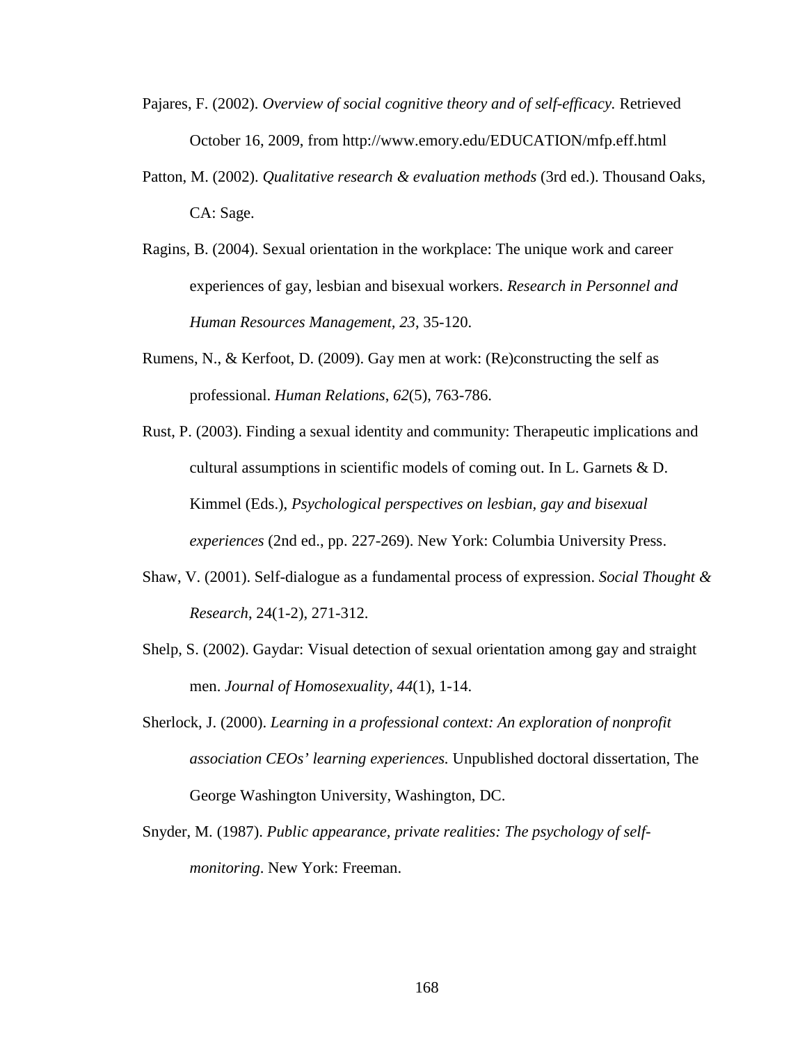Pajares, F. (2002). *Overview of social cognitive theory and of self-efficacy.* Retrieved October 16, 2009, from http://www.emory.edu/EDUCATION/mfp.eff.html

Patton, M. (2002). *Qualitative research & evaluation methods* (3rd ed.). Thousand Oaks, CA: Sage.

Ragins, B. (2004). Sexual orientation in the workplace: The unique work and career experiences of gay, lesbian and bisexual workers. *Research in Personnel and Human Resources Management, 23*, 35-120.

Rumens, N., & Kerfoot, D. (2009). Gay men at work: (Re)constructing the self as professional. *Human Relations, 62*(5), 763-786.

Rust, P. (2003). Finding a sexual identity and community: Therapeutic implications and cultural assumptions in scientific models of coming out. In L. Garnets & D. Kimmel (Eds.), *Psychological perspectives on lesbian, gay and bisexual experiences* (2nd ed., pp. 227-269). New York: Columbia University Press.

Shaw, V. (2001). Self-dialogue as a fundamental process of expression. *Social Thought & Research*, 24(1-2), 271-312.

Shelp, S. (2002). Gaydar: Visual detection of sexual orientation among gay and straight men. *Journal of Homosexuality, 44*(1), 1-14.

Sherlock, J. (2000). *Learning in a professional context: An exploration of nonprofit association CEOs' learning experiences.* Unpublished doctoral dissertation, The George Washington University, Washington, DC.

Snyder, M. (1987). *Public appearance, private realities: The psychology of self-monitoring*. New York: Freeman.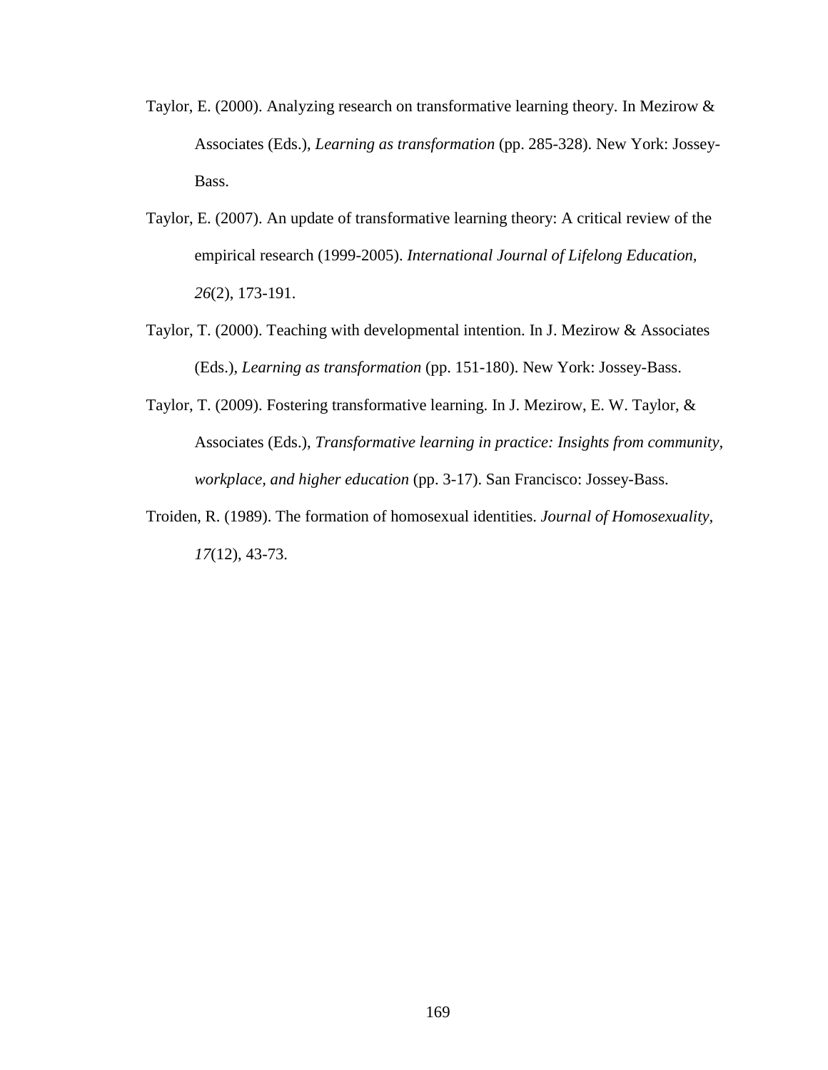Taylor, E. (2000). Analyzing research on transformative learning theory. In Mezirow & Associates (Eds.), *Learning as transformation* (pp. 285-328). New York: Jossey-Bass.

Taylor, E. (2007). An update of transformative learning theory: A critical review of the empirical research (1999-2005). *International Journal of Lifelong Education, 26*(2), 173-191.

Taylor, T. (2000). Teaching with developmental intention. In J. Mezirow & Associates (Eds.), *Learning as transformation* (pp. 151-180). New York: Jossey-Bass.

Taylor, T. (2009). Fostering transformative learning. In J. Mezirow, E. W. Taylor, & Associates (Eds.), *Transformative learning in practice: Insights from community, workplace, and higher education* (pp. 3-17). San Francisco: Jossey-Bass.

Troiden, R. (1989). The formation of homosexual identities. *Journal of Homosexuality, 17*(12), 43-73.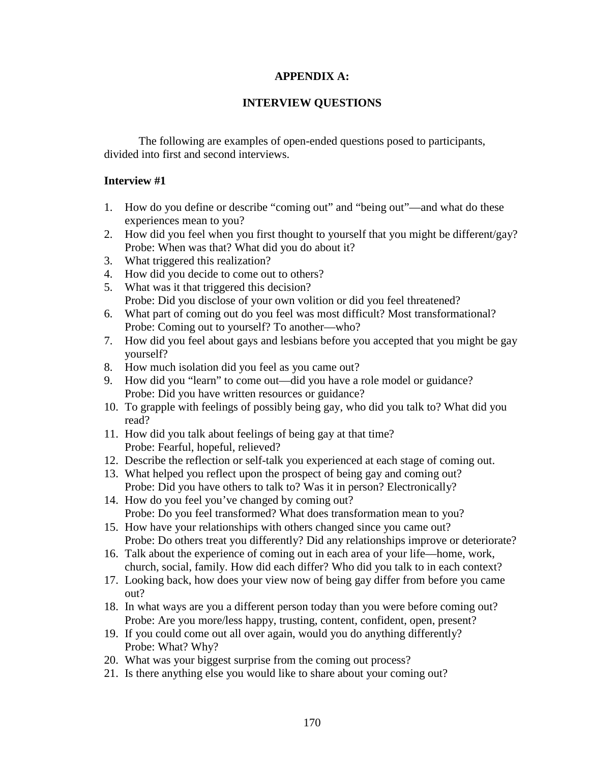# APPENDIX A:

# INTERVIEW QUESTIONS

The following are examples of open-ended questions posed to participants, divided into first and second interviews.

**Interview #1**

1. How do you define or describe "coming out" and "being out"—and what do these experiences mean to you?
2. How did you feel when you first thought to yourself that you might be different/gay? Probe: When was that? What did you do about it?
3. What triggered this realization?
4. How did you decide to come out to others?
5. What was it that triggered this decision? Probe: Did you disclose of your own volition or did you feel threatened?
6. What part of coming out do you feel was most difficult? Most transformational? Probe: Coming out to yourself? To another—who?
7. How did you feel about gays and lesbians before you accepted that you might be gay yourself?
8. How much isolation did you feel as you came out?
9. How did you "learn" to come out—did you have a role model or guidance? Probe: Did you have written resources or guidance?
10. To grapple with feelings of possibly being gay, who did you talk to? What did you read?
11. How did you talk about feelings of being gay at that time? Probe: Fearful, hopeful, relieved?
12. Describe the reflection or self-talk you experienced at each stage of coming out.
13. What helped you reflect upon the prospect of being gay and coming out? Probe: Did you have others to talk to? Was it in person? Electronically?
14. How do you feel you've changed by coming out? Probe: Do you feel transformed? What does transformation mean to you?
15. How have your relationships with others changed since you came out? Probe: Do others treat you differently? Did any relationships improve or deteriorate?
16. Talk about the experience of coming out in each area of your life—home, work, church, social, family. How did each differ? Who did you talk to in each context?
17. Looking back, how does your view now of being gay differ from before you came out?
18. In what ways are you a different person today than you were before coming out? Probe: Are you more/less happy, trusting, content, confident, open, present?
19. If you could come out all over again, would you do anything differently? Probe: What? Why?
20. What was your biggest surprise from the coming out process?
21. Is there anything else you would like to share about your coming out?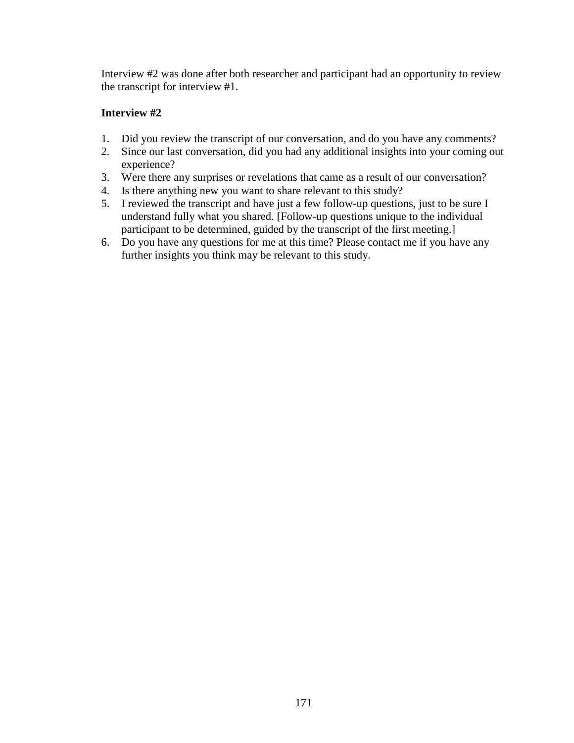Interview #2 was done after both researcher and participant had an opportunity to review the transcript for interview #1.

**Interview #2**

1. Did you review the transcript of our conversation, and do you have any comments?
2. Since our last conversation, did you had any additional insights into your coming out experience?
3. Were there any surprises or revelations that came as a result of our conversation?
4. Is there anything new you want to share relevant to this study?
5. I reviewed the transcript and have just a few follow-up questions, just to be sure I understand fully what you shared. [Follow-up questions unique to the individual participant to be determined, guided by the transcript of the first meeting.]
6. Do you have any questions for me at this time? Please contact me if you have any further insights you think may be relevant to this study.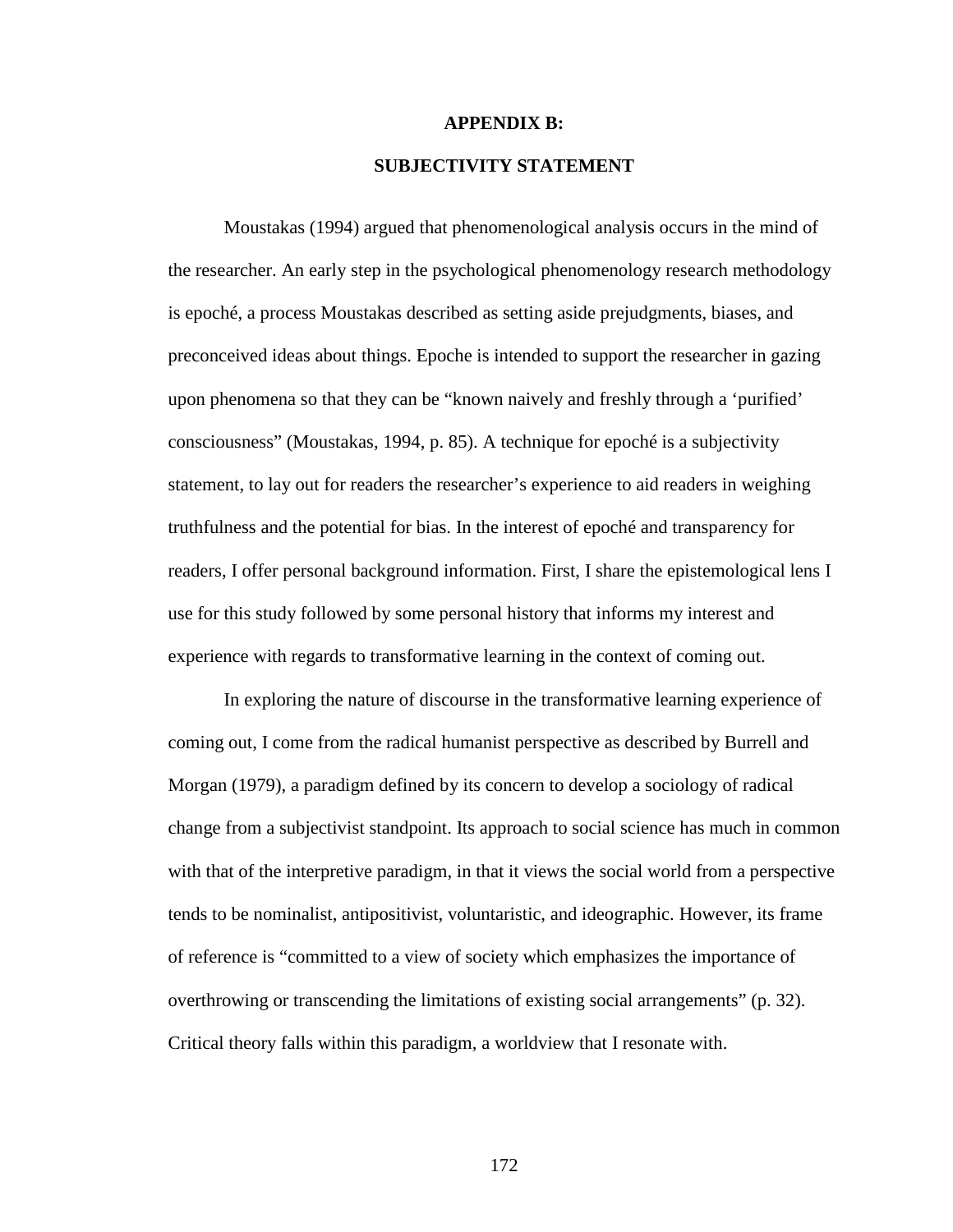# APPENDIX B:

## SUBJECTIVITY STATEMENT

Moustakas (1994) argued that phenomenological analysis occurs in the mind of the researcher. An early step in the psychological phenomenology research methodology is epoché, a process Moustakas described as setting aside prejudgments, biases, and preconceived ideas about things. Epoche is intended to support the researcher in gazing upon phenomena so that they can be "known naively and freshly through a 'purified' consciousness" (Moustakas, 1994, p. 85). A technique for epoché is a subjectivity statement, to lay out for readers the researcher's experience to aid readers in weighing truthfulness and the potential for bias. In the interest of epoché and transparency for readers, I offer personal background information. First, I share the epistemological lens I use for this study followed by some personal history that informs my interest and experience with regards to transformative learning in the context of coming out.

In exploring the nature of discourse in the transformative learning experience of coming out, I come from the radical humanist perspective as described by Burrell and Morgan (1979), a paradigm defined by its concern to develop a sociology of radical change from a subjectivist standpoint. Its approach to social science has much in common with that of the interpretive paradigm, in that it views the social world from a perspective tends to be nominalist, antipositivist, voluntaristic, and ideographic. However, its frame of reference is "committed to a view of society which emphasizes the importance of overthrowing or transcending the limitations of existing social arrangements" (p. 32). Critical theory falls within this paradigm, a worldview that I resonate with.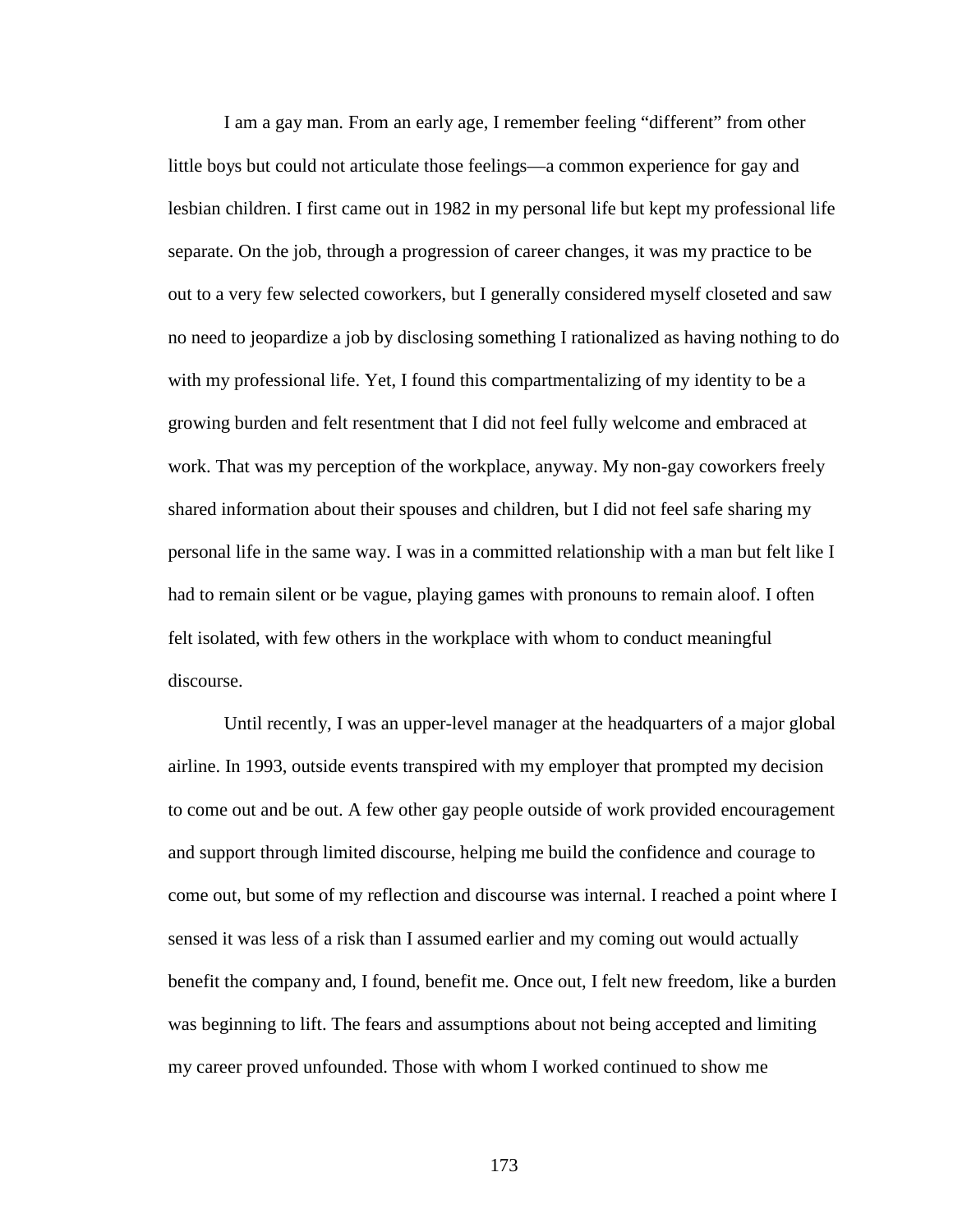I am a gay man. From an early age, I remember feeling "different" from other little boys but could not articulate those feelings—a common experience for gay and lesbian children. I first came out in 1982 in my personal life but kept my professional life separate. On the job, through a progression of career changes, it was my practice to be out to a very few selected coworkers, but I generally considered myself closeted and saw no need to jeopardize a job by disclosing something I rationalized as having nothing to do with my professional life. Yet, I found this compartmentalizing of my identity to be a growing burden and felt resentment that I did not feel fully welcome and embraced at work. That was my perception of the workplace, anyway. My non-gay coworkers freely shared information about their spouses and children, but I did not feel safe sharing my personal life in the same way. I was in a committed relationship with a man but felt like I had to remain silent or be vague, playing games with pronouns to remain aloof. I often felt isolated, with few others in the workplace with whom to conduct meaningful discourse.

Until recently, I was an upper-level manager at the headquarters of a major global airline. In 1993, outside events transpired with my employer that prompted my decision to come out and be out. A few other gay people outside of work provided encouragement and support through limited discourse, helping me build the confidence and courage to come out, but some of my reflection and discourse was internal. I reached a point where I sensed it was less of a risk than I assumed earlier and my coming out would actually benefit the company and, I found, benefit me. Once out, I felt new freedom, like a burden was beginning to lift. The fears and assumptions about not being accepted and limiting my career proved unfounded. Those with whom I worked continued to show me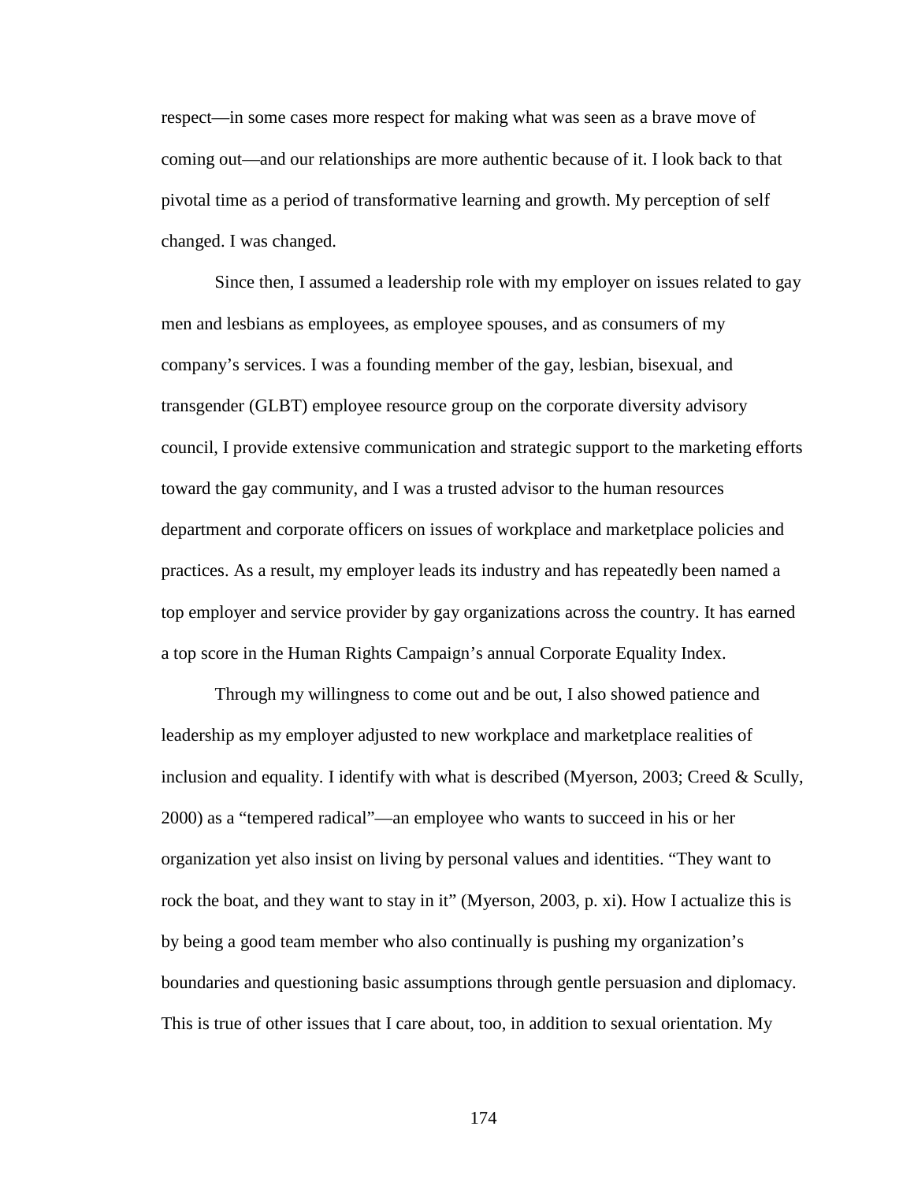respect—in some cases more respect for making what was seen as a brave move of coming out—and our relationships are more authentic because of it. I look back to that pivotal time as a period of transformative learning and growth. My perception of self changed. I was changed.

Since then, I assumed a leadership role with my employer on issues related to gay men and lesbians as employees, as employee spouses, and as consumers of my company's services. I was a founding member of the gay, lesbian, bisexual, and transgender (GLBT) employee resource group on the corporate diversity advisory council, I provide extensive communication and strategic support to the marketing efforts toward the gay community, and I was a trusted advisor to the human resources department and corporate officers on issues of workplace and marketplace policies and practices. As a result, my employer leads its industry and has repeatedly been named a top employer and service provider by gay organizations across the country. It has earned a top score in the Human Rights Campaign's annual Corporate Equality Index.

Through my willingness to come out and be out, I also showed patience and leadership as my employer adjusted to new workplace and marketplace realities of inclusion and equality. I identify with what is described (Myerson, 2003; Creed & Scully, 2000) as a "tempered radical"—an employee who wants to succeed in his or her organization yet also insist on living by personal values and identities. "They want to rock the boat, and they want to stay in it" (Myerson, 2003, p. xi). How I actualize this is by being a good team member who also continually is pushing my organization's boundaries and questioning basic assumptions through gentle persuasion and diplomacy. This is true of other issues that I care about, too, in addition to sexual orientation. My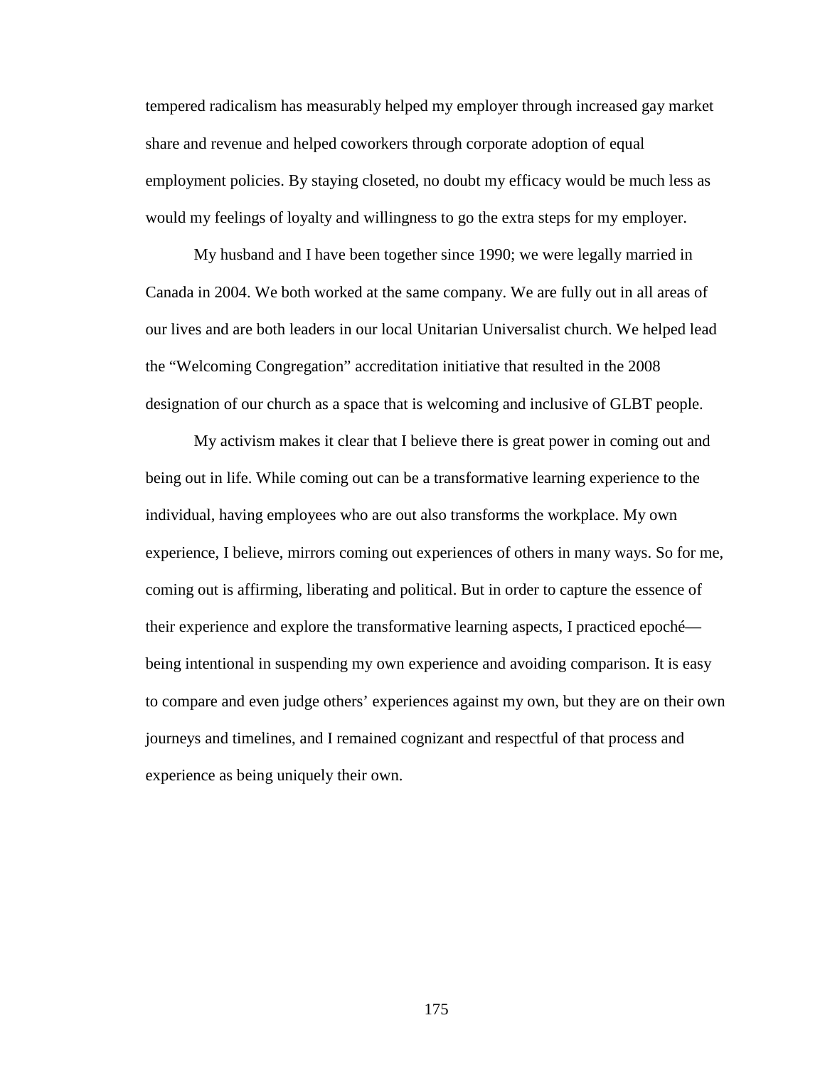tempered radicalism has measurably helped my employer through increased gay market share and revenue and helped coworkers through corporate adoption of equal employment policies. By staying closeted, no doubt my efficacy would be much less as would my feelings of loyalty and willingness to go the extra steps for my employer.

My husband and I have been together since 1990; we were legally married in Canada in 2004. We both worked at the same company. We are fully out in all areas of our lives and are both leaders in our local Unitarian Universalist church. We helped lead the "Welcoming Congregation" accreditation initiative that resulted in the 2008 designation of our church as a space that is welcoming and inclusive of GLBT people.

My activism makes it clear that I believe there is great power in coming out and being out in life. While coming out can be a transformative learning experience to the individual, having employees who are out also transforms the workplace. My own experience, I believe, mirrors coming out experiences of others in many ways. So for me, coming out is affirming, liberating and political. But in order to capture the essence of their experience and explore the transformative learning aspects, I practiced epoché—being intentional in suspending my own experience and avoiding comparison. It is easy to compare and even judge others' experiences against my own, but they are on their own journeys and timelines, and I remained cognizant and respectful of that process and experience as being uniquely their own.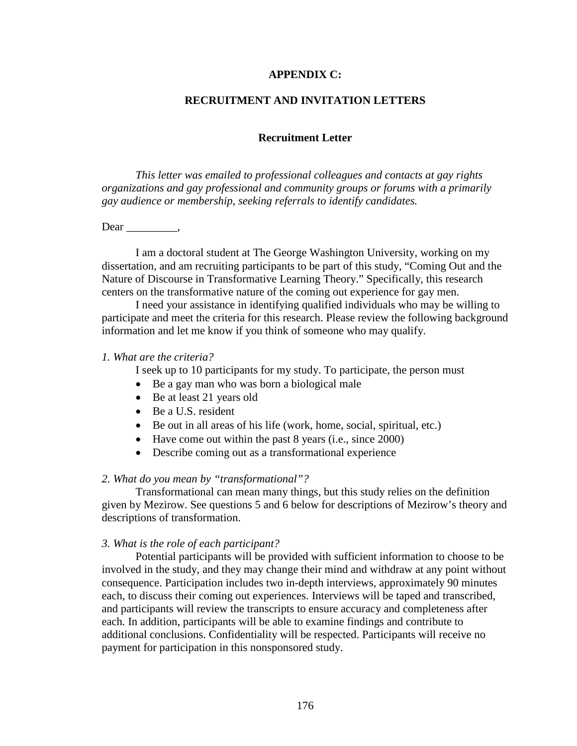# APPENDIX C:

# RECRUITMENT AND INVITATION LETTERS

## Recruitment Letter

*This letter was emailed to professional colleagues and contacts at gay rights organizations and gay professional and community groups or forums with a primarily gay audience or membership, seeking referrals to identify candidates.*

Dear _________,

I am a doctoral student at The George Washington University, working on my dissertation, and am recruiting participants to be part of this study, "Coming Out and the Nature of Discourse in Transformative Learning Theory." Specifically, this research centers on the transformative nature of the coming out experience for gay men.

I need your assistance in identifying qualified individuals who may be willing to participate and meet the criteria for this research. Please review the following background information and let me know if you think of someone who may qualify.

*1. What are the criteria?*

I seek up to 10 participants for my study. To participate, the person must

- Be a gay man who was born a biological male
- Be at least 21 years old
- Be a U.S. resident
- Be out in all areas of his life (work, home, social, spiritual, etc.)
- Have come out within the past 8 years (i.e., since 2000)
- Describe coming out as a transformational experience

*2. What do you mean by "transformational"?*

Transformational can mean many things, but this study relies on the definition given by Mezirow. See questions 5 and 6 below for descriptions of Mezirow's theory and descriptions of transformation.

*3. What is the role of each participant?*

Potential participants will be provided with sufficient information to choose to be involved in the study, and they may change their mind and withdraw at any point without consequence. Participation includes two in-depth interviews, approximately 90 minutes each, to discuss their coming out experiences. Interviews will be taped and transcribed, and participants will review the transcripts to ensure accuracy and completeness after each. In addition, participants will be able to examine findings and contribute to additional conclusions. Confidentiality will be respected. Participants will receive no payment for participation in this nonsponsored study.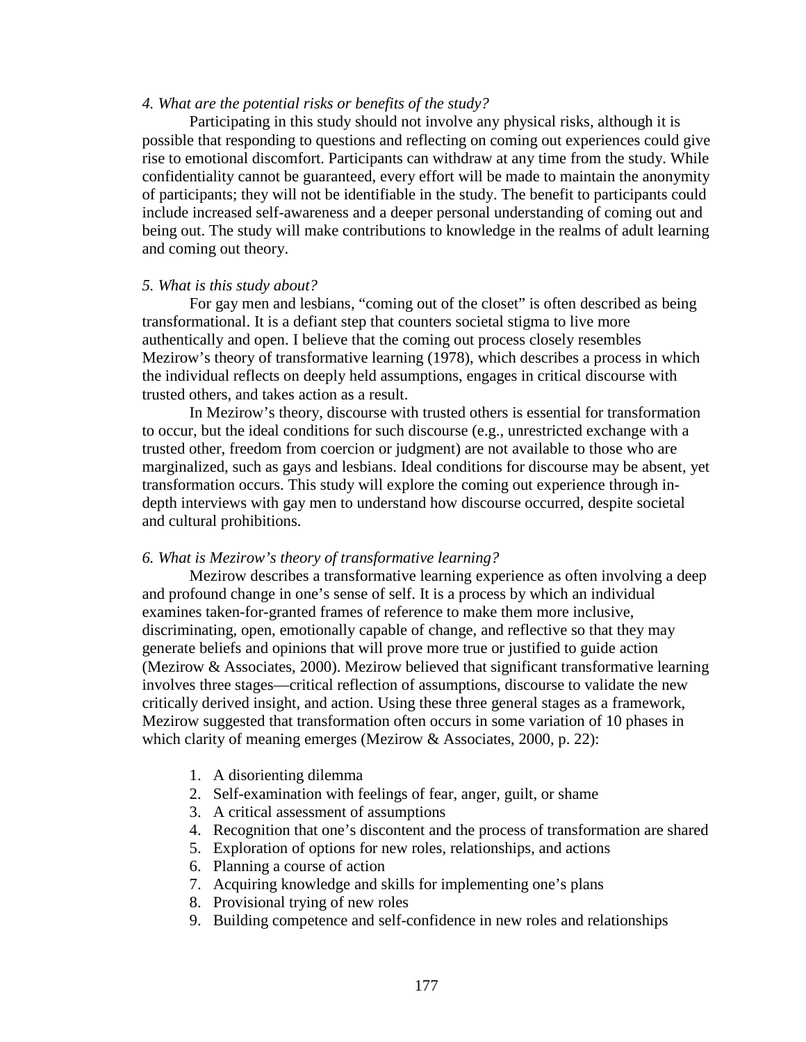*4. What are the potential risks or benefits of the study?*

Participating in this study should not involve any physical risks, although it is possible that responding to questions and reflecting on coming out experiences could give rise to emotional discomfort. Participants can withdraw at any time from the study. While confidentiality cannot be guaranteed, every effort will be made to maintain the anonymity of participants; they will not be identifiable in the study. The benefit to participants could include increased self-awareness and a deeper personal understanding of coming out and being out. The study will make contributions to knowledge in the realms of adult learning and coming out theory.

*5. What is this study about?*

For gay men and lesbians, "coming out of the closet" is often described as being transformational. It is a defiant step that counters societal stigma to live more authentically and open. I believe that the coming out process closely resembles Mezirow's theory of transformative learning (1978), which describes a process in which the individual reflects on deeply held assumptions, engages in critical discourse with trusted others, and takes action as a result.

In Mezirow's theory, discourse with trusted others is essential for transformation to occur, but the ideal conditions for such discourse (e.g., unrestricted exchange with a trusted other, freedom from coercion or judgment) are not available to those who are marginalized, such as gays and lesbians. Ideal conditions for discourse may be absent, yet transformation occurs. This study will explore the coming out experience through in-depth interviews with gay men to understand how discourse occurred, despite societal and cultural prohibitions.

*6. What is Mezirow's theory of transformative learning?*

Mezirow describes a transformative learning experience as often involving a deep and profound change in one's sense of self. It is a process by which an individual examines taken-for-granted frames of reference to make them more inclusive, discriminating, open, emotionally capable of change, and reflective so that they may generate beliefs and opinions that will prove more true or justified to guide action (Mezirow & Associates, 2000). Mezirow believed that significant transformative learning involves three stages—critical reflection of assumptions, discourse to validate the new critically derived insight, and action. Using these three general stages as a framework, Mezirow suggested that transformation often occurs in some variation of 10 phases in which clarity of meaning emerges (Mezirow & Associates, 2000, p. 22):

1. A disorienting dilemma
2. Self-examination with feelings of fear, anger, guilt, or shame
3. A critical assessment of assumptions
4. Recognition that one's discontent and the process of transformation are shared
5. Exploration of options for new roles, relationships, and actions
6. Planning a course of action
7. Acquiring knowledge and skills for implementing one's plans
8. Provisional trying of new roles
9. Building competence and self-confidence in new roles and relationships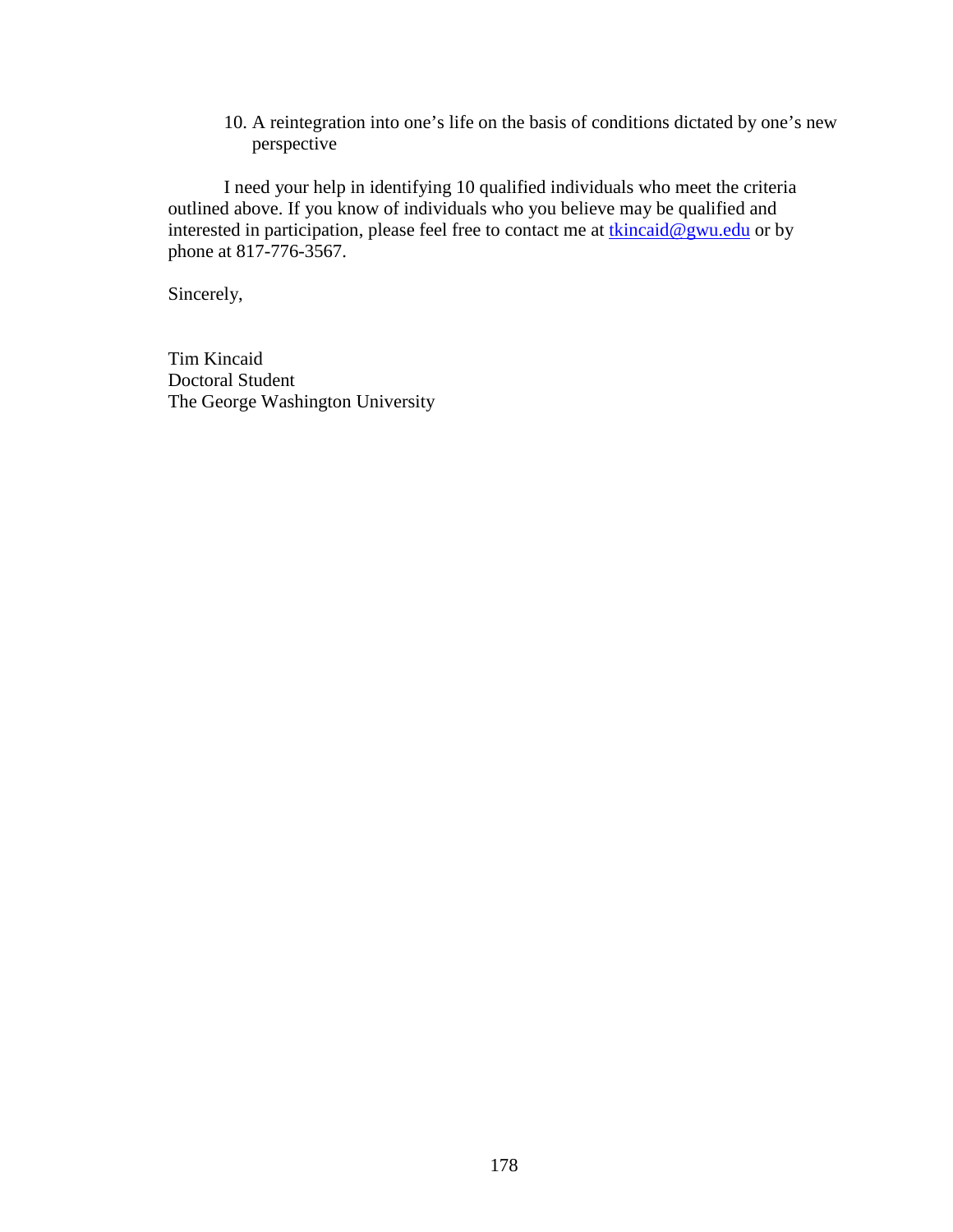10. A reintegration into one's life on the basis of conditions dictated by one's new perspective

I need your help in identifying 10 qualified individuals who meet the criteria outlined above. If you know of individuals who you believe may be qualified and interested in participation, please feel free to contact me at tkincaid@gwu.edu or by phone at 817-776-3567.

Sincerely,

Tim Kincaid
Doctoral Student
The George Washington University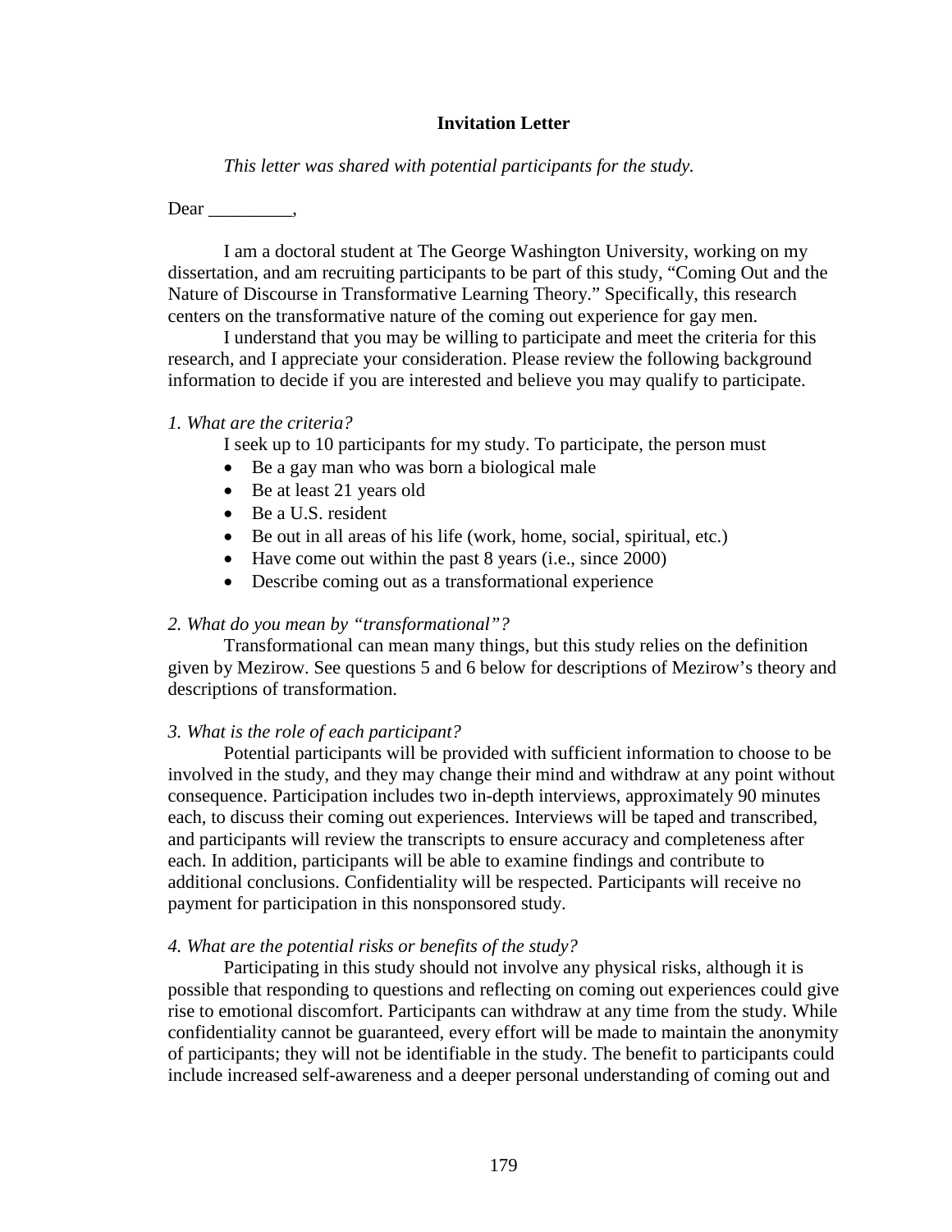**Invitation Letter**

*This letter was shared with potential participants for the study.*

Dear _________,

I am a doctoral student at The George Washington University, working on my dissertation, and am recruiting participants to be part of this study, "Coming Out and the Nature of Discourse in Transformative Learning Theory." Specifically, this research centers on the transformative nature of the coming out experience for gay men.

I understand that you may be willing to participate and meet the criteria for this research, and I appreciate your consideration. Please review the following background information to decide if you are interested and believe you may qualify to participate.

*1. What are the criteria?*

I seek up to 10 participants for my study. To participate, the person must

- Be a gay man who was born a biological male
- Be at least 21 years old
- Be a U.S. resident
- Be out in all areas of his life (work, home, social, spiritual, etc.)
- Have come out within the past 8 years (i.e., since 2000)
- Describe coming out as a transformational experience

*2. What do you mean by "transformational"?*

Transformational can mean many things, but this study relies on the definition given by Mezirow. See questions 5 and 6 below for descriptions of Mezirow's theory and descriptions of transformation.

*3. What is the role of each participant?*

Potential participants will be provided with sufficient information to choose to be involved in the study, and they may change their mind and withdraw at any point without consequence. Participation includes two in-depth interviews, approximately 90 minutes each, to discuss their coming out experiences. Interviews will be taped and transcribed, and participants will review the transcripts to ensure accuracy and completeness after each. In addition, participants will be able to examine findings and contribute to additional conclusions. Confidentiality will be respected. Participants will receive no payment for participation in this nonsponsored study.

*4. What are the potential risks or benefits of the study?*

Participating in this study should not involve any physical risks, although it is possible that responding to questions and reflecting on coming out experiences could give rise to emotional discomfort. Participants can withdraw at any time from the study. While confidentiality cannot be guaranteed, every effort will be made to maintain the anonymity of participants; they will not be identifiable in the study. The benefit to participants could include increased self-awareness and a deeper personal understanding of coming out and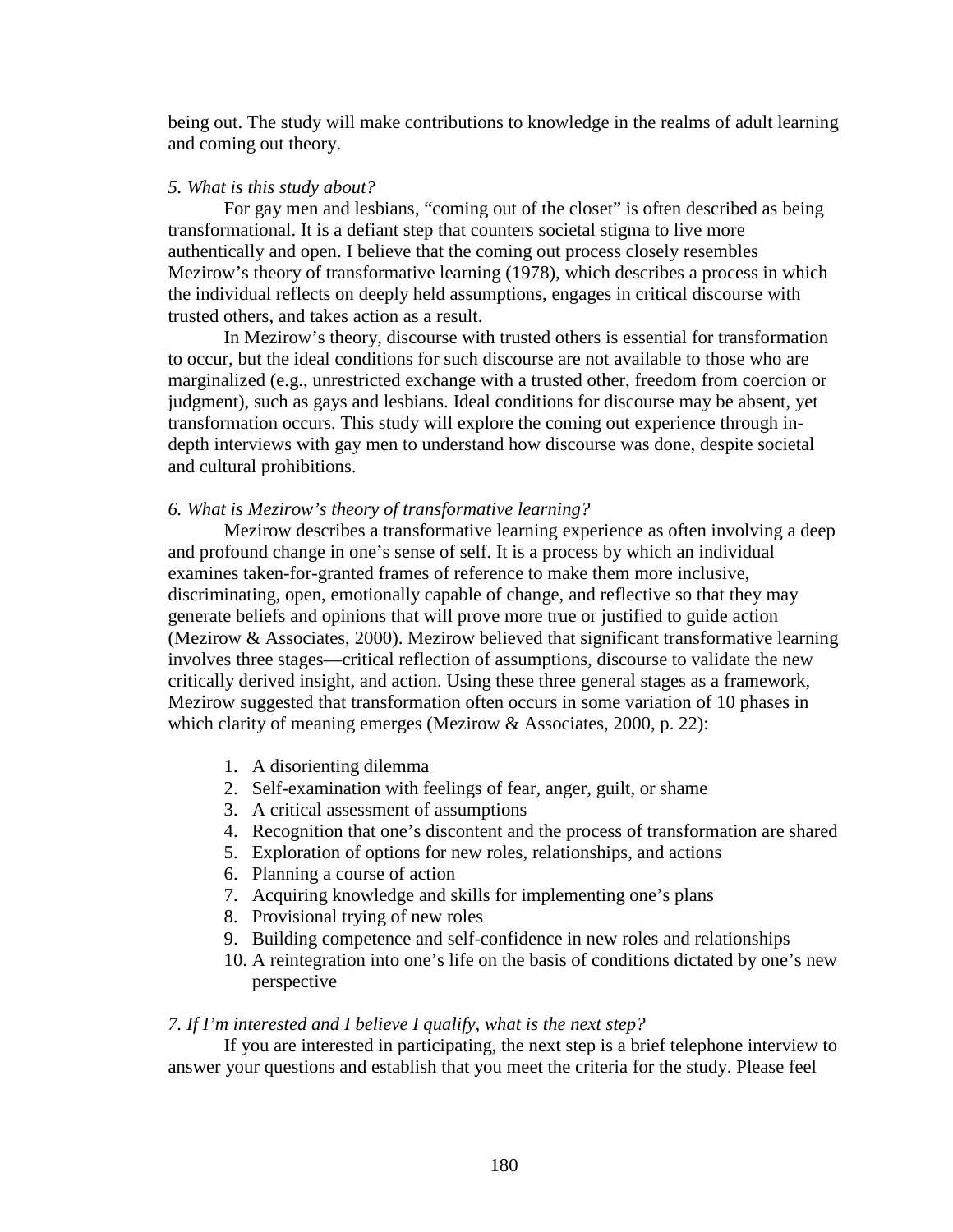being out. The study will make contributions to knowledge in the realms of adult learning and coming out theory.

*5. What is this study about?*

For gay men and lesbians, "coming out of the closet" is often described as being transformational. It is a defiant step that counters societal stigma to live more authentically and open. I believe that the coming out process closely resembles Mezirow's theory of transformative learning (1978), which describes a process in which the individual reflects on deeply held assumptions, engages in critical discourse with trusted others, and takes action as a result.

In Mezirow's theory, discourse with trusted others is essential for transformation to occur, but the ideal conditions for such discourse are not available to those who are marginalized (e.g., unrestricted exchange with a trusted other, freedom from coercion or judgment), such as gays and lesbians. Ideal conditions for discourse may be absent, yet transformation occurs. This study will explore the coming out experience through in-depth interviews with gay men to understand how discourse was done, despite societal and cultural prohibitions.

*6. What is Mezirow's theory of transformative learning?*

Mezirow describes a transformative learning experience as often involving a deep and profound change in one's sense of self. It is a process by which an individual examines taken-for-granted frames of reference to make them more inclusive, discriminating, open, emotionally capable of change, and reflective so that they may generate beliefs and opinions that will prove more true or justified to guide action (Mezirow & Associates, 2000). Mezirow believed that significant transformative learning involves three stages—critical reflection of assumptions, discourse to validate the new critically derived insight, and action. Using these three general stages as a framework, Mezirow suggested that transformation often occurs in some variation of 10 phases in which clarity of meaning emerges (Mezirow & Associates, 2000, p. 22):

1. A disorienting dilemma
2. Self-examination with feelings of fear, anger, guilt, or shame
3. A critical assessment of assumptions
4. Recognition that one's discontent and the process of transformation are shared
5. Exploration of options for new roles, relationships, and actions
6. Planning a course of action
7. Acquiring knowledge and skills for implementing one's plans
8. Provisional trying of new roles
9. Building competence and self-confidence in new roles and relationships
10. A reintegration into one's life on the basis of conditions dictated by one's new perspective

*7. If I'm interested and I believe I qualify, what is the next step?*

If you are interested in participating, the next step is a brief telephone interview to answer your questions and establish that you meet the criteria for the study. Please feel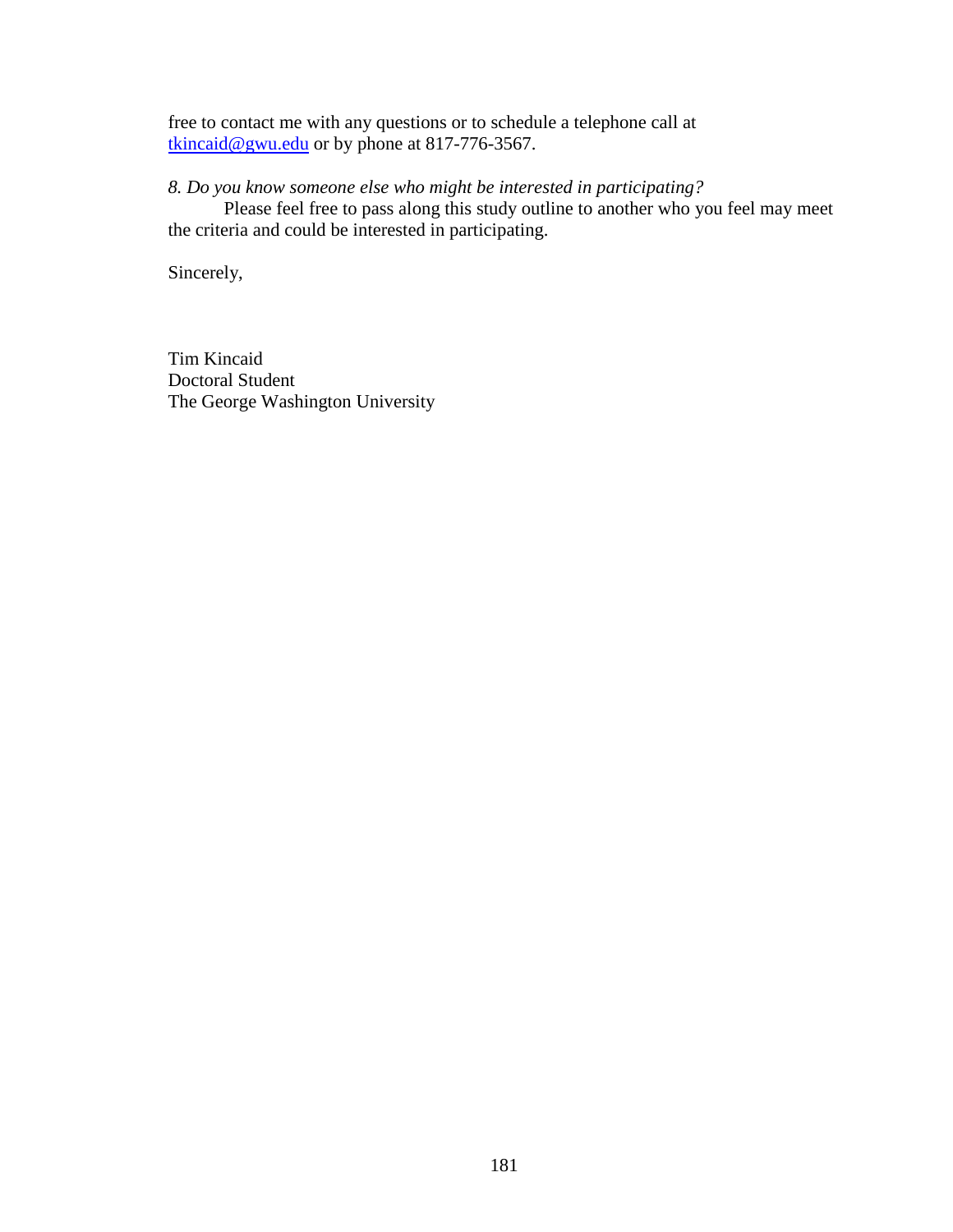free to contact me with any questions or to schedule a telephone call at tkincaid@gwu.edu or by phone at 817-776-3567.

*8. Do you know someone else who might be interested in participating?*

Please feel free to pass along this study outline to another who you feel may meet the criteria and could be interested in participating.

Sincerely,

Tim Kincaid
Doctoral Student
The George Washington University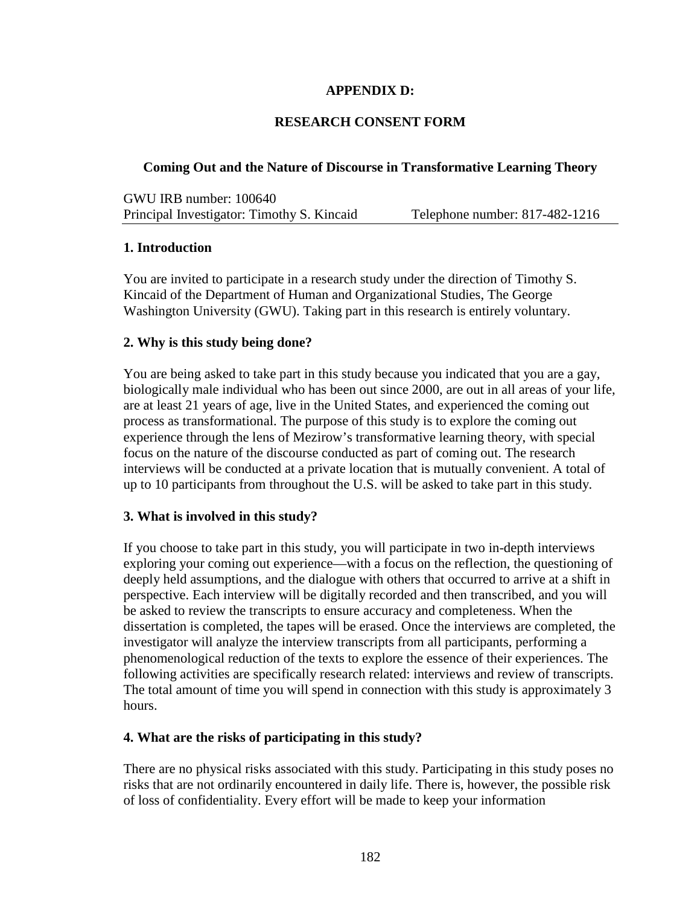**APPENDIX D:**

**RESEARCH CONSENT FORM**

**Coming Out and the Nature of Discourse in Transformative Learning Theory**

GWU IRB number: 100640
Principal Investigator: Timothy S. Kincaid Telephone number: 817-482-1216

### 1. Introduction

You are invited to participate in a research study under the direction of Timothy S. Kincaid of the Department of Human and Organizational Studies, The George Washington University (GWU). Taking part in this research is entirely voluntary.

### 2. Why is this study being done?

You are being asked to take part in this study because you indicated that you are a gay, biologically male individual who has been out since 2000, are out in all areas of your life, are at least 21 years of age, live in the United States, and experienced the coming out process as transformational. The purpose of this study is to explore the coming out experience through the lens of Mezirow's transformative learning theory, with special focus on the nature of the discourse conducted as part of coming out. The research interviews will be conducted at a private location that is mutually convenient. A total of up to 10 participants from throughout the U.S. will be asked to take part in this study.

### 3. What is involved in this study?

If you choose to take part in this study, you will participate in two in-depth interviews exploring your coming out experience—with a focus on the reflection, the questioning of deeply held assumptions, and the dialogue with others that occurred to arrive at a shift in perspective. Each interview will be digitally recorded and then transcribed, and you will be asked to review the transcripts to ensure accuracy and completeness. When the dissertation is completed, the tapes will be erased. Once the interviews are completed, the investigator will analyze the interview transcripts from all participants, performing a phenomenological reduction of the texts to explore the essence of their experiences. The following activities are specifically research related: interviews and review of transcripts. The total amount of time you will spend in connection with this study is approximately 3 hours.

### 4. What are the risks of participating in this study?

There are no physical risks associated with this study. Participating in this study poses no risks that are not ordinarily encountered in daily life. There is, however, the possible risk of loss of confidentiality. Every effort will be made to keep your information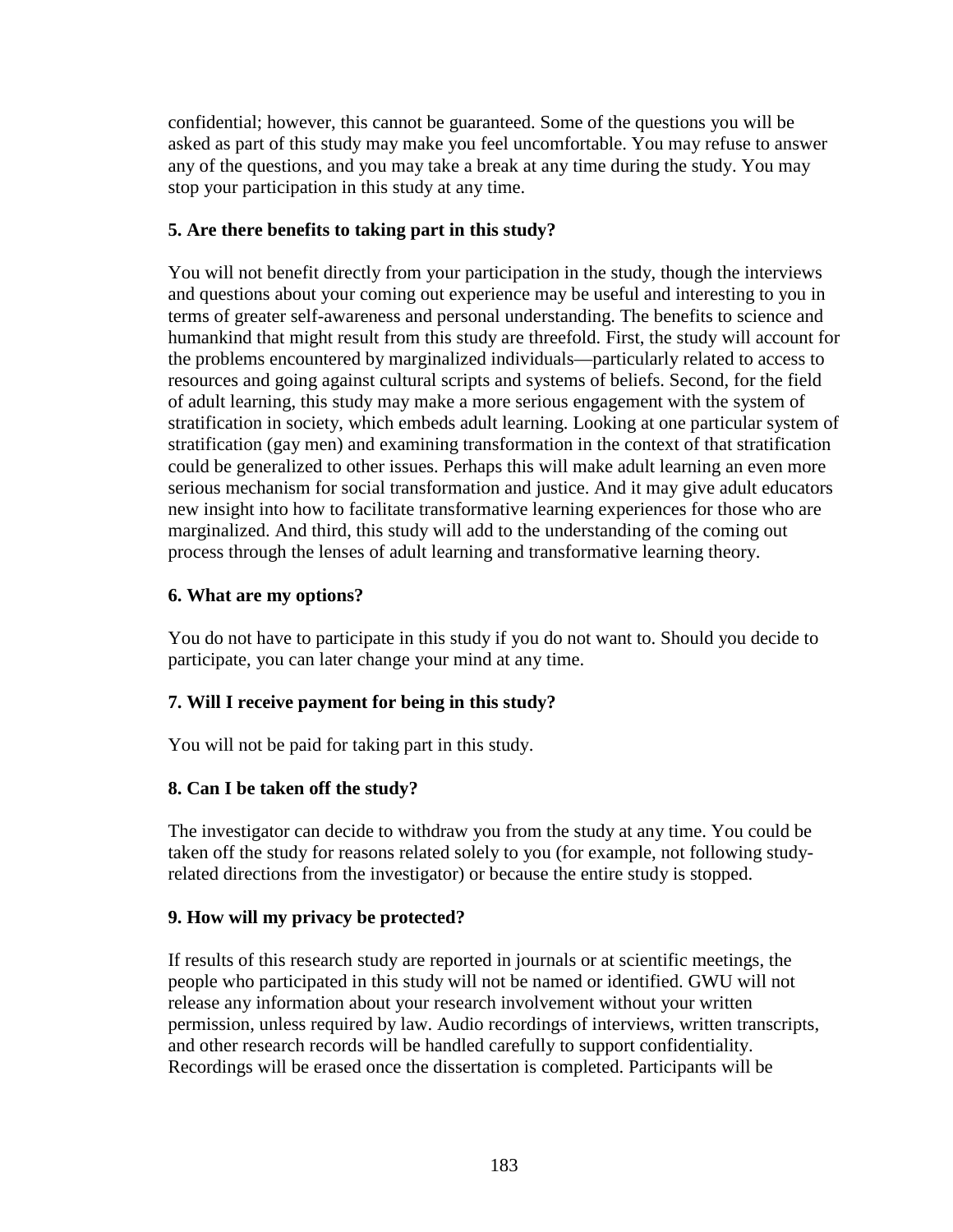confidential; however, this cannot be guaranteed. Some of the questions you will be asked as part of this study may make you feel uncomfortable. You may refuse to answer any of the questions, and you may take a break at any time during the study. You may stop your participation in this study at any time.

**5. Are there benefits to taking part in this study?**

You will not benefit directly from your participation in the study, though the interviews and questions about your coming out experience may be useful and interesting to you in terms of greater self-awareness and personal understanding. The benefits to science and humankind that might result from this study are threefold. First, the study will account for the problems encountered by marginalized individuals—particularly related to access to resources and going against cultural scripts and systems of beliefs. Second, for the field of adult learning, this study may make a more serious engagement with the system of stratification in society, which embeds adult learning. Looking at one particular system of stratification (gay men) and examining transformation in the context of that stratification could be generalized to other issues. Perhaps this will make adult learning an even more serious mechanism for social transformation and justice. And it may give adult educators new insight into how to facilitate transformative learning experiences for those who are marginalized. And third, this study will add to the understanding of the coming out process through the lenses of adult learning and transformative learning theory.

**6. What are my options?**

You do not have to participate in this study if you do not want to. Should you decide to participate, you can later change your mind at any time.

**7. Will I receive payment for being in this study?**

You will not be paid for taking part in this study.

**8. Can I be taken off the study?**

The investigator can decide to withdraw you from the study at any time. You could be taken off the study for reasons related solely to you (for example, not following study-related directions from the investigator) or because the entire study is stopped.

**9. How will my privacy be protected?**

If results of this research study are reported in journals or at scientific meetings, the people who participated in this study will not be named or identified. GWU will not release any information about your research involvement without your written permission, unless required by law. Audio recordings of interviews, written transcripts, and other research records will be handled carefully to support confidentiality. Recordings will be erased once the dissertation is completed. Participants will be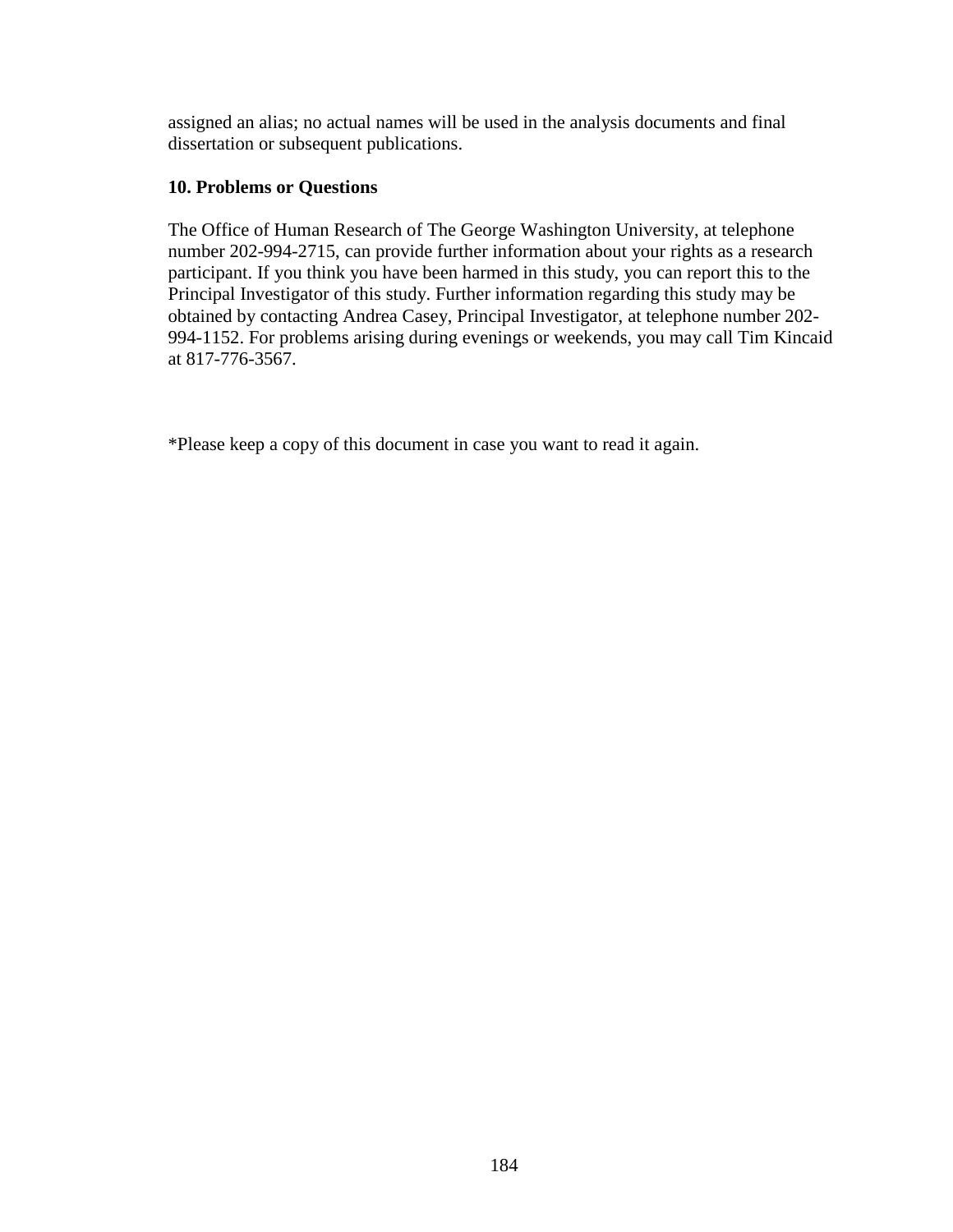assigned an alias; no actual names will be used in the analysis documents and final dissertation or subsequent publications.

**10. Problems or Questions**

The Office of Human Research of The George Washington University, at telephone number 202-994-2715, can provide further information about your rights as a research participant. If you think you have been harmed in this study, you can report this to the Principal Investigator of this study. Further information regarding this study may be obtained by contacting Andrea Casey, Principal Investigator, at telephone number 202-994-1152. For problems arising during evenings or weekends, you may call Tim Kincaid at 817-776-3567.

*Please keep a copy of this document in case you want to read it again.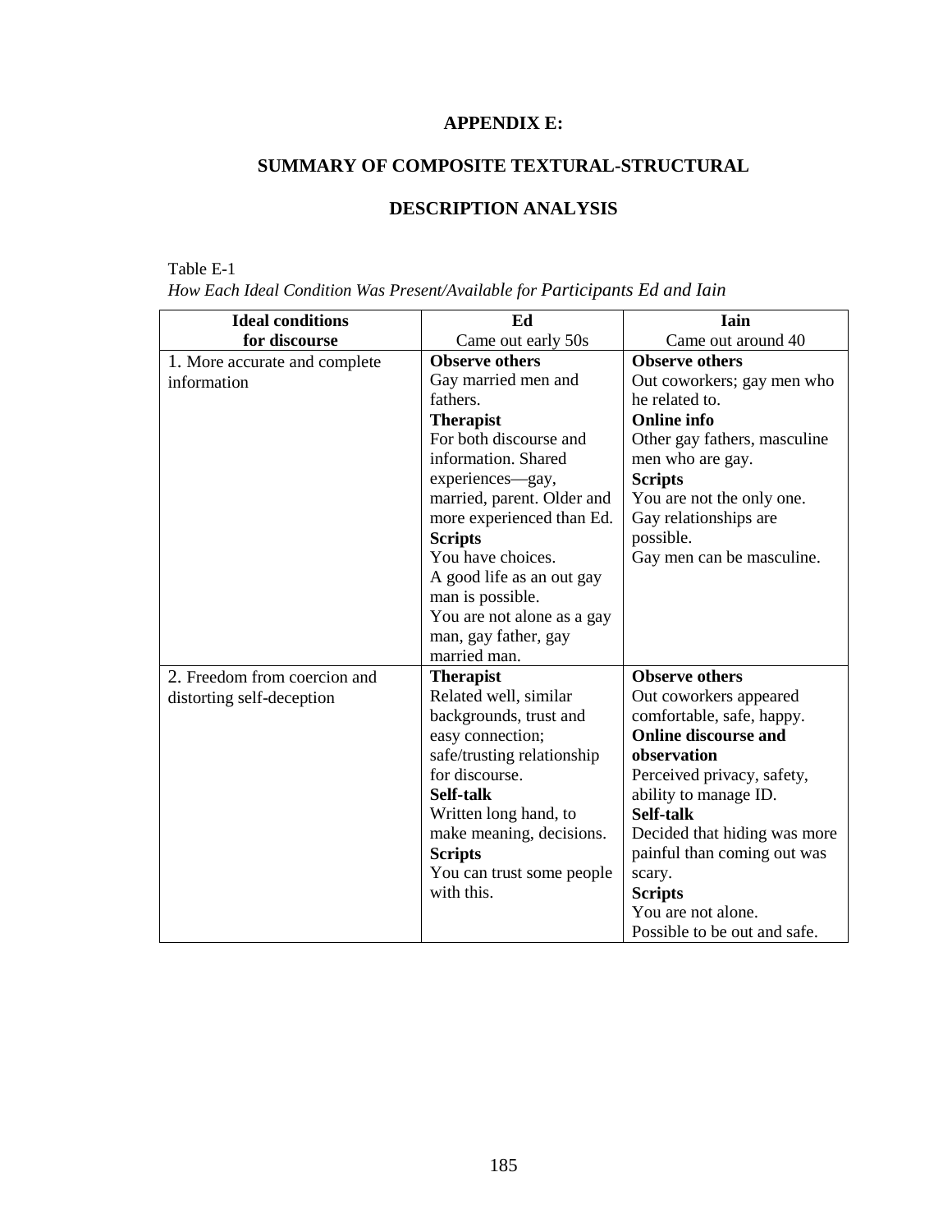# APPENDIX E:

## SUMMARY OF COMPOSITE TEXTURAL-STRUCTURAL DESCRIPTION ANALYSIS

Table E-1

*How Each Ideal Condition Was Present/Available for Participants Ed and Iain*

| Ideal conditions for discourse | Ed<br>Came out early 50s | Iain<br>Came out around 40 |
|---|---|---|
| 1. More accurate and complete information | **Observe others**<br>Gay married men and fathers.<br>**Therapist**<br>For both discourse and information. Shared experiences—gay, married, parent. Older and more experienced than Ed.<br>**Scripts**<br>You have choices.<br>A good life as an out gay man is possible.<br>You are not alone as a gay man, gay father, gay married man. | **Observe others**<br>Out coworkers; gay men who he related to.<br>**Online info**<br>Other gay fathers, masculine men who are gay.<br>**Scripts**<br>You are not the only one.<br>Gay relationships are possible.<br>Gay men can be masculine. |
| 2. Freedom from coercion and distorting self-deception | **Therapist**<br>Related well, similar backgrounds, trust and easy connection; safe/trusting relationship for discourse.<br>**Self-talk**<br>Written long hand, to make meaning, decisions.<br>**Scripts**<br>You can trust some people with this. | **Observe others**<br>Out coworkers appeared comfortable, safe, happy.<br>**Online discourse and observation**<br>Perceived privacy, safety, ability to manage ID.<br>**Self-talk**<br>Decided that hiding was more painful than coming out was scary.<br>**Scripts**<br>You are not alone.<br>Possible to be out and safe. |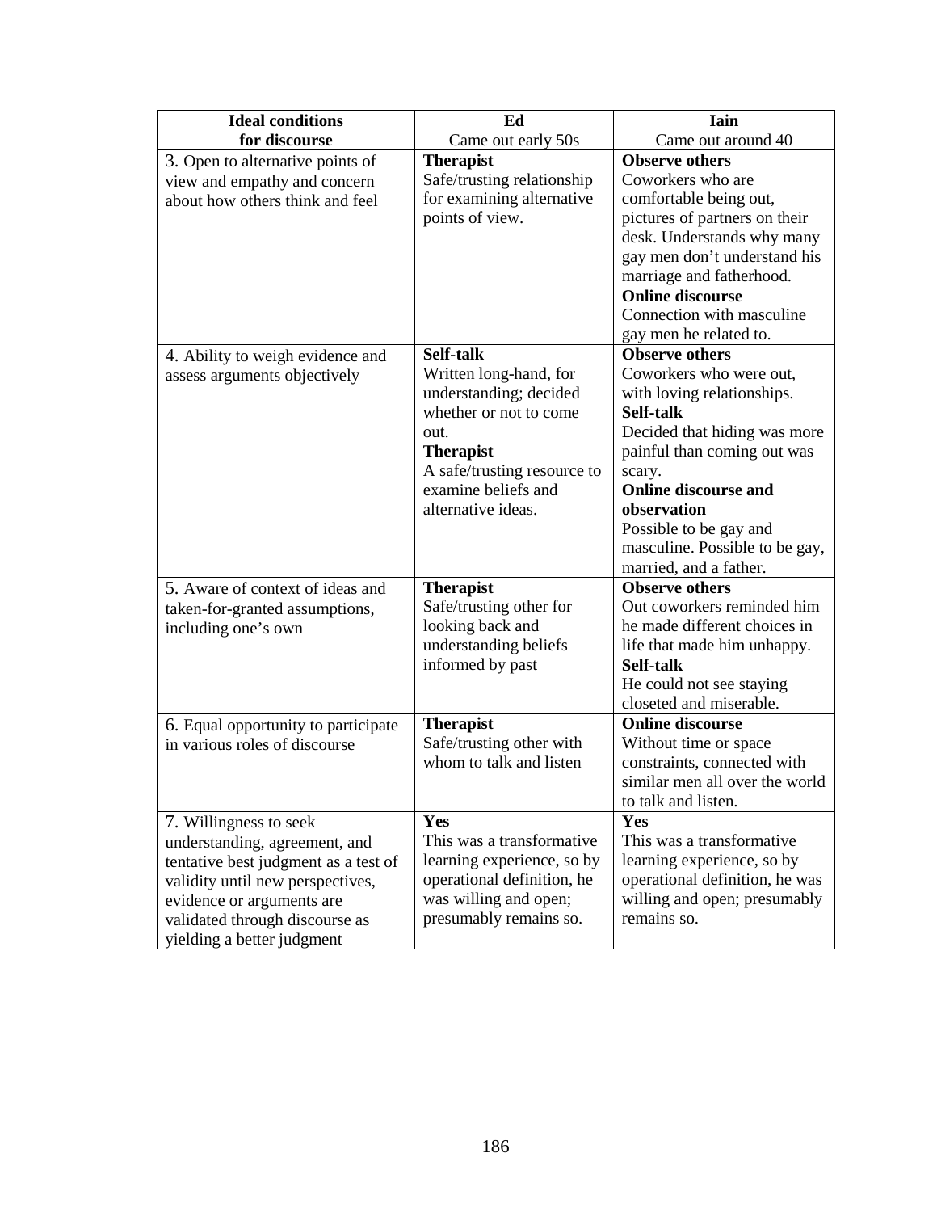| **Ideal conditions for discourse** | **Ed** Came out early 50s | **Iain** Came out around 40 |
|---|---|---|
| 3. Open to alternative points of view and empathy and concern about how others think and feel | **Therapist** Safe/trusting relationship for examining alternative points of view. | **Observe others** Coworkers who are comfortable being out, pictures of partners on their desk. Understands why many gay men don't understand his marriage and fatherhood. **Online discourse** Connection with masculine gay men he related to. |
| 4. Ability to weigh evidence and assess arguments objectively | **Self-talk** Written long-hand, for understanding; decided whether or not to come out. **Therapist** A safe/trusting resource to examine beliefs and alternative ideas. | **Observe others** Coworkers who were out, with loving relationships. **Self-talk** Decided that hiding was more painful than coming out was scary. **Online discourse and observation** Possible to be gay and masculine. Possible to be gay, married, and a father. |
| 5. Aware of context of ideas and taken-for-granted assumptions, including one's own | **Therapist** Safe/trusting other for looking back and understanding beliefs informed by past | **Observe others** Out coworkers reminded him he made different choices in life that made him unhappy. **Self-talk** He could not see staying closeted and miserable. |
| 6. Equal opportunity to participate in various roles of discourse | **Therapist** Safe/trusting other with whom to talk and listen | **Online discourse** Without time or space constraints, connected with similar men all over the world to talk and listen. |
| 7. Willingness to seek understanding, agreement, and tentative best judgment as a test of validity until new perspectives, evidence or arguments are validated through discourse as yielding a better judgment | **Yes** This was a transformative learning experience, so by operational definition, he was willing and open; presumably remains so. | **Yes** This was a transformative learning experience, so by operational definition, he was willing and open; presumably remains so. |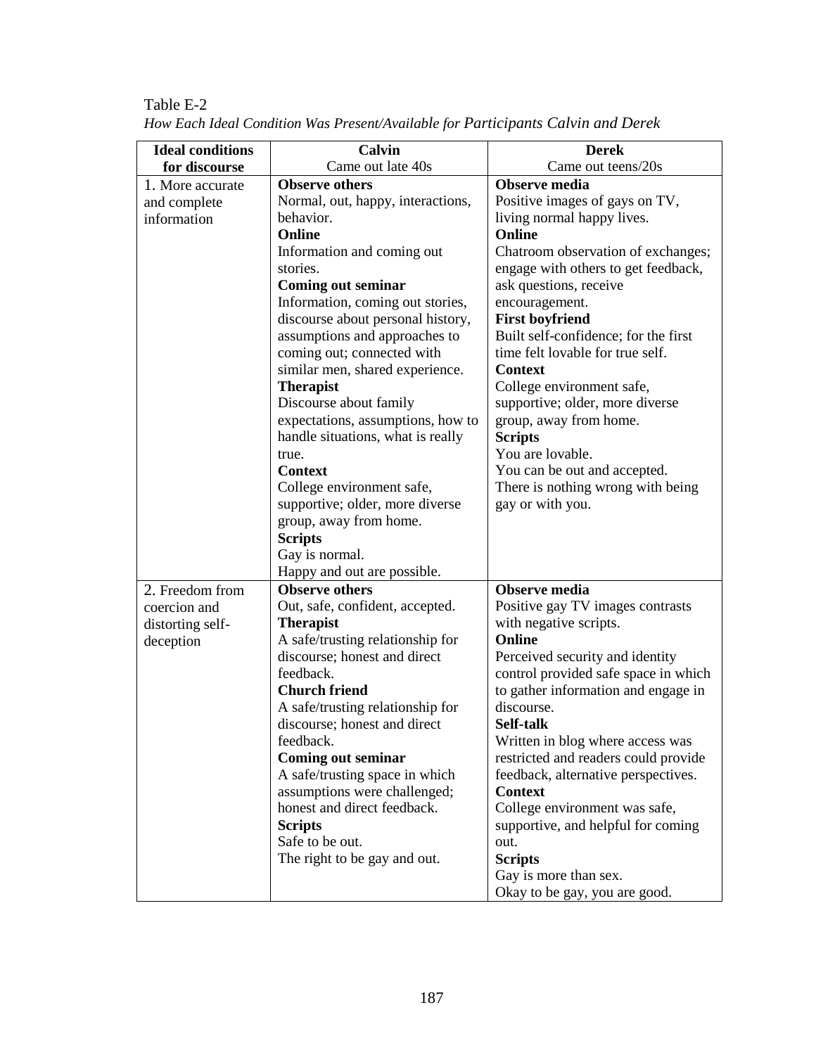Table E-2

*How Each Ideal Condition Was Present/Available for Participants Calvin and Derek*

| Ideal conditions for discourse | Calvin<br>Came out late 40s | Derek<br>Came out teens/20s |
|---|---|---|
| 1. More accurate and complete information | **Observe others**<br>Normal, out, happy, interactions, behavior.<br>**Online**<br>Information and coming out stories.<br>**Coming out seminar**<br>Information, coming out stories, discourse about personal history, assumptions and approaches to coming out; connected with similar men, shared experience.<br>**Therapist**<br>Discourse about family expectations, assumptions, how to handle situations, what is really true.<br>**Context**<br>College environment safe, supportive; older, more diverse group, away from home.<br>**Scripts**<br>Gay is normal.<br>Happy and out are possible. | **Observe media**<br>Positive images of gays on TV, living normal happy lives.<br>**Online**<br>Chatroom observation of exchanges; engage with others to get feedback, ask questions, receive encouragement.<br>**First boyfriend**<br>Built self-confidence; for the first time felt lovable for true self.<br>**Context**<br>College environment safe, supportive; older, more diverse group, away from home.<br>**Scripts**<br>You are lovable.<br>You can be out and accepted.<br>There is nothing wrong with being gay or with you. |
| 2. Freedom from coercion and distorting self-deception | **Observe others**<br>Out, safe, confident, accepted.<br>**Therapist**<br>A safe/trusting relationship for discourse; honest and direct feedback.<br>**Church friend**<br>A safe/trusting relationship for discourse; honest and direct feedback.<br>**Coming out seminar**<br>A safe/trusting space in which assumptions were challenged; honest and direct feedback.<br>**Scripts**<br>Safe to be out.<br>The right to be gay and out. | **Observe media**<br>Positive gay TV images contrasts with negative scripts.<br>**Online**<br>Perceived security and identity control provided safe space in which to gather information and engage in discourse.<br>**Self-talk**<br>Written in blog where access was restricted and readers could provide feedback, alternative perspectives.<br>**Context**<br>College environment was safe, supportive, and helpful for coming out.<br>**Scripts**<br>Gay is more than sex.<br>Okay to be gay, you are good. |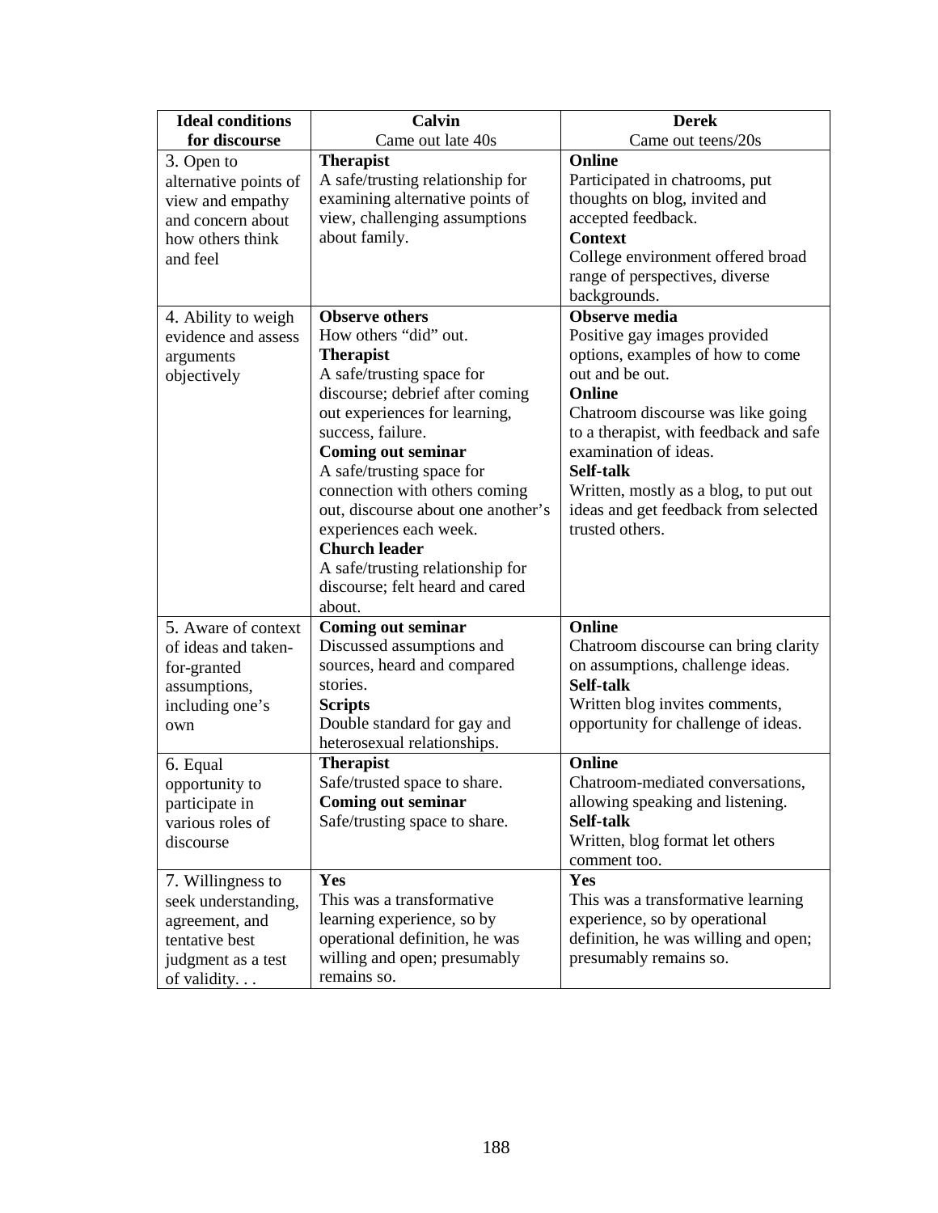| Ideal conditions for discourse | Calvin<br>Came out late 40s | Derek<br>Came out teens/20s |
|---|---|---|
| 3. Open to alternative points of view and empathy and concern about how others think and feel | **Therapist**<br>A safe/trusting relationship for examining alternative points of view, challenging assumptions about family. | **Online**<br>Participated in chatrooms, put thoughts on blog, invited and accepted feedback.<br>**Context**<br>College environment offered broad range of perspectives, diverse backgrounds. |
| 4. Ability to weigh evidence and assess arguments objectively | **Observe others**<br>How others "did" out.<br>**Therapist**<br>A safe/trusting space for discourse; debrief after coming out experiences for learning, success, failure.<br>**Coming out seminar**<br>A safe/trusting space for connection with others coming out, discourse about one another's experiences each week.<br>**Church leader**<br>A safe/trusting relationship for discourse; felt heard and cared about. | **Observe media**<br>Positive gay images provided options, examples of how to come out and be out.<br>**Online**<br>Chatroom discourse was like going to a therapist, with feedback and safe examination of ideas.<br>**Self-talk**<br>Written, mostly as a blog, to put out ideas and get feedback from selected trusted others. |
| 5. Aware of context of ideas and taken-for-granted assumptions, including one's own | **Coming out seminar**<br>Discussed assumptions and sources, heard and compared stories.<br>**Scripts**<br>Double standard for gay and heterosexual relationships. | **Online**<br>Chatroom discourse can bring clarity on assumptions, challenge ideas.<br>**Self-talk**<br>Written blog invites comments, opportunity for challenge of ideas. |
| 6. Equal opportunity to participate in various roles of discourse | **Therapist**<br>Safe/trusted space to share.<br>**Coming out seminar**<br>Safe/trusting space to share. | **Online**<br>Chatroom-mediated conversations, allowing speaking and listening.<br>**Self-talk**<br>Written, blog format let others comment too. |
| 7. Willingness to seek understanding, agreement, and tentative best judgment as a test of validity. . . | **Yes**<br>This was a transformative learning experience, so by operational definition, he was willing and open; presumably remains so. | **Yes**<br>This was a transformative learning experience, so by operational definition, he was willing and open; presumably remains so. |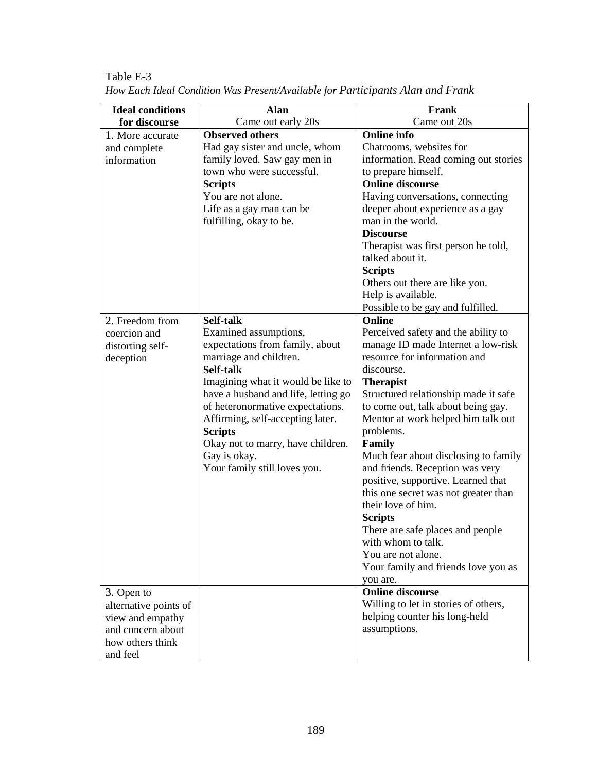Table E-3

*How Each Ideal Condition Was Present/Available for Participants Alan and Frank*

| **Ideal conditions for discourse** | **Alan**<br>Came out early 20s | **Frank**<br>Came out 20s |
|---|---|---|
| 1. More accurate and complete information | **Observed others**<br>Had gay sister and uncle, whom family loved. Saw gay men in town who were successful.<br>**Scripts**<br>You are not alone.<br>Life as a gay man can be fulfilling, okay to be. | **Online info**<br>Chatrooms, websites for information. Read coming out stories to prepare himself.<br>**Online discourse**<br>Having conversations, connecting deeper about experience as a gay man in the world.<br>**Discourse**<br>Therapist was first person he told, talked about it.<br>**Scripts**<br>Others out there are like you.<br>Help is available.<br>Possible to be gay and fulfilled. |
| 2. Freedom from coercion and distorting self-deception | **Self-talk**<br>Examined assumptions, expectations from family, about marriage and children.<br>**Self-talk**<br>Imagining what it would be like to have a husband and life, letting go of heteronormative expectations. Affirming, self-accepting later.<br>**Scripts**<br>Okay not to marry, have children.<br>Gay is okay.<br>Your family still loves you. | **Online**<br>Perceived safety and the ability to manage ID made Internet a low-risk resource for information and discourse.<br>**Therapist**<br>Structured relationship made it safe to come out, talk about being gay. Mentor at work helped him talk out problems.<br>**Family**<br>Much fear about disclosing to family and friends. Reception was very positive, supportive. Learned that this one secret was not greater than their love of him.<br>**Scripts**<br>There are safe places and people with whom to talk.<br>You are not alone.<br>Your family and friends love you as you are. |
| 3. Open to alternative points of view and empathy and concern about how others think and feel | | **Online discourse**<br>Willing to let in stories of others, helping counter his long-held assumptions. |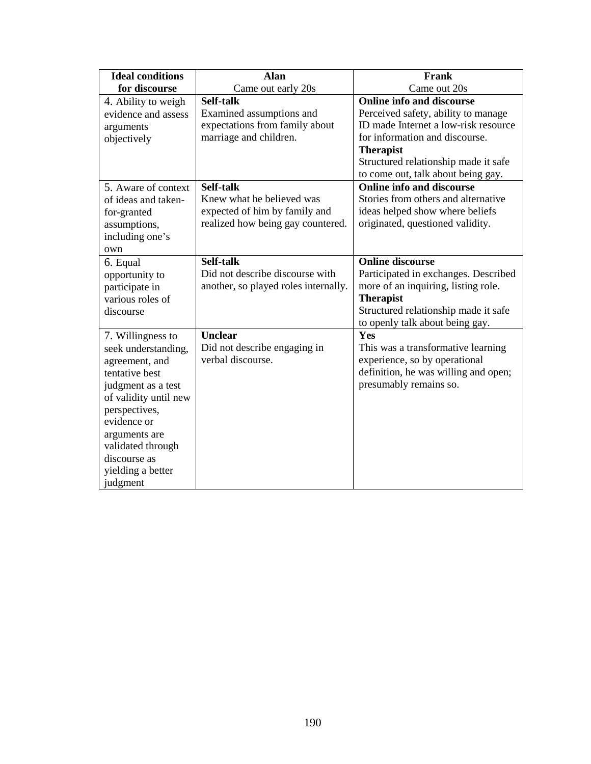| Ideal conditions for discourse | Alan<br>Came out early 20s | Frank<br>Came out 20s |
|---|---|---|
| 4. Ability to weigh evidence and assess arguments objectively | **Self-talk**<br>Examined assumptions and expectations from family about marriage and children. | **Online info and discourse**<br>Perceived safety, ability to manage ID made Internet a low-risk resource for information and discourse.<br>**Therapist**<br>Structured relationship made it safe to come out, talk about being gay. |
| 5. Aware of context of ideas and taken-for-granted assumptions, including one's own | **Self-talk**<br>Knew what he believed was expected of him by family and realized how being gay countered. | **Online info and discourse**<br>Stories from others and alternative ideas helped show where beliefs originated, questioned validity. |
| 6. Equal opportunity to participate in various roles of discourse | **Self-talk**<br>Did not describe discourse with another, so played roles internally. | **Online discourse**<br>Participated in exchanges. Described more of an inquiring, listing role.<br>**Therapist**<br>Structured relationship made it safe to openly talk about being gay. |
| 7. Willingness to seek understanding, agreement, and tentative best judgment as a test of validity until new perspectives, evidence or arguments are validated through discourse as yielding a better judgment | **Unclear**<br>Did not describe engaging in verbal discourse. | **Yes**<br>This was a transformative learning experience, so by operational definition, he was willing and open; presumably remains so. |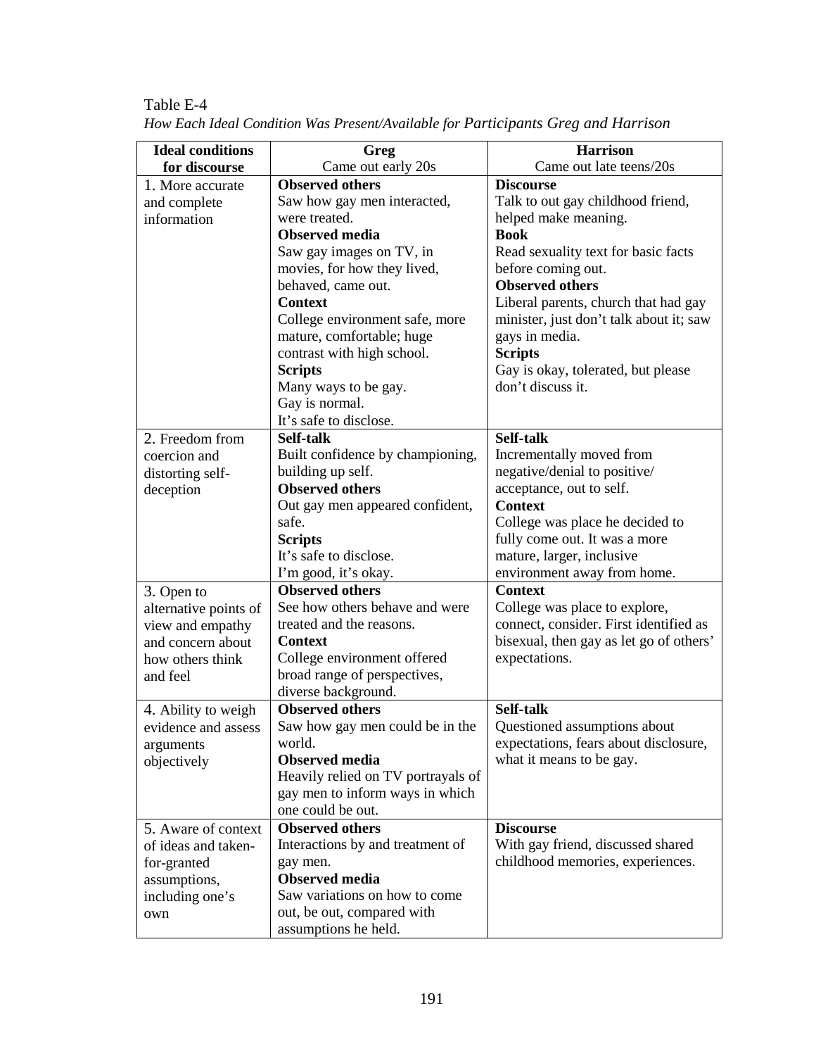Table E-4

*How Each Ideal Condition Was Present/Available for Participants Greg and Harrison*

| Ideal conditions for discourse | Greg<br>Came out early 20s | Harrison<br>Came out late teens/20s |
|---|---|---|
| 1. More accurate and complete information | **Observed others**<br>Saw how gay men interacted, were treated.<br>**Observed media**<br>Saw gay images on TV, in movies, for how they lived, behaved, came out.<br>**Context**<br>College environment safe, more mature, comfortable; huge contrast with high school.<br>**Scripts**<br>Many ways to be gay.<br>Gay is normal.<br>It's safe to disclose. | **Discourse**<br>Talk to out gay childhood friend, helped make meaning.<br>**Book**<br>Read sexuality text for basic facts before coming out.<br>**Observed others**<br>Liberal parents, church that had gay minister, just don't talk about it; saw gays in media.<br>**Scripts**<br>Gay is okay, tolerated, but please don't discuss it. |
| 2. Freedom from coercion and distorting self-deception | **Self-talk**<br>Built confidence by championing, building up self.<br>**Observed others**<br>Out gay men appeared confident, safe.<br>**Scripts**<br>It's safe to disclose.<br>I'm good, it's okay. | **Self-talk**<br>Incrementally moved from negative/denial to positive/acceptance, out to self.<br>**Context**<br>College was place he decided to fully come out. It was a more mature, larger, inclusive environment away from home. |
| 3. Open to alternative points of view and empathy and concern about how others think and feel | **Observed others**<br>See how others behave and were treated and the reasons.<br>**Context**<br>College environment offered broad range of perspectives, diverse background. | **Context**<br>College was place to explore, connect, consider. First identified as bisexual, then gay as let go of others' expectations. |
| 4. Ability to weigh evidence and assess arguments objectively | **Observed others**<br>Saw how gay men could be in the world.<br>**Observed media**<br>Heavily relied on TV portrayals of gay men to inform ways in which one could be out. | **Self-talk**<br>Questioned assumptions about expectations, fears about disclosure, what it means to be gay. |
| 5. Aware of context of ideas and taken-for-granted assumptions, including one's own | **Observed others**<br>Interactions by and treatment of gay men.<br>**Observed media**<br>Saw variations on how to come out, be out, compared with assumptions he held. | **Discourse**<br>With gay friend, discussed shared childhood memories, experiences. |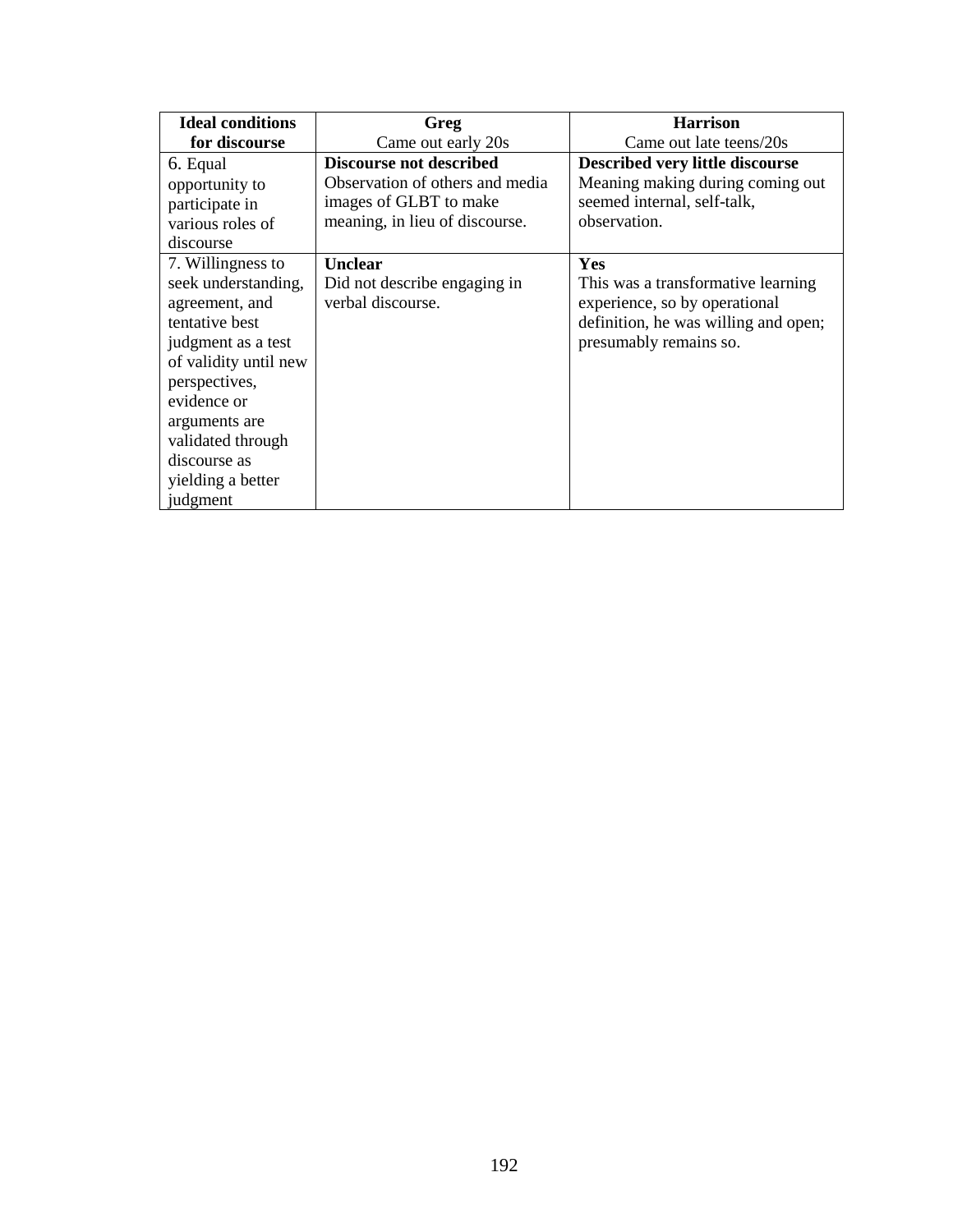| **Ideal conditions for discourse** | **Greg**<br>Came out early 20s | **Harrison**<br>Came out late teens/20s |
|---|---|---|
| 6. Equal opportunity to participate in various roles of discourse | **Discourse not described**<br>Observation of others and media images of GLBT to make meaning, in lieu of discourse. | **Described very little discourse**<br>Meaning making during coming out seemed internal, self-talk, observation. |
| 7. Willingness to seek understanding, agreement, and tentative best judgment as a test of validity until new perspectives, evidence or arguments are validated through discourse as yielding a better judgment | **Unclear**<br>Did not describe engaging in verbal discourse. | **Yes**<br>This was a transformative learning experience, so by operational definition, he was willing and open; presumably remains so. |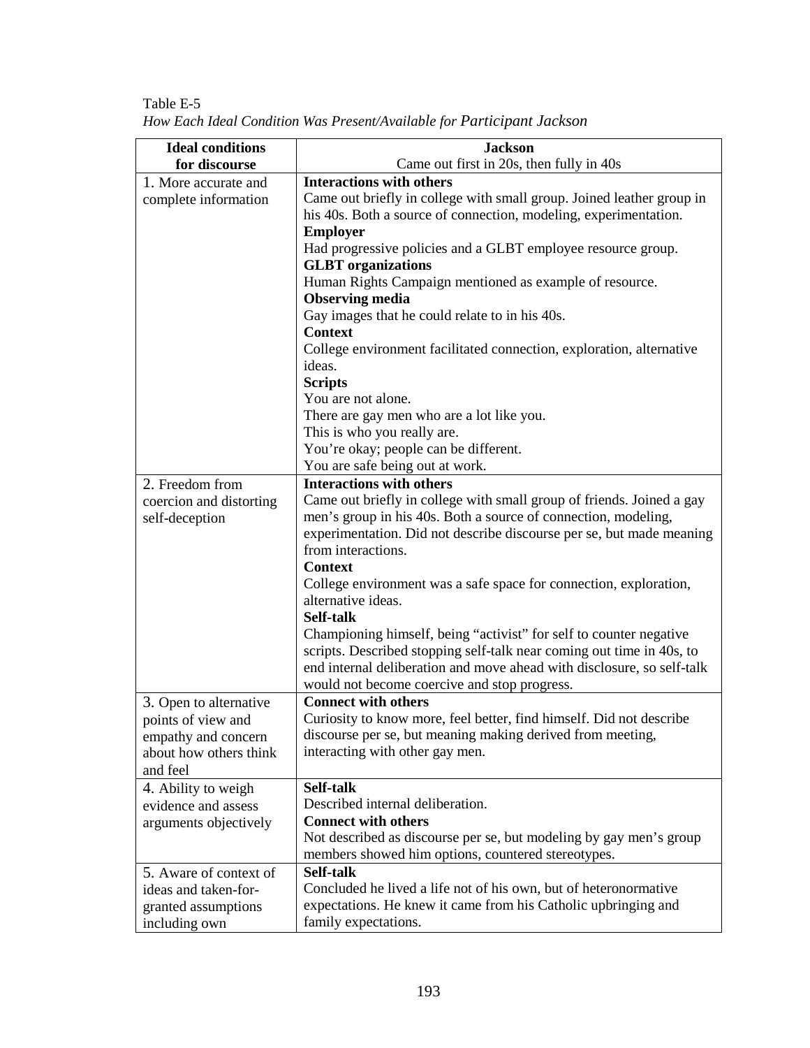Table E-5

*How Each Ideal Condition Was Present/Available for Participant Jackson*

| Ideal conditions for discourse | Jackson<br>Came out first in 20s, then fully in 40s |
|---|---|
| 1. More accurate and complete information | **Interactions with others**<br>Came out briefly in college with small group. Joined leather group in his 40s. Both a source of connection, modeling, experimentation.<br>**Employer**<br>Had progressive policies and a GLBT employee resource group.<br>**GLBT organizations**<br>Human Rights Campaign mentioned as example of resource.<br>**Observing media**<br>Gay images that he could relate to in his 40s.<br>**Context**<br>College environment facilitated connection, exploration, alternative ideas.<br>**Scripts**<br>You are not alone.<br>There are gay men who are a lot like you.<br>This is who you really are.<br>You're okay; people can be different.<br>You are safe being out at work. |
| 2. Freedom from coercion and distorting self-deception | **Interactions with others**<br>Came out briefly in college with small group of friends. Joined a gay men's group in his 40s. Both a source of connection, modeling, experimentation. Did not describe discourse per se, but made meaning from interactions.<br>**Context**<br>College environment was a safe space for connection, exploration, alternative ideas.<br>**Self-talk**<br>Championing himself, being "activist" for self to counter negative scripts. Described stopping self-talk near coming out time in 40s, to end internal deliberation and move ahead with disclosure, so self-talk would not become coercive and stop progress. |
| 3. Open to alternative points of view and empathy and concern about how others think and feel | **Connect with others**<br>Curiosity to know more, feel better, find himself. Did not describe discourse per se, but meaning making derived from meeting, interacting with other gay men. |
| 4. Ability to weigh evidence and assess arguments objectively | **Self-talk**<br>Described internal deliberation.<br>**Connect with others**<br>Not described as discourse per se, but modeling by gay men's group members showed him options, countered stereotypes. |
| 5. Aware of context of ideas and taken-for-granted assumptions including own | **Self-talk**<br>Concluded he lived a life not of his own, but of heteronormative expectations. He knew it came from his Catholic upbringing and family expectations. |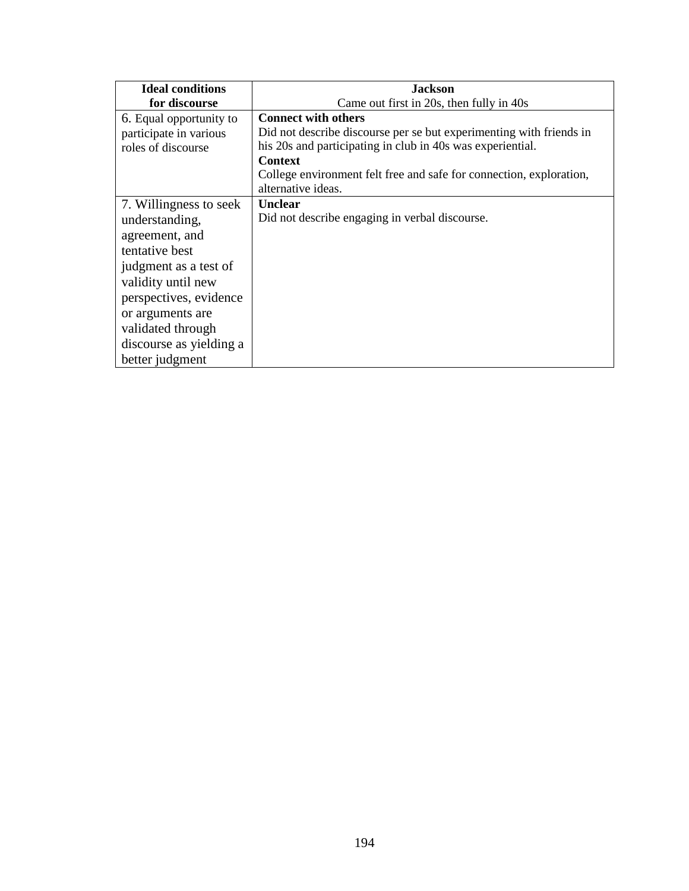| Ideal conditions for discourse | **Jackson** Came out first in 20s, then fully in 40s |
|---|---|
| 6. Equal opportunity to participate in various roles of discourse | **Connect with others** Did not describe discourse per se but experimenting with friends in his 20s and participating in club in 40s was experiential. **Context** College environment felt free and safe for connection, exploration, alternative ideas. |
| 7. Willingness to seek understanding, agreement, and tentative best judgment as a test of validity until new perspectives, evidence or arguments are validated through discourse as yielding a better judgment | **Unclear** Did not describe engaging in verbal discourse. |